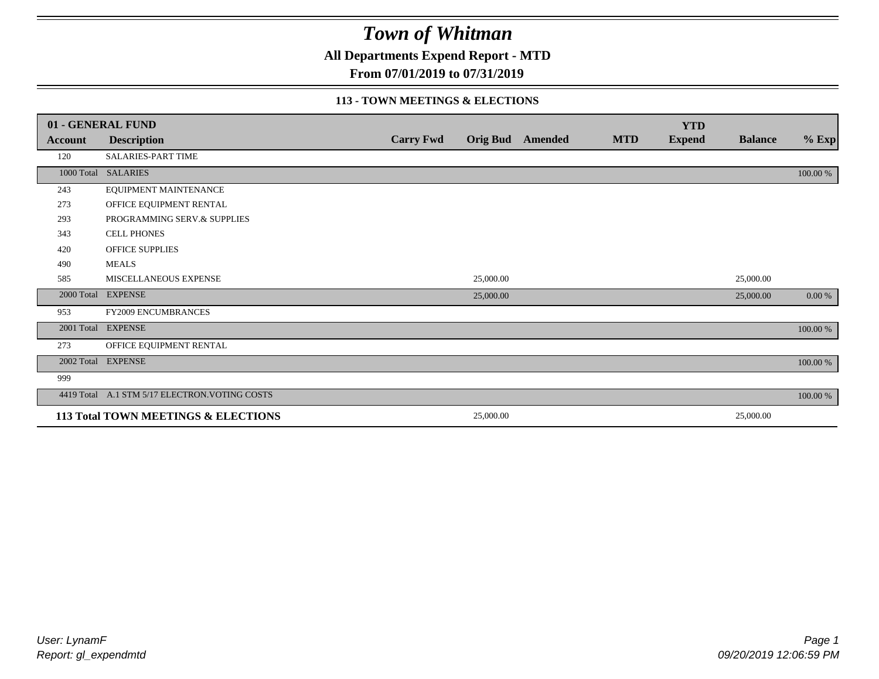# *Town of Whitman*

**All Departments Expend Report - MTD**

**From 07/01/2019 to 07/31/2019**

**113 - TOWN MEETINGS & ELECTIONS**

| 01 - GENERAL FUND | | | | | | | | |
|---|---|---|---|---|---|---|---|---|
| **Account** | **Description** | **Carry Fwd** | **Orig Bud** | **Amended** | **MTD** | **YTD Expend** | **Balance** | **% Exp** |
| 120 | SALARIES-PART TIME | | | | | | | |
| 1000 Total | SALARIES | | | | | | | 100.00 % |
| 243 | EQUIPMENT MAINTENANCE | | | | | | | |
| 273 | OFFICE EQUIPMENT RENTAL | | | | | | | |
| 293 | PROGRAMMING SERV.& SUPPLIES | | | | | | | |
| 343 | CELL PHONES | | | | | | | |
| 420 | OFFICE SUPPLIES | | | | | | | |
| 490 | MEALS | | | | | | | |
| 585 | MISCELLANEOUS EXPENSE | | 25,000.00 | | | | 25,000.00 | |
| 2000 Total | EXPENSE | | 25,000.00 | | | | 25,000.00 | 0.00 % |
| 953 | FY2009 ENCUMBRANCES | | | | | | | |
| 2001 Total | EXPENSE | | | | | | | 100.00 % |
| 273 | OFFICE EQUIPMENT RENTAL | | | | | | | |
| 2002 Total | EXPENSE | | | | | | | 100.00 % |
| 999 | | | | | | | | |
| 4419 Total | A.1 STM 5/17 ELECTRON.VOTING COSTS | | | | | | | 100.00 % |
| **113 Total TOWN MEETINGS & ELECTIONS** | | | 25,000.00 | | | | 25,000.00 | |

*User: LynamF*
*Report: gl_expendmtd*

*09/20/2019 12:06:59 PM*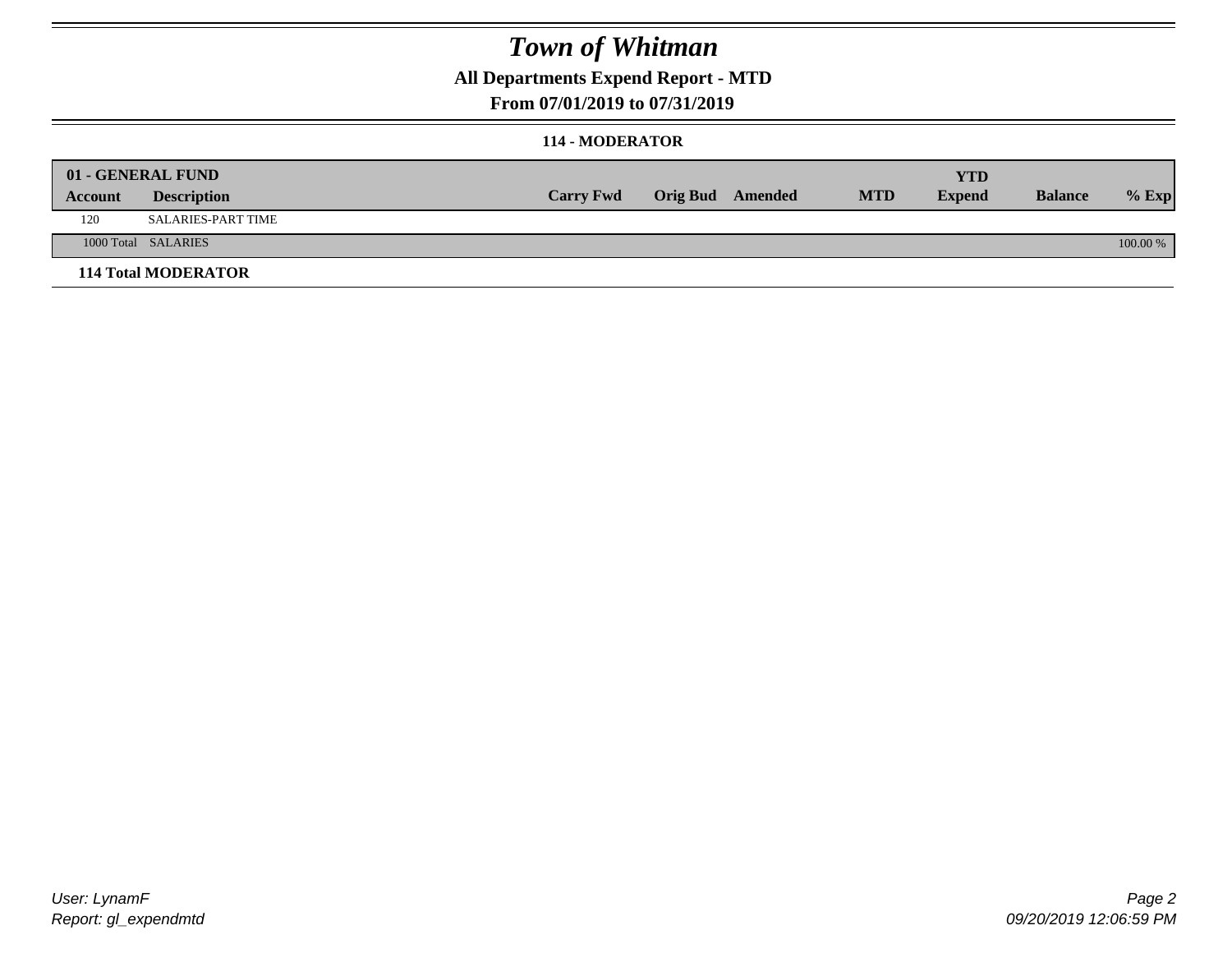# *Town of Whitman*

## All Departments Expend Report - MTD

### From 07/01/2019 to 07/31/2019

#### 114 - MODERATOR

| 01 - GENERAL FUND | | | | | | YTD | | |
|---|---|---|---|---|---|---|---|---|
| **Account** | **Description** | **Carry Fwd** | **Orig Bud** | **Amended** | **MTD** | **Expend** | **Balance** | **% Exp** |
| 120 | SALARIES-PART TIME | | | | | | | |
| 1000 Total | SALARIES | | | | | | | 100.00 % |
| **114 Total MODERATOR** | | | | | | | | |

*User: LynamF*
*Report: gl_expendmtd*

*09/20/2019 12:06:59 PM*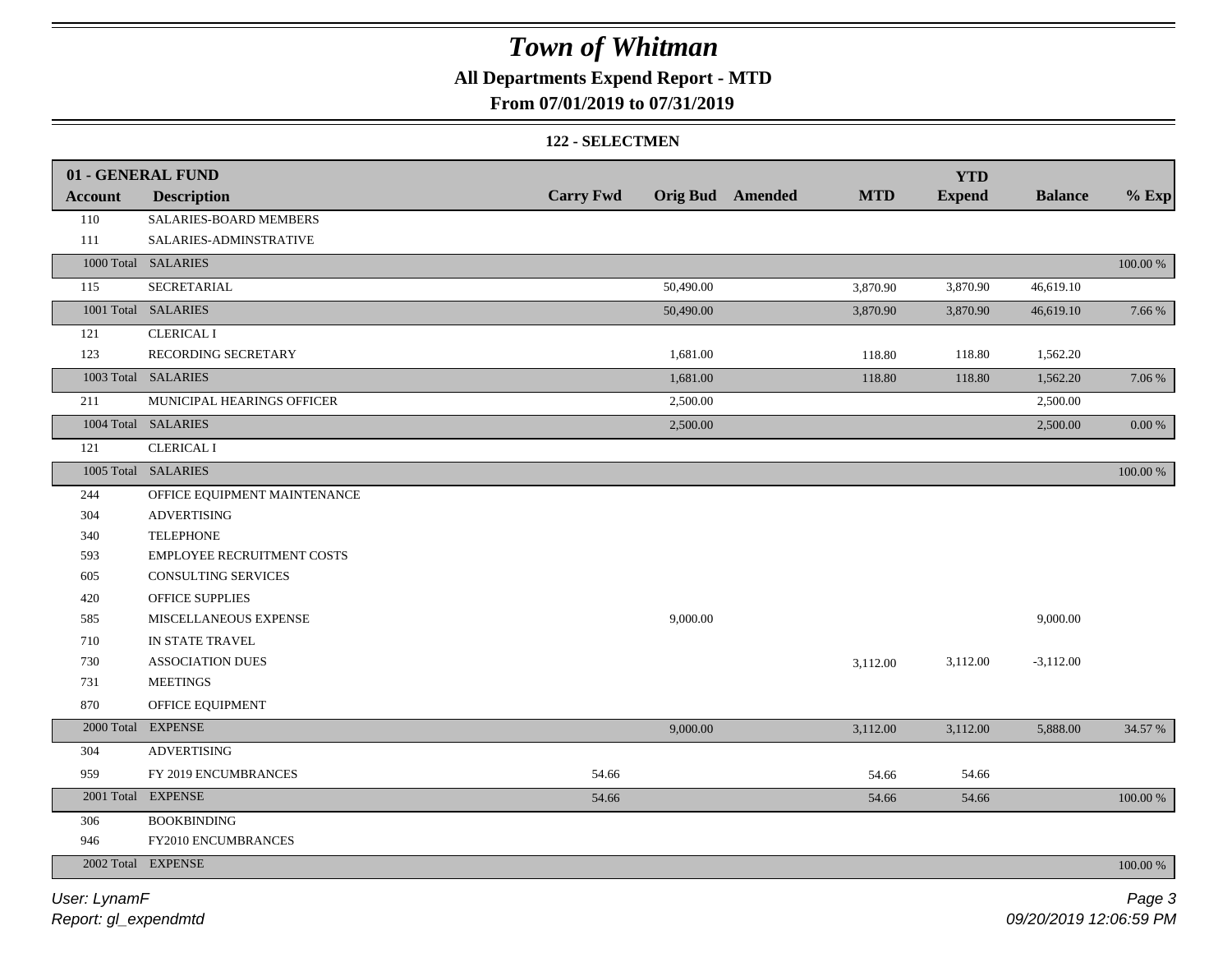# Town of Whitman

**All Departments Expend Report - MTD**

**From 07/01/2019 to 07/31/2019**

**122 - SELECTMEN**

| 01 - GENERAL FUND | | | | | | YTD | | |
|---|---|---|---|---|---|---|---|---|
| Account | Description | Carry Fwd | Orig Bud | Amended | MTD | Expend | Balance | % Exp |
| 110 | SALARIES-BOARD MEMBERS | | | | | | | |
| 111 | SALARIES-ADMINSTRATIVE | | | | | | | |
| 1000 Total | SALARIES | | | | | | | 100.00 % |
| 115 | SECRETARIAL | | 50,490.00 | | 3,870.90 | 3,870.90 | 46,619.10 | |
| 1001 Total | SALARIES | | 50,490.00 | | 3,870.90 | 3,870.90 | 46,619.10 | 7.66 % |
| 121 | CLERICAL I | | | | | | | |
| 123 | RECORDING SECRETARY | | 1,681.00 | | 118.80 | 118.80 | 1,562.20 | |
| 1003 Total | SALARIES | | 1,681.00 | | 118.80 | 118.80 | 1,562.20 | 7.06 % |
| 211 | MUNICIPAL HEARINGS OFFICER | | 2,500.00 | | | | 2,500.00 | |
| 1004 Total | SALARIES | | 2,500.00 | | | | 2,500.00 | 0.00 % |
| 121 | CLERICAL I | | | | | | | |
| 1005 Total | SALARIES | | | | | | | 100.00 % |
| 244 | OFFICE EQUIPMENT MAINTENANCE | | | | | | | |
| 304 | ADVERTISING | | | | | | | |
| 340 | TELEPHONE | | | | | | | |
| 593 | EMPLOYEE RECRUITMENT COSTS | | | | | | | |
| 605 | CONSULTING SERVICES | | | | | | | |
| 420 | OFFICE SUPPLIES | | | | | | | |
| 585 | MISCELLANEOUS EXPENSE | | 9,000.00 | | | | 9,000.00 | |
| 710 | IN STATE TRAVEL | | | | | | | |
| 730 | ASSOCIATION DUES | | | | 3,112.00 | 3,112.00 | -3,112.00 | |
| 731 | MEETINGS | | | | | | | |
| 870 | OFFICE EQUIPMENT | | | | | | | |
| 2000 Total | EXPENSE | | 9,000.00 | | 3,112.00 | 3,112.00 | 5,888.00 | 34.57 % |
| 304 | ADVERTISING | | | | | | | |
| 959 | FY 2019 ENCUMBRANCES | 54.66 | | | 54.66 | 54.66 | | |
| 2001 Total | EXPENSE | 54.66 | | | 54.66 | 54.66 | | 100.00 % |
| 306 | BOOKBINDING | | | | | | | |
| 946 | FY2010 ENCUMBRANCES | | | | | | | |
| 2002 Total | EXPENSE | | | | | | | 100.00 % |

*User: LynamF*
*Report: gl_expendmtd*
*09/20/2019 12:06:59 PM*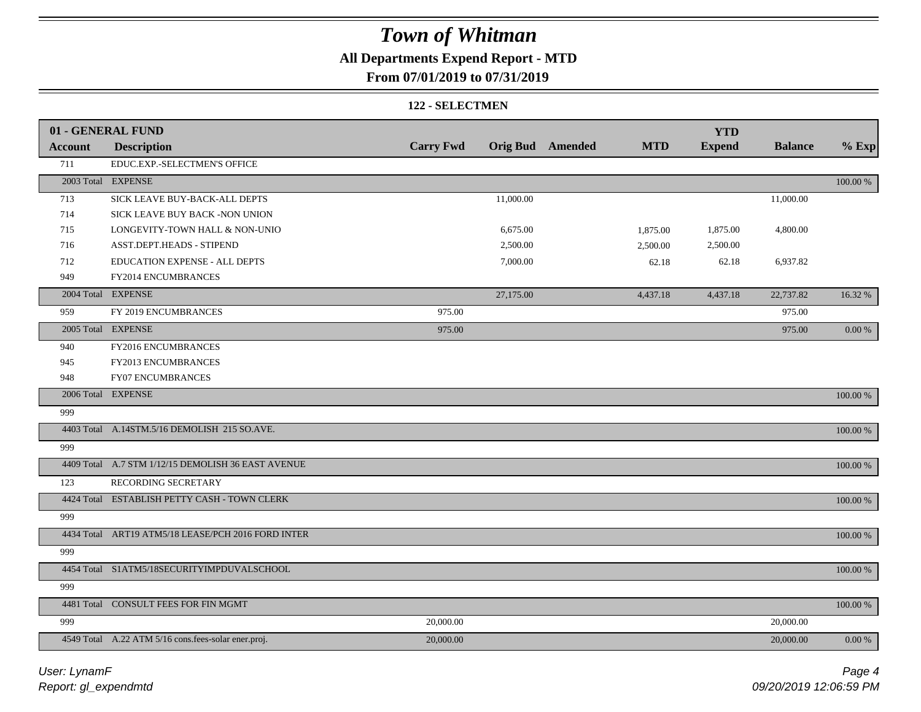# Town of Whitman

## All Departments Expend Report - MTD

## From 07/01/2019 to 07/31/2019

### 122 - SELECTMEN

| 01 - GENERAL FUND | | | | | | YTD | | |
|---|---|---|---|---|---|---|---|---|
| **Account** | **Description** | **Carry Fwd** | **Orig Bud** | **Amended** | **MTD** | **Expend** | **Balance** | **% Exp** |
| 711 | EDUC.EXP.-SELECTMEN'S OFFICE | | | | | | | |
| 2003 Total | EXPENSE | | | | | | | 100.00 % |
| 713 | SICK LEAVE BUY-BACK-ALL DEPTS | | 11,000.00 | | | | 11,000.00 | |
| 714 | SICK LEAVE BUY BACK -NON UNION | | | | | | | |
| 715 | LONGEVITY-TOWN HALL & NON-UNIO | | 6,675.00 | | 1,875.00 | 1,875.00 | 4,800.00 | |
| 716 | ASST.DEPT.HEADS - STIPEND | | 2,500.00 | | 2,500.00 | 2,500.00 | | |
| 712 | EDUCATION EXPENSE - ALL DEPTS | | 7,000.00 | | 62.18 | 62.18 | 6,937.82 | |
| 949 | FY2014 ENCUMBRANCES | | | | | | | |
| 2004 Total | EXPENSE | | 27,175.00 | | 4,437.18 | 4,437.18 | 22,737.82 | 16.32 % |
| 959 | FY 2019 ENCUMBRANCES | 975.00 | | | | | 975.00 | |
| 2005 Total | EXPENSE | 975.00 | | | | | 975.00 | 0.00 % |
| 940 | FY2016 ENCUMBRANCES | | | | | | | |
| 945 | FY2013 ENCUMBRANCES | | | | | | | |
| 948 | FY07 ENCUMBRANCES | | | | | | | |
| 2006 Total | EXPENSE | | | | | | | 100.00 % |
| 999 | | | | | | | | |
| 4403 Total | A.14STM.5/16 DEMOLISH 215 SO.AVE. | | | | | | | 100.00 % |
| 999 | | | | | | | | |
| 4409 Total | A.7 STM 1/12/15 DEMOLISH 36 EAST AVENUE | | | | | | | 100.00 % |
| 123 | RECORDING SECRETARY | | | | | | | |
| 4424 Total | ESTABLISH PETTY CASH - TOWN CLERK | | | | | | | 100.00 % |
| 999 | | | | | | | | |
| 4434 Total | ART19 ATM5/18 LEASE/PCH 2016 FORD INTER | | | | | | | 100.00 % |
| 999 | | | | | | | | |
| 4454 Total | S1ATM5/18SECURITYIMPDUVALSCHOOL | | | | | | | 100.00 % |
| 999 | | | | | | | | |
| 4481 Total | CONSULT FEES FOR FIN MGMT | | | | | | | 100.00 % |
| 999 | | 20,000.00 | | | | | 20,000.00 | |
| 4549 Total | A.22 ATM 5/16 cons.fees-solar ener.proj. | 20,000.00 | | | | | 20,000.00 | 0.00 % |

User: LynamF
Report: gl_expendmtd

09/20/2019 12:06:59 PM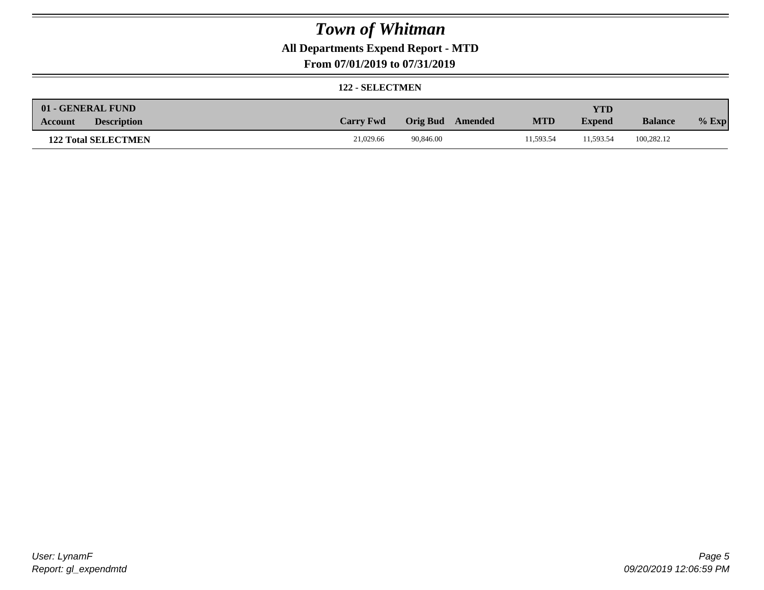# Town of Whitman

## All Departments Expend Report - MTD

### From 07/01/2019 to 07/31/2019

**122 - SELECTMEN**

| 01 - GENERAL FUND | | | | | | | | |
|---|---|---|---|---|---|---|---|---|
| **Account** | **Description** | **Carry Fwd** | **Orig Bud** | **Amended** | **MTD** | **YTD Expend** | **Balance** | **% Exp** |
| **122 Total SELECTMEN** | | 21,029.66 | 90,846.00 | | 11,593.54 | 11,593.54 | 100,282.12 | |

*User: LynamF*
*Report: gl_expendmtd*

*09/20/2019 12:06:59 PM*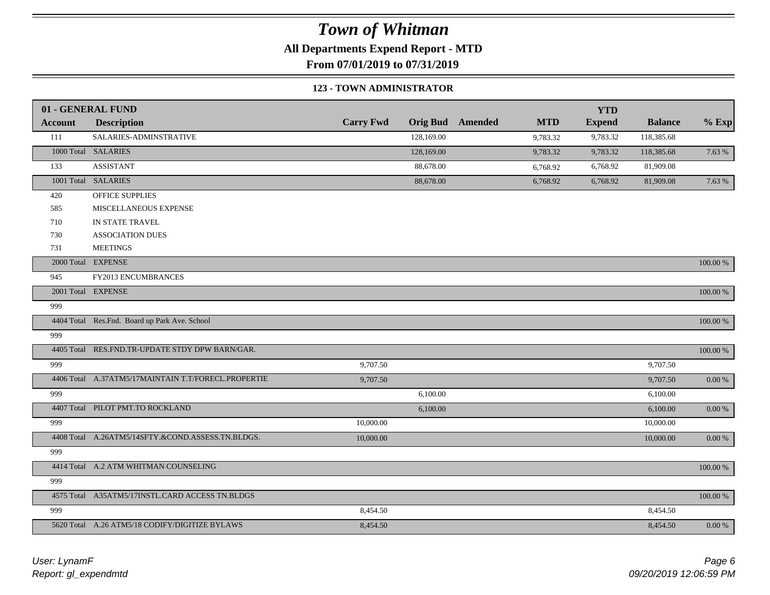# Town of Whitman

**All Departments Expend Report - MTD**

**From 07/01/2019 to 07/31/2019**

### 123 - TOWN ADMINISTRATOR

| 01 - GENERAL FUND | | | | | | YTD | | |
|---|---|---|---|---|---|---|---|---|
| **Account** | **Description** | **Carry Fwd** | **Orig Bud** | **Amended** | **MTD** | **Expend** | **Balance** | **% Exp** |
| 111 | SALARIES-ADMINSTRATIVE | | 128,169.00 | | 9,783.32 | 9,783.32 | 118,385.68 | |
| 1000 Total | SALARIES | | 128,169.00 | | 9,783.32 | 9,783.32 | 118,385.68 | 7.63 % |
| 133 | ASSISTANT | | 88,678.00 | | 6,768.92 | 6,768.92 | 81,909.08 | |
| 1001 Total | SALARIES | | 88,678.00 | | 6,768.92 | 6,768.92 | 81,909.08 | 7.63 % |
| 420 | OFFICE SUPPLIES | | | | | | | |
| 585 | MISCELLANEOUS EXPENSE | | | | | | | |
| 710 | IN STATE TRAVEL | | | | | | | |
| 730 | ASSOCIATION DUES | | | | | | | |
| 731 | MEETINGS | | | | | | | |
| 2000 Total | EXPENSE | | | | | | | 100.00 % |
| 945 | FY2013 ENCUMBRANCES | | | | | | | |
| 2001 Total | EXPENSE | | | | | | | 100.00 % |
| 999 | | | | | | | | |
| 4404 Total | Res.Fnd. Board up Park Ave. School | | | | | | | 100.00 % |
| 999 | | | | | | | | |
| 4405 Total | RES.FND.TR-UPDATE STDY DPW BARN/GAR. | | | | | | | 100.00 % |
| 999 | | 9,707.50 | | | | | 9,707.50 | |
| 4406 Total | A.37ATM5/17MAINTAIN T.T/FORECL.PROPERTIE | 9,707.50 | | | | | 9,707.50 | 0.00 % |
| 999 | | | 6,100.00 | | | | 6,100.00 | |
| 4407 Total | PILOT PMT.TO ROCKLAND | | 6,100.00 | | | | 6,100.00 | 0.00 % |
| 999 | | 10,000.00 | | | | | 10,000.00 | |
| 4408 Total | A.26ATM5/14SFTY.&COND.ASSESS.TN.BLDGS. | 10,000.00 | | | | | 10,000.00 | 0.00 % |
| 999 | | | | | | | | |
| 4414 Total | A.2 ATM WHITMAN COUNSELING | | | | | | | 100.00 % |
| 999 | | | | | | | | |
| 4575 Total | A35ATM5/17INSTL.CARD ACCESS TN.BLDGS | | | | | | | 100.00 % |
| 999 | | 8,454.50 | | | | | 8,454.50 | |
| 5620 Total | A.26 ATM5/18 CODIFY/DIGITIZE BYLAWS | 8,454.50 | | | | | 8,454.50 | 0.00 % |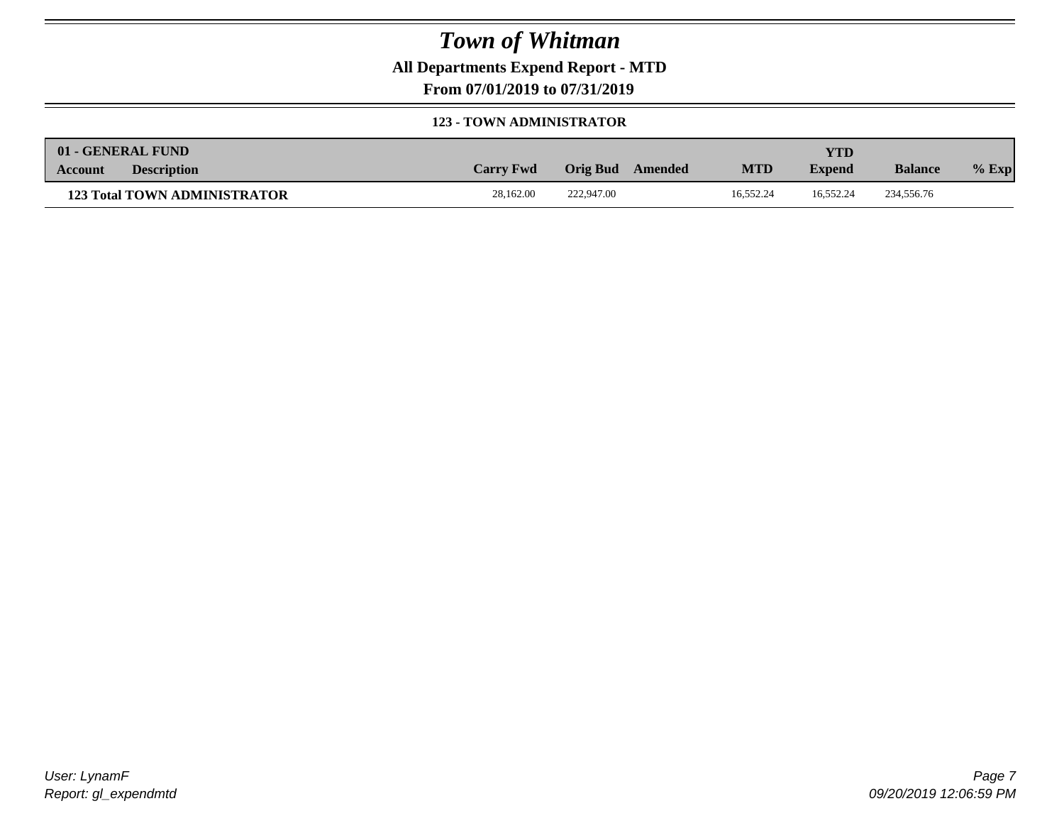# Town of Whitman

**All Departments Expend Report - MTD**

**From 07/01/2019 to 07/31/2019**

**123 - TOWN ADMINISTRATOR**

| 01 - GENERAL FUND | | | | | | | | | |
|---|---|---|---|---|---|---|---|---|---|
| **Account** | **Description** | **Carry Fwd** | **Orig Bud** | **Amended** | **MTD** | **YTD Expend** | **Balance** | **% Exp** |
| **123 Total TOWN ADMINISTRATOR** | | 28,162.00 | 222,947.00 | | 16,552.24 | 16,552.24 | 234,556.76 | |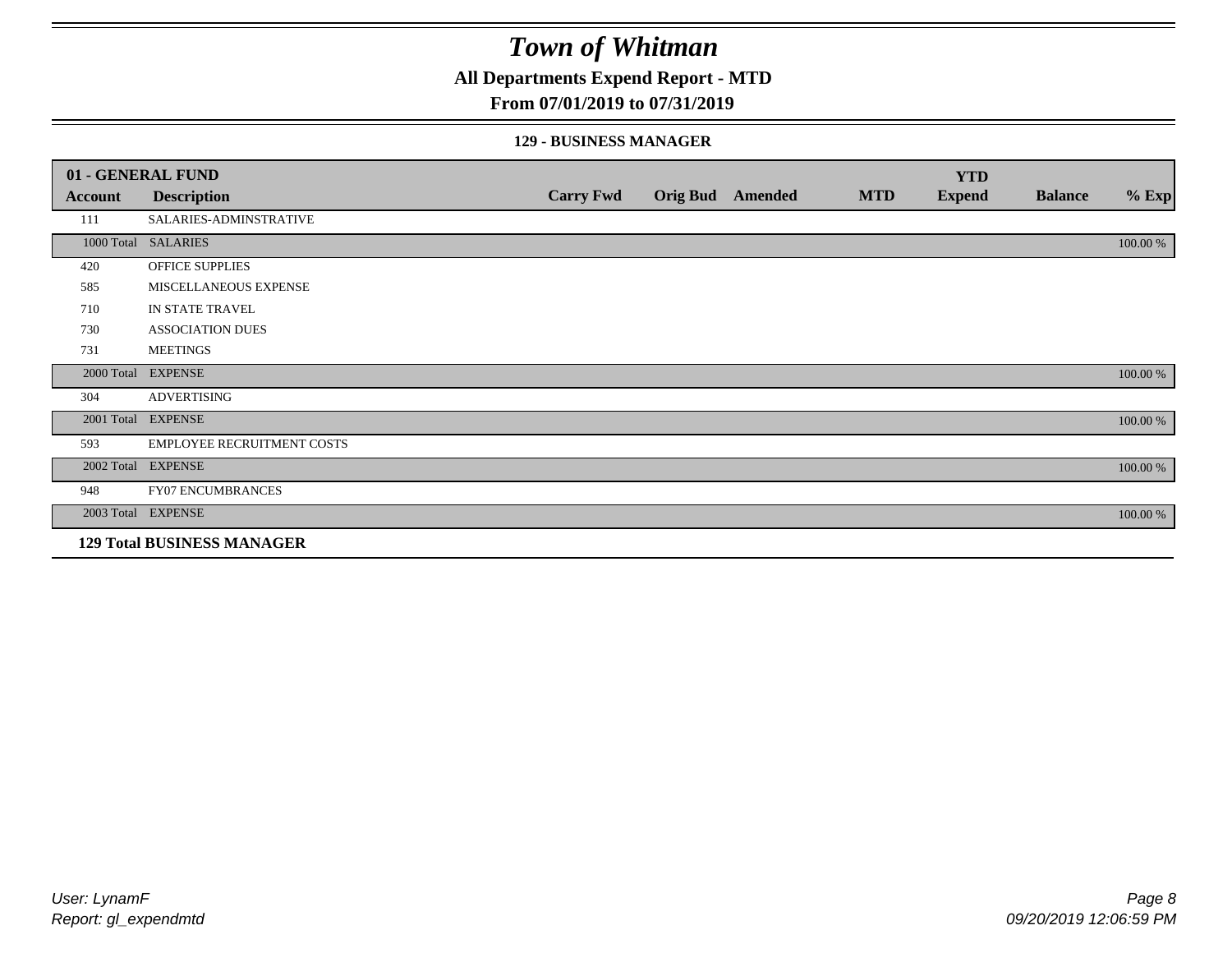# Town of Whitman

**All Departments Expend Report - MTD**

**From 07/01/2019 to 07/31/2019**

**129 - BUSINESS MANAGER**

| 01 - GENERAL FUND | | | | | | YTD | | |
|---|---|---|---|---|---|---|---|---|
| **Account** | **Description** | **Carry Fwd** | **Orig Bud** | **Amended** | **MTD** | **Expend** | **Balance** | **% Exp** |
| 111 | SALARIES-ADMINSTRATIVE | | | | | | | |
| 1000 Total | SALARIES | | | | | | | 100.00 % |
| 420 | OFFICE SUPPLIES | | | | | | | |
| 585 | MISCELLANEOUS EXPENSE | | | | | | | |
| 710 | IN STATE TRAVEL | | | | | | | |
| 730 | ASSOCIATION DUES | | | | | | | |
| 731 | MEETINGS | | | | | | | |
| 2000 Total | EXPENSE | | | | | | | 100.00 % |
| 304 | ADVERTISING | | | | | | | |
| 2001 Total | EXPENSE | | | | | | | 100.00 % |
| 593 | EMPLOYEE RECRUITMENT COSTS | | | | | | | |
| 2002 Total | EXPENSE | | | | | | | 100.00 % |
| 948 | FY07 ENCUMBRANCES | | | | | | | |
| 2003 Total | EXPENSE | | | | | | | 100.00 % |
| **129 Total BUSINESS MANAGER** | | | | | | | | |

*User: LynamF*
*Report: gl_expendmtd*

*09/20/2019 12:06:59 PM*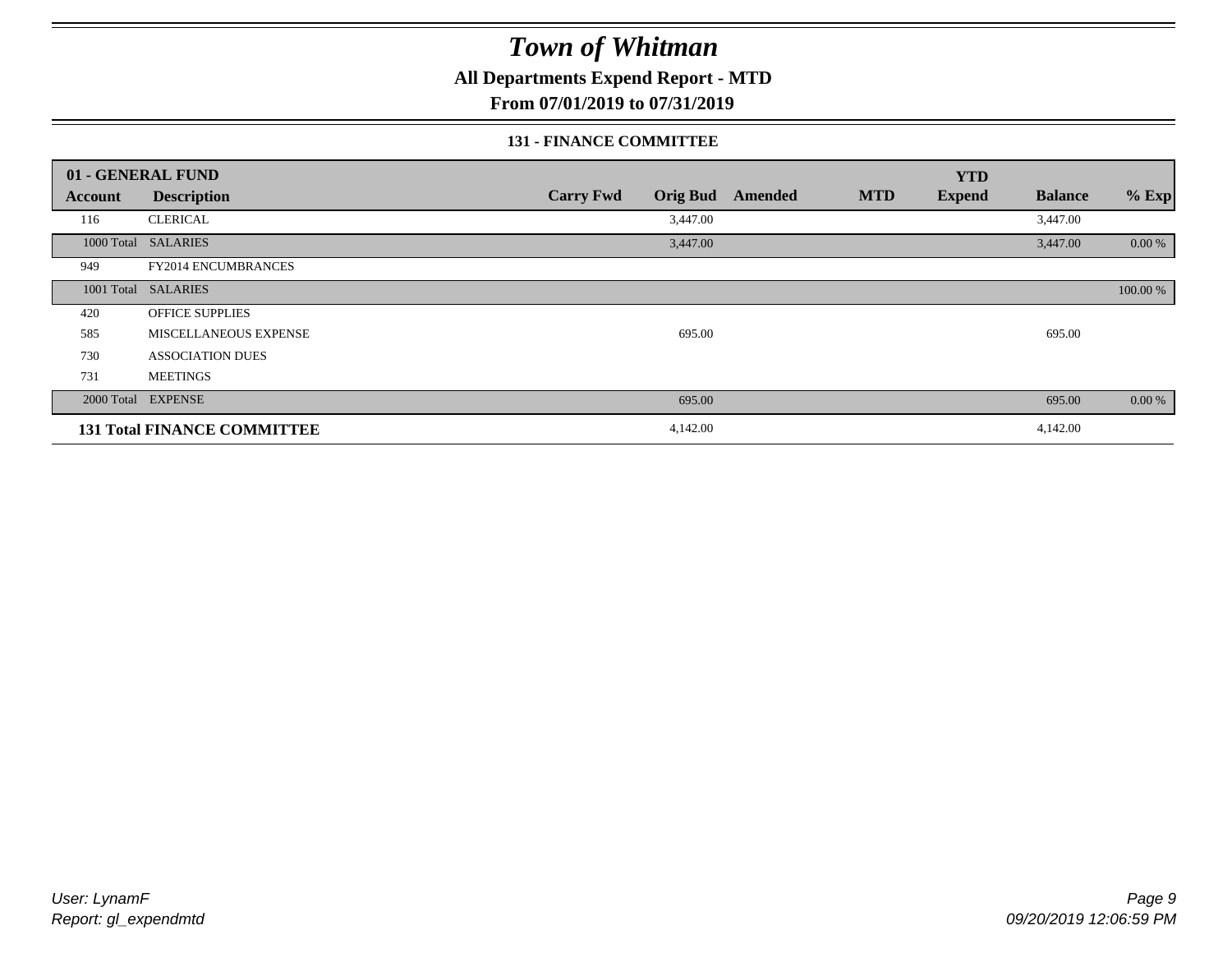# Town of Whitman

## All Departments Expend Report - MTD

## From 07/01/2019 to 07/31/2019

### 131 - FINANCE COMMITTEE

| 01 - GENERAL FUND | | | | | | YTD | | |
|---|---|---|---|---|---|---|---|---|
| Account | Description | Carry Fwd | Orig Bud | Amended | MTD | Expend | Balance | % Exp |
| 116 | CLERICAL | | 3,447.00 | | | | 3,447.00 | |
| 1000 Total | SALARIES | | 3,447.00 | | | | 3,447.00 | 0.00 % |
| 949 | FY2014 ENCUMBRANCES | | | | | | | |
| 1001 Total | SALARIES | | | | | | | 100.00 % |
| 420 | OFFICE SUPPLIES | | | | | | | |
| 585 | MISCELLANEOUS EXPENSE | | 695.00 | | | | 695.00 | |
| 730 | ASSOCIATION DUES | | | | | | | |
| 731 | MEETINGS | | | | | | | |
| 2000 Total | EXPENSE | | 695.00 | | | | 695.00 | 0.00 % |
| **131 Total FINANCE COMMITTEE** | | | 4,142.00 | | | | 4,142.00 | |

User: LynamF
Report: gl_expendmtd

09/20/2019 12:06:59 PM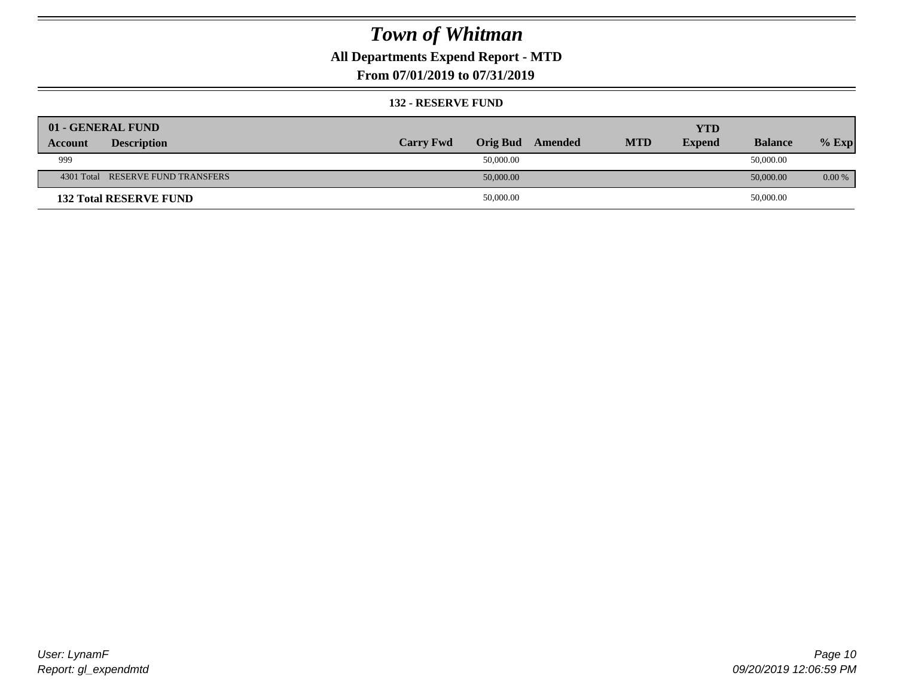# *Town of Whitman*

**All Departments Expend Report - MTD**

**From 07/01/2019 to 07/31/2019**

**132 - RESERVE FUND**

| 01 - GENERAL FUND | | | | | | YTD | | |
|---|---|---|---|---|---|---|---|---|
| **Account** | **Description** | **Carry Fwd** | **Orig Bud** | **Amended** | **MTD** | **Expend** | **Balance** | **% Exp** |
| 999 | | | 50,000.00 | | | | 50,000.00 | |
| 4301 Total | RESERVE FUND TRANSFERS | | 50,000.00 | | | | 50,000.00 | 0.00 % |
| **132 Total RESERVE FUND** | | | 50,000.00 | | | | 50,000.00 | |

*User: LynamF*
*Report: gl_expendmtd*

*09/20/2019 12:06:59 PM*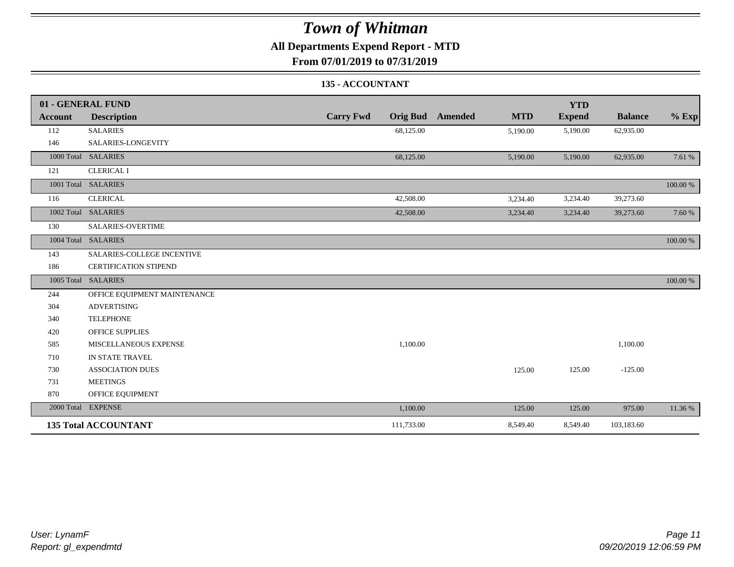# Town of Whitman

## All Departments Expend Report - MTD

### From 07/01/2019 to 07/31/2019

#### 135 - ACCOUNTANT

| 01 - GENERAL FUND | | | | | | YTD | | |
|---|---|---|---|---|---|---|---|---|
| **Account** | **Description** | **Carry Fwd** | **Orig Bud** | **Amended** | **MTD** | **Expend** | **Balance** | **% Exp** |
| 112 | SALARIES | | 68,125.00 | | 5,190.00 | 5,190.00 | 62,935.00 | |
| 146 | SALARIES-LONGEVITY | | | | | | | |
| 1000 Total | SALARIES | | 68,125.00 | | 5,190.00 | 5,190.00 | 62,935.00 | 7.61 % |
| 121 | CLERICAL I | | | | | | | |
| 1001 Total | SALARIES | | | | | | | 100.00 % |
| 116 | CLERICAL | | 42,508.00 | | 3,234.40 | 3,234.40 | 39,273.60 | |
| 1002 Total | SALARIES | | 42,508.00 | | 3,234.40 | 3,234.40 | 39,273.60 | 7.60 % |
| 130 | SALARIES-OVERTIME | | | | | | | |
| 1004 Total | SALARIES | | | | | | | 100.00 % |
| 143 | SALARIES-COLLEGE INCENTIVE | | | | | | | |
| 186 | CERTIFICATION STIPEND | | | | | | | |
| 1005 Total | SALARIES | | | | | | | 100.00 % |
| 244 | OFFICE EQUIPMENT MAINTENANCE | | | | | | | |
| 304 | ADVERTISING | | | | | | | |
| 340 | TELEPHONE | | | | | | | |
| 420 | OFFICE SUPPLIES | | | | | | | |
| 585 | MISCELLANEOUS EXPENSE | | 1,100.00 | | | | 1,100.00 | |
| 710 | IN STATE TRAVEL | | | | | | | |
| 730 | ASSOCIATION DUES | | | | 125.00 | 125.00 | -125.00 | |
| 731 | MEETINGS | | | | | | | |
| 870 | OFFICE EQUIPMENT | | | | | | | |
| 2000 Total | EXPENSE | | 1,100.00 | | 125.00 | 125.00 | 975.00 | 11.36 % |
| **135 Total ACCOUNTANT** | | | 111,733.00 | | 8,549.40 | 8,549.40 | 103,183.60 | |

*User: LynamF*
*Report: gl_expendmtd*

*09/20/2019 12:06:59 PM*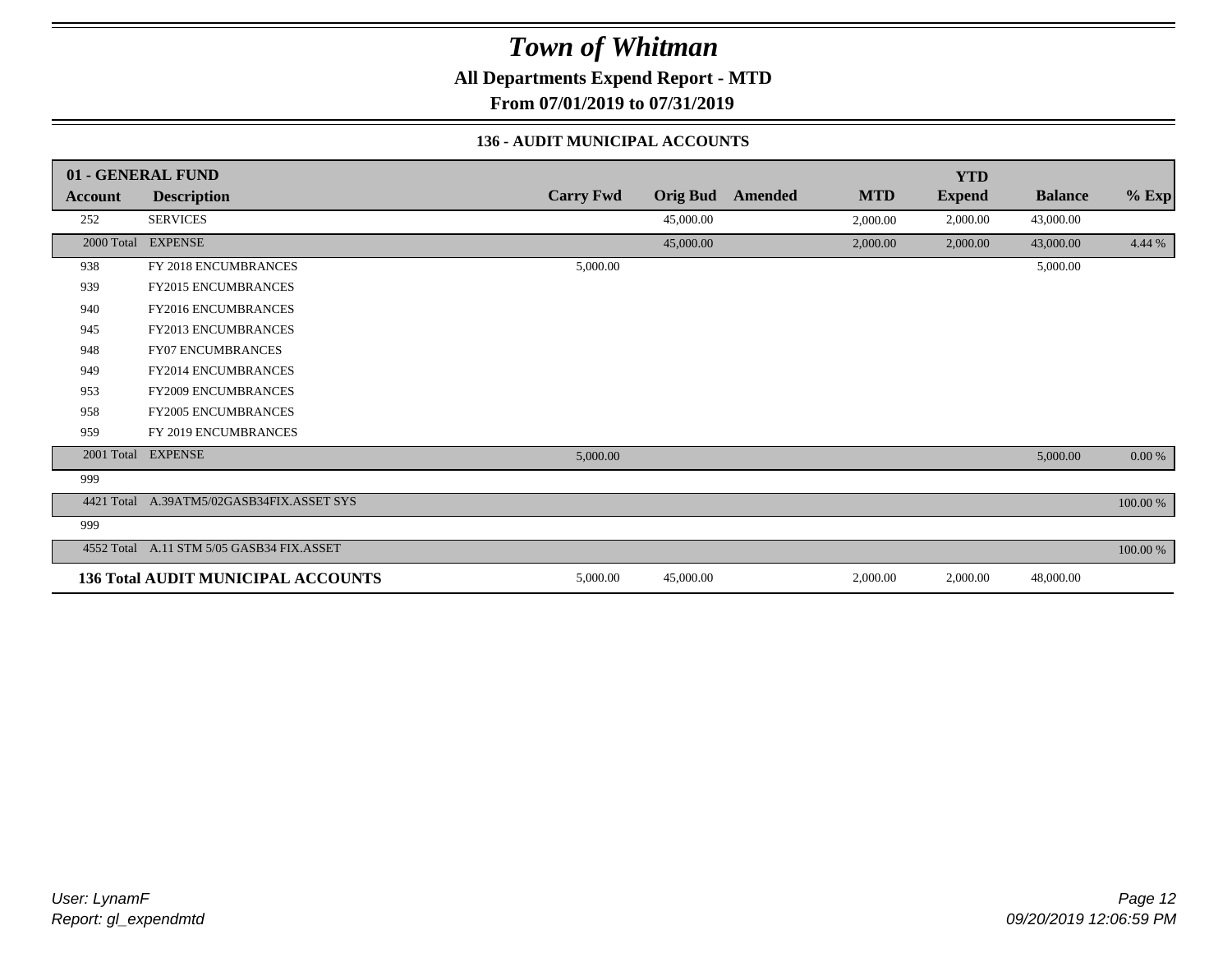# Town of Whitman

**All Departments Expend Report - MTD**

**From 07/01/2019 to 07/31/2019**

### 136 - AUDIT MUNICIPAL ACCOUNTS

| 01 - GENERAL FUND | | | | | | YTD | | |
|---|---|---|---|---|---|---|---|---|
| **Account** | **Description** | **Carry Fwd** | **Orig Bud** | **Amended** | **MTD** | **Expend** | **Balance** | **% Exp** |
| 252 | SERVICES | | 45,000.00 | | 2,000.00 | 2,000.00 | 43,000.00 | |
| 2000 Total | EXPENSE | | 45,000.00 | | 2,000.00 | 2,000.00 | 43,000.00 | 4.44 % |
| 938 | FY 2018 ENCUMBRANCES | 5,000.00 | | | | | 5,000.00 | |
| 939 | FY2015 ENCUMBRANCES | | | | | | | |
| 940 | FY2016 ENCUMBRANCES | | | | | | | |
| 945 | FY2013 ENCUMBRANCES | | | | | | | |
| 948 | FY07 ENCUMBRANCES | | | | | | | |
| 949 | FY2014 ENCUMBRANCES | | | | | | | |
| 953 | FY2009 ENCUMBRANCES | | | | | | | |
| 958 | FY2005 ENCUMBRANCES | | | | | | | |
| 959 | FY 2019 ENCUMBRANCES | | | | | | | |
| 2001 Total | EXPENSE | 5,000.00 | | | | | 5,000.00 | 0.00 % |
| 999 | | | | | | | | |
| 4421 Total | A.39ATM5/02GASB34FIX.ASSET SYS | | | | | | | 100.00 % |
| 999 | | | | | | | | |
| 4552 Total | A.11 STM 5/05 GASB34 FIX.ASSET | | | | | | | 100.00 % |
| **136 Total AUDIT MUNICIPAL ACCOUNTS** | | 5,000.00 | 45,000.00 | | 2,000.00 | 2,000.00 | 48,000.00 | |

*User: LynamF*
*Report: gl_expendmtd*

*09/20/2019 12:06:59 PM*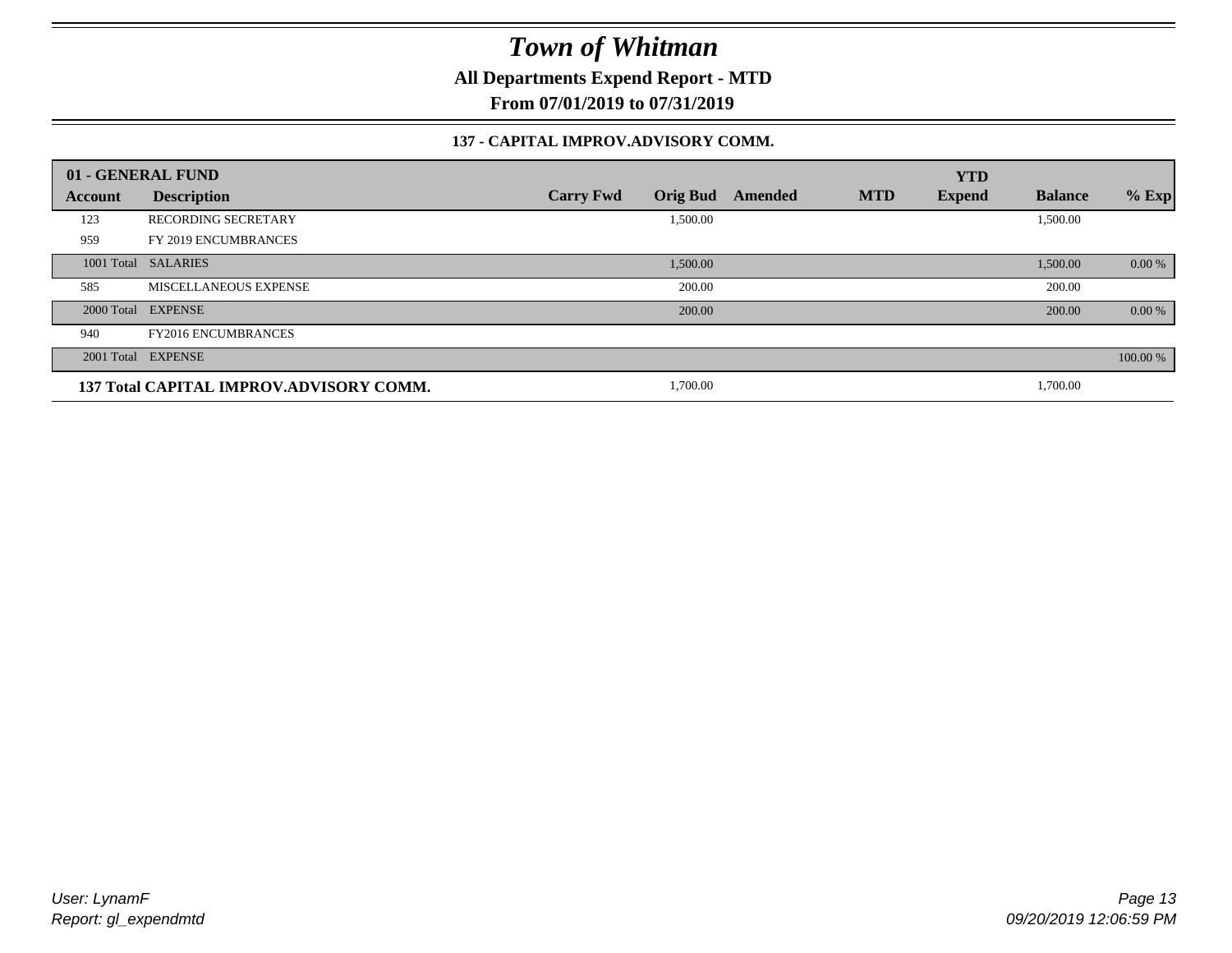# Town of Whitman

**All Departments Expend Report - MTD**

**From 07/01/2019 to 07/31/2019**

### 137 - CAPITAL IMPROV.ADVISORY COMM.

| 01 - GENERAL FUND | | | | | | YTD | | |
|---|---|---|---|---|---|---|---|---|
| **Account** | **Description** | **Carry Fwd** | **Orig Bud** | **Amended** | **MTD** | **Expend** | **Balance** | **% Exp** |
| 123 | RECORDING SECRETARY | | 1,500.00 | | | | 1,500.00 | |
| 959 | FY 2019 ENCUMBRANCES | | | | | | | |
| 1001 Total | SALARIES | | 1,500.00 | | | | 1,500.00 | 0.00 % |
| 585 | MISCELLANEOUS EXPENSE | | 200.00 | | | | 200.00 | |
| 2000 Total | EXPENSE | | 200.00 | | | | 200.00 | 0.00 % |
| 940 | FY2016 ENCUMBRANCES | | | | | | | |
| 2001 Total | EXPENSE | | | | | | | 100.00 % |
| **137 Total CAPITAL IMPROV.ADVISORY COMM.** | | | 1,700.00 | | | | 1,700.00 | |

*User: LynamF*
*Report: gl_expendmtd*

*09/20/2019 12:06:59 PM*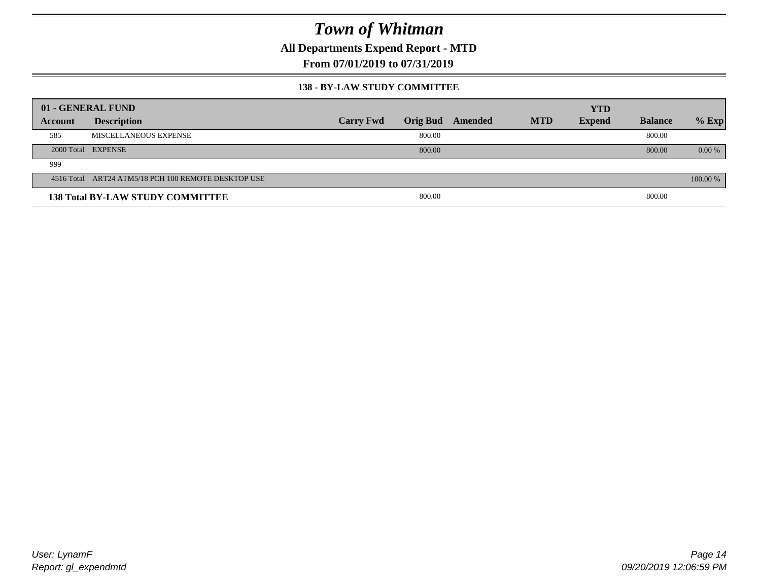# Town of Whitman

**All Departments Expend Report - MTD**

**From 07/01/2019 to 07/31/2019**

### 138 - BY-LAW STUDY COMMITTEE

| 01 - GENERAL FUND | | | | | | YTD | | |
|---|---|---|---|---|---|---|---|---|
| Account | Description | Carry Fwd | Orig Bud | Amended | MTD | Expend | Balance | % Exp |
| 585 | MISCELLANEOUS EXPENSE | | 800.00 | | | | 800.00 | |
| 2000 Total | EXPENSE | | 800.00 | | | | 800.00 | 0.00 % |
| 999 | | | | | | | | |
| 4516 Total | ART24 ATM5/18 PCH 100 REMOTE DESKTOP USE | | | | | | | 100.00 % |
| **138 Total BY-LAW STUDY COMMITTEE** | | | 800.00 | | | | 800.00 | |

User: LynamF
Report: gl_expendmtd

09/20/2019 12:06:59 PM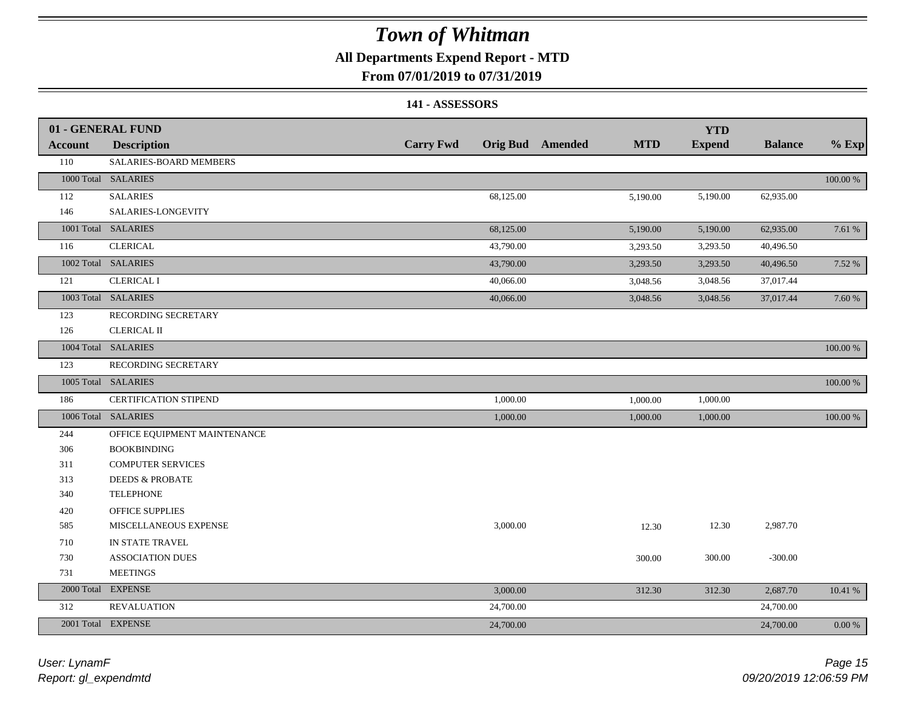# Town of Whitman

**All Departments Expend Report - MTD**

**From 07/01/2019 to 07/31/2019**

**141 - ASSESSORS**

| 01 - GENERAL FUND<br>Account | Description | Carry Fwd | Orig Bud | Amended | MTD | YTD<br>Expend | Balance | % Exp |
|---|---|---|---|---|---|---|---|---|
| 110 | SALARIES-BOARD MEMBERS | | | | | | | |
| 1000 Total | SALARIES | | | | | | | 100.00 % |
| 112 | SALARIES | | 68,125.00 | | 5,190.00 | 5,190.00 | 62,935.00 | |
| 146 | SALARIES-LONGEVITY | | | | | | | |
| 1001 Total | SALARIES | | 68,125.00 | | 5,190.00 | 5,190.00 | 62,935.00 | 7.61 % |
| 116 | CLERICAL | | 43,790.00 | | 3,293.50 | 3,293.50 | 40,496.50 | |
| 1002 Total | SALARIES | | 43,790.00 | | 3,293.50 | 3,293.50 | 40,496.50 | 7.52 % |
| 121 | CLERICAL I | | 40,066.00 | | 3,048.56 | 3,048.56 | 37,017.44 | |
| 1003 Total | SALARIES | | 40,066.00 | | 3,048.56 | 3,048.56 | 37,017.44 | 7.60 % |
| 123 | RECORDING SECRETARY | | | | | | | |
| 126 | CLERICAL II | | | | | | | |
| 1004 Total | SALARIES | | | | | | | 100.00 % |
| 123 | RECORDING SECRETARY | | | | | | | |
| 1005 Total | SALARIES | | | | | | | 100.00 % |
| 186 | CERTIFICATION STIPEND | | 1,000.00 | | 1,000.00 | 1,000.00 | | |
| 1006 Total | SALARIES | | 1,000.00 | | 1,000.00 | 1,000.00 | | 100.00 % |
| 244 | OFFICE EQUIPMENT MAINTENANCE | | | | | | | |
| 306 | BOOKBINDING | | | | | | | |
| 311 | COMPUTER SERVICES | | | | | | | |
| 313 | DEEDS & PROBATE | | | | | | | |
| 340 | TELEPHONE | | | | | | | |
| 420 | OFFICE SUPPLIES | | | | | | | |
| 585 | MISCELLANEOUS EXPENSE | | 3,000.00 | | 12.30 | 12.30 | 2,987.70 | |
| 710 | IN STATE TRAVEL | | | | | | | |
| 730 | ASSOCIATION DUES | | | | 300.00 | 300.00 | -300.00 | |
| 731 | MEETINGS | | | | | | | |
| 2000 Total | EXPENSE | | 3,000.00 | | 312.30 | 312.30 | 2,687.70 | 10.41 % |
| 312 | REVALUATION | | 24,700.00 | | | | 24,700.00 | |
| 2001 Total | EXPENSE | | 24,700.00 | | | | 24,700.00 | 0.00 % |

*User: LynamF*
*Report: gl_expendmtd*

*09/20/2019 12:06:59 PM*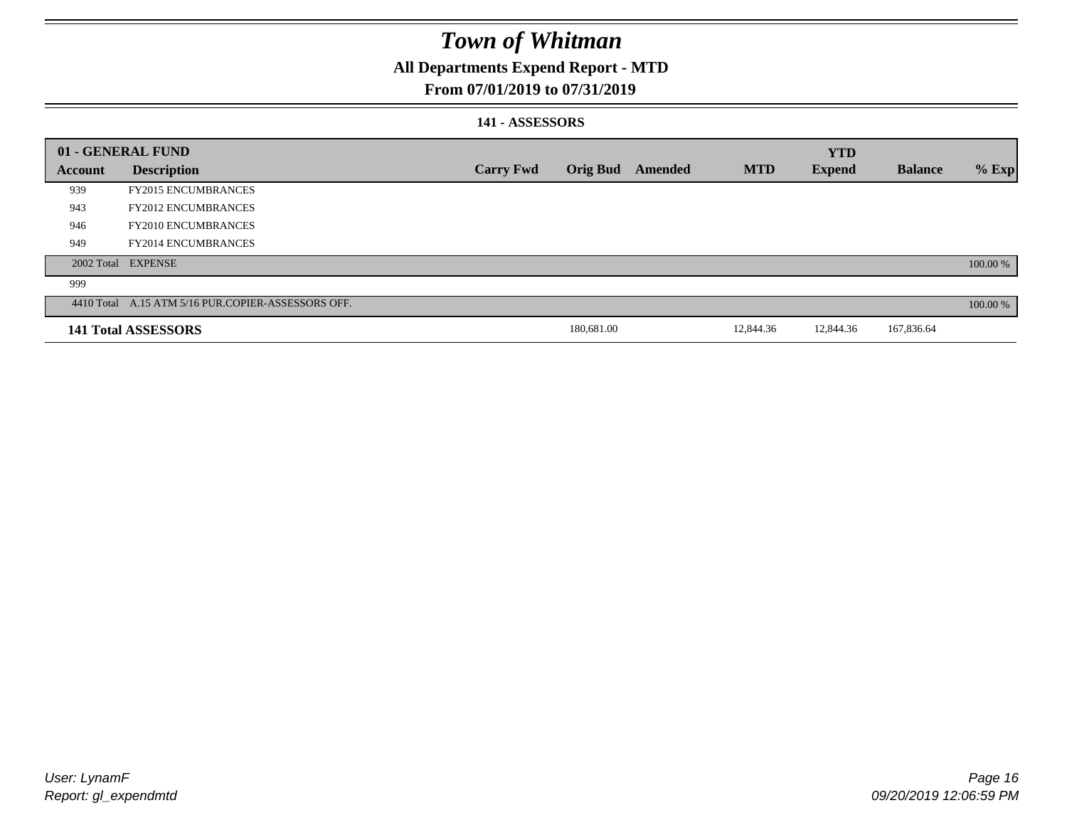# Town of Whitman

## All Departments Expend Report - MTD

### From 07/01/2019 to 07/31/2019

#### 141 - ASSESSORS

| 01 - GENERAL FUND | | | | | | YTD | | |
|---|---|---|---|---|---|---|---|---|
| Account | Description | Carry Fwd | Orig Bud | Amended | MTD | Expend | Balance | % Exp |
| 939 | FY2015 ENCUMBRANCES | | | | | | | |
| 943 | FY2012 ENCUMBRANCES | | | | | | | |
| 946 | FY2010 ENCUMBRANCES | | | | | | | |
| 949 | FY2014 ENCUMBRANCES | | | | | | | |
| 2002 Total | EXPENSE | | | | | | | 100.00 % |
| 999 | | | | | | | | |
| 4410 Total | A.15 ATM 5/16 PUR.COPIER-ASSESSORS OFF. | | | | | | | 100.00 % |
| **141 Total ASSESSORS** | | | 180,681.00 | | 12,844.36 | 12,844.36 | 167,836.64 | |

User: LynamF
Report: gl_expendmtd

09/20/2019 12:06:59 PM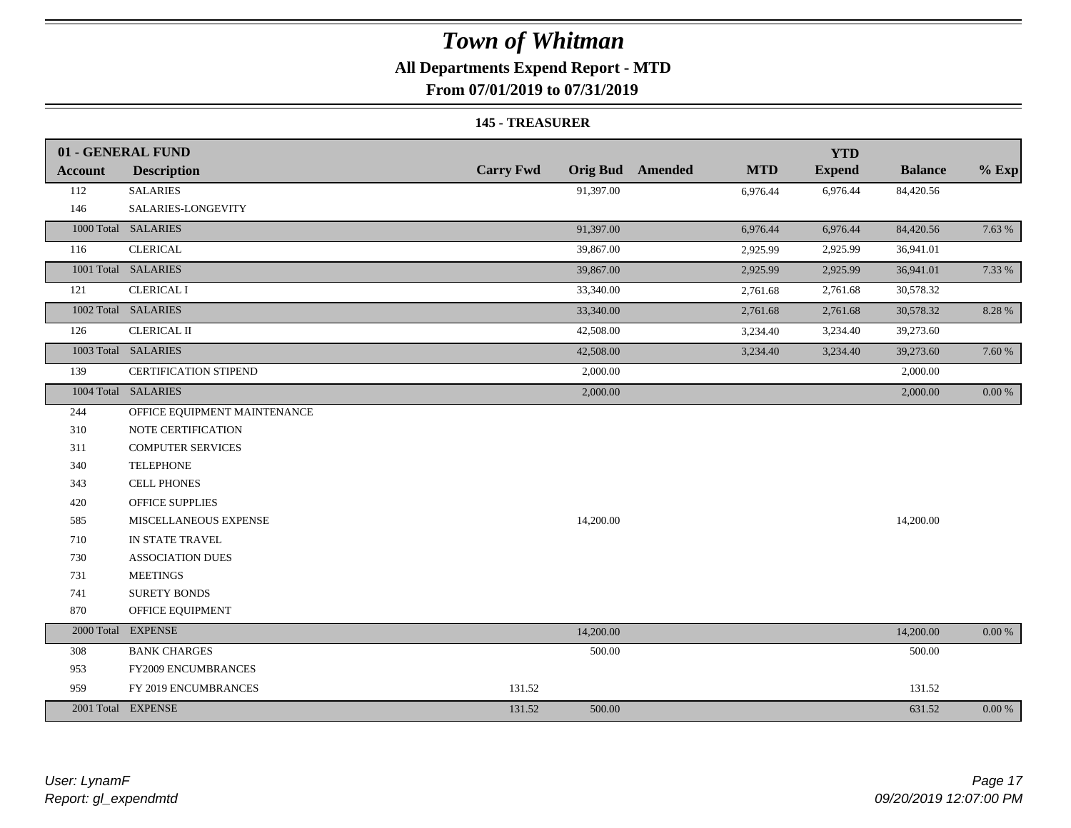# Town of Whitman

## All Departments Expend Report - MTD

## From 07/01/2019 to 07/31/2019

### 145 - TREASURER

| 01 - GENERAL FUND | | | | | | YTD | | |
|---|---|---|---|---|---|---|---|---|
| **Account** | **Description** | **Carry Fwd** | **Orig Bud** | **Amended** | **MTD** | **Expend** | **Balance** | **% Exp** |
| 112 | SALARIES | | 91,397.00 | | 6,976.44 | 6,976.44 | 84,420.56 | |
| 146 | SALARIES-LONGEVITY | | | | | | | |
| 1000 Total | SALARIES | | 91,397.00 | | 6,976.44 | 6,976.44 | 84,420.56 | 7.63 % |
| 116 | CLERICAL | | 39,867.00 | | 2,925.99 | 2,925.99 | 36,941.01 | |
| 1001 Total | SALARIES | | 39,867.00 | | 2,925.99 | 2,925.99 | 36,941.01 | 7.33 % |
| 121 | CLERICAL I | | 33,340.00 | | 2,761.68 | 2,761.68 | 30,578.32 | |
| 1002 Total | SALARIES | | 33,340.00 | | 2,761.68 | 2,761.68 | 30,578.32 | 8.28 % |
| 126 | CLERICAL II | | 42,508.00 | | 3,234.40 | 3,234.40 | 39,273.60 | |
| 1003 Total | SALARIES | | 42,508.00 | | 3,234.40 | 3,234.40 | 39,273.60 | 7.60 % |
| 139 | CERTIFICATION STIPEND | | 2,000.00 | | | | 2,000.00 | |
| 1004 Total | SALARIES | | 2,000.00 | | | | 2,000.00 | 0.00 % |
| 244 | OFFICE EQUIPMENT MAINTENANCE | | | | | | | |
| 310 | NOTE CERTIFICATION | | | | | | | |
| 311 | COMPUTER SERVICES | | | | | | | |
| 340 | TELEPHONE | | | | | | | |
| 343 | CELL PHONES | | | | | | | |
| 420 | OFFICE SUPPLIES | | | | | | | |
| 585 | MISCELLANEOUS EXPENSE | | 14,200.00 | | | | 14,200.00 | |
| 710 | IN STATE TRAVEL | | | | | | | |
| 730 | ASSOCIATION DUES | | | | | | | |
| 731 | MEETINGS | | | | | | | |
| 741 | SURETY BONDS | | | | | | | |
| 870 | OFFICE EQUIPMENT | | | | | | | |
| 2000 Total | EXPENSE | | 14,200.00 | | | | 14,200.00 | 0.00 % |
| 308 | BANK CHARGES | | 500.00 | | | | 500.00 | |
| 953 | FY2009 ENCUMBRANCES | | | | | | | |
| 959 | FY 2019 ENCUMBRANCES | 131.52 | | | | | 131.52 | |
| 2001 Total | EXPENSE | 131.52 | 500.00 | | | | 631.52 | 0.00 % |

*User: LynamF*
*Report: gl_expendmtd*

*09/20/2019 12:07:00 PM*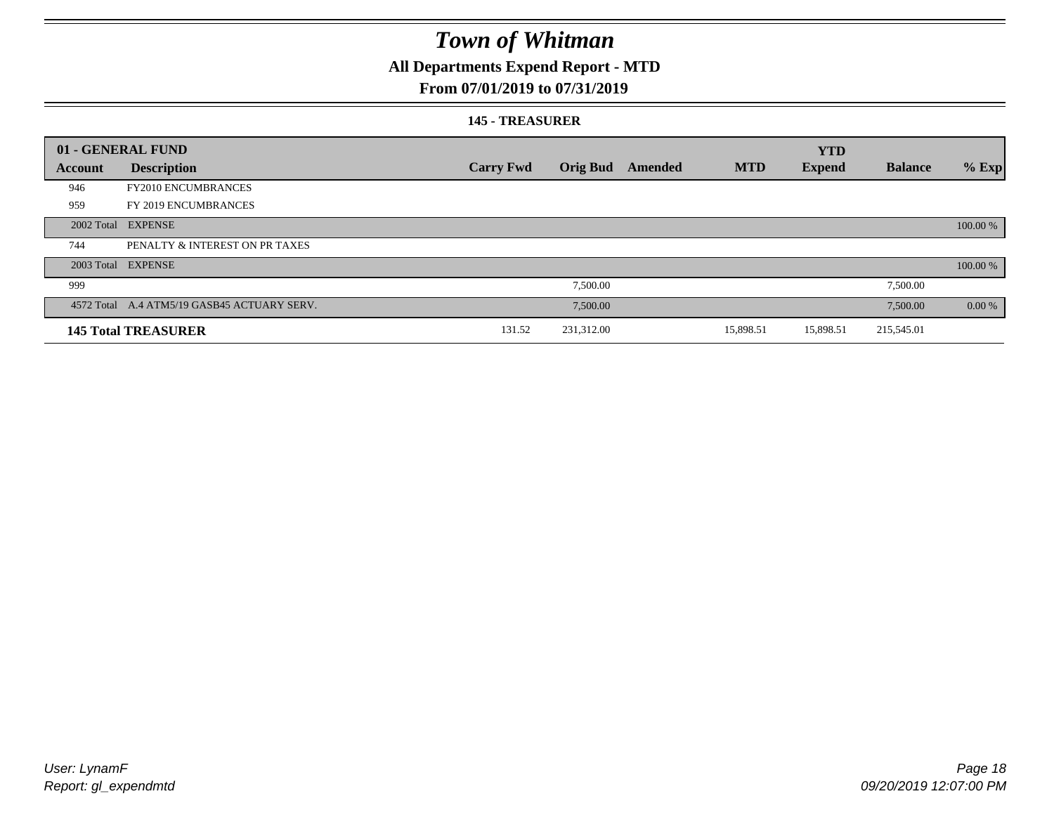# Town of Whitman

## All Departments Expend Report - MTD

### From 07/01/2019 to 07/31/2019

#### 145 - TREASURER

| 01 - GENERAL FUND | | | | | | YTD | | |
|---|---|---|---|---|---|---|---|---|
| Account | Description | Carry Fwd | Orig Bud | Amended | MTD | Expend | Balance | % Exp |
| 946 | FY2010 ENCUMBRANCES | | | | | | | |
| 959 | FY 2019 ENCUMBRANCES | | | | | | | |
| 2002 Total | EXPENSE | | | | | | | 100.00 % |
| 744 | PENALTY & INTEREST ON PR TAXES | | | | | | | |
| 2003 Total | EXPENSE | | | | | | | 100.00 % |
| 999 | | | 7,500.00 | | | | 7,500.00 | |
| 4572 Total | A.4 ATM5/19 GASB45 ACTUARY SERV. | | 7,500.00 | | | | 7,500.00 | 0.00 % |
| **145 Total TREASURER** | | 131.52 | 231,312.00 | | 15,898.51 | 15,898.51 | 215,545.01 | |

User: LynamF
Report: gl_expendmtd

09/20/2019 12:07:00 PM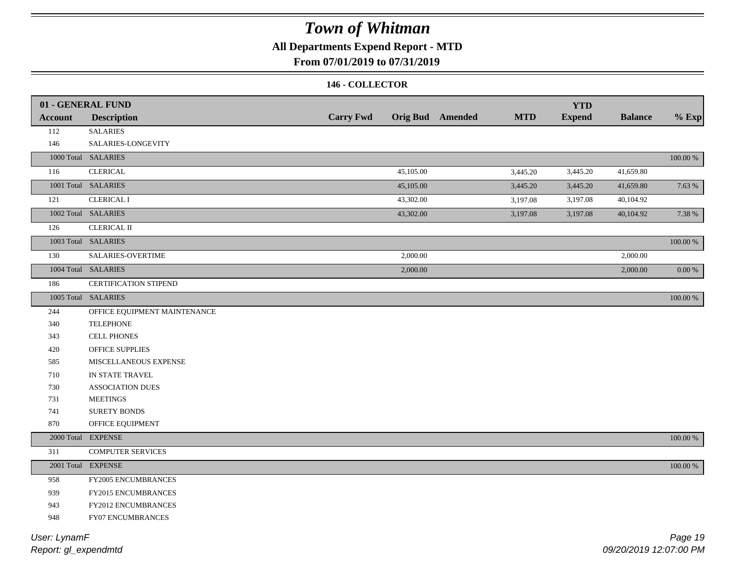# Town of Whitman

**All Departments Expend Report - MTD**

**From 07/01/2019 to 07/31/2019**

**146 - COLLECTOR**

| 01 - GENERAL FUND | | | | | | | | |
|---|---|---|---|---|---|---|---|---|
| **Account** | **Description** | **Carry Fwd** | **Orig Bud** | **Amended** | **MTD** | **YTD Expend** | **Balance** | **% Exp** |
| 112 | SALARIES | | | | | | | |
| 146 | SALARIES-LONGEVITY | | | | | | | |
| 1000 Total | SALARIES | | | | | | | 100.00 % |
| 116 | CLERICAL | | 45,105.00 | | 3,445.20 | 3,445.20 | 41,659.80 | |
| 1001 Total | SALARIES | | 45,105.00 | | 3,445.20 | 3,445.20 | 41,659.80 | 7.63 % |
| 121 | CLERICAL I | | 43,302.00 | | 3,197.08 | 3,197.08 | 40,104.92 | |
| 1002 Total | SALARIES | | 43,302.00 | | 3,197.08 | 3,197.08 | 40,104.92 | 7.38 % |
| 126 | CLERICAL II | | | | | | | |
| 1003 Total | SALARIES | | | | | | | 100.00 % |
| 130 | SALARIES-OVERTIME | | 2,000.00 | | | | 2,000.00 | |
| 1004 Total | SALARIES | | 2,000.00 | | | | 2,000.00 | 0.00 % |
| 186 | CERTIFICATION STIPEND | | | | | | | |
| 1005 Total | SALARIES | | | | | | | 100.00 % |
| 244 | OFFICE EQUIPMENT MAINTENANCE | | | | | | | |
| 340 | TELEPHONE | | | | | | | |
| 343 | CELL PHONES | | | | | | | |
| 420 | OFFICE SUPPLIES | | | | | | | |
| 585 | MISCELLANEOUS EXPENSE | | | | | | | |
| 710 | IN STATE TRAVEL | | | | | | | |
| 730 | ASSOCIATION DUES | | | | | | | |
| 731 | MEETINGS | | | | | | | |
| 741 | SURETY BONDS | | | | | | | |
| 870 | OFFICE EQUIPMENT | | | | | | | |
| 2000 Total | EXPENSE | | | | | | | 100.00 % |
| 311 | COMPUTER SERVICES | | | | | | | |
| 2001 Total | EXPENSE | | | | | | | 100.00 % |
| 958 | FY2005 ENCUMBRANCES | | | | | | | |
| 939 | FY2015 ENCUMBRANCES | | | | | | | |
| 943 | FY2012 ENCUMBRANCES | | | | | | | |
| 948 | FY07 ENCUMBRANCES | | | | | | | |

*User: LynamF*
*Report: gl_expendmtd*

*09/20/2019 12:07:00 PM*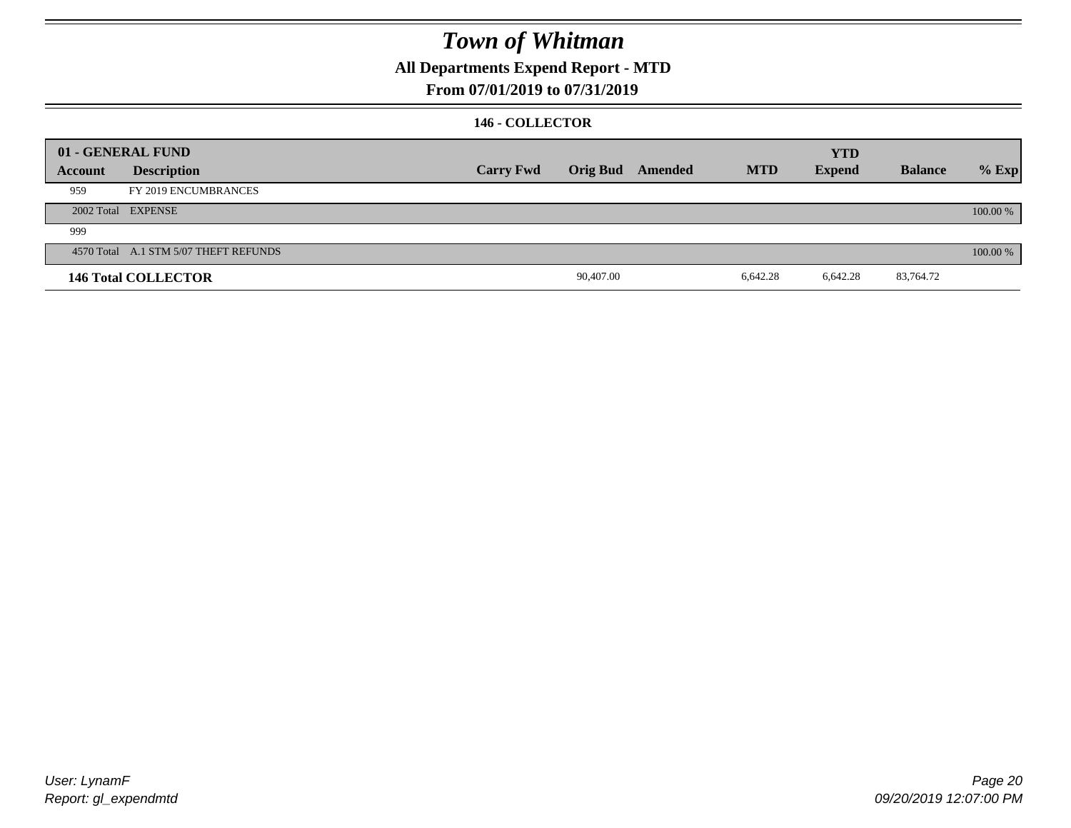# Town of Whitman

## All Departments Expend Report - MTD

### From 07/01/2019 to 07/31/2019

#### 146 - COLLECTOR

| 01 - GENERAL FUND | | | | | | YTD | | |
|---|---|---|---|---|---|---|---|---|
| Account | Description | Carry Fwd | Orig Bud | Amended | MTD | Expend | Balance | % Exp |
| 959 | FY 2019 ENCUMBRANCES | | | | | | | |
| 2002 Total | EXPENSE | | | | | | | 100.00 % |
| 999 | | | | | | | | |
| 4570 Total | A.1 STM 5/07 THEFT REFUNDS | | | | | | | 100.00 % |
| **146 Total COLLECTOR** | | | 90,407.00 | | 6,642.28 | 6,642.28 | 83,764.72 | |

User: LynamF
Report: gl_expendmtd

09/20/2019 12:07:00 PM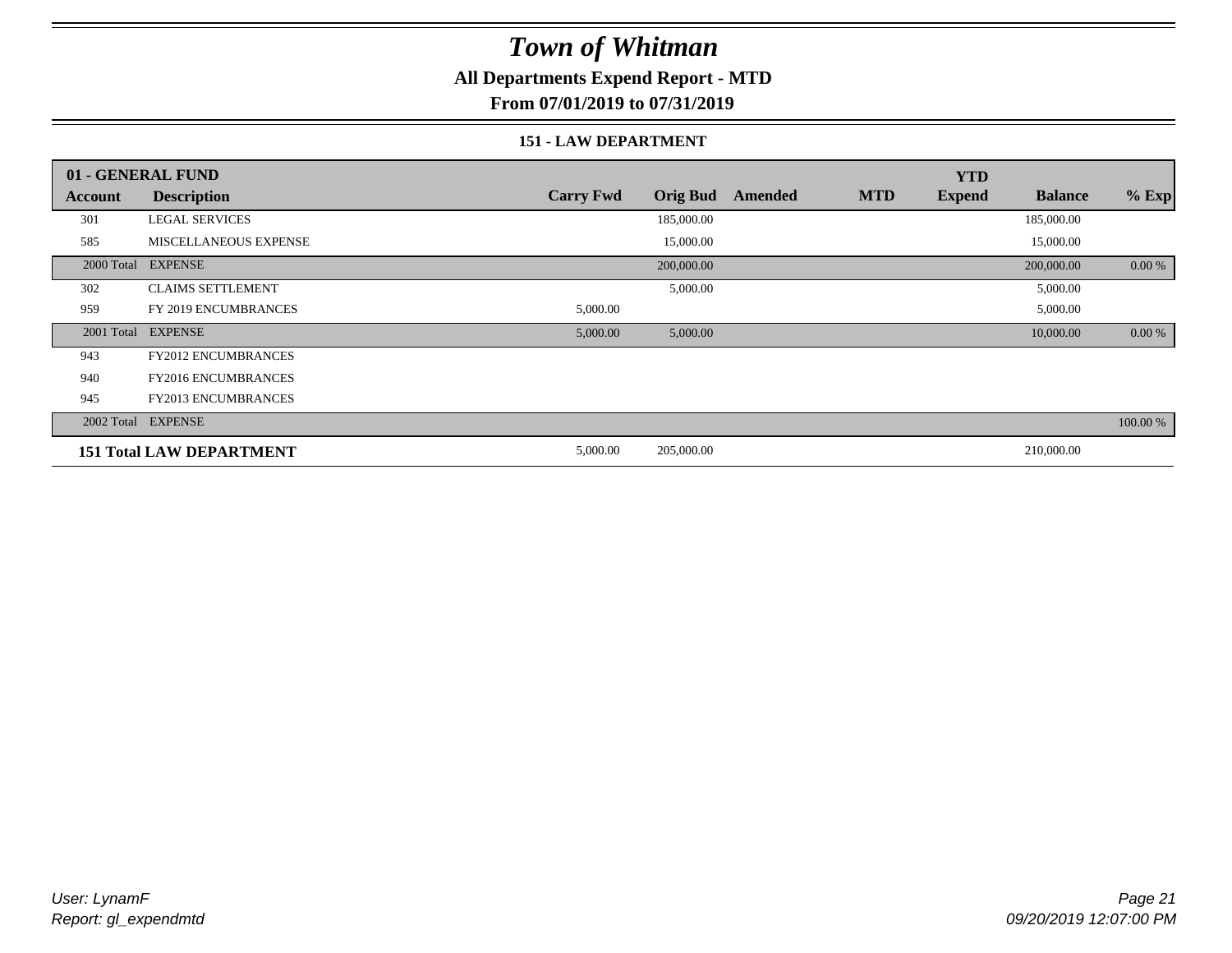# Town of Whitman

## All Departments Expend Report - MTD

### From 07/01/2019 to 07/31/2019

#### 151 - LAW DEPARTMENT

| 01 - GENERAL FUND | | | | | | YTD | | |
|---|---|---|---|---|---|---|---|---|
| **Account** | **Description** | **Carry Fwd** | **Orig Bud** | **Amended** | **MTD** | **Expend** | **Balance** | **% Exp** |
| 301 | LEGAL SERVICES | | 185,000.00 | | | | 185,000.00 | |
| 585 | MISCELLANEOUS EXPENSE | | 15,000.00 | | | | 15,000.00 | |
| 2000 Total | EXPENSE | | 200,000.00 | | | | 200,000.00 | 0.00 % |
| 302 | CLAIMS SETTLEMENT | | 5,000.00 | | | | 5,000.00 | |
| 959 | FY 2019 ENCUMBRANCES | 5,000.00 | | | | | 5,000.00 | |
| 2001 Total | EXPENSE | 5,000.00 | 5,000.00 | | | | 10,000.00 | 0.00 % |
| 943 | FY2012 ENCUMBRANCES | | | | | | | |
| 940 | FY2016 ENCUMBRANCES | | | | | | | |
| 945 | FY2013 ENCUMBRANCES | | | | | | | |
| 2002 Total | EXPENSE | | | | | | | 100.00 % |
| **151 Total LAW DEPARTMENT** | | 5,000.00 | 205,000.00 | | | | 210,000.00 | |

*User: LynamF*
*Report: gl_expendmtd*

*09/20/2019 12:07:00 PM*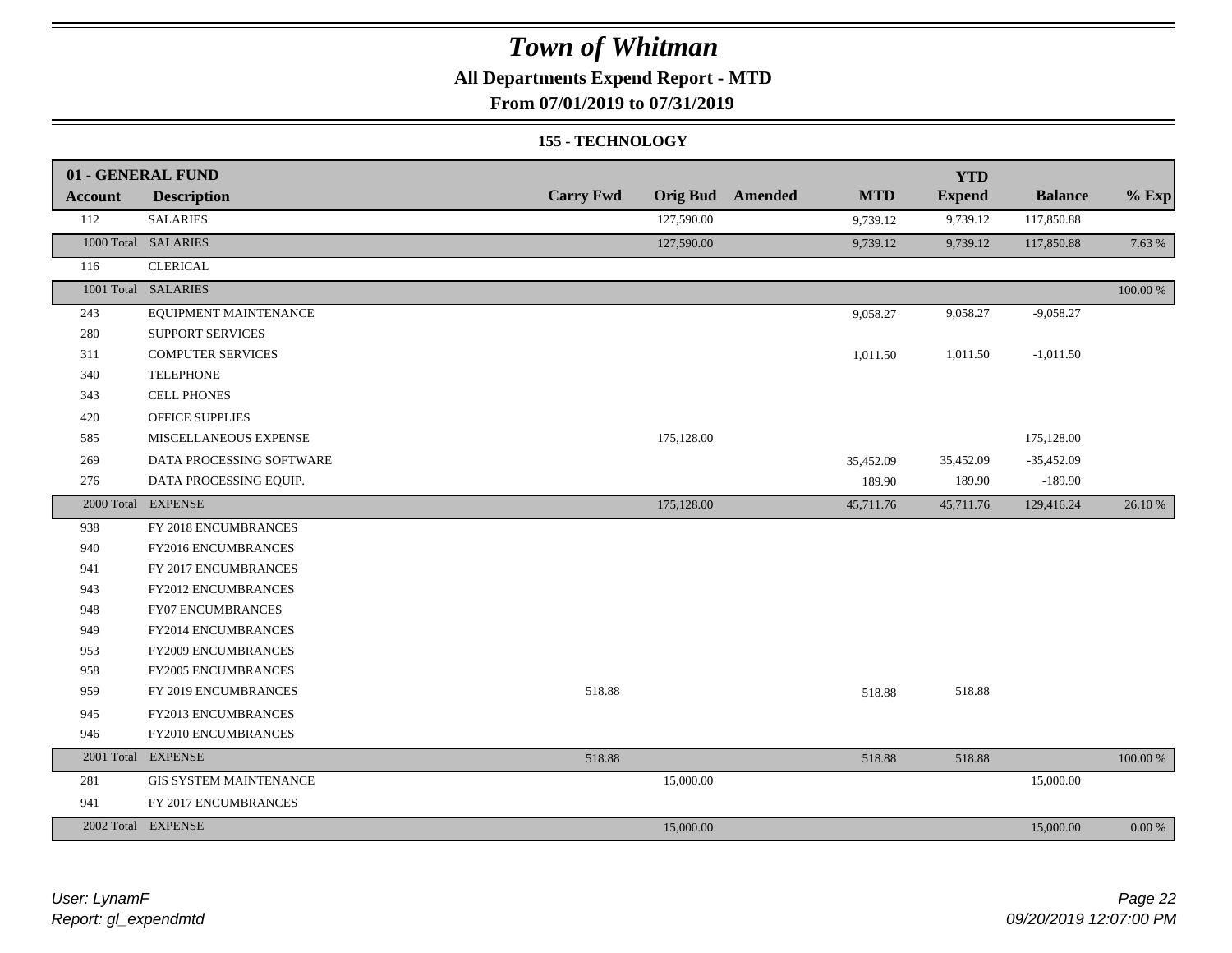# Town of Whitman

## All Departments Expend Report - MTD

### From 07/01/2019 to 07/31/2019

#### 155 - TECHNOLOGY

| 01 - GENERAL FUND | | | | | | | | |
|---|---|---|---|---|---|---|---|---|
| **Account** | **Description** | **Carry Fwd** | **Orig Bud** | **Amended** | **MTD** | **YTD Expend** | **Balance** | **% Exp** |
| 112 | SALARIES | | 127,590.00 | | 9,739.12 | 9,739.12 | 117,850.88 | |
| 1000 Total | SALARIES | | 127,590.00 | | 9,739.12 | 9,739.12 | 117,850.88 | 7.63 % |
| 116 | CLERICAL | | | | | | | |
| 1001 Total | SALARIES | | | | | | | 100.00 % |
| 243 | EQUIPMENT MAINTENANCE | | | | 9,058.27 | 9,058.27 | -9,058.27 | |
| 280 | SUPPORT SERVICES | | | | | | | |
| 311 | COMPUTER SERVICES | | | | 1,011.50 | 1,011.50 | -1,011.50 | |
| 340 | TELEPHONE | | | | | | | |
| 343 | CELL PHONES | | | | | | | |
| 420 | OFFICE SUPPLIES | | | | | | | |
| 585 | MISCELLANEOUS EXPENSE | | 175,128.00 | | | | 175,128.00 | |
| 269 | DATA PROCESSING SOFTWARE | | | | 35,452.09 | 35,452.09 | -35,452.09 | |
| 276 | DATA PROCESSING EQUIP. | | | | 189.90 | 189.90 | -189.90 | |
| 2000 Total | EXPENSE | | 175,128.00 | | 45,711.76 | 45,711.76 | 129,416.24 | 26.10 % |
| 938 | FY 2018 ENCUMBRANCES | | | | | | | |
| 940 | FY2016 ENCUMBRANCES | | | | | | | |
| 941 | FY 2017 ENCUMBRANCES | | | | | | | |
| 943 | FY2012 ENCUMBRANCES | | | | | | | |
| 948 | FY07 ENCUMBRANCES | | | | | | | |
| 949 | FY2014 ENCUMBRANCES | | | | | | | |
| 953 | FY2009 ENCUMBRANCES | | | | | | | |
| 958 | FY2005 ENCUMBRANCES | | | | | | | |
| 959 | FY 2019 ENCUMBRANCES | 518.88 | | | 518.88 | 518.88 | | |
| 945 | FY2013 ENCUMBRANCES | | | | | | | |
| 946 | FY2010 ENCUMBRANCES | | | | | | | |
| 2001 Total | EXPENSE | 518.88 | | | 518.88 | 518.88 | | 100.00 % |
| 281 | GIS SYSTEM MAINTENANCE | | 15,000.00 | | | | 15,000.00 | |
| 941 | FY 2017 ENCUMBRANCES | | | | | | | |
| 2002 Total | EXPENSE | | 15,000.00 | | | | 15,000.00 | 0.00 % |

*User: LynamF*
*Report: gl_expendmtd*

*09/20/2019 12:07:00 PM*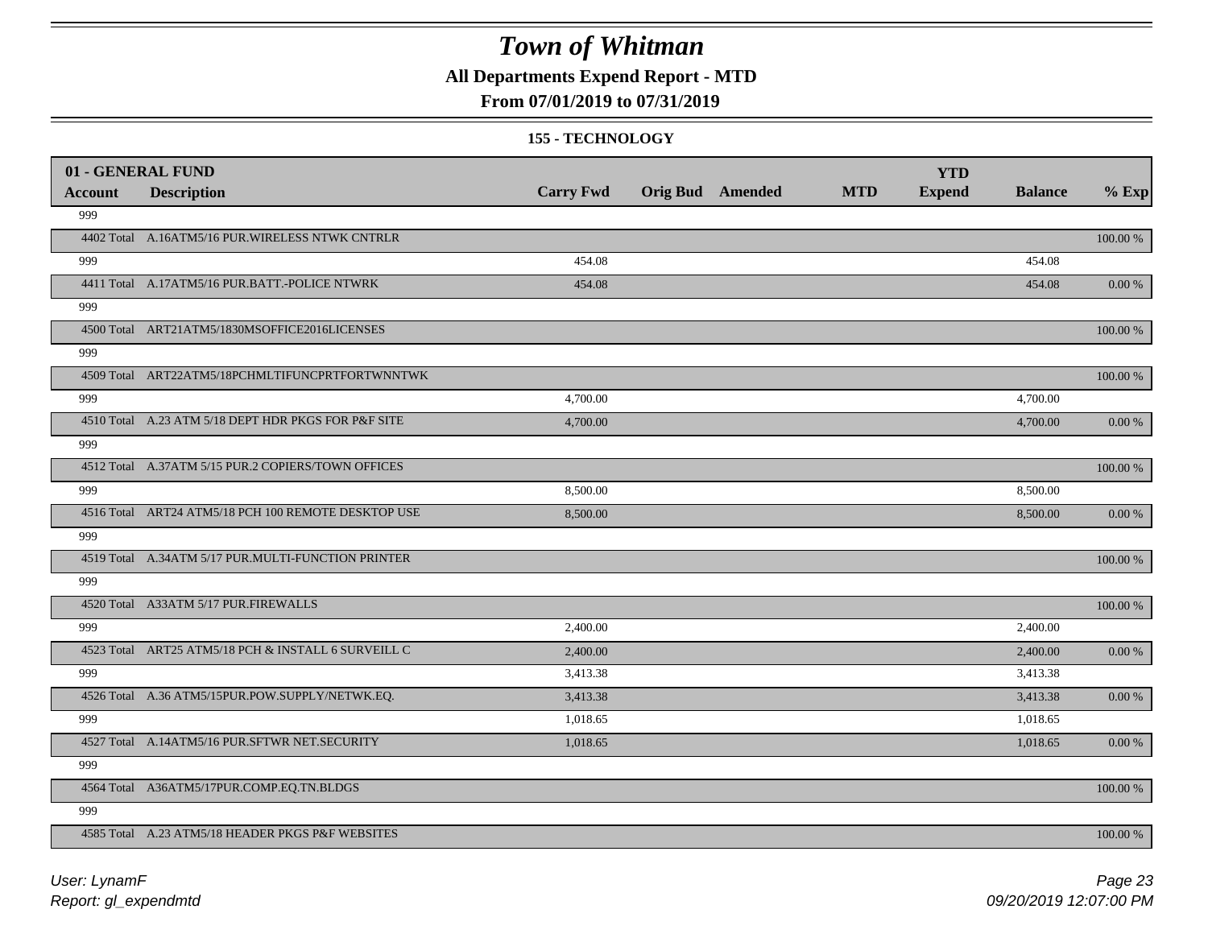# Town of Whitman

**All Departments Expend Report - MTD**

**From 07/01/2019 to 07/31/2019**

**155 - TECHNOLOGY**

| 01 - GENERAL FUND | | | | | | | | | |
|---|---|---|---|---|---|---|---|---|---|
| **Account** | **Description** | **Carry Fwd** | **Orig Bud** | **Amended** | **MTD** | **YTD Expend** | **Balance** | **% Exp** |
| 999 | | | | | | | | |
| 4402 Total | A.16ATM5/16 PUR.WIRELESS NTWK CNTRLR | | | | | | | 100.00 % |
| 999 | | 454.08 | | | | | 454.08 | |
| 4411 Total | A.17ATM5/16 PUR.BATT.-POLICE NTWRK | 454.08 | | | | | 454.08 | 0.00 % |
| 999 | | | | | | | | |
| 4500 Total | ART21ATM5/1830MSOFFICE2016LICENSES | | | | | | | 100.00 % |
| 999 | | | | | | | | |
| 4509 Total | ART22ATM5/18PCHMLTIFUNCPRTFORTWNNTWK | | | | | | | 100.00 % |
| 999 | | 4,700.00 | | | | | 4,700.00 | |
| 4510 Total | A.23 ATM 5/18 DEPT HDR PKGS FOR P&F SITE | 4,700.00 | | | | | 4,700.00 | 0.00 % |
| 999 | | | | | | | | |
| 4512 Total | A.37ATM 5/15 PUR.2 COPIERS/TOWN OFFICES | | | | | | | 100.00 % |
| 999 | | 8,500.00 | | | | | 8,500.00 | |
| 4516 Total | ART24 ATM5/18 PCH 100 REMOTE DESKTOP USE | 8,500.00 | | | | | 8,500.00 | 0.00 % |
| 999 | | | | | | | | |
| 4519 Total | A.34ATM 5/17 PUR.MULTI-FUNCTION PRINTER | | | | | | | 100.00 % |
| 999 | | | | | | | | |
| 4520 Total | A33ATM 5/17 PUR.FIREWALLS | | | | | | | 100.00 % |
| 999 | | 2,400.00 | | | | | 2,400.00 | |
| 4523 Total | ART25 ATM5/18 PCH & INSTALL 6 SURVEILL C | 2,400.00 | | | | | 2,400.00 | 0.00 % |
| 999 | | 3,413.38 | | | | | 3,413.38 | |
| 4526 Total | A.36 ATM5/15PUR.POW.SUPPLY/NETWK.EQ. | 3,413.38 | | | | | 3,413.38 | 0.00 % |
| 999 | | 1,018.65 | | | | | 1,018.65 | |
| 4527 Total | A.14ATM5/16 PUR.SFTWR NET.SECURITY | 1,018.65 | | | | | 1,018.65 | 0.00 % |
| 999 | | | | | | | | |
| 4564 Total | A36ATM5/17PUR.COMP.EQ.TN.BLDGS | | | | | | | 100.00 % |
| 999 | | | | | | | | |
| 4585 Total | A.23 ATM5/18 HEADER PKGS P&F WEBSITES | | | | | | | 100.00 % |

*User: LynamF*
*Report: gl_expendmtd*

*09/20/2019 12:07:00 PM*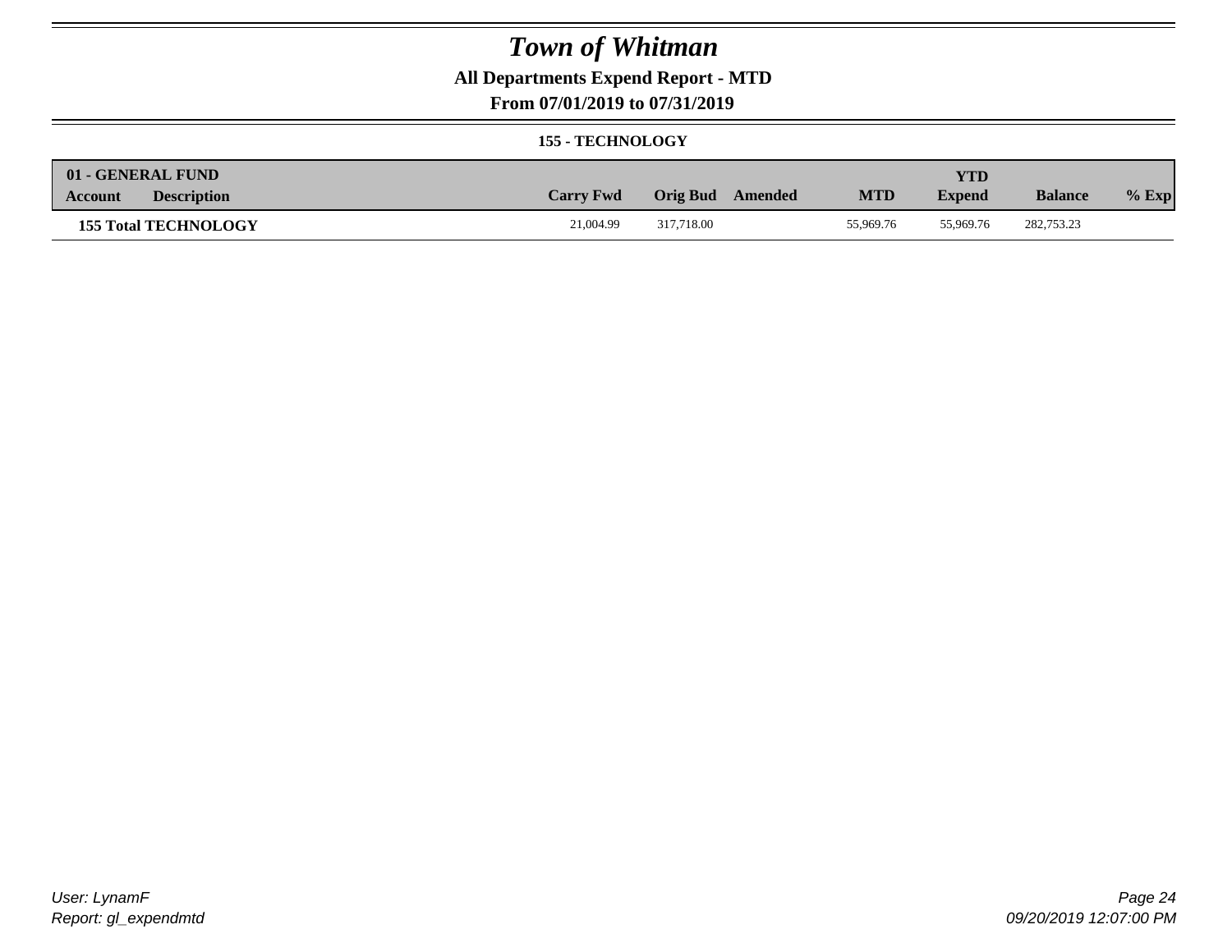# *Town of Whitman*

**All Departments Expend Report - MTD**

**From 07/01/2019 to 07/31/2019**

**155 - TECHNOLOGY**

| 01 - GENERAL FUND<br>Account | Description | Carry Fwd | Orig Bud | Amended | MTD | YTD Expend | Balance | % Exp |
|---|---|---|---|---|---|---|---|---|
| **155 Total TECHNOLOGY** | | 21,004.99 | 317,718.00 | | 55,969.76 | 55,969.76 | 282,753.23 | |

*User: LynamF*
*Report: gl_expendmtd*

*09/20/2019 12:07:00 PM*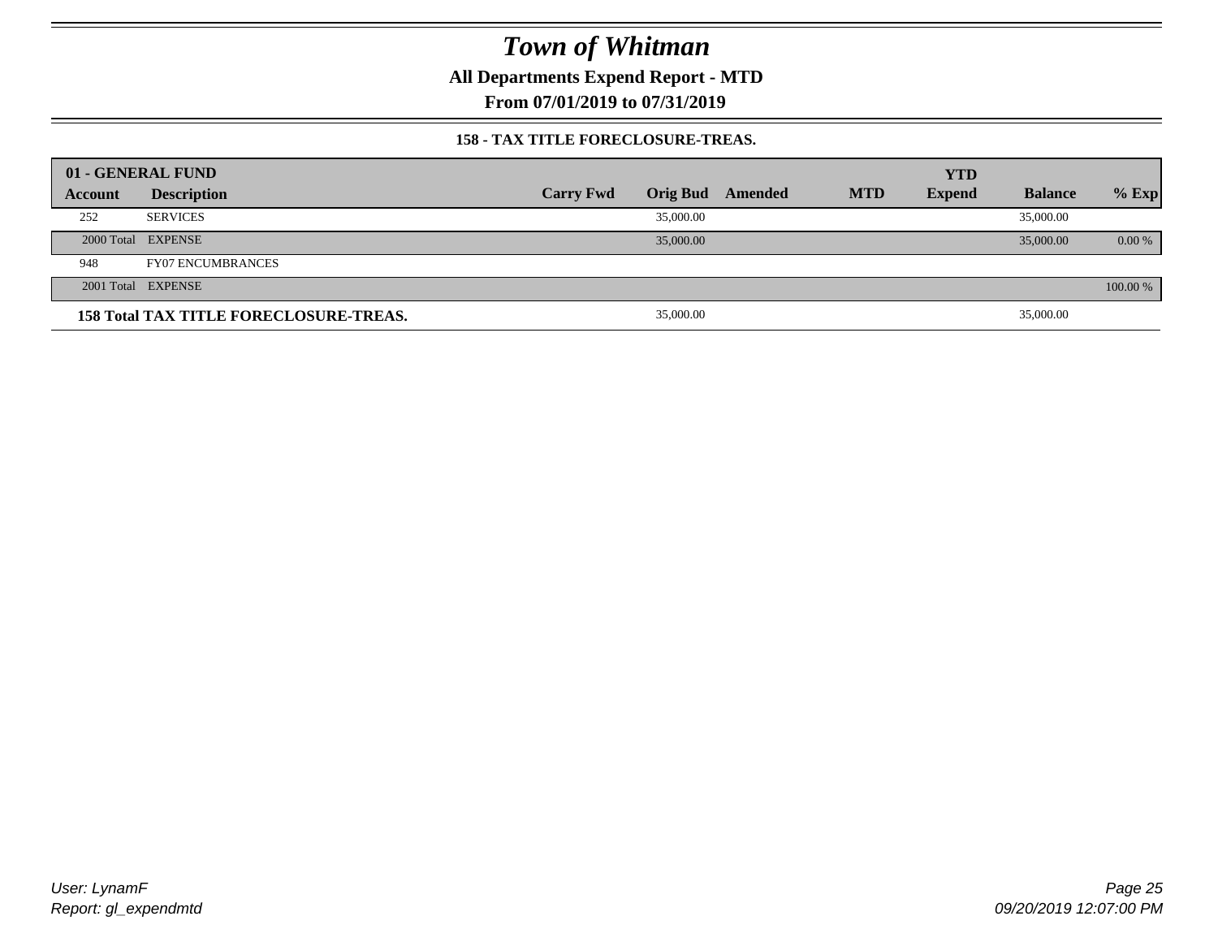# Town of Whitman

**All Departments Expend Report - MTD**

**From 07/01/2019 to 07/31/2019**

**158 - TAX TITLE FORECLOSURE-TREAS.**

| 01 - GENERAL FUND | | | | | | YTD | | |
|---|---|---|---|---|---|---|---|---|
| **Account** | **Description** | **Carry Fwd** | **Orig Bud** | **Amended** | **MTD** | **Expend** | **Balance** | **% Exp** |
| 252 | SERVICES | | 35,000.00 | | | | 35,000.00 | |
| 2000 Total | EXPENSE | | 35,000.00 | | | | 35,000.00 | 0.00 % |
| 948 | FY07 ENCUMBRANCES | | | | | | | |
| 2001 Total | EXPENSE | | | | | | | 100.00 % |
| **158 Total TAX TITLE FORECLOSURE-TREAS.** | | | 35,000.00 | | | | 35,000.00 | |

User: LynamF
Report: gl_expendmtd

09/20/2019 12:07:00 PM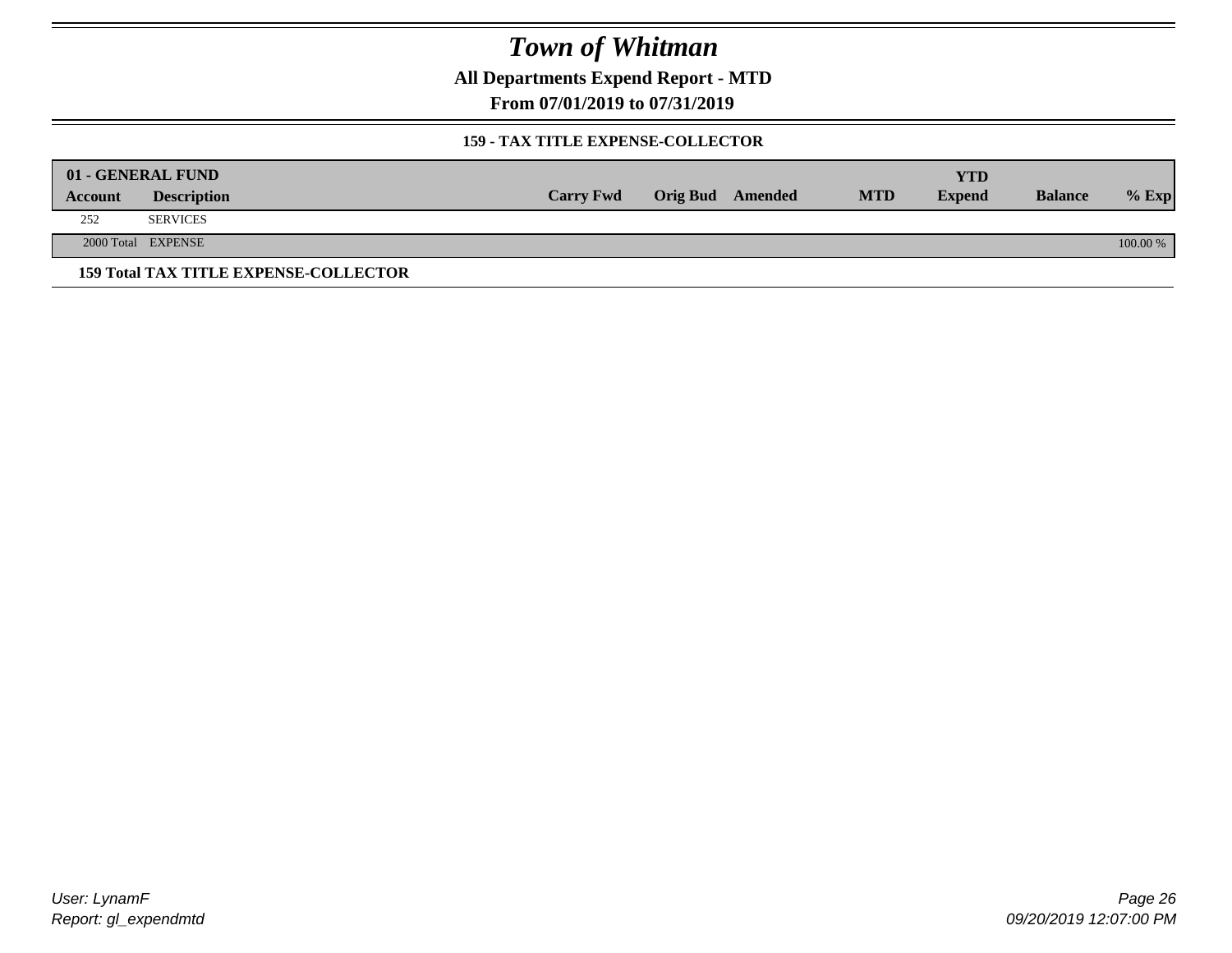# Town of Whitman

**All Departments Expend Report - MTD**

**From 07/01/2019 to 07/31/2019**

**159 - TAX TITLE EXPENSE-COLLECTOR**

| 01 - GENERAL FUND | | | | | | YTD | | |
|---|---|---|---|---|---|---|---|---|
| **Account** | **Description** | **Carry Fwd** | **Orig Bud** | **Amended** | **MTD** | **Expend** | **Balance** | **% Exp** |
| 252 | SERVICES | | | | | | | |
| 2000 Total | EXPENSE | | | | | | | 100.00 % |

**159 Total TAX TITLE EXPENSE-COLLECTOR**

*User: LynamF*
*Report: gl_expendmtd*

*09/20/2019 12:07:00 PM*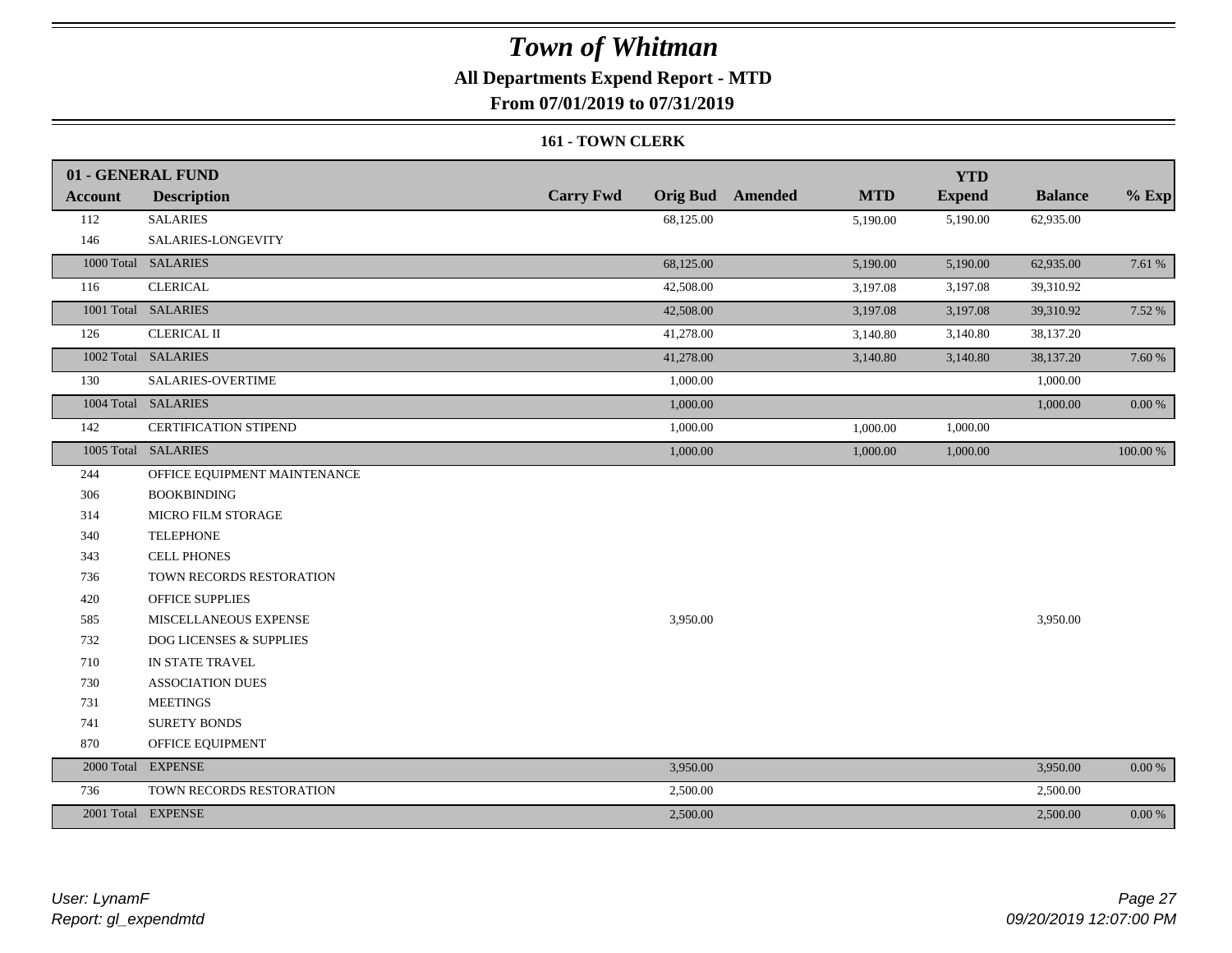# *Town of Whitman*

**All Departments Expend Report - MTD**

**From 07/01/2019 to 07/31/2019**

**161 - TOWN CLERK**

| 01 - GENERAL FUND | | | | | | YTD | | |
|---|---|---|---|---|---|---|---|---|
| **Account** | **Description** | **Carry Fwd** | **Orig Bud** | **Amended** | **MTD** | **Expend** | **Balance** | **% Exp** |
| 112 | SALARIES | | 68,125.00 | | 5,190.00 | 5,190.00 | 62,935.00 | |
| 146 | SALARIES-LONGEVITY | | | | | | | |
| 1000 Total | SALARIES | | 68,125.00 | | 5,190.00 | 5,190.00 | 62,935.00 | 7.61 % |
| 116 | CLERICAL | | 42,508.00 | | 3,197.08 | 3,197.08 | 39,310.92 | |
| 1001 Total | SALARIES | | 42,508.00 | | 3,197.08 | 3,197.08 | 39,310.92 | 7.52 % |
| 126 | CLERICAL II | | 41,278.00 | | 3,140.80 | 3,140.80 | 38,137.20 | |
| 1002 Total | SALARIES | | 41,278.00 | | 3,140.80 | 3,140.80 | 38,137.20 | 7.60 % |
| 130 | SALARIES-OVERTIME | | 1,000.00 | | | | 1,000.00 | |
| 1004 Total | SALARIES | | 1,000.00 | | | | 1,000.00 | 0.00 % |
| 142 | CERTIFICATION STIPEND | | 1,000.00 | | 1,000.00 | 1,000.00 | | |
| 1005 Total | SALARIES | | 1,000.00 | | 1,000.00 | 1,000.00 | | 100.00 % |
| 244 | OFFICE EQUIPMENT MAINTENANCE | | | | | | | |
| 306 | BOOKBINDING | | | | | | | |
| 314 | MICRO FILM STORAGE | | | | | | | |
| 340 | TELEPHONE | | | | | | | |
| 343 | CELL PHONES | | | | | | | |
| 736 | TOWN RECORDS RESTORATION | | | | | | | |
| 420 | OFFICE SUPPLIES | | | | | | | |
| 585 | MISCELLANEOUS EXPENSE | | 3,950.00 | | | | 3,950.00 | |
| 732 | DOG LICENSES & SUPPLIES | | | | | | | |
| 710 | IN STATE TRAVEL | | | | | | | |
| 730 | ASSOCIATION DUES | | | | | | | |
| 731 | MEETINGS | | | | | | | |
| 741 | SURETY BONDS | | | | | | | |
| 870 | OFFICE EQUIPMENT | | | | | | | |
| 2000 Total | EXPENSE | | 3,950.00 | | | | 3,950.00 | 0.00 % |
| 736 | TOWN RECORDS RESTORATION | | 2,500.00 | | | | 2,500.00 | |
| 2001 Total | EXPENSE | | 2,500.00 | | | | 2,500.00 | 0.00 % |

*User: LynamF*
*Report: gl_expendmtd*

*09/20/2019 12:07:00 PM*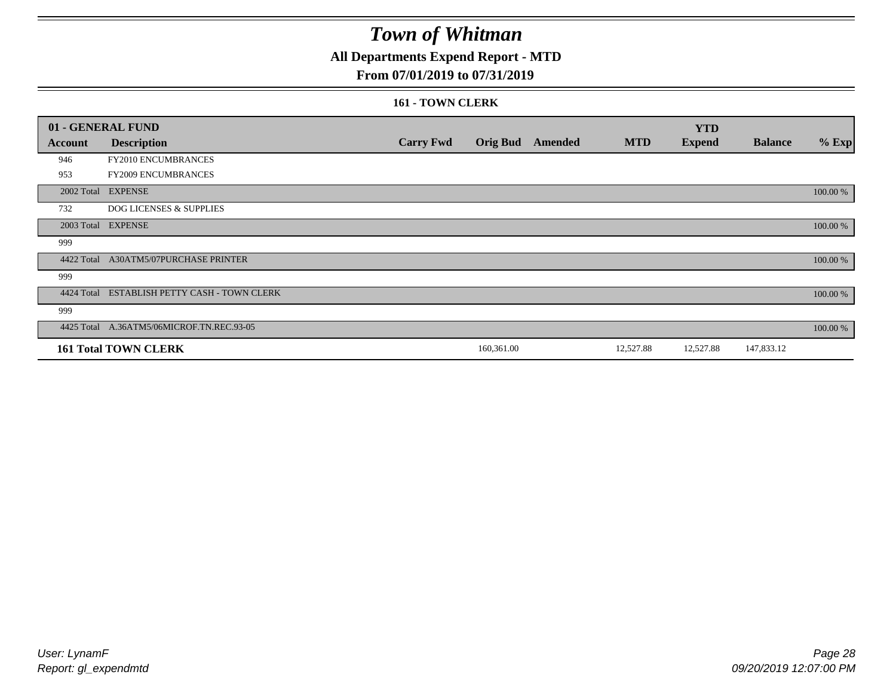# Town of Whitman

## All Departments Expend Report - MTD

### From 07/01/2019 to 07/31/2019

#### 161 - TOWN CLERK

| 01 - GENERAL FUND | | | | | | YTD | | |
|---|---|---|---|---|---|---|---|---|
| **Account** | **Description** | **Carry Fwd** | **Orig Bud** | **Amended** | **MTD** | **Expend** | **Balance** | **% Exp** |
| 946 | FY2010 ENCUMBRANCES | | | | | | | |
| 953 | FY2009 ENCUMBRANCES | | | | | | | |
| 2002 Total | EXPENSE | | | | | | | 100.00 % |
| 732 | DOG LICENSES & SUPPLIES | | | | | | | |
| 2003 Total | EXPENSE | | | | | | | 100.00 % |
| 999 | | | | | | | | |
| 4422 Total | A30ATM5/07PURCHASE PRINTER | | | | | | | 100.00 % |
| 999 | | | | | | | | |
| 4424 Total | ESTABLISH PETTY CASH - TOWN CLERK | | | | | | | 100.00 % |
| 999 | | | | | | | | |
| 4425 Total | A.36ATM5/06MICROF.TN.REC.93-05 | | | | | | | 100.00 % |
| **161 Total TOWN CLERK** | | | 160,361.00 | | 12,527.88 | 12,527.88 | 147,833.12 | |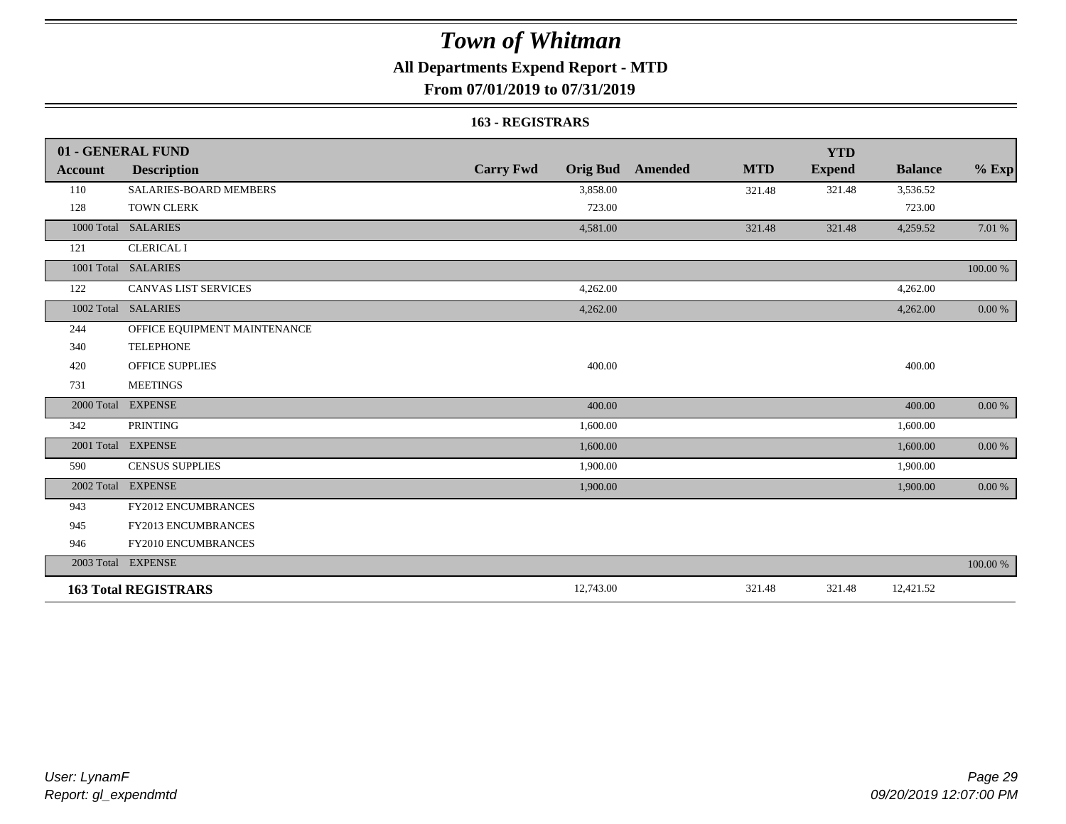# Town of Whitman

**All Departments Expend Report - MTD**

**From 07/01/2019 to 07/31/2019**

**163 - REGISTRARS**

| Account | Description | Carry Fwd | Orig Bud | Amended | MTD | YTD Expend | Balance | % Exp |
|---|---|---|---|---|---|---|---|---|
| **01 - GENERAL FUND** | | | | | | | | |
| 110 | SALARIES-BOARD MEMBERS | | 3,858.00 | | 321.48 | 321.48 | 3,536.52 | |
| 128 | TOWN CLERK | | 723.00 | | | | 723.00 | |
| 1000 Total | SALARIES | | 4,581.00 | | 321.48 | 321.48 | 4,259.52 | 7.01 % |
| 121 | CLERICAL I | | | | | | | |
| 1001 Total | SALARIES | | | | | | | 100.00 % |
| 122 | CANVAS LIST SERVICES | | 4,262.00 | | | | 4,262.00 | |
| 1002 Total | SALARIES | | 4,262.00 | | | | 4,262.00 | 0.00 % |
| 244 | OFFICE EQUIPMENT MAINTENANCE | | | | | | | |
| 340 | TELEPHONE | | | | | | | |
| 420 | OFFICE SUPPLIES | | 400.00 | | | | 400.00 | |
| 731 | MEETINGS | | | | | | | |
| 2000 Total | EXPENSE | | 400.00 | | | | 400.00 | 0.00 % |
| 342 | PRINTING | | 1,600.00 | | | | 1,600.00 | |
| 2001 Total | EXPENSE | | 1,600.00 | | | | 1,600.00 | 0.00 % |
| 590 | CENSUS SUPPLIES | | 1,900.00 | | | | 1,900.00 | |
| 2002 Total | EXPENSE | | 1,900.00 | | | | 1,900.00 | 0.00 % |
| 943 | FY2012 ENCUMBRANCES | | | | | | | |
| 945 | FY2013 ENCUMBRANCES | | | | | | | |
| 946 | FY2010 ENCUMBRANCES | | | | | | | |
| 2003 Total | EXPENSE | | | | | | | 100.00 % |
| **163 Total REGISTRARS** | | | 12,743.00 | | 321.48 | 321.48 | 12,421.52 | |

*User: LynamF*
*Report: gl_expendmtd*

*09/20/2019 12:07:00 PM*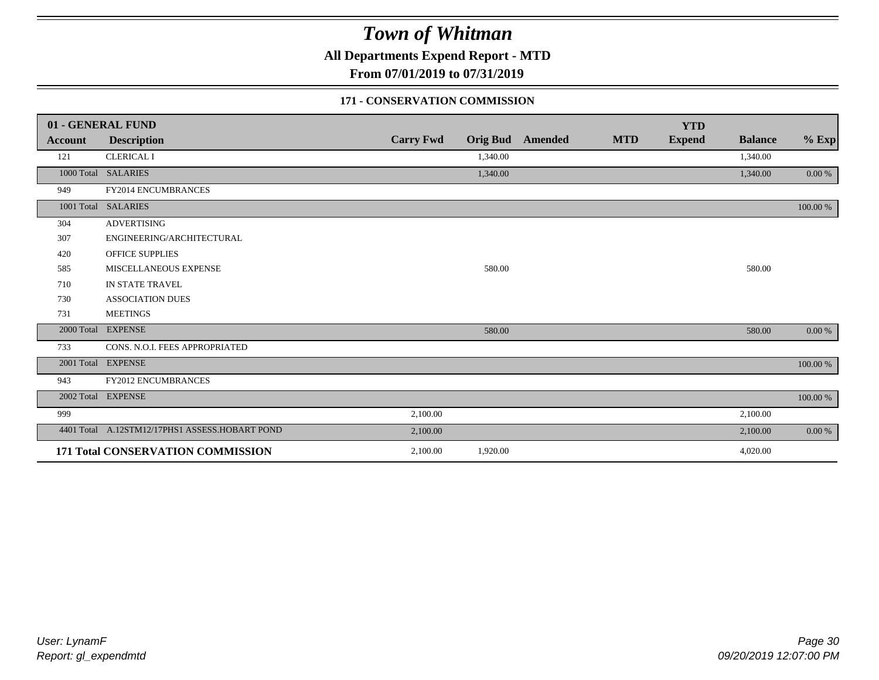# Town of Whitman

**All Departments Expend Report - MTD**

**From 07/01/2019 to 07/31/2019**

### 171 - CONSERVATION COMMISSION

| 01 - GENERAL FUND | | | | | | | | |
|---|---|---|---|---|---|---|---|---|
| **Account** | **Description** | **Carry Fwd** | **Orig Bud** | **Amended** | **MTD** | **YTD Expend** | **Balance** | **% Exp** |
| 121 | CLERICAL I | | 1,340.00 | | | | 1,340.00 | |
| 1000 Total | SALARIES | | 1,340.00 | | | | 1,340.00 | 0.00 % |
| 949 | FY2014 ENCUMBRANCES | | | | | | | |
| 1001 Total | SALARIES | | | | | | | 100.00 % |
| 304 | ADVERTISING | | | | | | | |
| 307 | ENGINEERING/ARCHITECTURAL | | | | | | | |
| 420 | OFFICE SUPPLIES | | | | | | | |
| 585 | MISCELLANEOUS EXPENSE | | 580.00 | | | | 580.00 | |
| 710 | IN STATE TRAVEL | | | | | | | |
| 730 | ASSOCIATION DUES | | | | | | | |
| 731 | MEETINGS | | | | | | | |
| 2000 Total | EXPENSE | | 580.00 | | | | 580.00 | 0.00 % |
| 733 | CONS. N.O.I. FEES APPROPRIATED | | | | | | | |
| 2001 Total | EXPENSE | | | | | | | 100.00 % |
| 943 | FY2012 ENCUMBRANCES | | | | | | | |
| 2002 Total | EXPENSE | | | | | | | 100.00 % |
| 999 | | 2,100.00 | | | | | 2,100.00 | |
| 4401 Total | A.12STM12/17PHS1 ASSESS.HOBART POND | 2,100.00 | | | | | 2,100.00 | 0.00 % |
| **171 Total CONSERVATION COMMISSION** | | 2,100.00 | 1,920.00 | | | | 4,020.00 | |

*User: LynamF*
*Report: gl_expendmtd*

*09/20/2019 12:07:00 PM*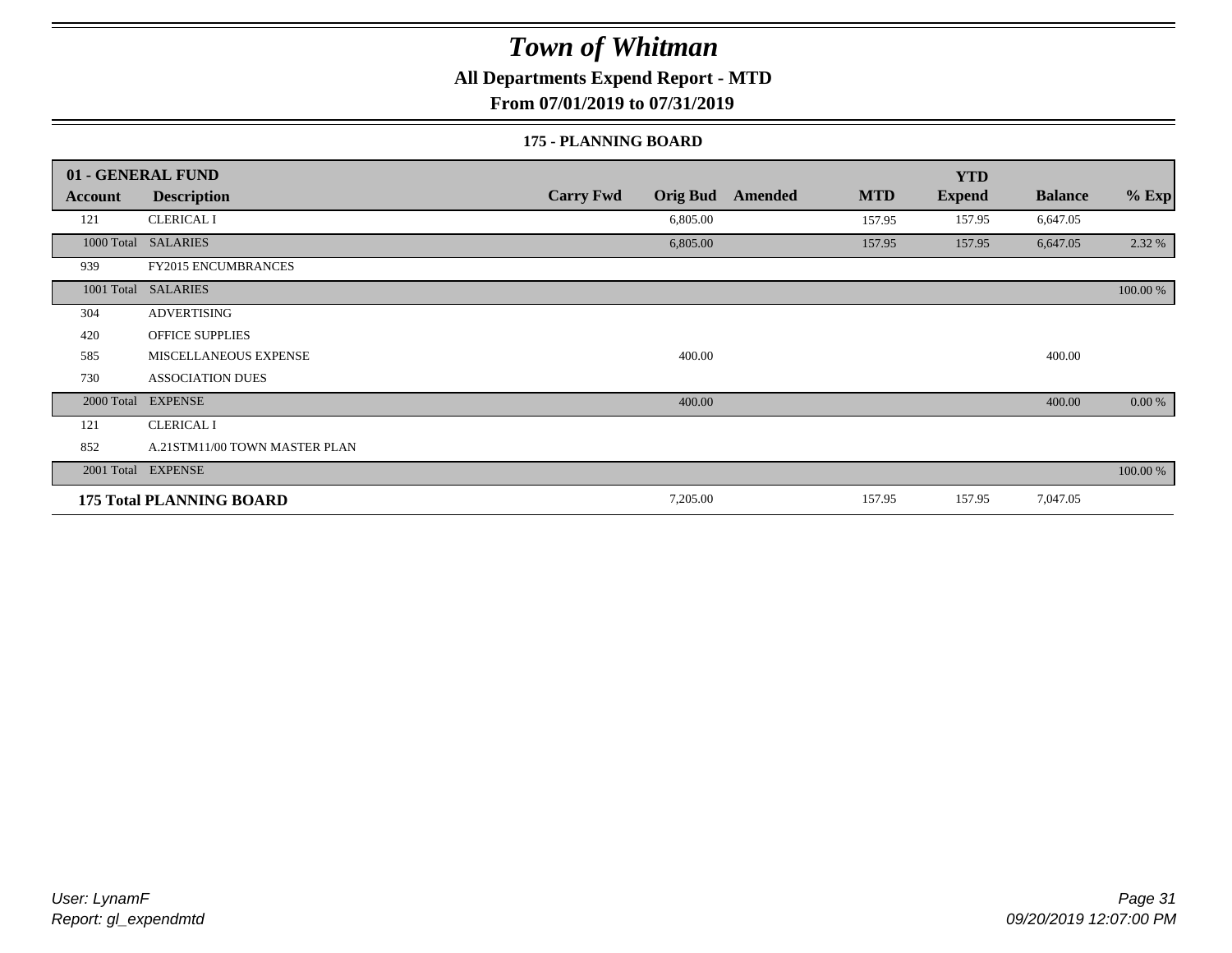# Town of Whitman

## All Departments Expend Report - MTD

## From 07/01/2019 to 07/31/2019

### 175 - PLANNING BOARD

| 01 - GENERAL FUND | | | | | | YTD | | |
|---|---|---|---|---|---|---|---|---|
| **Account** | **Description** | **Carry Fwd** | **Orig Bud** | **Amended** | **MTD** | **Expend** | **Balance** | **% Exp** |
| 121 | CLERICAL I | | 6,805.00 | | 157.95 | 157.95 | 6,647.05 | |
| 1000 Total | SALARIES | | 6,805.00 | | 157.95 | 157.95 | 6,647.05 | 2.32 % |
| 939 | FY2015 ENCUMBRANCES | | | | | | | |
| 1001 Total | SALARIES | | | | | | | 100.00 % |
| 304 | ADVERTISING | | | | | | | |
| 420 | OFFICE SUPPLIES | | | | | | | |
| 585 | MISCELLANEOUS EXPENSE | | 400.00 | | | | 400.00 | |
| 730 | ASSOCIATION DUES | | | | | | | |
| 2000 Total | EXPENSE | | 400.00 | | | | 400.00 | 0.00 % |
| 121 | CLERICAL I | | | | | | | |
| 852 | A.21STM11/00 TOWN MASTER PLAN | | | | | | | |
| 2001 Total | EXPENSE | | | | | | | 100.00 % |
| **175 Total PLANNING BOARD** | | | 7,205.00 | | 157.95 | 157.95 | 7,047.05 | |

*User: LynamF*
*Report: gl_expendmtd*

*09/20/2019 12:07:00 PM*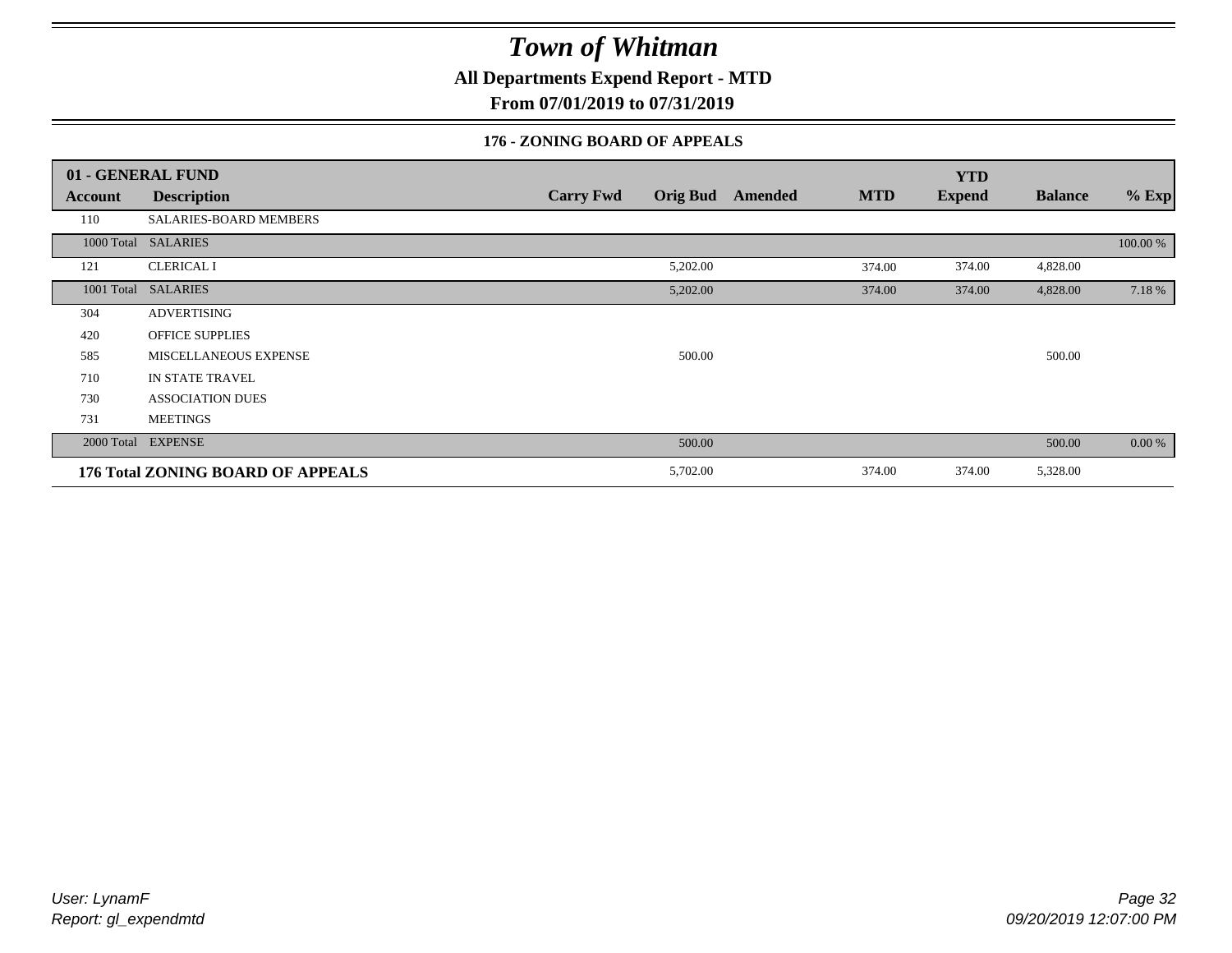# Town of Whitman

**All Departments Expend Report - MTD**

**From 07/01/2019 to 07/31/2019**

### 176 - ZONING BOARD OF APPEALS

| 01 - GENERAL FUND | | | | | | | | |
|---|---|---|---|---|---|---|---|---|
| **Account** | **Description** | **Carry Fwd** | **Orig Bud** | **Amended** | **MTD** | **YTD Expend** | **Balance** | **% Exp** |
| 110 | SALARIES-BOARD MEMBERS | | | | | | | |
| 1000 Total | SALARIES | | | | | | | 100.00 % |
| 121 | CLERICAL I | | 5,202.00 | | 374.00 | 374.00 | 4,828.00 | |
| 1001 Total | SALARIES | | 5,202.00 | | 374.00 | 374.00 | 4,828.00 | 7.18 % |
| 304 | ADVERTISING | | | | | | | |
| 420 | OFFICE SUPPLIES | | | | | | | |
| 585 | MISCELLANEOUS EXPENSE | | 500.00 | | | | 500.00 | |
| 710 | IN STATE TRAVEL | | | | | | | |
| 730 | ASSOCIATION DUES | | | | | | | |
| 731 | MEETINGS | | | | | | | |
| 2000 Total | EXPENSE | | 500.00 | | | | 500.00 | 0.00 % |
| **176 Total ZONING BOARD OF APPEALS** | | | 5,702.00 | | 374.00 | 374.00 | 5,328.00 | |

*User: LynamF*
*Report: gl_expendmtd*

*09/20/2019 12:07:00 PM*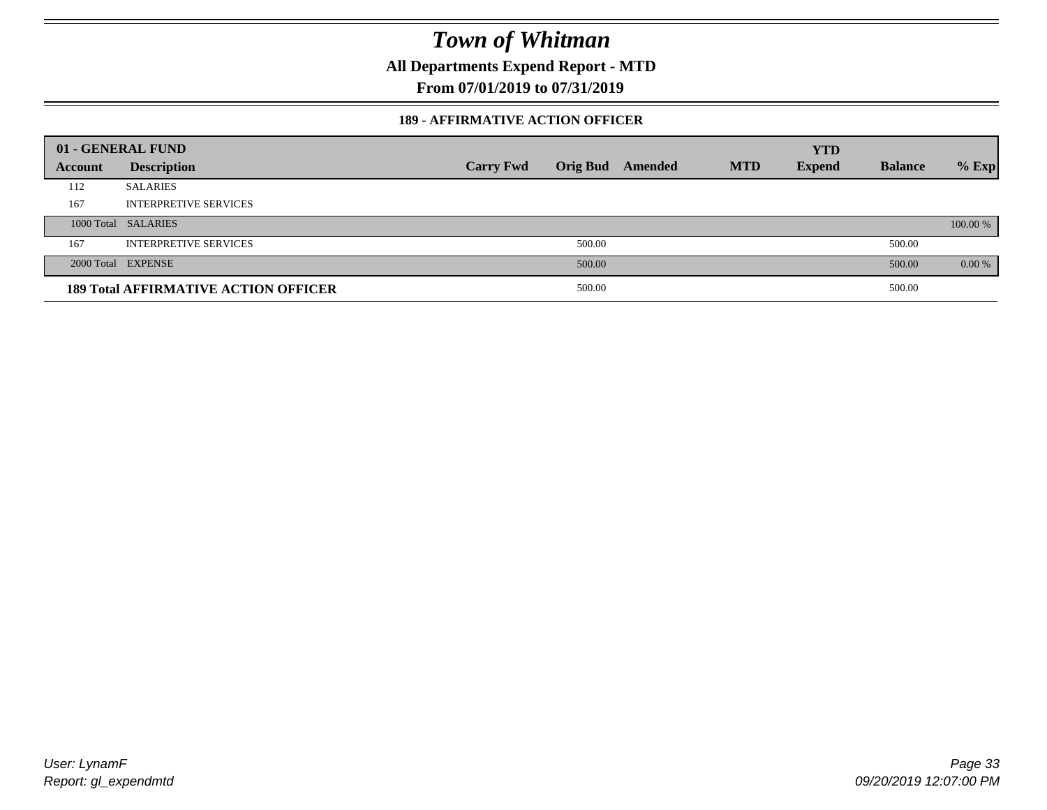# Town of Whitman

**All Departments Expend Report - MTD**

**From 07/01/2019 to 07/31/2019**

**189 - AFFIRMATIVE ACTION OFFICER**

| 01 - GENERAL FUND | | | | | | YTD | | |
|---|---|---|---|---|---|---|---|---|
| Account | Description | Carry Fwd | Orig Bud | Amended | MTD | Expend | Balance | % Exp |
| 112 | SALARIES | | | | | | | |
| 167 | INTERPRETIVE SERVICES | | | | | | | |
| 1000 Total | SALARIES | | | | | | | 100.00 % |
| 167 | INTERPRETIVE SERVICES | | 500.00 | | | | 500.00 | |
| 2000 Total | EXPENSE | | 500.00 | | | | 500.00 | 0.00 % |
| **189 Total AFFIRMATIVE ACTION OFFICER** | | | 500.00 | | | | 500.00 | |

*User: LynamF*
*Report: gl_expendmtd*

*09/20/2019 12:07:00 PM*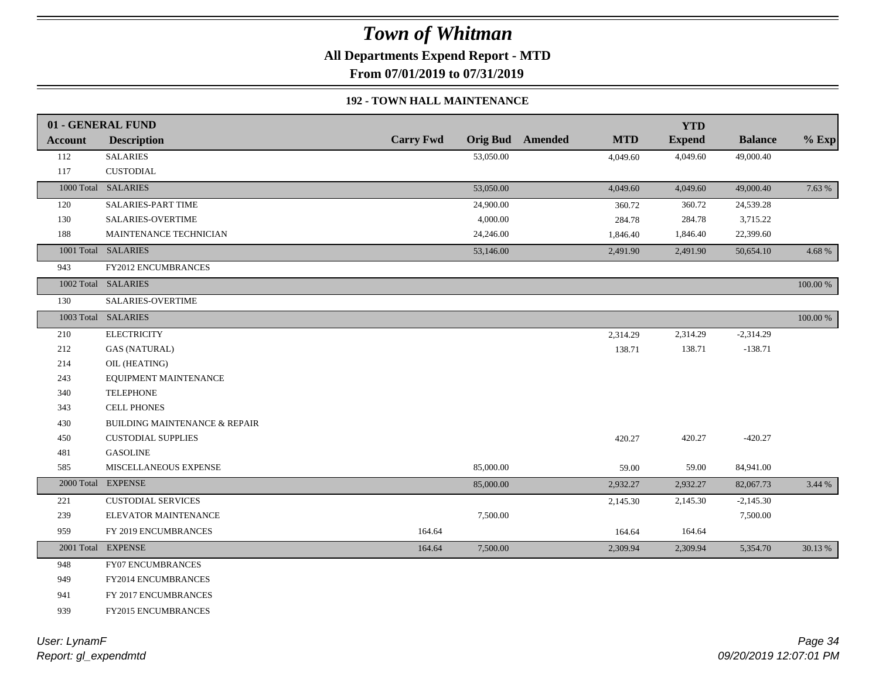# Town of Whitman

**All Departments Expend Report - MTD**

**From 07/01/2019 to 07/31/2019**

### 192 - TOWN HALL MAINTENANCE

| 01 - GENERAL FUND | | | | | | YTD | | |
|---|---|---|---|---|---|---|---|---|
| **Account** | **Description** | **Carry Fwd** | **Orig Bud** | **Amended** | **MTD** | **Expend** | **Balance** | **% Exp** |
| 112 | SALARIES | | 53,050.00 | | 4,049.60 | 4,049.60 | 49,000.40 | |
| 117 | CUSTODIAL | | | | | | | |
| 1000 Total | SALARIES | | 53,050.00 | | 4,049.60 | 4,049.60 | 49,000.40 | 7.63 % |
| 120 | SALARIES-PART TIME | | 24,900.00 | | 360.72 | 360.72 | 24,539.28 | |
| 130 | SALARIES-OVERTIME | | 4,000.00 | | 284.78 | 284.78 | 3,715.22 | |
| 188 | MAINTENANCE TECHNICIAN | | 24,246.00 | | 1,846.40 | 1,846.40 | 22,399.60 | |
| 1001 Total | SALARIES | | 53,146.00 | | 2,491.90 | 2,491.90 | 50,654.10 | 4.68 % |
| 943 | FY2012 ENCUMBRANCES | | | | | | | |
| 1002 Total | SALARIES | | | | | | | 100.00 % |
| 130 | SALARIES-OVERTIME | | | | | | | |
| 1003 Total | SALARIES | | | | | | | 100.00 % |
| 210 | ELECTRICITY | | | | 2,314.29 | 2,314.29 | -2,314.29 | |
| 212 | GAS (NATURAL) | | | | 138.71 | 138.71 | -138.71 | |
| 214 | OIL (HEATING) | | | | | | | |
| 243 | EQUIPMENT MAINTENANCE | | | | | | | |
| 340 | TELEPHONE | | | | | | | |
| 343 | CELL PHONES | | | | | | | |
| 430 | BUILDING MAINTENANCE & REPAIR | | | | | | | |
| 450 | CUSTODIAL SUPPLIES | | | | 420.27 | 420.27 | -420.27 | |
| 481 | GASOLINE | | | | | | | |
| 585 | MISCELLANEOUS EXPENSE | | 85,000.00 | | 59.00 | 59.00 | 84,941.00 | |
| 2000 Total | EXPENSE | | 85,000.00 | | 2,932.27 | 2,932.27 | 82,067.73 | 3.44 % |
| 221 | CUSTODIAL SERVICES | | | | 2,145.30 | 2,145.30 | -2,145.30 | |
| 239 | ELEVATOR MAINTENANCE | | 7,500.00 | | | | 7,500.00 | |
| 959 | FY 2019 ENCUMBRANCES | 164.64 | | | 164.64 | 164.64 | | |
| 2001 Total | EXPENSE | 164.64 | 7,500.00 | | 2,309.94 | 2,309.94 | 5,354.70 | 30.13 % |
| 948 | FY07 ENCUMBRANCES | | | | | | | |
| 949 | FY2014 ENCUMBRANCES | | | | | | | |
| 941 | FY 2017 ENCUMBRANCES | | | | | | | |
| 939 | FY2015 ENCUMBRANCES | | | | | | | |

*User: LynamF*
*Report: gl_expendmtd*

*09/20/2019 12:07:01 PM*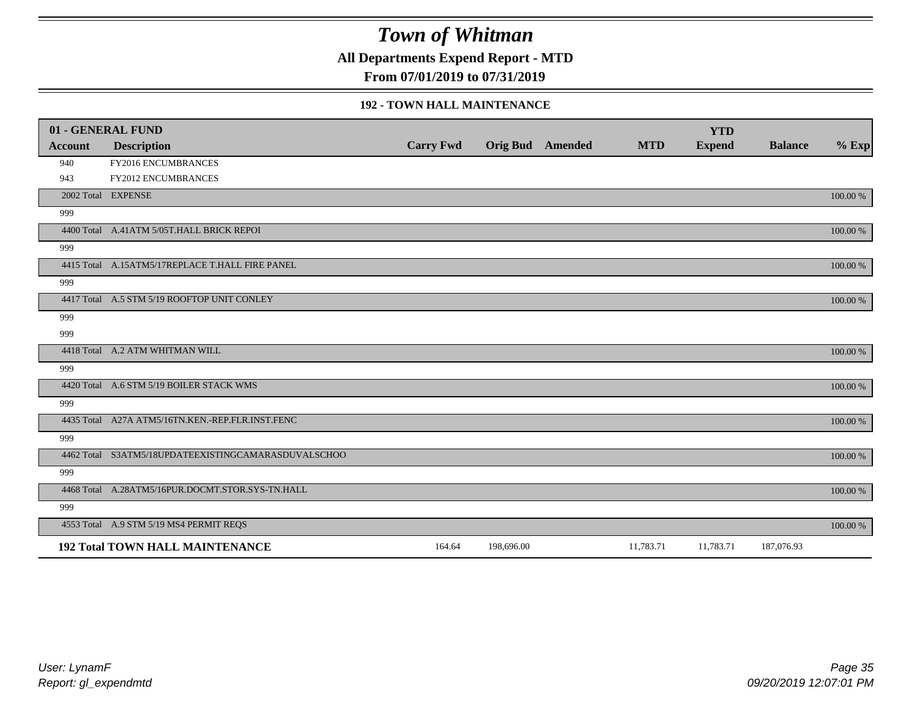# *Town of Whitman*

**All Departments Expend Report - MTD**

**From 07/01/2019 to 07/31/2019**

**192 - TOWN HALL MAINTENANCE**

| 01 - GENERAL FUND | | | | | | YTD | | |
|---|---|---|---|---|---|---|---|---|
| **Account** | **Description** | **Carry Fwd** | **Orig Bud** | **Amended** | **MTD** | **Expend** | **Balance** | **% Exp** |
| 940 | FY2016 ENCUMBRANCES | | | | | | | |
| 943 | FY2012 ENCUMBRANCES | | | | | | | |
| 2002 Total | EXPENSE | | | | | | | 100.00 % |
| 999 | | | | | | | | |
| 4400 Total | A.41ATM 5/05T.HALL BRICK REPOI | | | | | | | 100.00 % |
| 999 | | | | | | | | |
| 4415 Total | A.15ATM5/17REPLACE T.HALL FIRE PANEL | | | | | | | 100.00 % |
| 999 | | | | | | | | |
| 4417 Total | A.5 STM 5/19 ROOFTOP UNIT CONLEY | | | | | | | 100.00 % |
| 999 | | | | | | | | |
| 999 | | | | | | | | |
| 4418 Total | A.2 ATM WHITMAN WILL | | | | | | | 100.00 % |
| 999 | | | | | | | | |
| 4420 Total | A.6 STM 5/19 BOILER STACK WMS | | | | | | | 100.00 % |
| 999 | | | | | | | | |
| 4435 Total | A27A ATM5/16TN.KEN.-REP.FLR.INST.FENC | | | | | | | 100.00 % |
| 999 | | | | | | | | |
| 4462 Total | S3ATM5/18UPDATEEXISTINGCAMARASDUVALSCHOO | | | | | | | 100.00 % |
| 999 | | | | | | | | |
| 4468 Total | A.28ATM5/16PUR.DOCMT.STOR.SYS-TN.HALL | | | | | | | 100.00 % |
| 999 | | | | | | | | |
| 4553 Total | A.9 STM 5/19 MS4 PERMIT REQS | | | | | | | 100.00 % |
| **192 Total TOWN HALL MAINTENANCE** | | 164.64 | 198,696.00 | | 11,783.71 | 11,783.71 | 187,076.93 | |

*User: LynamF*
*Report: gl_expendmtd*

*09/20/2019 12:07:01 PM*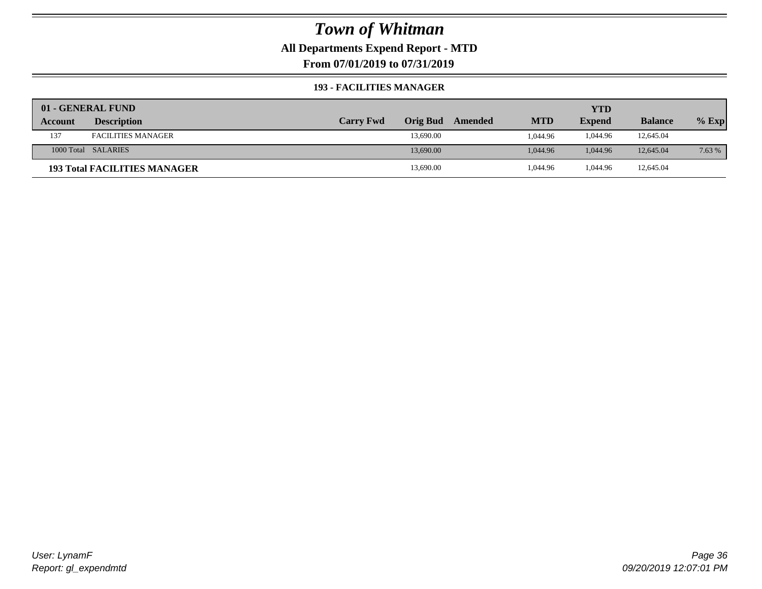# Town of Whitman

**All Departments Expend Report - MTD**

**From 07/01/2019 to 07/31/2019**

### 193 - FACILITIES MANAGER

| 01 - GENERAL FUND | | | | | | YTD | | |
|---|---|---|---|---|---|---|---|---|
| **Account** | **Description** | **Carry Fwd** | **Orig Bud** | **Amended** | **MTD** | **Expend** | **Balance** | **% Exp** |
| 137 | FACILITIES MANAGER | | 13,690.00 | | 1,044.96 | 1,044.96 | 12,645.04 | |
| 1000 Total | SALARIES | | 13,690.00 | | 1,044.96 | 1,044.96 | 12,645.04 | 7.63 % |
| **193 Total FACILITIES MANAGER** | | | 13,690.00 | | 1,044.96 | 1,044.96 | 12,645.04 | |

*User: LynamF*

*Report: gl_expendmtd*

*09/20/2019 12:07:01 PM*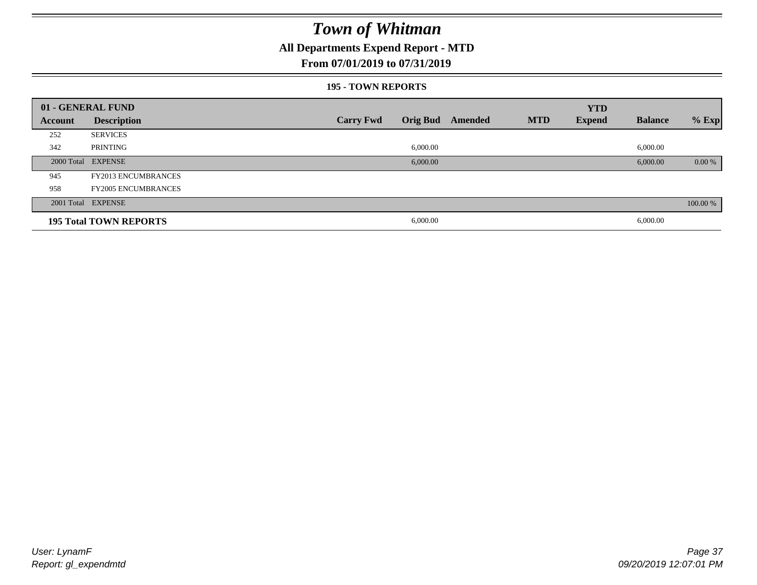# Town of Whitman

## All Departments Expend Report - MTD

## From 07/01/2019 to 07/31/2019

### 195 - TOWN REPORTS

| 01 - GENERAL FUND | | | | | | YTD | | |
|---|---|---|---|---|---|---|---|---|
| Account | Description | Carry Fwd | Orig Bud | Amended | MTD | Expend | Balance | % Exp |
| 252 | SERVICES | | | | | | | |
| 342 | PRINTING | | 6,000.00 | | | | 6,000.00 | |
| 2000 Total | EXPENSE | | 6,000.00 | | | | 6,000.00 | 0.00 % |
| 945 | FY2013 ENCUMBRANCES | | | | | | | |
| 958 | FY2005 ENCUMBRANCES | | | | | | | |
| 2001 Total | EXPENSE | | | | | | | 100.00 % |
| **195 Total TOWN REPORTS** | | | 6,000.00 | | | | 6,000.00 | |

User: LynamF
Report: gl_expendmtd

09/20/2019 12:07:01 PM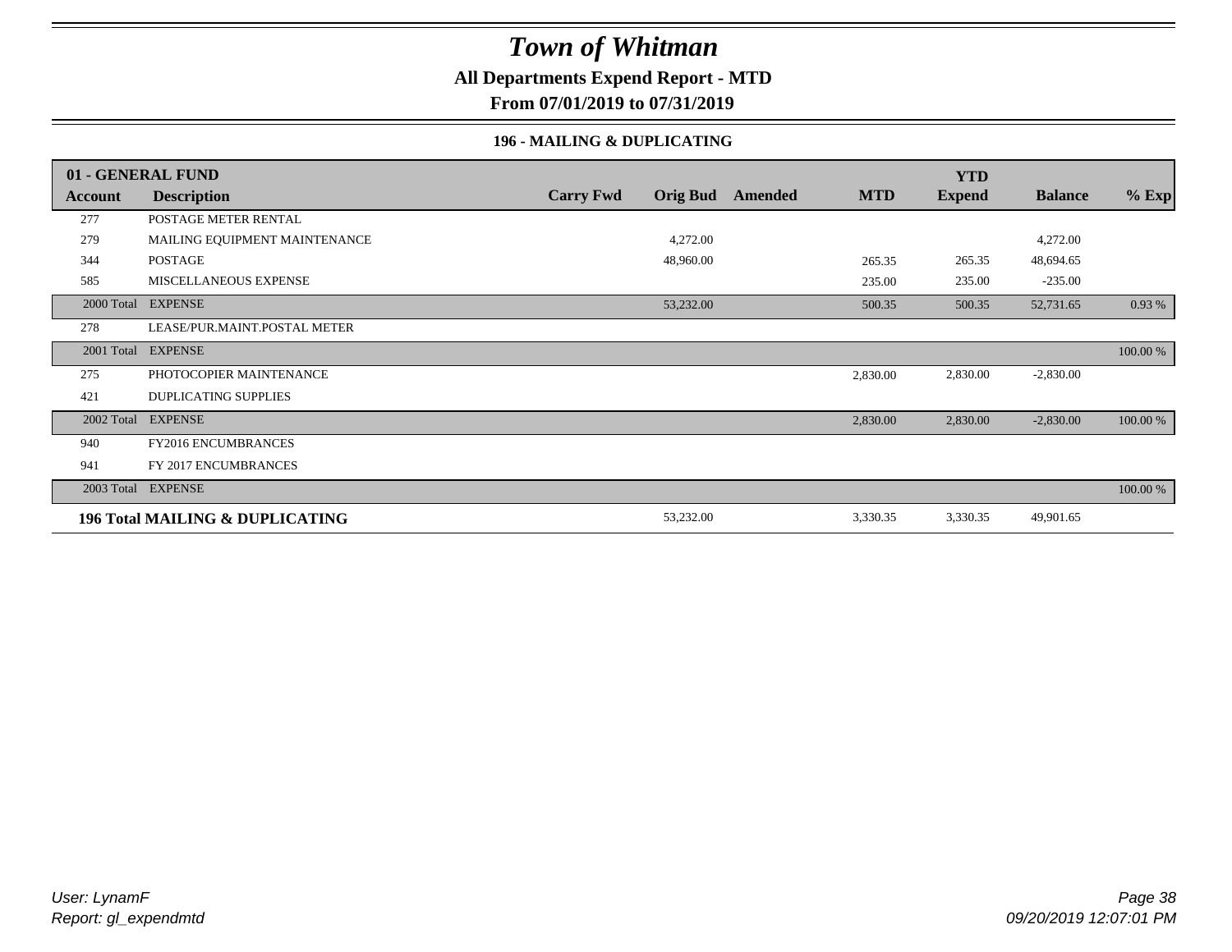# Town of Whitman

## All Departments Expend Report - MTD

### From 07/01/2019 to 07/31/2019

#### 196 - MAILING & DUPLICATING

| 01 - GENERAL FUND | | | | | | YTD | | |
|---|---|---|---|---|---|---|---|---|
| **Account** | **Description** | **Carry Fwd** | **Orig Bud** | **Amended** | **MTD** | **Expend** | **Balance** | **% Exp** |
| 277 | POSTAGE METER RENTAL | | | | | | | |
| 279 | MAILING EQUIPMENT MAINTENANCE | | 4,272.00 | | | | 4,272.00 | |
| 344 | POSTAGE | | 48,960.00 | | 265.35 | 265.35 | 48,694.65 | |
| 585 | MISCELLANEOUS EXPENSE | | | | 235.00 | 235.00 | -235.00 | |
| 2000 Total | EXPENSE | | 53,232.00 | | 500.35 | 500.35 | 52,731.65 | 0.93 % |
| 278 | LEASE/PUR.MAINT.POSTAL METER | | | | | | | |
| 2001 Total | EXPENSE | | | | | | | 100.00 % |
| 275 | PHOTOCOPIER MAINTENANCE | | | | 2,830.00 | 2,830.00 | -2,830.00 | |
| 421 | DUPLICATING SUPPLIES | | | | | | | |
| 2002 Total | EXPENSE | | | | 2,830.00 | 2,830.00 | -2,830.00 | 100.00 % |
| 940 | FY2016 ENCUMBRANCES | | | | | | | |
| 941 | FY 2017 ENCUMBRANCES | | | | | | | |
| 2003 Total | EXPENSE | | | | | | | 100.00 % |
| **196 Total MAILING & DUPLICATING** | | | 53,232.00 | | 3,330.35 | 3,330.35 | 49,901.65 | |

*User: LynamF*
*Report: gl_expendmtd*

*09/20/2019 12:07:01 PM*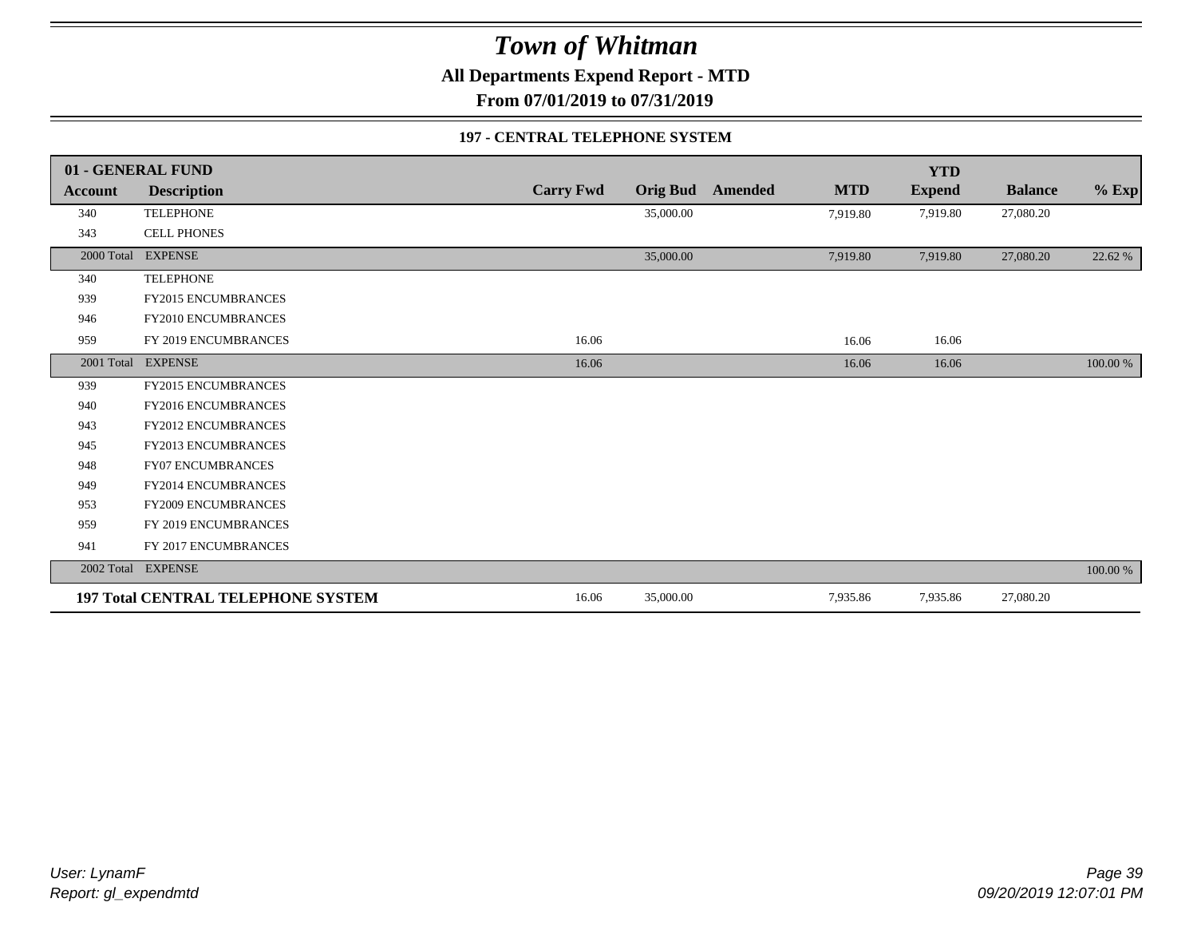# Town of Whitman

## All Departments Expend Report - MTD

## From 07/01/2019 to 07/31/2019

### 197 - CENTRAL TELEPHONE SYSTEM

| 01 - GENERAL FUND | | | | | | YTD | | |
|---|---|---|---|---|---|---|---|---|
| **Account** | **Description** | **Carry Fwd** | **Orig Bud** | **Amended** | **MTD** | **Expend** | **Balance** | **% Exp** |
| 340 | TELEPHONE | | 35,000.00 | | 7,919.80 | 7,919.80 | 27,080.20 | |
| 343 | CELL PHONES | | | | | | | |
| 2000 Total | EXPENSE | | 35,000.00 | | 7,919.80 | 7,919.80 | 27,080.20 | 22.62 % |
| 340 | TELEPHONE | | | | | | | |
| 939 | FY2015 ENCUMBRANCES | | | | | | | |
| 946 | FY2010 ENCUMBRANCES | | | | | | | |
| 959 | FY 2019 ENCUMBRANCES | 16.06 | | | 16.06 | 16.06 | | |
| 2001 Total | EXPENSE | 16.06 | | | 16.06 | 16.06 | | 100.00 % |
| 939 | FY2015 ENCUMBRANCES | | | | | | | |
| 940 | FY2016 ENCUMBRANCES | | | | | | | |
| 943 | FY2012 ENCUMBRANCES | | | | | | | |
| 945 | FY2013 ENCUMBRANCES | | | | | | | |
| 948 | FY07 ENCUMBRANCES | | | | | | | |
| 949 | FY2014 ENCUMBRANCES | | | | | | | |
| 953 | FY2009 ENCUMBRANCES | | | | | | | |
| 959 | FY 2019 ENCUMBRANCES | | | | | | | |
| 941 | FY 2017 ENCUMBRANCES | | | | | | | |
| 2002 Total | EXPENSE | | | | | | | 100.00 % |
| **197 Total CENTRAL TELEPHONE SYSTEM** | | 16.06 | 35,000.00 | | 7,935.86 | 7,935.86 | 27,080.20 | |

*User: LynamF*
*Report: gl_expendmtd*

*09/20/2019 12:07:01 PM*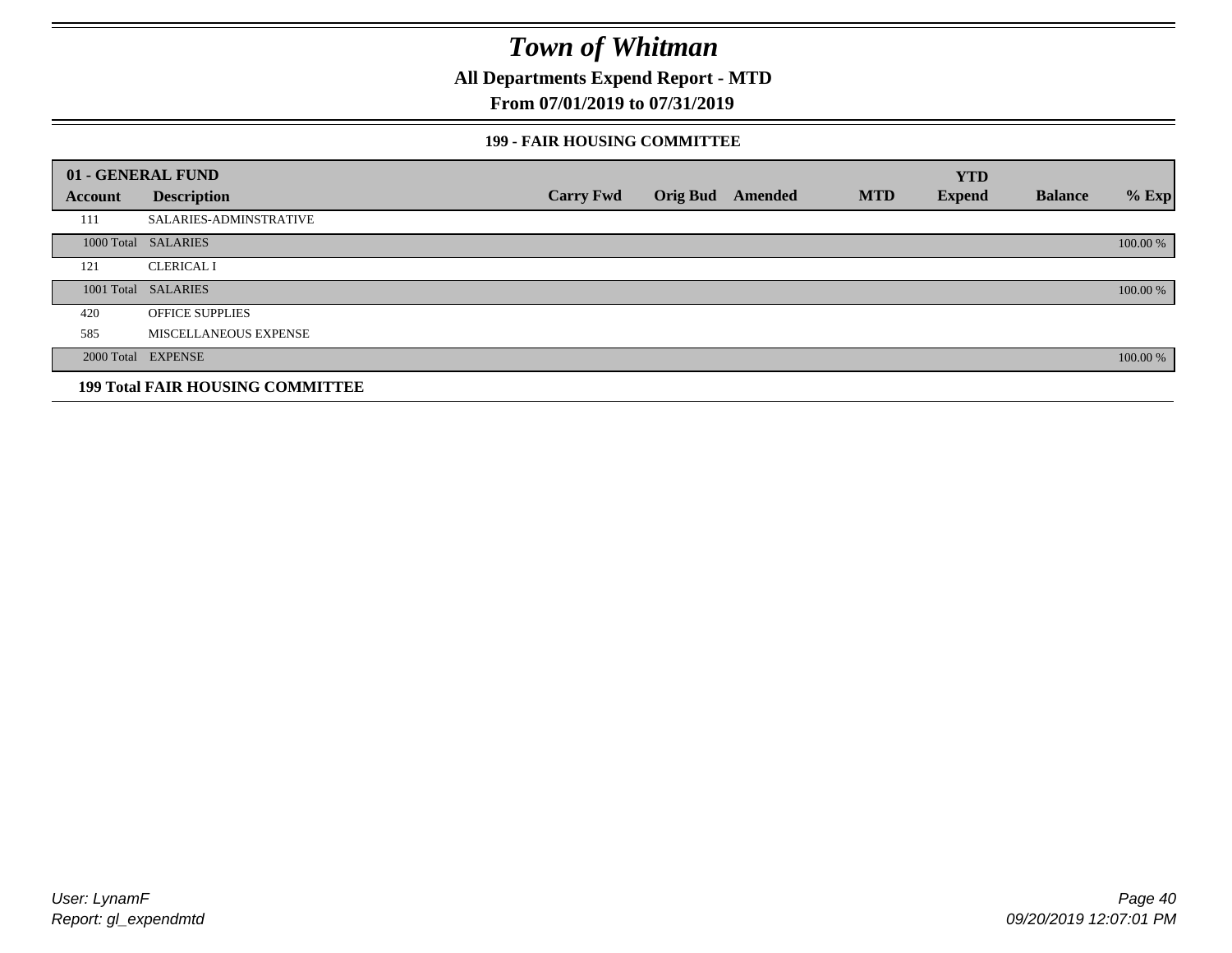# Town of Whitman

**All Departments Expend Report - MTD**

**From 07/01/2019 to 07/31/2019**

**199 - FAIR HOUSING COMMITTEE**

| 01 - GENERAL FUND | | | | | | YTD | | |
|---|---|---|---|---|---|---|---|---|
| **Account** | **Description** | **Carry Fwd** | **Orig Bud** | **Amended** | **MTD** | **Expend** | **Balance** | **% Exp** |
| 111 | SALARIES-ADMINSTRATIVE | | | | | | | |
| 1000 Total | SALARIES | | | | | | | 100.00 % |
| 121 | CLERICAL I | | | | | | | |
| 1001 Total | SALARIES | | | | | | | 100.00 % |
| 420 | OFFICE SUPPLIES | | | | | | | |
| 585 | MISCELLANEOUS EXPENSE | | | | | | | |
| 2000 Total | EXPENSE | | | | | | | 100.00 % |
| **199 Total FAIR HOUSING COMMITTEE** | | | | | | | | |

User: LynamF
Report: gl_expendmtd

09/20/2019 12:07:01 PM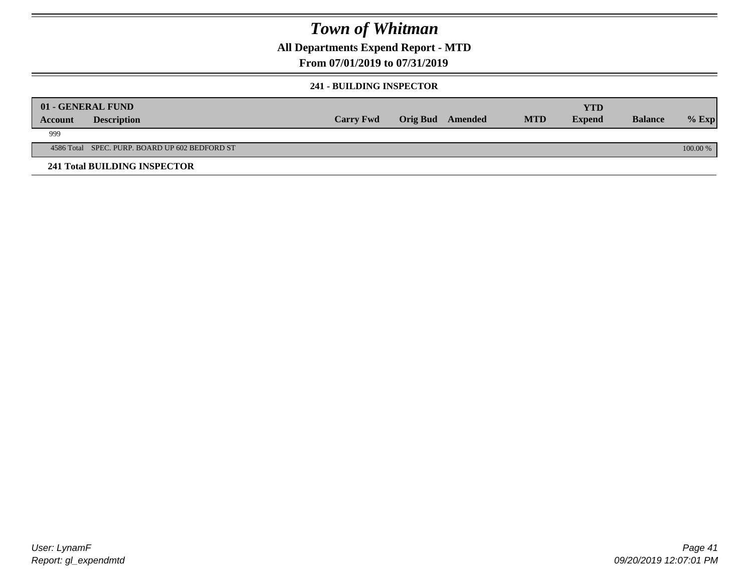# Town of Whitman

**All Departments Expend Report - MTD**

**From 07/01/2019 to 07/31/2019**

### 241 - BUILDING INSPECTOR

| 01 - GENERAL FUND<br>Account | Description | Carry Fwd | Orig Bud | Amended | MTD | YTD Expend | Balance | % Exp |
|---|---|---|---|---|---|---|---|---|
| 999 | | | | | | | | |
| 4586 Total | SPEC. PURP. BOARD UP 602 BEDFORD ST | | | | | | | 100.00 % |

**241 Total BUILDING INSPECTOR**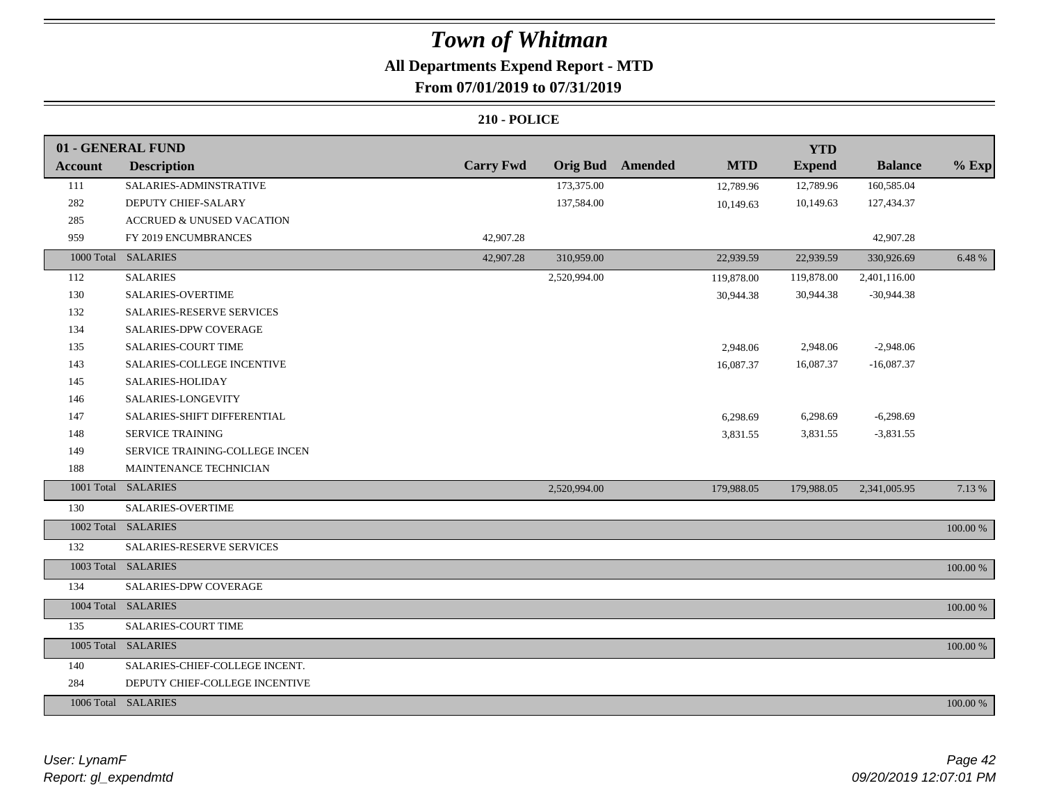# *Town of Whitman*

**All Departments Expend Report - MTD**

**From 07/01/2019 to 07/31/2019**

**210 - POLICE**

| 01 - GENERAL FUND | | | | | | | | |
|---|---|---|---|---|---|---|---|---|
| **Account** | **Description** | **Carry Fwd** | **Orig Bud** | **Amended** | **MTD** | **YTD Expend** | **Balance** | **% Exp** |
| 111 | SALARIES-ADMINSTRATIVE | | 173,375.00 | | 12,789.96 | 12,789.96 | 160,585.04 | |
| 282 | DEPUTY CHIEF-SALARY | | 137,584.00 | | 10,149.63 | 10,149.63 | 127,434.37 | |
| 285 | ACCRUED & UNUSED VACATION | | | | | | | |
| 959 | FY 2019 ENCUMBRANCES | 42,907.28 | | | | | 42,907.28 | |
| 1000 Total | SALARIES | 42,907.28 | 310,959.00 | | 22,939.59 | 22,939.59 | 330,926.69 | 6.48 % |
| 112 | SALARIES | | 2,520,994.00 | | 119,878.00 | 119,878.00 | 2,401,116.00 | |
| 130 | SALARIES-OVERTIME | | | | 30,944.38 | 30,944.38 | -30,944.38 | |
| 132 | SALARIES-RESERVE SERVICES | | | | | | | |
| 134 | SALARIES-DPW COVERAGE | | | | | | | |
| 135 | SALARIES-COURT TIME | | | | 2,948.06 | 2,948.06 | -2,948.06 | |
| 143 | SALARIES-COLLEGE INCENTIVE | | | | 16,087.37 | 16,087.37 | -16,087.37 | |
| 145 | SALARIES-HOLIDAY | | | | | | | |
| 146 | SALARIES-LONGEVITY | | | | | | | |
| 147 | SALARIES-SHIFT DIFFERENTIAL | | | | 6,298.69 | 6,298.69 | -6,298.69 | |
| 148 | SERVICE TRAINING | | | | 3,831.55 | 3,831.55 | -3,831.55 | |
| 149 | SERVICE TRAINING-COLLEGE INCEN | | | | | | | |
| 188 | MAINTENANCE TECHNICIAN | | | | | | | |
| 1001 Total | SALARIES | | 2,520,994.00 | | 179,988.05 | 179,988.05 | 2,341,005.95 | 7.13 % |
| 130 | SALARIES-OVERTIME | | | | | | | |
| 1002 Total | SALARIES | | | | | | | 100.00 % |
| 132 | SALARIES-RESERVE SERVICES | | | | | | | |
| 1003 Total | SALARIES | | | | | | | 100.00 % |
| 134 | SALARIES-DPW COVERAGE | | | | | | | |
| 1004 Total | SALARIES | | | | | | | 100.00 % |
| 135 | SALARIES-COURT TIME | | | | | | | |
| 1005 Total | SALARIES | | | | | | | 100.00 % |
| 140 | SALARIES-CHIEF-COLLEGE INCENT. | | | | | | | |
| 284 | DEPUTY CHIEF-COLLEGE INCENTIVE | | | | | | | |
| 1006 Total | SALARIES | | | | | | | 100.00 % |

*User: LynamF*
*Report: gl_expendmtd*

*09/20/2019 12:07:01 PM*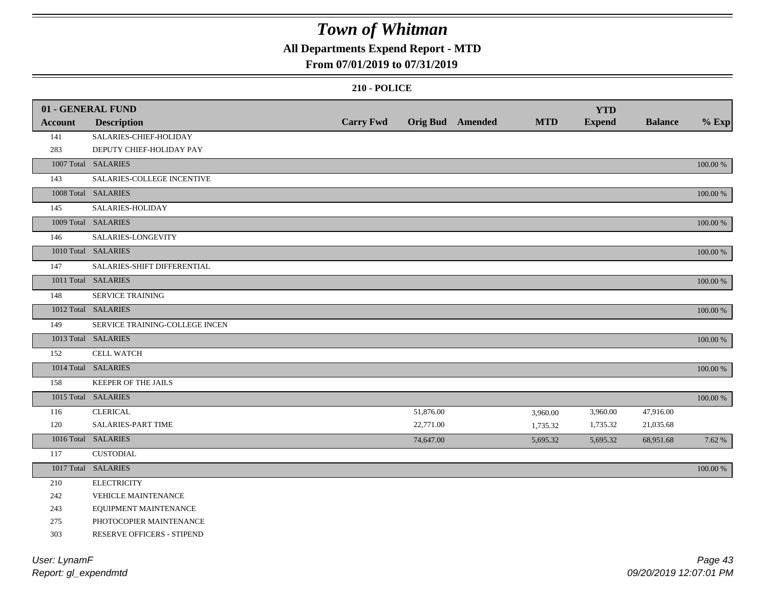# *Town of Whitman*

**All Departments Expend Report - MTD**

**From 07/01/2019 to 07/31/2019**

**210 - POLICE**

| 01 - GENERAL FUND | | | | | | | | |
|---|---|---|---|---|---|---|---|---|
| **Account** | **Description** | **Carry Fwd** | **Orig Bud** | **Amended** | **MTD** | **YTD Expend** | **Balance** | **% Exp** |
| 141 | SALARIES-CHIEF-HOLIDAY | | | | | | | |
| 283 | DEPUTY CHIEF-HOLIDAY PAY | | | | | | | |
| 1007 Total | SALARIES | | | | | | | 100.00 % |
| 143 | SALARIES-COLLEGE INCENTIVE | | | | | | | |
| 1008 Total | SALARIES | | | | | | | 100.00 % |
| 145 | SALARIES-HOLIDAY | | | | | | | |
| 1009 Total | SALARIES | | | | | | | 100.00 % |
| 146 | SALARIES-LONGEVITY | | | | | | | |
| 1010 Total | SALARIES | | | | | | | 100.00 % |
| 147 | SALARIES-SHIFT DIFFERENTIAL | | | | | | | |
| 1011 Total | SALARIES | | | | | | | 100.00 % |
| 148 | SERVICE TRAINING | | | | | | | |
| 1012 Total | SALARIES | | | | | | | 100.00 % |
| 149 | SERVICE TRAINING-COLLEGE INCEN | | | | | | | |
| 1013 Total | SALARIES | | | | | | | 100.00 % |
| 152 | CELL WATCH | | | | | | | |
| 1014 Total | SALARIES | | | | | | | 100.00 % |
| 158 | KEEPER OF THE JAILS | | | | | | | |
| 1015 Total | SALARIES | | | | | | | 100.00 % |
| 116 | CLERICAL | | 51,876.00 | | 3,960.00 | 3,960.00 | 47,916.00 | |
| 120 | SALARIES-PART TIME | | 22,771.00 | | 1,735.32 | 1,735.32 | 21,035.68 | |
| 1016 Total | SALARIES | | 74,647.00 | | 5,695.32 | 5,695.32 | 68,951.68 | 7.62 % |
| 117 | CUSTODIAL | | | | | | | |
| 1017 Total | SALARIES | | | | | | | 100.00 % |
| 210 | ELECTRICITY | | | | | | | |
| 242 | VEHICLE MAINTENANCE | | | | | | | |
| 243 | EQUIPMENT MAINTENANCE | | | | | | | |
| 275 | PHOTOCOPIER MAINTENANCE | | | | | | | |
| 303 | RESERVE OFFICERS - STIPEND | | | | | | | |

*User: LynamF*

*Report: gl_expendmtd*

*09/20/2019 12:07:01 PM*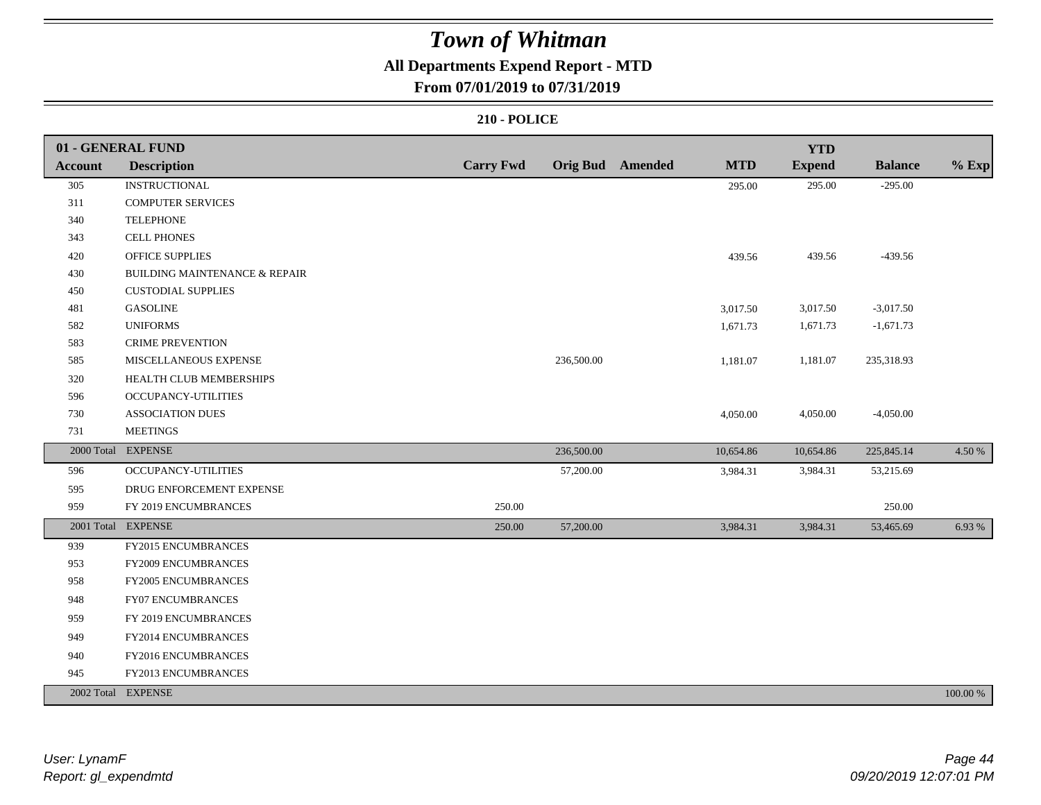# *Town of Whitman*

**All Departments Expend Report - MTD**

**From 07/01/2019 to 07/31/2019**

**210 - POLICE**

| 01 - GENERAL FUND | | | | | | YTD | | |
|---|---|---|---|---|---|---|---|---|
| **Account** | **Description** | **Carry Fwd** | **Orig Bud** | **Amended** | **MTD** | **Expend** | **Balance** | **% Exp** |
| 305 | INSTRUCTIONAL | | | | 295.00 | 295.00 | -295.00 | |
| 311 | COMPUTER SERVICES | | | | | | | |
| 340 | TELEPHONE | | | | | | | |
| 343 | CELL PHONES | | | | | | | |
| 420 | OFFICE SUPPLIES | | | | 439.56 | 439.56 | -439.56 | |
| 430 | BUILDING MAINTENANCE & REPAIR | | | | | | | |
| 450 | CUSTODIAL SUPPLIES | | | | | | | |
| 481 | GASOLINE | | | | 3,017.50 | 3,017.50 | -3,017.50 | |
| 582 | UNIFORMS | | | | 1,671.73 | 1,671.73 | -1,671.73 | |
| 583 | CRIME PREVENTION | | | | | | | |
| 585 | MISCELLANEOUS EXPENSE | | 236,500.00 | | 1,181.07 | 1,181.07 | 235,318.93 | |
| 320 | HEALTH CLUB MEMBERSHIPS | | | | | | | |
| 596 | OCCUPANCY-UTILITIES | | | | | | | |
| 730 | ASSOCIATION DUES | | | | 4,050.00 | 4,050.00 | -4,050.00 | |
| 731 | MEETINGS | | | | | | | |
| 2000 Total | EXPENSE | | 236,500.00 | | 10,654.86 | 10,654.86 | 225,845.14 | 4.50 % |
| 596 | OCCUPANCY-UTILITIES | | 57,200.00 | | 3,984.31 | 3,984.31 | 53,215.69 | |
| 595 | DRUG ENFORCEMENT EXPENSE | | | | | | | |
| 959 | FY 2019 ENCUMBRANCES | 250.00 | | | | | 250.00 | |
| 2001 Total | EXPENSE | 250.00 | 57,200.00 | | 3,984.31 | 3,984.31 | 53,465.69 | 6.93 % |
| 939 | FY2015 ENCUMBRANCES | | | | | | | |
| 953 | FY2009 ENCUMBRANCES | | | | | | | |
| 958 | FY2005 ENCUMBRANCES | | | | | | | |
| 948 | FY07 ENCUMBRANCES | | | | | | | |
| 959 | FY 2019 ENCUMBRANCES | | | | | | | |
| 949 | FY2014 ENCUMBRANCES | | | | | | | |
| 940 | FY2016 ENCUMBRANCES | | | | | | | |
| 945 | FY2013 ENCUMBRANCES | | | | | | | |
| 2002 Total | EXPENSE | | | | | | | 100.00 % |

*User: LynamF*
*Report: gl_expendmtd*
*09/20/2019 12:07:01 PM*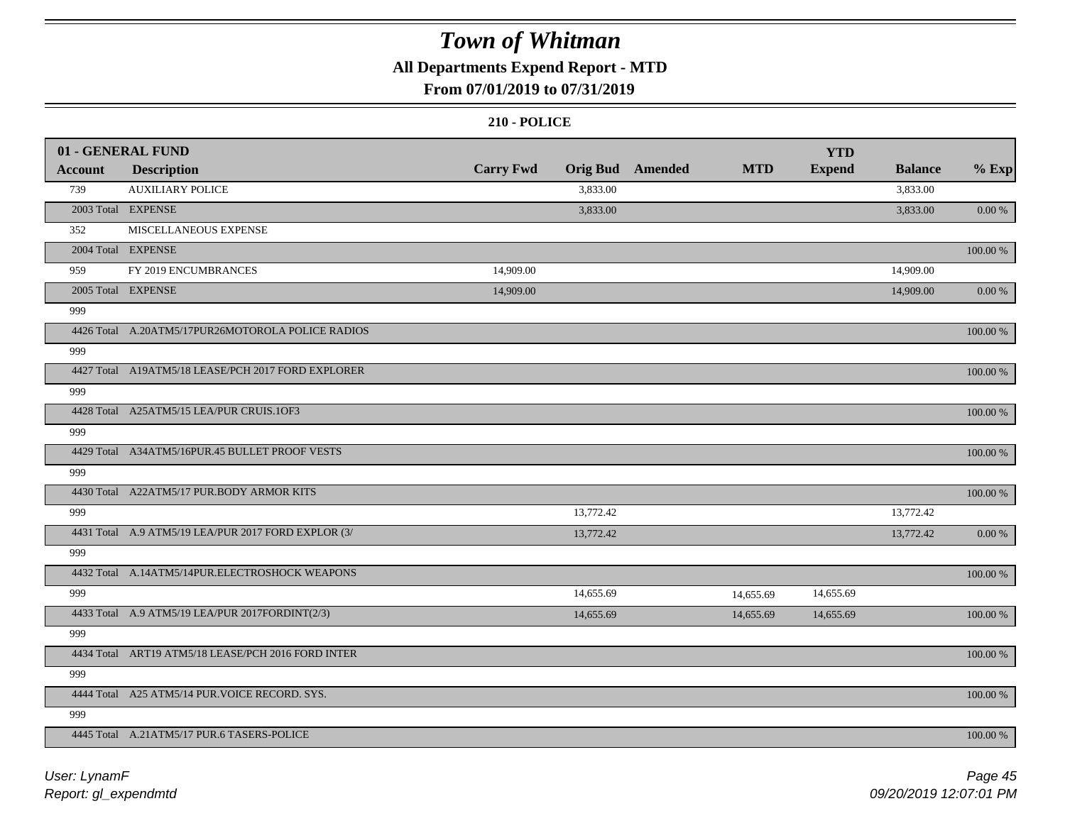# Town of Whitman

## All Departments Expend Report - MTD

### From 07/01/2019 to 07/31/2019

#### 210 - POLICE

| 01 - GENERAL FUND | | | | | | YTD | | |
|---|---|---|---|---|---|---|---|---|
| Account | Description | Carry Fwd | Orig Bud | Amended | MTD | Expend | Balance | % Exp |
| 739 | AUXILIARY POLICE | | 3,833.00 | | | | 3,833.00 | |
| 2003 Total | EXPENSE | | 3,833.00 | | | | 3,833.00 | 0.00 % |
| 352 | MISCELLANEOUS EXPENSE | | | | | | | |
| 2004 Total | EXPENSE | | | | | | | 100.00 % |
| 959 | FY 2019 ENCUMBRANCES | 14,909.00 | | | | | 14,909.00 | |
| 2005 Total | EXPENSE | 14,909.00 | | | | | 14,909.00 | 0.00 % |
| 999 | | | | | | | | |
| 4426 Total | A.20ATM5/17PUR26MOTOROLA POLICE RADIOS | | | | | | | 100.00 % |
| 999 | | | | | | | | |
| 4427 Total | A19ATM5/18 LEASE/PCH 2017 FORD EXPLORER | | | | | | | 100.00 % |
| 999 | | | | | | | | |
| 4428 Total | A25ATM5/15 LEA/PUR CRUIS.1OF3 | | | | | | | 100.00 % |
| 999 | | | | | | | | |
| 4429 Total | A34ATM5/16PUR.45 BULLET PROOF VESTS | | | | | | | 100.00 % |
| 999 | | | | | | | | |
| 4430 Total | A22ATM5/17 PUR.BODY ARMOR KITS | | | | | | | 100.00 % |
| 999 | | | 13,772.42 | | | | 13,772.42 | |
| 4431 Total | A.9 ATM5/19 LEA/PUR 2017 FORD EXPLOR (3/ | | 13,772.42 | | | | 13,772.42 | 0.00 % |
| 999 | | | | | | | | |
| 4432 Total | A.14ATM5/14PUR.ELECTROSHOCK WEAPONS | | | | | | | 100.00 % |
| 999 | | | 14,655.69 | | 14,655.69 | 14,655.69 | | |
| 4433 Total | A.9 ATM5/19 LEA/PUR 2017FORDINT(2/3) | | 14,655.69 | | 14,655.69 | 14,655.69 | | 100.00 % |
| 999 | | | | | | | | |
| 4434 Total | ART19 ATM5/18 LEASE/PCH 2016 FORD INTER | | | | | | | 100.00 % |
| 999 | | | | | | | | |
| 4444 Total | A25 ATM5/14 PUR.VOICE RECORD. SYS. | | | | | | | 100.00 % |
| 999 | | | | | | | | |
| 4445 Total | A.21ATM5/17 PUR.6 TASERS-POLICE | | | | | | | 100.00 % |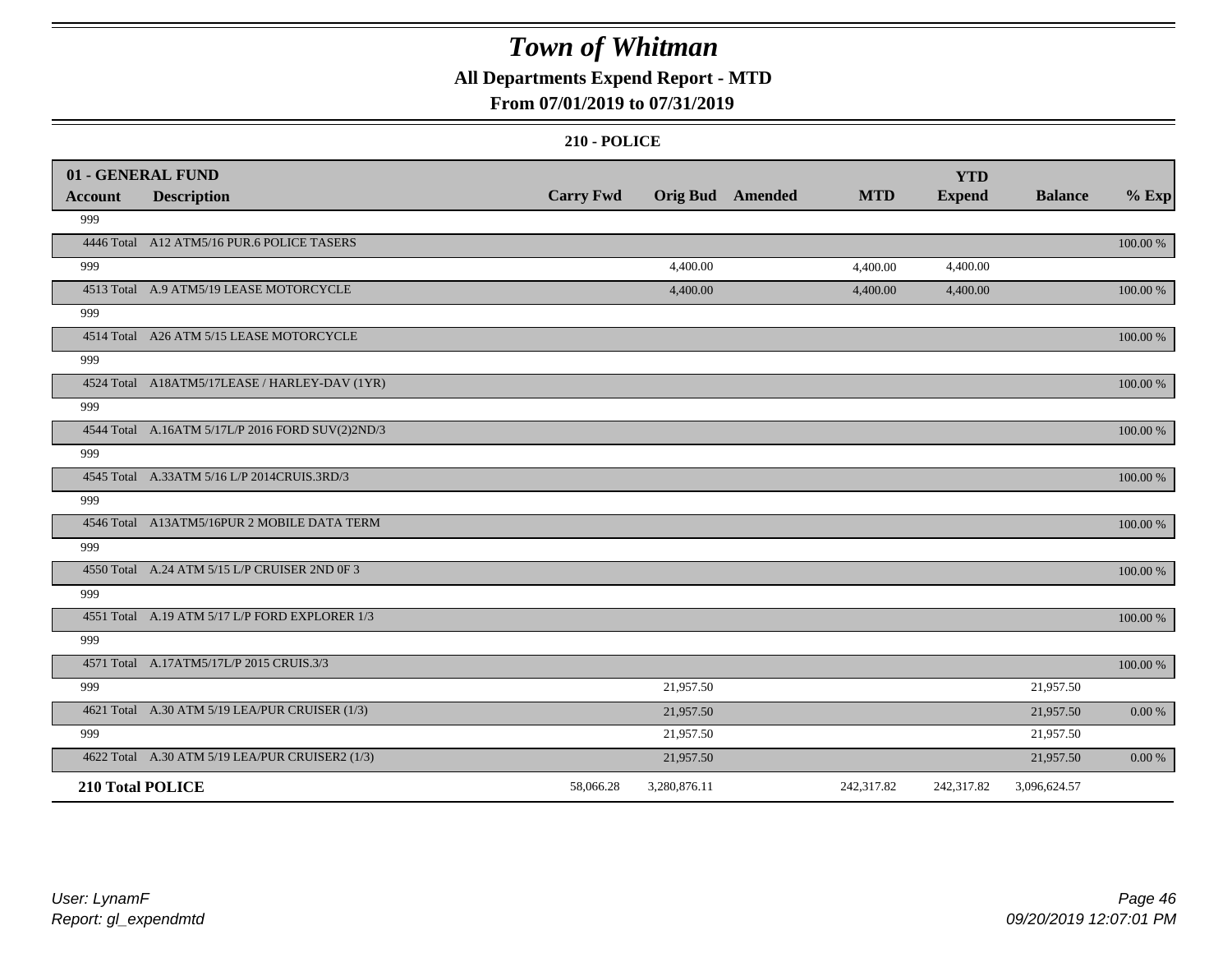# Town of Whitman

## All Departments Expend Report - MTD

### From 07/01/2019 to 07/31/2019

#### 210 - POLICE

| 01 - GENERAL FUND | | | | | | YTD | | |
|---|---|---|---|---|---|---|---|---|
| **Account** | **Description** | **Carry Fwd** | **Orig Bud** | **Amended** | **MTD** | **Expend** | **Balance** | **% Exp** |
| 999 | | | | | | | | |
| 4446 Total | A12 ATM5/16 PUR.6 POLICE TASERS | | | | | | | 100.00 % |
| 999 | | | 4,400.00 | | 4,400.00 | 4,400.00 | | |
| 4513 Total | A.9 ATM5/19 LEASE MOTORCYCLE | | 4,400.00 | | 4,400.00 | 4,400.00 | | 100.00 % |
| 999 | | | | | | | | |
| 4514 Total | A26 ATM 5/15 LEASE MOTORCYCLE | | | | | | | 100.00 % |
| 999 | | | | | | | | |
| 4524 Total | A18ATM5/17LEASE / HARLEY-DAV (1YR) | | | | | | | 100.00 % |
| 999 | | | | | | | | |
| 4544 Total | A.16ATM 5/17L/P 2016 FORD SUV(2)2ND/3 | | | | | | | 100.00 % |
| 999 | | | | | | | | |
| 4545 Total | A.33ATM 5/16 L/P 2014CRUIS.3RD/3 | | | | | | | 100.00 % |
| 999 | | | | | | | | |
| 4546 Total | A13ATM5/16PUR 2 MOBILE DATA TERM | | | | | | | 100.00 % |
| 999 | | | | | | | | |
| 4550 Total | A.24 ATM 5/15 L/P CRUISER 2ND 0F 3 | | | | | | | 100.00 % |
| 999 | | | | | | | | |
| 4551 Total | A.19 ATM 5/17 L/P FORD EXPLORER 1/3 | | | | | | | 100.00 % |
| 999 | | | | | | | | |
| 4571 Total | A.17ATM5/17L/P 2015 CRUIS.3/3 | | | | | | | 100.00 % |
| 999 | | | 21,957.50 | | | | 21,957.50 | |
| 4621 Total | A.30 ATM 5/19 LEA/PUR CRUISER (1/3) | | 21,957.50 | | | | 21,957.50 | 0.00 % |
| 999 | | | 21,957.50 | | | | 21,957.50 | |
| 4622 Total | A.30 ATM 5/19 LEA/PUR CRUISER2 (1/3) | | 21,957.50 | | | | 21,957.50 | 0.00 % |
| **210 Total POLICE** | | 58,066.28 | 3,280,876.11 | | 242,317.82 | 242,317.82 | 3,096,624.57 | |

*User: LynamF*
*Report: gl_expendmtd*

*09/20/2019 12:07:01 PM*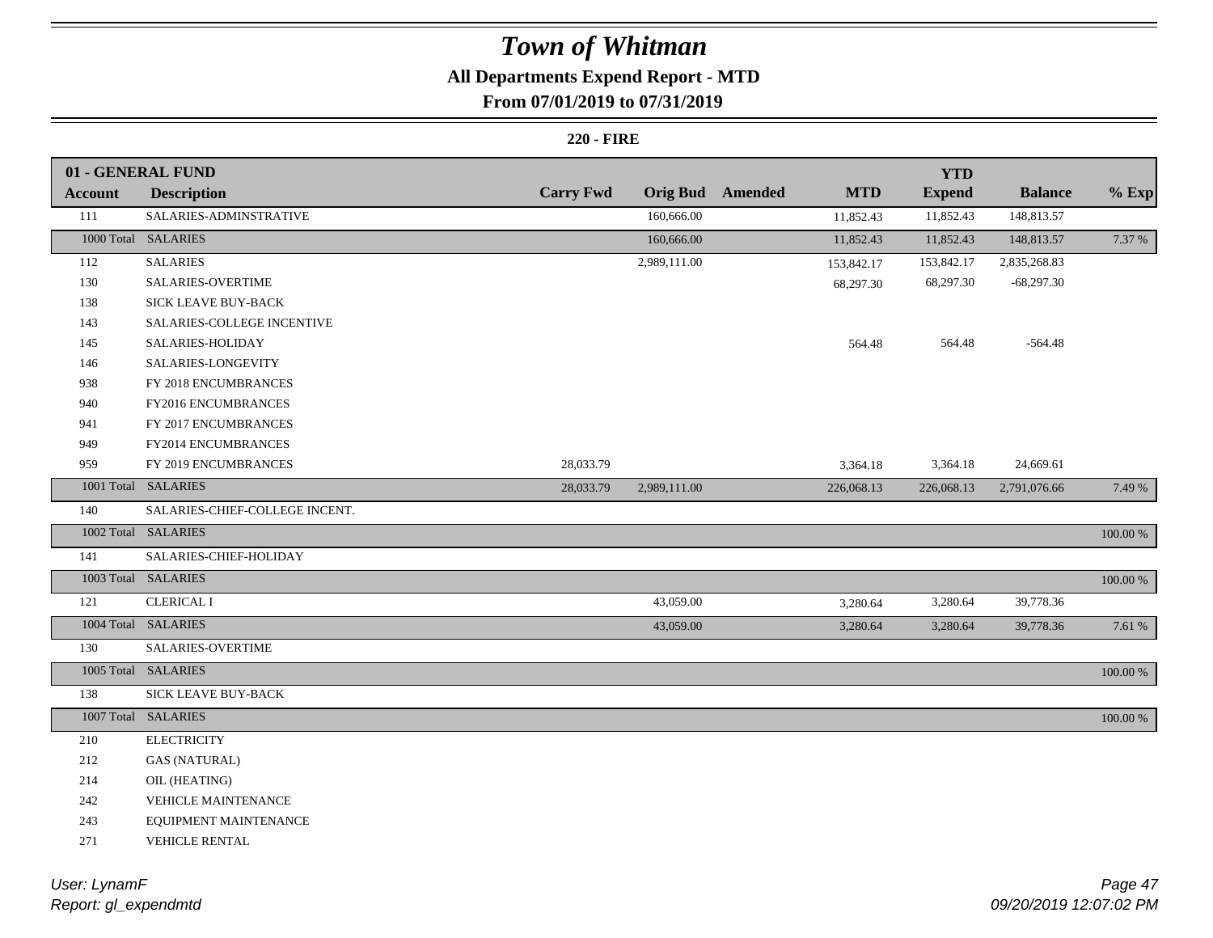# Town of Whitman

## All Departments Expend Report - MTD

### From 07/01/2019 to 07/31/2019

#### 220 - FIRE

| 01 - GENERAL FUND | | | | | | YTD | | |
|---|---|---|---|---|---|---|---|---|
| **Account** | **Description** | **Carry Fwd** | **Orig Bud** | **Amended** | **MTD** | **Expend** | **Balance** | **% Exp** |
| 111 | SALARIES-ADMINSTRATIVE | | 160,666.00 | | 11,852.43 | 11,852.43 | 148,813.57 | |
| 1000 Total | SALARIES | | 160,666.00 | | 11,852.43 | 11,852.43 | 148,813.57 | 7.37 % |
| 112 | SALARIES | | 2,989,111.00 | | 153,842.17 | 153,842.17 | 2,835,268.83 | |
| 130 | SALARIES-OVERTIME | | | | 68,297.30 | 68,297.30 | -68,297.30 | |
| 138 | SICK LEAVE BUY-BACK | | | | | | | |
| 143 | SALARIES-COLLEGE INCENTIVE | | | | | | | |
| 145 | SALARIES-HOLIDAY | | | | 564.48 | 564.48 | -564.48 | |
| 146 | SALARIES-LONGEVITY | | | | | | | |
| 938 | FY 2018 ENCUMBRANCES | | | | | | | |
| 940 | FY2016 ENCUMBRANCES | | | | | | | |
| 941 | FY 2017 ENCUMBRANCES | | | | | | | |
| 949 | FY2014 ENCUMBRANCES | | | | | | | |
| 959 | FY 2019 ENCUMBRANCES | 28,033.79 | | | 3,364.18 | 3,364.18 | 24,669.61 | |
| 1001 Total | SALARIES | 28,033.79 | 2,989,111.00 | | 226,068.13 | 226,068.13 | 2,791,076.66 | 7.49 % |
| 140 | SALARIES-CHIEF-COLLEGE INCENT. | | | | | | | |
| 1002 Total | SALARIES | | | | | | | 100.00 % |
| 141 | SALARIES-CHIEF-HOLIDAY | | | | | | | |
| 1003 Total | SALARIES | | | | | | | 100.00 % |
| 121 | CLERICAL I | | 43,059.00 | | 3,280.64 | 3,280.64 | 39,778.36 | |
| 1004 Total | SALARIES | | 43,059.00 | | 3,280.64 | 3,280.64 | 39,778.36 | 7.61 % |
| 130 | SALARIES-OVERTIME | | | | | | | |
| 1005 Total | SALARIES | | | | | | | 100.00 % |
| 138 | SICK LEAVE BUY-BACK | | | | | | | |
| 1007 Total | SALARIES | | | | | | | 100.00 % |
| 210 | ELECTRICITY | | | | | | | |
| 212 | GAS (NATURAL) | | | | | | | |
| 214 | OIL (HEATING) | | | | | | | |
| 242 | VEHICLE MAINTENANCE | | | | | | | |
| 243 | EQUIPMENT MAINTENANCE | | | | | | | |
| 271 | VEHICLE RENTAL | | | | | | | |

*User: LynamF*
*Report: gl_expendmtd*
*09/20/2019 12:07:02 PM*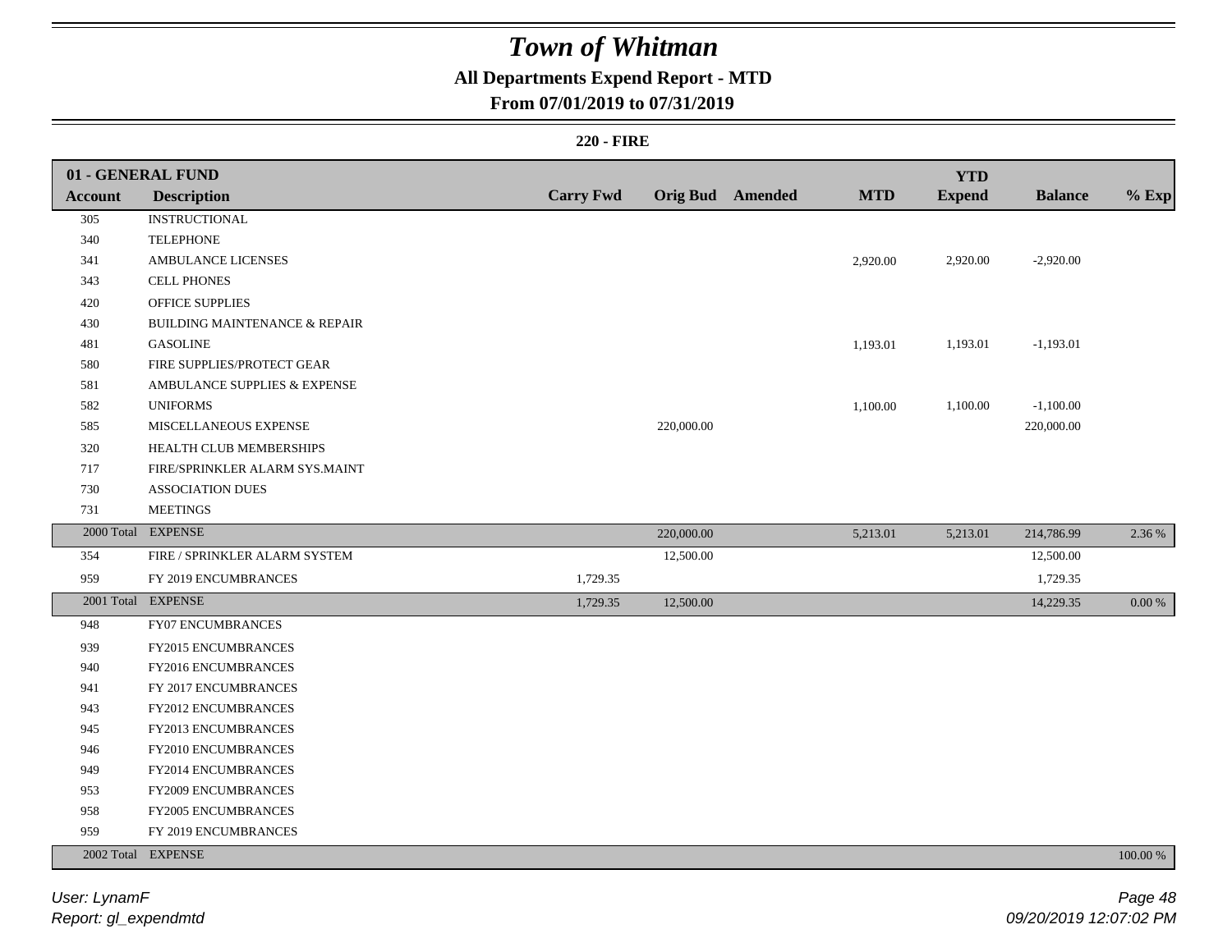# Town of Whitman

## All Departments Expend Report - MTD

### From 07/01/2019 to 07/31/2019

**220 - FIRE**

| 01 - GENERAL FUND | | | | | | | | |
|---|---|---|---|---|---|---|---|---|
| **Account** | **Description** | **Carry Fwd** | **Orig Bud** | **Amended** | **MTD** | **YTD Expend** | **Balance** | **% Exp** |
| 305 | INSTRUCTIONAL | | | | | | | |
| 340 | TELEPHONE | | | | | | | |
| 341 | AMBULANCE LICENSES | | | | 2,920.00 | 2,920.00 | -2,920.00 | |
| 343 | CELL PHONES | | | | | | | |
| 420 | OFFICE SUPPLIES | | | | | | | |
| 430 | BUILDING MAINTENANCE & REPAIR | | | | | | | |
| 481 | GASOLINE | | | | 1,193.01 | 1,193.01 | -1,193.01 | |
| 580 | FIRE SUPPLIES/PROTECT GEAR | | | | | | | |
| 581 | AMBULANCE SUPPLIES & EXPENSE | | | | | | | |
| 582 | UNIFORMS | | | | 1,100.00 | 1,100.00 | -1,100.00 | |
| 585 | MISCELLANEOUS EXPENSE | | 220,000.00 | | | | 220,000.00 | |
| 320 | HEALTH CLUB MEMBERSHIPS | | | | | | | |
| 717 | FIRE/SPRINKLER ALARM SYS.MAINT | | | | | | | |
| 730 | ASSOCIATION DUES | | | | | | | |
| 731 | MEETINGS | | | | | | | |
| 2000 Total | EXPENSE | | 220,000.00 | | 5,213.01 | 5,213.01 | 214,786.99 | 2.36 % |
| 354 | FIRE / SPRINKLER ALARM SYSTEM | | 12,500.00 | | | | 12,500.00 | |
| 959 | FY 2019 ENCUMBRANCES | 1,729.35 | | | | | 1,729.35 | |
| 2001 Total | EXPENSE | 1,729.35 | 12,500.00 | | | | 14,229.35 | 0.00 % |
| 948 | FY07 ENCUMBRANCES | | | | | | | |
| 939 | FY2015 ENCUMBRANCES | | | | | | | |
| 940 | FY2016 ENCUMBRANCES | | | | | | | |
| 941 | FY 2017 ENCUMBRANCES | | | | | | | |
| 943 | FY2012 ENCUMBRANCES | | | | | | | |
| 945 | FY2013 ENCUMBRANCES | | | | | | | |
| 946 | FY2010 ENCUMBRANCES | | | | | | | |
| 949 | FY2014 ENCUMBRANCES | | | | | | | |
| 953 | FY2009 ENCUMBRANCES | | | | | | | |
| 958 | FY2005 ENCUMBRANCES | | | | | | | |
| 959 | FY 2019 ENCUMBRANCES | | | | | | | |
| 2002 Total | EXPENSE | | | | | | | 100.00 % |

*User: LynamF*
*Report: gl_expendmtd*

*09/20/2019 12:07:02 PM*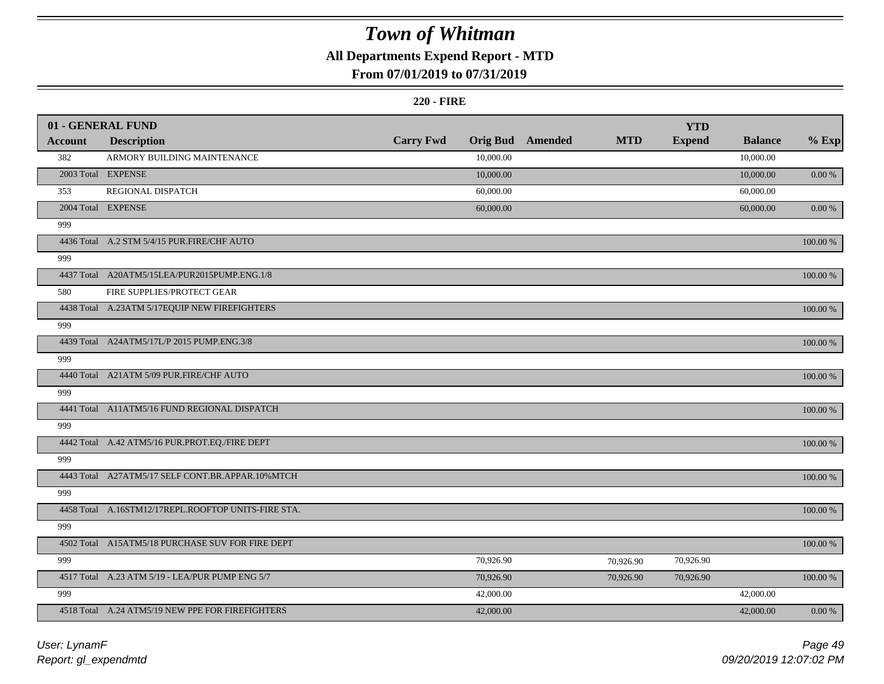# Town of Whitman

## All Departments Expend Report - MTD

### From 07/01/2019 to 07/31/2019

**220 - FIRE**

| 01 - GENERAL FUND | | | | | | YTD | | |
|---|---|---|---|---|---|---|---|---|
| **Account** | **Description** | **Carry Fwd** | **Orig Bud** | **Amended** | **MTD** | **Expend** | **Balance** | **% Exp** |
| 382 | ARMORY BUILDING MAINTENANCE | | 10,000.00 | | | | 10,000.00 | |
| 2003 Total | EXPENSE | | 10,000.00 | | | | 10,000.00 | 0.00 % |
| 353 | REGIONAL DISPATCH | | 60,000.00 | | | | 60,000.00 | |
| 2004 Total | EXPENSE | | 60,000.00 | | | | 60,000.00 | 0.00 % |
| 999 | | | | | | | | |
| 4436 Total | A.2 STM 5/4/15 PUR.FIRE/CHF AUTO | | | | | | | 100.00 % |
| 999 | | | | | | | | |
| 4437 Total | A20ATM5/15LEA/PUR2015PUMP.ENG.1/8 | | | | | | | 100.00 % |
| 580 | FIRE SUPPLIES/PROTECT GEAR | | | | | | | |
| 4438 Total | A.23ATM 5/17EQUIP NEW FIREFIGHTERS | | | | | | | 100.00 % |
| 999 | | | | | | | | |
| 4439 Total | A24ATM5/17L/P 2015 PUMP.ENG.3/8 | | | | | | | 100.00 % |
| 999 | | | | | | | | |
| 4440 Total | A21ATM 5/09 PUR.FIRE/CHF AUTO | | | | | | | 100.00 % |
| 999 | | | | | | | | |
| 4441 Total | A11ATM5/16 FUND REGIONAL DISPATCH | | | | | | | 100.00 % |
| 999 | | | | | | | | |
| 4442 Total | A.42 ATM5/16 PUR.PROT.EQ./FIRE DEPT | | | | | | | 100.00 % |
| 999 | | | | | | | | |
| 4443 Total | A27ATM5/17 SELF CONT.BR.APPAR.10%MTCH | | | | | | | 100.00 % |
| 999 | | | | | | | | |
| 4458 Total | A.16STM12/17REPL.ROOFTOP UNITS-FIRE STA. | | | | | | | 100.00 % |
| 999 | | | | | | | | |
| 4502 Total | A15ATM5/18 PURCHASE SUV FOR FIRE DEPT | | | | | | | 100.00 % |
| 999 | | | 70,926.90 | | 70,926.90 | 70,926.90 | | |
| 4517 Total | A.23 ATM 5/19 - LEA/PUR PUMP ENG 5/7 | | 70,926.90 | | 70,926.90 | 70,926.90 | | 100.00 % |
| 999 | | | 42,000.00 | | | | 42,000.00 | |
| 4518 Total | A.24 ATM5/19 NEW PPE FOR FIREFIGHTERS | | 42,000.00 | | | | 42,000.00 | 0.00 % |

*User: LynamF*
*Report: gl_expendmtd*

*09/20/2019 12:07:02 PM*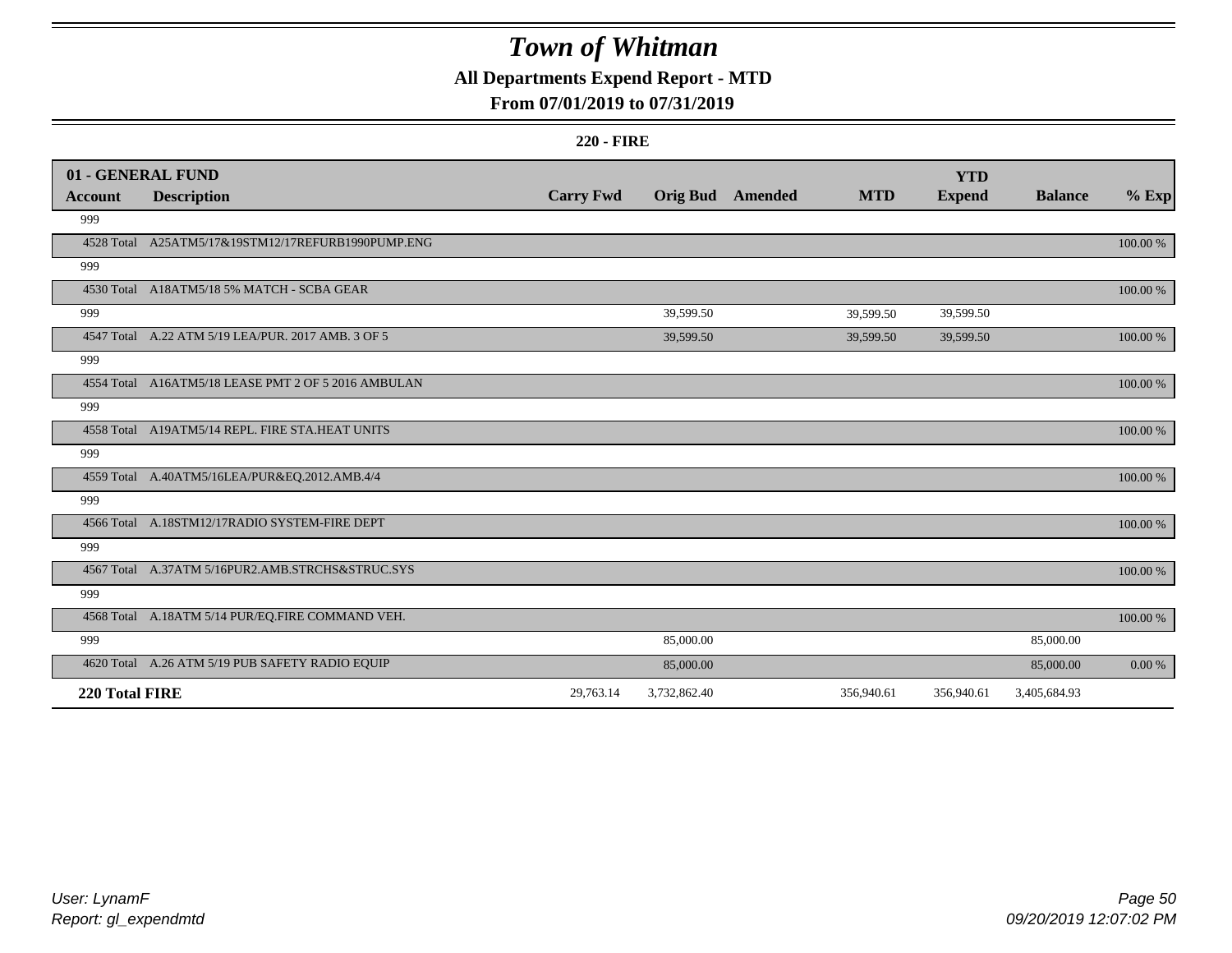# Town of Whitman

**All Departments Expend Report - MTD**

**From 07/01/2019 to 07/31/2019**

**220 - FIRE**

| 01 - GENERAL FUND | | | | | | | | |
|---|---|---|---|---|---|---|---|---|
| **Account** | **Description** | **Carry Fwd** | **Orig Bud** | **Amended** | **MTD** | **YTD Expend** | **Balance** | **% Exp** |
| 999 | | | | | | | | |
| 4528 Total | A25ATM5/17&19STM12/17REFURB1990PUMP.ENG | | | | | | | 100.00 % |
| 999 | | | | | | | | |
| 4530 Total | A18ATM5/18 5% MATCH - SCBA GEAR | | | | | | | 100.00 % |
| 999 | | | 39,599.50 | | 39,599.50 | 39,599.50 | | |
| 4547 Total | A.22 ATM 5/19 LEA/PUR. 2017 AMB. 3 OF 5 | | 39,599.50 | | 39,599.50 | 39,599.50 | | 100.00 % |
| 999 | | | | | | | | |
| 4554 Total | A16ATM5/18 LEASE PMT 2 OF 5 2016 AMBULAN | | | | | | | 100.00 % |
| 999 | | | | | | | | |
| 4558 Total | A19ATM5/14 REPL. FIRE STA.HEAT UNITS | | | | | | | 100.00 % |
| 999 | | | | | | | | |
| 4559 Total | A.40ATM5/16LEA/PUR&EQ.2012.AMB.4/4 | | | | | | | 100.00 % |
| 999 | | | | | | | | |
| 4566 Total | A.18STM12/17RADIO SYSTEM-FIRE DEPT | | | | | | | 100.00 % |
| 999 | | | | | | | | |
| 4567 Total | A.37ATM 5/16PUR2.AMB.STRCHS&STRUC.SYS | | | | | | | 100.00 % |
| 999 | | | | | | | | |
| 4568 Total | A.18ATM 5/14 PUR/EQ.FIRE COMMAND VEH. | | | | | | | 100.00 % |
| 999 | | | 85,000.00 | | | | 85,000.00 | |
| 4620 Total | A.26 ATM 5/19 PUB SAFETY RADIO EQUIP | | 85,000.00 | | | | 85,000.00 | 0.00 % |
| **220 Total FIRE** | | 29,763.14 | 3,732,862.40 | | 356,940.61 | 356,940.61 | 3,405,684.93 | |

*User: LynamF*
*Report: gl_expendmtd*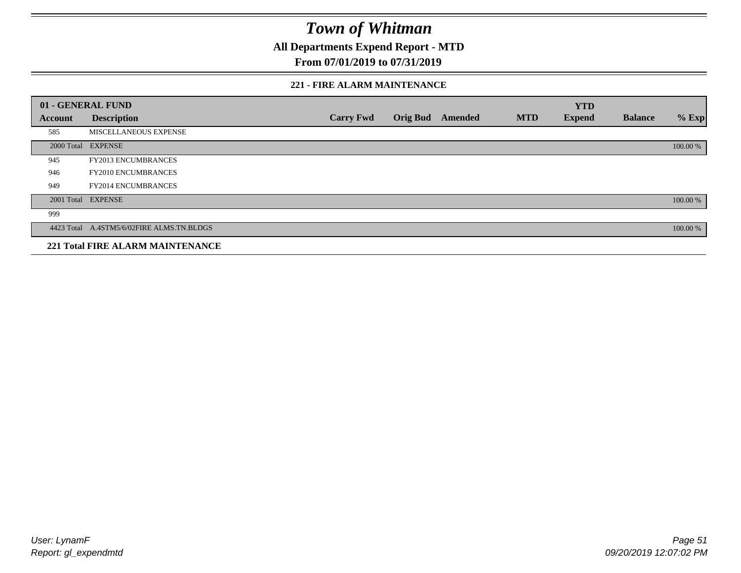# Town of Whitman

**All Departments Expend Report - MTD**

**From 07/01/2019 to 07/31/2019**

### 221 - FIRE ALARM MAINTENANCE

| 01 - GENERAL FUND | | | | | | | | |
|---|---|---|---|---|---|---|---|---|
| **Account** | **Description** | **Carry Fwd** | **Orig Bud** | **Amended** | **MTD** | **YTD Expend** | **Balance** | **% Exp** |
| 585 | MISCELLANEOUS EXPENSE | | | | | | | |
| 2000 Total | EXPENSE | | | | | | | 100.00 % |
| 945 | FY2013 ENCUMBRANCES | | | | | | | |
| 946 | FY2010 ENCUMBRANCES | | | | | | | |
| 949 | FY2014 ENCUMBRANCES | | | | | | | |
| 2001 Total | EXPENSE | | | | | | | 100.00 % |
| 999 | | | | | | | | |
| 4423 Total | A.4STM5/6/02FIRE ALMS.TN.BLDGS | | | | | | | 100.00 % |

**221 Total FIRE ALARM MAINTENANCE**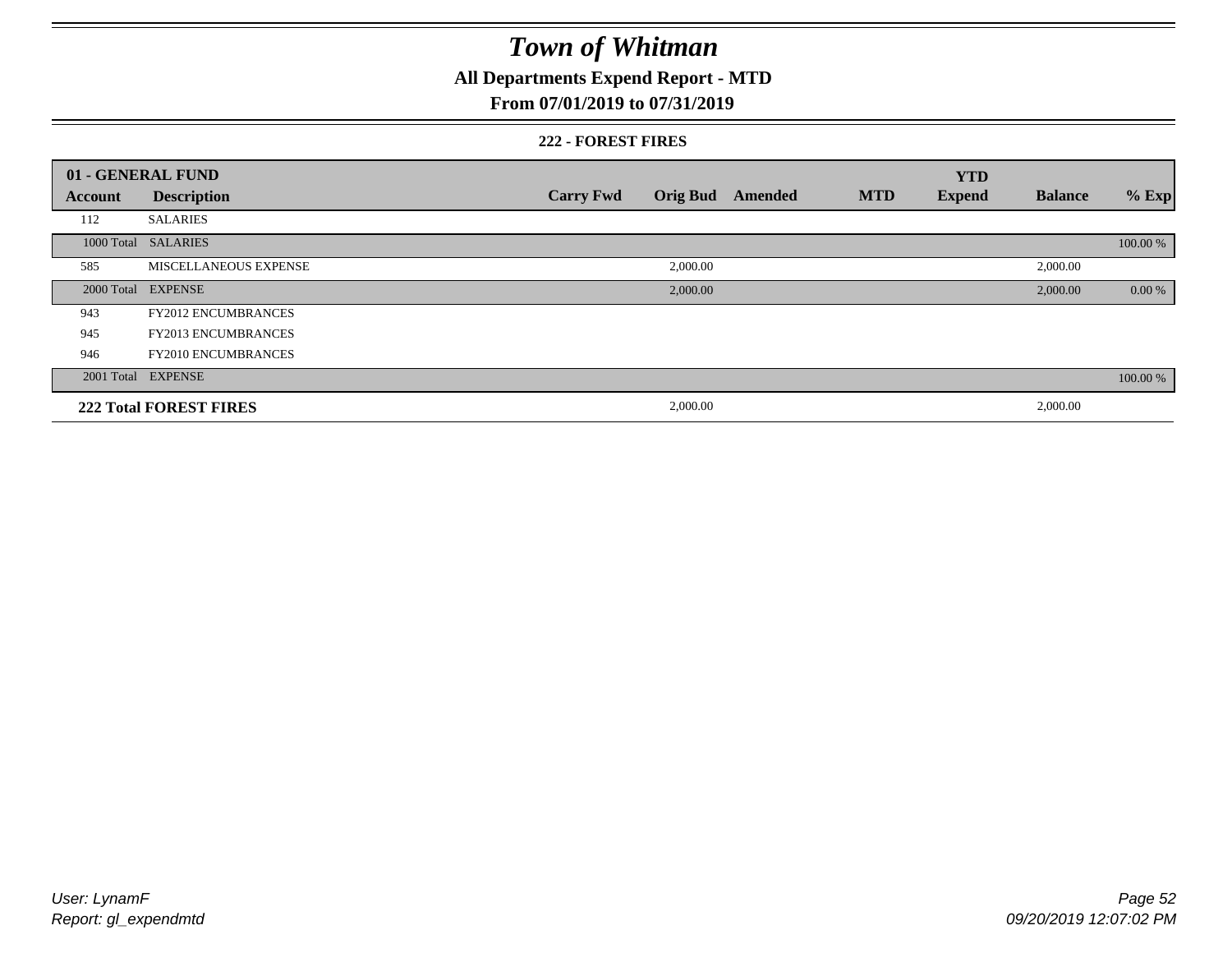# Town of Whitman

## All Departments Expend Report - MTD

### From 07/01/2019 to 07/31/2019

#### 222 - FOREST FIRES

| 01 - GENERAL FUND | | | | | | YTD | | |
|---|---|---|---|---|---|---|---|---|
| Account | Description | Carry Fwd | Orig Bud | Amended | MTD | Expend | Balance | % Exp |
| 112 | SALARIES | | | | | | | |
| 1000 Total | SALARIES | | | | | | | 100.00 % |
| 585 | MISCELLANEOUS EXPENSE | | 2,000.00 | | | | 2,000.00 | |
| 2000 Total | EXPENSE | | 2,000.00 | | | | 2,000.00 | 0.00 % |
| 943 | FY2012 ENCUMBRANCES | | | | | | | |
| 945 | FY2013 ENCUMBRANCES | | | | | | | |
| 946 | FY2010 ENCUMBRANCES | | | | | | | |
| 2001 Total | EXPENSE | | | | | | | 100.00 % |
| **222 Total FOREST FIRES** | | | 2,000.00 | | | | 2,000.00 | |

User: LynamF
Report: gl_expendmtd

09/20/2019 12:07:02 PM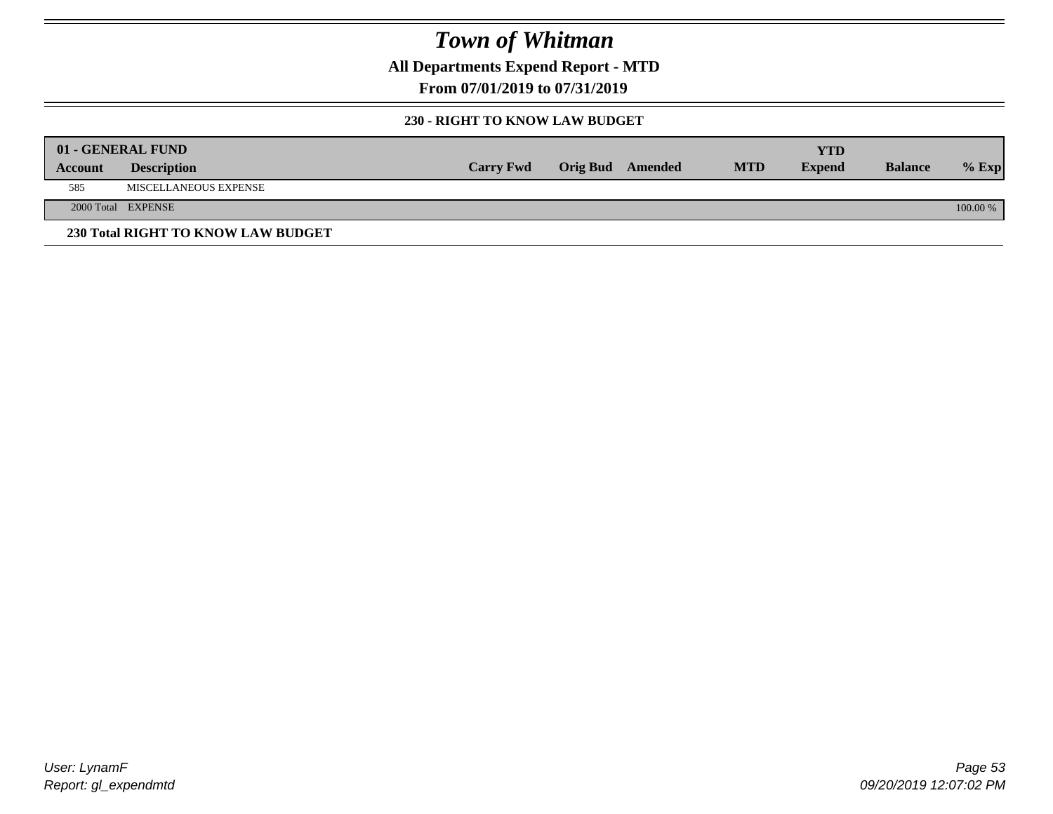# Town of Whitman

**All Departments Expend Report - MTD**

**From 07/01/2019 to 07/31/2019**

### 230 - RIGHT TO KNOW LAW BUDGET

| 01 - GENERAL FUND | | | | | | YTD | | |
|---|---|---|---|---|---|---|---|---|
| Account | Description | Carry Fwd | Orig Bud | Amended | MTD | Expend | Balance | % Exp |
| 585 | MISCELLANEOUS EXPENSE | | | | | | | |
| 2000 Total | EXPENSE | | | | | | | 100.00 % |

**230 Total RIGHT TO KNOW LAW BUDGET**

User: LynamF

Report: gl_expendmtd

09/20/2019 12:07:02 PM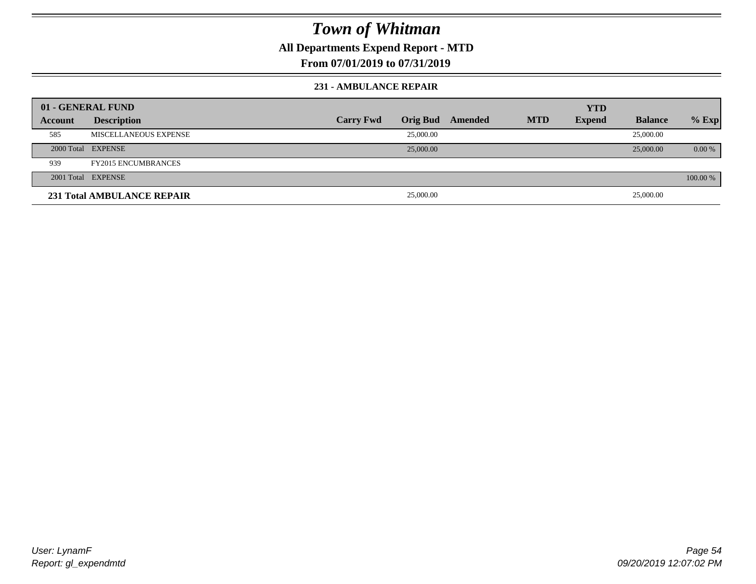# Town of Whitman

## All Departments Expend Report - MTD

### From 07/01/2019 to 07/31/2019

#### 231 - AMBULANCE REPAIR

| 01 - GENERAL FUND | | | | | | YTD | | |
|---|---|---|---|---|---|---|---|---|
| **Account** | **Description** | **Carry Fwd** | **Orig Bud** | **Amended** | **MTD** | **Expend** | **Balance** | **% Exp** |
| 585 | MISCELLANEOUS EXPENSE | | 25,000.00 | | | | 25,000.00 | |
| 2000 Total | EXPENSE | | 25,000.00 | | | | 25,000.00 | 0.00 % |
| 939 | FY2015 ENCUMBRANCES | | | | | | | |
| 2001 Total | EXPENSE | | | | | | | 100.00 % |
| **231 Total AMBULANCE REPAIR** | | | 25,000.00 | | | | 25,000.00 | |

User: LynamF
Report: gl_expendmtd

09/20/2019 12:07:02 PM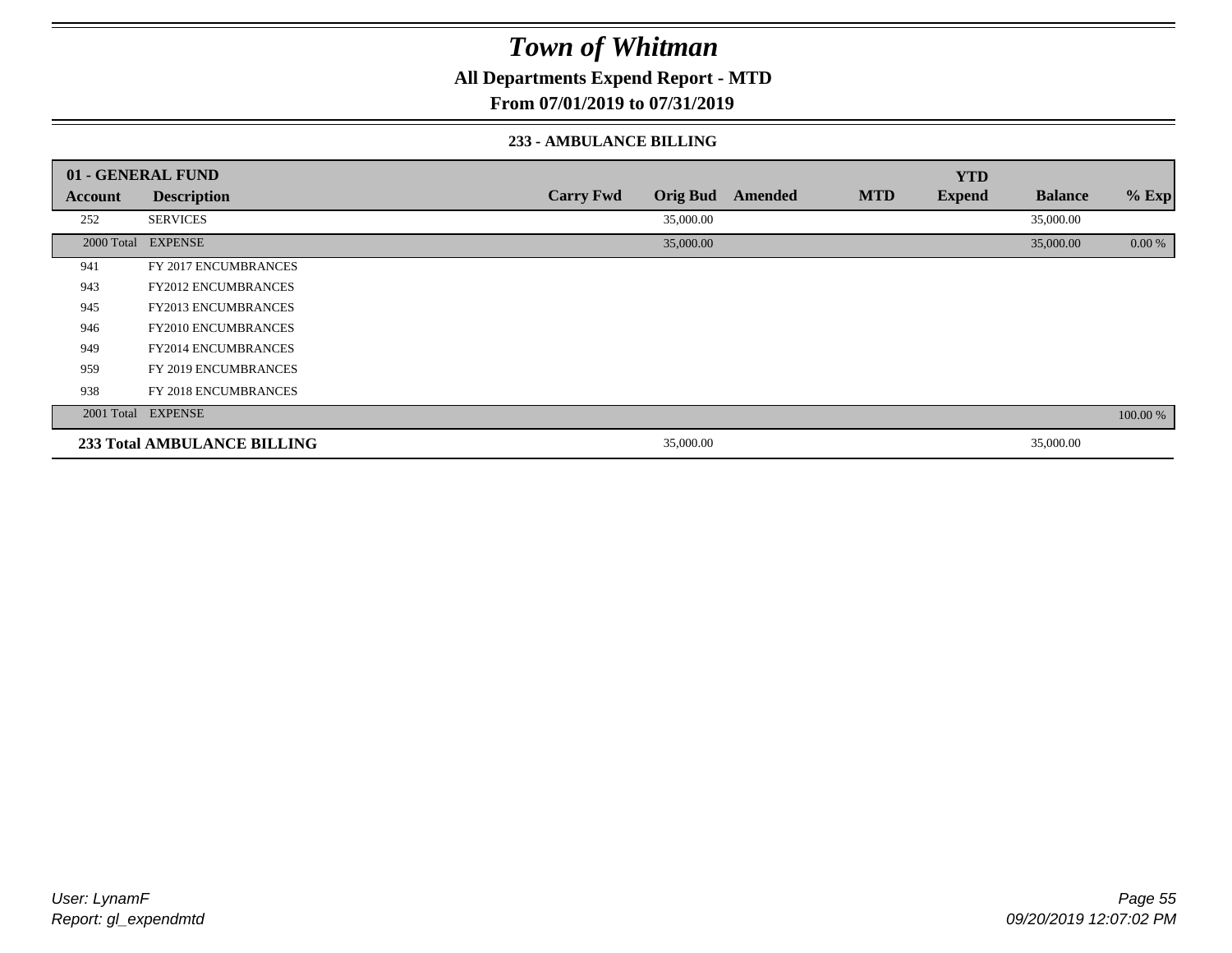# Town of Whitman

**All Departments Expend Report - MTD**

**From 07/01/2019 to 07/31/2019**

### 233 - AMBULANCE BILLING

| 01 - GENERAL FUND | | | | | | YTD | | |
|---|---|---|---|---|---|---|---|---|
| **Account** | **Description** | **Carry Fwd** | **Orig Bud** | **Amended** | **MTD** | **Expend** | **Balance** | **% Exp** |
| 252 | SERVICES | | 35,000.00 | | | | 35,000.00 | |
| 2000 Total | EXPENSE | | 35,000.00 | | | | 35,000.00 | 0.00 % |
| 941 | FY 2017 ENCUMBRANCES | | | | | | | |
| 943 | FY2012 ENCUMBRANCES | | | | | | | |
| 945 | FY2013 ENCUMBRANCES | | | | | | | |
| 946 | FY2010 ENCUMBRANCES | | | | | | | |
| 949 | FY2014 ENCUMBRANCES | | | | | | | |
| 959 | FY 2019 ENCUMBRANCES | | | | | | | |
| 938 | FY 2018 ENCUMBRANCES | | | | | | | |
| 2001 Total | EXPENSE | | | | | | | 100.00 % |
| **233 Total AMBULANCE BILLING** | | | 35,000.00 | | | | 35,000.00 | |

*User: LynamF*
*Report: gl_expendmtd*

*09/20/2019 12:07:02 PM*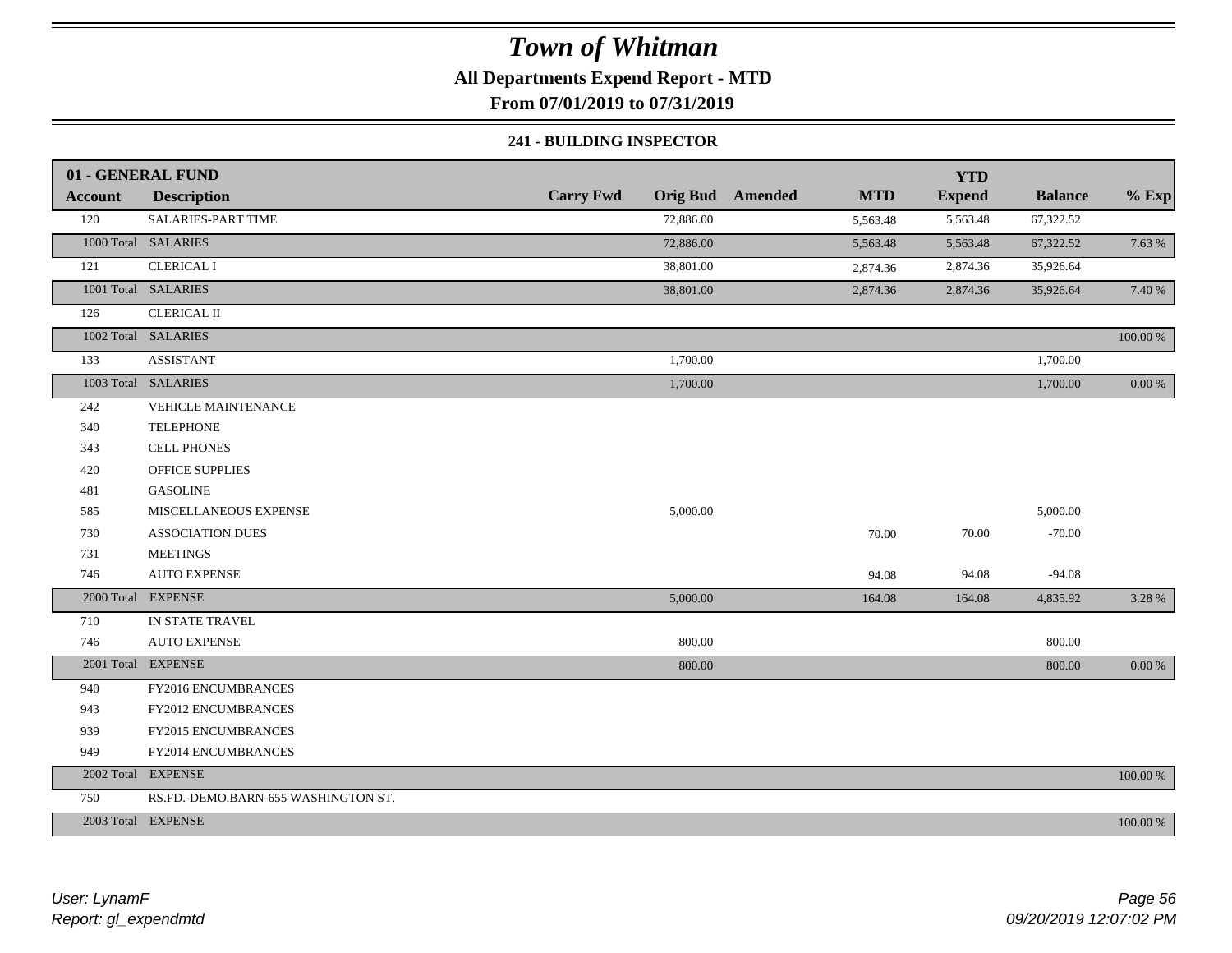# Town of Whitman

## All Departments Expend Report - MTD

## From 07/01/2019 to 07/31/2019

### 241 - BUILDING INSPECTOR

| 01 - GENERAL FUND | | | | | | YTD | | |
|---|---|---|---|---|---|---|---|---|
| **Account** | **Description** | **Carry Fwd** | **Orig Bud** | **Amended** | **MTD** | **Expend** | **Balance** | **% Exp** |
| 120 | SALARIES-PART TIME | | 72,886.00 | | 5,563.48 | 5,563.48 | 67,322.52 | |
| 1000 Total | SALARIES | | 72,886.00 | | 5,563.48 | 5,563.48 | 67,322.52 | 7.63 % |
| 121 | CLERICAL I | | 38,801.00 | | 2,874.36 | 2,874.36 | 35,926.64 | |
| 1001 Total | SALARIES | | 38,801.00 | | 2,874.36 | 2,874.36 | 35,926.64 | 7.40 % |
| 126 | CLERICAL II | | | | | | | |
| 1002 Total | SALARIES | | | | | | | 100.00 % |
| 133 | ASSISTANT | | 1,700.00 | | | | 1,700.00 | |
| 1003 Total | SALARIES | | 1,700.00 | | | | 1,700.00 | 0.00 % |
| 242 | VEHICLE MAINTENANCE | | | | | | | |
| 340 | TELEPHONE | | | | | | | |
| 343 | CELL PHONES | | | | | | | |
| 420 | OFFICE SUPPLIES | | | | | | | |
| 481 | GASOLINE | | | | | | | |
| 585 | MISCELLANEOUS EXPENSE | | 5,000.00 | | | | 5,000.00 | |
| 730 | ASSOCIATION DUES | | | | 70.00 | 70.00 | -70.00 | |
| 731 | MEETINGS | | | | | | | |
| 746 | AUTO EXPENSE | | | | 94.08 | 94.08 | -94.08 | |
| 2000 Total | EXPENSE | | 5,000.00 | | 164.08 | 164.08 | 4,835.92 | 3.28 % |
| 710 | IN STATE TRAVEL | | | | | | | |
| 746 | AUTO EXPENSE | | 800.00 | | | | 800.00 | |
| 2001 Total | EXPENSE | | 800.00 | | | | 800.00 | 0.00 % |
| 940 | FY2016 ENCUMBRANCES | | | | | | | |
| 943 | FY2012 ENCUMBRANCES | | | | | | | |
| 939 | FY2015 ENCUMBRANCES | | | | | | | |
| 949 | FY2014 ENCUMBRANCES | | | | | | | |
| 2002 Total | EXPENSE | | | | | | | 100.00 % |
| 750 | RS.FD.-DEMO.BARN-655 WASHINGTON ST. | | | | | | | |
| 2003 Total | EXPENSE | | | | | | | 100.00 % |

*User: LynamF*
*Report: gl_expendmtd*

*09/20/2019 12:07:02 PM*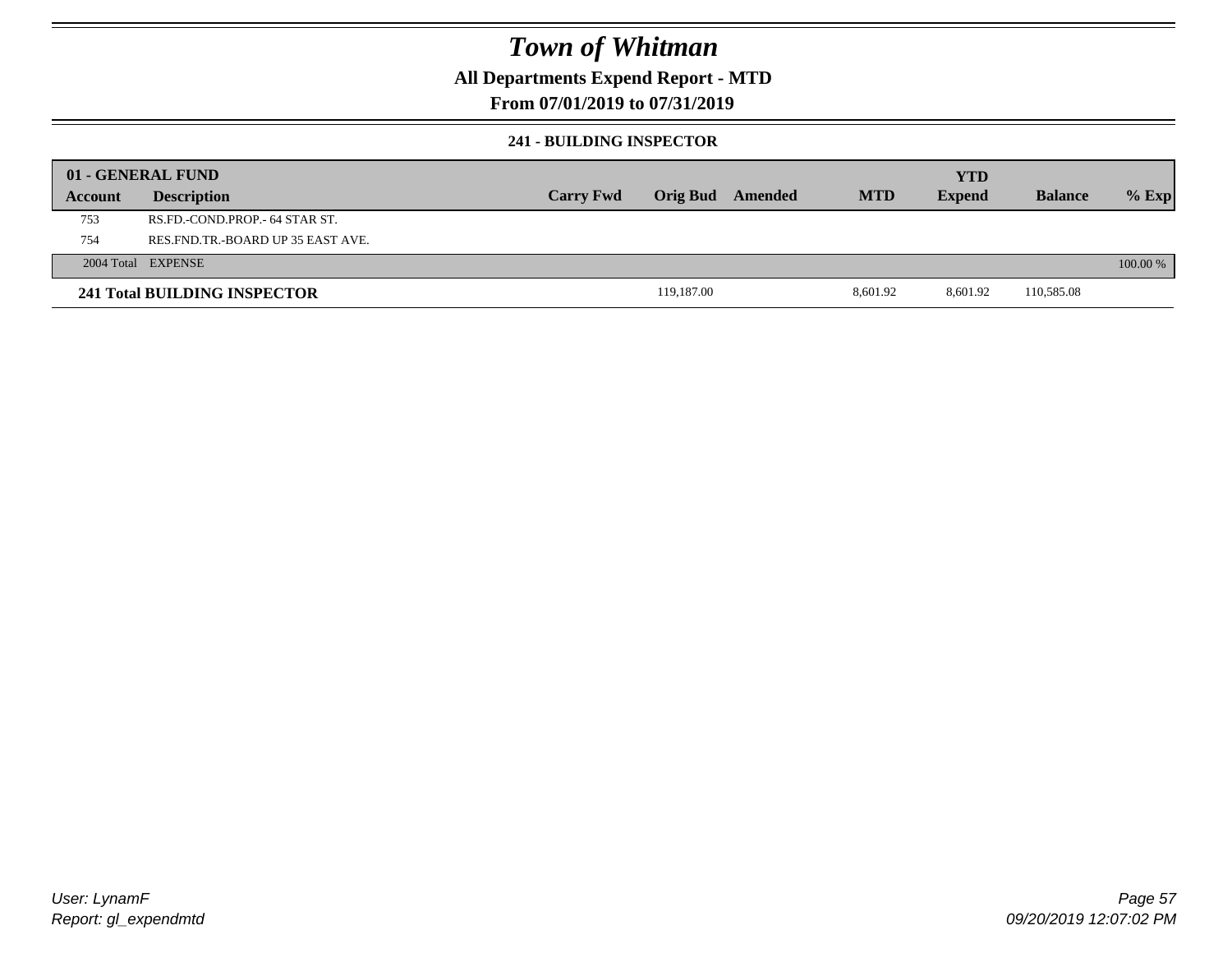# Town of Whitman

## All Departments Expend Report - MTD

## From 07/01/2019 to 07/31/2019

### 241 - BUILDING INSPECTOR

| 01 - GENERAL FUND | | | | | | YTD | | |
|---|---|---|---|---|---|---|---|---|
| Account | Description | Carry Fwd | Orig Bud | Amended | MTD | Expend | Balance | % Exp |
| 753 | RS.FD.-COND.PROP.- 64 STAR ST. | | | | | | | |
| 754 | RES.FND.TR.-BOARD UP 35 EAST AVE. | | | | | | | |
| 2004 Total | EXPENSE | | | | | | | 100.00 % |
| **241 Total BUILDING INSPECTOR** | | | 119,187.00 | | 8,601.92 | 8,601.92 | 110,585.08 | |

User: LynamF
Report: gl_expendmtd

09/20/2019 12:07:02 PM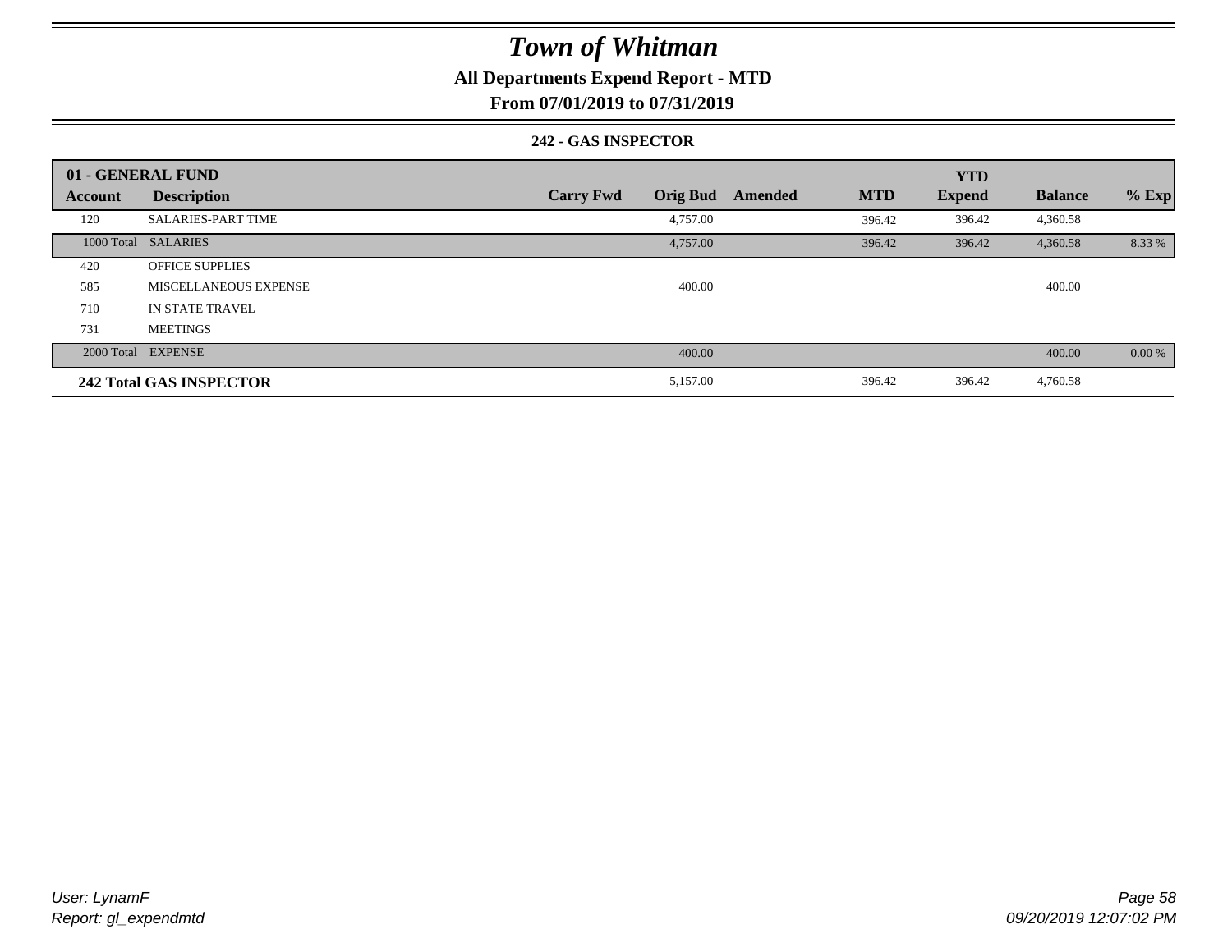# Town of Whitman

## All Departments Expend Report - MTD

### From 07/01/2019 to 07/31/2019

#### 242 - GAS INSPECTOR

| 01 - GENERAL FUND | | | | | | YTD | | |
|---|---|---|---|---|---|---|---|---|
| **Account** | **Description** | **Carry Fwd** | **Orig Bud** | **Amended** | **MTD** | **Expend** | **Balance** | **% Exp** |
| 120 | SALARIES-PART TIME | | 4,757.00 | | 396.42 | 396.42 | 4,360.58 | |
| 1000 Total | SALARIES | | 4,757.00 | | 396.42 | 396.42 | 4,360.58 | 8.33 % |
| 420 | OFFICE SUPPLIES | | | | | | | |
| 585 | MISCELLANEOUS EXPENSE | | 400.00 | | | | 400.00 | |
| 710 | IN STATE TRAVEL | | | | | | | |
| 731 | MEETINGS | | | | | | | |
| 2000 Total | EXPENSE | | 400.00 | | | | 400.00 | 0.00 % |
| **242 Total GAS INSPECTOR** | | | 5,157.00 | | 396.42 | 396.42 | 4,760.58 | |

*User: LynamF*
*Report: gl_expendmtd*

*09/20/2019 12:07:02 PM*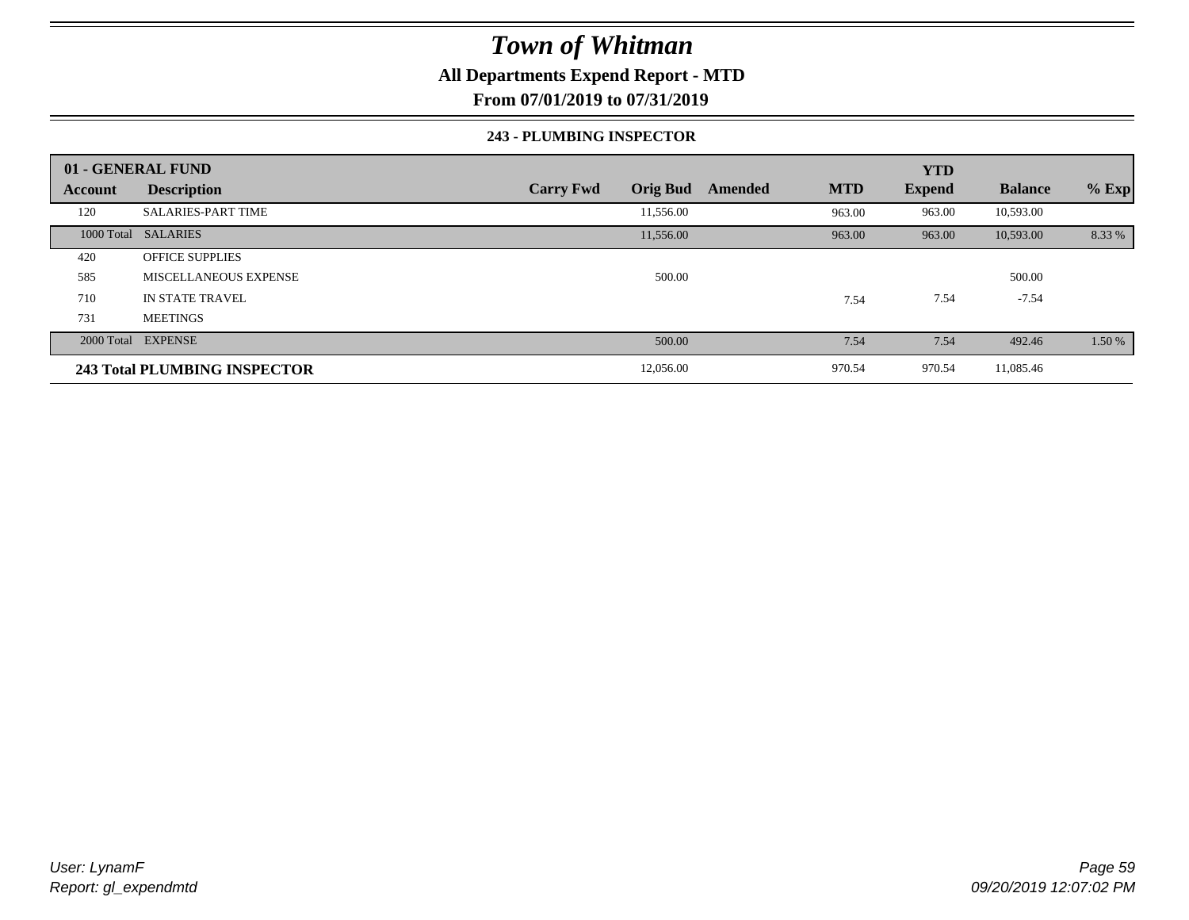# Town of Whitman

**All Departments Expend Report - MTD**

**From 07/01/2019 to 07/31/2019**

### 243 - PLUMBING INSPECTOR

| 01 - GENERAL FUND | | | | | | YTD | | |
|---|---|---|---|---|---|---|---|---|
| **Account** | **Description** | **Carry Fwd** | **Orig Bud** | **Amended** | **MTD** | **Expend** | **Balance** | **% Exp** |
| 120 | SALARIES-PART TIME | | 11,556.00 | | 963.00 | 963.00 | 10,593.00 | |
| 1000 Total | SALARIES | | 11,556.00 | | 963.00 | 963.00 | 10,593.00 | 8.33 % |
| 420 | OFFICE SUPPLIES | | | | | | | |
| 585 | MISCELLANEOUS EXPENSE | | 500.00 | | | | 500.00 | |
| 710 | IN STATE TRAVEL | | | | 7.54 | 7.54 | -7.54 | |
| 731 | MEETINGS | | | | | | | |
| 2000 Total | EXPENSE | | 500.00 | | 7.54 | 7.54 | 492.46 | 1.50 % |
| **243 Total PLUMBING INSPECTOR** | | | 12,056.00 | | 970.54 | 970.54 | 11,085.46 | |

*User: LynamF*
*Report: gl_expendmtd*

*09/20/2019 12:07:02 PM*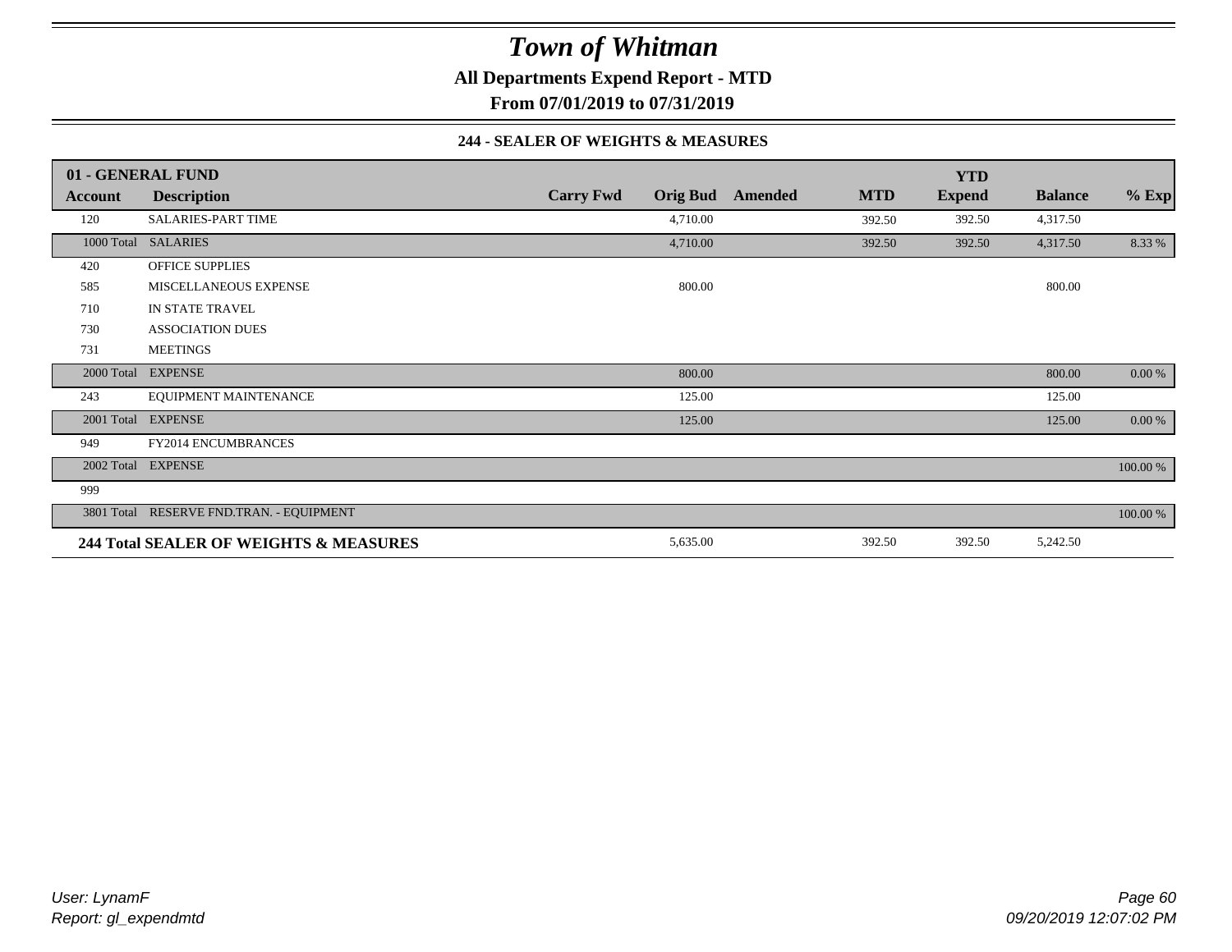# Town of Whitman

**All Departments Expend Report - MTD**

**From 07/01/2019 to 07/31/2019**

### 244 - SEALER OF WEIGHTS & MEASURES

| 01 - GENERAL FUND | | | | | | YTD | | |
|---|---|---|---|---|---|---|---|---|
| **Account** | **Description** | **Carry Fwd** | **Orig Bud** | **Amended** | **MTD** | **Expend** | **Balance** | **% Exp** |
| 120 | SALARIES-PART TIME | | 4,710.00 | | 392.50 | 392.50 | 4,317.50 | |
| 1000 Total | SALARIES | | 4,710.00 | | 392.50 | 392.50 | 4,317.50 | 8.33 % |
| 420 | OFFICE SUPPLIES | | | | | | | |
| 585 | MISCELLANEOUS EXPENSE | | 800.00 | | | | 800.00 | |
| 710 | IN STATE TRAVEL | | | | | | | |
| 730 | ASSOCIATION DUES | | | | | | | |
| 731 | MEETINGS | | | | | | | |
| 2000 Total | EXPENSE | | 800.00 | | | | 800.00 | 0.00 % |
| 243 | EQUIPMENT MAINTENANCE | | 125.00 | | | | 125.00 | |
| 2001 Total | EXPENSE | | 125.00 | | | | 125.00 | 0.00 % |
| 949 | FY2014 ENCUMBRANCES | | | | | | | |
| 2002 Total | EXPENSE | | | | | | | 100.00 % |
| 999 | | | | | | | | |
| 3801 Total | RESERVE FND.TRAN. - EQUIPMENT | | | | | | | 100.00 % |
| **244 Total SEALER OF WEIGHTS & MEASURES** | | | 5,635.00 | | 392.50 | 392.50 | 5,242.50 | |

*User: LynamF*
*Report: gl_expendmtd*

*09/20/2019 12:07:02 PM*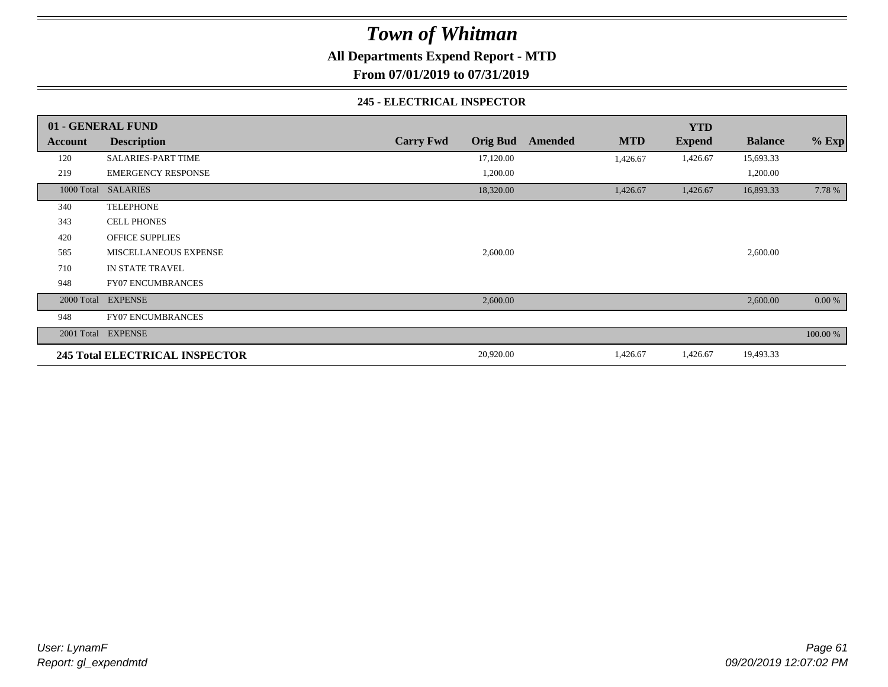# Town of Whitman

**All Departments Expend Report - MTD**

**From 07/01/2019 to 07/31/2019**

### 245 - ELECTRICAL INSPECTOR

| 01 - GENERAL FUND | | | | | | YTD | | |
|---|---|---|---|---|---|---|---|---|
| **Account** | **Description** | **Carry Fwd** | **Orig Bud** | **Amended** | **MTD** | **Expend** | **Balance** | **% Exp** |
| 120 | SALARIES-PART TIME | | 17,120.00 | | 1,426.67 | 1,426.67 | 15,693.33 | |
| 219 | EMERGENCY RESPONSE | | 1,200.00 | | | | 1,200.00 | |
| 1000 Total | SALARIES | | 18,320.00 | | 1,426.67 | 1,426.67 | 16,893.33 | 7.78 % |
| 340 | TELEPHONE | | | | | | | |
| 343 | CELL PHONES | | | | | | | |
| 420 | OFFICE SUPPLIES | | | | | | | |
| 585 | MISCELLANEOUS EXPENSE | | 2,600.00 | | | | 2,600.00 | |
| 710 | IN STATE TRAVEL | | | | | | | |
| 948 | FY07 ENCUMBRANCES | | | | | | | |
| 2000 Total | EXPENSE | | 2,600.00 | | | | 2,600.00 | 0.00 % |
| 948 | FY07 ENCUMBRANCES | | | | | | | |
| 2001 Total | EXPENSE | | | | | | | 100.00 % |
| **245 Total ELECTRICAL INSPECTOR** | | | 20,920.00 | | 1,426.67 | 1,426.67 | 19,493.33 | |

User: LynamF
Report: gl_expendmtd

09/20/2019 12:07:02 PM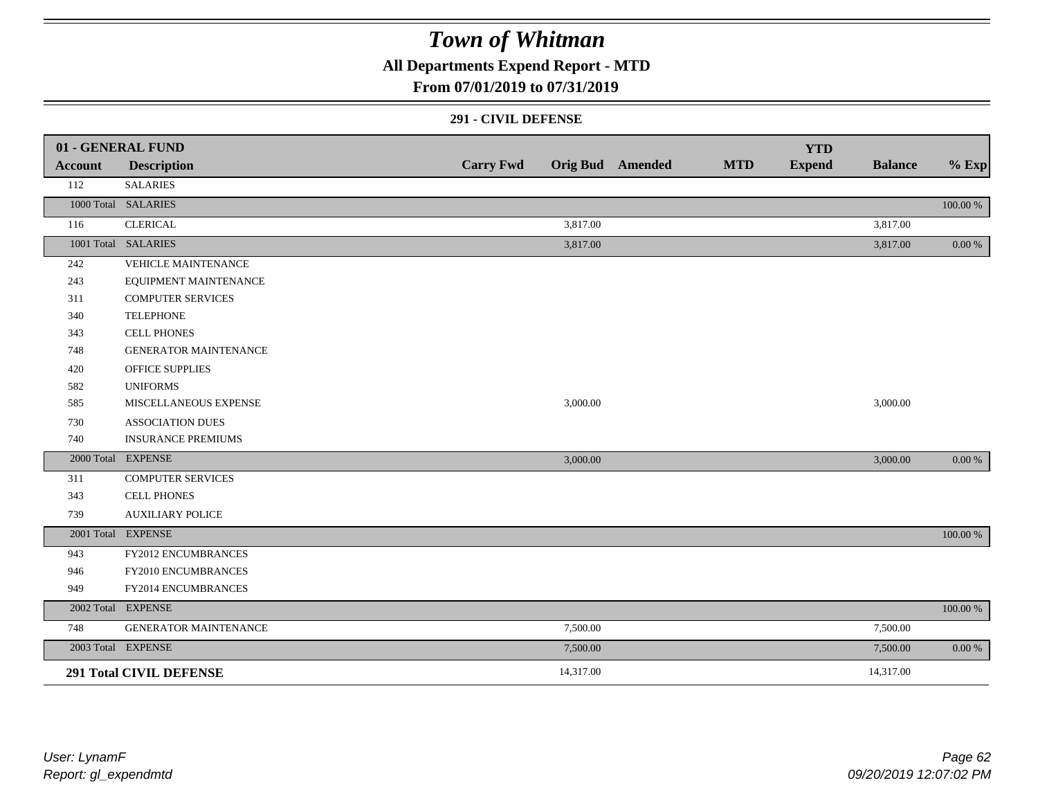# Town of Whitman

## All Departments Expend Report - MTD

## From 07/01/2019 to 07/31/2019

### 291 - CIVIL DEFENSE

| Account | Description | Carry Fwd | Orig Bud | Amended | MTD | YTD Expend | Balance | % Exp |
|---|---|---|---|---|---|---|---|---|
| **01 - GENERAL FUND** | | | | | | | | |
| 112 | SALARIES | | | | | | | |
| 1000 Total | SALARIES | | | | | | | 100.00 % |
| 116 | CLERICAL | | 3,817.00 | | | | 3,817.00 | |
| 1001 Total | SALARIES | | 3,817.00 | | | | 3,817.00 | 0.00 % |
| 242 | VEHICLE MAINTENANCE | | | | | | | |
| 243 | EQUIPMENT MAINTENANCE | | | | | | | |
| 311 | COMPUTER SERVICES | | | | | | | |
| 340 | TELEPHONE | | | | | | | |
| 343 | CELL PHONES | | | | | | | |
| 748 | GENERATOR MAINTENANCE | | | | | | | |
| 420 | OFFICE SUPPLIES | | | | | | | |
| 582 | UNIFORMS | | | | | | | |
| 585 | MISCELLANEOUS EXPENSE | | 3,000.00 | | | | 3,000.00 | |
| 730 | ASSOCIATION DUES | | | | | | | |
| 740 | INSURANCE PREMIUMS | | | | | | | |
| 2000 Total | EXPENSE | | 3,000.00 | | | | 3,000.00 | 0.00 % |
| 311 | COMPUTER SERVICES | | | | | | | |
| 343 | CELL PHONES | | | | | | | |
| 739 | AUXILIARY POLICE | | | | | | | |
| 2001 Total | EXPENSE | | | | | | | 100.00 % |
| 943 | FY2012 ENCUMBRANCES | | | | | | | |
| 946 | FY2010 ENCUMBRANCES | | | | | | | |
| 949 | FY2014 ENCUMBRANCES | | | | | | | |
| 2002 Total | EXPENSE | | | | | | | 100.00 % |
| 748 | GENERATOR MAINTENANCE | | 7,500.00 | | | | 7,500.00 | |
| 2003 Total | EXPENSE | | 7,500.00 | | | | 7,500.00 | 0.00 % |
| **291 Total CIVIL DEFENSE** | | | 14,317.00 | | | | 14,317.00 | |

User: LynamF
Report: gl_expendmtd

09/20/2019 12:07:02 PM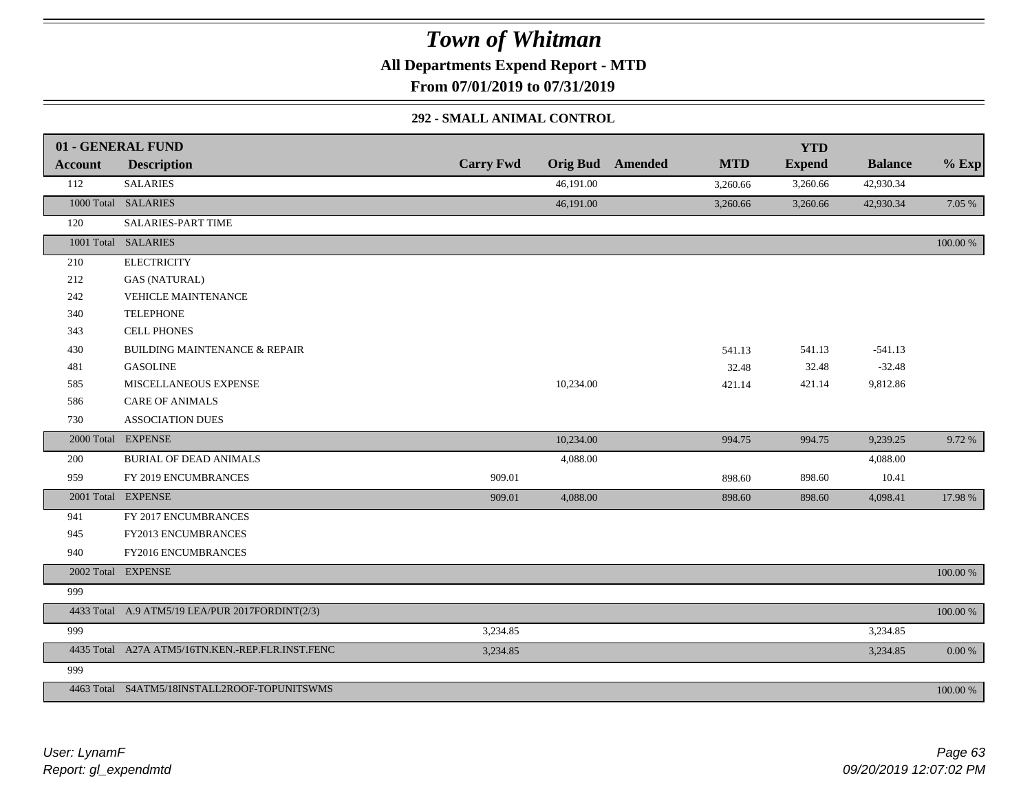# Town of Whitman

**All Departments Expend Report - MTD**

**From 07/01/2019 to 07/31/2019**

### 292 - SMALL ANIMAL CONTROL

| 01 - GENERAL FUND | | | | | | YTD | | |
|---|---|---|---|---|---|---|---|---|
| **Account** | **Description** | **Carry Fwd** | **Orig Bud** | **Amended** | **MTD** | **Expend** | **Balance** | **% Exp** |
| 112 | SALARIES | | 46,191.00 | | 3,260.66 | 3,260.66 | 42,930.34 | |
| 1000 Total | SALARIES | | 46,191.00 | | 3,260.66 | 3,260.66 | 42,930.34 | 7.05 % |
| 120 | SALARIES-PART TIME | | | | | | | |
| 1001 Total | SALARIES | | | | | | | 100.00 % |
| 210 | ELECTRICITY | | | | | | | |
| 212 | GAS (NATURAL) | | | | | | | |
| 242 | VEHICLE MAINTENANCE | | | | | | | |
| 340 | TELEPHONE | | | | | | | |
| 343 | CELL PHONES | | | | | | | |
| 430 | BUILDING MAINTENANCE & REPAIR | | | | 541.13 | 541.13 | -541.13 | |
| 481 | GASOLINE | | | | 32.48 | 32.48 | -32.48 | |
| 585 | MISCELLANEOUS EXPENSE | | 10,234.00 | | 421.14 | 421.14 | 9,812.86 | |
| 586 | CARE OF ANIMALS | | | | | | | |
| 730 | ASSOCIATION DUES | | | | | | | |
| 2000 Total | EXPENSE | | 10,234.00 | | 994.75 | 994.75 | 9,239.25 | 9.72 % |
| 200 | BURIAL OF DEAD ANIMALS | | 4,088.00 | | | | 4,088.00 | |
| 959 | FY 2019 ENCUMBRANCES | 909.01 | | | 898.60 | 898.60 | 10.41 | |
| 2001 Total | EXPENSE | 909.01 | 4,088.00 | | 898.60 | 898.60 | 4,098.41 | 17.98 % |
| 941 | FY 2017 ENCUMBRANCES | | | | | | | |
| 945 | FY2013 ENCUMBRANCES | | | | | | | |
| 940 | FY2016 ENCUMBRANCES | | | | | | | |
| 2002 Total | EXPENSE | | | | | | | 100.00 % |
| 999 | | | | | | | | |
| 4433 Total | A.9 ATM5/19 LEA/PUR 2017FORDINT(2/3) | | | | | | | 100.00 % |
| 999 | | 3,234.85 | | | | | 3,234.85 | |
| 4435 Total | A27A ATM5/16TN.KEN.-REP.FLR.INST.FENC | 3,234.85 | | | | | 3,234.85 | 0.00 % |
| 999 | | | | | | | | |
| 4463 Total | S4ATM5/18INSTALL2ROOF-TOPUNITSWMS | | | | | | | 100.00 % |

*User: LynamF*
*Report: gl_expendmtd*

*09/20/2019 12:07:02 PM*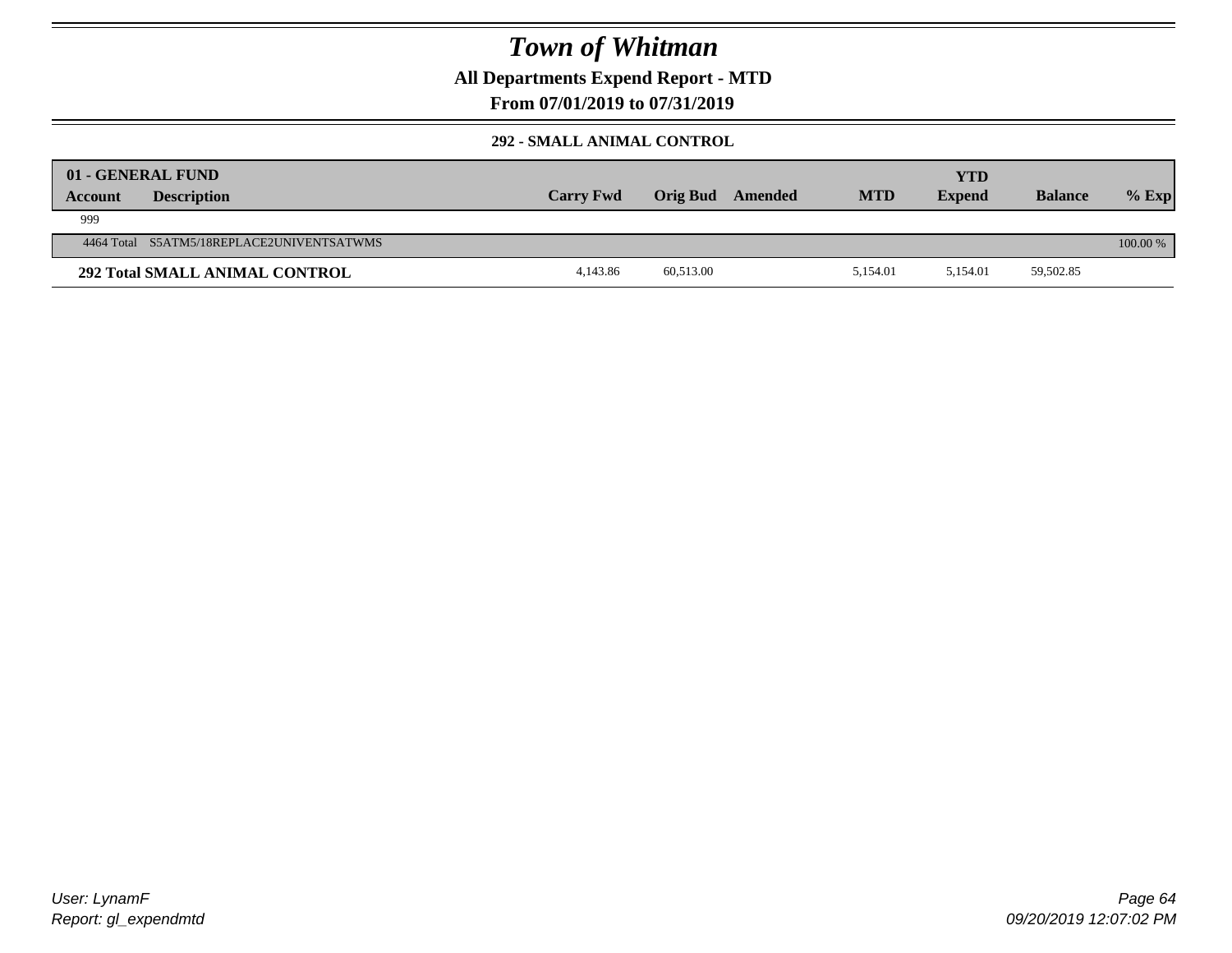# Town of Whitman

**All Departments Expend Report - MTD**

**From 07/01/2019 to 07/31/2019**

### 292 - SMALL ANIMAL CONTROL

| 01 - GENERAL FUND<br>Account | Description | Carry Fwd | Orig Bud | Amended | MTD | YTD Expend | Balance | % Exp |
|---|---|---|---|---|---|---|---|---|
| 999 | | | | | | | | |
| 4464 Total | S5ATM5/18REPLACE2UNIVENTSATWMS | | | | | | | 100.00 % |
| **292 Total SMALL ANIMAL CONTROL** | | 4,143.86 | 60,513.00 | | 5,154.01 | 5,154.01 | 59,502.85 | |

*User: LynamF*
*Report: gl_expendmtd*

*09/20/2019 12:07:02 PM*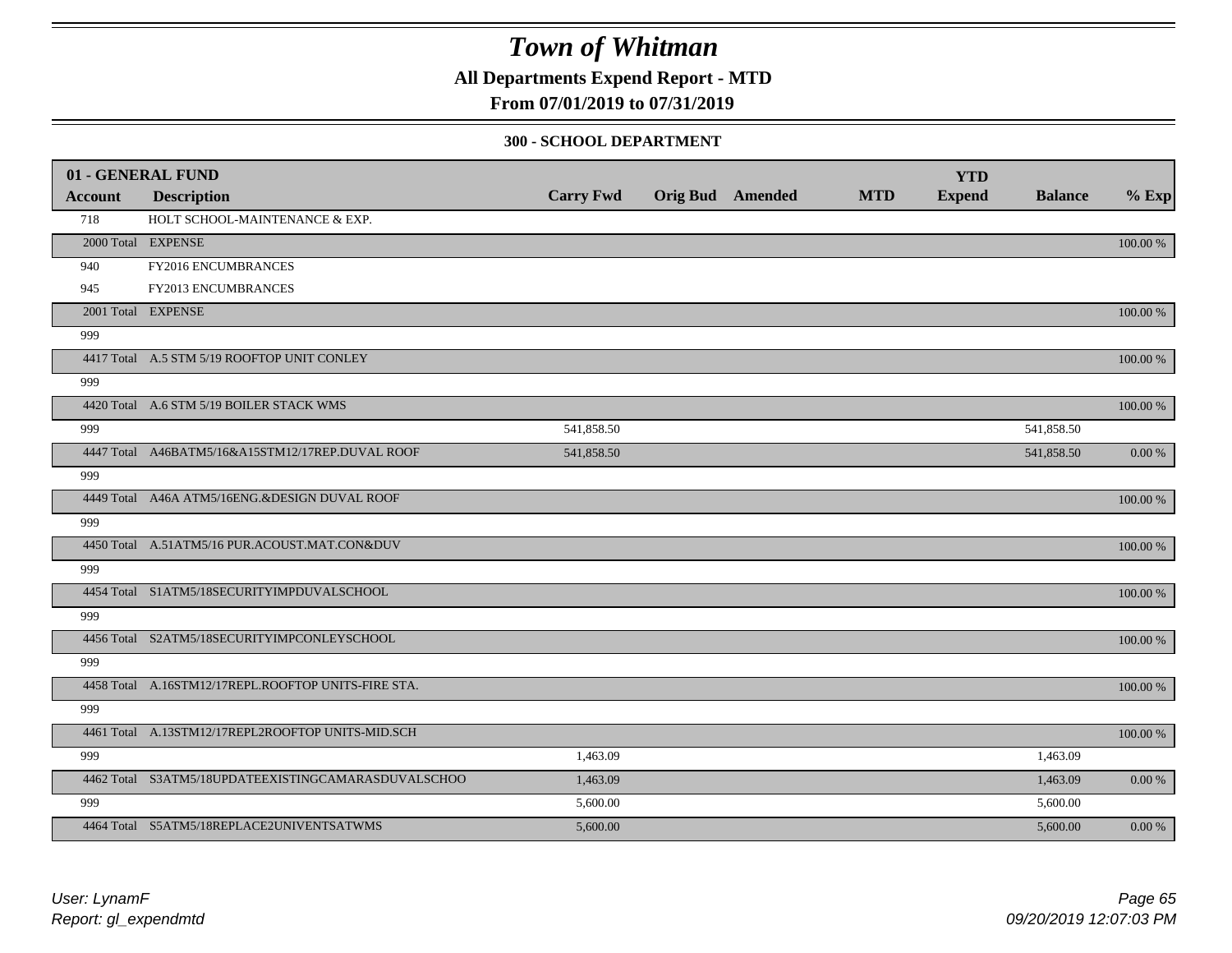# Town of Whitman

**All Departments Expend Report - MTD**

**From 07/01/2019 to 07/31/2019**

**300 - SCHOOL DEPARTMENT**

| 01 - GENERAL FUND | | | | | | YTD | | |
|---|---|---|---|---|---|---|---|---|
| **Account** | **Description** | **Carry Fwd** | **Orig Bud** | **Amended** | **MTD** | **Expend** | **Balance** | **% Exp** |
| 718 | HOLT SCHOOL-MAINTENANCE & EXP. | | | | | | | |
| 2000 Total | EXPENSE | | | | | | | 100.00 % |
| 940 | FY2016 ENCUMBRANCES | | | | | | | |
| 945 | FY2013 ENCUMBRANCES | | | | | | | |
| 2001 Total | EXPENSE | | | | | | | 100.00 % |
| 999 | | | | | | | | |
| 4417 Total | A.5 STM 5/19 ROOFTOP UNIT CONLEY | | | | | | | 100.00 % |
| 999 | | | | | | | | |
| 4420 Total | A.6 STM 5/19 BOILER STACK WMS | | | | | | | 100.00 % |
| 999 | | 541,858.50 | | | | | 541,858.50 | |
| 4447 Total | A46BATM5/16&A15STM12/17REP.DUVAL ROOF | 541,858.50 | | | | | 541,858.50 | 0.00 % |
| 999 | | | | | | | | |
| 4449 Total | A46A ATM5/16ENG.&DESIGN DUVAL ROOF | | | | | | | 100.00 % |
| 999 | | | | | | | | |
| 4450 Total | A.51ATM5/16 PUR.ACOUST.MAT.CON&DUV | | | | | | | 100.00 % |
| 999 | | | | | | | | |
| 4454 Total | S1ATM5/18SECURITYIMPDUVALSCHOOL | | | | | | | 100.00 % |
| 999 | | | | | | | | |
| 4456 Total | S2ATM5/18SECURITYIMPCONLEYSCHOOL | | | | | | | 100.00 % |
| 999 | | | | | | | | |
| 4458 Total | A.16STM12/17REPL.ROOFTOP UNITS-FIRE STA. | | | | | | | 100.00 % |
| 999 | | | | | | | | |
| 4461 Total | A.13STM12/17REPL2ROOFTOP UNITS-MID.SCH | | | | | | | 100.00 % |
| 999 | | 1,463.09 | | | | | 1,463.09 | |
| 4462 Total | S3ATM5/18UPDATEEXISTINGCAMARASDUVALSCHOO | 1,463.09 | | | | | 1,463.09 | 0.00 % |
| 999 | | 5,600.00 | | | | | 5,600.00 | |
| 4464 Total | S5ATM5/18REPLACE2UNIVENTSATWMS | 5,600.00 | | | | | 5,600.00 | 0.00 % |

*User: LynamF*
*Report: gl_expendmtd*

*09/20/2019 12:07:03 PM*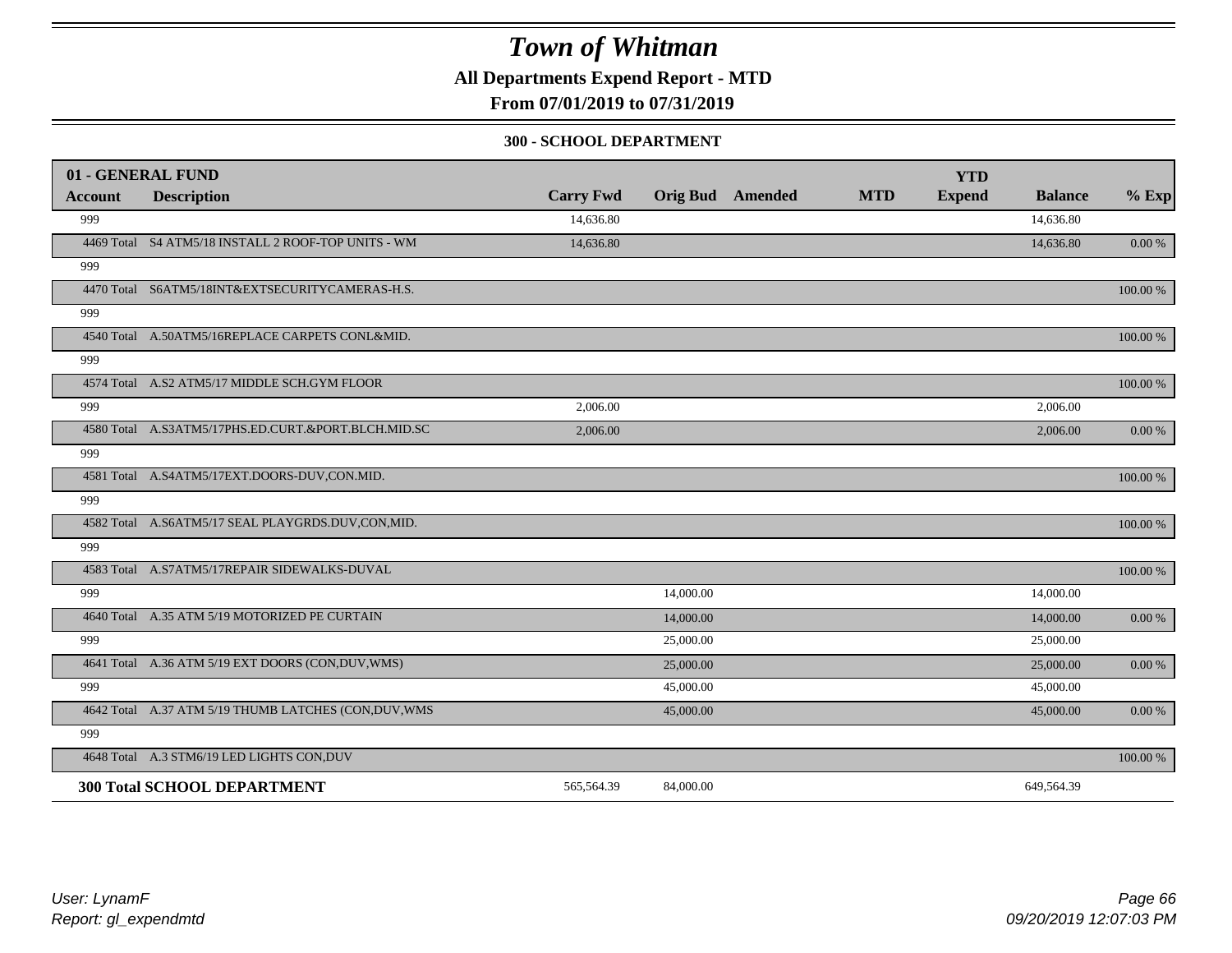# Town of Whitman

**All Departments Expend Report - MTD**

**From 07/01/2019 to 07/31/2019**

**300 - SCHOOL DEPARTMENT**

| 01 - GENERAL FUND | | | | | | | | |
|---|---|---|---|---|---|---|---|---|
| **Account** | **Description** | **Carry Fwd** | **Orig Bud** | **Amended** | **MTD** | **YTD Expend** | **Balance** | **% Exp** |
| 999 | | 14,636.80 | | | | | 14,636.80 | |
| 4469 Total | S4 ATM5/18 INSTALL 2 ROOF-TOP UNITS - WM | 14,636.80 | | | | | 14,636.80 | 0.00 % |
| 999 | | | | | | | | |
| 4470 Total | S6ATM5/18INT&EXTSECURITYCAMERAS-H.S. | | | | | | | 100.00 % |
| 999 | | | | | | | | |
| 4540 Total | A.50ATM5/16REPLACE CARPETS CONL&MID. | | | | | | | 100.00 % |
| 999 | | | | | | | | |
| 4574 Total | A.S2 ATM5/17 MIDDLE SCH.GYM FLOOR | | | | | | | 100.00 % |
| 999 | | 2,006.00 | | | | | 2,006.00 | |
| 4580 Total | A.S3ATM5/17PHS.ED.CURT.&PORT.BLCH.MID.SC | 2,006.00 | | | | | 2,006.00 | 0.00 % |
| 999 | | | | | | | | |
| 4581 Total | A.S4ATM5/17EXT.DOORS-DUV,CON.MID. | | | | | | | 100.00 % |
| 999 | | | | | | | | |
| 4582 Total | A.S6ATM5/17 SEAL PLAYGRDS.DUV,CON,MID. | | | | | | | 100.00 % |
| 999 | | | | | | | | |
| 4583 Total | A.S7ATM5/17REPAIR SIDEWALKS-DUVAL | | | | | | | 100.00 % |
| 999 | | | 14,000.00 | | | | 14,000.00 | |
| 4640 Total | A.35 ATM 5/19 MOTORIZED PE CURTAIN | | 14,000.00 | | | | 14,000.00 | 0.00 % |
| 999 | | | 25,000.00 | | | | 25,000.00 | |
| 4641 Total | A.36 ATM 5/19 EXT DOORS (CON,DUV,WMS) | | 25,000.00 | | | | 25,000.00 | 0.00 % |
| 999 | | | 45,000.00 | | | | 45,000.00 | |
| 4642 Total | A.37 ATM 5/19 THUMB LATCHES (CON,DUV,WMS | | 45,000.00 | | | | 45,000.00 | 0.00 % |
| 999 | | | | | | | | |
| 4648 Total | A.3 STM6/19 LED LIGHTS CON,DUV | | | | | | | 100.00 % |
| **300 Total SCHOOL DEPARTMENT** | | 565,564.39 | 84,000.00 | | | | 649,564.39 | |

*User: LynamF*
*Report: gl_expendmtd*

*09/20/2019 12:07:03 PM*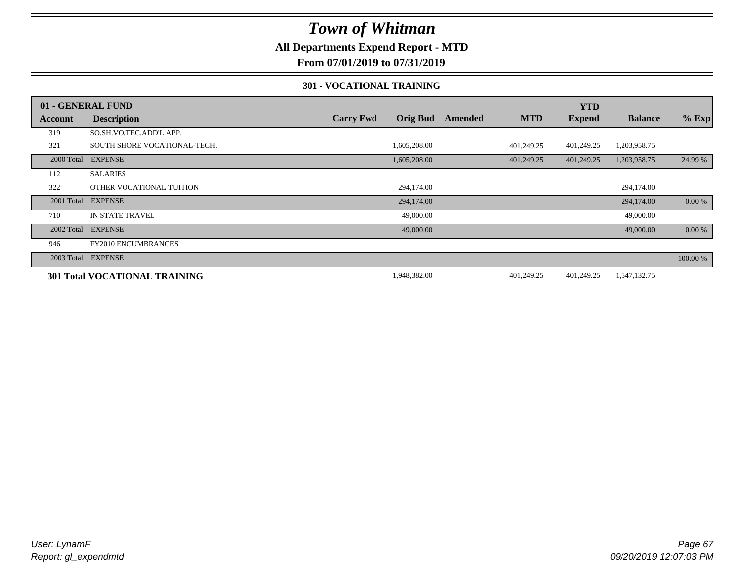# Town of Whitman

**All Departments Expend Report - MTD**

**From 07/01/2019 to 07/31/2019**

**301 - VOCATIONAL TRAINING**

| 01 - GENERAL FUND | | | | | | YTD | | |
|---|---|---|---|---|---|---|---|---|
| **Account** | **Description** | **Carry Fwd** | **Orig Bud** | **Amended** | **MTD** | **Expend** | **Balance** | **% Exp** |
| 319 | SO.SH.VO.TEC.ADD'L APP. | | | | | | | |
| 321 | SOUTH SHORE VOCATIONAL-TECH. | | 1,605,208.00 | | 401,249.25 | 401,249.25 | 1,203,958.75 | |
| 2000 Total | EXPENSE | | 1,605,208.00 | | 401,249.25 | 401,249.25 | 1,203,958.75 | 24.99 % |
| 112 | SALARIES | | | | | | | |
| 322 | OTHER VOCATIONAL TUITION | | 294,174.00 | | | | 294,174.00 | |
| 2001 Total | EXPENSE | | 294,174.00 | | | | 294,174.00 | 0.00 % |
| 710 | IN STATE TRAVEL | | 49,000.00 | | | | 49,000.00 | |
| 2002 Total | EXPENSE | | 49,000.00 | | | | 49,000.00 | 0.00 % |
| 946 | FY2010 ENCUMBRANCES | | | | | | | |
| 2003 Total | EXPENSE | | | | | | | 100.00 % |
| **301 Total VOCATIONAL TRAINING** | | | 1,948,382.00 | | 401,249.25 | 401,249.25 | 1,547,132.75 | |

*User: LynamF*
*Report: gl_expendmtd*

*09/20/2019 12:07:03 PM*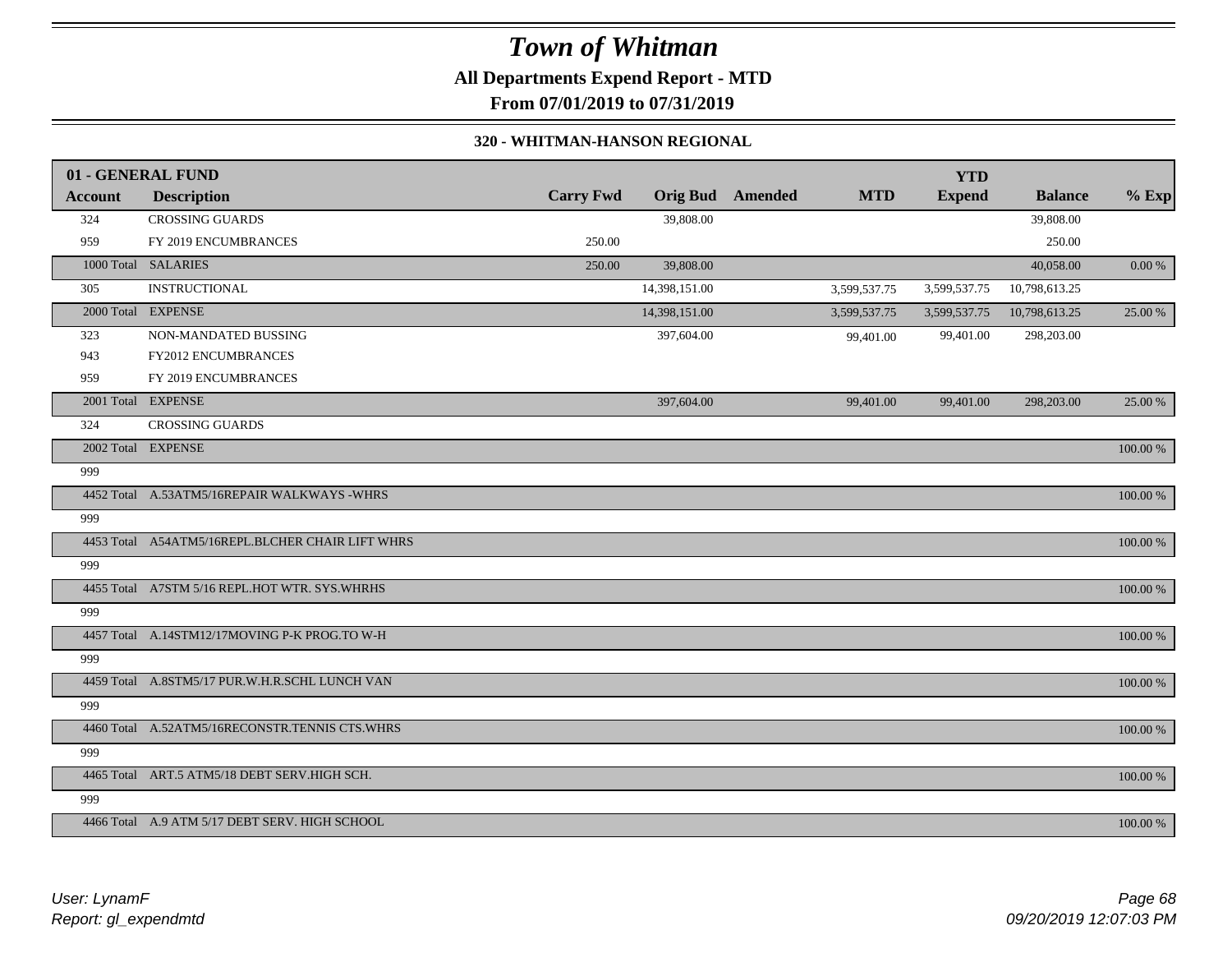# Town of Whitman

**All Departments Expend Report - MTD**

**From 07/01/2019 to 07/31/2019**

**320 - WHITMAN-HANSON REGIONAL**

| 01 - GENERAL FUND | | | | | | YTD | | |
|---|---|---|---|---|---|---|---|---|
| **Account** | **Description** | **Carry Fwd** | **Orig Bud** | **Amended** | **MTD** | **Expend** | **Balance** | **% Exp** |
| 324 | CROSSING GUARDS | | 39,808.00 | | | | 39,808.00 | |
| 959 | FY 2019 ENCUMBRANCES | 250.00 | | | | | 250.00 | |
| 1000 Total | SALARIES | 250.00 | 39,808.00 | | | | 40,058.00 | 0.00 % |
| 305 | INSTRUCTIONAL | | 14,398,151.00 | | 3,599,537.75 | 3,599,537.75 | 10,798,613.25 | |
| 2000 Total | EXPENSE | | 14,398,151.00 | | 3,599,537.75 | 3,599,537.75 | 10,798,613.25 | 25.00 % |
| 323 | NON-MANDATED BUSSING | | 397,604.00 | | 99,401.00 | 99,401.00 | 298,203.00 | |
| 943 | FY2012 ENCUMBRANCES | | | | | | | |
| 959 | FY 2019 ENCUMBRANCES | | | | | | | |
| 2001 Total | EXPENSE | | 397,604.00 | | 99,401.00 | 99,401.00 | 298,203.00 | 25.00 % |
| 324 | CROSSING GUARDS | | | | | | | |
| 2002 Total | EXPENSE | | | | | | | 100.00 % |
| 999 | | | | | | | | |
| 4452 Total | A.53ATM5/16REPAIR WALKWAYS -WHRS | | | | | | | 100.00 % |
| 999 | | | | | | | | |
| 4453 Total | A54ATM5/16REPL.BLCHER CHAIR LIFT WHRS | | | | | | | 100.00 % |
| 999 | | | | | | | | |
| 4455 Total | A7STM 5/16 REPL.HOT WTR. SYS.WHRHS | | | | | | | 100.00 % |
| 999 | | | | | | | | |
| 4457 Total | A.14STM12/17MOVING P-K PROG.TO W-H | | | | | | | 100.00 % |
| 999 | | | | | | | | |
| 4459 Total | A.8STM5/17 PUR.W.H.R.SCHL LUNCH VAN | | | | | | | 100.00 % |
| 999 | | | | | | | | |
| 4460 Total | A.52ATM5/16RECONSTR.TENNIS CTS.WHRS | | | | | | | 100.00 % |
| 999 | | | | | | | | |
| 4465 Total | ART.5 ATM5/18 DEBT SERV.HIGH SCH. | | | | | | | 100.00 % |
| 999 | | | | | | | | |
| 4466 Total | A.9 ATM 5/17 DEBT SERV. HIGH SCHOOL | | | | | | | 100.00 % |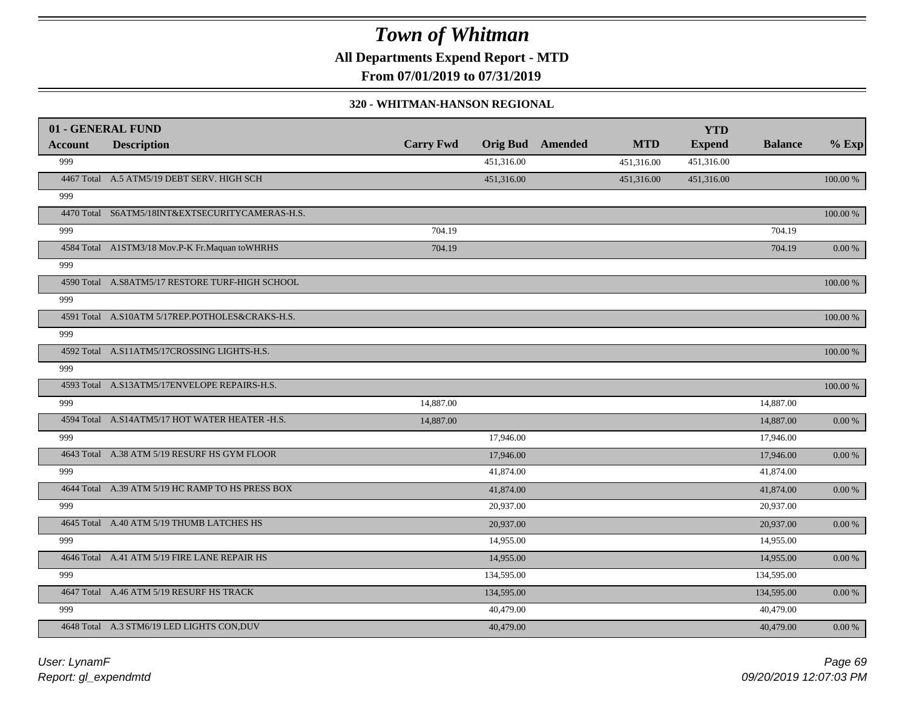# Town of Whitman

**All Departments Expend Report - MTD**

**From 07/01/2019 to 07/31/2019**

**320 - WHITMAN-HANSON REGIONAL**

| 01 - GENERAL FUND | | | | | | YTD | | |
|---|---|---|---|---|---|---|---|---|
| **Account** | **Description** | **Carry Fwd** | **Orig Bud** | **Amended** | **MTD** | **Expend** | **Balance** | **% Exp** |
| 999 | | | 451,316.00 | | 451,316.00 | 451,316.00 | | |
| 4467 Total | A.5 ATM5/19 DEBT SERV. HIGH SCH | | 451,316.00 | | 451,316.00 | 451,316.00 | | 100.00 % |
| 999 | | | | | | | | |
| 4470 Total | S6ATM5/18INT&EXTSECURITYCAMERAS-H.S. | | | | | | | 100.00 % |
| 999 | | 704.19 | | | | | 704.19 | |
| 4584 Total | A1STM3/18 Mov.P-K Fr.Maquan toWHRHS | 704.19 | | | | | 704.19 | 0.00 % |
| 999 | | | | | | | | |
| 4590 Total | A.S8ATM5/17 RESTORE TURF-HIGH SCHOOL | | | | | | | 100.00 % |
| 999 | | | | | | | | |
| 4591 Total | A.S10ATM 5/17REP.POTHOLES&CRAKS-H.S. | | | | | | | 100.00 % |
| 999 | | | | | | | | |
| 4592 Total | A.S11ATM5/17CROSSING LIGHTS-H.S. | | | | | | | 100.00 % |
| 999 | | | | | | | | |
| 4593 Total | A.S13ATM5/17ENVELOPE REPAIRS-H.S. | | | | | | | 100.00 % |
| 999 | | 14,887.00 | | | | | 14,887.00 | |
| 4594 Total | A.S14ATM5/17 HOT WATER HEATER -H.S. | 14,887.00 | | | | | 14,887.00 | 0.00 % |
| 999 | | | 17,946.00 | | | | 17,946.00 | |
| 4643 Total | A.38 ATM 5/19 RESURF HS GYM FLOOR | | 17,946.00 | | | | 17,946.00 | 0.00 % |
| 999 | | | 41,874.00 | | | | 41,874.00 | |
| 4644 Total | A.39 ATM 5/19 HC RAMP TO HS PRESS BOX | | 41,874.00 | | | | 41,874.00 | 0.00 % |
| 999 | | | 20,937.00 | | | | 20,937.00 | |
| 4645 Total | A.40 ATM 5/19 THUMB LATCHES HS | | 20,937.00 | | | | 20,937.00 | 0.00 % |
| 999 | | | 14,955.00 | | | | 14,955.00 | |
| 4646 Total | A.41 ATM 5/19 FIRE LANE REPAIR HS | | 14,955.00 | | | | 14,955.00 | 0.00 % |
| 999 | | | 134,595.00 | | | | 134,595.00 | |
| 4647 Total | A.46 ATM 5/19 RESURF HS TRACK | | 134,595.00 | | | | 134,595.00 | 0.00 % |
| 999 | | | 40,479.00 | | | | 40,479.00 | |
| 4648 Total | A.3 STM6/19 LED LIGHTS CON,DUV | | 40,479.00 | | | | 40,479.00 | 0.00 % |

*User: LynamF*
*Report: gl_expendmtd*

*09/20/2019 12:07:03 PM*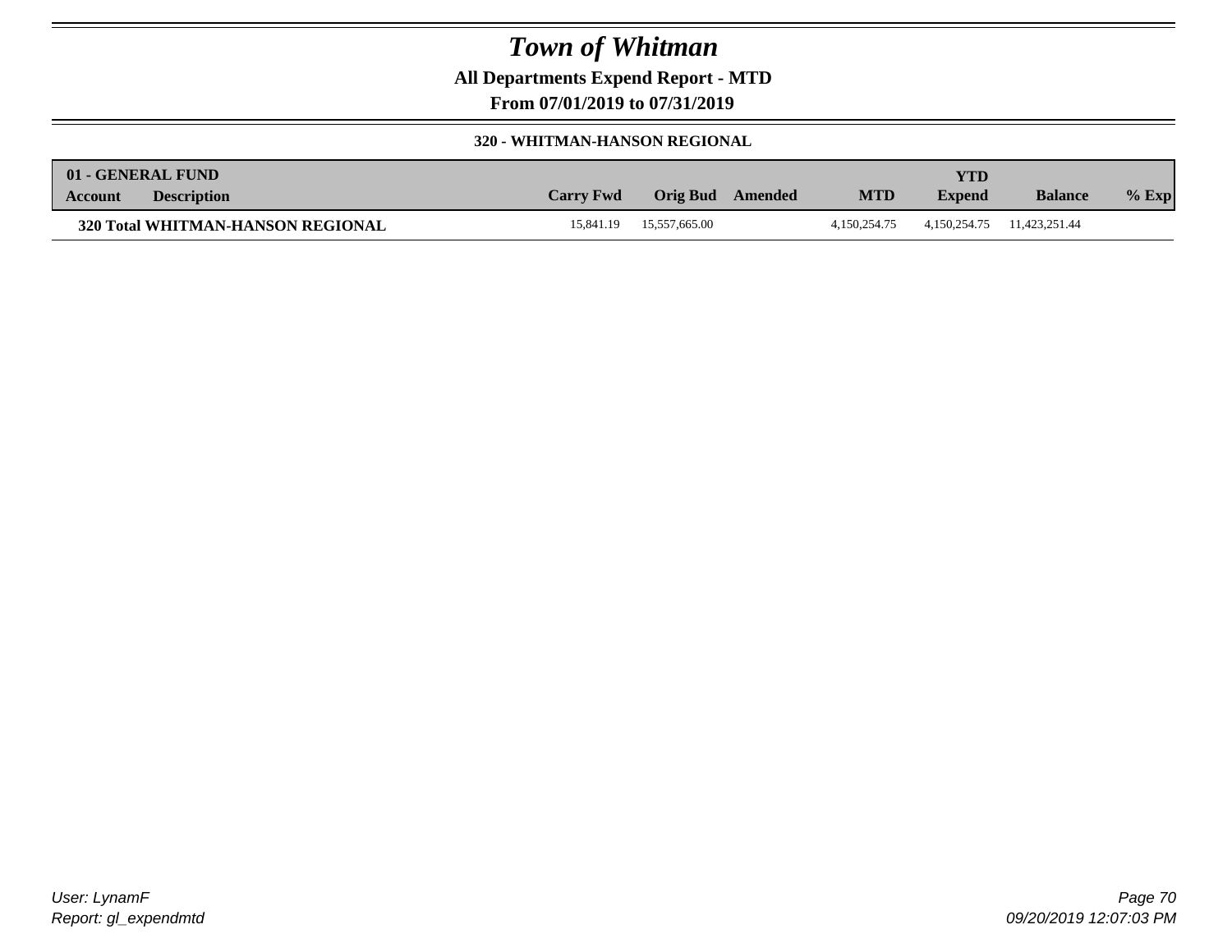# Town of Whitman

**All Departments Expend Report - MTD**

**From 07/01/2019 to 07/31/2019**

**320 - WHITMAN-HANSON REGIONAL**

| 01 - GENERAL FUND<br>Account | Description | Carry Fwd | Orig Bud | Amended | MTD | YTD Expend | Balance | % Exp |
|---|---|---|---|---|---|---|---|---|
| **320 Total WHITMAN-HANSON REGIONAL** | | 15,841.19 | 15,557,665.00 | | 4,150,254.75 | 4,150,254.75 | 11,423,251.44 | |

*User: LynamF*
*Report: gl_expendmtd*

*09/20/2019 12:07:03 PM*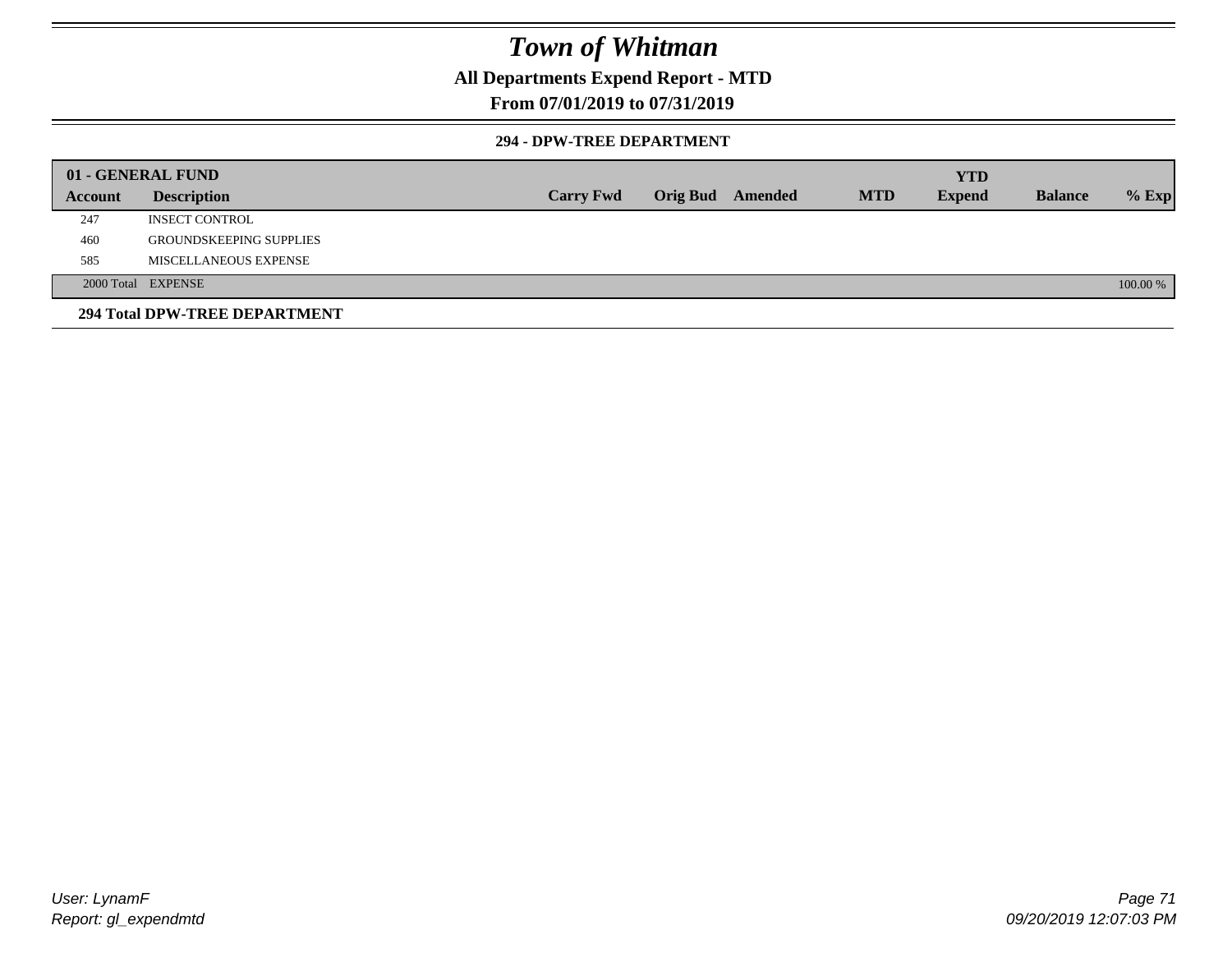# Town of Whitman

**All Departments Expend Report - MTD**

**From 07/01/2019 to 07/31/2019**

**294 - DPW-TREE DEPARTMENT**

| 01 - GENERAL FUND | | | | | | YTD | | |
|---|---|---|---|---|---|---|---|---|
| Account | Description | Carry Fwd | Orig Bud | Amended | MTD | Expend | Balance | % Exp |
| 247 | INSECT CONTROL | | | | | | | |
| 460 | GROUNDSKEEPING SUPPLIES | | | | | | | |
| 585 | MISCELLANEOUS EXPENSE | | | | | | | |
| 2000 Total | EXPENSE | | | | | | | 100.00 % |

**294 Total DPW-TREE DEPARTMENT**

User: LynamF

Report: gl_expendmtd

09/20/2019 12:07:03 PM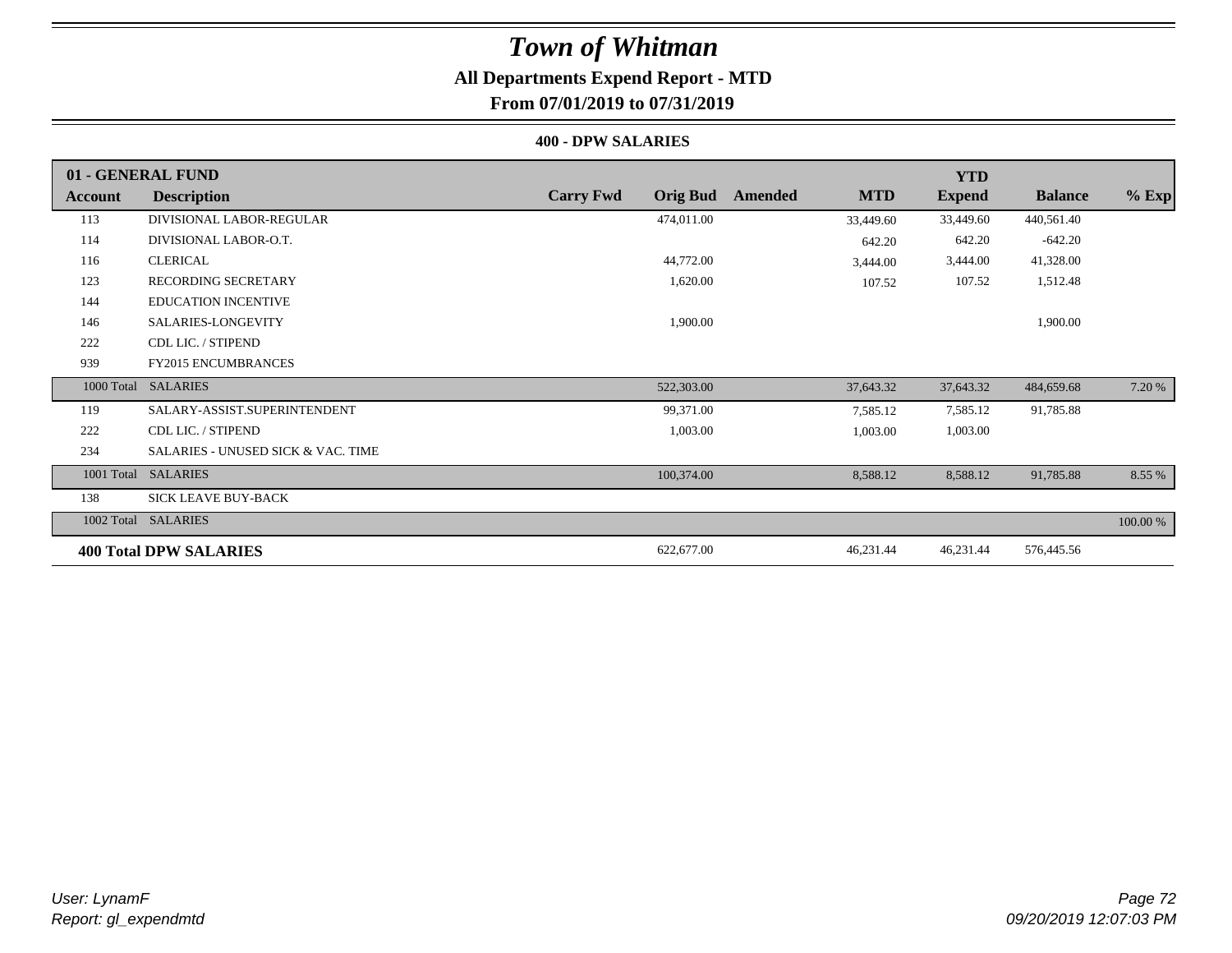# Town of Whitman

## All Departments Expend Report - MTD

## From 07/01/2019 to 07/31/2019

### 400 - DPW SALARIES

| 01 - GENERAL FUND | | | | | | YTD | | |
|---|---|---|---|---|---|---|---|---|
| **Account** | **Description** | **Carry Fwd** | **Orig Bud** | **Amended** | **MTD** | **Expend** | **Balance** | **% Exp** |
| 113 | DIVISIONAL LABOR-REGULAR | | 474,011.00 | | 33,449.60 | 33,449.60 | 440,561.40 | |
| 114 | DIVISIONAL LABOR-O.T. | | | | 642.20 | 642.20 | -642.20 | |
| 116 | CLERICAL | | 44,772.00 | | 3,444.00 | 3,444.00 | 41,328.00 | |
| 123 | RECORDING SECRETARY | | 1,620.00 | | 107.52 | 107.52 | 1,512.48 | |
| 144 | EDUCATION INCENTIVE | | | | | | | |
| 146 | SALARIES-LONGEVITY | | 1,900.00 | | | | 1,900.00 | |
| 222 | CDL LIC. / STIPEND | | | | | | | |
| 939 | FY2015 ENCUMBRANCES | | | | | | | |
| 1000 Total | SALARIES | | 522,303.00 | | 37,643.32 | 37,643.32 | 484,659.68 | 7.20 % |
| 119 | SALARY-ASSIST.SUPERINTENDENT | | 99,371.00 | | 7,585.12 | 7,585.12 | 91,785.88 | |
| 222 | CDL LIC. / STIPEND | | 1,003.00 | | 1,003.00 | 1,003.00 | | |
| 234 | SALARIES - UNUSED SICK & VAC. TIME | | | | | | | |
| 1001 Total | SALARIES | | 100,374.00 | | 8,588.12 | 8,588.12 | 91,785.88 | 8.55 % |
| 138 | SICK LEAVE BUY-BACK | | | | | | | |
| 1002 Total | SALARIES | | | | | | | 100.00 % |
| **400 Total DPW SALARIES** | | | 622,677.00 | | 46,231.44 | 46,231.44 | 576,445.56 | |

*User: LynamF*
*Report: gl_expendmtd*

*09/20/2019 12:07:03 PM*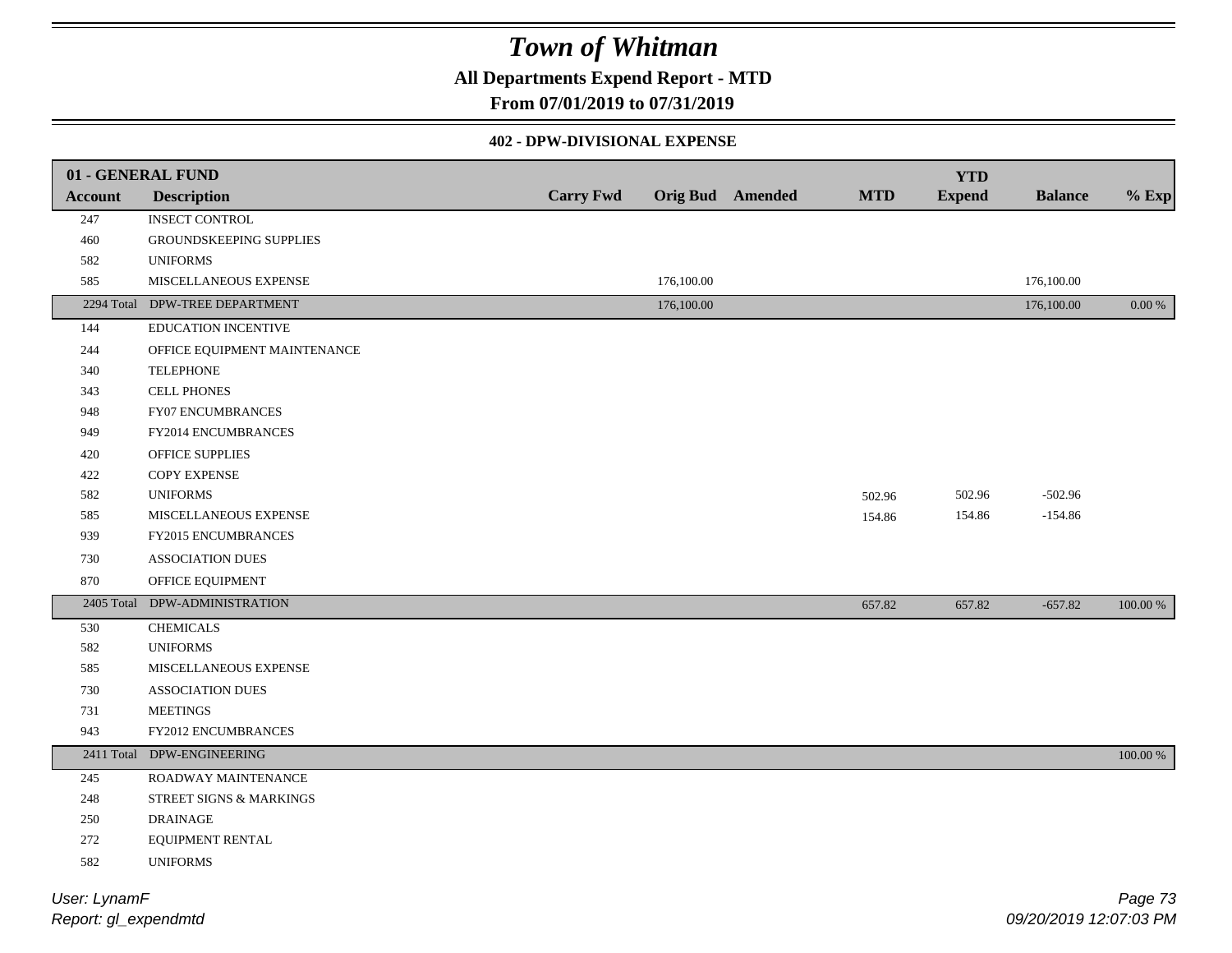# Town of Whitman

**All Departments Expend Report - MTD**

**From 07/01/2019 to 07/31/2019**

**402 - DPW-DIVISIONAL EXPENSE**

| 01 - GENERAL FUND | | | | | | YTD | | |
|---|---|---|---|---|---|---|---|---|
| **Account** | **Description** | **Carry Fwd** | **Orig Bud** | **Amended** | **MTD** | **Expend** | **Balance** | **% Exp** |
| 247 | INSECT CONTROL | | | | | | | |
| 460 | GROUNDSKEEPING SUPPLIES | | | | | | | |
| 582 | UNIFORMS | | | | | | | |
| 585 | MISCELLANEOUS EXPENSE | | 176,100.00 | | | | 176,100.00 | |
| 2294 Total | DPW-TREE DEPARTMENT | | 176,100.00 | | | | 176,100.00 | 0.00 % |
| 144 | EDUCATION INCENTIVE | | | | | | | |
| 244 | OFFICE EQUIPMENT MAINTENANCE | | | | | | | |
| 340 | TELEPHONE | | | | | | | |
| 343 | CELL PHONES | | | | | | | |
| 948 | FY07 ENCUMBRANCES | | | | | | | |
| 949 | FY2014 ENCUMBRANCES | | | | | | | |
| 420 | OFFICE SUPPLIES | | | | | | | |
| 422 | COPY EXPENSE | | | | | | | |
| 582 | UNIFORMS | | | | 502.96 | 502.96 | -502.96 | |
| 585 | MISCELLANEOUS EXPENSE | | | | 154.86 | 154.86 | -154.86 | |
| 939 | FY2015 ENCUMBRANCES | | | | | | | |
| 730 | ASSOCIATION DUES | | | | | | | |
| 870 | OFFICE EQUIPMENT | | | | | | | |
| 2405 Total | DPW-ADMINISTRATION | | | | 657.82 | 657.82 | -657.82 | 100.00 % |
| 530 | CHEMICALS | | | | | | | |
| 582 | UNIFORMS | | | | | | | |
| 585 | MISCELLANEOUS EXPENSE | | | | | | | |
| 730 | ASSOCIATION DUES | | | | | | | |
| 731 | MEETINGS | | | | | | | |
| 943 | FY2012 ENCUMBRANCES | | | | | | | |
| 2411 Total | DPW-ENGINEERING | | | | | | | 100.00 % |
| 245 | ROADWAY MAINTENANCE | | | | | | | |
| 248 | STREET SIGNS & MARKINGS | | | | | | | |
| 250 | DRAINAGE | | | | | | | |
| 272 | EQUIPMENT RENTAL | | | | | | | |
| 582 | UNIFORMS | | | | | | | |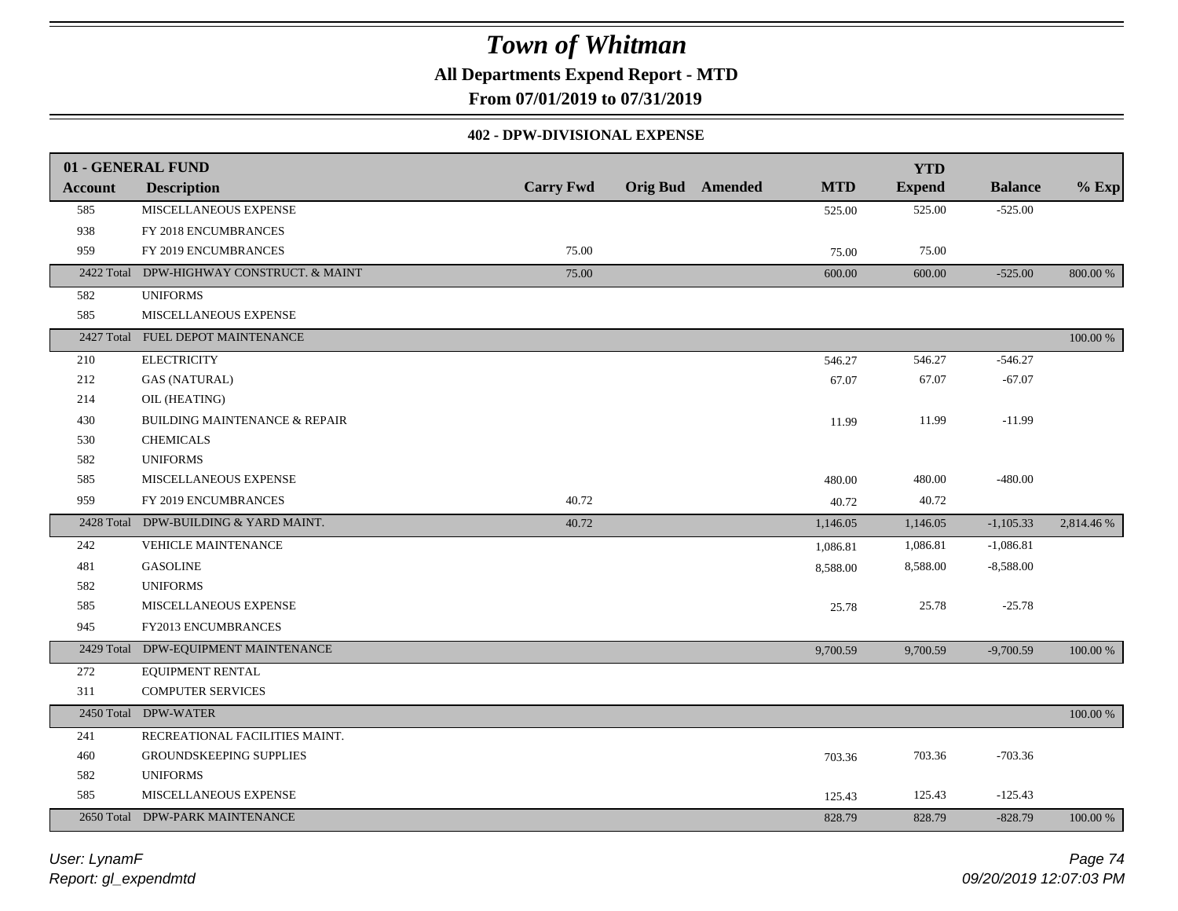# Town of Whitman

**All Departments Expend Report - MTD**

**From 07/01/2019 to 07/31/2019**

### 402 - DPW-DIVISIONAL EXPENSE

| 01 - GENERAL FUND | | | | | | YTD | | |
|---|---|---|---|---|---|---|---|---|
| **Account** | **Description** | **Carry Fwd** | **Orig Bud** | **Amended** | **MTD** | **Expend** | **Balance** | **% Exp** |
| 585 | MISCELLANEOUS EXPENSE | | | | 525.00 | 525.00 | -525.00 | |
| 938 | FY 2018 ENCUMBRANCES | | | | | | | |
| 959 | FY 2019 ENCUMBRANCES | 75.00 | | | 75.00 | 75.00 | | |
| 2422 Total | DPW-HIGHWAY CONSTRUCT. & MAINT | 75.00 | | | 600.00 | 600.00 | -525.00 | 800.00 % |
| 582 | UNIFORMS | | | | | | | |
| 585 | MISCELLANEOUS EXPENSE | | | | | | | |
| 2427 Total | FUEL DEPOT MAINTENANCE | | | | | | | 100.00 % |
| 210 | ELECTRICITY | | | | 546.27 | 546.27 | -546.27 | |
| 212 | GAS (NATURAL) | | | | 67.07 | 67.07 | -67.07 | |
| 214 | OIL (HEATING) | | | | | | | |
| 430 | BUILDING MAINTENANCE & REPAIR | | | | 11.99 | 11.99 | -11.99 | |
| 530 | CHEMICALS | | | | | | | |
| 582 | UNIFORMS | | | | | | | |
| 585 | MISCELLANEOUS EXPENSE | | | | 480.00 | 480.00 | -480.00 | |
| 959 | FY 2019 ENCUMBRANCES | 40.72 | | | 40.72 | 40.72 | | |
| 2428 Total | DPW-BUILDING & YARD MAINT. | 40.72 | | | 1,146.05 | 1,146.05 | -1,105.33 | 2,814.46 % |
| 242 | VEHICLE MAINTENANCE | | | | 1,086.81 | 1,086.81 | -1,086.81 | |
| 481 | GASOLINE | | | | 8,588.00 | 8,588.00 | -8,588.00 | |
| 582 | UNIFORMS | | | | | | | |
| 585 | MISCELLANEOUS EXPENSE | | | | 25.78 | 25.78 | -25.78 | |
| 945 | FY2013 ENCUMBRANCES | | | | | | | |
| 2429 Total | DPW-EQUIPMENT MAINTENANCE | | | | 9,700.59 | 9,700.59 | -9,700.59 | 100.00 % |
| 272 | EQUIPMENT RENTAL | | | | | | | |
| 311 | COMPUTER SERVICES | | | | | | | |
| 2450 Total | DPW-WATER | | | | | | | 100.00 % |
| 241 | RECREATIONAL FACILITIES MAINT. | | | | | | | |
| 460 | GROUNDSKEEPING SUPPLIES | | | | 703.36 | 703.36 | -703.36 | |
| 582 | UNIFORMS | | | | | | | |
| 585 | MISCELLANEOUS EXPENSE | | | | 125.43 | 125.43 | -125.43 | |
| 2650 Total | DPW-PARK MAINTENANCE | | | | 828.79 | 828.79 | -828.79 | 100.00 % |

*User: LynamF*
*Report: gl_expendmtd*

*09/20/2019 12:07:03 PM*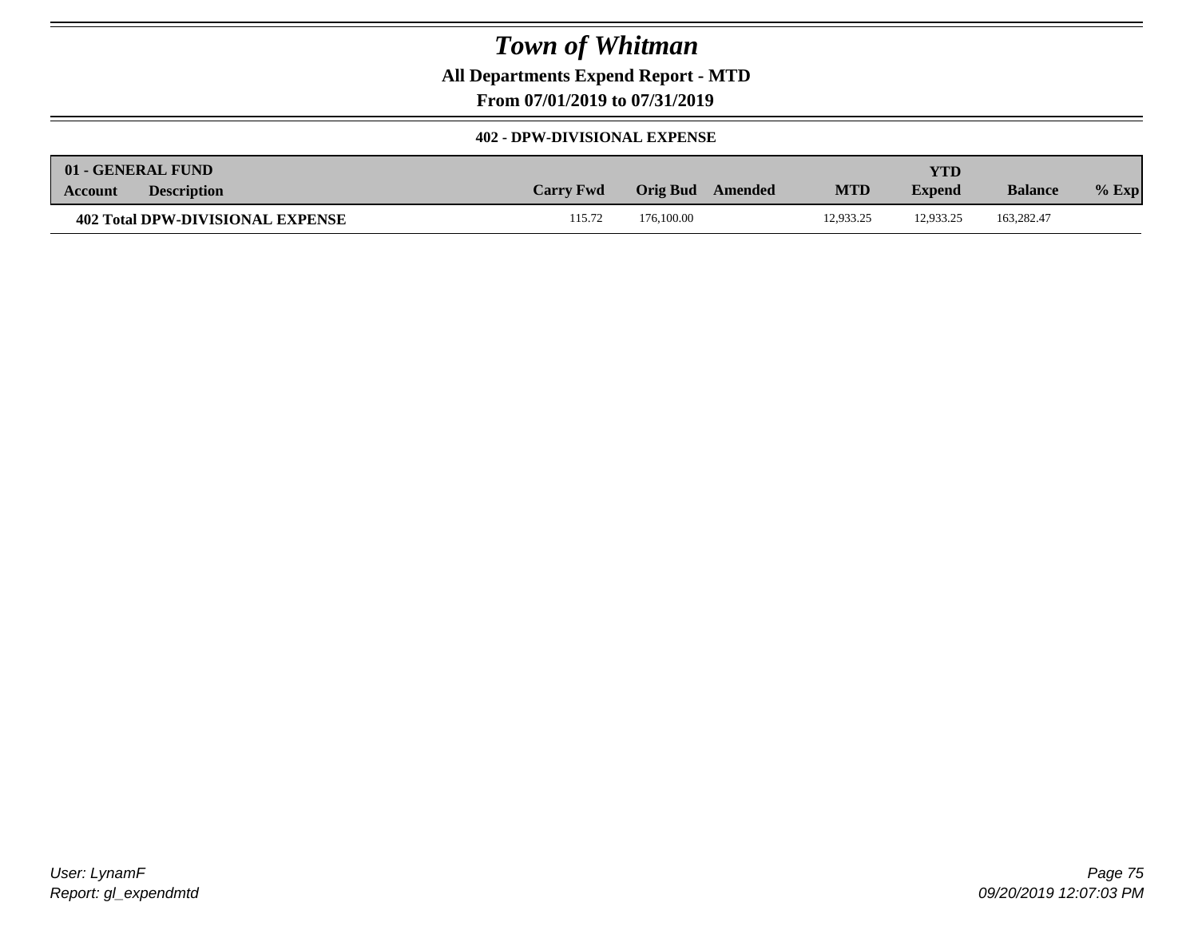# Town of Whitman

**All Departments Expend Report - MTD**

**From 07/01/2019 to 07/31/2019**

**402 - DPW-DIVISIONAL EXPENSE**

| 01 - GENERAL FUND<br>Account | Description | Carry Fwd | Orig Bud | Amended | MTD | YTD<br>Expend | Balance | % Exp |
|---|---|---|---|---|---|---|---|---|
| **402 Total DPW-DIVISIONAL EXPENSE** | | 115.72 | 176,100.00 | | 12,933.25 | 12,933.25 | 163,282.47 | |

*User: LynamF*
*Report: gl_expendmtd*

*09/20/2019 12:07:03 PM*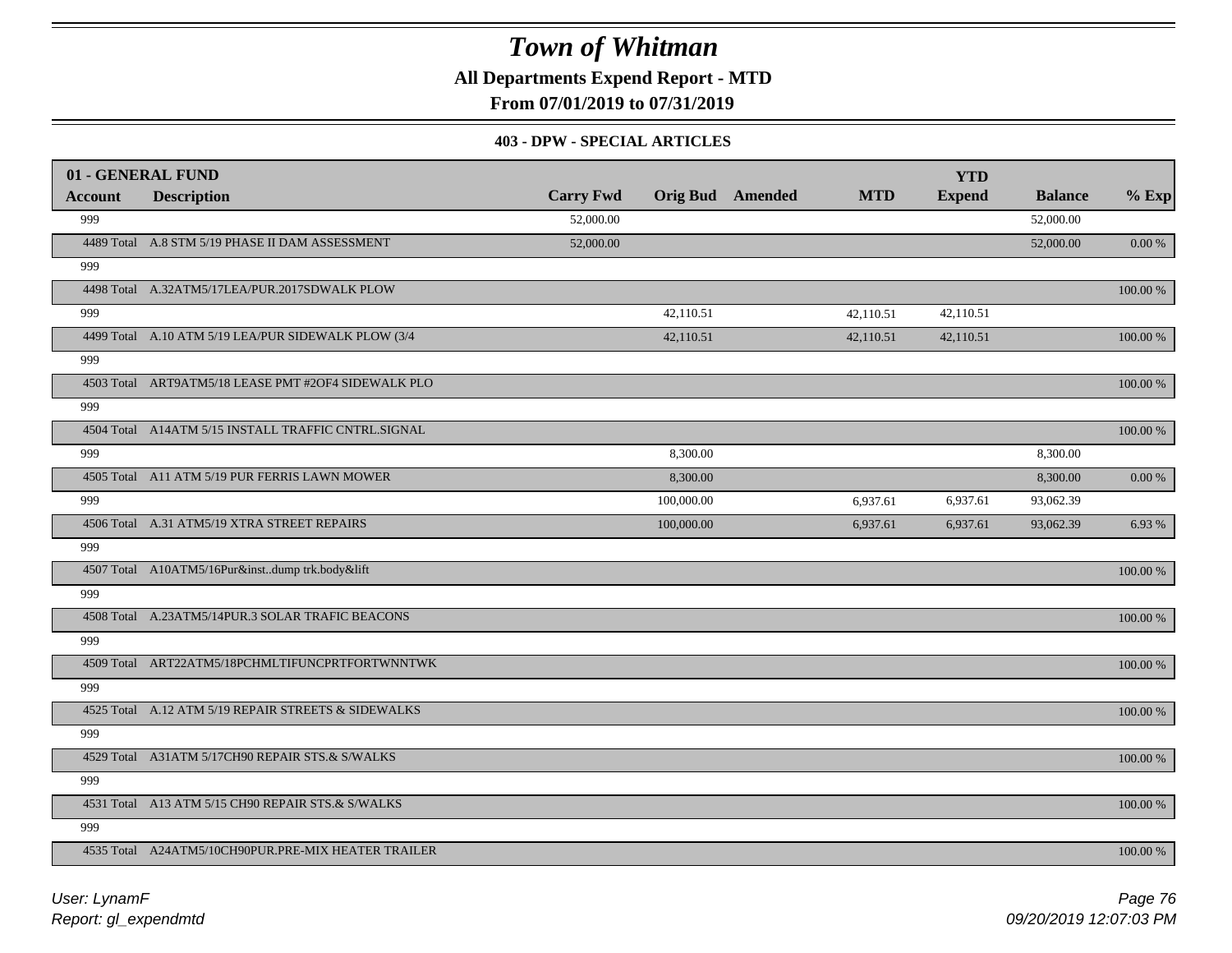# Town of Whitman

**All Departments Expend Report - MTD**

**From 07/01/2019 to 07/31/2019**

**403 - DPW - SPECIAL ARTICLES**

| 01 - GENERAL FUND | | | | | | YTD | | |
|---|---|---|---|---|---|---|---|---|
| **Account** | **Description** | **Carry Fwd** | **Orig Bud** | **Amended** | **MTD** | **Expend** | **Balance** | **% Exp** |
| 999 | | 52,000.00 | | | | | 52,000.00 | |
| 4489 Total | A.8 STM 5/19 PHASE II DAM ASSESSMENT | 52,000.00 | | | | | 52,000.00 | 0.00 % |
| 999 | | | | | | | | |
| 4498 Total | A.32ATM5/17LEA/PUR.2017SDWALK PLOW | | | | | | | 100.00 % |
| 999 | | | 42,110.51 | | 42,110.51 | 42,110.51 | | |
| 4499 Total | A.10 ATM 5/19 LEA/PUR SIDEWALK PLOW (3/4 | | 42,110.51 | | 42,110.51 | 42,110.51 | | 100.00 % |
| 999 | | | | | | | | |
| 4503 Total | ART9ATM5/18 LEASE PMT #2OF4 SIDEWALK PLO | | | | | | | 100.00 % |
| 999 | | | | | | | | |
| 4504 Total | A14ATM 5/15 INSTALL TRAFFIC CNTRL.SIGNAL | | | | | | | 100.00 % |
| 999 | | | 8,300.00 | | | | 8,300.00 | |
| 4505 Total | A11 ATM 5/19 PUR FERRIS LAWN MOWER | | 8,300.00 | | | | 8,300.00 | 0.00 % |
| 999 | | | 100,000.00 | | 6,937.61 | 6,937.61 | 93,062.39 | |
| 4506 Total | A.31 ATM5/19 XTRA STREET REPAIRS | | 100,000.00 | | 6,937.61 | 6,937.61 | 93,062.39 | 6.93 % |
| 999 | | | | | | | | |
| 4507 Total | A10ATM5/16Pur&inst..dump trk.body&lift | | | | | | | 100.00 % |
| 999 | | | | | | | | |
| 4508 Total | A.23ATM5/14PUR.3 SOLAR TRAFIC BEACONS | | | | | | | 100.00 % |
| 999 | | | | | | | | |
| 4509 Total | ART22ATM5/18PCHMLTIFUNCPRTFORTWNNTWK | | | | | | | 100.00 % |
| 999 | | | | | | | | |
| 4525 Total | A.12 ATM 5/19 REPAIR STREETS & SIDEWALKS | | | | | | | 100.00 % |
| 999 | | | | | | | | |
| 4529 Total | A31ATM 5/17CH90 REPAIR STS.& S/WALKS | | | | | | | 100.00 % |
| 999 | | | | | | | | |
| 4531 Total | A13 ATM 5/15 CH90 REPAIR STS.& S/WALKS | | | | | | | 100.00 % |
| 999 | | | | | | | | |
| 4535 Total | A24ATM5/10CH90PUR.PRE-MIX HEATER TRAILER | | | | | | | 100.00 % |

*User: LynamF*
*Report: gl_expendmtd*
*09/20/2019 12:07:03 PM*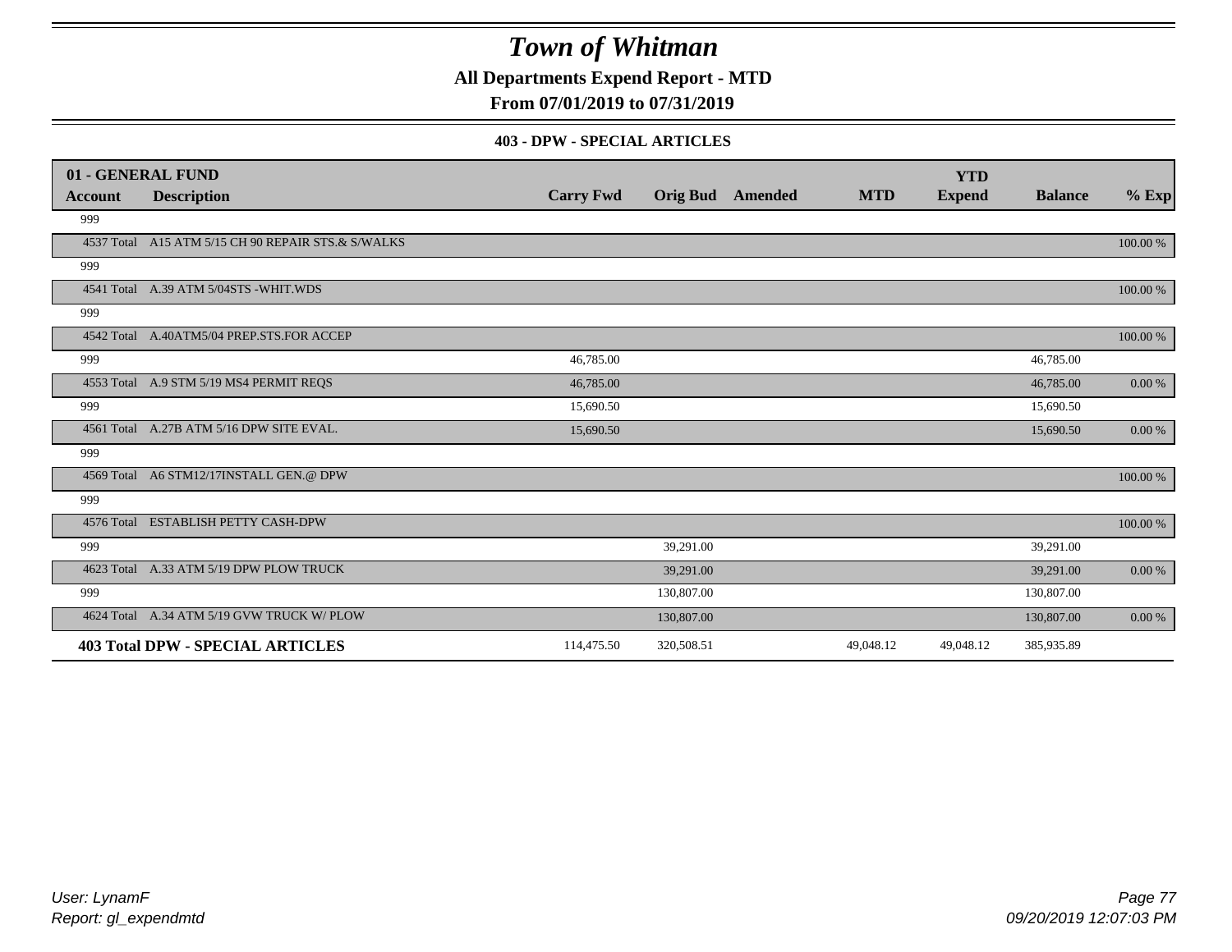# Town of Whitman

**All Departments Expend Report - MTD**

**From 07/01/2019 to 07/31/2019**

**403 - DPW - SPECIAL ARTICLES**

| 01 - GENERAL FUND | | | | | | YTD | | |
|---|---|---|---|---|---|---|---|---|
| **Account** | **Description** | **Carry Fwd** | **Orig Bud** | **Amended** | **MTD** | **Expend** | **Balance** | **% Exp** |
| 999 | | | | | | | | |
| 4537 Total | A15 ATM 5/15 CH 90 REPAIR STS.& S/WALKS | | | | | | | 100.00 % |
| 999 | | | | | | | | |
| 4541 Total | A.39 ATM 5/04STS -WHIT.WDS | | | | | | | 100.00 % |
| 999 | | | | | | | | |
| 4542 Total | A.40ATM5/04 PREP.STS.FOR ACCEP | | | | | | | 100.00 % |
| 999 | | 46,785.00 | | | | | 46,785.00 | |
| 4553 Total | A.9 STM 5/19 MS4 PERMIT REQS | 46,785.00 | | | | | 46,785.00 | 0.00 % |
| 999 | | 15,690.50 | | | | | 15,690.50 | |
| 4561 Total | A.27B ATM 5/16 DPW SITE EVAL. | 15,690.50 | | | | | 15,690.50 | 0.00 % |
| 999 | | | | | | | | |
| 4569 Total | A6 STM12/17INSTALL GEN.@ DPW | | | | | | | 100.00 % |
| 999 | | | | | | | | |
| 4576 Total | ESTABLISH PETTY CASH-DPW | | | | | | | 100.00 % |
| 999 | | | 39,291.00 | | | | 39,291.00 | |
| 4623 Total | A.33 ATM 5/19 DPW PLOW TRUCK | | 39,291.00 | | | | 39,291.00 | 0.00 % |
| 999 | | | 130,807.00 | | | | 130,807.00 | |
| 4624 Total | A.34 ATM 5/19 GVW TRUCK W/ PLOW | | 130,807.00 | | | | 130,807.00 | 0.00 % |
| **403 Total DPW - SPECIAL ARTICLES** | | 114,475.50 | 320,508.51 | | 49,048.12 | 49,048.12 | 385,935.89 | |

*User: LynamF*
*Report: gl_expendmtd*

*09/20/2019 12:07:03 PM*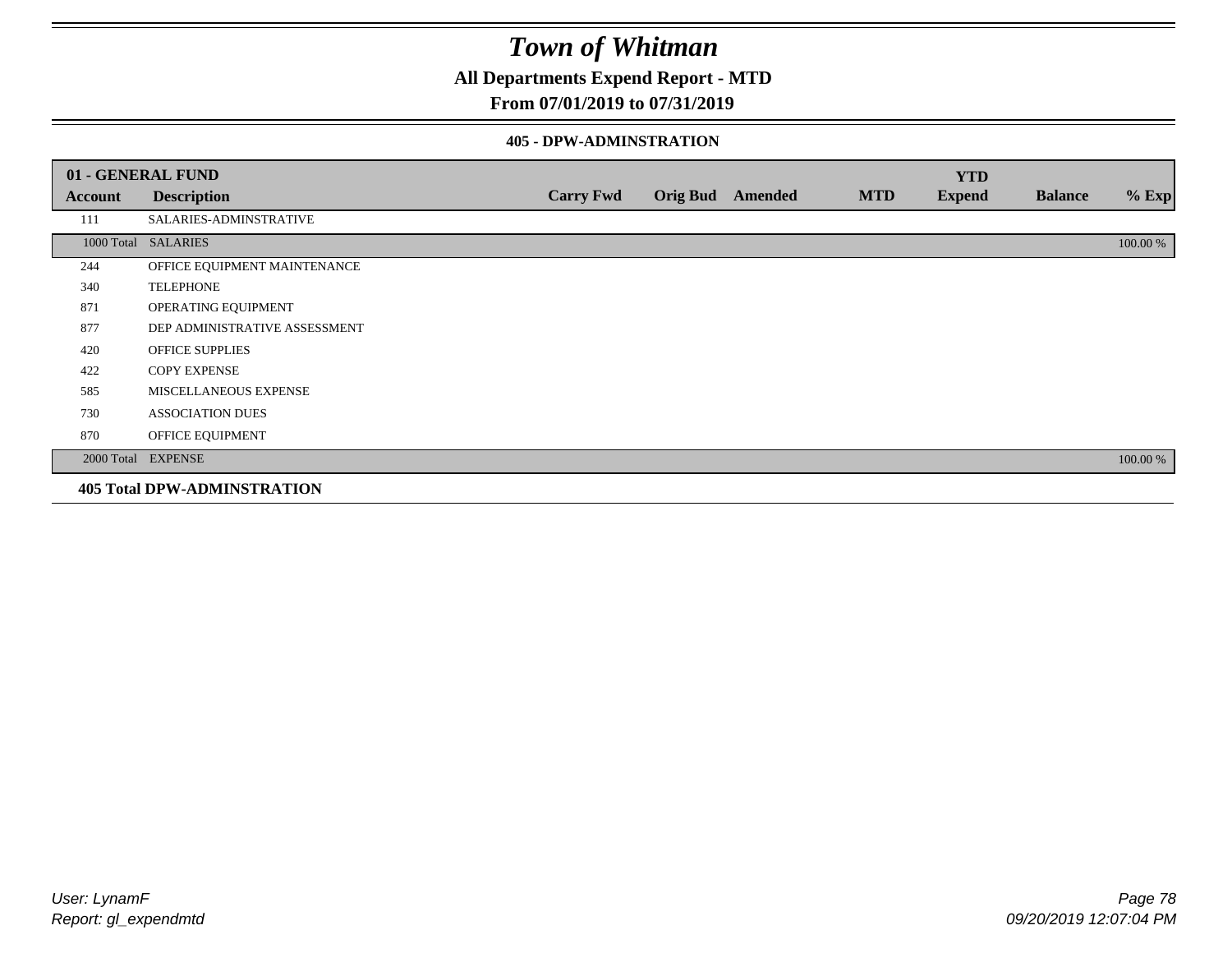# Town of Whitman

## All Departments Expend Report - MTD

### From 07/01/2019 to 07/31/2019

#### 405 - DPW-ADMINSTRATION

| 01 - GENERAL FUND | | | | | | YTD | | |
|---|---|---|---|---|---|---|---|---|
| **Account** | **Description** | **Carry Fwd** | **Orig Bud** | **Amended** | **MTD** | **Expend** | **Balance** | **% Exp** |
| 111 | SALARIES-ADMINSTRATIVE | | | | | | | |
| 1000 Total | SALARIES | | | | | | | 100.00 % |
| 244 | OFFICE EQUIPMENT MAINTENANCE | | | | | | | |
| 340 | TELEPHONE | | | | | | | |
| 871 | OPERATING EQUIPMENT | | | | | | | |
| 877 | DEP ADMINISTRATIVE ASSESSMENT | | | | | | | |
| 420 | OFFICE SUPPLIES | | | | | | | |
| 422 | COPY EXPENSE | | | | | | | |
| 585 | MISCELLANEOUS EXPENSE | | | | | | | |
| 730 | ASSOCIATION DUES | | | | | | | |
| 870 | OFFICE EQUIPMENT | | | | | | | |
| 2000 Total | EXPENSE | | | | | | | 100.00 % |

**405 Total DPW-ADMINSTRATION**

User: LynamF
Report: gl_expendmtd

09/20/2019 12:07:04 PM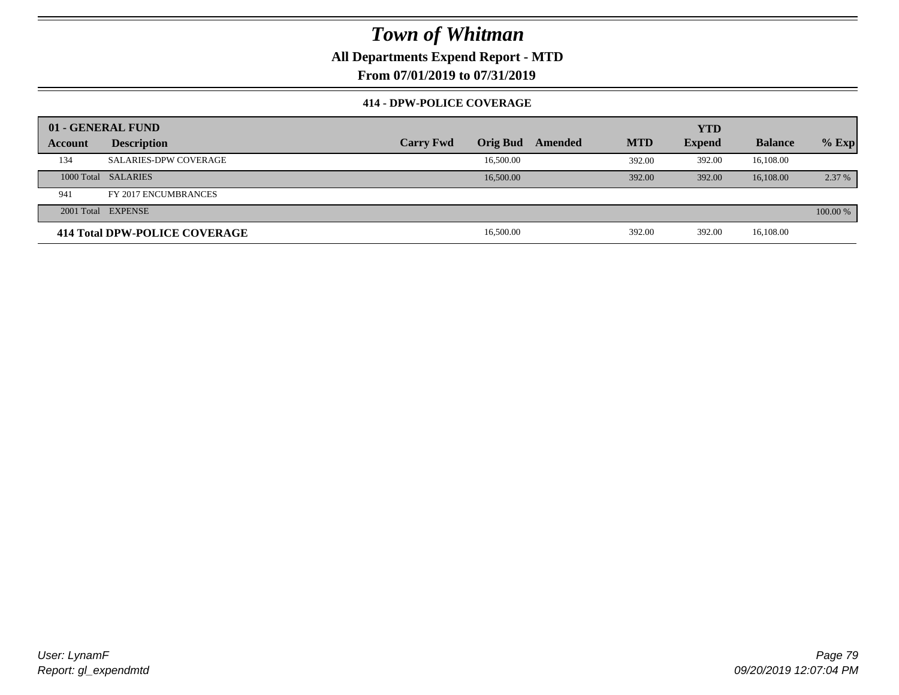# Town of Whitman

**All Departments Expend Report - MTD**

**From 07/01/2019 to 07/31/2019**

### 414 - DPW-POLICE COVERAGE

| 01 - GENERAL FUND | | | | | | YTD | | |
|---|---|---|---|---|---|---|---|---|
| **Account** | **Description** | **Carry Fwd** | **Orig Bud** | **Amended** | **MTD** | **Expend** | **Balance** | **% Exp** |
| 134 | SALARIES-DPW COVERAGE | | 16,500.00 | | 392.00 | 392.00 | 16,108.00 | |
| 1000 Total | SALARIES | | 16,500.00 | | 392.00 | 392.00 | 16,108.00 | 2.37 % |
| 941 | FY 2017 ENCUMBRANCES | | | | | | | |
| 2001 Total | EXPENSE | | | | | | | 100.00 % |
| **414 Total DPW-POLICE COVERAGE** | | | 16,500.00 | | 392.00 | 392.00 | 16,108.00 | |

User: LynamF
Report: gl_expendmtd

09/20/2019 12:07:04 PM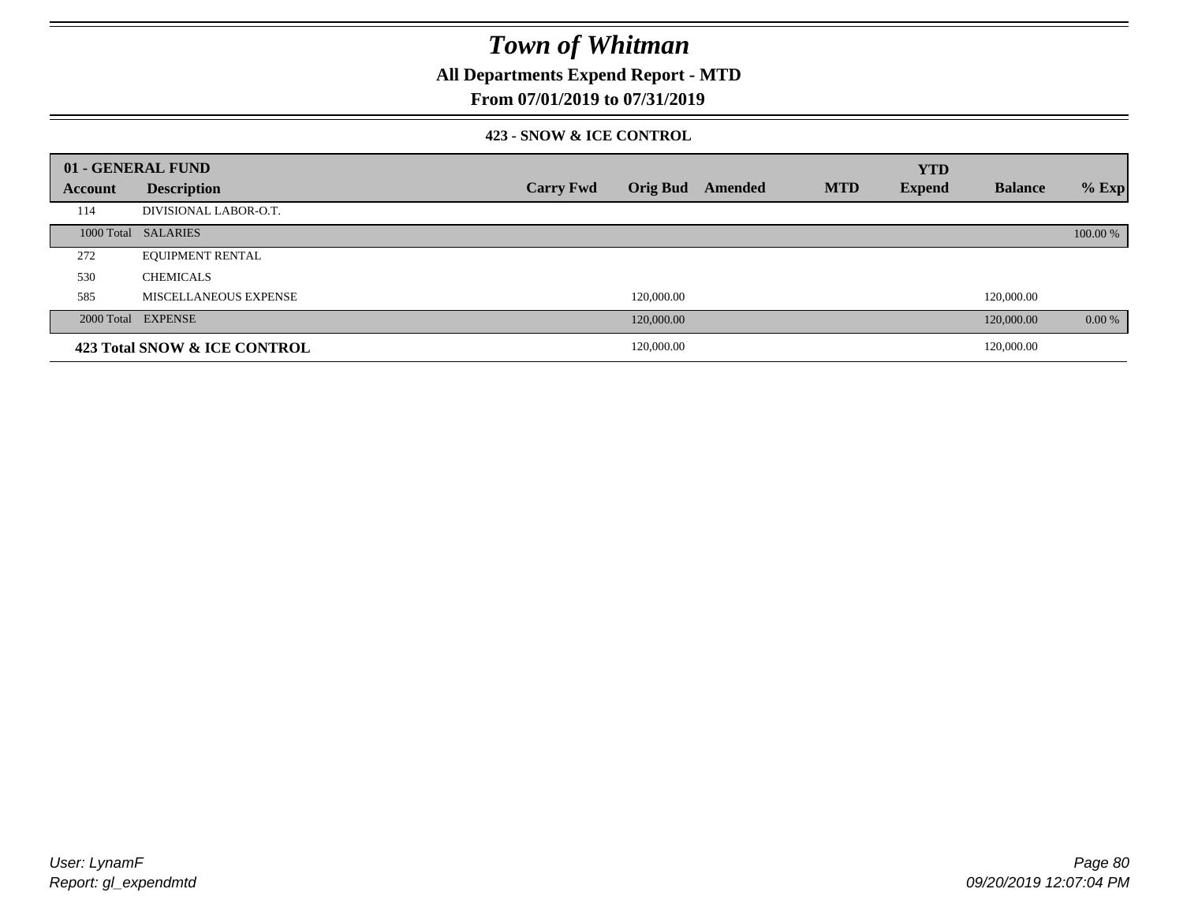# Town of Whitman

## All Departments Expend Report - MTD

### From 07/01/2019 to 07/31/2019

#### 423 - SNOW & ICE CONTROL

| 01 - GENERAL FUND | | | | | | | | |
|---|---|---|---|---|---|---|---|---|
| **Account** | **Description** | **Carry Fwd** | **Orig Bud** | **Amended** | **MTD** | **YTD Expend** | **Balance** | **% Exp** |
| 114 | DIVISIONAL LABOR-O.T. | | | | | | | |
| 1000 Total | SALARIES | | | | | | | 100.00 % |
| 272 | EQUIPMENT RENTAL | | | | | | | |
| 530 | CHEMICALS | | | | | | | |
| 585 | MISCELLANEOUS EXPENSE | | 120,000.00 | | | | 120,000.00 | |
| 2000 Total | EXPENSE | | 120,000.00 | | | | 120,000.00 | 0.00 % |
| **423 Total SNOW & ICE CONTROL** | | | 120,000.00 | | | | 120,000.00 | |

*User: LynamF*
*Report: gl_expendmtd*

*09/20/2019 12:07:04 PM*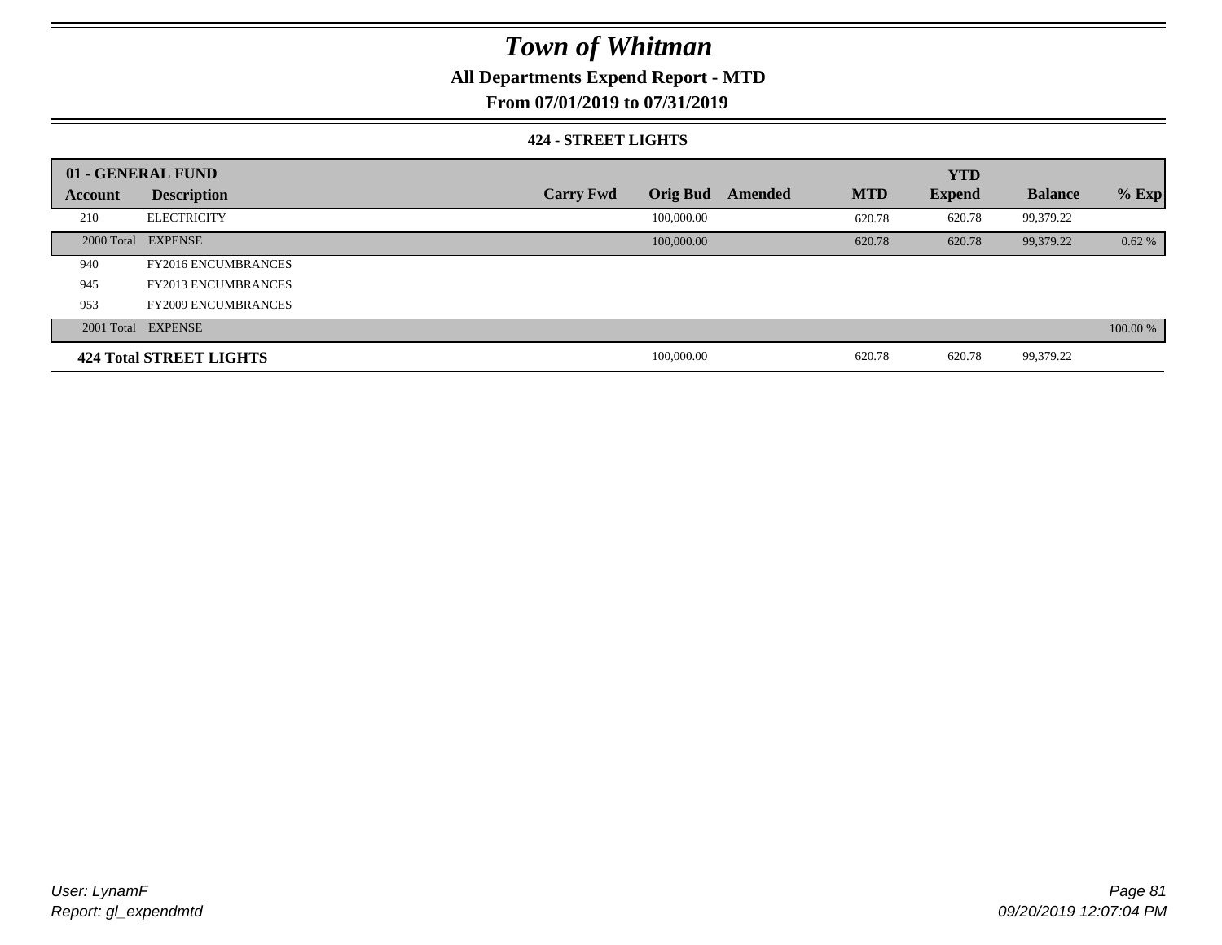# Town of Whitman

## All Departments Expend Report - MTD

### From 07/01/2019 to 07/31/2019

#### 424 - STREET LIGHTS

| 01 - GENERAL FUND | | | | | | YTD | | |
|---|---|---|---|---|---|---|---|---|
| **Account** | **Description** | **Carry Fwd** | **Orig Bud** | **Amended** | **MTD** | **Expend** | **Balance** | **% Exp** |
| 210 | ELECTRICITY | | 100,000.00 | | 620.78 | 620.78 | 99,379.22 | |
| 2000 Total | EXPENSE | | 100,000.00 | | 620.78 | 620.78 | 99,379.22 | 0.62 % |
| 940 | FY2016 ENCUMBRANCES | | | | | | | |
| 945 | FY2013 ENCUMBRANCES | | | | | | | |
| 953 | FY2009 ENCUMBRANCES | | | | | | | |
| 2001 Total | EXPENSE | | | | | | | 100.00 % |
| **424 Total STREET LIGHTS** | | | 100,000.00 | | 620.78 | 620.78 | 99,379.22 | |

User: LynamF
Report: gl_expendmtd

09/20/2019 12:07:04 PM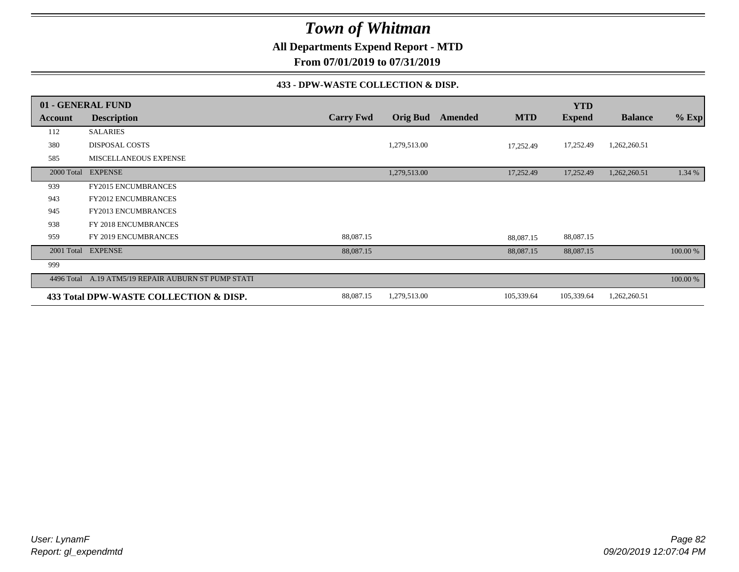# Town of Whitman

**All Departments Expend Report - MTD**

**From 07/01/2019 to 07/31/2019**

**433 - DPW-WASTE COLLECTION & DISP.**

| 01 - GENERAL FUND | | | | | | YTD | | |
|---|---|---|---|---|---|---|---|---|
| **Account** | **Description** | **Carry Fwd** | **Orig Bud** | **Amended** | **MTD** | **Expend** | **Balance** | **% Exp** |
| 112 | SALARIES | | | | | | | |
| 380 | DISPOSAL COSTS | | 1,279,513.00 | | 17,252.49 | 17,252.49 | 1,262,260.51 | |
| 585 | MISCELLANEOUS EXPENSE | | | | | | | |
| 2000 Total | EXPENSE | | 1,279,513.00 | | 17,252.49 | 17,252.49 | 1,262,260.51 | 1.34 % |
| 939 | FY2015 ENCUMBRANCES | | | | | | | |
| 943 | FY2012 ENCUMBRANCES | | | | | | | |
| 945 | FY2013 ENCUMBRANCES | | | | | | | |
| 938 | FY 2018 ENCUMBRANCES | | | | | | | |
| 959 | FY 2019 ENCUMBRANCES | 88,087.15 | | | 88,087.15 | 88,087.15 | | |
| 2001 Total | EXPENSE | 88,087.15 | | | 88,087.15 | 88,087.15 | | 100.00 % |
| 999 | | | | | | | | |
| 4496 Total | A.19 ATM5/19 REPAIR AUBURN ST PUMP STATI | | | | | | | 100.00 % |
| **433 Total DPW-WASTE COLLECTION & DISP.** | | 88,087.15 | 1,279,513.00 | | 105,339.64 | 105,339.64 | 1,262,260.51 | |

*User: LynamF*
*Report: gl_expendmtd*

*09/20/2019 12:07:04 PM*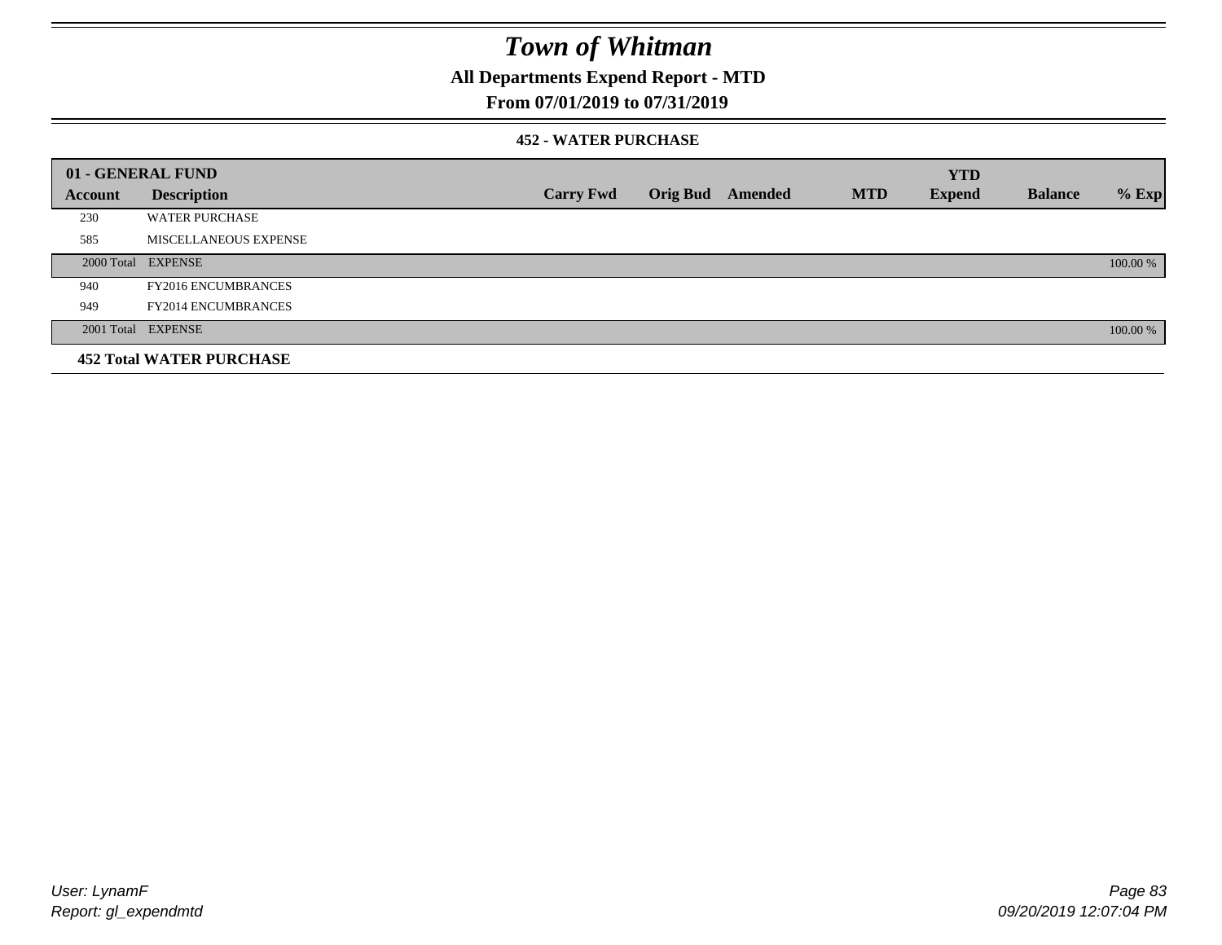# Town of Whitman

## All Departments Expend Report - MTD

### From 07/01/2019 to 07/31/2019

#### 452 - WATER PURCHASE

| 01 - GENERAL FUND | | | | | | YTD | | |
|---|---|---|---|---|---|---|---|---|
| **Account** | **Description** | **Carry Fwd** | **Orig Bud** | **Amended** | **MTD** | **Expend** | **Balance** | **% Exp** |
| 230 | WATER PURCHASE | | | | | | | |
| 585 | MISCELLANEOUS EXPENSE | | | | | | | |
| 2000 Total | EXPENSE | | | | | | | 100.00 % |
| 940 | FY2016 ENCUMBRANCES | | | | | | | |
| 949 | FY2014 ENCUMBRANCES | | | | | | | |
| 2001 Total | EXPENSE | | | | | | | 100.00 % |
| **452 Total WATER PURCHASE** | | | | | | | | |

User: LynamF
Report: gl_expendmtd

09/20/2019 12:07:04 PM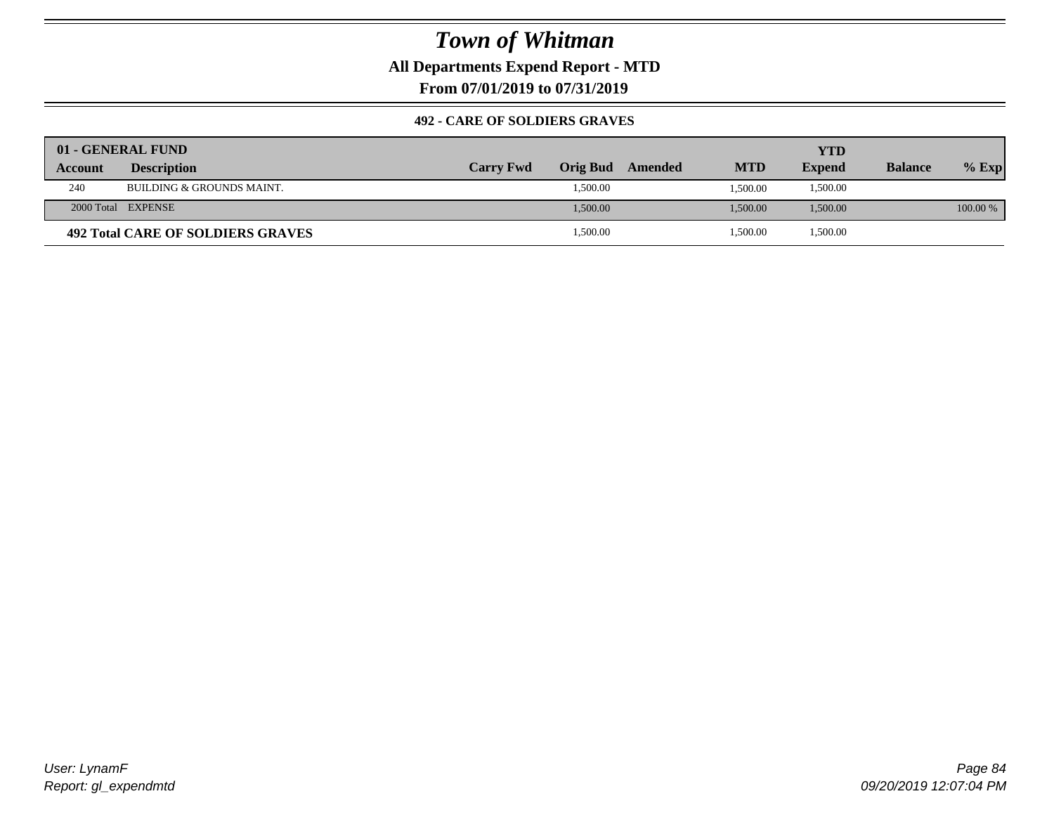# Town of Whitman

**All Departments Expend Report - MTD**

**From 07/01/2019 to 07/31/2019**

### 492 - CARE OF SOLDIERS GRAVES

| 01 - GENERAL FUND | | | | | | YTD | | |
|---|---|---|---|---|---|---|---|---|
| Account | Description | Carry Fwd | Orig Bud | Amended | MTD | Expend | Balance | % Exp |
| 240 | BUILDING & GROUNDS MAINT. | | 1,500.00 | | 1,500.00 | 1,500.00 | | |
| 2000 Total | EXPENSE | | 1,500.00 | | 1,500.00 | 1,500.00 | | 100.00 % |
| **492 Total CARE OF SOLDIERS GRAVES** | | | 1,500.00 | | 1,500.00 | 1,500.00 | | |

*User: LynamF*
*Report: gl_expendmtd*

*09/20/2019 12:07:04 PM*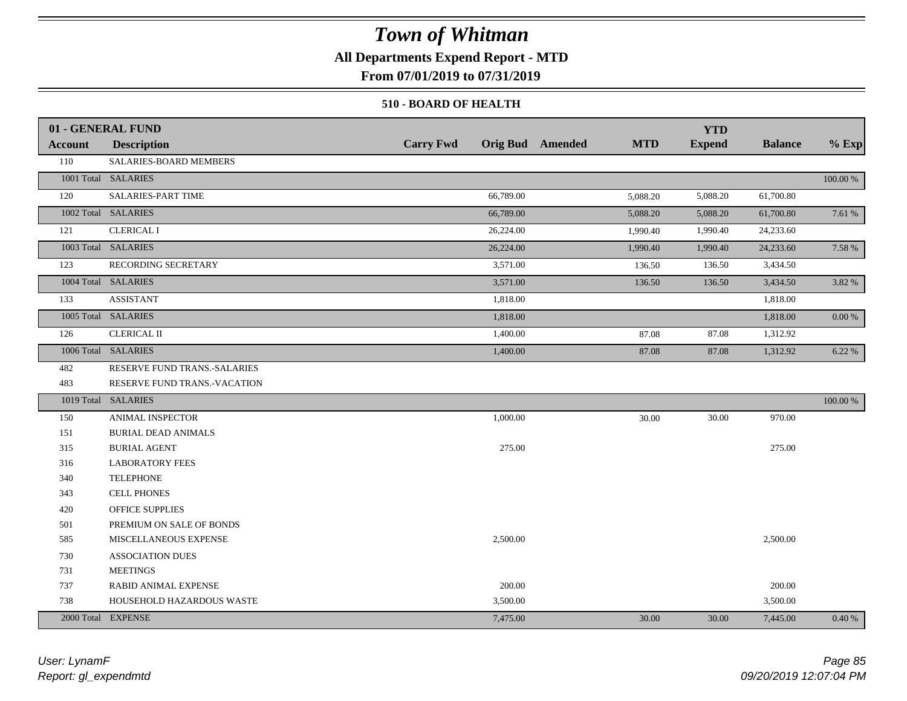# Town of Whitman

**All Departments Expend Report - MTD**

**From 07/01/2019 to 07/31/2019**

### 510 - BOARD OF HEALTH

| 01 - GENERAL FUND | | | | | | YTD | | |
|---|---|---|---|---|---|---|---|---|
| **Account** | **Description** | **Carry Fwd** | **Orig Bud** | **Amended** | **MTD** | **Expend** | **Balance** | **% Exp** |
| 110 | SALARIES-BOARD MEMBERS | | | | | | | |
| 1001 Total | SALARIES | | | | | | | 100.00 % |
| 120 | SALARIES-PART TIME | | 66,789.00 | | 5,088.20 | 5,088.20 | 61,700.80 | |
| 1002 Total | SALARIES | | 66,789.00 | | 5,088.20 | 5,088.20 | 61,700.80 | 7.61 % |
| 121 | CLERICAL I | | 26,224.00 | | 1,990.40 | 1,990.40 | 24,233.60 | |
| 1003 Total | SALARIES | | 26,224.00 | | 1,990.40 | 1,990.40 | 24,233.60 | 7.58 % |
| 123 | RECORDING SECRETARY | | 3,571.00 | | 136.50 | 136.50 | 3,434.50 | |
| 1004 Total | SALARIES | | 3,571.00 | | 136.50 | 136.50 | 3,434.50 | 3.82 % |
| 133 | ASSISTANT | | 1,818.00 | | | | 1,818.00 | |
| 1005 Total | SALARIES | | 1,818.00 | | | | 1,818.00 | 0.00 % |
| 126 | CLERICAL II | | 1,400.00 | | 87.08 | 87.08 | 1,312.92 | |
| 1006 Total | SALARIES | | 1,400.00 | | 87.08 | 87.08 | 1,312.92 | 6.22 % |
| 482 | RESERVE FUND TRANS.-SALARIES | | | | | | | |
| 483 | RESERVE FUND TRANS.-VACATION | | | | | | | |
| 1019 Total | SALARIES | | | | | | | 100.00 % |
| 150 | ANIMAL INSPECTOR | | 1,000.00 | | 30.00 | 30.00 | 970.00 | |
| 151 | BURIAL DEAD ANIMALS | | | | | | | |
| 315 | BURIAL AGENT | | 275.00 | | | | 275.00 | |
| 316 | LABORATORY FEES | | | | | | | |
| 340 | TELEPHONE | | | | | | | |
| 343 | CELL PHONES | | | | | | | |
| 420 | OFFICE SUPPLIES | | | | | | | |
| 501 | PREMIUM ON SALE OF BONDS | | | | | | | |
| 585 | MISCELLANEOUS EXPENSE | | 2,500.00 | | | | 2,500.00 | |
| 730 | ASSOCIATION DUES | | | | | | | |
| 731 | MEETINGS | | | | | | | |
| 737 | RABID ANIMAL EXPENSE | | 200.00 | | | | 200.00 | |
| 738 | HOUSEHOLD HAZARDOUS WASTE | | 3,500.00 | | | | 3,500.00 | |
| 2000 Total | EXPENSE | | 7,475.00 | | 30.00 | 30.00 | 7,445.00 | 0.40 % |

*User: LynamF*
*Report: gl_expendmtd*

*09/20/2019 12:07:04 PM*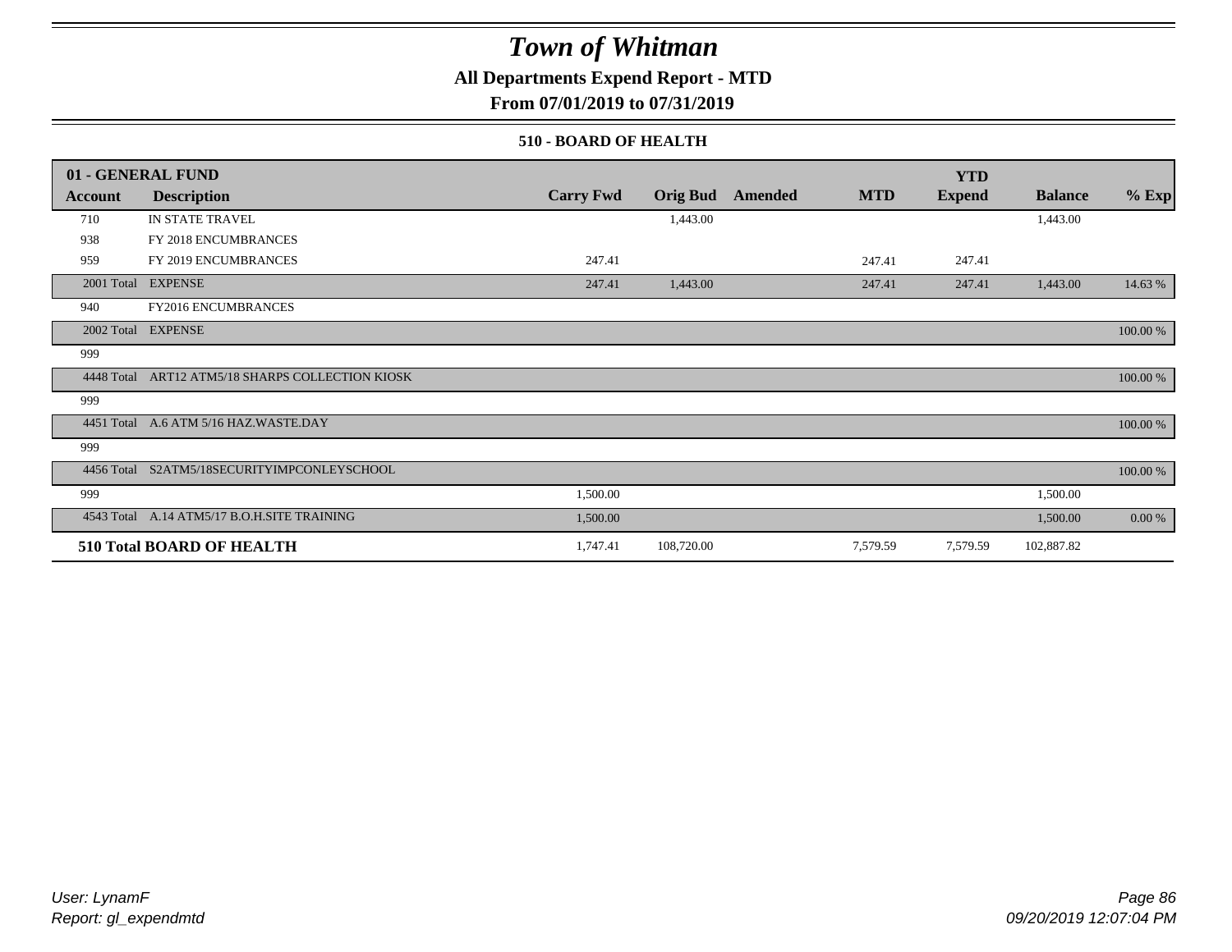# Town of Whitman

**All Departments Expend Report - MTD**

**From 07/01/2019 to 07/31/2019**

**510 - BOARD OF HEALTH**

| 01 - GENERAL FUND | | | | | | YTD | | |
|---|---|---|---|---|---|---|---|---|
| **Account** | **Description** | **Carry Fwd** | **Orig Bud** | **Amended** | **MTD** | **Expend** | **Balance** | **% Exp** |
| 710 | IN STATE TRAVEL | | 1,443.00 | | | | 1,443.00 | |
| 938 | FY 2018 ENCUMBRANCES | | | | | | | |
| 959 | FY 2019 ENCUMBRANCES | 247.41 | | | 247.41 | 247.41 | | |
| 2001 Total | EXPENSE | 247.41 | 1,443.00 | | 247.41 | 247.41 | 1,443.00 | 14.63 % |
| 940 | FY2016 ENCUMBRANCES | | | | | | | |
| 2002 Total | EXPENSE | | | | | | | 100.00 % |
| 999 | | | | | | | | |
| 4448 Total | ART12 ATM5/18 SHARPS COLLECTION KIOSK | | | | | | | 100.00 % |
| 999 | | | | | | | | |
| 4451 Total | A.6 ATM 5/16 HAZ.WASTE.DAY | | | | | | | 100.00 % |
| 999 | | | | | | | | |
| 4456 Total | S2ATM5/18SECURITYIMPCONLEYSCHOOL | | | | | | | 100.00 % |
| 999 | | 1,500.00 | | | | | 1,500.00 | |
| 4543 Total | A.14 ATM5/17 B.O.H.SITE TRAINING | 1,500.00 | | | | | 1,500.00 | 0.00 % |
| **510 Total BOARD OF HEALTH** | | 1,747.41 | 108,720.00 | | 7,579.59 | 7,579.59 | 102,887.82 | |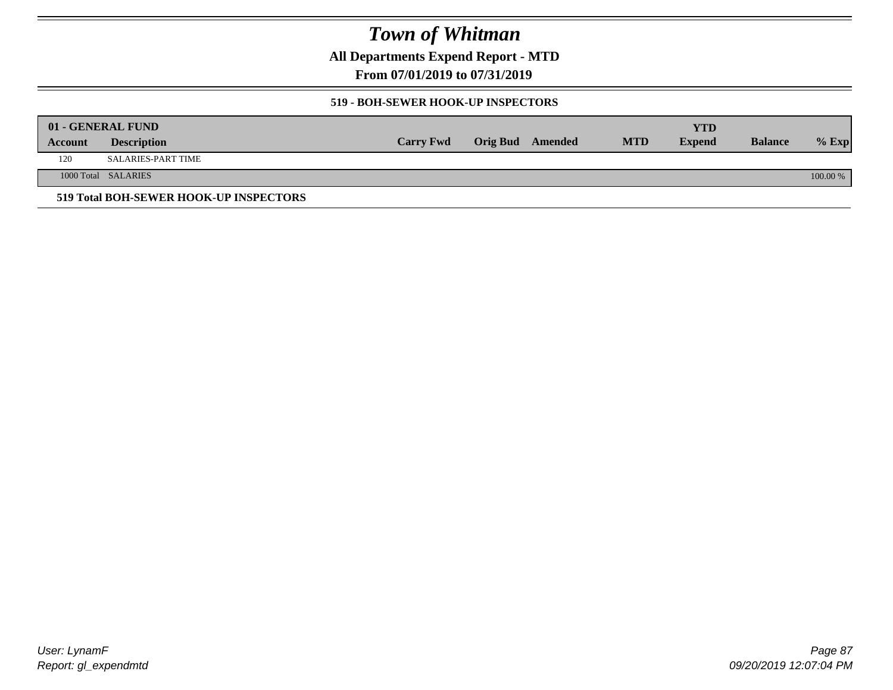# Town of Whitman

## All Departments Expend Report - MTD

### From 07/01/2019 to 07/31/2019

#### 519 - BOH-SEWER HOOK-UP INSPECTORS

| 01 - GENERAL FUND | | | | | | YTD | | |
|---|---|---|---|---|---|---|---|---|
| **Account** | **Description** | **Carry Fwd** | **Orig Bud** | **Amended** | **MTD** | **Expend** | **Balance** | **% Exp** |
| 120 | SALARIES-PART TIME | | | | | | | |
| 1000 Total | SALARIES | | | | | | | 100.00 % |
| **519 Total BOH-SEWER HOOK-UP INSPECTORS** | | | | | | | | |

User: LynamF

Report: gl_expendmtd

09/20/2019 12:07:04 PM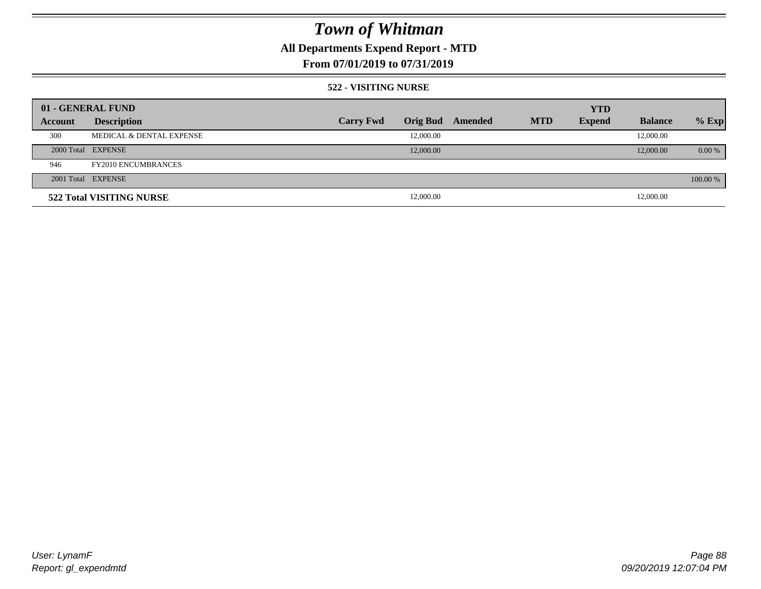# Town of Whitman

**All Departments Expend Report - MTD**

**From 07/01/2019 to 07/31/2019**

**522 - VISITING NURSE**

| 01 - GENERAL FUND | | | | | | YTD | | |
|---|---|---|---|---|---|---|---|---|
| **Account** | **Description** | **Carry Fwd** | **Orig Bud** | **Amended** | **MTD** | **Expend** | **Balance** | **% Exp** |
| 300 | MEDICAL & DENTAL EXPENSE | | 12,000.00 | | | | 12,000.00 | |
| 2000 Total | EXPENSE | | 12,000.00 | | | | 12,000.00 | 0.00 % |
| 946 | FY2010 ENCUMBRANCES | | | | | | | |
| 2001 Total | EXPENSE | | | | | | | 100.00 % |
| **522 Total VISITING NURSE** | | | 12,000.00 | | | | 12,000.00 | |

*User: LynamF*
*Report: gl_expendmtd*

*09/20/2019 12:07:04 PM*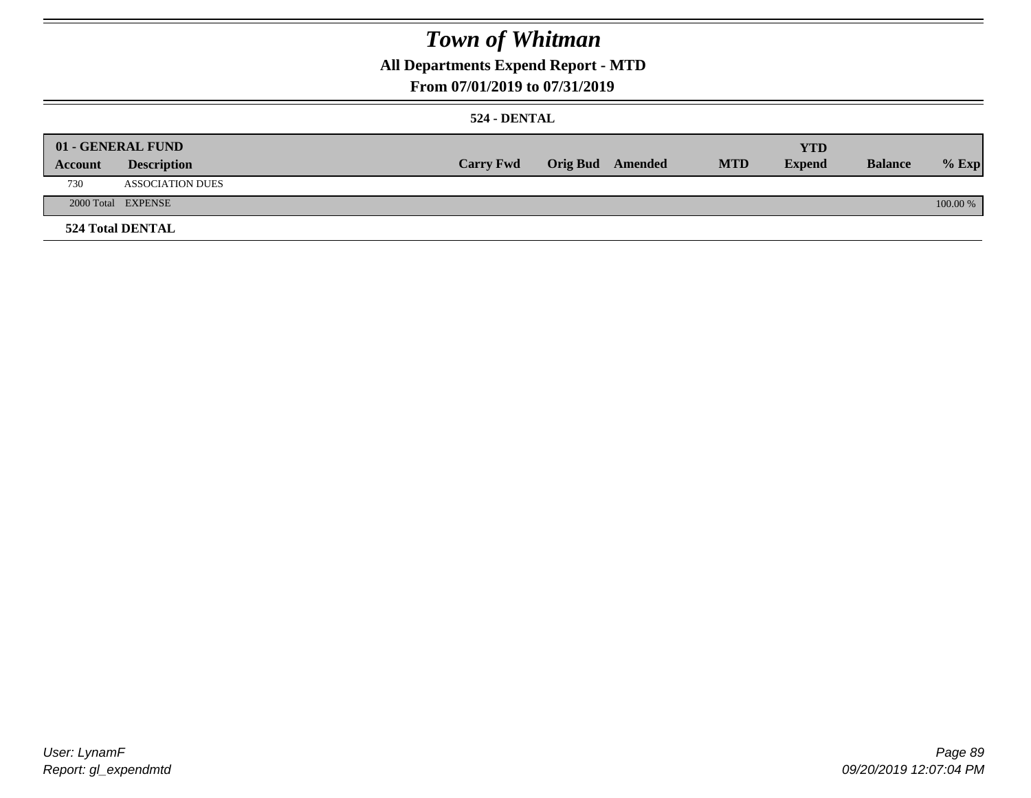# Town of Whitman

## All Departments Expend Report - MTD

### From 07/01/2019 to 07/31/2019

**524 - DENTAL**

| 01 - GENERAL FUND | | | | | | | | |
|---|---|---|---|---|---|---|---|---|
| **Account** | **Description** | **Carry Fwd** | **Orig Bud** | **Amended** | **MTD** | **YTD Expend** | **Balance** | **% Exp** |
| 730 | ASSOCIATION DUES | | | | | | | |
| 2000 Total | EXPENSE | | | | | | | 100.00 % |

**524 Total DENTAL**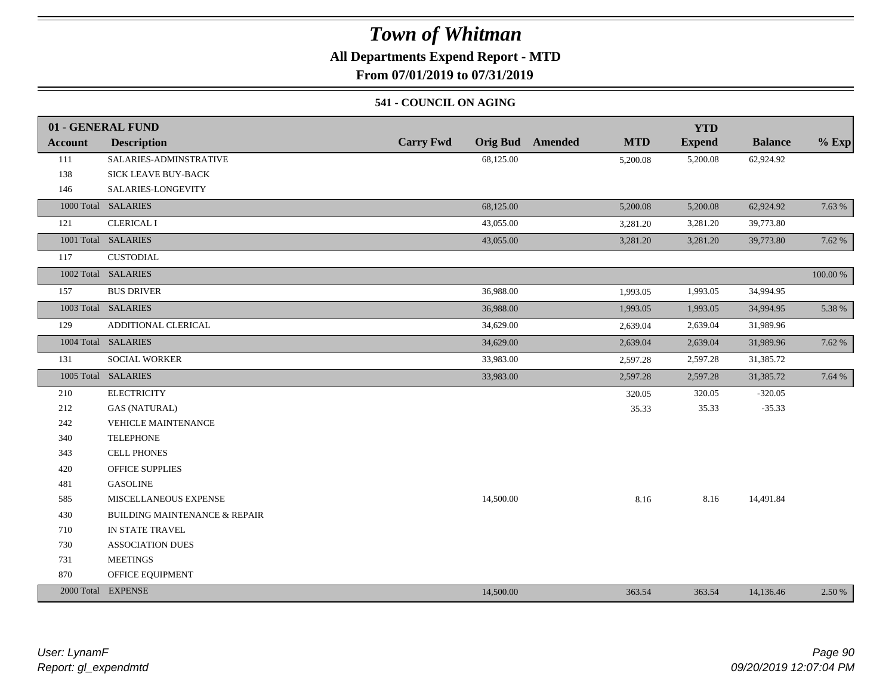# Town of Whitman

## All Departments Expend Report - MTD

### From 07/01/2019 to 07/31/2019

#### 541 - COUNCIL ON AGING

| 01 - GENERAL FUND | | | | | | YTD | | |
|---|---|---|---|---|---|---|---|---|
| **Account** | **Description** | **Carry Fwd** | **Orig Bud** | **Amended** | **MTD** | **Expend** | **Balance** | **% Exp** |
| 111 | SALARIES-ADMINSTRATIVE | | 68,125.00 | | 5,200.08 | 5,200.08 | 62,924.92 | |
| 138 | SICK LEAVE BUY-BACK | | | | | | | |
| 146 | SALARIES-LONGEVITY | | | | | | | |
| 1000 Total | SALARIES | | 68,125.00 | | 5,200.08 | 5,200.08 | 62,924.92 | 7.63 % |
| 121 | CLERICAL I | | 43,055.00 | | 3,281.20 | 3,281.20 | 39,773.80 | |
| 1001 Total | SALARIES | | 43,055.00 | | 3,281.20 | 3,281.20 | 39,773.80 | 7.62 % |
| 117 | CUSTODIAL | | | | | | | |
| 1002 Total | SALARIES | | | | | | | 100.00 % |
| 157 | BUS DRIVER | | 36,988.00 | | 1,993.05 | 1,993.05 | 34,994.95 | |
| 1003 Total | SALARIES | | 36,988.00 | | 1,993.05 | 1,993.05 | 34,994.95 | 5.38 % |
| 129 | ADDITIONAL CLERICAL | | 34,629.00 | | 2,639.04 | 2,639.04 | 31,989.96 | |
| 1004 Total | SALARIES | | 34,629.00 | | 2,639.04 | 2,639.04 | 31,989.96 | 7.62 % |
| 131 | SOCIAL WORKER | | 33,983.00 | | 2,597.28 | 2,597.28 | 31,385.72 | |
| 1005 Total | SALARIES | | 33,983.00 | | 2,597.28 | 2,597.28 | 31,385.72 | 7.64 % |
| 210 | ELECTRICITY | | | | 320.05 | 320.05 | -320.05 | |
| 212 | GAS (NATURAL) | | | | 35.33 | 35.33 | -35.33 | |
| 242 | VEHICLE MAINTENANCE | | | | | | | |
| 340 | TELEPHONE | | | | | | | |
| 343 | CELL PHONES | | | | | | | |
| 420 | OFFICE SUPPLIES | | | | | | | |
| 481 | GASOLINE | | | | | | | |
| 585 | MISCELLANEOUS EXPENSE | | 14,500.00 | | 8.16 | 8.16 | 14,491.84 | |
| 430 | BUILDING MAINTENANCE & REPAIR | | | | | | | |
| 710 | IN STATE TRAVEL | | | | | | | |
| 730 | ASSOCIATION DUES | | | | | | | |
| 731 | MEETINGS | | | | | | | |
| 870 | OFFICE EQUIPMENT | | | | | | | |
| 2000 Total | EXPENSE | | 14,500.00 | | 363.54 | 363.54 | 14,136.46 | 2.50 % |

*User: LynamF*
*Report: gl_expendmtd*

*09/20/2019 12:07:04 PM*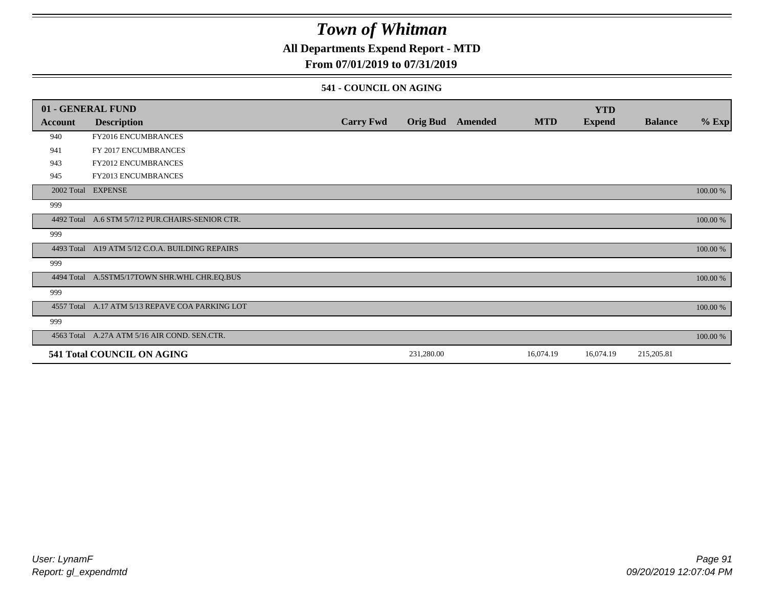# Town of Whitman

## All Departments Expend Report - MTD

### From 07/01/2019 to 07/31/2019

#### 541 - COUNCIL ON AGING

| 01 - GENERAL FUND | | | | | | YTD | | |
|---|---|---|---|---|---|---|---|---|
| **Account** | **Description** | **Carry Fwd** | **Orig Bud** | **Amended** | **MTD** | **Expend** | **Balance** | **% Exp** |
| 940 | FY2016 ENCUMBRANCES | | | | | | | |
| 941 | FY 2017 ENCUMBRANCES | | | | | | | |
| 943 | FY2012 ENCUMBRANCES | | | | | | | |
| 945 | FY2013 ENCUMBRANCES | | | | | | | |
| 2002 Total | EXPENSE | | | | | | | 100.00 % |
| 999 | | | | | | | | |
| 4492 Total | A.6 STM 5/7/12 PUR.CHAIRS-SENIOR CTR. | | | | | | | 100.00 % |
| 999 | | | | | | | | |
| 4493 Total | A19 ATM 5/12 C.O.A. BUILDING REPAIRS | | | | | | | 100.00 % |
| 999 | | | | | | | | |
| 4494 Total | A.5STM5/17TOWN SHR.WHL CHR.EQ.BUS | | | | | | | 100.00 % |
| 999 | | | | | | | | |
| 4557 Total | A.17 ATM 5/13 REPAVE COA PARKING LOT | | | | | | | 100.00 % |
| 999 | | | | | | | | |
| 4563 Total | A.27A ATM 5/16 AIR COND. SEN.CTR. | | | | | | | 100.00 % |
| **541 Total COUNCIL ON AGING** | | | 231,280.00 | | 16,074.19 | 16,074.19 | 215,205.81 | |

User: LynamF
Report: gl_expendmtd

09/20/2019 12:07:04 PM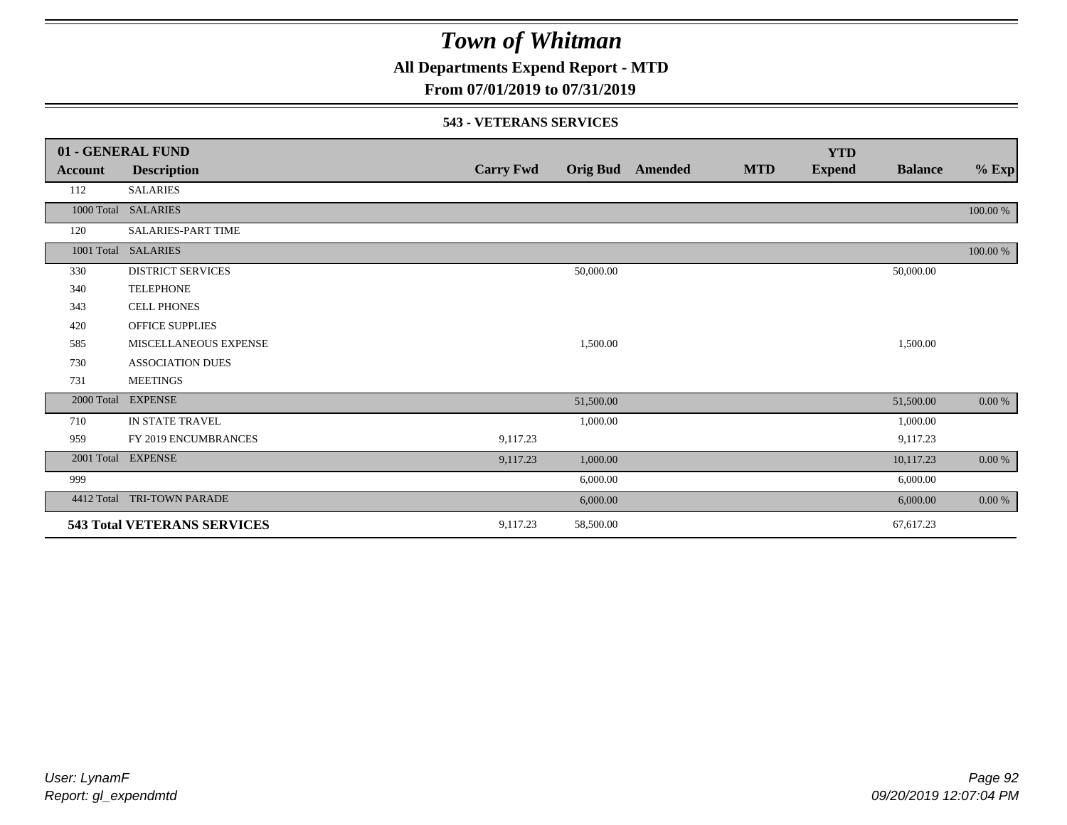# Town of Whitman

**All Departments Expend Report - MTD**

**From 07/01/2019 to 07/31/2019**

**543 - VETERANS SERVICES**

| 01 - GENERAL FUND | | | | | | | | |
|---|---|---|---|---|---|---|---|---|
| **Account** | **Description** | **Carry Fwd** | **Orig Bud** | **Amended** | **MTD** | **YTD Expend** | **Balance** | **% Exp** |
| 112 | SALARIES | | | | | | | |
| 1000 Total | SALARIES | | | | | | | 100.00 % |
| 120 | SALARIES-PART TIME | | | | | | | |
| 1001 Total | SALARIES | | | | | | | 100.00 % |
| 330 | DISTRICT SERVICES | | 50,000.00 | | | | 50,000.00 | |
| 340 | TELEPHONE | | | | | | | |
| 343 | CELL PHONES | | | | | | | |
| 420 | OFFICE SUPPLIES | | | | | | | |
| 585 | MISCELLANEOUS EXPENSE | | 1,500.00 | | | | 1,500.00 | |
| 730 | ASSOCIATION DUES | | | | | | | |
| 731 | MEETINGS | | | | | | | |
| 2000 Total | EXPENSE | | 51,500.00 | | | | 51,500.00 | 0.00 % |
| 710 | IN STATE TRAVEL | | 1,000.00 | | | | 1,000.00 | |
| 959 | FY 2019 ENCUMBRANCES | 9,117.23 | | | | | 9,117.23 | |
| 2001 Total | EXPENSE | 9,117.23 | 1,000.00 | | | | 10,117.23 | 0.00 % |
| 999 | | | 6,000.00 | | | | 6,000.00 | |
| 4412 Total | TRI-TOWN PARADE | | 6,000.00 | | | | 6,000.00 | 0.00 % |
| **543 Total VETERANS SERVICES** | | 9,117.23 | 58,500.00 | | | | 67,617.23 | |

*User: LynamF*
*Report: gl_expendmtd*

*09/20/2019 12:07:04 PM*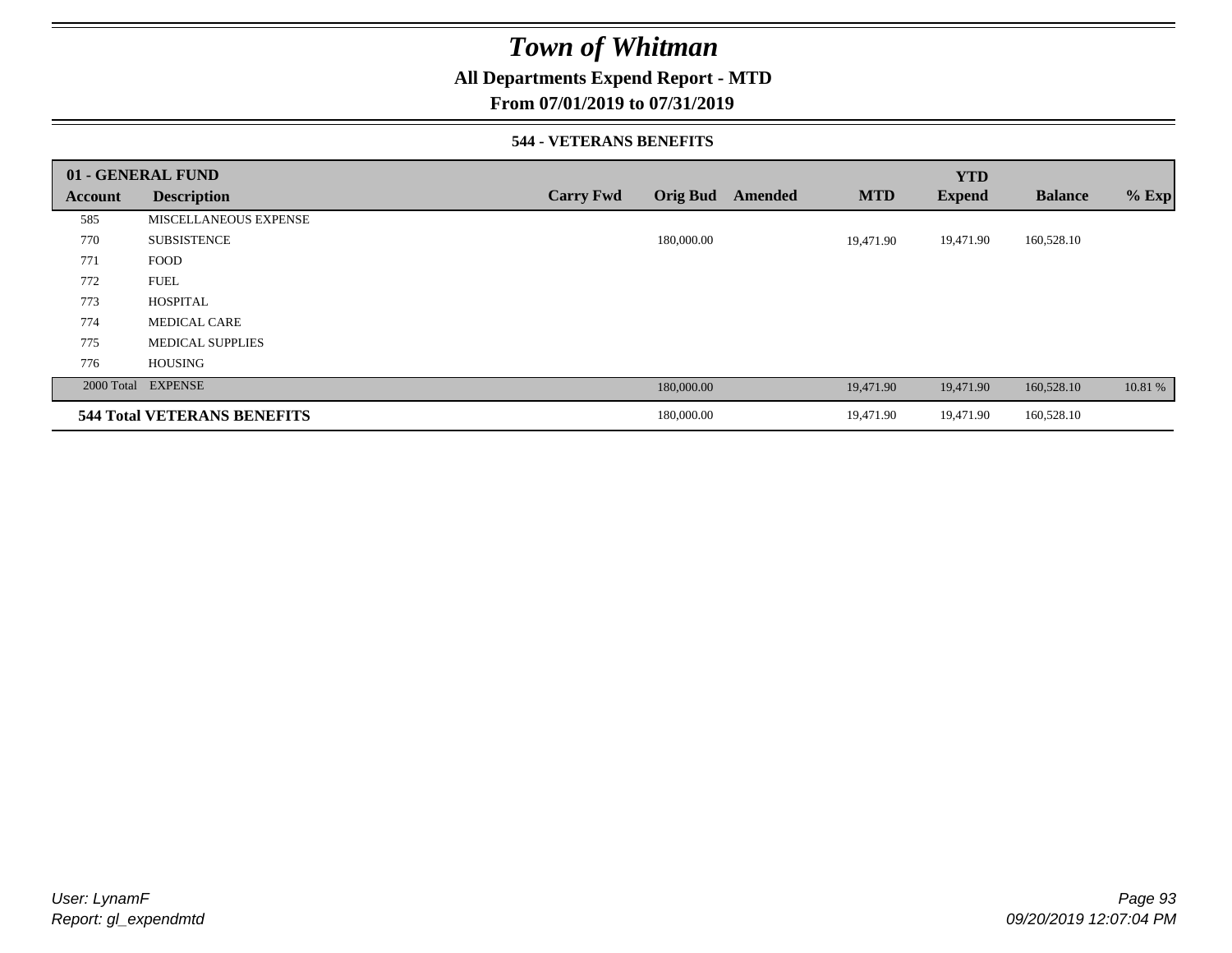# Town of Whitman

**All Departments Expend Report - MTD**

**From 07/01/2019 to 07/31/2019**

**544 - VETERANS BENEFITS**

| Account | Description | Carry Fwd | Orig Bud | Amended | MTD | YTD Expend | Balance | % Exp |
|---|---|---|---|---|---|---|---|---|
| **01 - GENERAL FUND** | | | | | | | | |
| 585 | MISCELLANEOUS EXPENSE | | | | | | | |
| 770 | SUBSISTENCE | | 180,000.00 | | 19,471.90 | 19,471.90 | 160,528.10 | |
| 771 | FOOD | | | | | | | |
| 772 | FUEL | | | | | | | |
| 773 | HOSPITAL | | | | | | | |
| 774 | MEDICAL CARE | | | | | | | |
| 775 | MEDICAL SUPPLIES | | | | | | | |
| 776 | HOUSING | | | | | | | |
| 2000 Total | EXPENSE | | 180,000.00 | | 19,471.90 | 19,471.90 | 160,528.10 | 10.81 % |
| **544 Total VETERANS BENEFITS** | | | 180,000.00 | | 19,471.90 | 19,471.90 | 160,528.10 | |

*User: LynamF*
*Report: gl_expendmtd*

*09/20/2019 12:07:04 PM*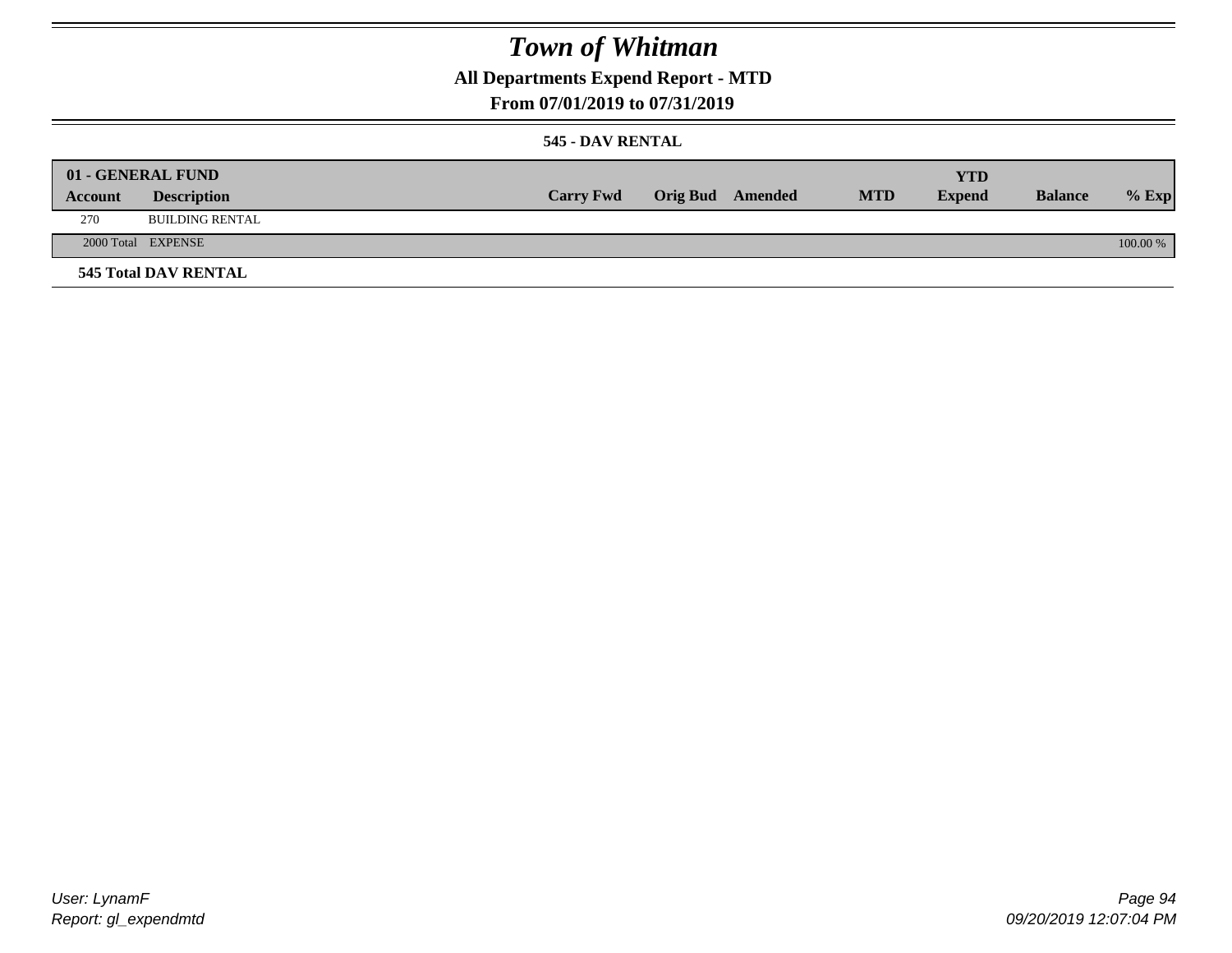# Town of Whitman

## All Departments Expend Report - MTD

### From 07/01/2019 to 07/31/2019

#### 545 - DAV RENTAL

| 01 - GENERAL FUND | | | | | | YTD | | |
|---|---|---|---|---|---|---|---|---|
| **Account** | **Description** | **Carry Fwd** | **Orig Bud** | **Amended** | **MTD** | **Expend** | **Balance** | **% Exp** |
| 270 | BUILDING RENTAL | | | | | | | |
| 2000 Total | EXPENSE | | | | | | | 100.00 % |

**545 Total DAV RENTAL**

User: LynamF
Report: gl_expendmtd

09/20/2019 12:07:04 PM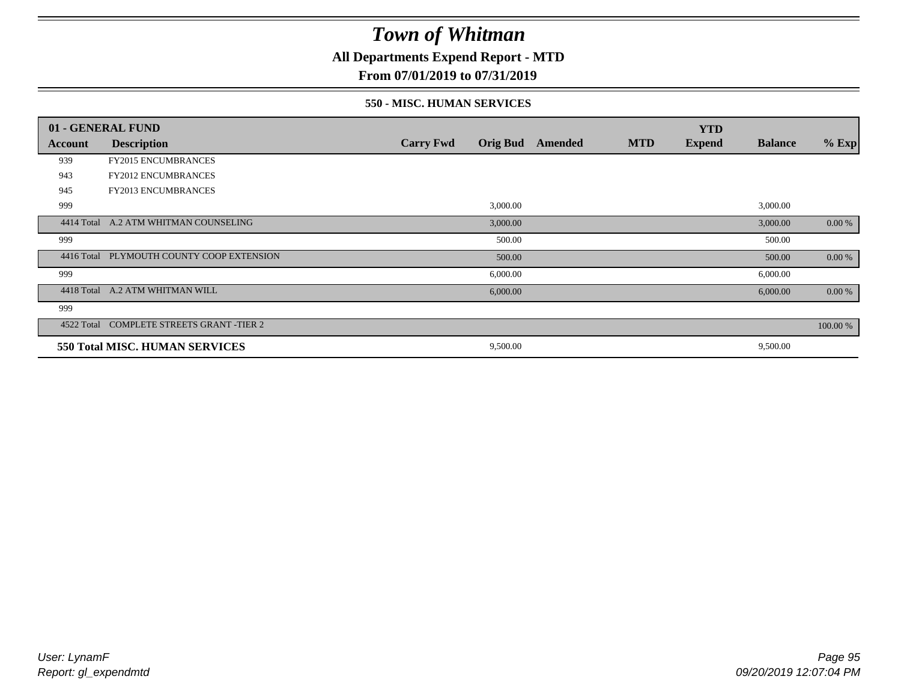# Town of Whitman

**All Departments Expend Report - MTD**

**From 07/01/2019 to 07/31/2019**

**550 - MISC. HUMAN SERVICES**

| 01 - GENERAL FUND | | | | | | YTD | | |
|---|---|---|---|---|---|---|---|---|
| **Account** | **Description** | **Carry Fwd** | **Orig Bud** | **Amended** | **MTD** | **Expend** | **Balance** | **% Exp** |
| 939 | FY2015 ENCUMBRANCES | | | | | | | |
| 943 | FY2012 ENCUMBRANCES | | | | | | | |
| 945 | FY2013 ENCUMBRANCES | | | | | | | |
| 999 | | | 3,000.00 | | | | 3,000.00 | |
| 4414 Total | A.2 ATM WHITMAN COUNSELING | | 3,000.00 | | | | 3,000.00 | 0.00 % |
| 999 | | | 500.00 | | | | 500.00 | |
| 4416 Total | PLYMOUTH COUNTY COOP EXTENSION | | 500.00 | | | | 500.00 | 0.00 % |
| 999 | | | 6,000.00 | | | | 6,000.00 | |
| 4418 Total | A.2 ATM WHITMAN WILL | | 6,000.00 | | | | 6,000.00 | 0.00 % |
| 999 | | | | | | | | |
| 4522 Total | COMPLETE STREETS GRANT -TIER 2 | | | | | | | 100.00 % |
| **550 Total MISC. HUMAN SERVICES** | | | 9,500.00 | | | | 9,500.00 | |

*User: LynamF*
*Report: gl_expendmtd*

*09/20/2019 12:07:04 PM*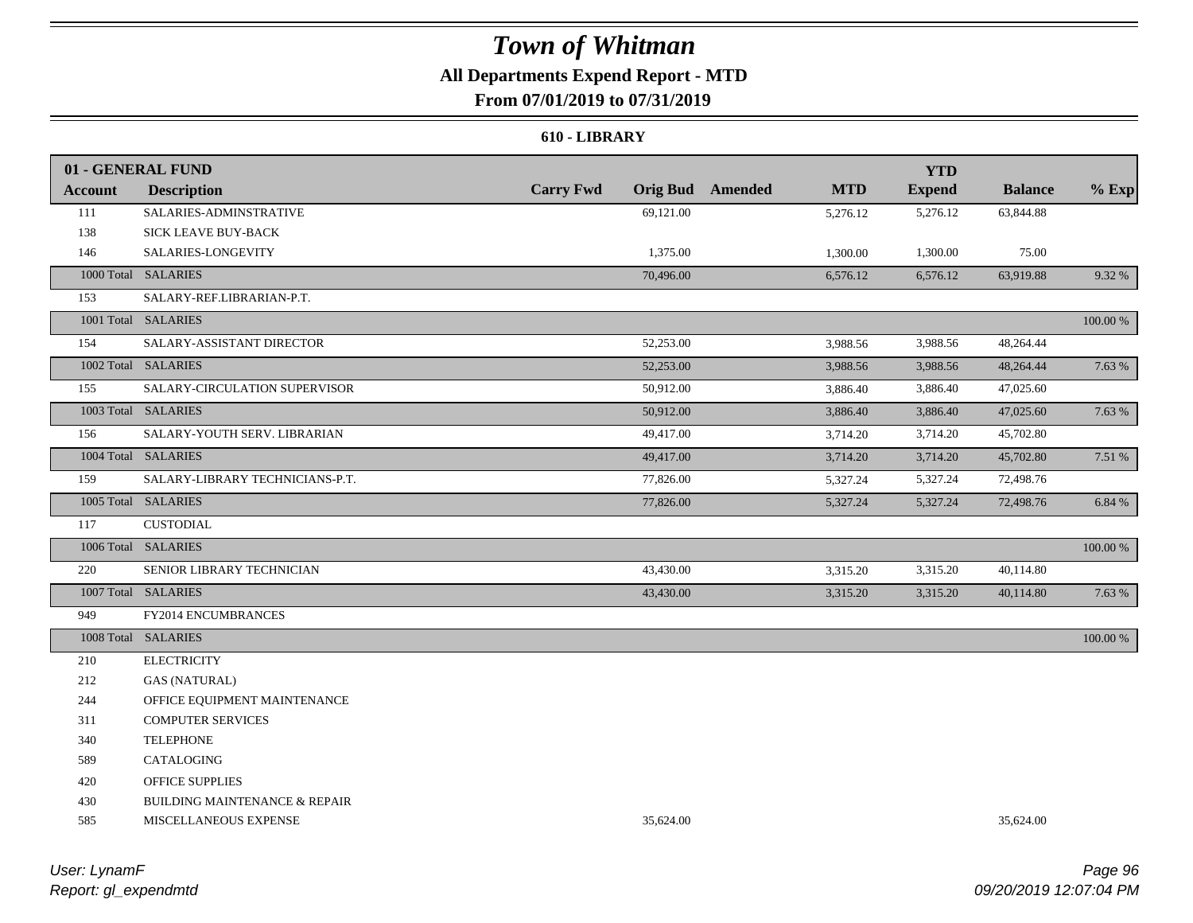# Town of Whitman

## All Departments Expend Report - MTD

### From 07/01/2019 to 07/31/2019

#### 610 - LIBRARY

| 01 - GENERAL FUND | | | | | | YTD | | |
|---|---|---|---|---|---|---|---|---|
| **Account** | **Description** | **Carry Fwd** | **Orig Bud** | **Amended** | **MTD** | **Expend** | **Balance** | **% Exp** |
| 111 | SALARIES-ADMINSTRATIVE | | 69,121.00 | | 5,276.12 | 5,276.12 | 63,844.88 | |
| 138 | SICK LEAVE BUY-BACK | | | | | | | |
| 146 | SALARIES-LONGEVITY | | 1,375.00 | | 1,300.00 | 1,300.00 | 75.00 | |
| 1000 Total | SALARIES | | 70,496.00 | | 6,576.12 | 6,576.12 | 63,919.88 | 9.32 % |
| 153 | SALARY-REF.LIBRARIAN-P.T. | | | | | | | |
| 1001 Total | SALARIES | | | | | | | 100.00 % |
| 154 | SALARY-ASSISTANT DIRECTOR | | 52,253.00 | | 3,988.56 | 3,988.56 | 48,264.44 | |
| 1002 Total | SALARIES | | 52,253.00 | | 3,988.56 | 3,988.56 | 48,264.44 | 7.63 % |
| 155 | SALARY-CIRCULATION SUPERVISOR | | 50,912.00 | | 3,886.40 | 3,886.40 | 47,025.60 | |
| 1003 Total | SALARIES | | 50,912.00 | | 3,886.40 | 3,886.40 | 47,025.60 | 7.63 % |
| 156 | SALARY-YOUTH SERV. LIBRARIAN | | 49,417.00 | | 3,714.20 | 3,714.20 | 45,702.80 | |
| 1004 Total | SALARIES | | 49,417.00 | | 3,714.20 | 3,714.20 | 45,702.80 | 7.51 % |
| 159 | SALARY-LIBRARY TECHNICIANS-P.T. | | 77,826.00 | | 5,327.24 | 5,327.24 | 72,498.76 | |
| 1005 Total | SALARIES | | 77,826.00 | | 5,327.24 | 5,327.24 | 72,498.76 | 6.84 % |
| 117 | CUSTODIAL | | | | | | | |
| 1006 Total | SALARIES | | | | | | | 100.00 % |
| 220 | SENIOR LIBRARY TECHNICIAN | | 43,430.00 | | 3,315.20 | 3,315.20 | 40,114.80 | |
| 1007 Total | SALARIES | | 43,430.00 | | 3,315.20 | 3,315.20 | 40,114.80 | 7.63 % |
| 949 | FY2014 ENCUMBRANCES | | | | | | | |
| 1008 Total | SALARIES | | | | | | | 100.00 % |
| 210 | ELECTRICITY | | | | | | | |
| 212 | GAS (NATURAL) | | | | | | | |
| 244 | OFFICE EQUIPMENT MAINTENANCE | | | | | | | |
| 311 | COMPUTER SERVICES | | | | | | | |
| 340 | TELEPHONE | | | | | | | |
| 589 | CATALOGING | | | | | | | |
| 420 | OFFICE SUPPLIES | | | | | | | |
| 430 | BUILDING MAINTENANCE & REPAIR | | | | | | | |
| 585 | MISCELLANEOUS EXPENSE | | 35,624.00 | | | | 35,624.00 | |

*User: LynamF*
*Report: gl_expendmtd*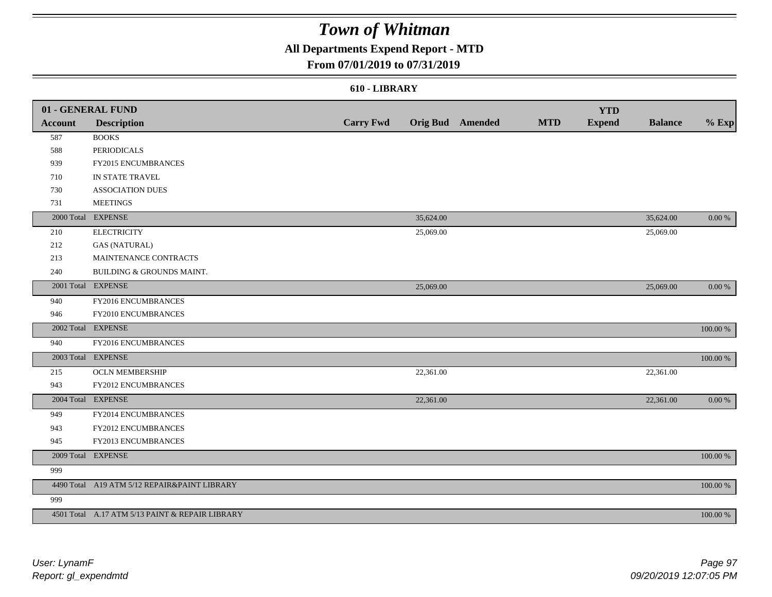# Town of Whitman

## All Departments Expend Report - MTD

### From 07/01/2019 to 07/31/2019

#### 610 - LIBRARY

| 01 - GENERAL FUND | | | | | | YTD | | |
|---|---|---|---|---|---|---|---|---|
| Account | Description | Carry Fwd | Orig Bud | Amended | MTD | Expend | Balance | % Exp |
| 587 | BOOKS | | | | | | | |
| 588 | PERIODICALS | | | | | | | |
| 939 | FY2015 ENCUMBRANCES | | | | | | | |
| 710 | IN STATE TRAVEL | | | | | | | |
| 730 | ASSOCIATION DUES | | | | | | | |
| 731 | MEETINGS | | | | | | | |
| 2000 Total | EXPENSE | | 35,624.00 | | | | 35,624.00 | 0.00 % |
| 210 | ELECTRICITY | | 25,069.00 | | | | 25,069.00 | |
| 212 | GAS (NATURAL) | | | | | | | |
| 213 | MAINTENANCE CONTRACTS | | | | | | | |
| 240 | BUILDING & GROUNDS MAINT. | | | | | | | |
| 2001 Total | EXPENSE | | 25,069.00 | | | | 25,069.00 | 0.00 % |
| 940 | FY2016 ENCUMBRANCES | | | | | | | |
| 946 | FY2010 ENCUMBRANCES | | | | | | | |
| 2002 Total | EXPENSE | | | | | | | 100.00 % |
| 940 | FY2016 ENCUMBRANCES | | | | | | | |
| 2003 Total | EXPENSE | | | | | | | 100.00 % |
| 215 | OCLN MEMBERSHIP | | 22,361.00 | | | | 22,361.00 | |
| 943 | FY2012 ENCUMBRANCES | | | | | | | |
| 2004 Total | EXPENSE | | 22,361.00 | | | | 22,361.00 | 0.00 % |
| 949 | FY2014 ENCUMBRANCES | | | | | | | |
| 943 | FY2012 ENCUMBRANCES | | | | | | | |
| 945 | FY2013 ENCUMBRANCES | | | | | | | |
| 2009 Total | EXPENSE | | | | | | | 100.00 % |
| 999 | | | | | | | | |
| 4490 Total | A19 ATM 5/12 REPAIR&PAINT LIBRARY | | | | | | | 100.00 % |
| 999 | | | | | | | | |
| 4501 Total | A.17 ATM 5/13 PAINT & REPAIR LIBRARY | | | | | | | 100.00 % |

*User: LynamF*
*Report: gl_expendmtd*

*09/20/2019 12:07:05 PM*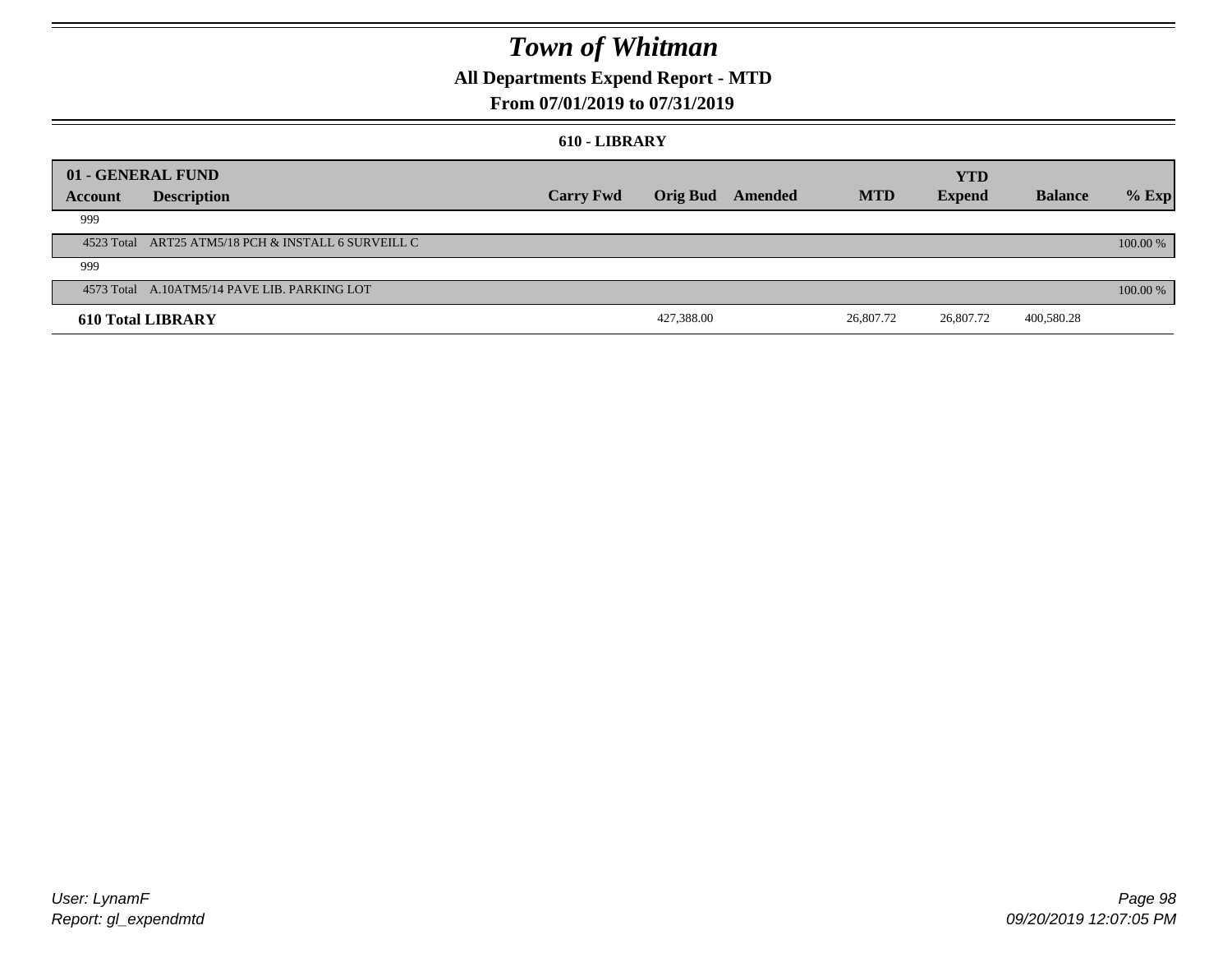# Town of Whitman

## All Departments Expend Report - MTD

## From 07/01/2019 to 07/31/2019

### 610 - LIBRARY

| 01 - GENERAL FUND | | | | | | YTD | | |
|---|---|---|---|---|---|---|---|---|
| Account | Description | Carry Fwd | Orig Bud | Amended | MTD | Expend | Balance | % Exp |
| 999 | | | | | | | | |
| 4523 Total | ART25 ATM5/18 PCH & INSTALL 6 SURVEILL C | | | | | | | 100.00 % |
| 999 | | | | | | | | |
| 4573 Total | A.10ATM5/14 PAVE LIB. PARKING LOT | | | | | | | 100.00 % |
| **610 Total LIBRARY** | | | 427,388.00 | | 26,807.72 | 26,807.72 | 400,580.28 | |

*User: LynamF*
*Report: gl_expendmtd*

*09/20/2019 12:07:05 PM*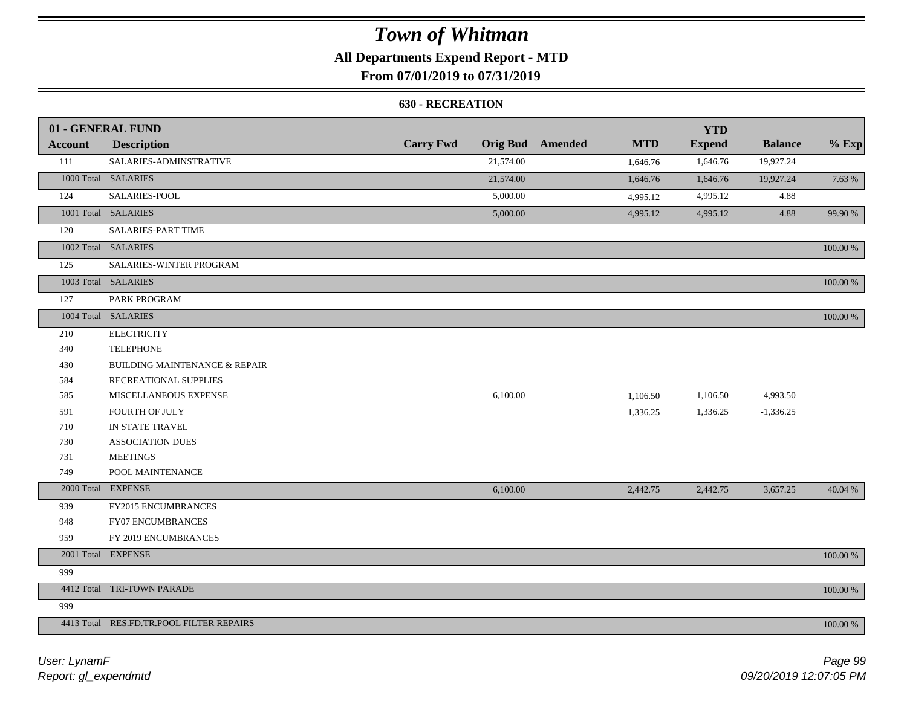# Town of Whitman

## All Departments Expend Report - MTD

### From 07/01/2019 to 07/31/2019

#### 630 - RECREATION

| 01 - GENERAL FUND | | | | | | YTD | | |
|---|---|---|---|---|---|---|---|---|
| **Account** | **Description** | **Carry Fwd** | **Orig Bud** | **Amended** | **MTD** | **Expend** | **Balance** | **% Exp** |
| 111 | SALARIES-ADMINSTRATIVE | | 21,574.00 | | 1,646.76 | 1,646.76 | 19,927.24 | |
| 1000 Total | SALARIES | | 21,574.00 | | 1,646.76 | 1,646.76 | 19,927.24 | 7.63 % |
| 124 | SALARIES-POOL | | 5,000.00 | | 4,995.12 | 4,995.12 | 4.88 | |
| 1001 Total | SALARIES | | 5,000.00 | | 4,995.12 | 4,995.12 | 4.88 | 99.90 % |
| 120 | SALARIES-PART TIME | | | | | | | |
| 1002 Total | SALARIES | | | | | | | 100.00 % |
| 125 | SALARIES-WINTER PROGRAM | | | | | | | |
| 1003 Total | SALARIES | | | | | | | 100.00 % |
| 127 | PARK PROGRAM | | | | | | | |
| 1004 Total | SALARIES | | | | | | | 100.00 % |
| 210 | ELECTRICITY | | | | | | | |
| 340 | TELEPHONE | | | | | | | |
| 430 | BUILDING MAINTENANCE & REPAIR | | | | | | | |
| 584 | RECREATIONAL SUPPLIES | | | | | | | |
| 585 | MISCELLANEOUS EXPENSE | | 6,100.00 | | 1,106.50 | 1,106.50 | 4,993.50 | |
| 591 | FOURTH OF JULY | | | | 1,336.25 | 1,336.25 | -1,336.25 | |
| 710 | IN STATE TRAVEL | | | | | | | |
| 730 | ASSOCIATION DUES | | | | | | | |
| 731 | MEETINGS | | | | | | | |
| 749 | POOL MAINTENANCE | | | | | | | |
| 2000 Total | EXPENSE | | 6,100.00 | | 2,442.75 | 2,442.75 | 3,657.25 | 40.04 % |
| 939 | FY2015 ENCUMBRANCES | | | | | | | |
| 948 | FY07 ENCUMBRANCES | | | | | | | |
| 959 | FY 2019 ENCUMBRANCES | | | | | | | |
| 2001 Total | EXPENSE | | | | | | | 100.00 % |
| 999 | | | | | | | | |
| 4412 Total | TRI-TOWN PARADE | | | | | | | 100.00 % |
| 999 | | | | | | | | |
| 4413 Total | RES.FD.TR.POOL FILTER REPAIRS | | | | | | | 100.00 % |

*User: LynamF*
*Report: gl_expendmtd*

*09/20/2019 12:07:05 PM*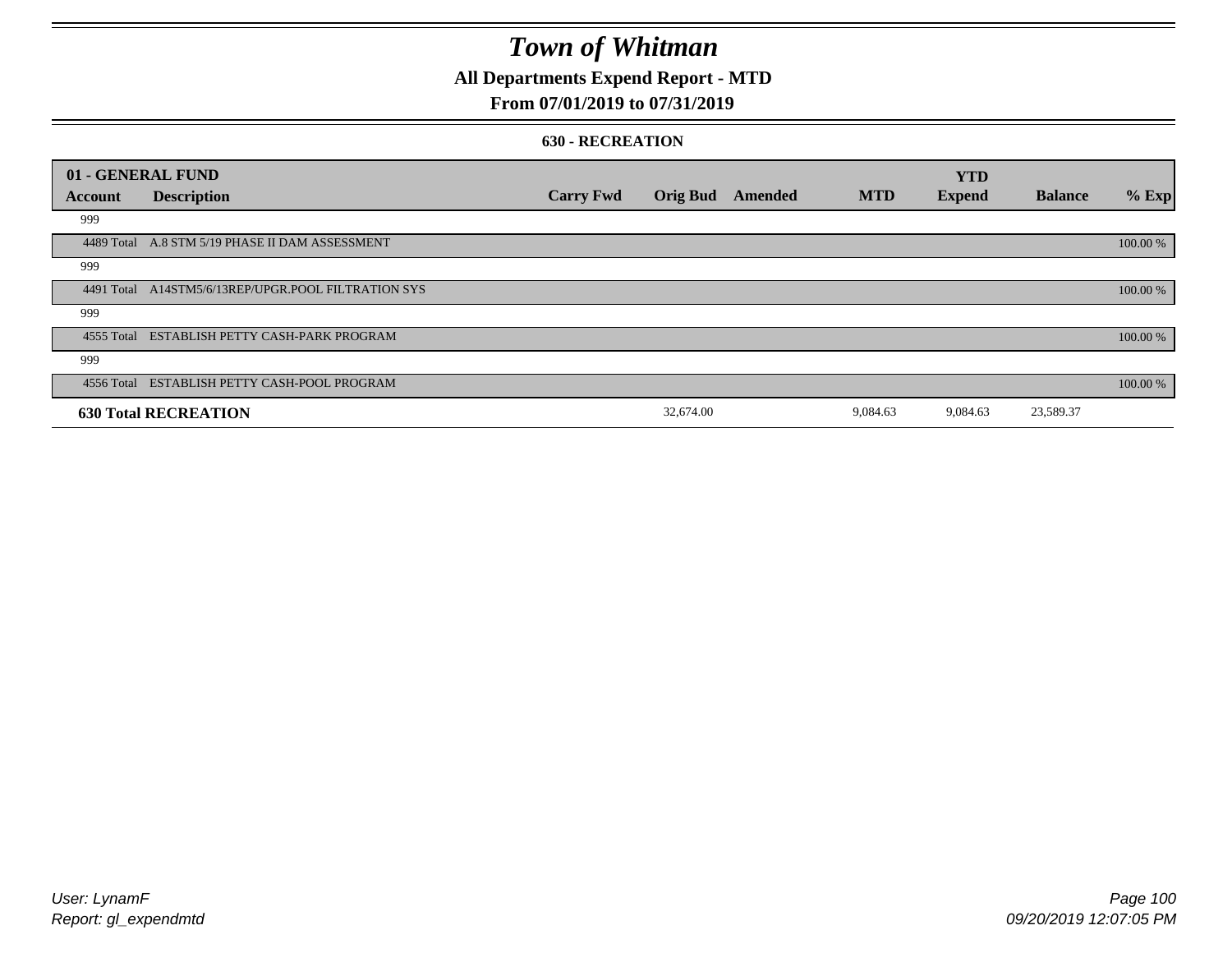# Town of Whitman

## All Departments Expend Report - MTD

### From 07/01/2019 to 07/31/2019

#### 630 - RECREATION

| 01 - GENERAL FUND | | | | | | YTD | | |
|---|---|---|---|---|---|---|---|---|
| Account | Description | Carry Fwd | Orig Bud | Amended | MTD | Expend | Balance | % Exp |
| 999 | | | | | | | | |
| 4489 Total | A.8 STM 5/19 PHASE II DAM ASSESSMENT | | | | | | | 100.00 % |
| 999 | | | | | | | | |
| 4491 Total | A14STM5/6/13REP/UPGR.POOL FILTRATION SYS | | | | | | | 100.00 % |
| 999 | | | | | | | | |
| 4555 Total | ESTABLISH PETTY CASH-PARK PROGRAM | | | | | | | 100.00 % |
| 999 | | | | | | | | |
| 4556 Total | ESTABLISH PETTY CASH-POOL PROGRAM | | | | | | | 100.00 % |
| **630 Total RECREATION** | | | 32,674.00 | | 9,084.63 | 9,084.63 | 23,589.37 | |

User: LynamF
Report: gl_expendmtd

09/20/2019 12:07:05 PM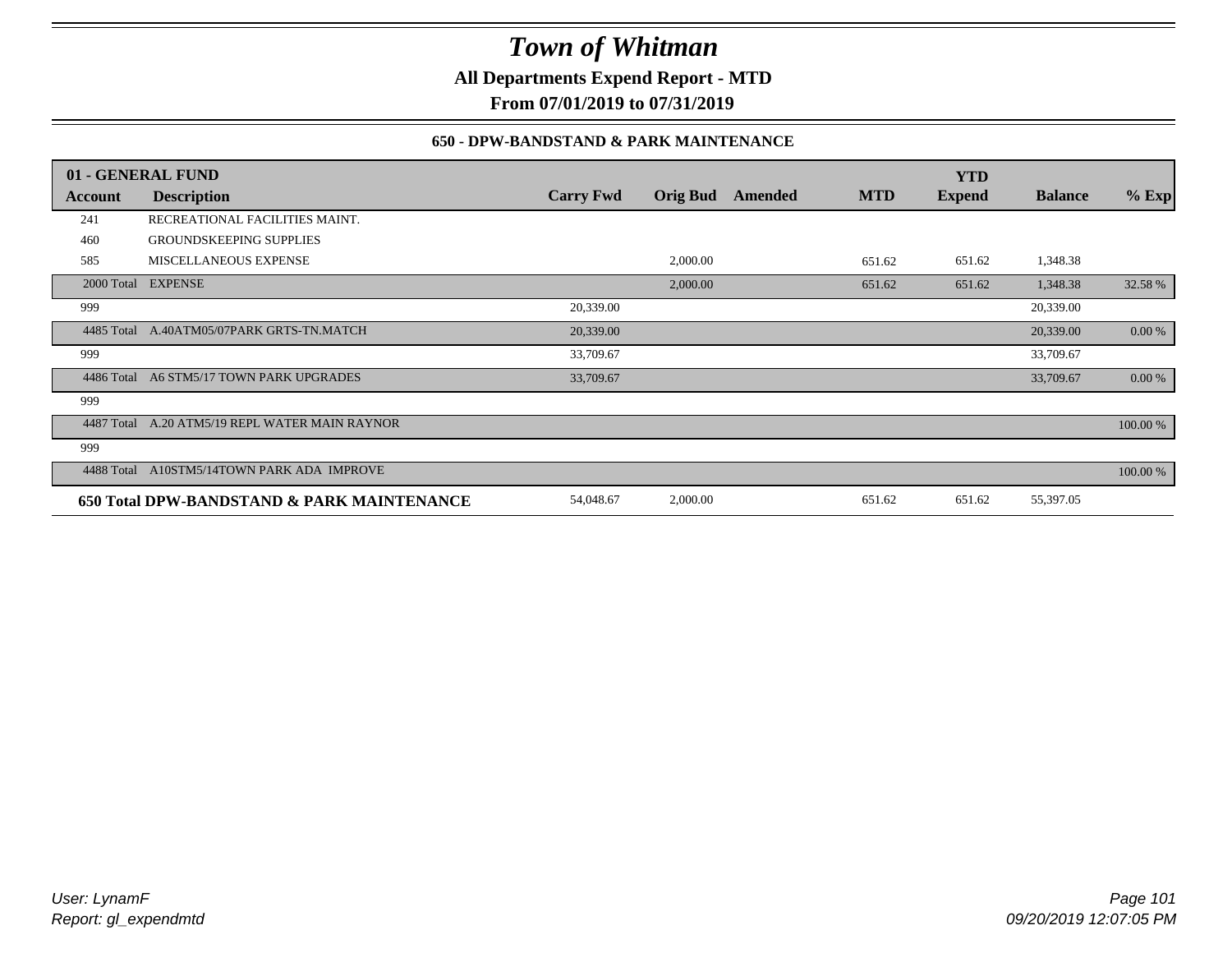# Town of Whitman

**All Departments Expend Report - MTD**

**From 07/01/2019 to 07/31/2019**

### 650 - DPW-BANDSTAND & PARK MAINTENANCE

| 01 - GENERAL FUND | | | | | | YTD | | |
|---|---|---|---|---|---|---|---|---|
| **Account** | **Description** | **Carry Fwd** | **Orig Bud** | **Amended** | **MTD** | **Expend** | **Balance** | **% Exp** |
| 241 | RECREATIONAL FACILITIES MAINT. | | | | | | | |
| 460 | GROUNDSKEEPING SUPPLIES | | | | | | | |
| 585 | MISCELLANEOUS EXPENSE | | 2,000.00 | | 651.62 | 651.62 | 1,348.38 | |
| 2000 Total | EXPENSE | | 2,000.00 | | 651.62 | 651.62 | 1,348.38 | 32.58 % |
| 999 | | 20,339.00 | | | | | 20,339.00 | |
| 4485 Total | A.40ATM05/07PARK GRTS-TN.MATCH | 20,339.00 | | | | | 20,339.00 | 0.00 % |
| 999 | | 33,709.67 | | | | | 33,709.67 | |
| 4486 Total | A6 STM5/17 TOWN PARK UPGRADES | 33,709.67 | | | | | 33,709.67 | 0.00 % |
| 999 | | | | | | | | |
| 4487 Total | A.20 ATM5/19 REPL WATER MAIN RAYNOR | | | | | | | 100.00 % |
| 999 | | | | | | | | |
| 4488 Total | A10STM5/14TOWN PARK ADA IMPROVE | | | | | | | 100.00 % |
| **650 Total DPW-BANDSTAND & PARK MAINTENANCE** | | 54,048.67 | 2,000.00 | | 651.62 | 651.62 | 55,397.05 | |

*User: LynamF*
*Report: gl_expendmtd*

*09/20/2019 12:07:05 PM*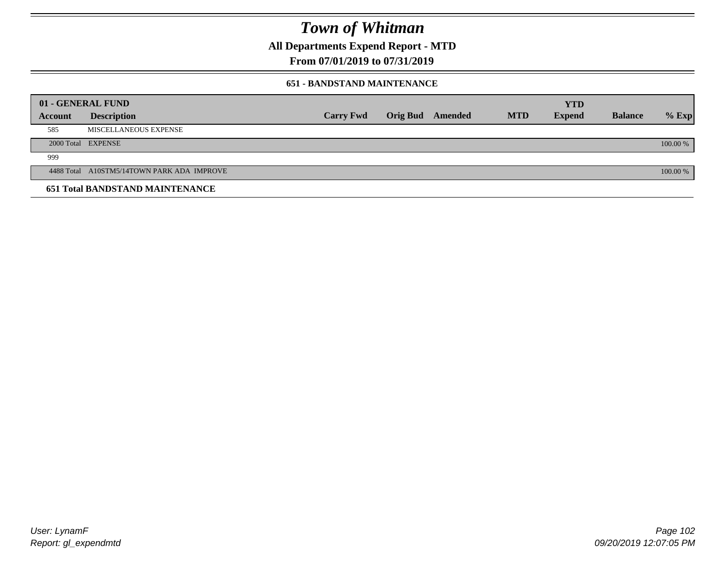# Town of Whitman

**All Departments Expend Report - MTD**

**From 07/01/2019 to 07/31/2019**

### 651 - BANDSTAND MAINTENANCE

| 01 - GENERAL FUND | | | | | | YTD | | |
|---|---|---|---|---|---|---|---|---|
| **Account** | **Description** | **Carry Fwd** | **Orig Bud** | **Amended** | **MTD** | **Expend** | **Balance** | **% Exp** |
| 585 | MISCELLANEOUS EXPENSE | | | | | | | |
| 2000 Total | EXPENSE | | | | | | | 100.00 % |
| 999 | | | | | | | | |
| 4488 Total | A10STM5/14TOWN PARK ADA IMPROVE | | | | | | | 100.00 % |
| **651 Total BANDSTAND MAINTENANCE** | | | | | | | | |

User: LynamF

Report: gl_expendmtd

09/20/2019 12:07:05 PM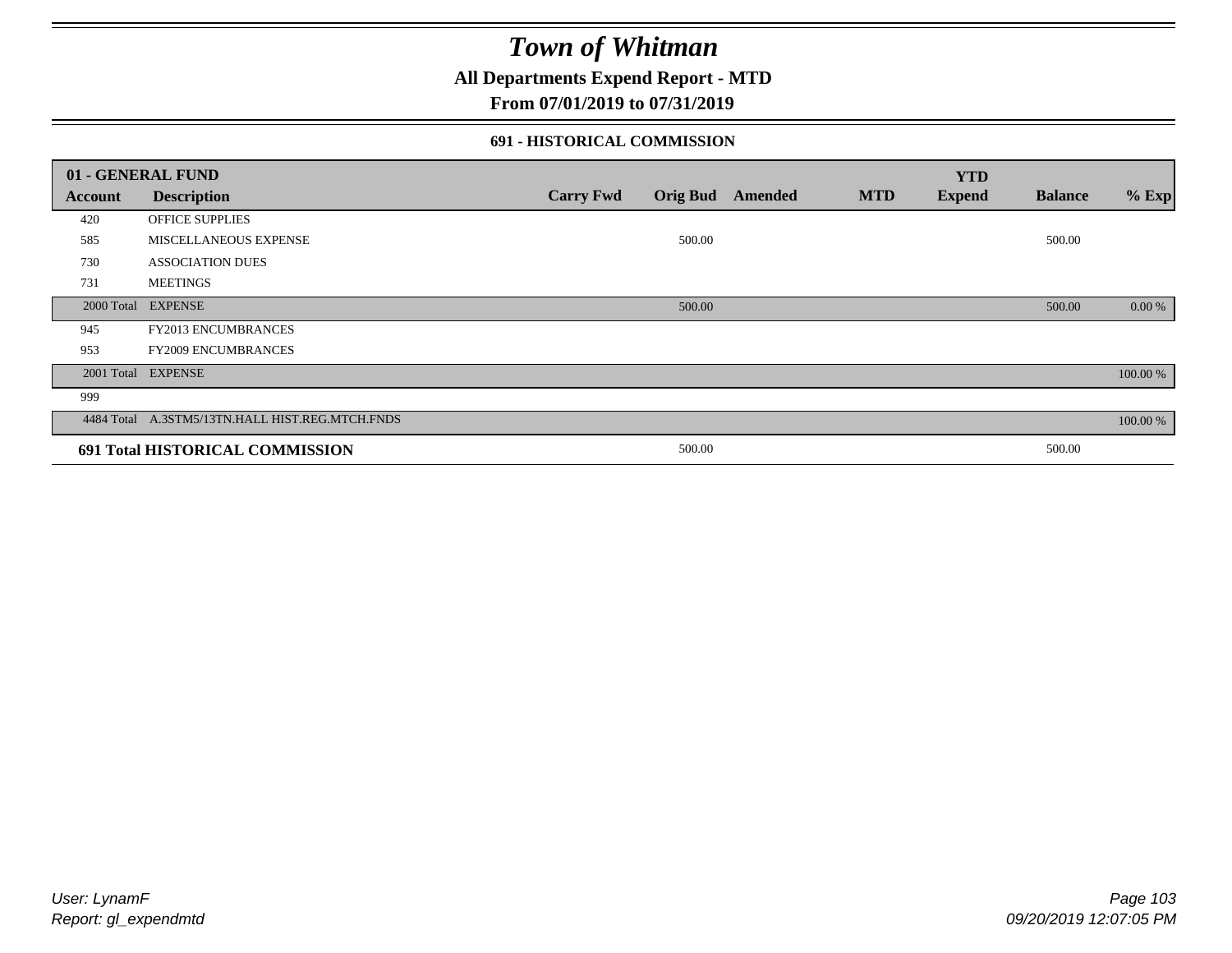# Town of Whitman

**All Departments Expend Report - MTD**

**From 07/01/2019 to 07/31/2019**

**691 - HISTORICAL COMMISSION**

| 01 - GENERAL FUND | | | | | | YTD | | |
|---|---|---|---|---|---|---|---|---|
| **Account** | **Description** | **Carry Fwd** | **Orig Bud** | **Amended** | **MTD** | **Expend** | **Balance** | **% Exp** |
| 420 | OFFICE SUPPLIES | | | | | | | |
| 585 | MISCELLANEOUS EXPENSE | | 500.00 | | | | 500.00 | |
| 730 | ASSOCIATION DUES | | | | | | | |
| 731 | MEETINGS | | | | | | | |
| 2000 Total | EXPENSE | | 500.00 | | | | 500.00 | 0.00 % |
| 945 | FY2013 ENCUMBRANCES | | | | | | | |
| 953 | FY2009 ENCUMBRANCES | | | | | | | |
| 2001 Total | EXPENSE | | | | | | | 100.00 % |
| 999 | | | | | | | | |
| 4484 Total | A.3STM5/13TN.HALL HIST.REG.MTCH.FNDS | | | | | | | 100.00 % |
| **691 Total HISTORICAL COMMISSION** | | | 500.00 | | | | 500.00 | |

*User: LynamF*
*Report: gl_expendmtd*

*09/20/2019 12:07:05 PM*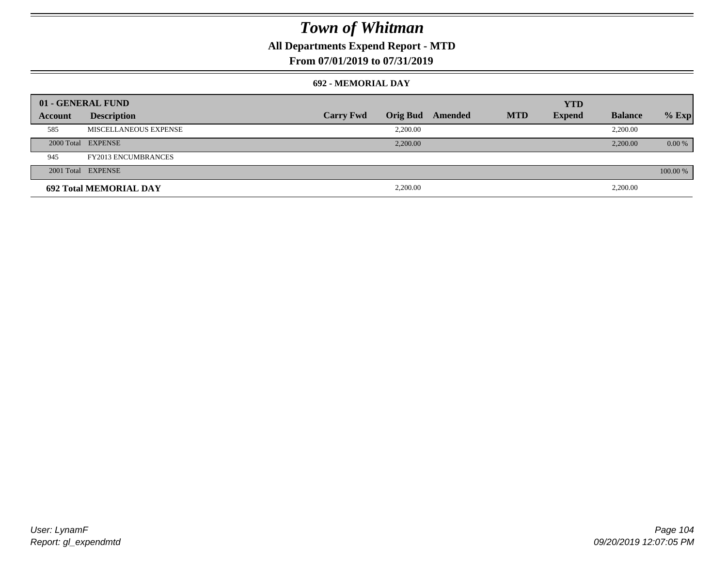# Town of Whitman

## All Departments Expend Report - MTD

### From 07/01/2019 to 07/31/2019

#### 692 - MEMORIAL DAY

| 01 - GENERAL FUND | | | | | | | | |
|---|---|---|---|---|---|---|---|---|
| **Account** | **Description** | **Carry Fwd** | **Orig Bud** | **Amended** | **MTD** | **YTD Expend** | **Balance** | **% Exp** |
| 585 | MISCELLANEOUS EXPENSE | | 2,200.00 | | | | 2,200.00 | |
| 2000 Total | EXPENSE | | 2,200.00 | | | | 2,200.00 | 0.00 % |
| 945 | FY2013 ENCUMBRANCES | | | | | | | |
| 2001 Total | EXPENSE | | | | | | | 100.00 % |
| **692 Total MEMORIAL DAY** | | | 2,200.00 | | | | 2,200.00 | |

User: LynamF
Report: gl_expendmtd

09/20/2019 12:07:05 PM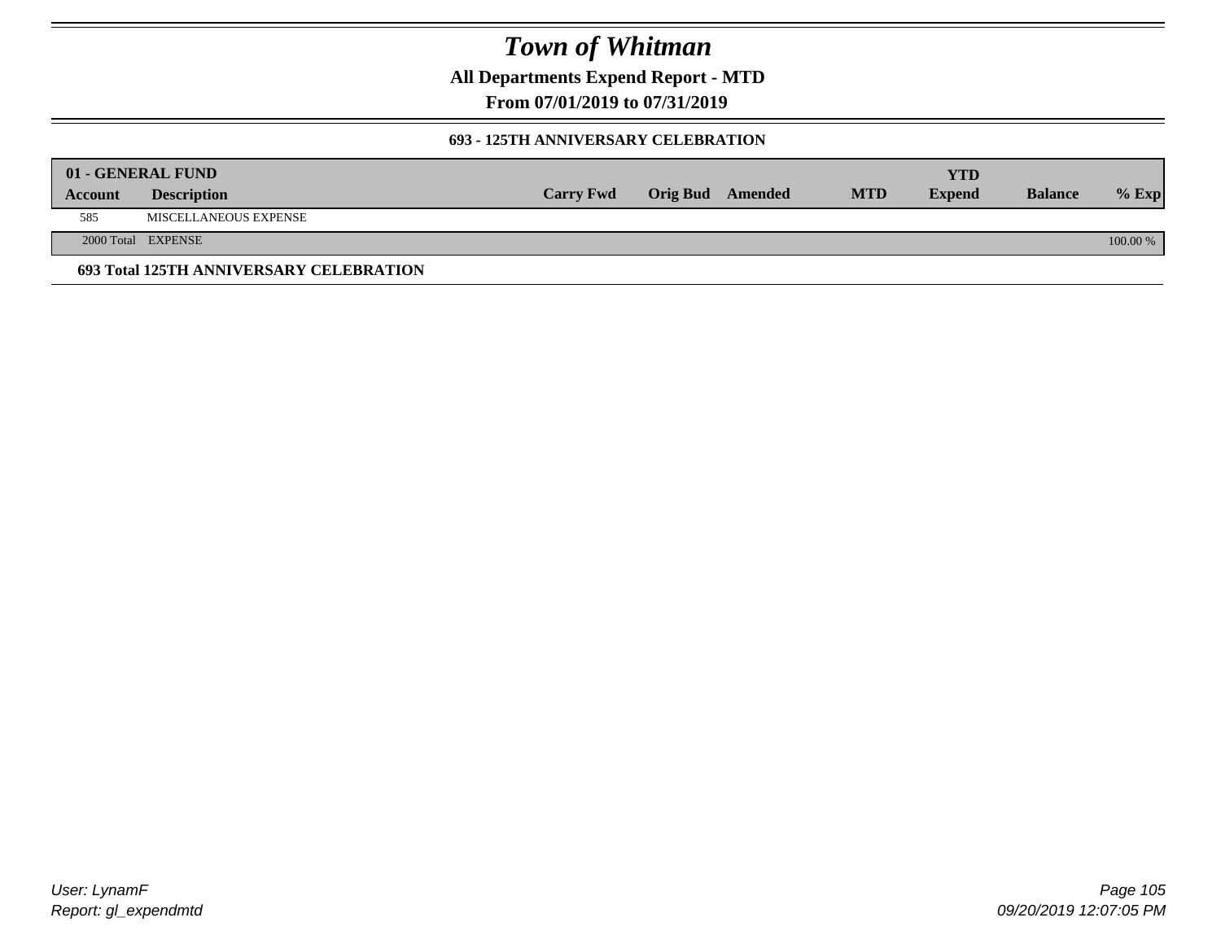# Town of Whitman

**All Departments Expend Report - MTD**

**From 07/01/2019 to 07/31/2019**

### 693 - 125TH ANNIVERSARY CELEBRATION

| 01 - GENERAL FUND | | | | | | YTD | | |
|---|---|---|---|---|---|---|---|---|
| **Account** | **Description** | **Carry Fwd** | **Orig Bud** | **Amended** | **MTD** | **Expend** | **Balance** | **% Exp** |
| 585 | MISCELLANEOUS EXPENSE | | | | | | | |
| 2000 Total | EXPENSE | | | | | | | 100.00 % |

**693 Total 125TH ANNIVERSARY CELEBRATION**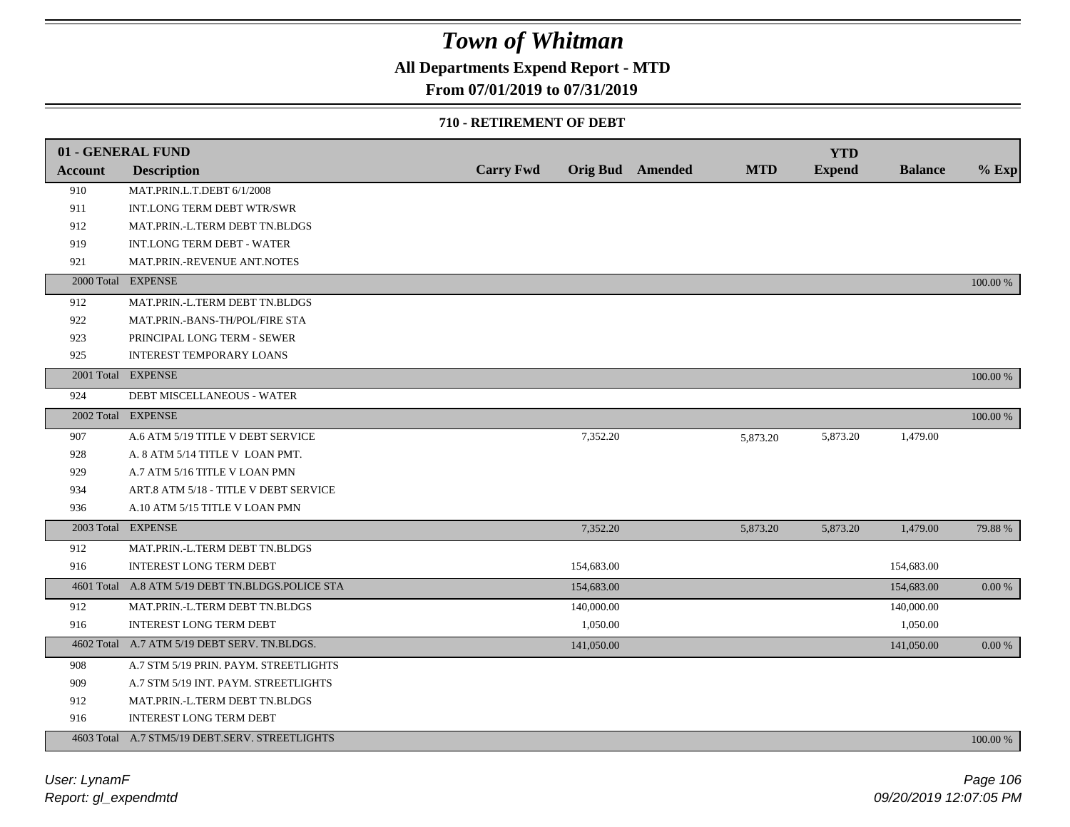# Town of Whitman

**All Departments Expend Report - MTD**

**From 07/01/2019 to 07/31/2019**

**710 - RETIREMENT OF DEBT**

| 01 - GENERAL FUND | | | | | | | | | |
|---|---|---|---|---|---|---|---|---|---|
| **Account** | **Description** | **Carry Fwd** | **Orig Bud** | **Amended** | **MTD** | **YTD Expend** | **Balance** | **% Exp** |
| 910 | MAT.PRIN.L.T.DEBT 6/1/2008 | | | | | | | |
| 911 | INT.LONG TERM DEBT WTR/SWR | | | | | | | |
| 912 | MAT.PRIN.-L.TERM DEBT TN.BLDGS | | | | | | | |
| 919 | INT.LONG TERM DEBT - WATER | | | | | | | |
| 921 | MAT.PRIN.-REVENUE ANT.NOTES | | | | | | | |
| 2000 Total | EXPENSE | | | | | | | 100.00 % |
| 912 | MAT.PRIN.-L.TERM DEBT TN.BLDGS | | | | | | | |
| 922 | MAT.PRIN.-BANS-TH/POL/FIRE STA | | | | | | | |
| 923 | PRINCIPAL LONG TERM - SEWER | | | | | | | |
| 925 | INTEREST TEMPORARY LOANS | | | | | | | |
| 2001 Total | EXPENSE | | | | | | | 100.00 % |
| 924 | DEBT MISCELLANEOUS - WATER | | | | | | | |
| 2002 Total | EXPENSE | | | | | | | 100.00 % |
| 907 | A.6 ATM 5/19 TITLE V DEBT SERVICE | | 7,352.20 | | 5,873.20 | 5,873.20 | 1,479.00 | |
| 928 | A. 8 ATM 5/14 TITLE V LOAN PMT. | | | | | | | |
| 929 | A.7 ATM 5/16 TITLE V LOAN PMN | | | | | | | |
| 934 | ART.8 ATM 5/18 - TITLE V DEBT SERVICE | | | | | | | |
| 936 | A.10 ATM 5/15 TITLE V LOAN PMN | | | | | | | |
| 2003 Total | EXPENSE | | 7,352.20 | | 5,873.20 | 5,873.20 | 1,479.00 | 79.88 % |
| 912 | MAT.PRIN.-L.TERM DEBT TN.BLDGS | | | | | | | |
| 916 | INTEREST LONG TERM DEBT | | 154,683.00 | | | | 154,683.00 | |
| 4601 Total | A.8 ATM 5/19 DEBT TN.BLDGS.POLICE STA | | 154,683.00 | | | | 154,683.00 | 0.00 % |
| 912 | MAT.PRIN.-L.TERM DEBT TN.BLDGS | | 140,000.00 | | | | 140,000.00 | |
| 916 | INTEREST LONG TERM DEBT | | 1,050.00 | | | | 1,050.00 | |
| 4602 Total | A.7 ATM 5/19 DEBT SERV. TN.BLDGS. | | 141,050.00 | | | | 141,050.00 | 0.00 % |
| 908 | A.7 STM 5/19 PRIN. PAYM. STREETLIGHTS | | | | | | | |
| 909 | A.7 STM 5/19 INT. PAYM. STREETLIGHTS | | | | | | | |
| 912 | MAT.PRIN.-L.TERM DEBT TN.BLDGS | | | | | | | |
| 916 | INTEREST LONG TERM DEBT | | | | | | | |
| 4603 Total | A.7 STM5/19 DEBT.SERV. STREETLIGHTS | | | | | | | 100.00 % |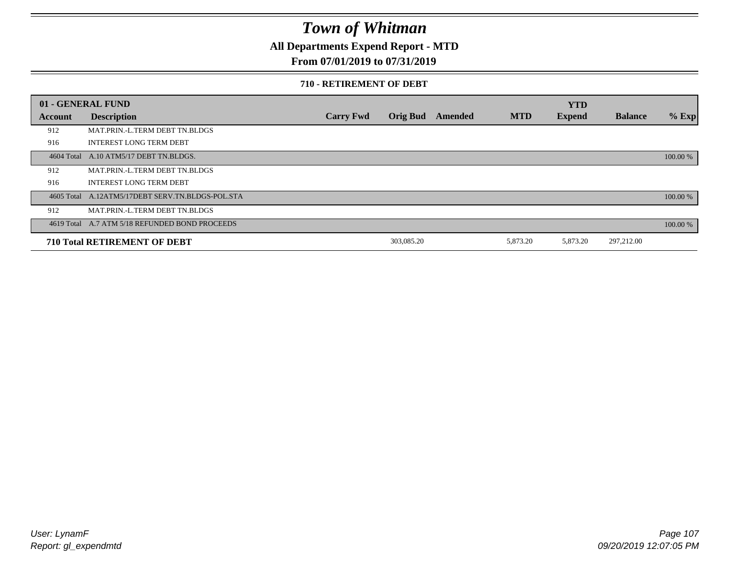# Town of Whitman

## All Departments Expend Report - MTD

### From 07/01/2019 to 07/31/2019

#### 710 - RETIREMENT OF DEBT

| 01 - GENERAL FUND | | | | | | YTD | | |
|---|---|---|---|---|---|---|---|---|
| **Account** | **Description** | **Carry Fwd** | **Orig Bud** | **Amended** | **MTD** | **Expend** | **Balance** | **% Exp** |
| 912 | MAT.PRIN.-L.TERM DEBT TN.BLDGS | | | | | | | |
| 916 | INTEREST LONG TERM DEBT | | | | | | | |
| 4604 Total | A.10 ATM5/17 DEBT TN.BLDGS. | | | | | | | 100.00 % |
| 912 | MAT.PRIN.-L.TERM DEBT TN.BLDGS | | | | | | | |
| 916 | INTEREST LONG TERM DEBT | | | | | | | |
| 4605 Total | A.12ATM5/17DEBT SERV.TN.BLDGS-POL.STA | | | | | | | 100.00 % |
| 912 | MAT.PRIN.-L.TERM DEBT TN.BLDGS | | | | | | | |
| 4619 Total | A.7 ATM 5/18 REFUNDED BOND PROCEEDS | | | | | | | 100.00 % |
| **710 Total RETIREMENT OF DEBT** | | | 303,085.20 | | 5,873.20 | 5,873.20 | 297,212.00 | |

*User: LynamF*
*Report: gl_expendmtd*
*09/20/2019 12:07:05 PM*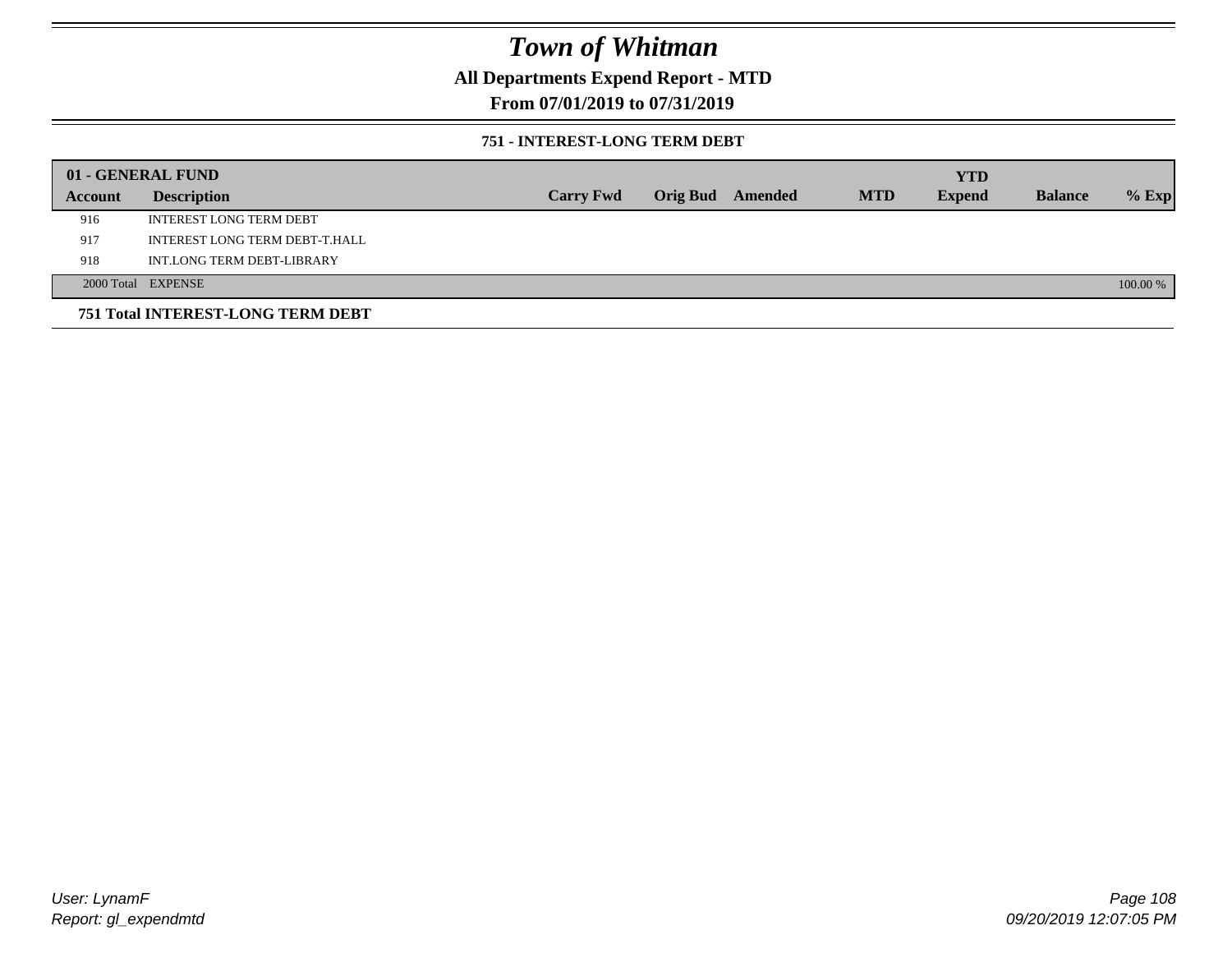# Town of Whitman

## All Departments Expend Report - MTD

### From 07/01/2019 to 07/31/2019

#### 751 - INTEREST-LONG TERM DEBT

| 01 - GENERAL FUND | | | | | | | | |
|---|---|---|---|---|---|---|---|---|
| **Account** | **Description** | **Carry Fwd** | **Orig Bud** | **Amended** | **MTD** | **YTD Expend** | **Balance** | **% Exp** |
| 916 | INTEREST LONG TERM DEBT | | | | | | | |
| 917 | INTEREST LONG TERM DEBT-T.HALL | | | | | | | |
| 918 | INT.LONG TERM DEBT-LIBRARY | | | | | | | |
| 2000 Total | EXPENSE | | | | | | | 100.00 % |

**751 Total INTEREST-LONG TERM DEBT**

User: LynamF
Report: gl_expendmtd

09/20/2019 12:07:05 PM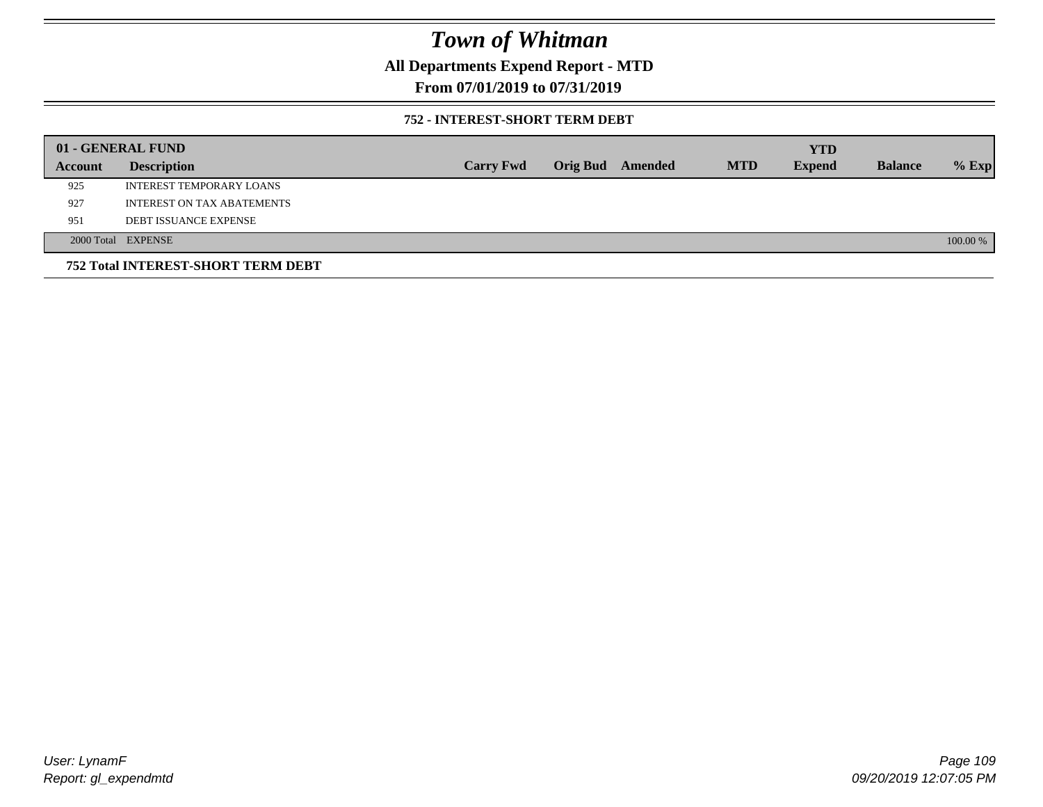# *Town of Whitman*

**All Departments Expend Report - MTD**

**From 07/01/2019 to 07/31/2019**

**752 - INTEREST-SHORT TERM DEBT**

| **01 - GENERAL FUND** | | | | | | | | |
|---|---|---|---|---|---|---|---|---|
| **Account** | **Description** | **Carry Fwd** | **Orig Bud** | **Amended** | **MTD** | **YTD Expend** | **Balance** | **% Exp** |
| 925 | INTEREST TEMPORARY LOANS | | | | | | | |
| 927 | INTEREST ON TAX ABATEMENTS | | | | | | | |
| 951 | DEBT ISSUANCE EXPENSE | | | | | | | |
| 2000 Total | EXPENSE | | | | | | | 100.00 % |

**752 Total INTEREST-SHORT TERM DEBT**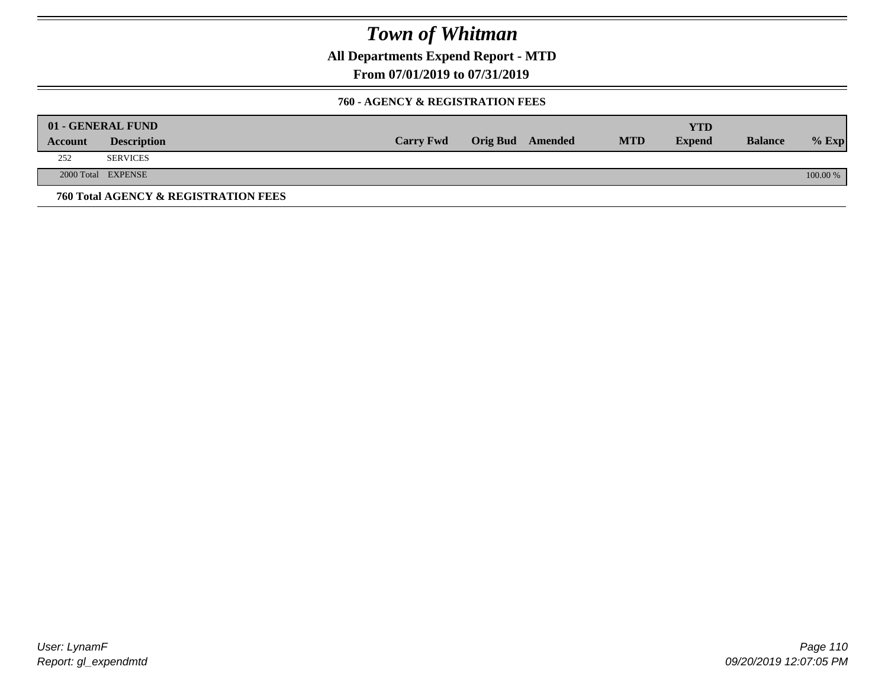# Town of Whitman

**All Departments Expend Report - MTD**

**From 07/01/2019 to 07/31/2019**

**760 - AGENCY & REGISTRATION FEES**

| 01 - GENERAL FUND | | | | | | YTD | | |
|---|---|---|---|---|---|---|---|---|
| Account | Description | Carry Fwd | Orig Bud | Amended | MTD | Expend | Balance | % Exp |
| 252 | SERVICES | | | | | | | |
| 2000 Total | EXPENSE | | | | | | | 100.00 % |

**760 Total AGENCY & REGISTRATION FEES**

User: LynamF
Report: gl_expendmtd

09/20/2019 12:07:05 PM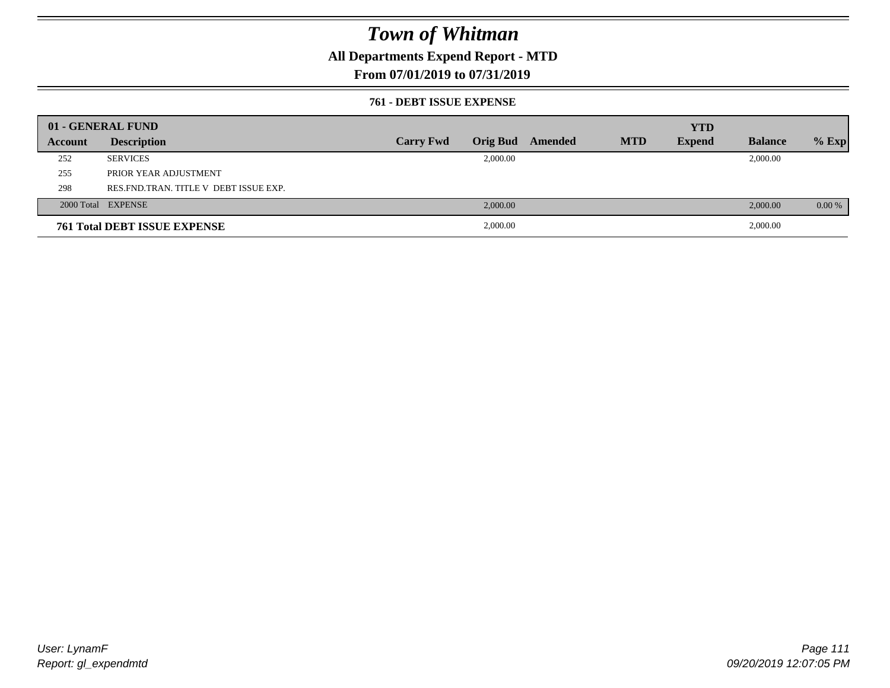# Town of Whitman

## All Departments Expend Report - MTD

## From 07/01/2019 to 07/31/2019

### 761 - DEBT ISSUE EXPENSE

| 01 - GENERAL FUND | | | | | | YTD | | |
|---|---|---|---|---|---|---|---|---|
| **Account** | **Description** | **Carry Fwd** | **Orig Bud** | **Amended** | **MTD** | **Expend** | **Balance** | **% Exp** |
| 252 | SERVICES | | 2,000.00 | | | | 2,000.00 | |
| 255 | PRIOR YEAR ADJUSTMENT | | | | | | | |
| 298 | RES.FND.TRAN. TITLE V DEBT ISSUE EXP. | | | | | | | |
| 2000 Total | EXPENSE | | 2,000.00 | | | | 2,000.00 | 0.00 % |
| **761 Total DEBT ISSUE EXPENSE** | | | 2,000.00 | | | | 2,000.00 | |

User: LynamF
Report: gl_expendmtd

09/20/2019 12:07:05 PM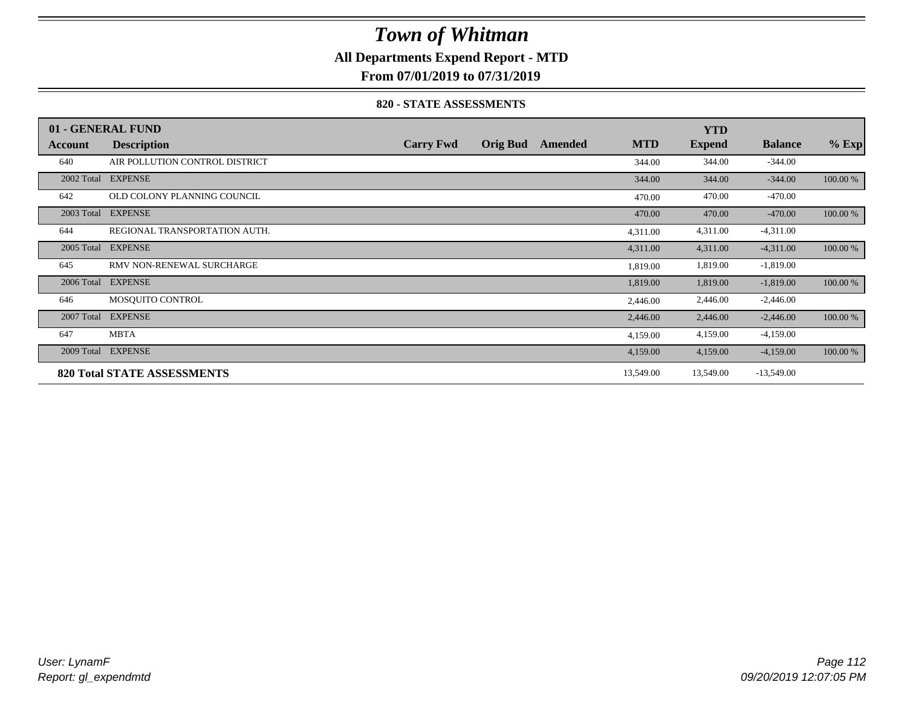# Town of Whitman

**All Departments Expend Report - MTD**

**From 07/01/2019 to 07/31/2019**

**820 - STATE ASSESSMENTS**

| 01 - GENERAL FUND | | | | | | YTD | | |
|---|---|---|---|---|---|---|---|---|
| **Account** | **Description** | **Carry Fwd** | **Orig Bud** | **Amended** | **MTD** | **Expend** | **Balance** | **% Exp** |
| 640 | AIR POLLUTION CONTROL DISTRICT | | | | 344.00 | 344.00 | -344.00 | |
| 2002 Total | EXPENSE | | | | 344.00 | 344.00 | -344.00 | 100.00 % |
| 642 | OLD COLONY PLANNING COUNCIL | | | | 470.00 | 470.00 | -470.00 | |
| 2003 Total | EXPENSE | | | | 470.00 | 470.00 | -470.00 | 100.00 % |
| 644 | REGIONAL TRANSPORTATION AUTH. | | | | 4,311.00 | 4,311.00 | -4,311.00 | |
| 2005 Total | EXPENSE | | | | 4,311.00 | 4,311.00 | -4,311.00 | 100.00 % |
| 645 | RMV NON-RENEWAL SURCHARGE | | | | 1,819.00 | 1,819.00 | -1,819.00 | |
| 2006 Total | EXPENSE | | | | 1,819.00 | 1,819.00 | -1,819.00 | 100.00 % |
| 646 | MOSQUITO CONTROL | | | | 2,446.00 | 2,446.00 | -2,446.00 | |
| 2007 Total | EXPENSE | | | | 2,446.00 | 2,446.00 | -2,446.00 | 100.00 % |
| 647 | MBTA | | | | 4,159.00 | 4,159.00 | -4,159.00 | |
| 2009 Total | EXPENSE | | | | 4,159.00 | 4,159.00 | -4,159.00 | 100.00 % |
| **820 Total STATE ASSESSMENTS** | | | | | 13,549.00 | 13,549.00 | -13,549.00 | |

User: LynamF
Report: gl_expendmtd

09/20/2019 12:07:05 PM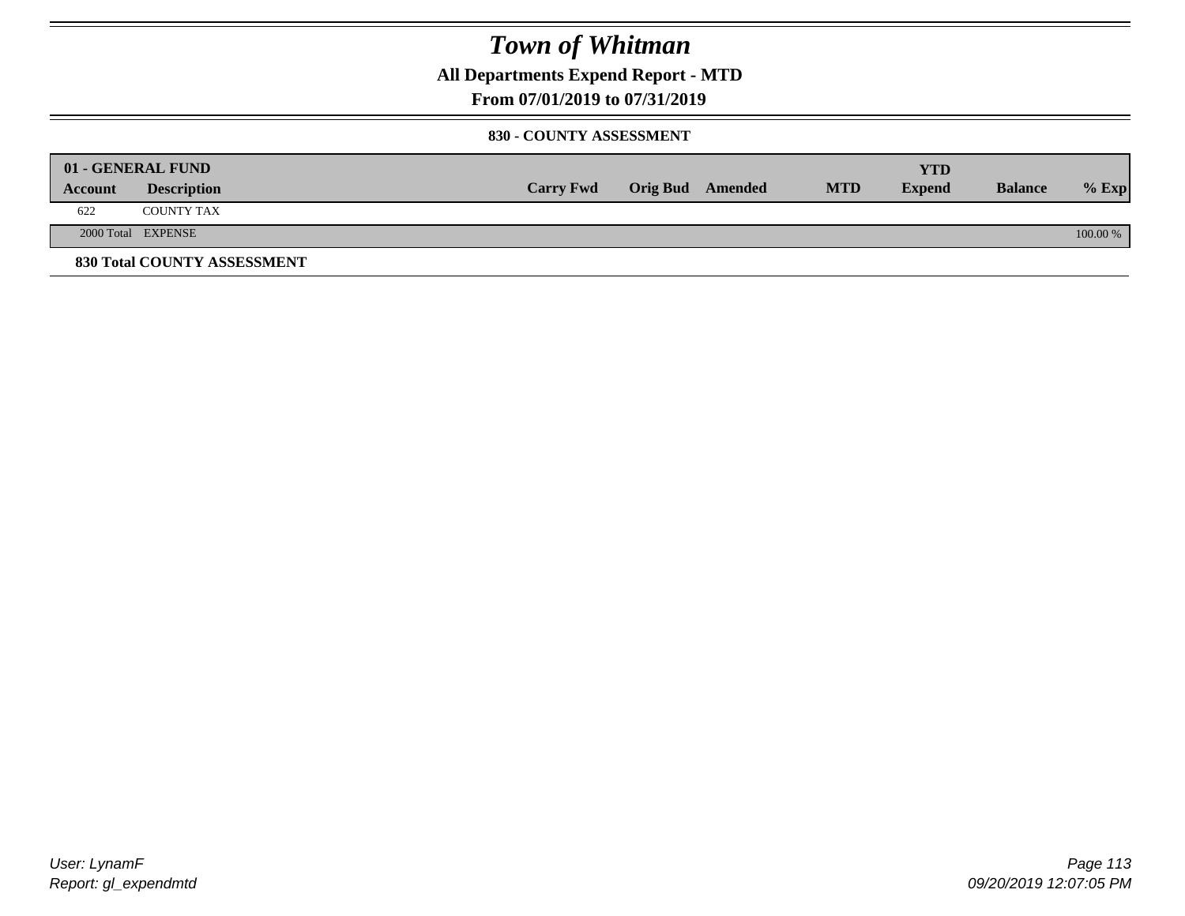# Town of Whitman

## All Departments Expend Report - MTD

## From 07/01/2019 to 07/31/2019

### 830 - COUNTY ASSESSMENT

| 01 - GENERAL FUND | | | | | | YTD | | |
|---|---|---|---|---|---|---|---|---|
| Account | Description | Carry Fwd | Orig Bud | Amended | MTD | Expend | Balance | % Exp |
| 622 | COUNTY TAX | | | | | | | |
| 2000 Total | EXPENSE | | | | | | | 100.00 % |

**830 Total COUNTY ASSESSMENT**

User: LynamF
Report: gl_expendmtd

09/20/2019 12:07:05 PM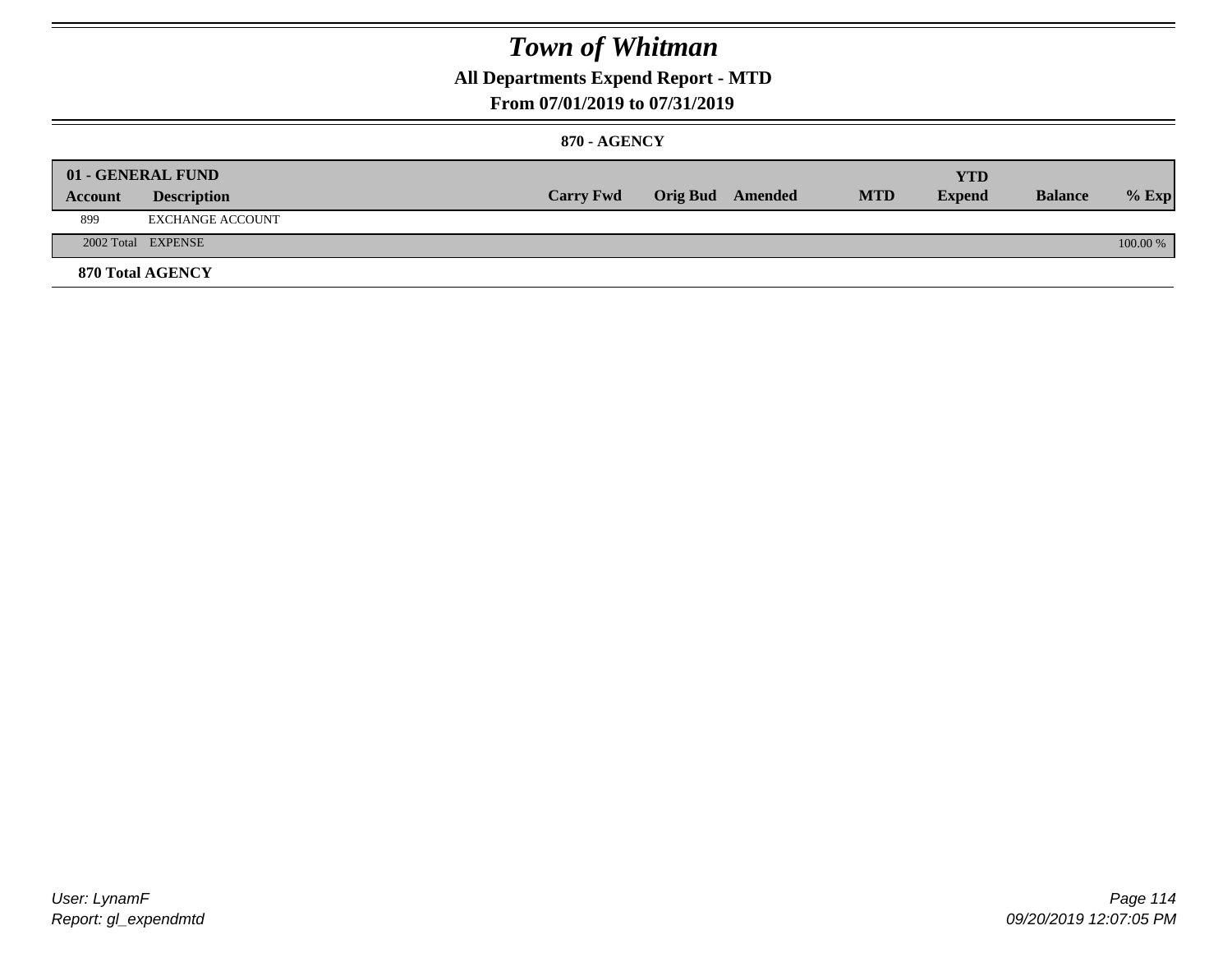# Town of Whitman

## All Departments Expend Report - MTD

### From 07/01/2019 to 07/31/2019

#### 870 - AGENCY

| 01 - GENERAL FUND | | | | | | YTD | | |
|---|---|---|---|---|---|---|---|---|
| Account | Description | Carry Fwd | Orig Bud | Amended | MTD | Expend | Balance | % Exp |
| 899 | EXCHANGE ACCOUNT | | | | | | | |
| 2002 Total | EXPENSE | | | | | | | 100.00 % |

**870 Total AGENCY**

User: LynamF
Report: gl_expendmtd

09/20/2019 12:07:05 PM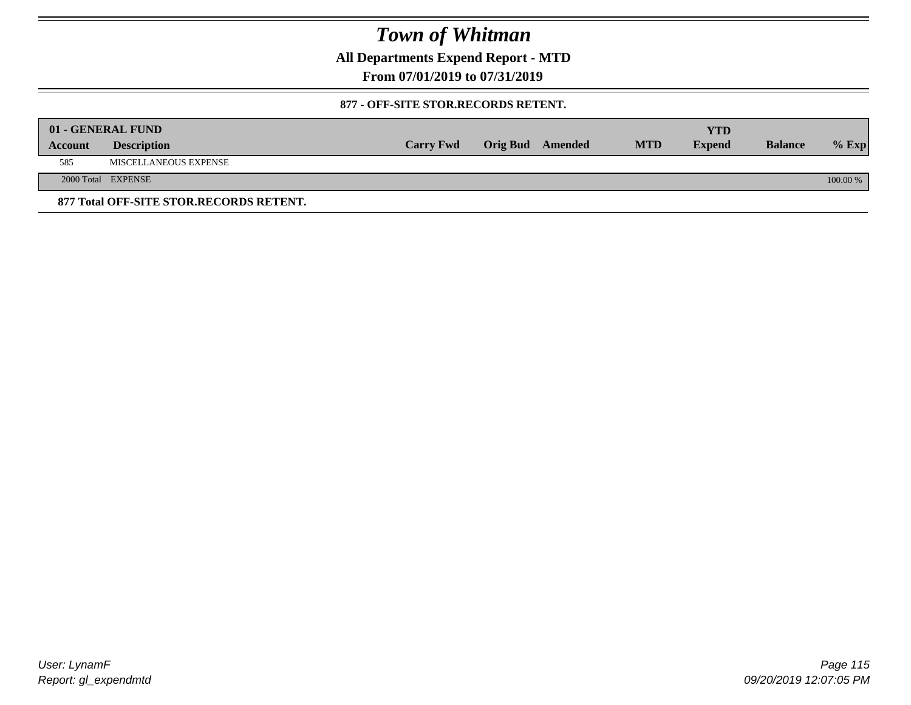# Town of Whitman

**All Departments Expend Report - MTD**

**From 07/01/2019 to 07/31/2019**

**877 - OFF-SITE STOR.RECORDS RETENT.**

| 01 - GENERAL FUND | | | | | | | | |
|---|---|---|---|---|---|---|---|---|
| **Account** | **Description** | **Carry Fwd** | **Orig Bud** | **Amended** | **MTD** | **YTD Expend** | **Balance** | **% Exp** |
| 585 | MISCELLANEOUS EXPENSE | | | | | | | |
| 2000 Total | EXPENSE | | | | | | | 100.00 % |

**877 Total OFF-SITE STOR.RECORDS RETENT.**

User: LynamF
Report: gl_expendmtd

09/20/2019 12:07:05 PM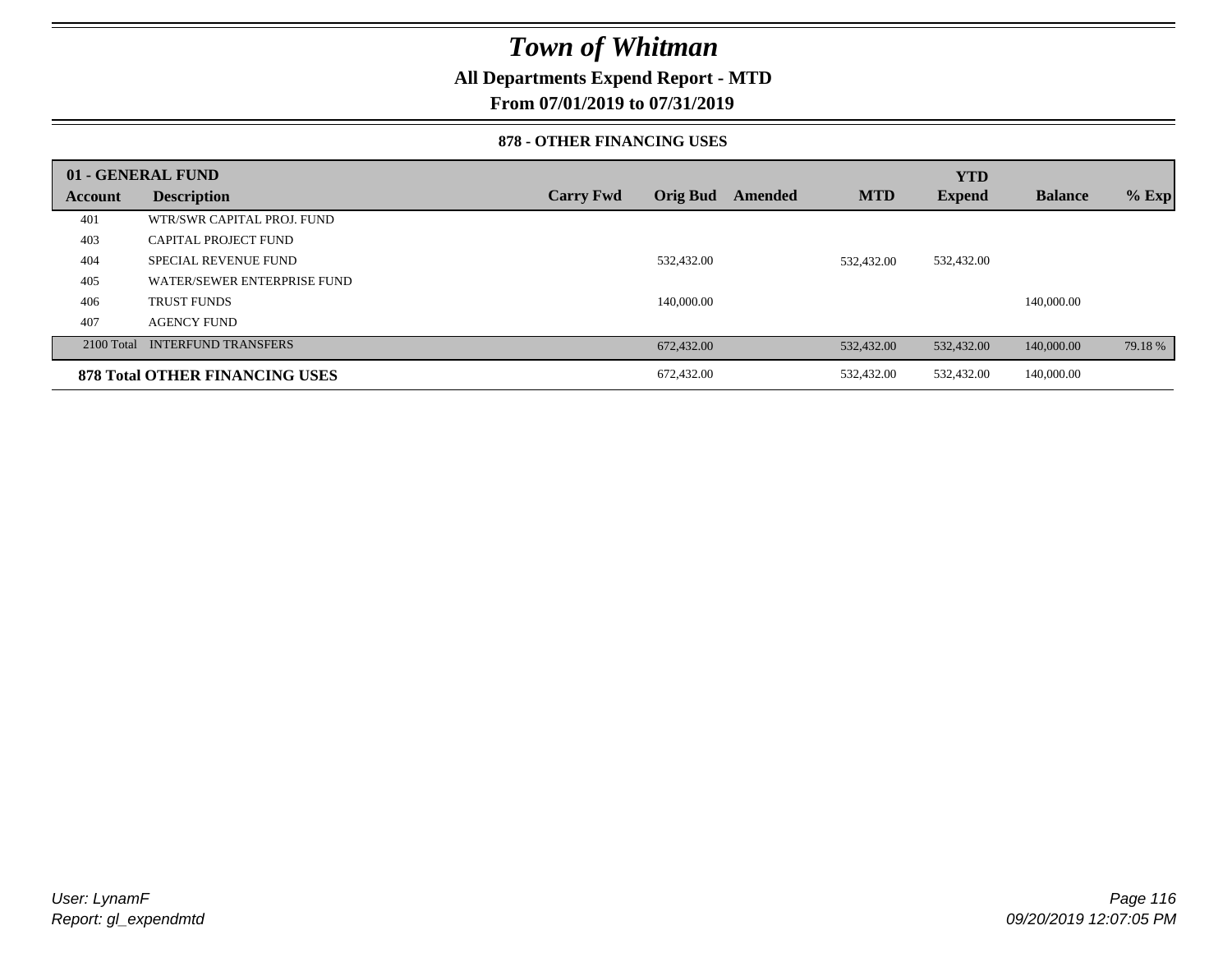# Town of Whitman

## All Departments Expend Report - MTD

## From 07/01/2019 to 07/31/2019

### 878 - OTHER FINANCING USES

| 01 - GENERAL FUND | | | | | | YTD | | |
|---|---|---|---|---|---|---|---|---|
| Account | Description | Carry Fwd | Orig Bud | Amended | MTD | Expend | Balance | % Exp |
| 401 | WTR/SWR CAPITAL PROJ. FUND | | | | | | | |
| 403 | CAPITAL PROJECT FUND | | | | | | | |
| 404 | SPECIAL REVENUE FUND | | 532,432.00 | | 532,432.00 | 532,432.00 | | |
| 405 | WATER/SEWER ENTERPRISE FUND | | | | | | | |
| 406 | TRUST FUNDS | | 140,000.00 | | | | 140,000.00 | |
| 407 | AGENCY FUND | | | | | | | |
| 2100 Total | INTERFUND TRANSFERS | | 672,432.00 | | 532,432.00 | 532,432.00 | 140,000.00 | 79.18 % |
| **878 Total OTHER FINANCING USES** | | | 672,432.00 | | 532,432.00 | 532,432.00 | 140,000.00 | |

*User: LynamF*
*Report: gl_expendmtd*

*09/20/2019 12:07:05 PM*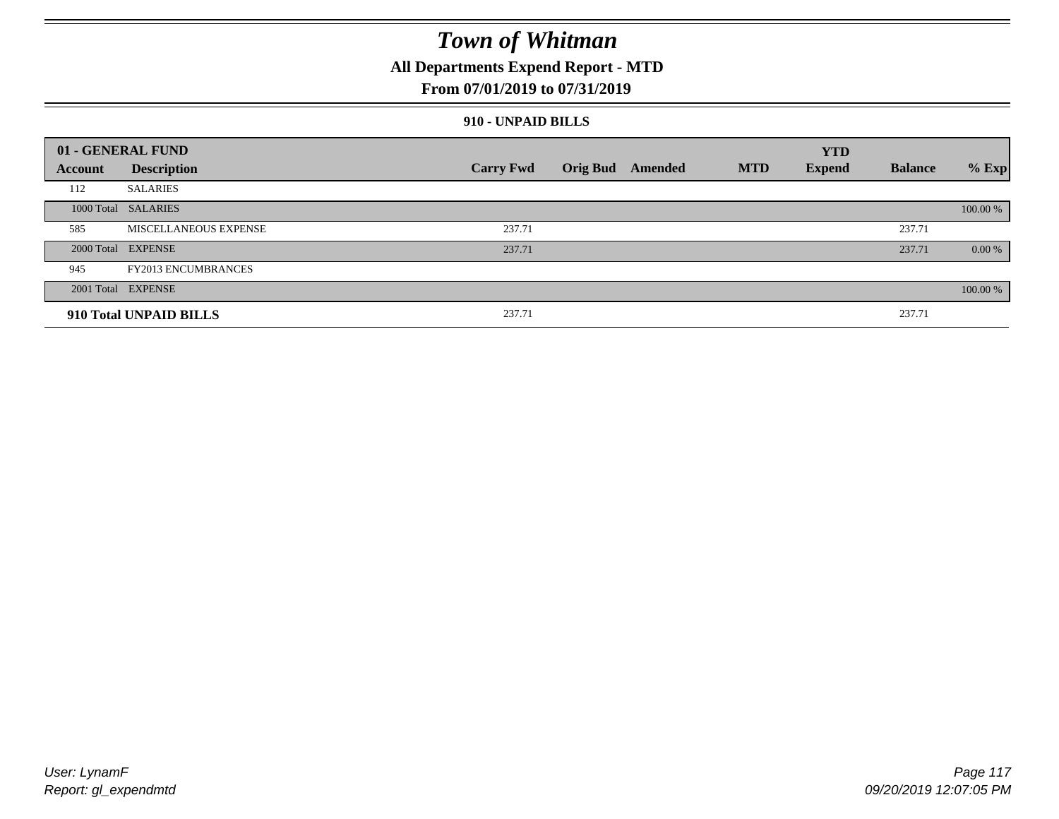# Town of Whitman

## All Departments Expend Report - MTD

### From 07/01/2019 to 07/31/2019

#### 910 - UNPAID BILLS

| 01 - GENERAL FUND | | | | | | YTD | | |
|---|---|---|---|---|---|---|---|---|
| Account | Description | Carry Fwd | Orig Bud | Amended | MTD | Expend | Balance | % Exp |
| 112 | SALARIES | | | | | | | |
| 1000 Total | SALARIES | | | | | | | 100.00 % |
| 585 | MISCELLANEOUS EXPENSE | 237.71 | | | | | 237.71 | |
| 2000 Total | EXPENSE | 237.71 | | | | | 237.71 | 0.00 % |
| 945 | FY2013 ENCUMBRANCES | | | | | | | |
| 2001 Total | EXPENSE | | | | | | | 100.00 % |
| **910 Total UNPAID BILLS** | | 237.71 | | | | | 237.71 | |

User: LynamF
Report: gl_expendmtd

09/20/2019 12:07:05 PM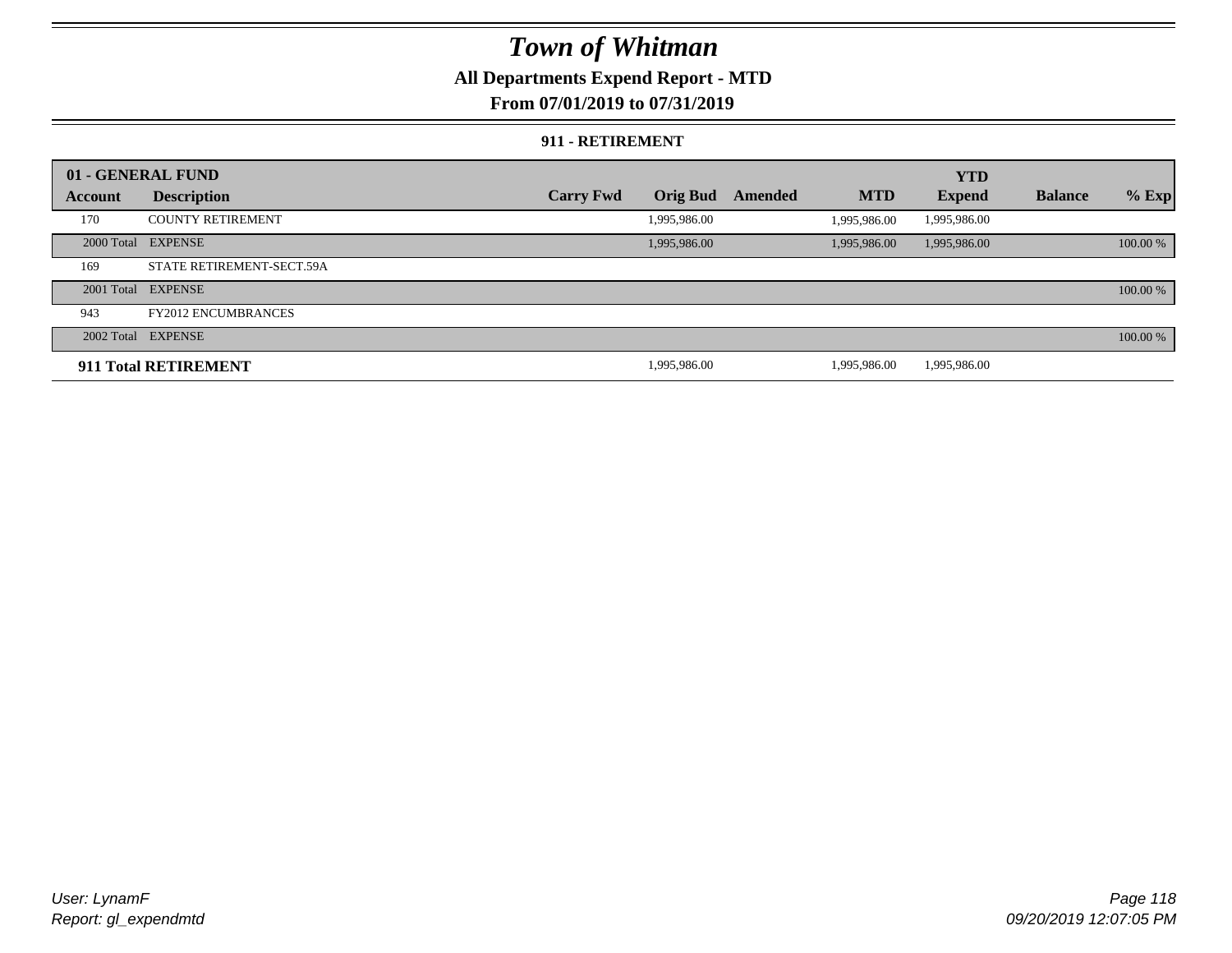# *Town of Whitman*

**All Departments Expend Report - MTD**

**From 07/01/2019 to 07/31/2019**

**911 - RETIREMENT**

| **01 - GENERAL FUND** | | | | | | | | | |
|---|---|---|---|---|---|---|---|---|---|
| **Account** | **Description** | **Carry Fwd** | **Orig Bud** | **Amended** | **MTD** | **YTD Expend** | **Balance** | **% Exp** |
| 170 | COUNTY RETIREMENT | | 1,995,986.00 | | 1,995,986.00 | 1,995,986.00 | | |
| 2000 Total | EXPENSE | | 1,995,986.00 | | 1,995,986.00 | 1,995,986.00 | | 100.00 % |
| 169 | STATE RETIREMENT-SECT.59A | | | | | | | |
| 2001 Total | EXPENSE | | | | | | | 100.00 % |
| 943 | FY2012 ENCUMBRANCES | | | | | | | |
| 2002 Total | EXPENSE | | | | | | | 100.00 % |
| **911 Total RETIREMENT** | | | 1,995,986.00 | | 1,995,986.00 | 1,995,986.00 | | |

*User: LynamF*
*Report: gl_expendmtd*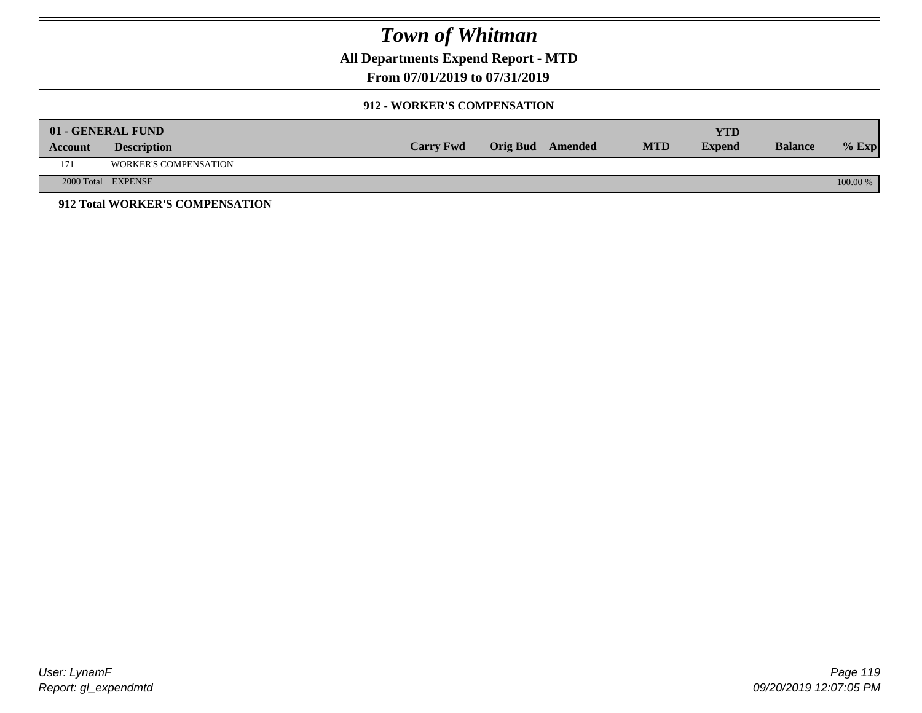# Town of Whitman

## All Departments Expend Report - MTD

### From 07/01/2019 to 07/31/2019

#### 912 - WORKER'S COMPENSATION

| 01 - GENERAL FUND | | | | | | YTD | | |
|---|---|---|---|---|---|---|---|---|
| Account | Description | Carry Fwd | Orig Bud | Amended | MTD | Expend | Balance | % Exp |
| 171 | WORKER'S COMPENSATION | | | | | | | |
| 2000 Total | EXPENSE | | | | | | | 100.00 % |

**912 Total WORKER'S COMPENSATION**

*User: LynamF*
*Report: gl_expendmtd*

*09/20/2019 12:07:05 PM*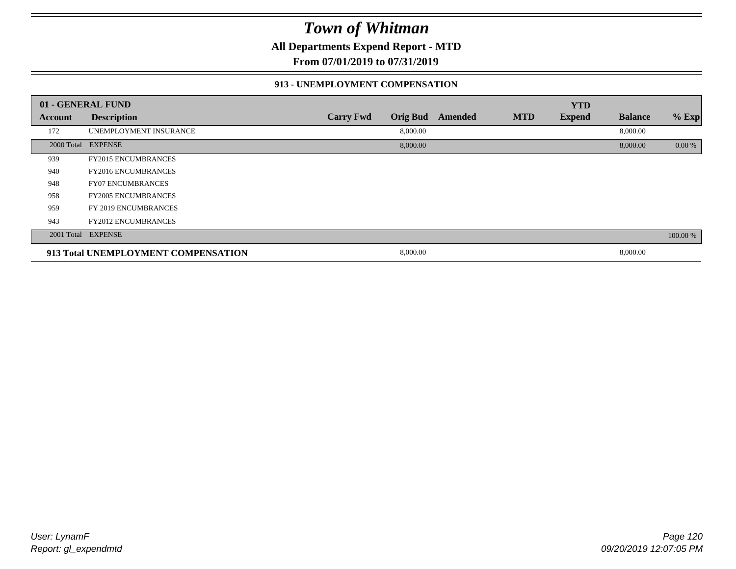# Town of Whitman

**All Departments Expend Report - MTD**

**From 07/01/2019 to 07/31/2019**

### 913 - UNEMPLOYMENT COMPENSATION

| 01 - GENERAL FUND | | | | | | YTD | | |
|---|---|---|---|---|---|---|---|---|
| **Account** | **Description** | **Carry Fwd** | **Orig Bud** | **Amended** | **MTD** | **Expend** | **Balance** | **% Exp** |
| 172 | UNEMPLOYMENT INSURANCE | | 8,000.00 | | | | 8,000.00 | |
| 2000 Total | EXPENSE | | 8,000.00 | | | | 8,000.00 | 0.00 % |
| 939 | FY2015 ENCUMBRANCES | | | | | | | |
| 940 | FY2016 ENCUMBRANCES | | | | | | | |
| 948 | FY07 ENCUMBRANCES | | | | | | | |
| 958 | FY2005 ENCUMBRANCES | | | | | | | |
| 959 | FY 2019 ENCUMBRANCES | | | | | | | |
| 943 | FY2012 ENCUMBRANCES | | | | | | | |
| 2001 Total | EXPENSE | | | | | | | 100.00 % |
| **913 Total UNEMPLOYMENT COMPENSATION** | | | 8,000.00 | | | | 8,000.00 | |

User: LynamF
Report: gl_expendmtd

09/20/2019 12:07:05 PM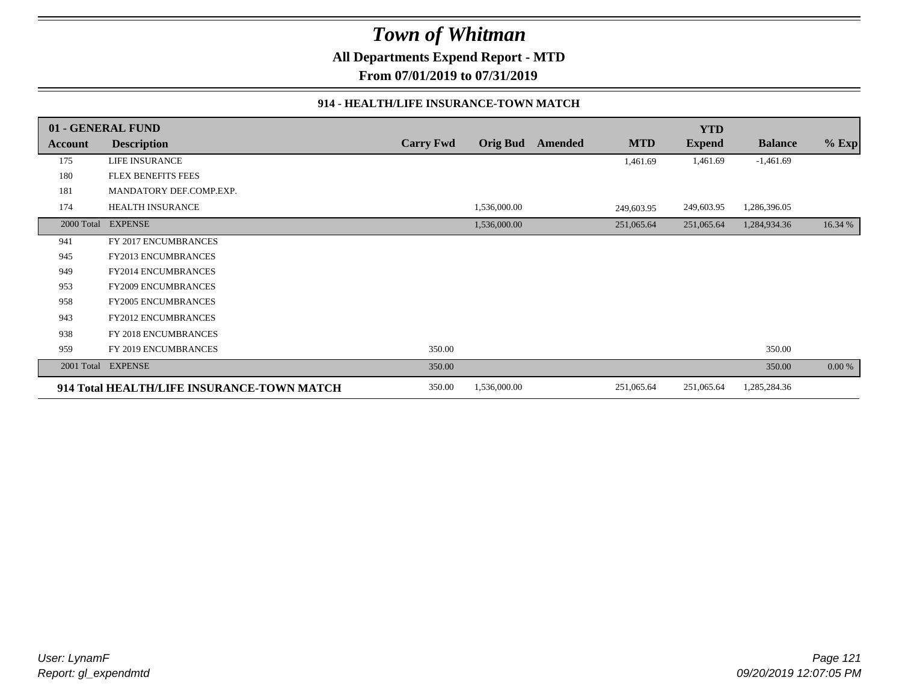# Town of Whitman

**All Departments Expend Report - MTD**

**From 07/01/2019 to 07/31/2019**

### 914 - HEALTH/LIFE INSURANCE-TOWN MATCH

| 01 - GENERAL FUND | | | | | | YTD | | |
|---|---|---|---|---|---|---|---|---|
| **Account** | **Description** | **Carry Fwd** | **Orig Bud** | **Amended** | **MTD** | **Expend** | **Balance** | **% Exp** |
| 175 | LIFE INSURANCE | | | | 1,461.69 | 1,461.69 | -1,461.69 | |
| 180 | FLEX BENEFITS FEES | | | | | | | |
| 181 | MANDATORY DEF.COMP.EXP. | | | | | | | |
| 174 | HEALTH INSURANCE | | 1,536,000.00 | | 249,603.95 | 249,603.95 | 1,286,396.05 | |
| 2000 Total | EXPENSE | | 1,536,000.00 | | 251,065.64 | 251,065.64 | 1,284,934.36 | 16.34 % |
| 941 | FY 2017 ENCUMBRANCES | | | | | | | |
| 945 | FY2013 ENCUMBRANCES | | | | | | | |
| 949 | FY2014 ENCUMBRANCES | | | | | | | |
| 953 | FY2009 ENCUMBRANCES | | | | | | | |
| 958 | FY2005 ENCUMBRANCES | | | | | | | |
| 943 | FY2012 ENCUMBRANCES | | | | | | | |
| 938 | FY 2018 ENCUMBRANCES | | | | | | | |
| 959 | FY 2019 ENCUMBRANCES | 350.00 | | | | | 350.00 | |
| 2001 Total | EXPENSE | 350.00 | | | | | 350.00 | 0.00 % |
| **914 Total HEALTH/LIFE INSURANCE-TOWN MATCH** | | 350.00 | 1,536,000.00 | | 251,065.64 | 251,065.64 | 1,285,284.36 | |

User: LynamF
Report: gl_expendmtd

09/20/2019 12:07:05 PM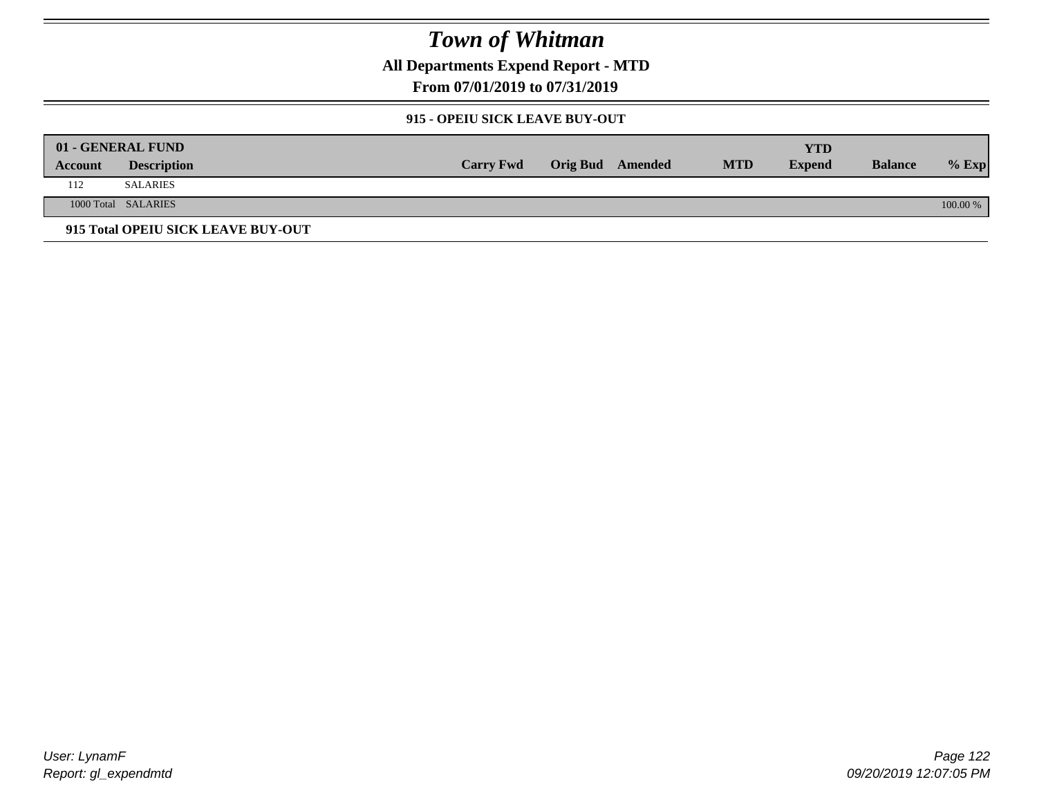# Town of Whitman

**All Departments Expend Report - MTD**

**From 07/01/2019 to 07/31/2019**

### 915 - OPEIU SICK LEAVE BUY-OUT

| 01 - GENERAL FUND | | | | | | YTD | | |
|---|---|---|---|---|---|---|---|---|
| **Account** | **Description** | **Carry Fwd** | **Orig Bud** | **Amended** | **MTD** | **Expend** | **Balance** | **% Exp** |
| 112 | SALARIES | | | | | | | |
| 1000 Total | SALARIES | | | | | | | 100.00 % |

**915 Total OPEIU SICK LEAVE BUY-OUT**

User: LynamF
Report: gl_expendmtd

09/20/2019 12:07:05 PM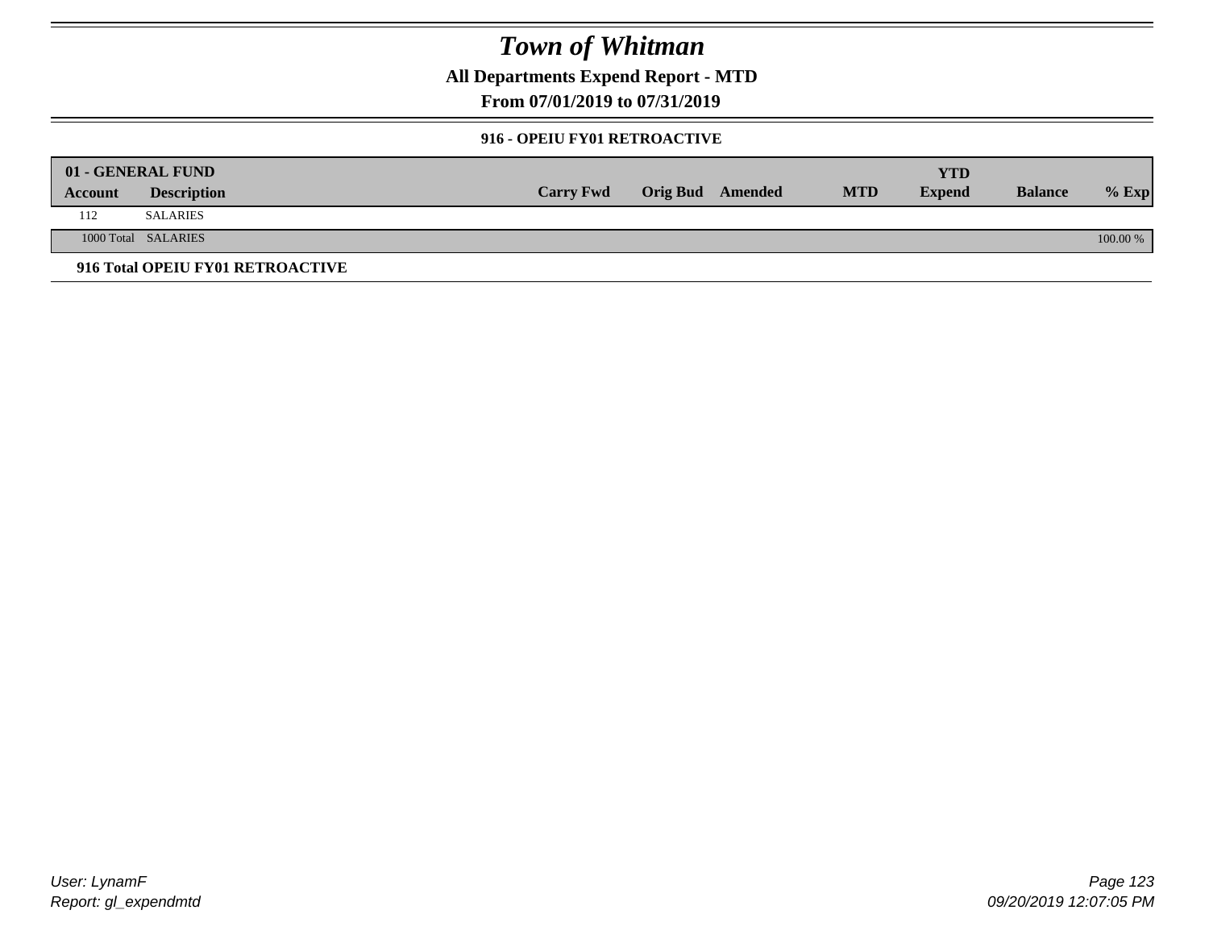# Town of Whitman

## All Departments Expend Report - MTD

## From 07/01/2019 to 07/31/2019

### 916 - OPEIU FY01 RETROACTIVE

| 01 - GENERAL FUND | | | | | | YTD | | |
|---|---|---|---|---|---|---|---|---|
| **Account** | **Description** | **Carry Fwd** | **Orig Bud** | **Amended** | **MTD** | **Expend** | **Balance** | **% Exp** |
| 112 | SALARIES | | | | | | | |
| 1000 Total | SALARIES | | | | | | | 100.00 % |

**916 Total OPEIU FY01 RETROACTIVE**

*User: LynamF*
*Report: gl_expendmtd*

*09/20/2019 12:07:05 PM*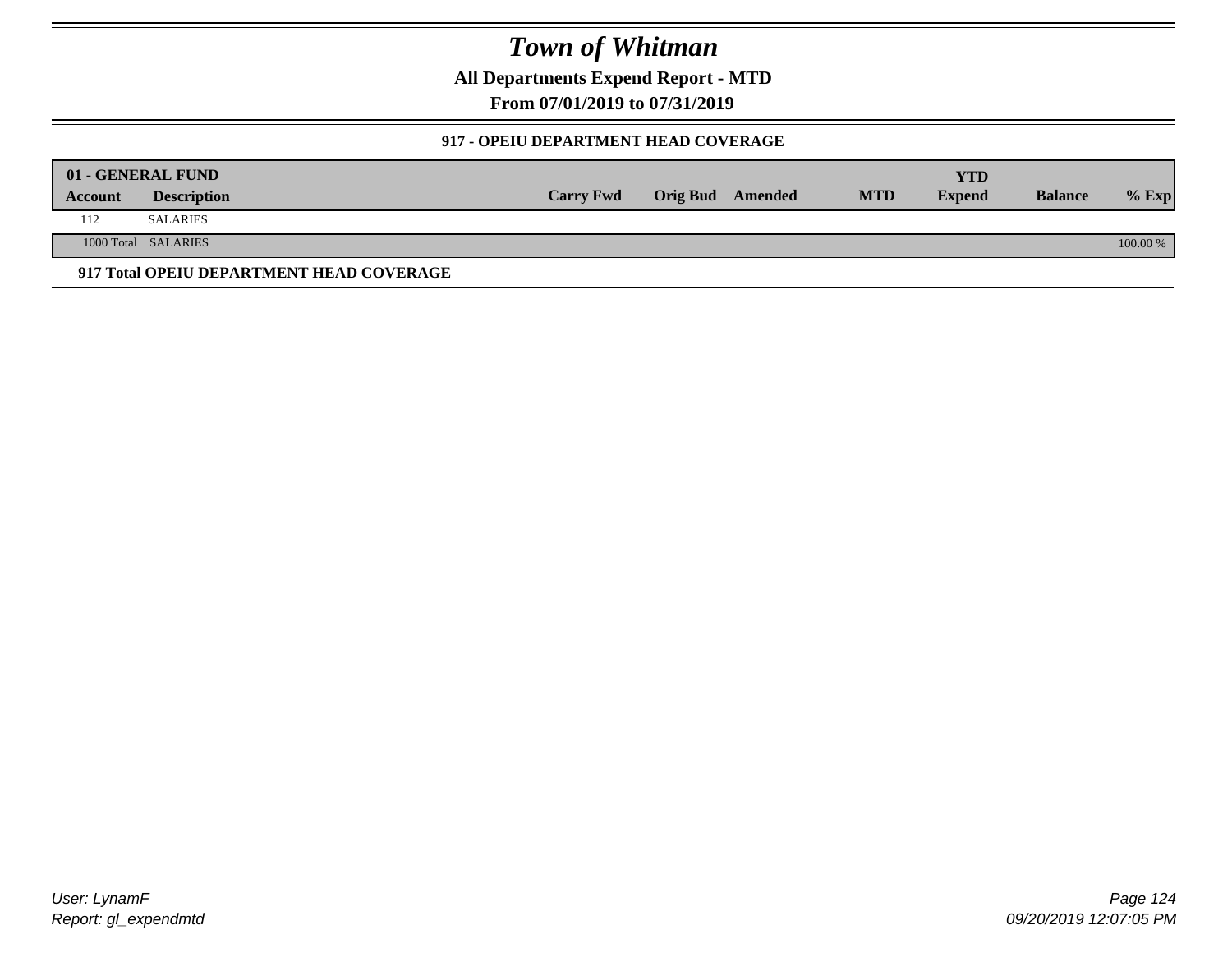# Town of Whitman

**All Departments Expend Report - MTD**

**From 07/01/2019 to 07/31/2019**

### 917 - OPEIU DEPARTMENT HEAD COVERAGE

| 01 - GENERAL FUND | | | | | | YTD | | |
|---|---|---|---|---|---|---|---|---|
| **Account** | **Description** | **Carry Fwd** | **Orig Bud** | **Amended** | **MTD** | **Expend** | **Balance** | **% Exp** |
| 112 | SALARIES | | | | | | | |
| 1000 Total | SALARIES | | | | | | | 100.00 % |

**917 Total OPEIU DEPARTMENT HEAD COVERAGE**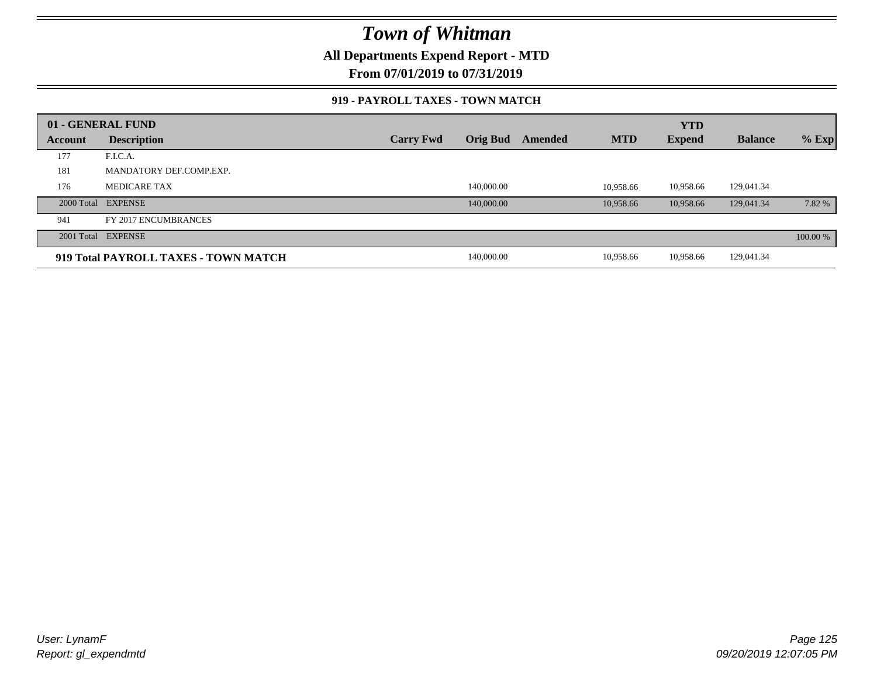# Town of Whitman

## All Departments Expend Report - MTD

## From 07/01/2019 to 07/31/2019

### 919 - PAYROLL TAXES - TOWN MATCH

| 01 - GENERAL FUND | | | | | | YTD | | |
|---|---|---|---|---|---|---|---|---|
| **Account** | **Description** | **Carry Fwd** | **Orig Bud** | **Amended** | **MTD** | **Expend** | **Balance** | **% Exp** |
| 177 | F.I.C.A. | | | | | | | |
| 181 | MANDATORY DEF.COMP.EXP. | | | | | | | |
| 176 | MEDICARE TAX | | 140,000.00 | | 10,958.66 | 10,958.66 | 129,041.34 | |
| 2000 Total | EXPENSE | | 140,000.00 | | 10,958.66 | 10,958.66 | 129,041.34 | 7.82 % |
| 941 | FY 2017 ENCUMBRANCES | | | | | | | |
| 2001 Total | EXPENSE | | | | | | | 100.00 % |
| **919 Total PAYROLL TAXES - TOWN MATCH** | | | 140,000.00 | | 10,958.66 | 10,958.66 | 129,041.34 | |

*User: LynamF*
*Report: gl_expendmtd*

*09/20/2019 12:07:05 PM*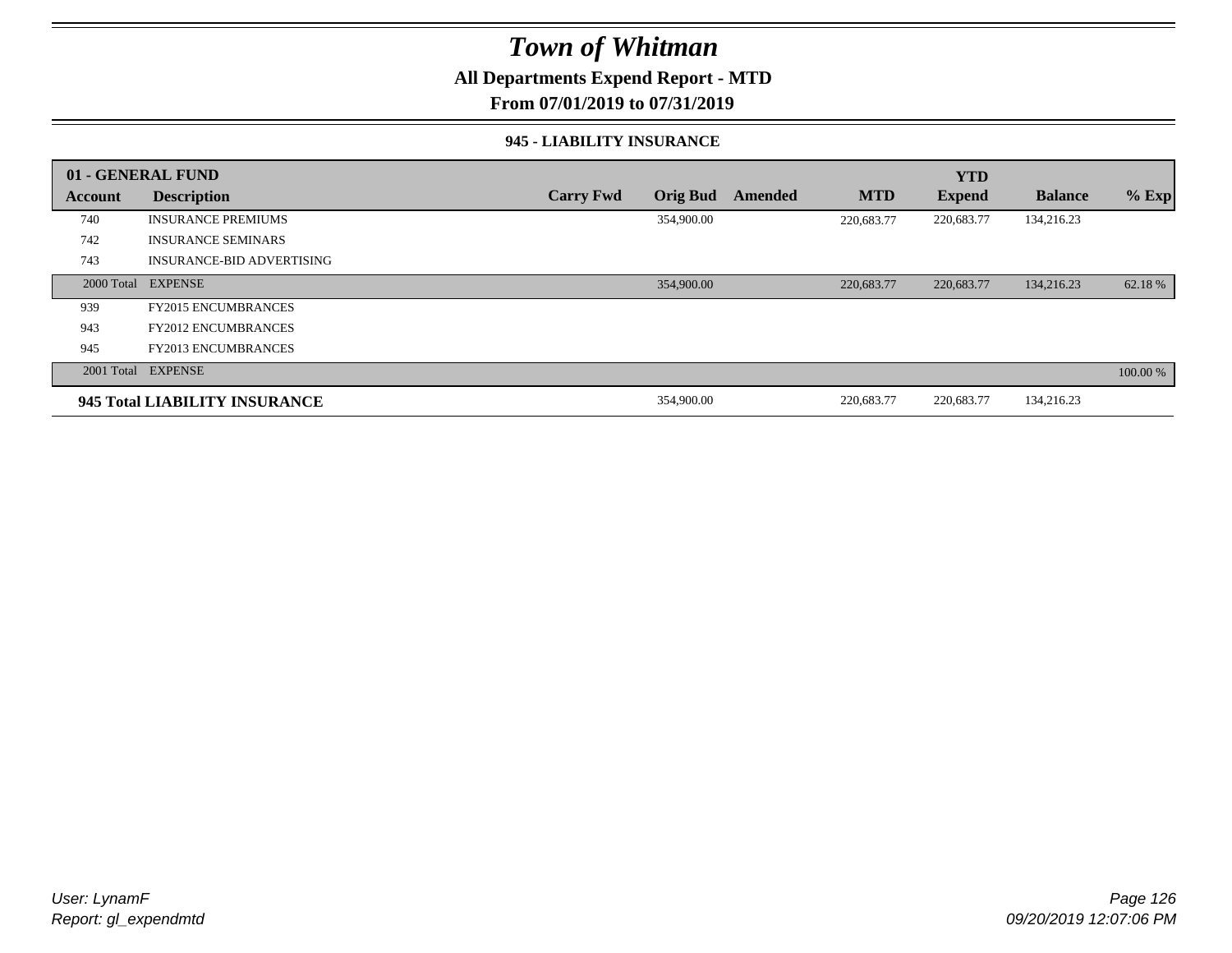# Town of Whitman

## All Departments Expend Report - MTD

### From 07/01/2019 to 07/31/2019

#### 945 - LIABILITY INSURANCE

| 01 - GENERAL FUND | | | | | | YTD | | |
|---|---|---|---|---|---|---|---|---|
| **Account** | **Description** | **Carry Fwd** | **Orig Bud** | **Amended** | **MTD** | **Expend** | **Balance** | **% Exp** |
| 740 | INSURANCE PREMIUMS | | 354,900.00 | | 220,683.77 | 220,683.77 | 134,216.23 | |
| 742 | INSURANCE SEMINARS | | | | | | | |
| 743 | INSURANCE-BID ADVERTISING | | | | | | | |
| 2000 Total | EXPENSE | | 354,900.00 | | 220,683.77 | 220,683.77 | 134,216.23 | 62.18 % |
| 939 | FY2015 ENCUMBRANCES | | | | | | | |
| 943 | FY2012 ENCUMBRANCES | | | | | | | |
| 945 | FY2013 ENCUMBRANCES | | | | | | | |
| 2001 Total | EXPENSE | | | | | | | 100.00 % |
| **945 Total LIABILITY INSURANCE** | | | 354,900.00 | | 220,683.77 | 220,683.77 | 134,216.23 | |

*User: LynamF*
*Report: gl_expendmtd*

*09/20/2019 12:07:06 PM*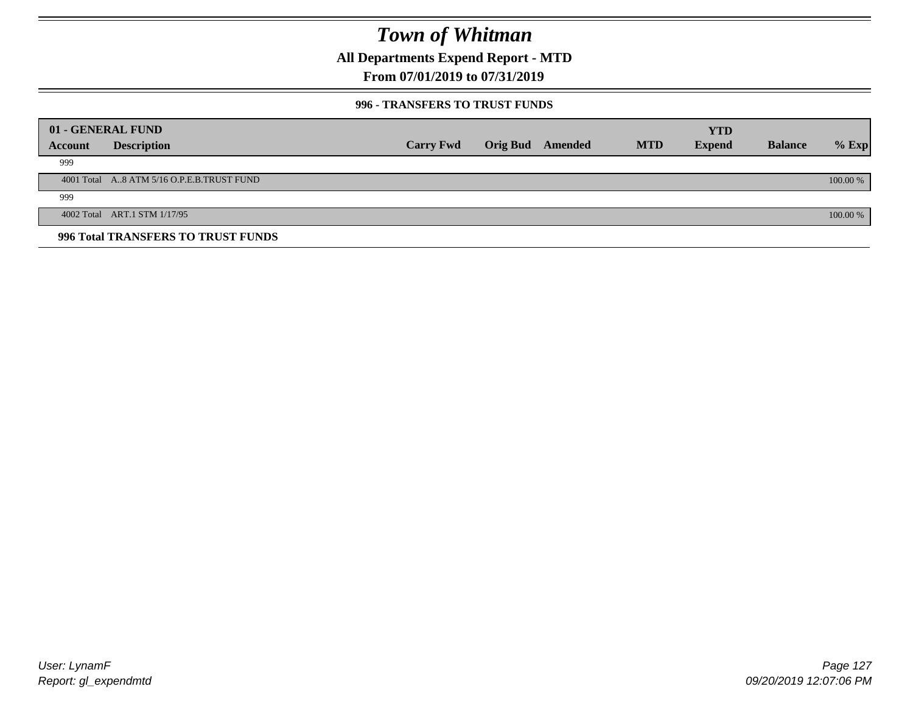# Town of Whitman

## All Departments Expend Report - MTD

### From 07/01/2019 to 07/31/2019

#### 996 - TRANSFERS TO TRUST FUNDS

| 01 - GENERAL FUND | | | | | | | | |
|---|---|---|---|---|---|---|---|---|
| **Account** | **Description** | **Carry Fwd** | **Orig Bud** | **Amended** | **MTD** | **YTD Expend** | **Balance** | **% Exp** |
| 999 | | | | | | | | |
| 4001 Total | A..8 ATM 5/16 O.P.E.B.TRUST FUND | | | | | | | 100.00 % |
| 999 | | | | | | | | |
| 4002 Total | ART.1 STM 1/17/95 | | | | | | | 100.00 % |
| **996 Total** | **TRANSFERS TO TRUST FUNDS** | | | | | | | |

User: LynamF
Report: gl_expendmtd

09/20/2019 12:07:06 PM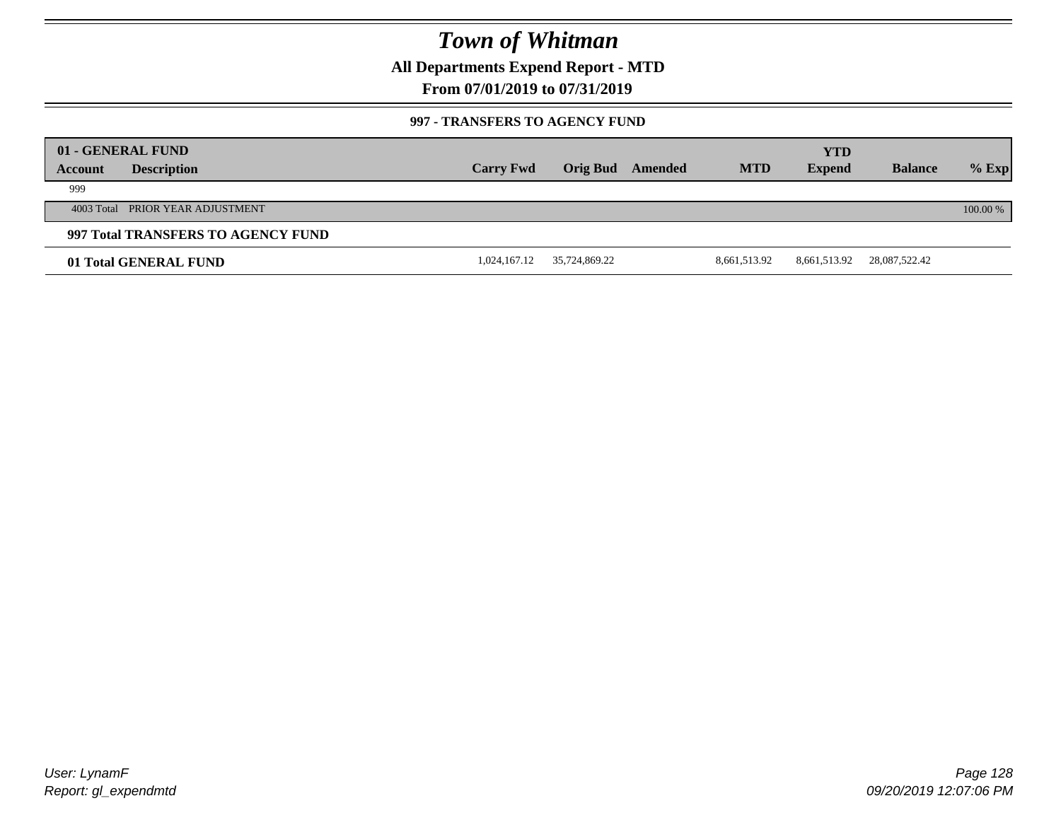# Town of Whitman

## All Departments Expend Report - MTD

### From 07/01/2019 to 07/31/2019

#### 997 - TRANSFERS TO AGENCY FUND

| 01 - GENERAL FUND Account | Description | Carry Fwd | Orig Bud | Amended | MTD | YTD Expend | Balance | % Exp |
|---|---|---|---|---|---|---|---|---|
| 999 | | | | | | | | |
| 4003 Total | PRIOR YEAR ADJUSTMENT | | | | | | | 100.00 % |
| **997 Total TRANSFERS TO AGENCY FUND** | | | | | | | | |
| **01 Total GENERAL FUND** | | 1,024,167.12 | 35,724,869.22 | | 8,661,513.92 | 8,661,513.92 | 28,087,522.42 | |

User: LynamF
Report: gl_expendmtd

09/20/2019 12:07:06 PM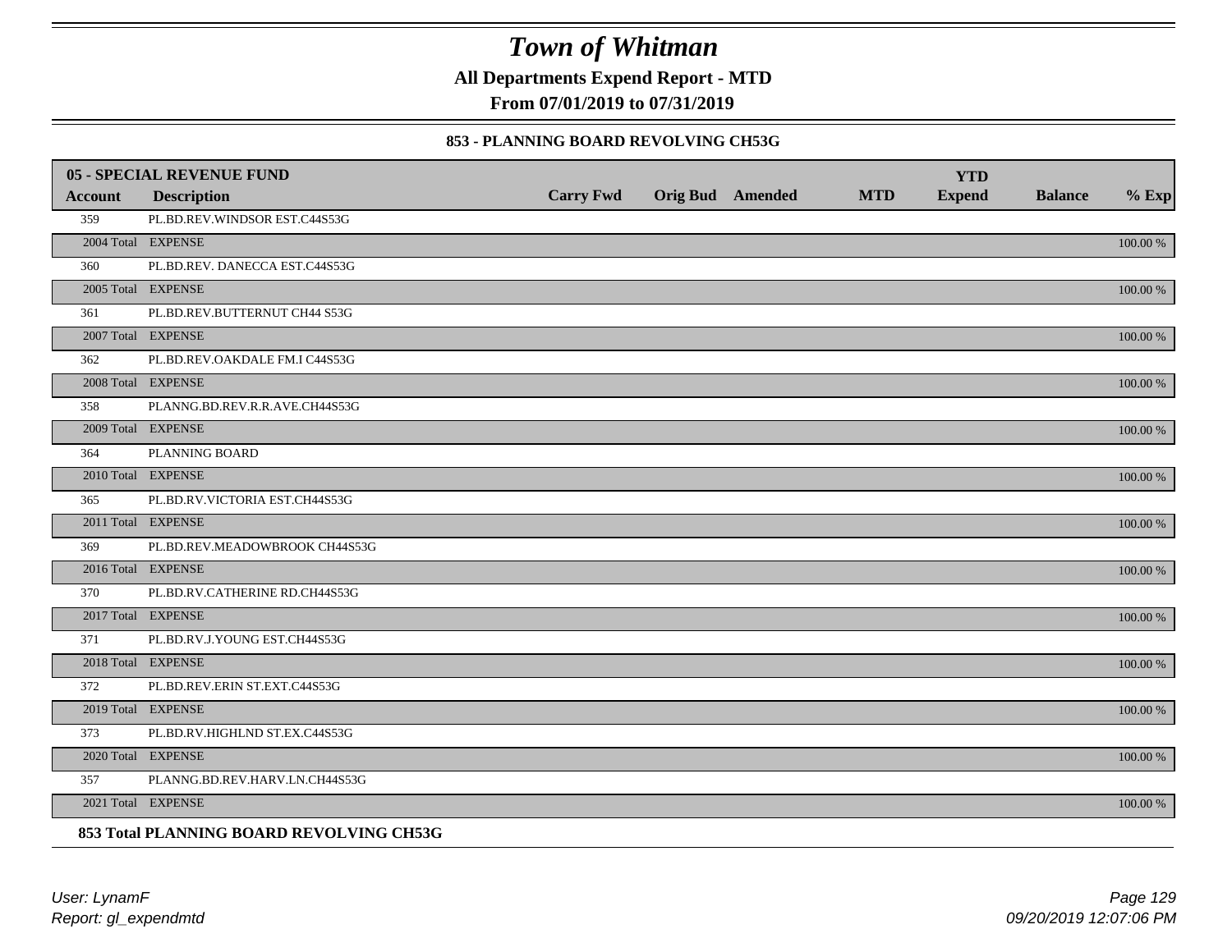# Town of Whitman

**All Departments Expend Report - MTD**

**From 07/01/2019 to 07/31/2019**

### 853 - PLANNING BOARD REVOLVING CH53G

| 05 - SPECIAL REVENUE FUND | | | | | | | | |
|---|---|---|---|---|---|---|---|---|
| **Account** | **Description** | **Carry Fwd** | **Orig Bud** | **Amended** | **MTD** | **YTD Expend** | **Balance** | **% Exp** |
| 359 | PL.BD.REV.WINDSOR EST.C44S53G | | | | | | | |
| 2004 Total | EXPENSE | | | | | | | 100.00 % |
| 360 | PL.BD.REV. DANECCA EST.C44S53G | | | | | | | |
| 2005 Total | EXPENSE | | | | | | | 100.00 % |
| 361 | PL.BD.REV.BUTTERNUT CH44 S53G | | | | | | | |
| 2007 Total | EXPENSE | | | | | | | 100.00 % |
| 362 | PL.BD.REV.OAKDALE FM.I C44S53G | | | | | | | |
| 2008 Total | EXPENSE | | | | | | | 100.00 % |
| 358 | PLANNG.BD.REV.R.R.AVE.CH44S53G | | | | | | | |
| 2009 Total | EXPENSE | | | | | | | 100.00 % |
| 364 | PLANNING BOARD | | | | | | | |
| 2010 Total | EXPENSE | | | | | | | 100.00 % |
| 365 | PL.BD.RV.VICTORIA EST.CH44S53G | | | | | | | |
| 2011 Total | EXPENSE | | | | | | | 100.00 % |
| 369 | PL.BD.REV.MEADOWBROOK CH44S53G | | | | | | | |
| 2016 Total | EXPENSE | | | | | | | 100.00 % |
| 370 | PL.BD.RV.CATHERINE RD.CH44S53G | | | | | | | |
| 2017 Total | EXPENSE | | | | | | | 100.00 % |
| 371 | PL.BD.RV.J.YOUNG EST.CH44S53G | | | | | | | |
| 2018 Total | EXPENSE | | | | | | | 100.00 % |
| 372 | PL.BD.REV.ERIN ST.EXT.C44S53G | | | | | | | |
| 2019 Total | EXPENSE | | | | | | | 100.00 % |
| 373 | PL.BD.RV.HIGHLND ST.EX.C44S53G | | | | | | | |
| 2020 Total | EXPENSE | | | | | | | 100.00 % |
| 357 | PLANNG.BD.REV.HARV.LN.CH44S53G | | | | | | | |
| 2021 Total | EXPENSE | | | | | | | 100.00 % |

**853 Total PLANNING BOARD REVOLVING CH53G**

*User: LynamF*
*Report: gl_expendmtd*
*09/20/2019 12:07:06 PM*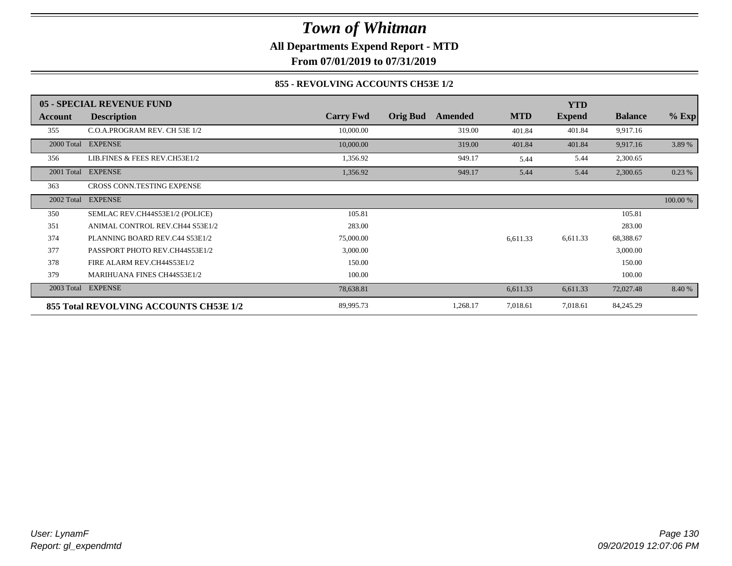# Town of Whitman

**All Departments Expend Report - MTD**

**From 07/01/2019 to 07/31/2019**

**855 - REVOLVING ACCOUNTS CH53E 1/2**

| 05 - SPECIAL REVENUE FUND | | | | | | YTD | | |
|---|---|---|---|---|---|---|---|---|
| **Account** | **Description** | **Carry Fwd** | **Orig Bud** | **Amended** | **MTD** | **Expend** | **Balance** | **% Exp** |
| 355 | C.O.A.PROGRAM REV. CH 53E 1/2 | 10,000.00 | | 319.00 | 401.84 | 401.84 | 9,917.16 | |
| 2000 Total | EXPENSE | 10,000.00 | | 319.00 | 401.84 | 401.84 | 9,917.16 | 3.89 % |
| 356 | LIB.FINES & FEES REV.CH53E1/2 | 1,356.92 | | 949.17 | 5.44 | 5.44 | 2,300.65 | |
| 2001 Total | EXPENSE | 1,356.92 | | 949.17 | 5.44 | 5.44 | 2,300.65 | 0.23 % |
| 363 | CROSS CONN.TESTING EXPENSE | | | | | | | |
| 2002 Total | EXPENSE | | | | | | | 100.00 % |
| 350 | SEMLAC REV.CH44S53E1/2 (POLICE) | 105.81 | | | | | 105.81 | |
| 351 | ANIMAL CONTROL REV.CH44 S53E1/2 | 283.00 | | | | | 283.00 | |
| 374 | PLANNING BOARD REV.C44 S53E1/2 | 75,000.00 | | | 6,611.33 | 6,611.33 | 68,388.67 | |
| 377 | PASSPORT PHOTO REV.CH44S53E1/2 | 3,000.00 | | | | | 3,000.00 | |
| 378 | FIRE ALARM REV.CH44S53E1/2 | 150.00 | | | | | 150.00 | |
| 379 | MARIHUANA FINES CH44S53E1/2 | 100.00 | | | | | 100.00 | |
| 2003 Total | EXPENSE | 78,638.81 | | | 6,611.33 | 6,611.33 | 72,027.48 | 8.40 % |
| **855 Total REVOLVING ACCOUNTS CH53E 1/2** | | 89,995.73 | | 1,268.17 | 7,018.61 | 7,018.61 | 84,245.29 | |

*User: LynamF*
*Report: gl_expendmtd*

*09/20/2019 12:07:06 PM*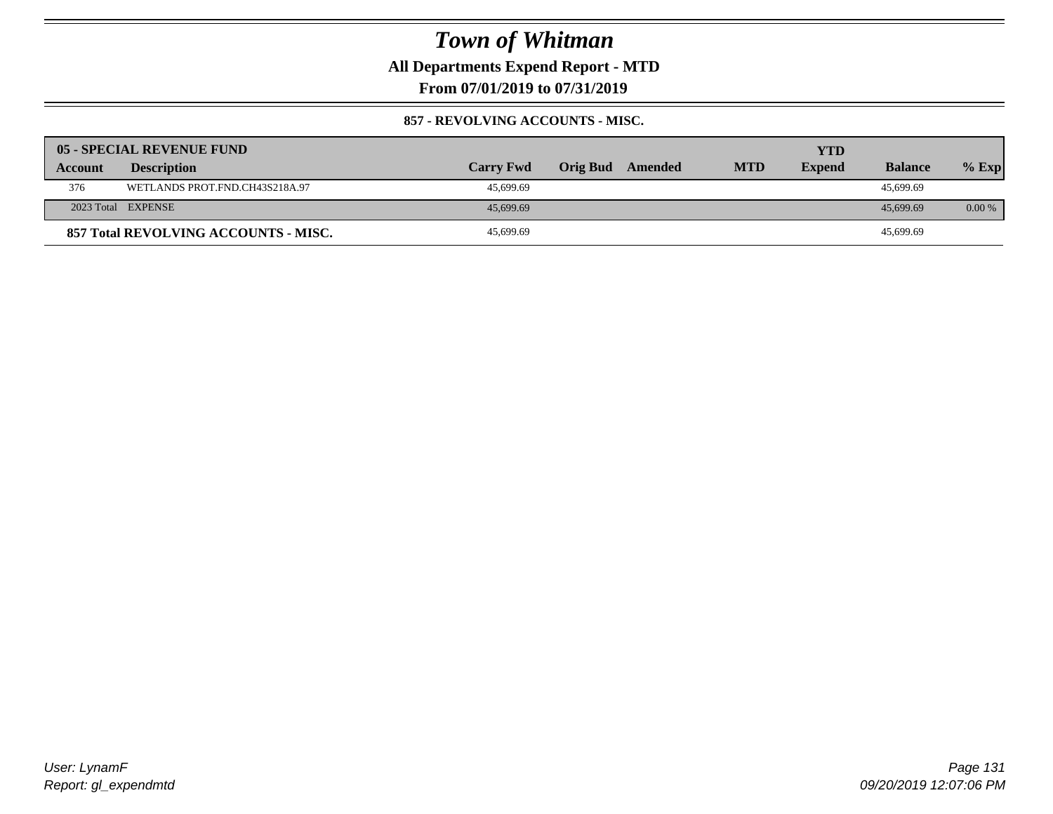# Town of Whitman

## All Departments Expend Report - MTD

### From 07/01/2019 to 07/31/2019

#### 857 - REVOLVING ACCOUNTS - MISC.

| 05 - SPECIAL REVENUE FUND | | | | | | YTD | | |
|---|---|---|---|---|---|---|---|---|
| **Account** | **Description** | **Carry Fwd** | **Orig Bud** | **Amended** | **MTD** | **Expend** | **Balance** | **% Exp** |
| 376 | WETLANDS PROT.FND.CH43S218A.97 | 45,699.69 | | | | | 45,699.69 | |
| 2023 Total | EXPENSE | 45,699.69 | | | | | 45,699.69 | 0.00 % |
| **857 Total REVOLVING ACCOUNTS - MISC.** | | 45,699.69 | | | | | 45,699.69 | |

*User: LynamF*
*Report: gl_expendmtd*

*09/20/2019 12:07:06 PM*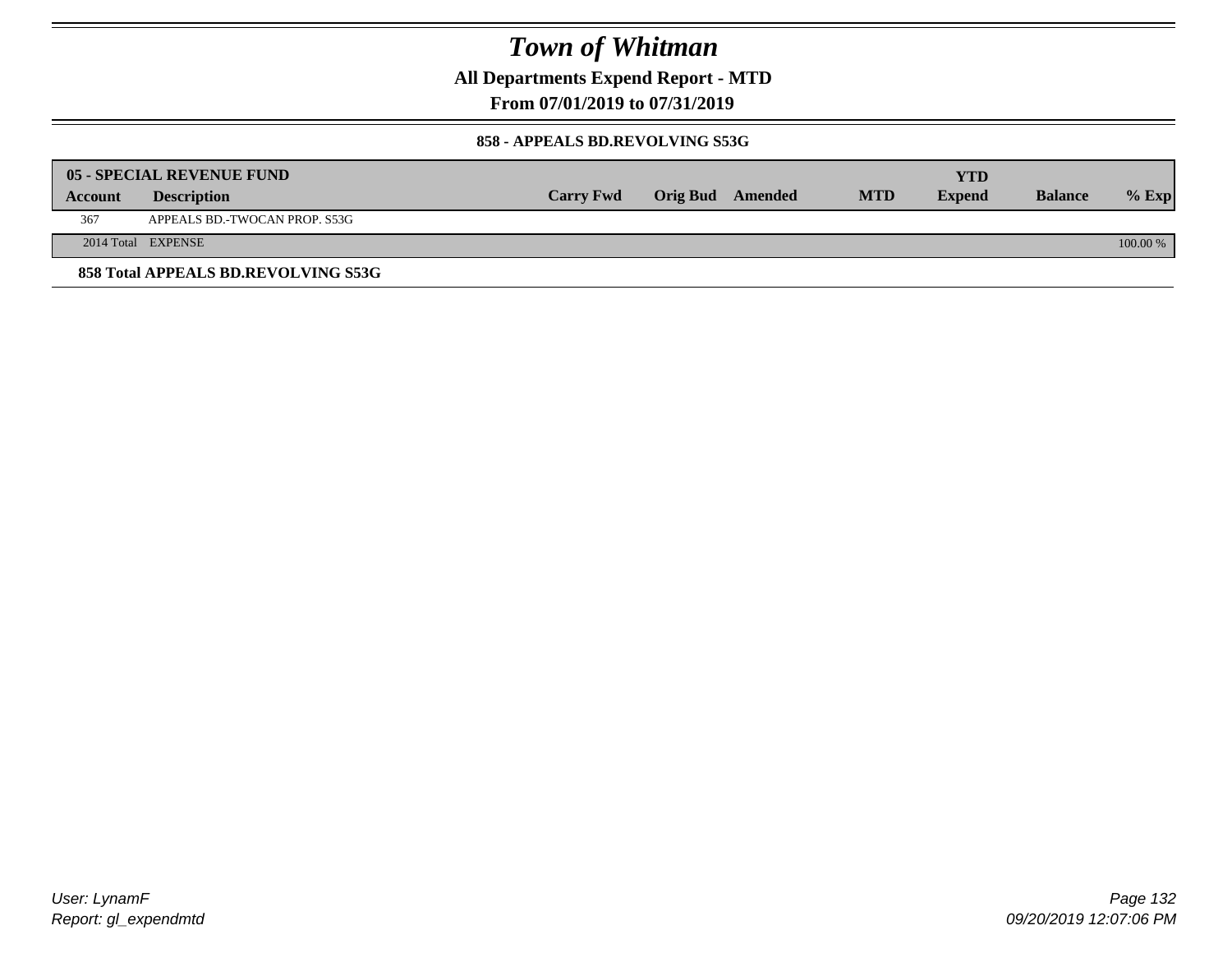# Town of Whitman

**All Departments Expend Report - MTD**

**From 07/01/2019 to 07/31/2019**

**858 - APPEALS BD.REVOLVING S53G**

| 05 - SPECIAL REVENUE FUND | | | | | | | | |
|---|---|---|---|---|---|---|---|---|
| **Account** | **Description** | **Carry Fwd** | **Orig Bud** | **Amended** | **MTD** | **YTD Expend** | **Balance** | **% Exp** |
| 367 | APPEALS BD.-TWOCAN PROP. S53G | | | | | | | |
| 2014 Total | EXPENSE | | | | | | | 100.00 % |

**858 Total APPEALS BD.REVOLVING S53G**

*User: LynamF*
*Report: gl_expendmtd*

*09/20/2019 12:07:06 PM*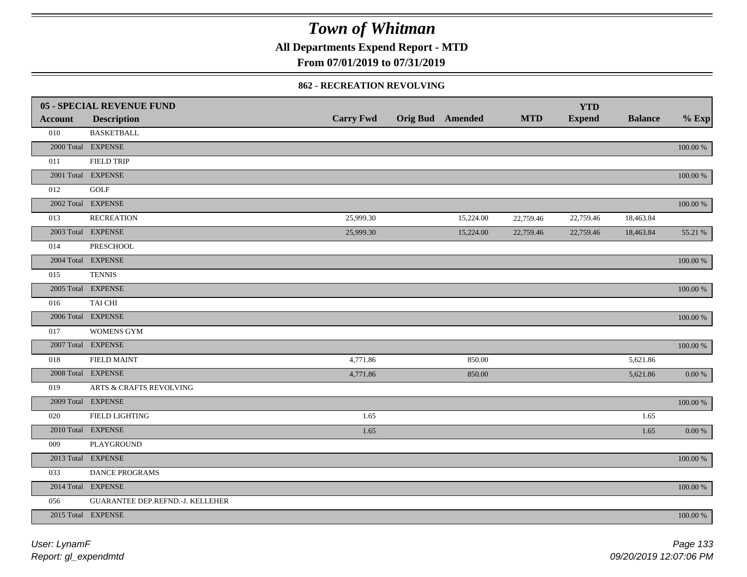# Town of Whitman

**All Departments Expend Report - MTD**

**From 07/01/2019 to 07/31/2019**

### 862 - RECREATION REVOLVING

| 05 - SPECIAL REVENUE FUND | | | | | | | | |
|---|---|---|---|---|---|---|---|---|
| **Account** | **Description** | **Carry Fwd** | **Orig Bud** | **Amended** | **MTD** | **YTD Expend** | **Balance** | **% Exp** |
| 010 | BASKETBALL | | | | | | | |
| 2000 Total | EXPENSE | | | | | | | 100.00 % |
| 011 | FIELD TRIP | | | | | | | |
| 2001 Total | EXPENSE | | | | | | | 100.00 % |
| 012 | GOLF | | | | | | | |
| 2002 Total | EXPENSE | | | | | | | 100.00 % |
| 013 | RECREATION | 25,999.30 | | 15,224.00 | 22,759.46 | 22,759.46 | 18,463.84 | |
| 2003 Total | EXPENSE | 25,999.30 | | 15,224.00 | 22,759.46 | 22,759.46 | 18,463.84 | 55.21 % |
| 014 | PRESCHOOL | | | | | | | |
| 2004 Total | EXPENSE | | | | | | | 100.00 % |
| 015 | TENNIS | | | | | | | |
| 2005 Total | EXPENSE | | | | | | | 100.00 % |
| 016 | TAI CHI | | | | | | | |
| 2006 Total | EXPENSE | | | | | | | 100.00 % |
| 017 | WOMENS GYM | | | | | | | |
| 2007 Total | EXPENSE | | | | | | | 100.00 % |
| 018 | FIELD MAINT | 4,771.86 | | 850.00 | | | 5,621.86 | |
| 2008 Total | EXPENSE | 4,771.86 | | 850.00 | | | 5,621.86 | 0.00 % |
| 019 | ARTS & CRAFTS REVOLVING | | | | | | | |
| 2009 Total | EXPENSE | | | | | | | 100.00 % |
| 020 | FIELD LIGHTING | 1.65 | | | | | 1.65 | |
| 2010 Total | EXPENSE | 1.65 | | | | | 1.65 | 0.00 % |
| 009 | PLAYGROUND | | | | | | | |
| 2013 Total | EXPENSE | | | | | | | 100.00 % |
| 033 | DANCE PROGRAMS | | | | | | | |
| 2014 Total | EXPENSE | | | | | | | 100.00 % |
| 056 | GUARANTEE DEP.REFND.-J. KELLEHER | | | | | | | |
| 2015 Total | EXPENSE | | | | | | | 100.00 % |

*User: LynamF*
*Report: gl_expendmtd*

*09/20/2019 12:07:06 PM*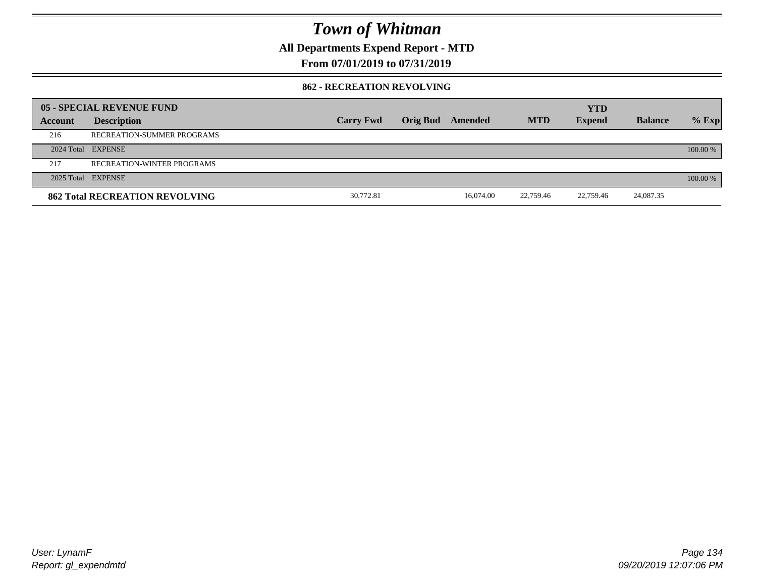# Town of Whitman

**All Departments Expend Report - MTD**

**From 07/01/2019 to 07/31/2019**

### 862 - RECREATION REVOLVING

| 05 - SPECIAL REVENUE FUND | | | | | | YTD | | |
|---|---|---|---|---|---|---|---|---|
| **Account** | **Description** | **Carry Fwd** | **Orig Bud** | **Amended** | **MTD** | **Expend** | **Balance** | **% Exp** |
| 216 | RECREATION-SUMMER PROGRAMS | | | | | | | |
| 2024 Total | EXPENSE | | | | | | | 100.00 % |
| 217 | RECREATION-WINTER PROGRAMS | | | | | | | |
| 2025 Total | EXPENSE | | | | | | | 100.00 % |
| **862 Total RECREATION REVOLVING** | | 30,772.81 | | 16,074.00 | 22,759.46 | 22,759.46 | 24,087.35 | |

*User: LynamF*
*Report: gl_expendmtd*

*09/20/2019 12:07:06 PM*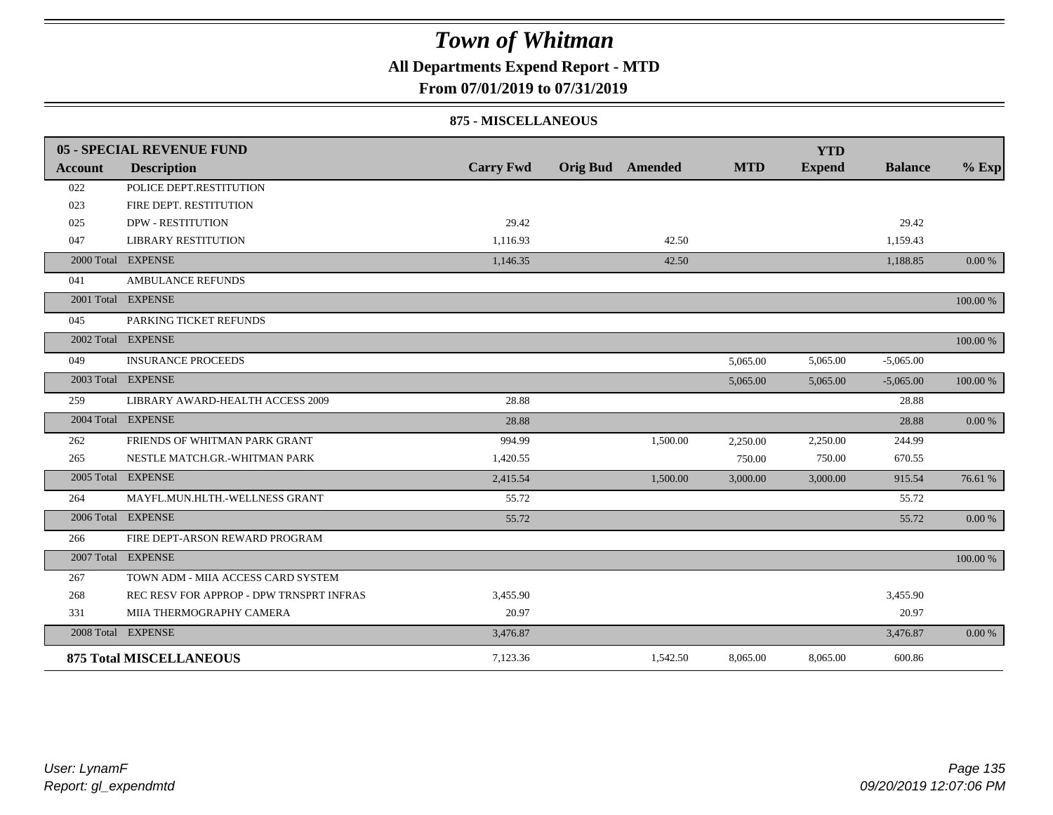# Town of Whitman

**All Departments Expend Report - MTD**

**From 07/01/2019 to 07/31/2019**

**875 - MISCELLANEOUS**

| 05 - SPECIAL REVENUE FUND | | | | | | YTD | | |
|---|---|---|---|---|---|---|---|---|
| Account | Description | Carry Fwd | Orig Bud | Amended | MTD | Expend | Balance | % Exp |
| 022 | POLICE DEPT.RESTITUTION | | | | | | | |
| 023 | FIRE DEPT. RESTITUTION | | | | | | | |
| 025 | DPW - RESTITUTION | 29.42 | | | | | 29.42 | |
| 047 | LIBRARY RESTITUTION | 1,116.93 | | 42.50 | | | 1,159.43 | |
| 2000 Total | EXPENSE | 1,146.35 | | 42.50 | | | 1,188.85 | 0.00 % |
| 041 | AMBULANCE REFUNDS | | | | | | | |
| 2001 Total | EXPENSE | | | | | | | 100.00 % |
| 045 | PARKING TICKET REFUNDS | | | | | | | |
| 2002 Total | EXPENSE | | | | | | | 100.00 % |
| 049 | INSURANCE PROCEEDS | | | | 5,065.00 | 5,065.00 | -5,065.00 | |
| 2003 Total | EXPENSE | | | | 5,065.00 | 5,065.00 | -5,065.00 | 100.00 % |
| 259 | LIBRARY AWARD-HEALTH ACCESS 2009 | 28.88 | | | | | 28.88 | |
| 2004 Total | EXPENSE | 28.88 | | | | | 28.88 | 0.00 % |
| 262 | FRIENDS OF WHITMAN PARK GRANT | 994.99 | | 1,500.00 | 2,250.00 | 2,250.00 | 244.99 | |
| 265 | NESTLE MATCH.GR.-WHITMAN PARK | 1,420.55 | | | 750.00 | 750.00 | 670.55 | |
| 2005 Total | EXPENSE | 2,415.54 | | 1,500.00 | 3,000.00 | 3,000.00 | 915.54 | 76.61 % |
| 264 | MAYFL.MUN.HLTH.-WELLNESS GRANT | 55.72 | | | | | 55.72 | |
| 2006 Total | EXPENSE | 55.72 | | | | | 55.72 | 0.00 % |
| 266 | FIRE DEPT-ARSON REWARD PROGRAM | | | | | | | |
| 2007 Total | EXPENSE | | | | | | | 100.00 % |
| 267 | TOWN ADM - MIIA ACCESS CARD SYSTEM | | | | | | | |
| 268 | REC RESV FOR APPROP - DPW TRNSPRT INFRAS | 3,455.90 | | | | | 3,455.90 | |
| 331 | MIIA THERMOGRAPHY CAMERA | 20.97 | | | | | 20.97 | |
| 2008 Total | EXPENSE | 3,476.87 | | | | | 3,476.87 | 0.00 % |
| **875 Total MISCELLANEOUS** | | 7,123.36 | | 1,542.50 | 8,065.00 | 8,065.00 | 600.86 | |

*User: LynamF*
*Report: gl_expendmtd*

*09/20/2019 12:07:06 PM*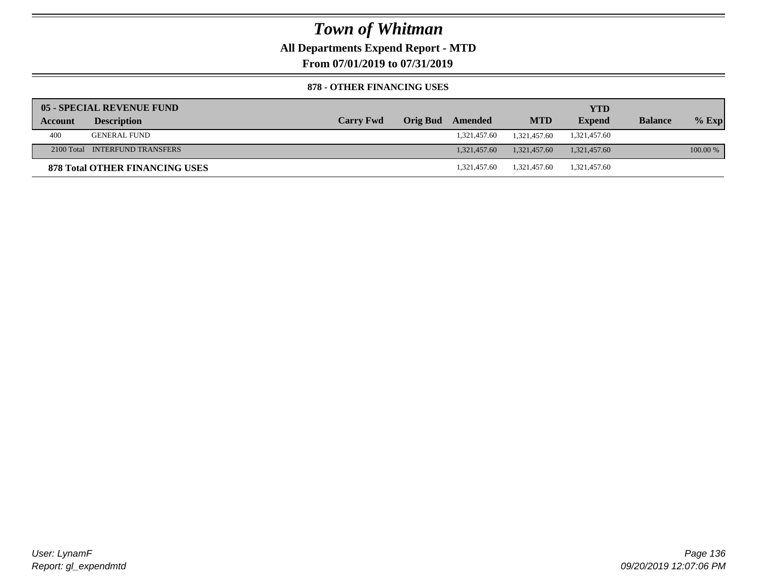# Town of Whitman

## All Departments Expend Report - MTD

### From 07/01/2019 to 07/31/2019

#### 878 - OTHER FINANCING USES

| **05 - SPECIAL REVENUE FUND** | | | | | | | | |
|---|---|---|---|---|---|---|---|---|
| **Account** | **Description** | **Carry Fwd** | **Orig Bud** | **Amended** | **MTD** | **YTD Expend** | **Balance** | **% Exp** |
| 400 | GENERAL FUND | | | 1,321,457.60 | 1,321,457.60 | 1,321,457.60 | | |
| 2100 Total | INTERFUND TRANSFERS | | | 1,321,457.60 | 1,321,457.60 | 1,321,457.60 | | 100.00 % |
| **878 Total OTHER FINANCING USES** | | | | 1,321,457.60 | 1,321,457.60 | 1,321,457.60 | | |

User: LynamF
Report: gl_expendmtd

09/20/2019 12:07:06 PM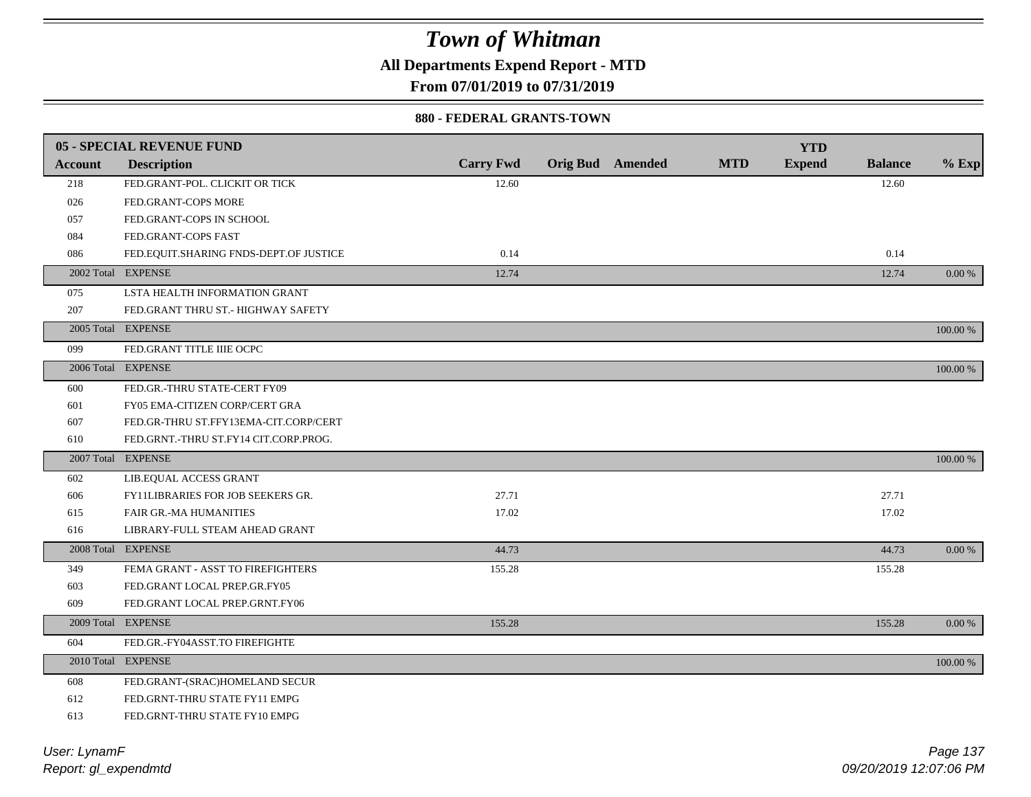# Town of Whitman

**All Departments Expend Report - MTD**

**From 07/01/2019 to 07/31/2019**

**880 - FEDERAL GRANTS-TOWN**

| Account | 05 - SPECIAL REVENUE FUND<br>Description | Carry Fwd | Orig Bud | Amended | MTD | YTD Expend | Balance | % Exp |
|---|---|---|---|---|---|---|---|---|
| 218 | FED.GRANT-POL. CLICKIT OR TICK | 12.60 | | | | | 12.60 | |
| 026 | FED.GRANT-COPS MORE | | | | | | | |
| 057 | FED.GRANT-COPS IN SCHOOL | | | | | | | |
| 084 | FED.GRANT-COPS FAST | | | | | | | |
| 086 | FED.EQUIT.SHARING FNDS-DEPT.OF JUSTICE | 0.14 | | | | | 0.14 | |
| 2002 Total | EXPENSE | 12.74 | | | | | 12.74 | 0.00 % |
| 075 | LSTA HEALTH INFORMATION GRANT | | | | | | | |
| 207 | FED.GRANT THRU ST.- HIGHWAY SAFETY | | | | | | | |
| 2005 Total | EXPENSE | | | | | | | 100.00 % |
| 099 | FED.GRANT TITLE IIIE OCPC | | | | | | | |
| 2006 Total | EXPENSE | | | | | | | 100.00 % |
| 600 | FED.GR.-THRU STATE-CERT FY09 | | | | | | | |
| 601 | FY05 EMA-CITIZEN CORP/CERT GRA | | | | | | | |
| 607 | FED.GR-THRU ST.FFY13EMA-CIT.CORP/CERT | | | | | | | |
| 610 | FED.GRNT.-THRU ST.FY14 CIT.CORP.PROG. | | | | | | | |
| 2007 Total | EXPENSE | | | | | | | 100.00 % |
| 602 | LIB.EQUAL ACCESS GRANT | | | | | | | |
| 606 | FY11LIBRARIES FOR JOB SEEKERS GR. | 27.71 | | | | | 27.71 | |
| 615 | FAIR GR.-MA HUMANITIES | 17.02 | | | | | 17.02 | |
| 616 | LIBRARY-FULL STEAM AHEAD GRANT | | | | | | | |
| 2008 Total | EXPENSE | 44.73 | | | | | 44.73 | 0.00 % |
| 349 | FEMA GRANT - ASST TO FIREFIGHTERS | 155.28 | | | | | 155.28 | |
| 603 | FED.GRANT LOCAL PREP.GR.FY05 | | | | | | | |
| 609 | FED.GRANT LOCAL PREP.GRNT.FY06 | | | | | | | |
| 2009 Total | EXPENSE | 155.28 | | | | | 155.28 | 0.00 % |
| 604 | FED.GR.-FY04ASST.TO FIREFIGHTE | | | | | | | |
| 2010 Total | EXPENSE | | | | | | | 100.00 % |
| 608 | FED.GRANT-(SRAC)HOMELAND SECUR | | | | | | | |
| 612 | FED.GRNT-THRU STATE FY11 EMPG | | | | | | | |
| 613 | FED.GRNT-THRU STATE FY10 EMPG | | | | | | | |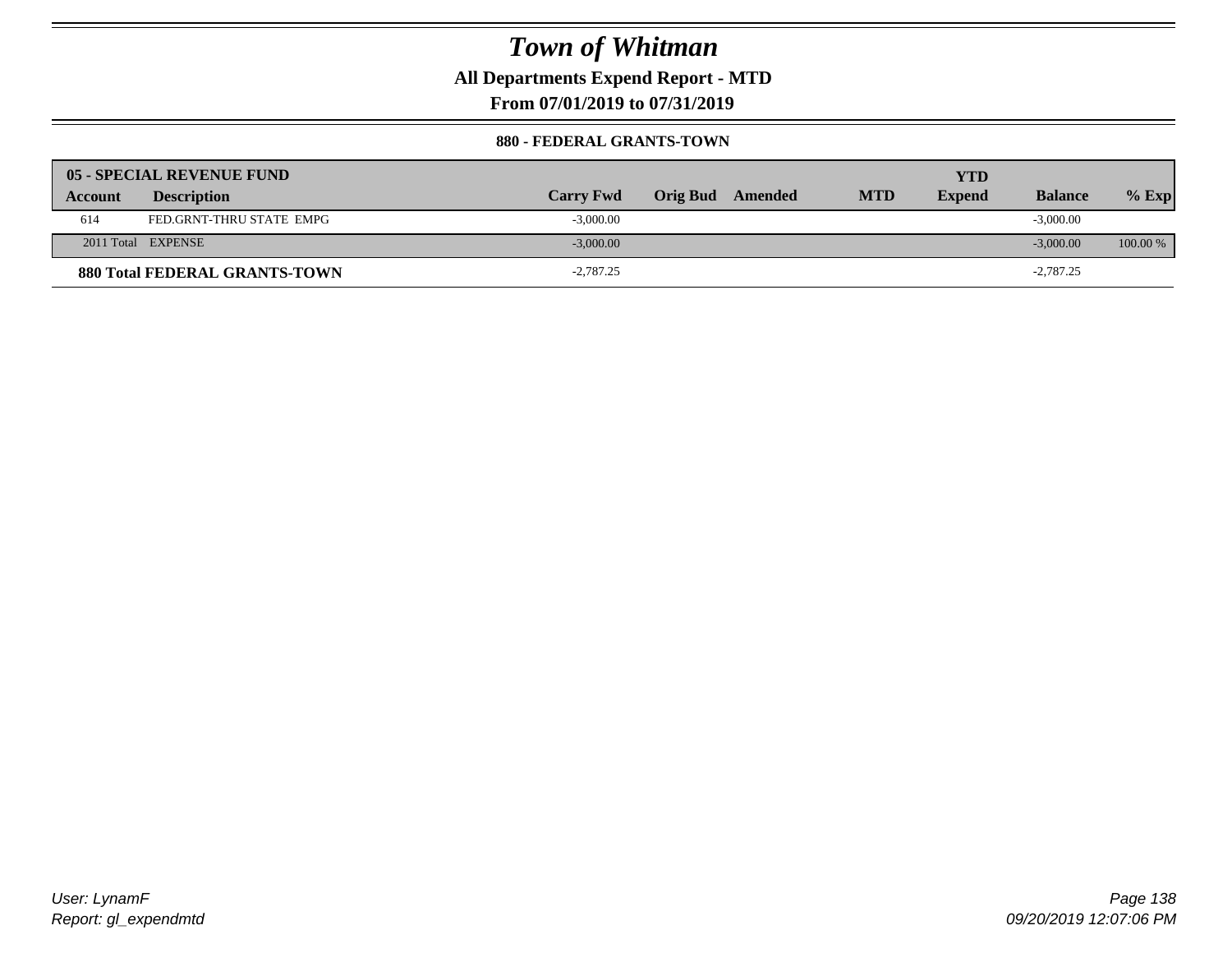# Town of Whitman

**All Departments Expend Report - MTD**

**From 07/01/2019 to 07/31/2019**

**880 - FEDERAL GRANTS-TOWN**

| 05 - SPECIAL REVENUE FUND | | | | | | YTD | | |
|---|---|---|---|---|---|---|---|---|
| **Account** | **Description** | **Carry Fwd** | **Orig Bud** | **Amended** | **MTD** | **Expend** | **Balance** | **% Exp** |
| 614 | FED.GRNT-THRU STATE EMPG | -3,000.00 | | | | | -3,000.00 | |
| 2011 Total | EXPENSE | -3,000.00 | | | | | -3,000.00 | 100.00 % |
| **880 Total FEDERAL GRANTS-TOWN** | | -2,787.25 | | | | | -2,787.25 | |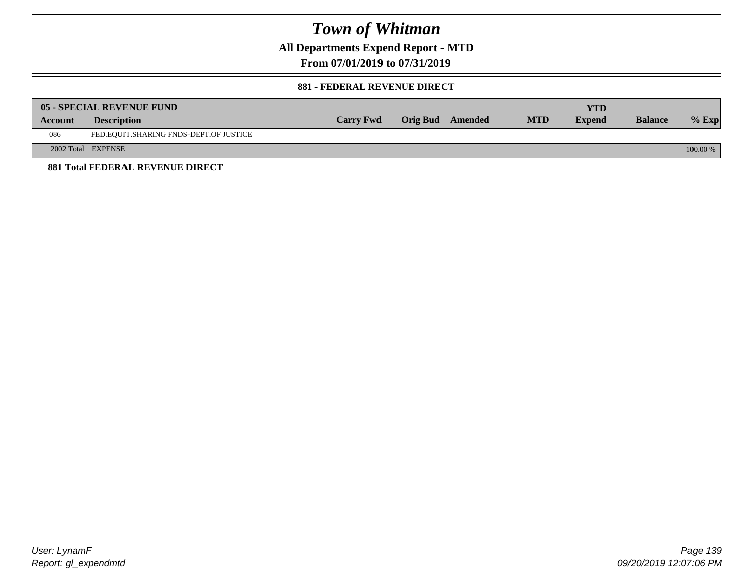# Town of Whitman

**All Departments Expend Report - MTD**

**From 07/01/2019 to 07/31/2019**

**881 - FEDERAL REVENUE DIRECT**

| 05 - SPECIAL REVENUE FUND | | | | | | YTD | | |
|---|---|---|---|---|---|---|---|---|
| **Account** | **Description** | **Carry Fwd** | **Orig Bud** | **Amended** | **MTD** | **Expend** | **Balance** | **% Exp** |
| 086 | FED.EQUIT.SHARING FNDS-DEPT.OF JUSTICE | | | | | | | |
| 2002 Total | EXPENSE | | | | | | | 100.00 % |

**881 Total FEDERAL REVENUE DIRECT**

User: LynamF
Report: gl_expendmtd

09/20/2019 12:07:06 PM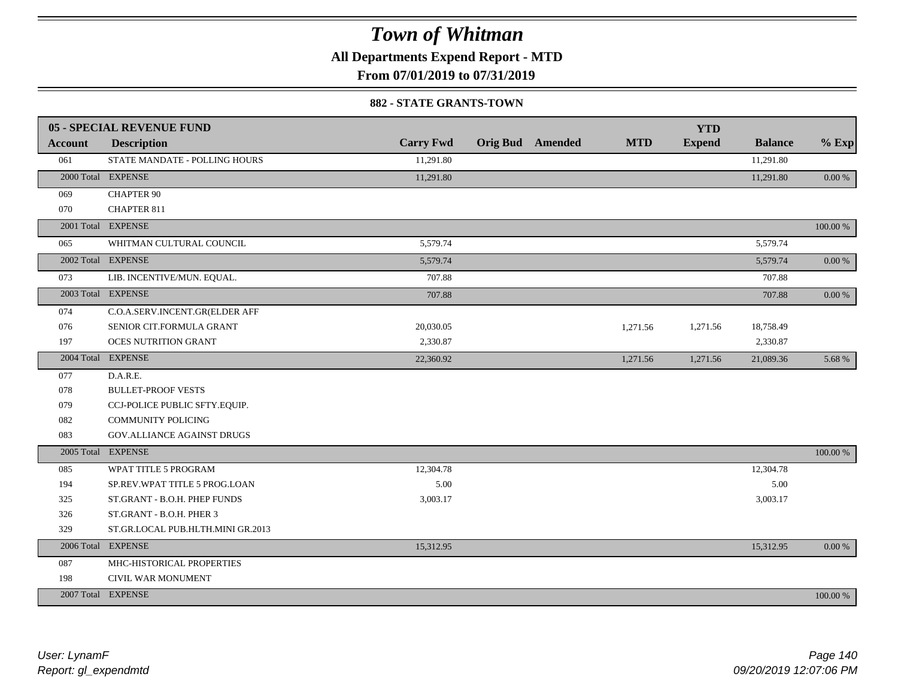# Town of Whitman

**All Departments Expend Report - MTD**

**From 07/01/2019 to 07/31/2019**

**882 - STATE GRANTS-TOWN**

| **05 - SPECIAL REVENUE FUND** | | | | | | **YTD** | | |
|---|---|---|---|---|---|---|---|---|
| **Account** | **Description** | **Carry Fwd** | **Orig Bud** | **Amended** | **MTD** | **Expend** | **Balance** | **% Exp** |
| 061 | STATE MANDATE - POLLING HOURS | 11,291.80 | | | | | 11,291.80 | |
| 2000 Total | EXPENSE | 11,291.80 | | | | | 11,291.80 | 0.00 % |
| 069 | CHAPTER 90 | | | | | | | |
| 070 | CHAPTER 811 | | | | | | | |
| 2001 Total | EXPENSE | | | | | | | 100.00 % |
| 065 | WHITMAN CULTURAL COUNCIL | 5,579.74 | | | | | 5,579.74 | |
| 2002 Total | EXPENSE | 5,579.74 | | | | | 5,579.74 | 0.00 % |
| 073 | LIB. INCENTIVE/MUN. EQUAL. | 707.88 | | | | | 707.88 | |
| 2003 Total | EXPENSE | 707.88 | | | | | 707.88 | 0.00 % |
| 074 | C.O.A.SERV.INCENT.GR(ELDER AFF | | | | | | | |
| 076 | SENIOR CIT.FORMULA GRANT | 20,030.05 | | | 1,271.56 | 1,271.56 | 18,758.49 | |
| 197 | OCES NUTRITION GRANT | 2,330.87 | | | | | 2,330.87 | |
| 2004 Total | EXPENSE | 22,360.92 | | | 1,271.56 | 1,271.56 | 21,089.36 | 5.68 % |
| 077 | D.A.R.E. | | | | | | | |
| 078 | BULLET-PROOF VESTS | | | | | | | |
| 079 | CCJ-POLICE PUBLIC SFTY.EQUIP. | | | | | | | |
| 082 | COMMUNITY POLICING | | | | | | | |
| 083 | GOV.ALLIANCE AGAINST DRUGS | | | | | | | |
| 2005 Total | EXPENSE | | | | | | | 100.00 % |
| 085 | WPAT TITLE 5 PROGRAM | 12,304.78 | | | | | 12,304.78 | |
| 194 | SP.REV.WPAT TITLE 5 PROG.LOAN | 5.00 | | | | | 5.00 | |
| 325 | ST.GRANT - B.O.H. PHEP FUNDS | 3,003.17 | | | | | 3,003.17 | |
| 326 | ST.GRANT - B.O.H. PHER 3 | | | | | | | |
| 329 | ST.GR.LOCAL PUB.HLTH.MINI GR.2013 | | | | | | | |
| 2006 Total | EXPENSE | 15,312.95 | | | | | 15,312.95 | 0.00 % |
| 087 | MHC-HISTORICAL PROPERTIES | | | | | | | |
| 198 | CIVIL WAR MONUMENT | | | | | | | |
| 2007 Total | EXPENSE | | | | | | | 100.00 % |

*User: LynamF*
*Report: gl_expendmtd*

*09/20/2019 12:07:06 PM*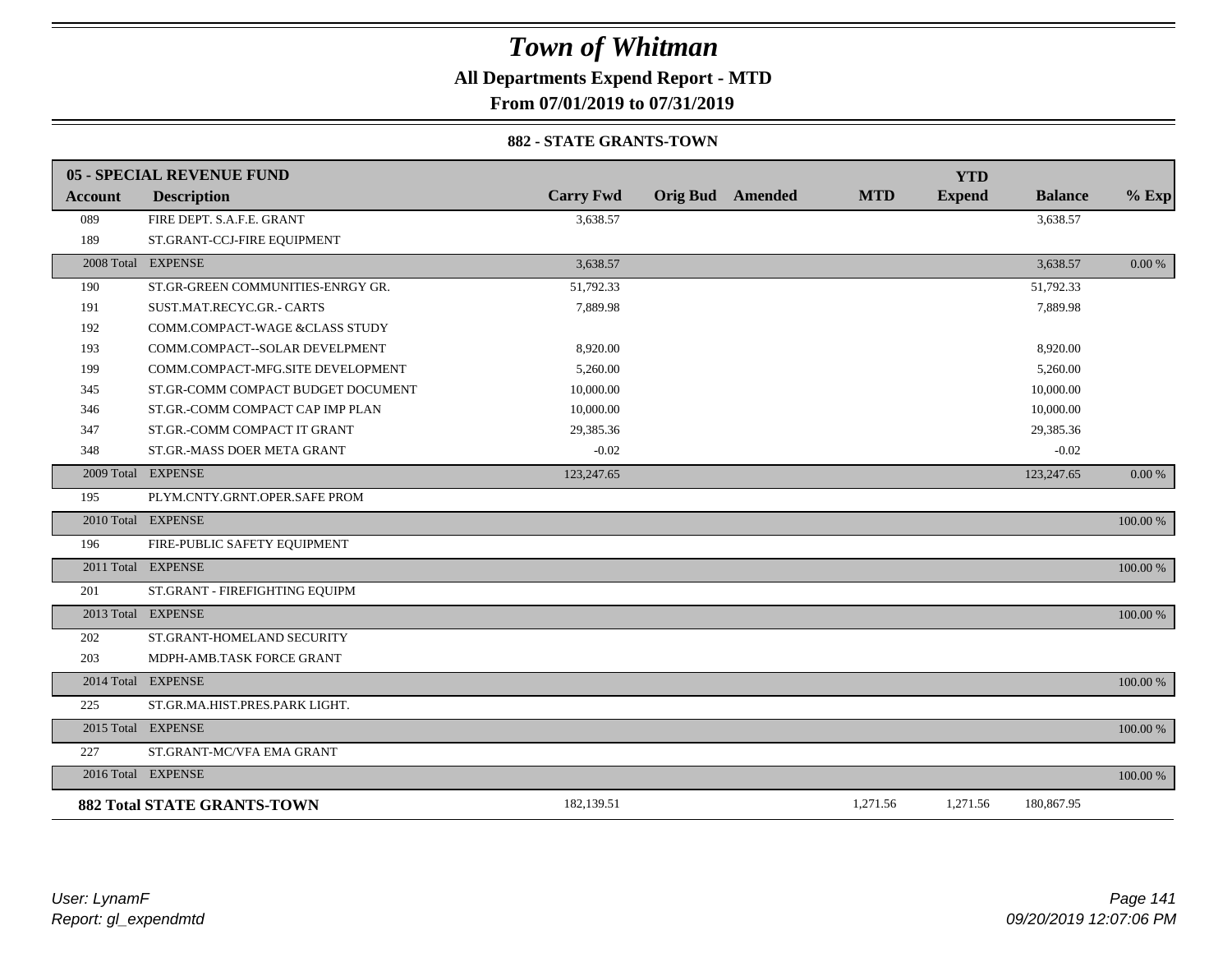# Town of Whitman

## All Departments Expend Report - MTD

## From 07/01/2019 to 07/31/2019

### 882 - STATE GRANTS-TOWN

| 05 - SPECIAL REVENUE FUND | | | | | | YTD | | |
|---|---|---|---|---|---|---|---|---|
| **Account** | **Description** | **Carry Fwd** | **Orig Bud** | **Amended** | **MTD** | **Expend** | **Balance** | **% Exp** |
| 089 | FIRE DEPT. S.A.F.E. GRANT | 3,638.57 | | | | | 3,638.57 | |
| 189 | ST.GRANT-CCJ-FIRE EQUIPMENT | | | | | | | |
| 2008 Total | EXPENSE | 3,638.57 | | | | | 3,638.57 | 0.00 % |
| 190 | ST.GR-GREEN COMMUNITIES-ENRGY GR. | 51,792.33 | | | | | 51,792.33 | |
| 191 | SUST.MAT.RECYC.GR.- CARTS | 7,889.98 | | | | | 7,889.98 | |
| 192 | COMM.COMPACT-WAGE &CLASS STUDY | | | | | | | |
| 193 | COMM.COMPACT--SOLAR DEVELPMENT | 8,920.00 | | | | | 8,920.00 | |
| 199 | COMM.COMPACT-MFG.SITE DEVELOPMENT | 5,260.00 | | | | | 5,260.00 | |
| 345 | ST.GR-COMM COMPACT BUDGET DOCUMENT | 10,000.00 | | | | | 10,000.00 | |
| 346 | ST.GR.-COMM COMPACT CAP IMP PLAN | 10,000.00 | | | | | 10,000.00 | |
| 347 | ST.GR.-COMM COMPACT IT GRANT | 29,385.36 | | | | | 29,385.36 | |
| 348 | ST.GR.-MASS DOER META GRANT | -0.02 | | | | | -0.02 | |
| 2009 Total | EXPENSE | 123,247.65 | | | | | 123,247.65 | 0.00 % |
| 195 | PLYM.CNTY.GRNT.OPER.SAFE PROM | | | | | | | |
| 2010 Total | EXPENSE | | | | | | | 100.00 % |
| 196 | FIRE-PUBLIC SAFETY EQUIPMENT | | | | | | | |
| 2011 Total | EXPENSE | | | | | | | 100.00 % |
| 201 | ST.GRANT - FIREFIGHTING EQUIPM | | | | | | | |
| 2013 Total | EXPENSE | | | | | | | 100.00 % |
| 202 | ST.GRANT-HOMELAND SECURITY | | | | | | | |
| 203 | MDPH-AMB.TASK FORCE GRANT | | | | | | | |
| 2014 Total | EXPENSE | | | | | | | 100.00 % |
| 225 | ST.GR.MA.HIST.PRES.PARK LIGHT. | | | | | | | |
| 2015 Total | EXPENSE | | | | | | | 100.00 % |
| 227 | ST.GRANT-MC/VFA EMA GRANT | | | | | | | |
| 2016 Total | EXPENSE | | | | | | | 100.00 % |
| **882 Total STATE GRANTS-TOWN** | | 182,139.51 | | | 1,271.56 | 1,271.56 | 180,867.95 | |

*User: LynamF*

*Report: gl_expendmtd*

*09/20/2019 12:07:06 PM*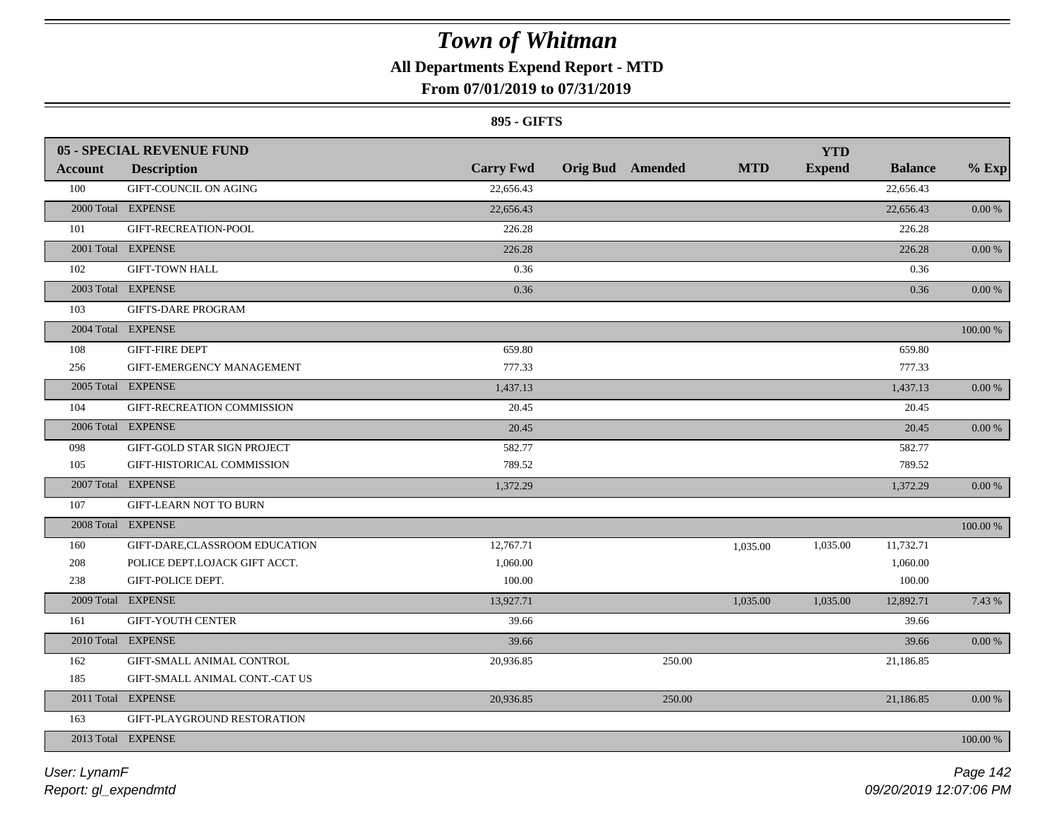# Town of Whitman

## All Departments Expend Report - MTD

### From 07/01/2019 to 07/31/2019

#### 895 - GIFTS

| Account | 05 - SPECIAL REVENUE FUND Description | Carry Fwd | Orig Bud | Amended | MTD | YTD Expend | Balance | % Exp |
|---|---|---|---|---|---|---|---|---|
| 100 | GIFT-COUNCIL ON AGING | 22,656.43 | | | | | 22,656.43 | |
| 2000 Total | EXPENSE | 22,656.43 | | | | | 22,656.43 | 0.00 % |
| 101 | GIFT-RECREATION-POOL | 226.28 | | | | | 226.28 | |
| 2001 Total | EXPENSE | 226.28 | | | | | 226.28 | 0.00 % |
| 102 | GIFT-TOWN HALL | 0.36 | | | | | 0.36 | |
| 2003 Total | EXPENSE | 0.36 | | | | | 0.36 | 0.00 % |
| 103 | GIFTS-DARE PROGRAM | | | | | | | |
| 2004 Total | EXPENSE | | | | | | | 100.00 % |
| 108 | GIFT-FIRE DEPT | 659.80 | | | | | 659.80 | |
| 256 | GIFT-EMERGENCY MANAGEMENT | 777.33 | | | | | 777.33 | |
| 2005 Total | EXPENSE | 1,437.13 | | | | | 1,437.13 | 0.00 % |
| 104 | GIFT-RECREATION COMMISSION | 20.45 | | | | | 20.45 | |
| 2006 Total | EXPENSE | 20.45 | | | | | 20.45 | 0.00 % |
| 098 | GIFT-GOLD STAR SIGN PROJECT | 582.77 | | | | | 582.77 | |
| 105 | GIFT-HISTORICAL COMMISSION | 789.52 | | | | | 789.52 | |
| 2007 Total | EXPENSE | 1,372.29 | | | | | 1,372.29 | 0.00 % |
| 107 | GIFT-LEARN NOT TO BURN | | | | | | | |
| 2008 Total | EXPENSE | | | | | | | 100.00 % |
| 160 | GIFT-DARE,CLASSROOM EDUCATION | 12,767.71 | | | 1,035.00 | 1,035.00 | 11,732.71 | |
| 208 | POLICE DEPT.LOJACK GIFT ACCT. | 1,060.00 | | | | | 1,060.00 | |
| 238 | GIFT-POLICE DEPT. | 100.00 | | | | | 100.00 | |
| 2009 Total | EXPENSE | 13,927.71 | | | 1,035.00 | 1,035.00 | 12,892.71 | 7.43 % |
| 161 | GIFT-YOUTH CENTER | 39.66 | | | | | 39.66 | |
| 2010 Total | EXPENSE | 39.66 | | | | | 39.66 | 0.00 % |
| 162 | GIFT-SMALL ANIMAL CONTROL | 20,936.85 | | 250.00 | | | 21,186.85 | |
| 185 | GIFT-SMALL ANIMAL CONT.-CAT US | | | | | | | |
| 2011 Total | EXPENSE | 20,936.85 | | 250.00 | | | 21,186.85 | 0.00 % |
| 163 | GIFT-PLAYGROUND RESTORATION | | | | | | | |
| 2013 Total | EXPENSE | | | | | | | 100.00 % |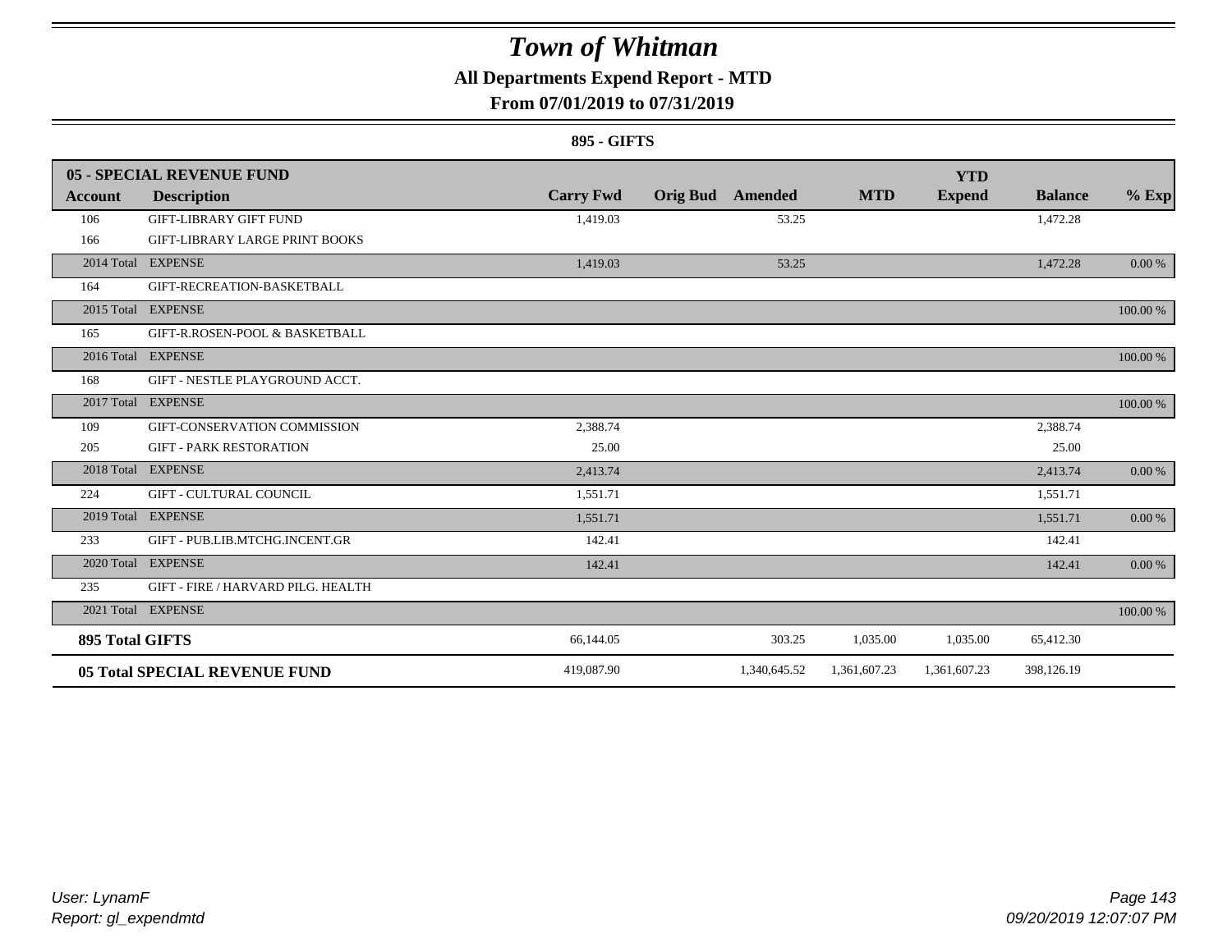# Town of Whitman

## All Departments Expend Report - MTD

### From 07/01/2019 to 07/31/2019

**895 - GIFTS**

| Account | Description | Carry Fwd | Orig Bud | Amended | MTD | YTD Expend | Balance | % Exp |
|---|---|---|---|---|---|---|---|---|
| **05 - SPECIAL REVENUE FUND** | | | | | | | | |
| 106 | GIFT-LIBRARY GIFT FUND | 1,419.03 | | 53.25 | | | 1,472.28 | |
| 166 | GIFT-LIBRARY LARGE PRINT BOOKS | | | | | | | |
| 2014 Total | EXPENSE | 1,419.03 | | 53.25 | | | 1,472.28 | 0.00 % |
| 164 | GIFT-RECREATION-BASKETBALL | | | | | | | |
| 2015 Total | EXPENSE | | | | | | | 100.00 % |
| 165 | GIFT-R.ROSEN-POOL & BASKETBALL | | | | | | | |
| 2016 Total | EXPENSE | | | | | | | 100.00 % |
| 168 | GIFT - NESTLE PLAYGROUND ACCT. | | | | | | | |
| 2017 Total | EXPENSE | | | | | | | 100.00 % |
| 109 | GIFT-CONSERVATION COMMISSION | 2,388.74 | | | | | 2,388.74 | |
| 205 | GIFT - PARK RESTORATION | 25.00 | | | | | 25.00 | |
| 2018 Total | EXPENSE | 2,413.74 | | | | | 2,413.74 | 0.00 % |
| 224 | GIFT - CULTURAL COUNCIL | 1,551.71 | | | | | 1,551.71 | |
| 2019 Total | EXPENSE | 1,551.71 | | | | | 1,551.71 | 0.00 % |
| 233 | GIFT - PUB.LIB.MTCHG.INCENT.GR | 142.41 | | | | | 142.41 | |
| 2020 Total | EXPENSE | 142.41 | | | | | 142.41 | 0.00 % |
| 235 | GIFT - FIRE / HARVARD PILG. HEALTH | | | | | | | |
| 2021 Total | EXPENSE | | | | | | | 100.00 % |
| **895 Total GIFTS** | | 66,144.05 | | 303.25 | 1,035.00 | 1,035.00 | 65,412.30 | |
| **05 Total SPECIAL REVENUE FUND** | | 419,087.90 | | 1,340,645.52 | 1,361,607.23 | 1,361,607.23 | 398,126.19 | |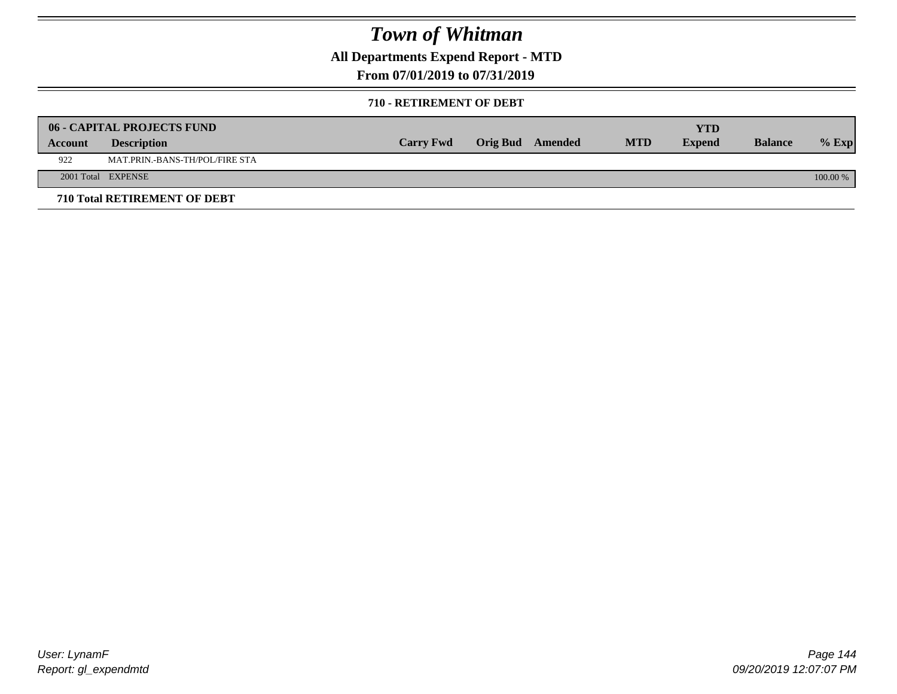# Town of Whitman

## All Departments Expend Report - MTD

## From 07/01/2019 to 07/31/2019

### 710 - RETIREMENT OF DEBT

| 06 - CAPITAL PROJECTS FUND | | | | | | YTD | | |
|---|---|---|---|---|---|---|---|---|
| **Account** | **Description** | **Carry Fwd** | **Orig Bud** | **Amended** | **MTD** | **Expend** | **Balance** | **% Exp** |
| 922 | MAT.PRIN.-BANS-TH/POL/FIRE STA | | | | | | | |
| 2001 Total | EXPENSE | | | | | | | 100.00 % |

**710 Total RETIREMENT OF DEBT**

User: LynamF
Report: gl_expendmtd

09/20/2019 12:07:07 PM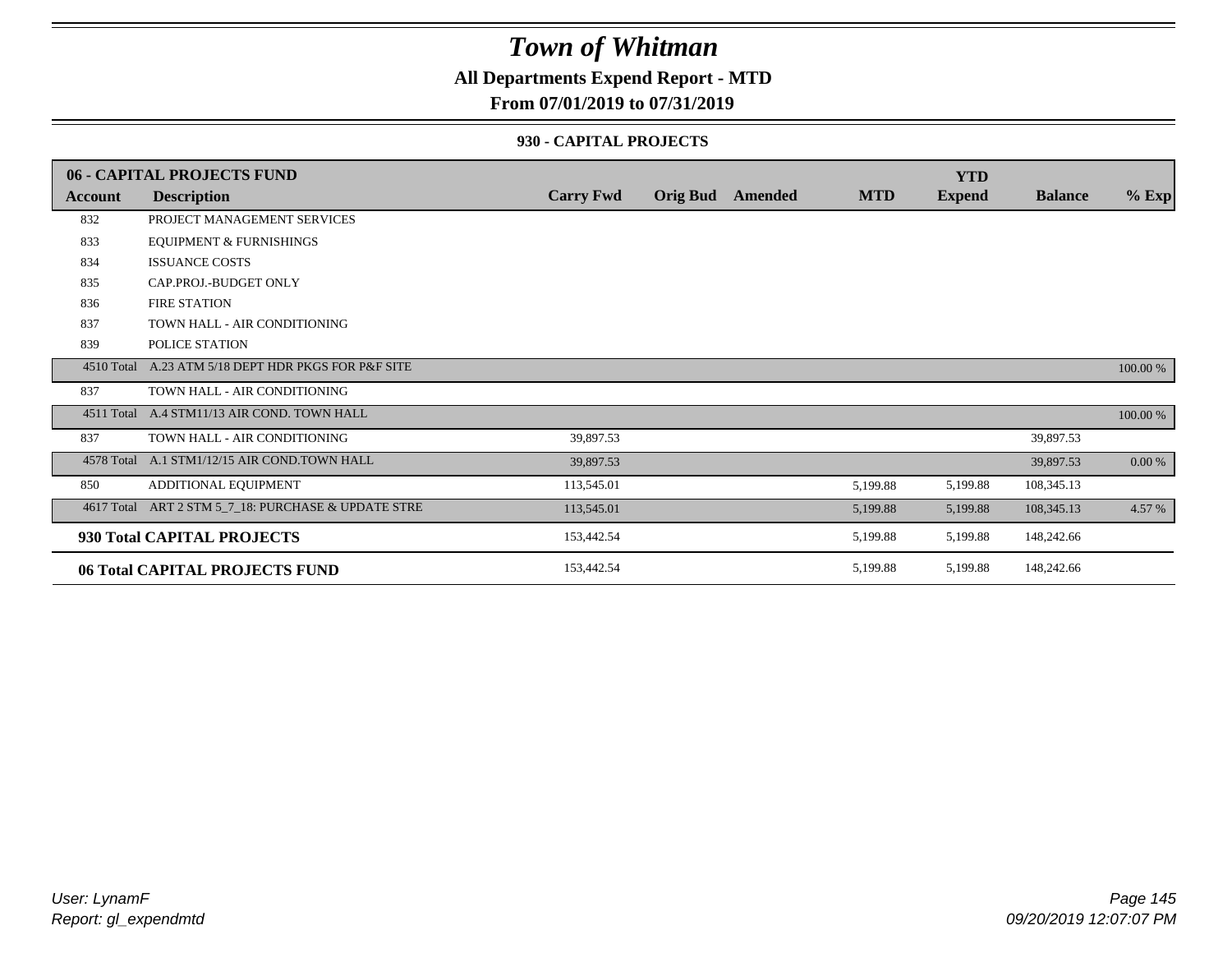# Town of Whitman

**All Departments Expend Report - MTD**

**From 07/01/2019 to 07/31/2019**

**930 - CAPITAL PROJECTS**

| Account | 06 - CAPITAL PROJECTS FUND Description | Carry Fwd | Orig Bud | Amended | MTD | YTD Expend | Balance | % Exp |
|---|---|---|---|---|---|---|---|---|
| 832 | PROJECT MANAGEMENT SERVICES | | | | | | | |
| 833 | EQUIPMENT & FURNISHINGS | | | | | | | |
| 834 | ISSUANCE COSTS | | | | | | | |
| 835 | CAP.PROJ.-BUDGET ONLY | | | | | | | |
| 836 | FIRE STATION | | | | | | | |
| 837 | TOWN HALL - AIR CONDITIONING | | | | | | | |
| 839 | POLICE STATION | | | | | | | |
| 4510 Total | A.23 ATM 5/18 DEPT HDR PKGS FOR P&F SITE | | | | | | | 100.00 % |
| 837 | TOWN HALL - AIR CONDITIONING | | | | | | | |
| 4511 Total | A.4 STM11/13 AIR COND. TOWN HALL | | | | | | | 100.00 % |
| 837 | TOWN HALL - AIR CONDITIONING | 39,897.53 | | | | | 39,897.53 | |
| 4578 Total | A.1 STM1/12/15 AIR COND.TOWN HALL | 39,897.53 | | | | | 39,897.53 | 0.00 % |
| 850 | ADDITIONAL EQUIPMENT | 113,545.01 | | | 5,199.88 | 5,199.88 | 108,345.13 | |
| 4617 Total | ART 2 STM 5_7_18: PURCHASE & UPDATE STRE | 113,545.01 | | | 5,199.88 | 5,199.88 | 108,345.13 | 4.57 % |
| **930 Total CAPITAL PROJECTS** | | 153,442.54 | | | 5,199.88 | 5,199.88 | 148,242.66 | |
| **06 Total CAPITAL PROJECTS FUND** | | 153,442.54 | | | 5,199.88 | 5,199.88 | 148,242.66 | |

*User: LynamF*
*Report: gl_expendmtd*

*09/20/2019 12:07:07 PM*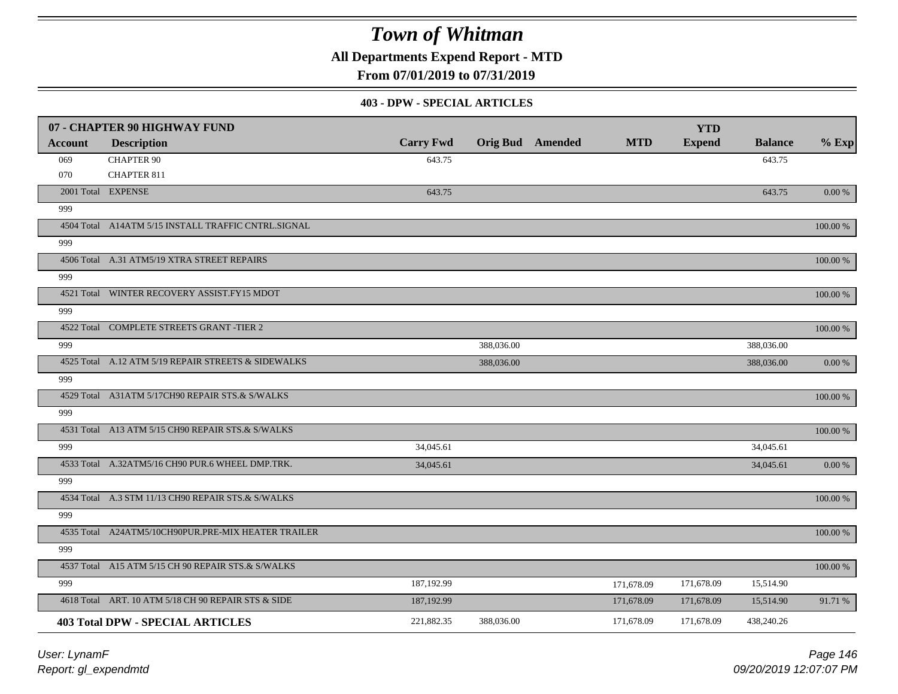# Town of Whitman

**All Departments Expend Report - MTD**

**From 07/01/2019 to 07/31/2019**

**403 - DPW - SPECIAL ARTICLES**

| 07 - CHAPTER 90 HIGHWAY FUND | | | | | | YTD | | |
|---|---|---|---|---|---|---|---|---|
| **Account** | **Description** | **Carry Fwd** | **Orig Bud** | **Amended** | **MTD** | **Expend** | **Balance** | **% Exp** |
| 069 | CHAPTER 90 | 643.75 | | | | | 643.75 | |
| 070 | CHAPTER 811 | | | | | | | |
| 2001 Total | EXPENSE | 643.75 | | | | | 643.75 | 0.00 % |
| 999 | | | | | | | | |
| 4504 Total | A14ATM 5/15 INSTALL TRAFFIC CNTRL.SIGNAL | | | | | | | 100.00 % |
| 999 | | | | | | | | |
| 4506 Total | A.31 ATM5/19 XTRA STREET REPAIRS | | | | | | | 100.00 % |
| 999 | | | | | | | | |
| 4521 Total | WINTER RECOVERY ASSIST.FY15 MDOT | | | | | | | 100.00 % |
| 999 | | | | | | | | |
| 4522 Total | COMPLETE STREETS GRANT -TIER 2 | | | | | | | 100.00 % |
| 999 | | | 388,036.00 | | | | 388,036.00 | |
| 4525 Total | A.12 ATM 5/19 REPAIR STREETS & SIDEWALKS | | 388,036.00 | | | | 388,036.00 | 0.00 % |
| 999 | | | | | | | | |
| 4529 Total | A31ATM 5/17CH90 REPAIR STS.& S/WALKS | | | | | | | 100.00 % |
| 999 | | | | | | | | |
| 4531 Total | A13 ATM 5/15 CH90 REPAIR STS.& S/WALKS | | | | | | | 100.00 % |
| 999 | | 34,045.61 | | | | | 34,045.61 | |
| 4533 Total | A.32ATM5/16 CH90 PUR.6 WHEEL DMP.TRK. | 34,045.61 | | | | | 34,045.61 | 0.00 % |
| 999 | | | | | | | | |
| 4534 Total | A.3 STM 11/13 CH90 REPAIR STS.& S/WALKS | | | | | | | 100.00 % |
| 999 | | | | | | | | |
| 4535 Total | A24ATM5/10CH90PUR.PRE-MIX HEATER TRAILER | | | | | | | 100.00 % |
| 999 | | | | | | | | |
| 4537 Total | A15 ATM 5/15 CH 90 REPAIR STS.& S/WALKS | | | | | | | 100.00 % |
| 999 | | 187,192.99 | | | 171,678.09 | 171,678.09 | 15,514.90 | |
| 4618 Total | ART. 10 ATM 5/18 CH 90 REPAIR STS & SIDE | 187,192.99 | | | 171,678.09 | 171,678.09 | 15,514.90 | 91.71 % |
| **403 Total DPW - SPECIAL ARTICLES** | | 221,882.35 | 388,036.00 | | 171,678.09 | 171,678.09 | 438,240.26 | |

*User: LynamF*

*Report: gl_expendmtd*

*09/20/2019 12:07:07 PM*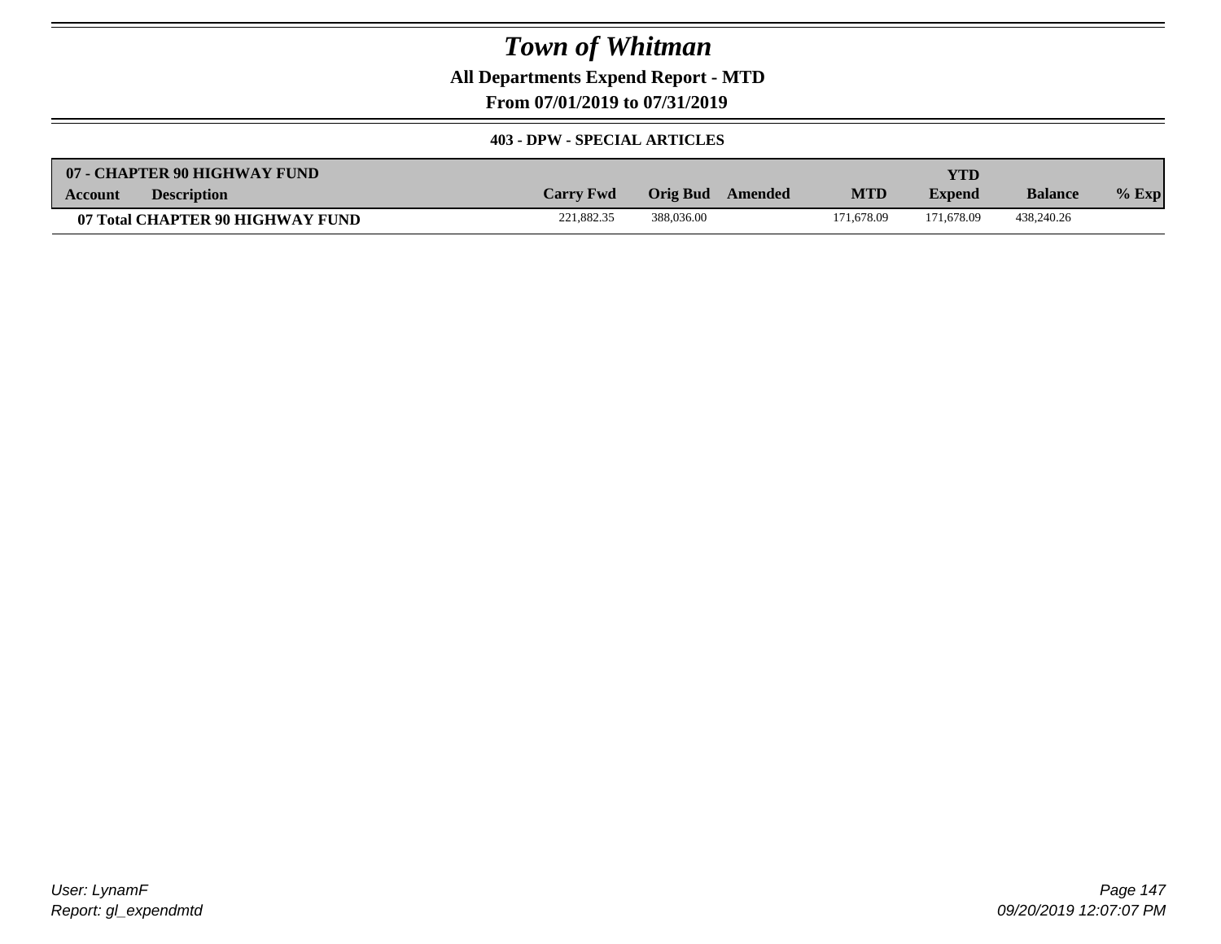# Town of Whitman

## All Departments Expend Report - MTD

## From 07/01/2019 to 07/31/2019

### 403 - DPW - SPECIAL ARTICLES

| 07 - CHAPTER 90 HIGHWAY FUND | | | | | | YTD | | |
|---|---|---|---|---|---|---|---|---|
| **Account** | **Description** | **Carry Fwd** | **Orig Bud** | **Amended** | **MTD** | **Expend** | **Balance** | **% Exp** |
| **07 Total CHAPTER 90 HIGHWAY FUND** | | 221,882.35 | 388,036.00 | | 171,678.09 | 171,678.09 | 438,240.26 | |

User: LynamF
Report: gl_expendmtd

09/20/2019 12:07:07 PM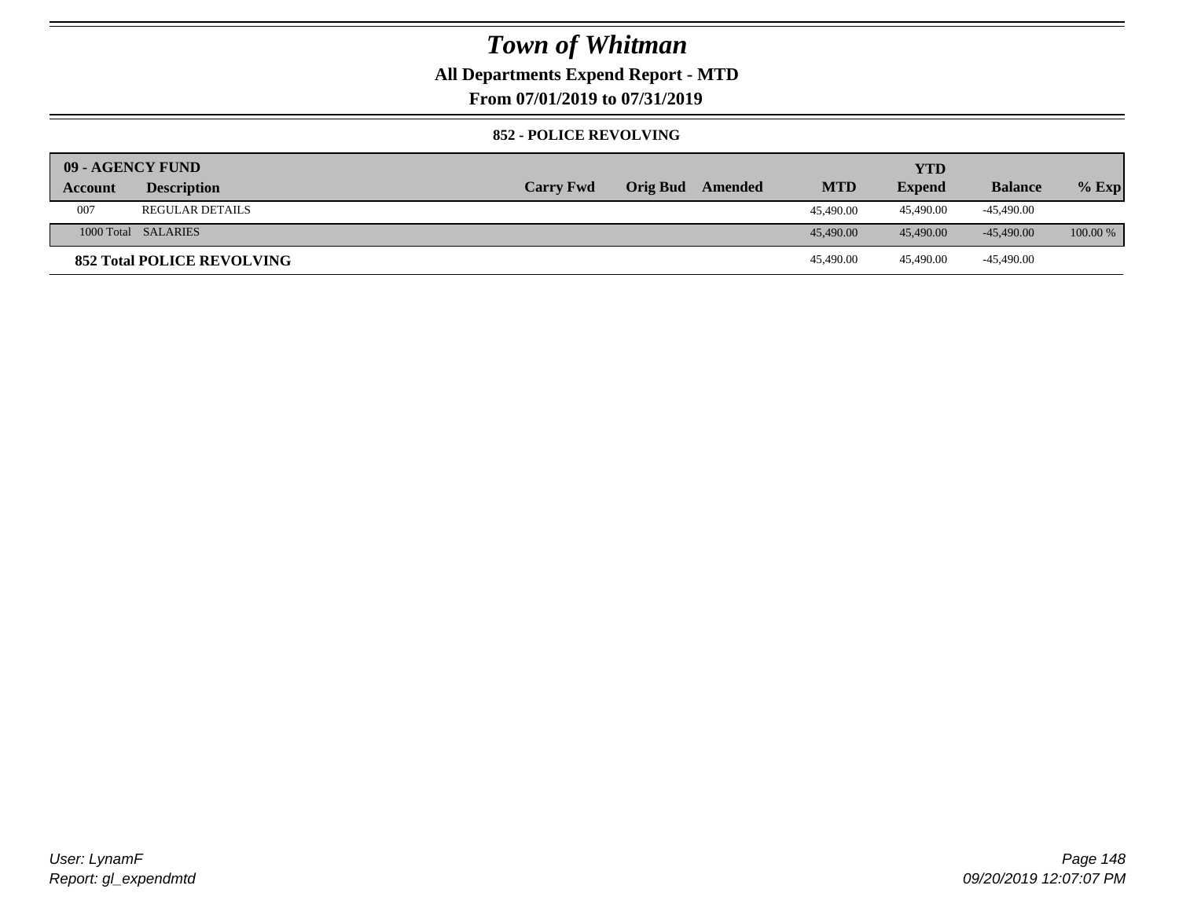# Town of Whitman

## All Departments Expend Report - MTD

## From 07/01/2019 to 07/31/2019

### 852 - POLICE REVOLVING

| 09 - AGENCY FUND | | | | | | YTD | | |
|---|---|---|---|---|---|---|---|---|
| Account | Description | Carry Fwd | Orig Bud | Amended | MTD | Expend | Balance | % Exp |
| 007 | REGULAR DETAILS | | | | 45,490.00 | 45,490.00 | -45,490.00 | |
| 1000 Total | SALARIES | | | | 45,490.00 | 45,490.00 | -45,490.00 | 100.00 % |
| **852 Total POLICE REVOLVING** | | | | | 45,490.00 | 45,490.00 | -45,490.00 | |

User: LynamF
Report: gl_expendmtd

09/20/2019 12:07:07 PM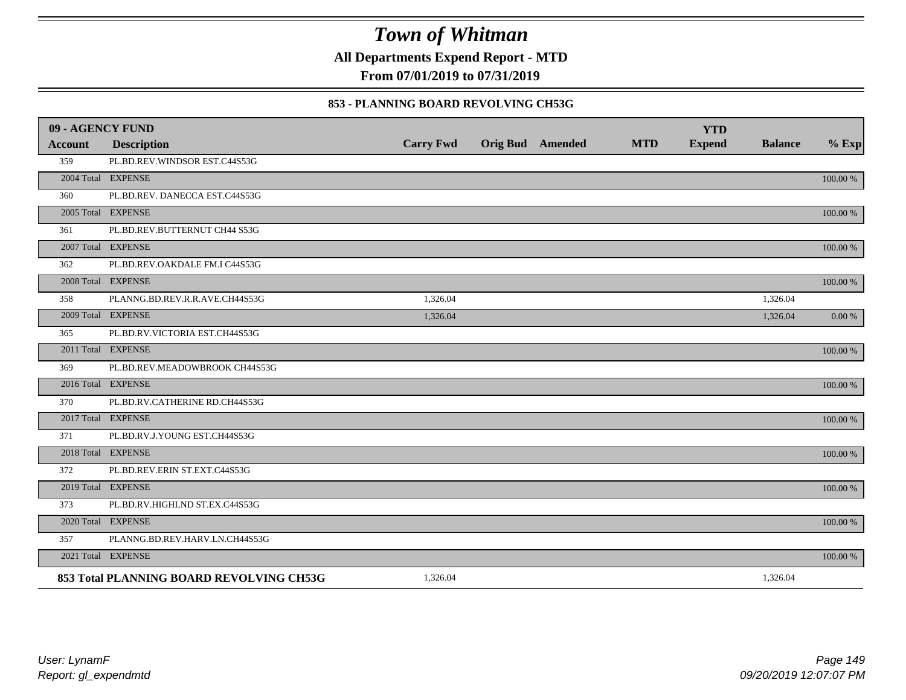# Town of Whitman

**All Departments Expend Report - MTD**

**From 07/01/2019 to 07/31/2019**

**853 - PLANNING BOARD REVOLVING CH53G**

| 09 - AGENCY FUND | | | | | | | | |
|---|---|---|---|---|---|---|---|---|
| **Account** | **Description** | **Carry Fwd** | **Orig Bud** | **Amended** | **MTD** | **YTD Expend** | **Balance** | **% Exp** |
| 359 | PL.BD.REV.WINDSOR EST.C44S53G | | | | | | | |
| 2004 Total | EXPENSE | | | | | | | 100.00 % |
| 360 | PL.BD.REV. DANECCA EST.C44S53G | | | | | | | |
| 2005 Total | EXPENSE | | | | | | | 100.00 % |
| 361 | PL.BD.REV.BUTTERNUT CH44 S53G | | | | | | | |
| 2007 Total | EXPENSE | | | | | | | 100.00 % |
| 362 | PL.BD.REV.OAKDALE FM.I C44S53G | | | | | | | |
| 2008 Total | EXPENSE | | | | | | | 100.00 % |
| 358 | PLANNG.BD.REV.R.R.AVE.CH44S53G | 1,326.04 | | | | | 1,326.04 | |
| 2009 Total | EXPENSE | 1,326.04 | | | | | 1,326.04 | 0.00 % |
| 365 | PL.BD.RV.VICTORIA EST.CH44S53G | | | | | | | |
| 2011 Total | EXPENSE | | | | | | | 100.00 % |
| 369 | PL.BD.REV.MEADOWBROOK CH44S53G | | | | | | | |
| 2016 Total | EXPENSE | | | | | | | 100.00 % |
| 370 | PL.BD.RV.CATHERINE RD.CH44S53G | | | | | | | |
| 2017 Total | EXPENSE | | | | | | | 100.00 % |
| 371 | PL.BD.RV.J.YOUNG EST.CH44S53G | | | | | | | |
| 2018 Total | EXPENSE | | | | | | | 100.00 % |
| 372 | PL.BD.REV.ERIN ST.EXT.C44S53G | | | | | | | |
| 2019 Total | EXPENSE | | | | | | | 100.00 % |
| 373 | PL.BD.RV.HIGHLND ST.EX.C44S53G | | | | | | | |
| 2020 Total | EXPENSE | | | | | | | 100.00 % |
| 357 | PLANNG.BD.REV.HARV.LN.CH44S53G | | | | | | | |
| 2021 Total | EXPENSE | | | | | | | 100.00 % |
| **853 Total PLANNING BOARD REVOLVING CH53G** | | 1,326.04 | | | | | 1,326.04 | |

*User: LynamF*

*Report: gl_expendmtd*

*09/20/2019 12:07:07 PM*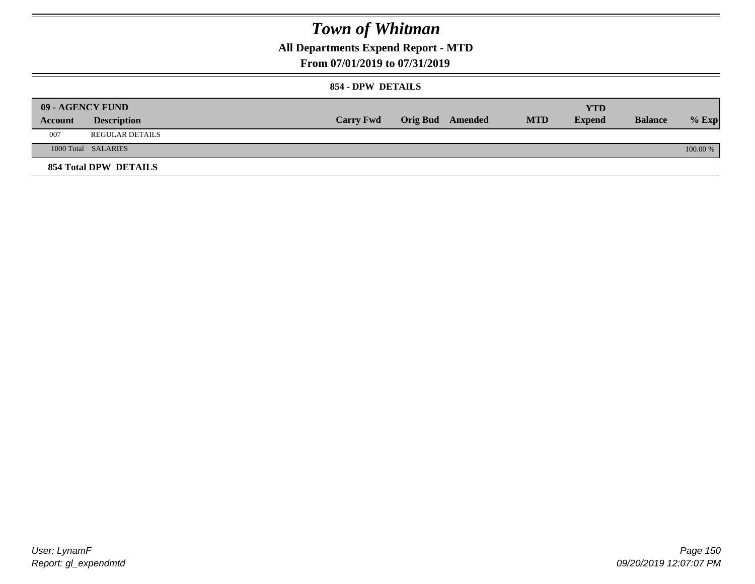# Town of Whitman

## All Departments Expend Report - MTD

### From 07/01/2019 to 07/31/2019

#### 854 - DPW DETAILS

| 09 - AGENCY FUND | | | | | | YTD | | |
|---|---|---|---|---|---|---|---|---|
| **Account** | **Description** | **Carry Fwd** | **Orig Bud** | **Amended** | **MTD** | **Expend** | **Balance** | **% Exp** |
| 007 | REGULAR DETAILS | | | | | | | |
| 1000 Total | SALARIES | | | | | | | 100.00 % |
| **854 Total DPW DETAILS** | | | | | | | | |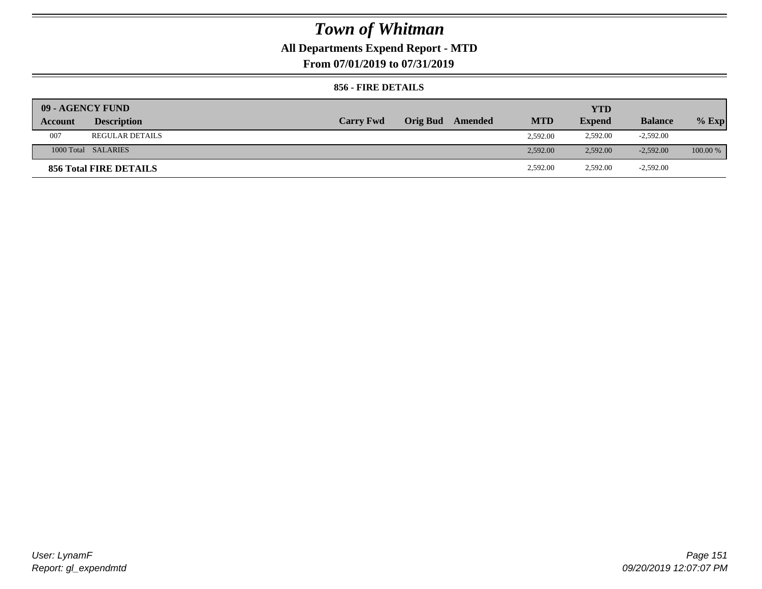# Town of Whitman

## All Departments Expend Report - MTD

### From 07/01/2019 to 07/31/2019

#### 856 - FIRE DETAILS

| 09 - AGENCY FUND | | | | | | YTD | | |
|---|---|---|---|---|---|---|---|---|
| Account | Description | Carry Fwd | Orig Bud | Amended | MTD | Expend | Balance | % Exp |
| 007 | REGULAR DETAILS | | | | 2,592.00 | 2,592.00 | -2,592.00 | |
| 1000 Total | SALARIES | | | | 2,592.00 | 2,592.00 | -2,592.00 | 100.00 % |
| **856 Total FIRE DETAILS** | | | | | 2,592.00 | 2,592.00 | -2,592.00 | |

User: LynamF
Report: gl_expendmtd

09/20/2019 12:07:07 PM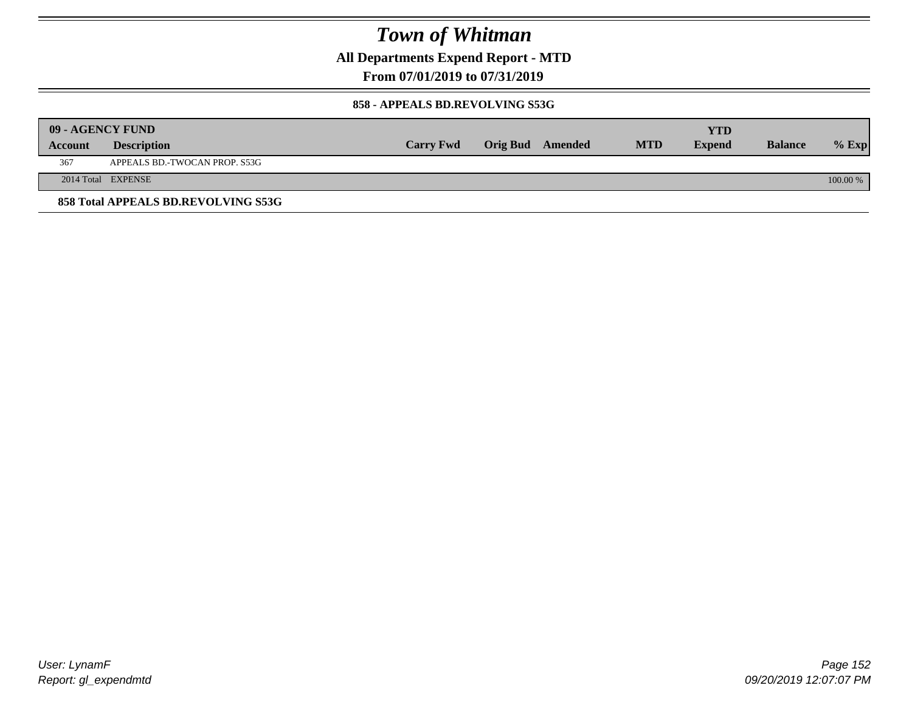# Town of Whitman

**All Departments Expend Report - MTD**

**From 07/01/2019 to 07/31/2019**

**858 - APPEALS BD.REVOLVING S53G**

| 09 - AGENCY FUND | | | | | | YTD | | |
|---|---|---|---|---|---|---|---|---|
| Account | Description | Carry Fwd | Orig Bud | Amended | MTD | Expend | Balance | % Exp |
| 367 | APPEALS BD.-TWOCAN PROP. S53G | | | | | | | |
| 2014 Total | EXPENSE | | | | | | | 100.00 % |

**858 Total APPEALS BD.REVOLVING S53G**

*User: LynamF*
*Report: gl_expendmtd*

*09/20/2019 12:07:07 PM*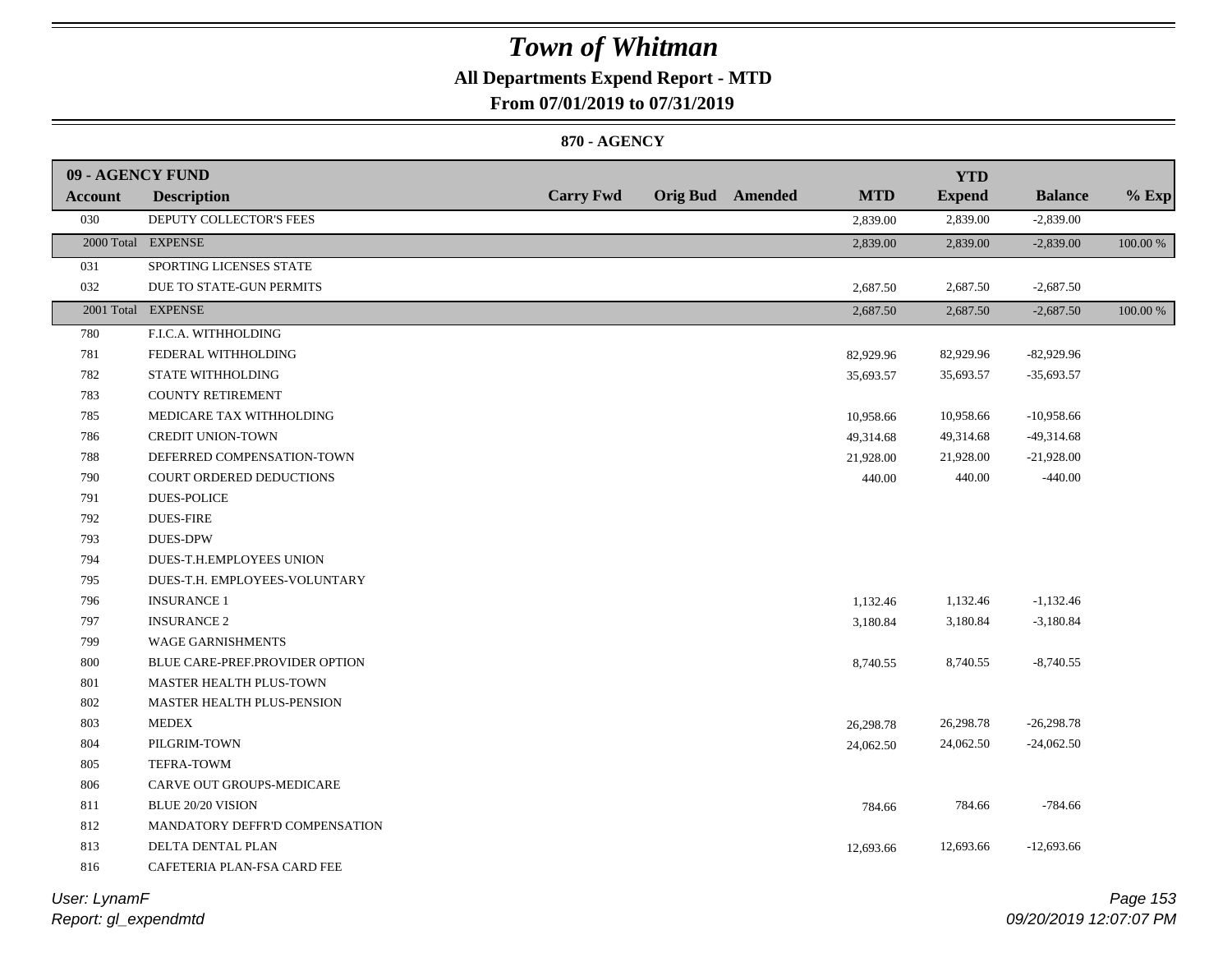# Town of Whitman

## All Departments Expend Report - MTD

### From 07/01/2019 to 07/31/2019

#### 870 - AGENCY

| 09 - AGENCY FUND | | | | | | YTD | | |
|---|---|---|---|---|---|---|---|---|
| **Account** | **Description** | **Carry Fwd** | **Orig Bud** | **Amended** | **MTD** | **Expend** | **Balance** | **% Exp** |
| 030 | DEPUTY COLLECTOR'S FEES | | | | 2,839.00 | 2,839.00 | -2,839.00 | |
| 2000 Total | EXPENSE | | | | 2,839.00 | 2,839.00 | -2,839.00 | 100.00 % |
| 031 | SPORTING LICENSES STATE | | | | | | | |
| 032 | DUE TO STATE-GUN PERMITS | | | | 2,687.50 | 2,687.50 | -2,687.50 | |
| 2001 Total | EXPENSE | | | | 2,687.50 | 2,687.50 | -2,687.50 | 100.00 % |
| 780 | F.I.C.A. WITHHOLDING | | | | | | | |
| 781 | FEDERAL WITHHOLDING | | | | 82,929.96 | 82,929.96 | -82,929.96 | |
| 782 | STATE WITHHOLDING | | | | 35,693.57 | 35,693.57 | -35,693.57 | |
| 783 | COUNTY RETIREMENT | | | | | | | |
| 785 | MEDICARE TAX WITHHOLDING | | | | 10,958.66 | 10,958.66 | -10,958.66 | |
| 786 | CREDIT UNION-TOWN | | | | 49,314.68 | 49,314.68 | -49,314.68 | |
| 788 | DEFERRED COMPENSATION-TOWN | | | | 21,928.00 | 21,928.00 | -21,928.00 | |
| 790 | COURT ORDERED DEDUCTIONS | | | | 440.00 | 440.00 | -440.00 | |
| 791 | DUES-POLICE | | | | | | | |
| 792 | DUES-FIRE | | | | | | | |
| 793 | DUES-DPW | | | | | | | |
| 794 | DUES-T.H.EMPLOYEES UNION | | | | | | | |
| 795 | DUES-T.H. EMPLOYEES-VOLUNTARY | | | | | | | |
| 796 | INSURANCE 1 | | | | 1,132.46 | 1,132.46 | -1,132.46 | |
| 797 | INSURANCE 2 | | | | 3,180.84 | 3,180.84 | -3,180.84 | |
| 799 | WAGE GARNISHMENTS | | | | | | | |
| 800 | BLUE CARE-PREF.PROVIDER OPTION | | | | 8,740.55 | 8,740.55 | -8,740.55 | |
| 801 | MASTER HEALTH PLUS-TOWN | | | | | | | |
| 802 | MASTER HEALTH PLUS-PENSION | | | | | | | |
| 803 | MEDEX | | | | 26,298.78 | 26,298.78 | -26,298.78 | |
| 804 | PILGRIM-TOWN | | | | 24,062.50 | 24,062.50 | -24,062.50 | |
| 805 | TEFRA-TOWM | | | | | | | |
| 806 | CARVE OUT GROUPS-MEDICARE | | | | | | | |
| 811 | BLUE 20/20 VISION | | | | 784.66 | 784.66 | -784.66 | |
| 812 | MANDATORY DEFFR'D COMPENSATION | | | | | | | |
| 813 | DELTA DENTAL PLAN | | | | 12,693.66 | 12,693.66 | -12,693.66 | |
| 816 | CAFETERIA PLAN-FSA CARD FEE | | | | | | | |

User: LynamF
Report: gl_expendmtd

09/20/2019 12:07:07 PM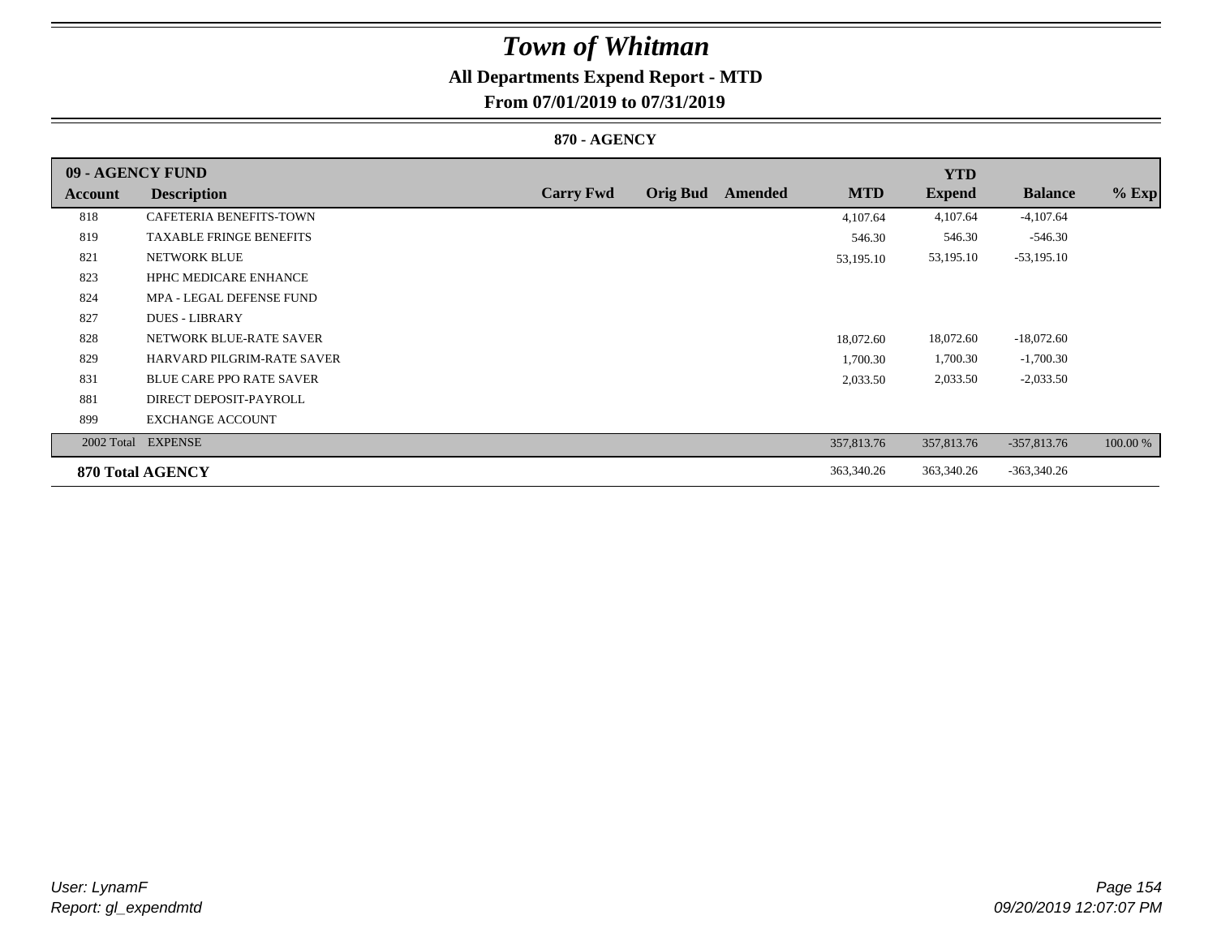# Town of Whitman

## All Departments Expend Report - MTD

### From 07/01/2019 to 07/31/2019

#### 870 - AGENCY

| 09 - AGENCY FUND | | | | | | YTD | | |
|---|---|---|---|---|---|---|---|---|
| Account | Description | Carry Fwd | Orig Bud | Amended | MTD | Expend | Balance | % Exp |
| 818 | CAFETERIA BENEFITS-TOWN | | | | 4,107.64 | 4,107.64 | -4,107.64 | |
| 819 | TAXABLE FRINGE BENEFITS | | | | 546.30 | 546.30 | -546.30 | |
| 821 | NETWORK BLUE | | | | 53,195.10 | 53,195.10 | -53,195.10 | |
| 823 | HPHC MEDICARE ENHANCE | | | | | | | |
| 824 | MPA - LEGAL DEFENSE FUND | | | | | | | |
| 827 | DUES - LIBRARY | | | | | | | |
| 828 | NETWORK BLUE-RATE SAVER | | | | 18,072.60 | 18,072.60 | -18,072.60 | |
| 829 | HARVARD PILGRIM-RATE SAVER | | | | 1,700.30 | 1,700.30 | -1,700.30 | |
| 831 | BLUE CARE PPO RATE SAVER | | | | 2,033.50 | 2,033.50 | -2,033.50 | |
| 881 | DIRECT DEPOSIT-PAYROLL | | | | | | | |
| 899 | EXCHANGE ACCOUNT | | | | | | | |
| 2002 Total | EXPENSE | | | | 357,813.76 | 357,813.76 | -357,813.76 | 100.00 % |
| **870 Total AGENCY** | | | | | 363,340.26 | 363,340.26 | -363,340.26 | |

*User: LynamF*
*Report: gl_expendmtd*

*09/20/2019 12:07:07 PM*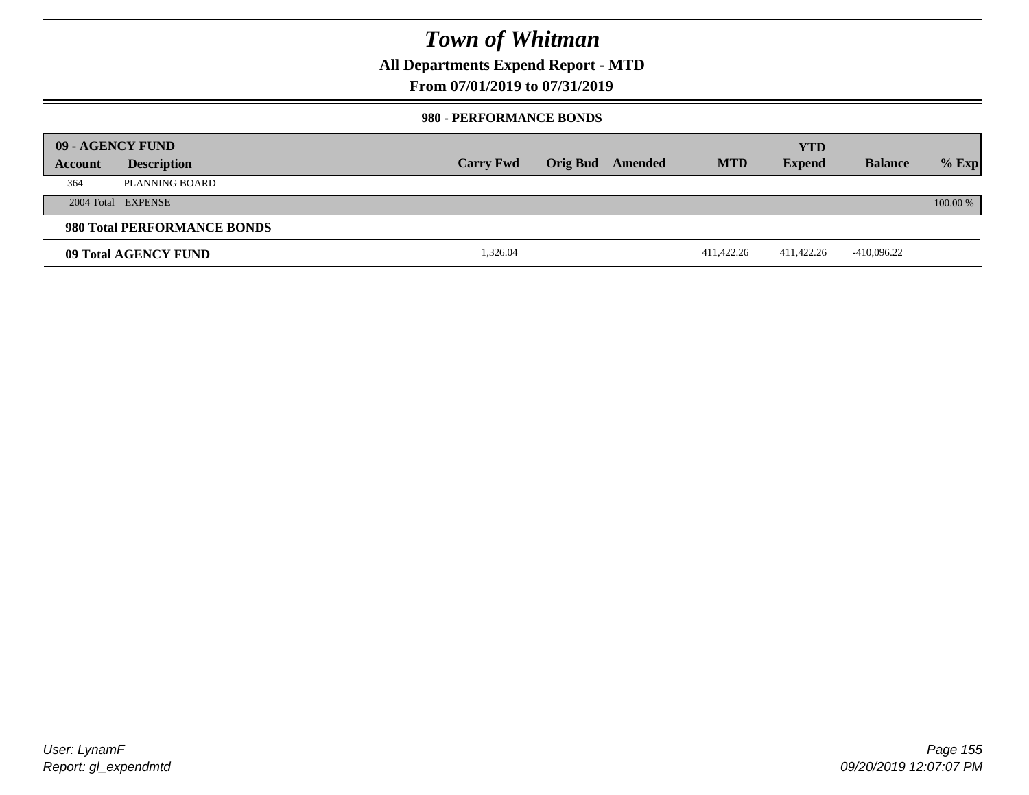# Town of Whitman

**All Departments Expend Report - MTD**

**From 07/01/2019 to 07/31/2019**

### 980 - PERFORMANCE BONDS

| 09 - AGENCY FUND | | | | | | | | |
|---|---|---|---|---|---|---|---|---|
| **Account** | **Description** | **Carry Fwd** | **Orig Bud** | **Amended** | **MTD** | **YTD Expend** | **Balance** | **% Exp** |
| 364 | PLANNING BOARD | | | | | | | |
| 2004 Total | EXPENSE | | | | | | | 100.00 % |
| **980 Total PERFORMANCE BONDS** | | | | | | | | |
| **09 Total AGENCY FUND** | | 1,326.04 | | | 411,422.26 | 411,422.26 | -410,096.22 | |

*User: LynamF*
*Report: gl_expendmtd*

*09/20/2019 12:07:07 PM*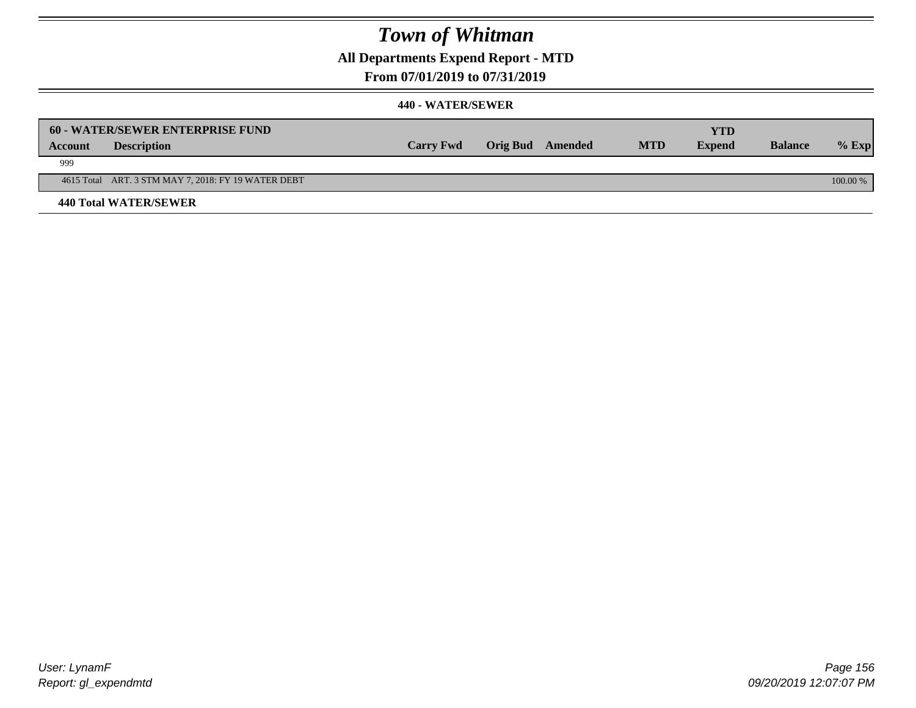# Town of Whitman

## All Departments Expend Report - MTD

### From 07/01/2019 to 07/31/2019

#### 440 - WATER/SEWER

| 60 - WATER/SEWER ENTERPRISE FUND | | | | | | YTD | | |
|---|---|---|---|---|---|---|---|---|
| **Account** | **Description** | **Carry Fwd** | **Orig Bud** | **Amended** | **MTD** | **Expend** | **Balance** | **% Exp** |
| 999 | | | | | | | | |
| 4615 Total | ART. 3 STM MAY 7, 2018: FY 19 WATER DEBT | | | | | | | 100.00 % |

**440 Total WATER/SEWER**

User: LynamF
Report: gl_expendmtd

09/20/2019 12:07:07 PM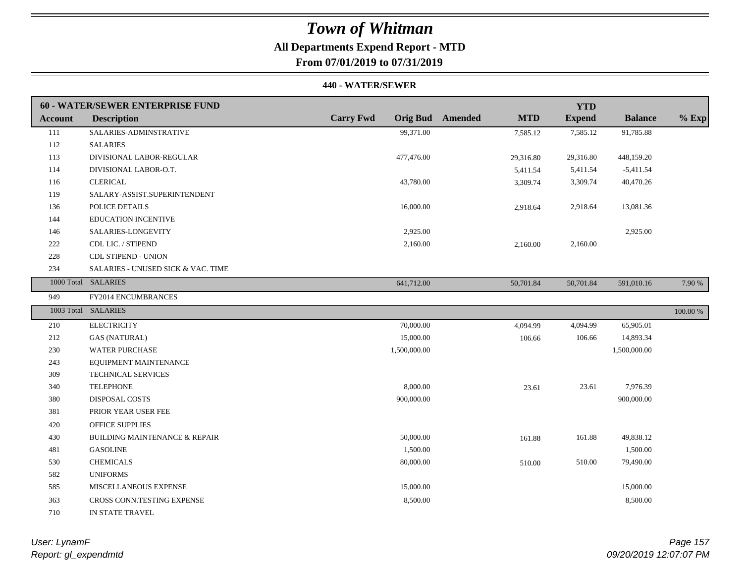# Town of Whitman

**All Departments Expend Report - MTD**

**From 07/01/2019 to 07/31/2019**

**440 - WATER/SEWER**

| Account | Description | Carry Fwd | Orig Bud | Amended | MTD | YTD Expend | Balance | % Exp |
|---|---|---|---|---|---|---|---|---|
| **60 - WATER/SEWER ENTERPRISE FUND** | | | | | | | | |
| 111 | SALARIES-ADMINSTRATIVE | | 99,371.00 | | 7,585.12 | 7,585.12 | 91,785.88 | |
| 112 | SALARIES | | | | | | | |
| 113 | DIVISIONAL LABOR-REGULAR | | 477,476.00 | | 29,316.80 | 29,316.80 | 448,159.20 | |
| 114 | DIVISIONAL LABOR-O.T. | | | | 5,411.54 | 5,411.54 | -5,411.54 | |
| 116 | CLERICAL | | 43,780.00 | | 3,309.74 | 3,309.74 | 40,470.26 | |
| 119 | SALARY-ASSIST.SUPERINTENDENT | | | | | | | |
| 136 | POLICE DETAILS | | 16,000.00 | | 2,918.64 | 2,918.64 | 13,081.36 | |
| 144 | EDUCATION INCENTIVE | | | | | | | |
| 146 | SALARIES-LONGEVITY | | 2,925.00 | | | | 2,925.00 | |
| 222 | CDL LIC. / STIPEND | | 2,160.00 | | 2,160.00 | 2,160.00 | | |
| 228 | CDL STIPEND - UNION | | | | | | | |
| 234 | SALARIES - UNUSED SICK & VAC. TIME | | | | | | | |
| 1000 Total | SALARIES | | 641,712.00 | | 50,701.84 | 50,701.84 | 591,010.16 | 7.90 % |
| 949 | FY2014 ENCUMBRANCES | | | | | | | |
| 1003 Total | SALARIES | | | | | | | 100.00 % |
| 210 | ELECTRICITY | | 70,000.00 | | 4,094.99 | 4,094.99 | 65,905.01 | |
| 212 | GAS (NATURAL) | | 15,000.00 | | 106.66 | 106.66 | 14,893.34 | |
| 230 | WATER PURCHASE | | 1,500,000.00 | | | | 1,500,000.00 | |
| 243 | EQUIPMENT MAINTENANCE | | | | | | | |
| 309 | TECHNICAL SERVICES | | | | | | | |
| 340 | TELEPHONE | | 8,000.00 | | 23.61 | 23.61 | 7,976.39 | |
| 380 | DISPOSAL COSTS | | 900,000.00 | | | | 900,000.00 | |
| 381 | PRIOR YEAR USER FEE | | | | | | | |
| 420 | OFFICE SUPPLIES | | | | | | | |
| 430 | BUILDING MAINTENANCE & REPAIR | | 50,000.00 | | 161.88 | 161.88 | 49,838.12 | |
| 481 | GASOLINE | | 1,500.00 | | | | 1,500.00 | |
| 530 | CHEMICALS | | 80,000.00 | | 510.00 | 510.00 | 79,490.00 | |
| 582 | UNIFORMS | | | | | | | |
| 585 | MISCELLANEOUS EXPENSE | | 15,000.00 | | | | 15,000.00 | |
| 363 | CROSS CONN.TESTING EXPENSE | | 8,500.00 | | | | 8,500.00 | |
| 710 | IN STATE TRAVEL | | | | | | | |

*User: LynamF*
*Report: gl_expendmtd*

*09/20/2019 12:07:07 PM*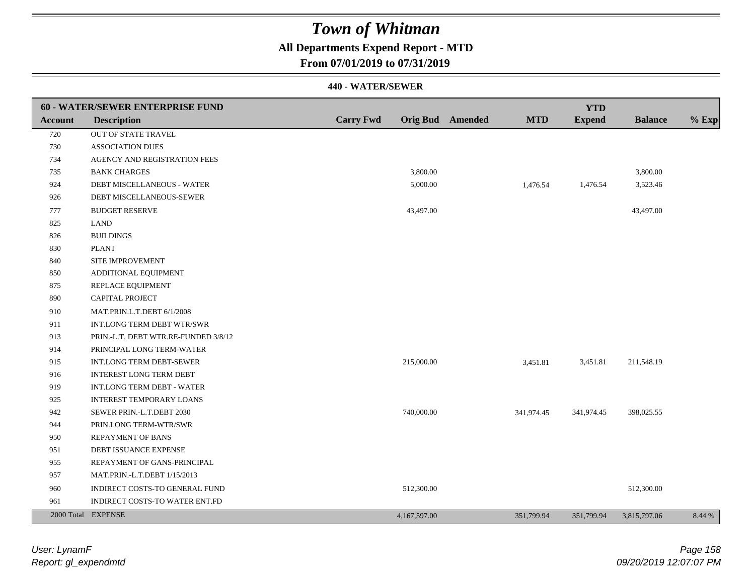# Town of Whitman

## All Departments Expend Report - MTD

### From 07/01/2019 to 07/31/2019

#### 440 - WATER/SEWER

| 60 - WATER/SEWER ENTERPRISE FUND | | | | | | YTD | | |
|---|---|---|---|---|---|---|---|---|
| **Account** | **Description** | **Carry Fwd** | **Orig Bud** | **Amended** | **MTD** | **Expend** | **Balance** | **% Exp** |
| 720 | OUT OF STATE TRAVEL | | | | | | | |
| 730 | ASSOCIATION DUES | | | | | | | |
| 734 | AGENCY AND REGISTRATION FEES | | | | | | | |
| 735 | BANK CHARGES | | 3,800.00 | | | | 3,800.00 | |
| 924 | DEBT MISCELLANEOUS - WATER | | 5,000.00 | | 1,476.54 | 1,476.54 | 3,523.46 | |
| 926 | DEBT MISCELLANEOUS-SEWER | | | | | | | |
| 777 | BUDGET RESERVE | | 43,497.00 | | | | 43,497.00 | |
| 825 | LAND | | | | | | | |
| 826 | BUILDINGS | | | | | | | |
| 830 | PLANT | | | | | | | |
| 840 | SITE IMPROVEMENT | | | | | | | |
| 850 | ADDITIONAL EQUIPMENT | | | | | | | |
| 875 | REPLACE EQUIPMENT | | | | | | | |
| 890 | CAPITAL PROJECT | | | | | | | |
| 910 | MAT.PRIN.L.T.DEBT 6/1/2008 | | | | | | | |
| 911 | INT.LONG TERM DEBT WTR/SWR | | | | | | | |
| 913 | PRIN.-L.T. DEBT WTR.RE-FUNDED 3/8/12 | | | | | | | |
| 914 | PRINCIPAL LONG TERM-WATER | | | | | | | |
| 915 | INT.LONG TERM DEBT-SEWER | | 215,000.00 | | 3,451.81 | 3,451.81 | 211,548.19 | |
| 916 | INTEREST LONG TERM DEBT | | | | | | | |
| 919 | INT.LONG TERM DEBT - WATER | | | | | | | |
| 925 | INTEREST TEMPORARY LOANS | | | | | | | |
| 942 | SEWER PRIN.-L.T.DEBT 2030 | | 740,000.00 | | 341,974.45 | 341,974.45 | 398,025.55 | |
| 944 | PRIN.LONG TERM-WTR/SWR | | | | | | | |
| 950 | REPAYMENT OF BANS | | | | | | | |
| 951 | DEBT ISSUANCE EXPENSE | | | | | | | |
| 955 | REPAYMENT OF GANS-PRINCIPAL | | | | | | | |
| 957 | MAT.PRIN.-L.T.DEBT 1/15/2013 | | | | | | | |
| 960 | INDIRECT COSTS-TO GENERAL FUND | | 512,300.00 | | | | 512,300.00 | |
| 961 | INDIRECT COSTS-TO WATER ENT.FD | | | | | | | |
| 2000 Total | EXPENSE | | 4,167,597.00 | | 351,799.94 | 351,799.94 | 3,815,797.06 | 8.44 % |

*User: LynamF*
*Report: gl_expendmtd*

*09/20/2019 12:07:07 PM*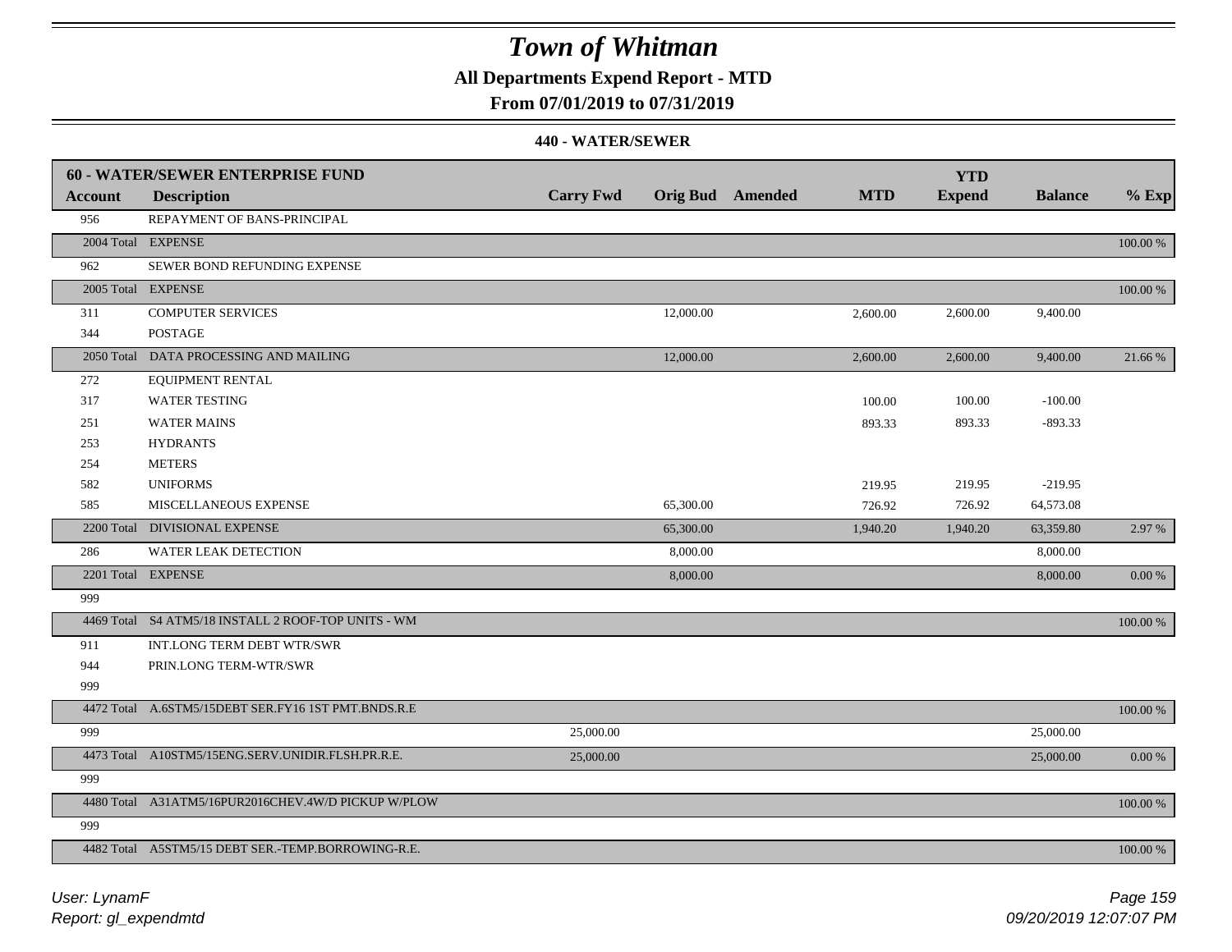# Town of Whitman

## All Departments Expend Report - MTD

### From 07/01/2019 to 07/31/2019

#### 440 - WATER/SEWER

| 60 - WATER/SEWER ENTERPRISE FUND | | | | | | YTD | | |
|---|---|---|---|---|---|---|---|---|
| **Account** | **Description** | **Carry Fwd** | **Orig Bud** | **Amended** | **MTD** | **Expend** | **Balance** | **% Exp** |
| 956 | REPAYMENT OF BANS-PRINCIPAL | | | | | | | |
| 2004 Total | EXPENSE | | | | | | | 100.00 % |
| 962 | SEWER BOND REFUNDING EXPENSE | | | | | | | |
| 2005 Total | EXPENSE | | | | | | | 100.00 % |
| 311 | COMPUTER SERVICES | | 12,000.00 | | 2,600.00 | 2,600.00 | 9,400.00 | |
| 344 | POSTAGE | | | | | | | |
| 2050 Total | DATA PROCESSING AND MAILING | | 12,000.00 | | 2,600.00 | 2,600.00 | 9,400.00 | 21.66 % |
| 272 | EQUIPMENT RENTAL | | | | | | | |
| 317 | WATER TESTING | | | | 100.00 | 100.00 | -100.00 | |
| 251 | WATER MAINS | | | | 893.33 | 893.33 | -893.33 | |
| 253 | HYDRANTS | | | | | | | |
| 254 | METERS | | | | | | | |
| 582 | UNIFORMS | | | | 219.95 | 219.95 | -219.95 | |
| 585 | MISCELLANEOUS EXPENSE | | 65,300.00 | | 726.92 | 726.92 | 64,573.08 | |
| 2200 Total | DIVISIONAL EXPENSE | | 65,300.00 | | 1,940.20 | 1,940.20 | 63,359.80 | 2.97 % |
| 286 | WATER LEAK DETECTION | | 8,000.00 | | | | 8,000.00 | |
| 2201 Total | EXPENSE | | 8,000.00 | | | | 8,000.00 | 0.00 % |
| 999 | | | | | | | | |
| 4469 Total | S4 ATM5/18 INSTALL 2 ROOF-TOP UNITS - WM | | | | | | | 100.00 % |
| 911 | INT.LONG TERM DEBT WTR/SWR | | | | | | | |
| 944 | PRIN.LONG TERM-WTR/SWR | | | | | | | |
| 999 | | | | | | | | |
| 4472 Total | A.6STM5/15DEBT SER.FY16 1ST PMT.BNDS.R.E | | | | | | | 100.00 % |
| 999 | | 25,000.00 | | | | | 25,000.00 | |
| 4473 Total | A10STM5/15ENG.SERV.UNIDIR.FLSH.PR.R.E. | 25,000.00 | | | | | 25,000.00 | 0.00 % |
| 999 | | | | | | | | |
| 4480 Total | A31ATM5/16PUR2016CHEV.4W/D PICKUP W/PLOW | | | | | | | 100.00 % |
| 999 | | | | | | | | |
| 4482 Total | A5STM5/15 DEBT SER.-TEMP.BORROWING-R.E. | | | | | | | 100.00 % |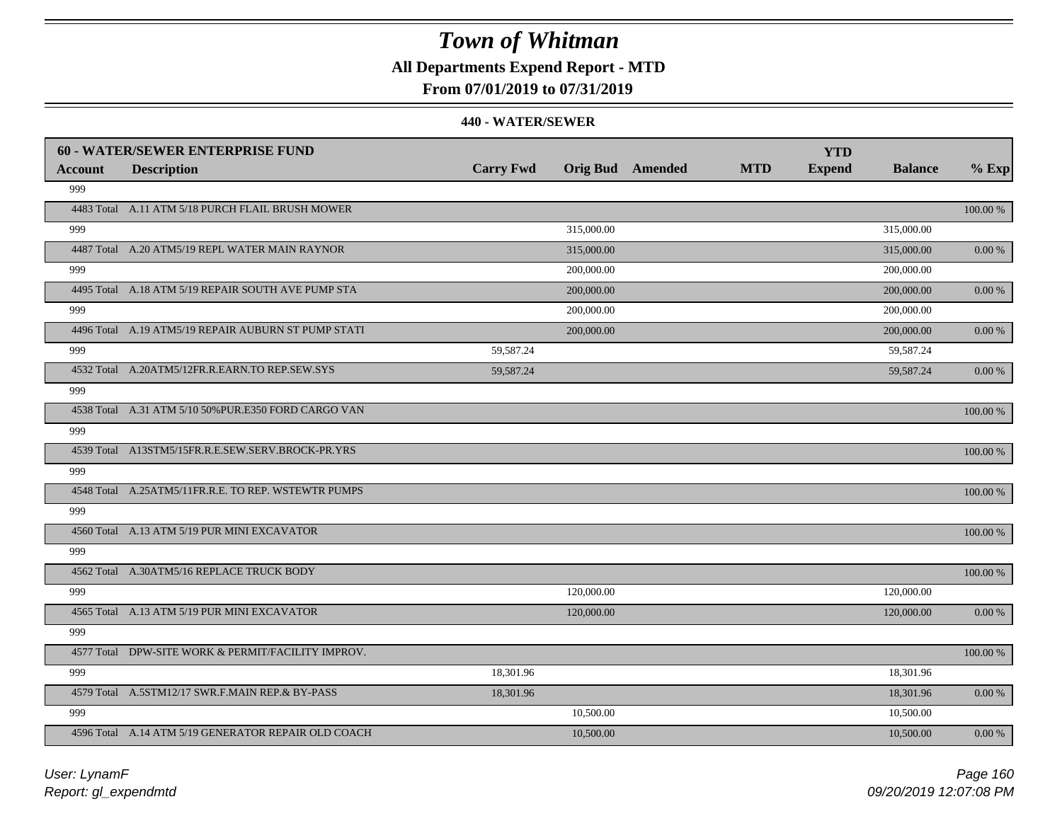# Town of Whitman

**All Departments Expend Report - MTD**

**From 07/01/2019 to 07/31/2019**

**440 - WATER/SEWER**

| **60 - WATER/SEWER ENTERPRISE FUND** | | | | | | **YTD** | | |
|---|---|---|---|---|---|---|---|---|
| **Account** | **Description** | **Carry Fwd** | **Orig Bud** | **Amended** | **MTD** | **Expend** | **Balance** | **% Exp** |
| 999 | | | | | | | | |
| 4483 Total | A.11 ATM 5/18 PURCH FLAIL BRUSH MOWER | | | | | | | 100.00 % |
| 999 | | | 315,000.00 | | | | 315,000.00 | |
| 4487 Total | A.20 ATM5/19 REPL WATER MAIN RAYNOR | | 315,000.00 | | | | 315,000.00 | 0.00 % |
| 999 | | | 200,000.00 | | | | 200,000.00 | |
| 4495 Total | A.18 ATM 5/19 REPAIR SOUTH AVE PUMP STA | | 200,000.00 | | | | 200,000.00 | 0.00 % |
| 999 | | | 200,000.00 | | | | 200,000.00 | |
| 4496 Total | A.19 ATM5/19 REPAIR AUBURN ST PUMP STATI | | 200,000.00 | | | | 200,000.00 | 0.00 % |
| 999 | | 59,587.24 | | | | | 59,587.24 | |
| 4532 Total | A.20ATM5/12FR.R.EARN.TO REP.SEW.SYS | 59,587.24 | | | | | 59,587.24 | 0.00 % |
| 999 | | | | | | | | |
| 4538 Total | A.31 ATM 5/10 50%PUR.E350 FORD CARGO VAN | | | | | | | 100.00 % |
| 999 | | | | | | | | |
| 4539 Total | A13STM5/15FR.R.E.SEW.SERV.BROCK-PR.YRS | | | | | | | 100.00 % |
| 999 | | | | | | | | |
| 4548 Total | A.25ATM5/11FR.R.E. TO REP. WSTEWTR PUMPS | | | | | | | 100.00 % |
| 999 | | | | | | | | |
| 4560 Total | A.13 ATM 5/19 PUR MINI EXCAVATOR | | | | | | | 100.00 % |
| 999 | | | | | | | | |
| 4562 Total | A.30ATM5/16 REPLACE TRUCK BODY | | | | | | | 100.00 % |
| 999 | | | 120,000.00 | | | | 120,000.00 | |
| 4565 Total | A.13 ATM 5/19 PUR MINI EXCAVATOR | | 120,000.00 | | | | 120,000.00 | 0.00 % |
| 999 | | | | | | | | |
| 4577 Total | DPW-SITE WORK & PERMIT/FACILITY IMPROV. | | | | | | | 100.00 % |
| 999 | | 18,301.96 | | | | | 18,301.96 | |
| 4579 Total | A.5STM12/17 SWR.F.MAIN REP.& BY-PASS | 18,301.96 | | | | | 18,301.96 | 0.00 % |
| 999 | | | 10,500.00 | | | | 10,500.00 | |
| 4596 Total | A.14 ATM 5/19 GENERATOR REPAIR OLD COACH | | 10,500.00 | | | | 10,500.00 | 0.00 % |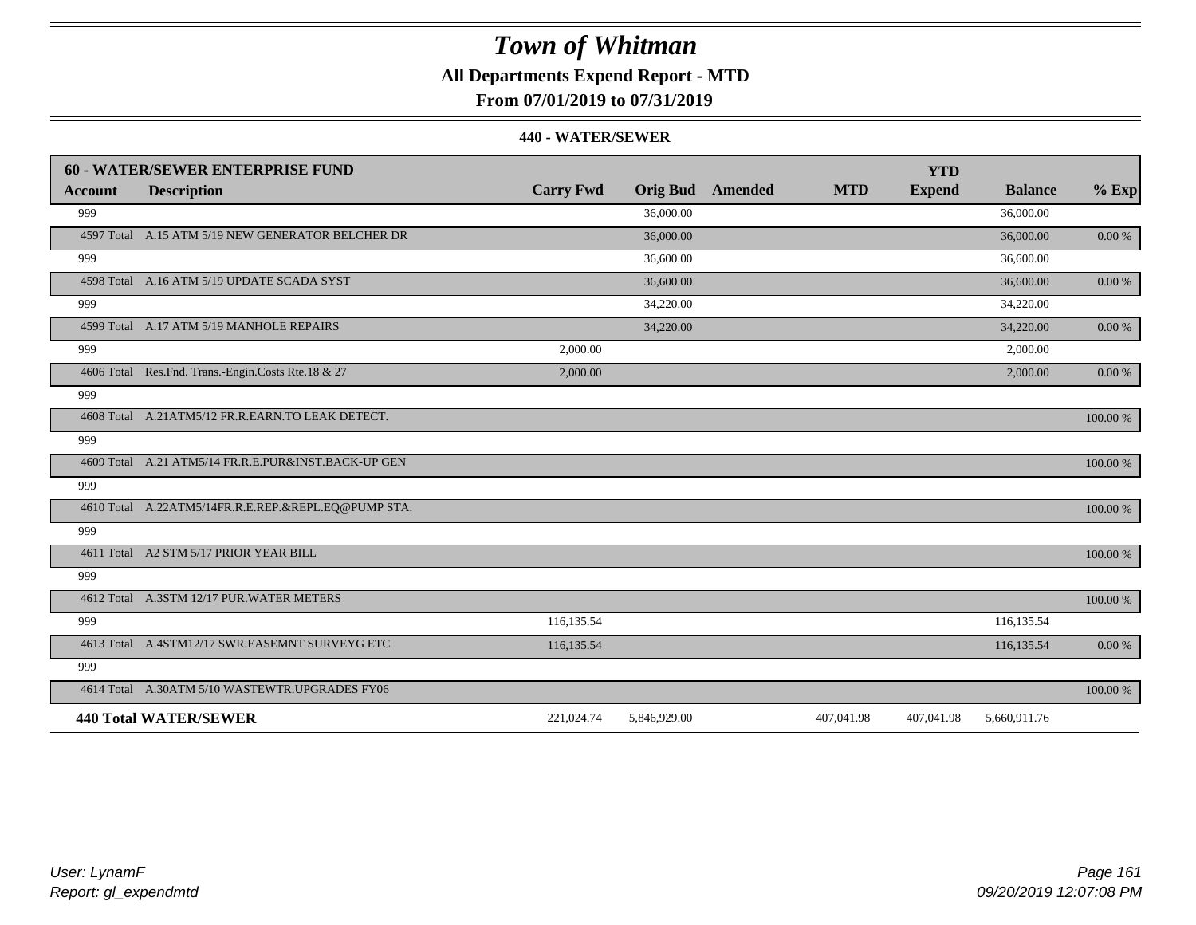# Town of Whitman

**All Departments Expend Report - MTD**

**From 07/01/2019 to 07/31/2019**

**440 - WATER/SEWER**

| 60 - WATER/SEWER ENTERPRISE FUND | | | | | | | | |
|---|---|---|---|---|---|---|---|---|
| **Account** | **Description** | **Carry Fwd** | **Orig Bud** | **Amended** | **MTD** | **YTD Expend** | **Balance** | **% Exp** |
| 999 | | | 36,000.00 | | | | 36,000.00 | |
| 4597 Total | A.15 ATM 5/19 NEW GENERATOR BELCHER DR | | 36,000.00 | | | | 36,000.00 | 0.00 % |
| 999 | | | 36,600.00 | | | | 36,600.00 | |
| 4598 Total | A.16 ATM 5/19 UPDATE SCADA SYST | | 36,600.00 | | | | 36,600.00 | 0.00 % |
| 999 | | | 34,220.00 | | | | 34,220.00 | |
| 4599 Total | A.17 ATM 5/19 MANHOLE REPAIRS | | 34,220.00 | | | | 34,220.00 | 0.00 % |
| 999 | | 2,000.00 | | | | | 2,000.00 | |
| 4606 Total | Res.Fnd. Trans.-Engin.Costs Rte.18 & 27 | 2,000.00 | | | | | 2,000.00 | 0.00 % |
| 999 | | | | | | | | |
| 4608 Total | A.21ATM5/12 FR.R.EARN.TO LEAK DETECT. | | | | | | | 100.00 % |
| 999 | | | | | | | | |
| 4609 Total | A.21 ATM5/14 FR.R.E.PUR&INST.BACK-UP GEN | | | | | | | 100.00 % |
| 999 | | | | | | | | |
| 4610 Total | A.22ATM5/14FR.R.E.REP.&REPL.EQ@PUMP STA. | | | | | | | 100.00 % |
| 999 | | | | | | | | |
| 4611 Total | A2 STM 5/17 PRIOR YEAR BILL | | | | | | | 100.00 % |
| 999 | | | | | | | | |
| 4612 Total | A.3STM 12/17 PUR.WATER METERS | | | | | | | 100.00 % |
| 999 | | 116,135.54 | | | | | 116,135.54 | |
| 4613 Total | A.4STM12/17 SWR.EASEMNT SURVEYG ETC | 116,135.54 | | | | | 116,135.54 | 0.00 % |
| 999 | | | | | | | | |
| 4614 Total | A.30ATM 5/10 WASTEWTR.UPGRADES FY06 | | | | | | | 100.00 % |
| **440 Total WATER/SEWER** | | 221,024.74 | 5,846,929.00 | | 407,041.98 | 407,041.98 | 5,660,911.76 | |

*User: LynamF*
*Report: gl_expendmtd*

09/20/2019 12:07:08 PM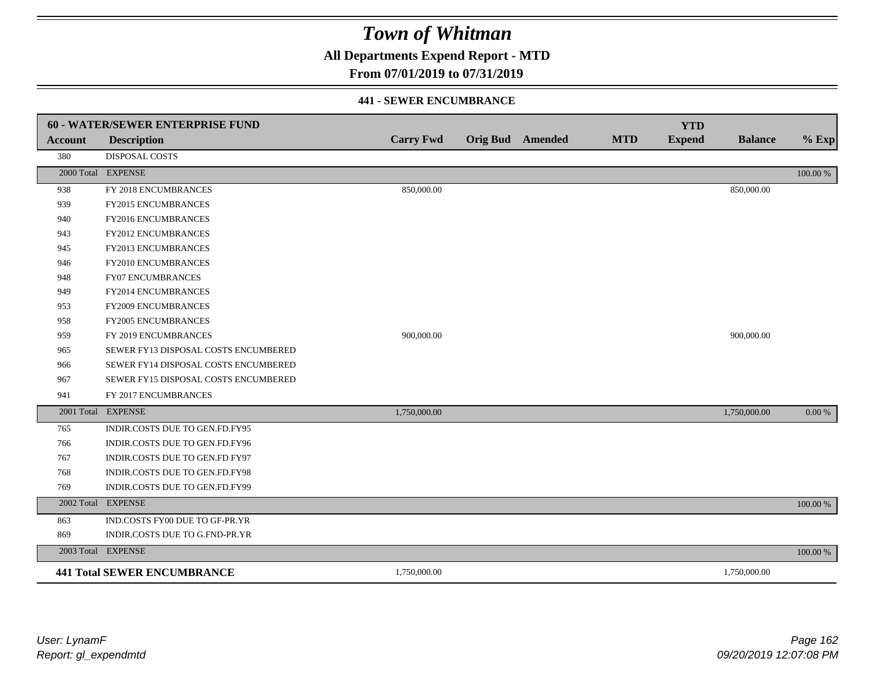# Town of Whitman

## All Departments Expend Report - MTD

## From 07/01/2019 to 07/31/2019

### 441 - SEWER ENCUMBRANCE

| 60 - WATER/SEWER ENTERPRISE FUND | | | | | | | | |
|---|---|---|---|---|---|---|---|---|
| **Account** | **Description** | **Carry Fwd** | **Orig Bud** | **Amended** | **MTD** | **YTD Expend** | **Balance** | **% Exp** |
| 380 | DISPOSAL COSTS | | | | | | | |
| 2000 Total | EXPENSE | | | | | | | 100.00 % |
| 938 | FY 2018 ENCUMBRANCES | 850,000.00 | | | | | 850,000.00 | |
| 939 | FY2015 ENCUMBRANCES | | | | | | | |
| 940 | FY2016 ENCUMBRANCES | | | | | | | |
| 943 | FY2012 ENCUMBRANCES | | | | | | | |
| 945 | FY2013 ENCUMBRANCES | | | | | | | |
| 946 | FY2010 ENCUMBRANCES | | | | | | | |
| 948 | FY07 ENCUMBRANCES | | | | | | | |
| 949 | FY2014 ENCUMBRANCES | | | | | | | |
| 953 | FY2009 ENCUMBRANCES | | | | | | | |
| 958 | FY2005 ENCUMBRANCES | | | | | | | |
| 959 | FY 2019 ENCUMBRANCES | 900,000.00 | | | | | 900,000.00 | |
| 965 | SEWER FY13 DISPOSAL COSTS ENCUMBERED | | | | | | | |
| 966 | SEWER FY14 DISPOSAL COSTS ENCUMBERED | | | | | | | |
| 967 | SEWER FY15 DISPOSAL COSTS ENCUMBERED | | | | | | | |
| 941 | FY 2017 ENCUMBRANCES | | | | | | | |
| 2001 Total | EXPENSE | 1,750,000.00 | | | | | 1,750,000.00 | 0.00 % |
| 765 | INDIR.COSTS DUE TO GEN.FD.FY95 | | | | | | | |
| 766 | INDIR.COSTS DUE TO GEN.FD.FY96 | | | | | | | |
| 767 | INDIR.COSTS DUE TO GEN.FD FY97 | | | | | | | |
| 768 | INDIR.COSTS DUE TO GEN.FD.FY98 | | | | | | | |
| 769 | INDIR.COSTS DUE TO GEN.FD.FY99 | | | | | | | |
| 2002 Total | EXPENSE | | | | | | | 100.00 % |
| 863 | IND.COSTS FY00 DUE TO GF-PR.YR | | | | | | | |
| 869 | INDIR.COSTS DUE TO G.FND-PR.YR | | | | | | | |
| 2003 Total | EXPENSE | | | | | | | 100.00 % |
| **441 Total SEWER ENCUMBRANCE** | | 1,750,000.00 | | | | | 1,750,000.00 | |

*User: LynamF*
*Report: gl_expendmtd*

*09/20/2019 12:07:08 PM*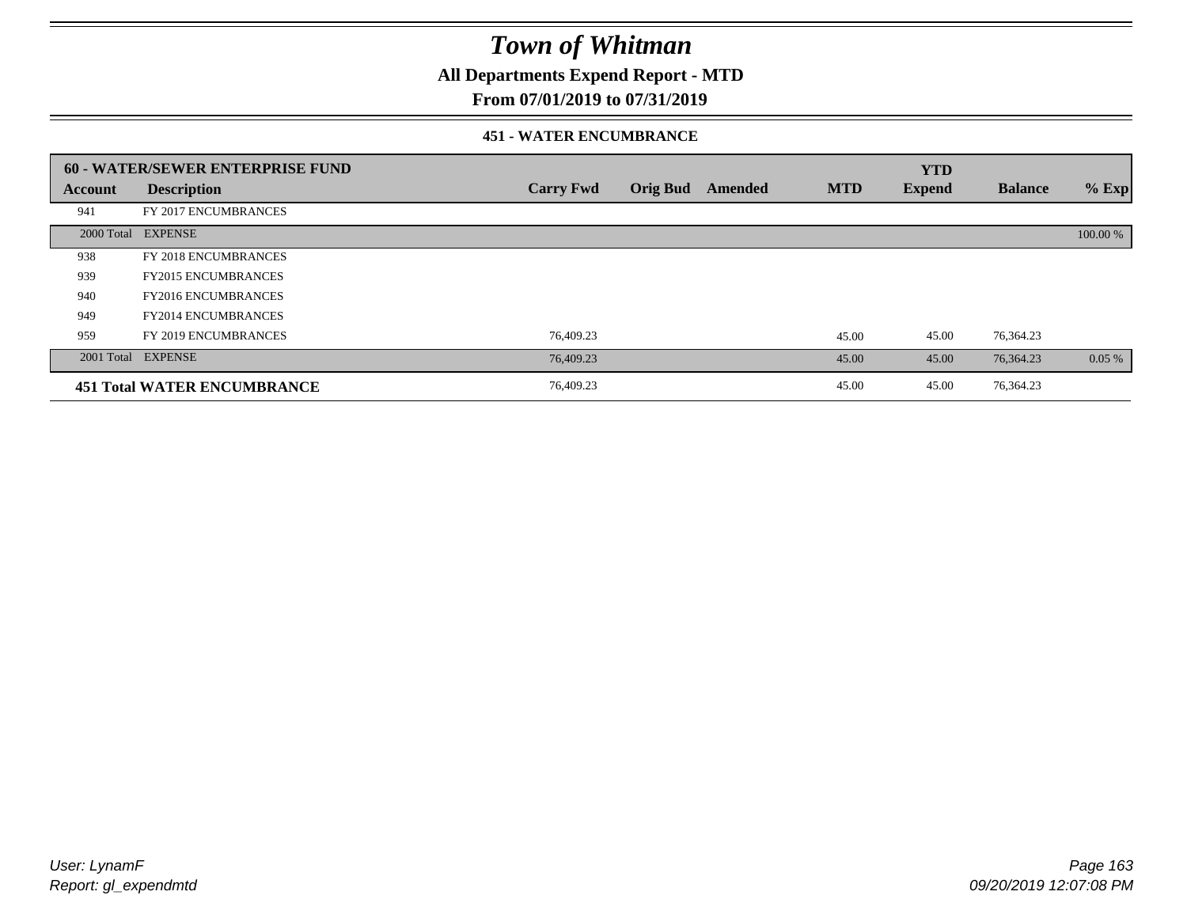# *Town of Whitman*

**All Departments Expend Report - MTD**

**From 07/01/2019 to 07/31/2019**

### 451 - WATER ENCUMBRANCE

| **60 - WATER/SEWER ENTERPRISE FUND** | | | | | | **YTD** | | |
|---|---|---|---|---|---|---|---|---|
| **Account** | **Description** | **Carry Fwd** | **Orig Bud** | **Amended** | **MTD** | **Expend** | **Balance** | **% Exp** |
| 941 | FY 2017 ENCUMBRANCES | | | | | | | |
| 2000 Total | EXPENSE | | | | | | | 100.00 % |
| 938 | FY 2018 ENCUMBRANCES | | | | | | | |
| 939 | FY2015 ENCUMBRANCES | | | | | | | |
| 940 | FY2016 ENCUMBRANCES | | | | | | | |
| 949 | FY2014 ENCUMBRANCES | | | | | | | |
| 959 | FY 2019 ENCUMBRANCES | 76,409.23 | | | 45.00 | 45.00 | 76,364.23 | |
| 2001 Total | EXPENSE | 76,409.23 | | | 45.00 | 45.00 | 76,364.23 | 0.05 % |
| **451 Total WATER ENCUMBRANCE** | | 76,409.23 | | | 45.00 | 45.00 | 76,364.23 | |

*User: LynamF*
*Report: gl_expendmtd*

*09/20/2019 12:07:08 PM*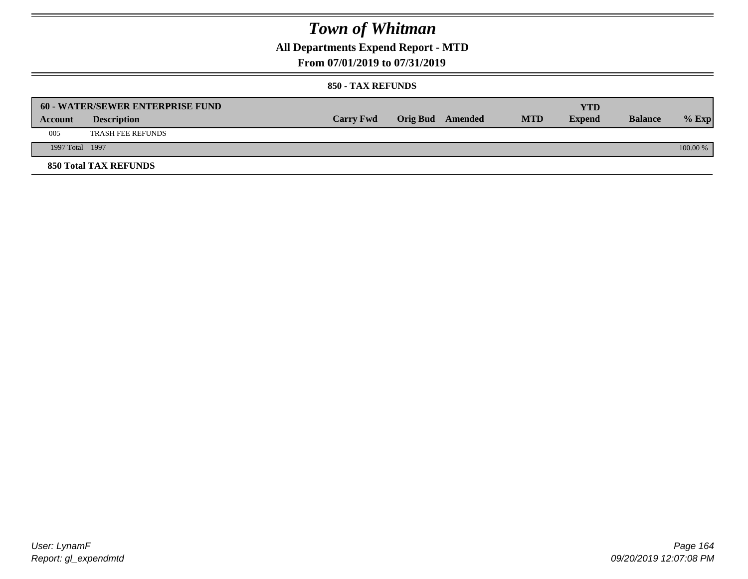# *Town of Whitman*

## All Departments Expend Report - MTD

### From 07/01/2019 to 07/31/2019

### 850 - TAX REFUNDS

| 60 - WATER/SEWER ENTERPRISE FUND | | | | | | YTD | | |
|---|---|---|---|---|---|---|---|---|
| Account | Description | Carry Fwd | Orig Bud | Amended | MTD | Expend | Balance | % Exp |
| 005 | TRASH FEE REFUNDS | | | | | | | |
| 1997 Total | 1997 | | | | | | | 100.00 % |

**850 Total TAX REFUNDS**

*User: LynamF*
*Report: gl_expendmtd*

*09/20/2019 12:07:08 PM*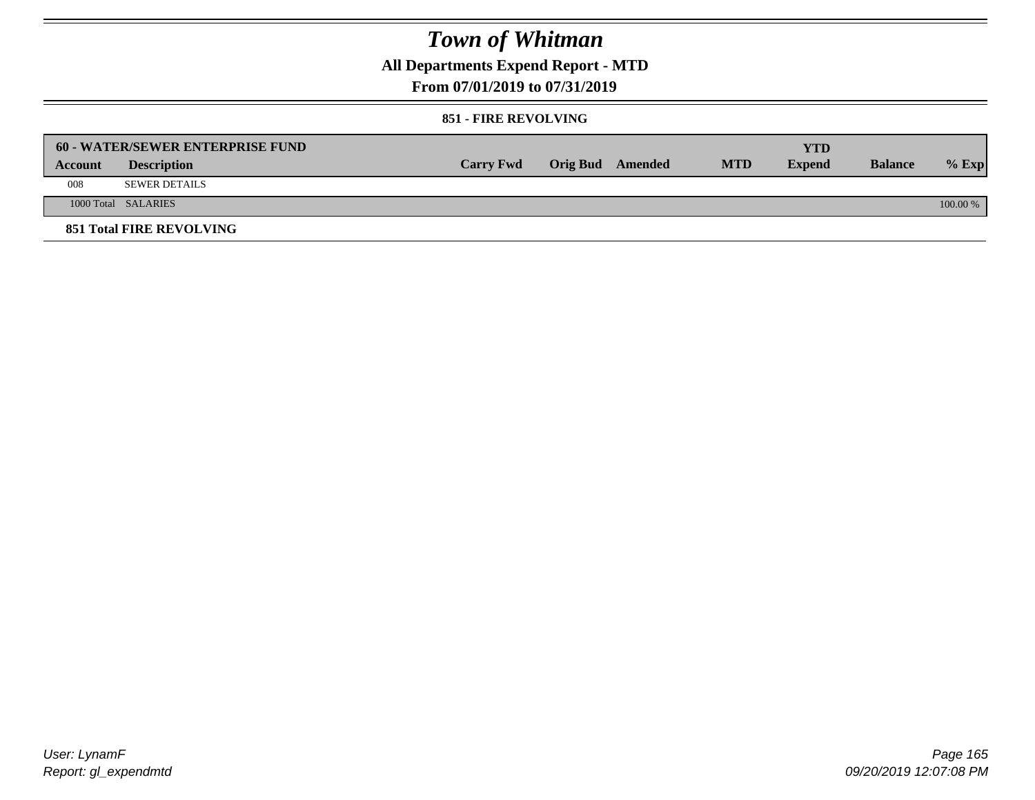# *Town of Whitman*

## All Departments Expend Report - MTD

## From 07/01/2019 to 07/31/2019

### 851 - FIRE REVOLVING

| 60 - WATER/SEWER ENTERPRISE FUND | | | | | | YTD | | |
|---|---|---|---|---|---|---|---|---|
| **Account** | **Description** | **Carry Fwd** | **Orig Bud** | **Amended** | **MTD** | **Expend** | **Balance** | **% Exp** |
| 008 | SEWER DETAILS | | | | | | | |
| 1000 Total | SALARIES | | | | | | | 100.00 % |

**851 Total FIRE REVOLVING**

User: LynamF
Report: gl_expendmtd

09/20/2019 12:07:08 PM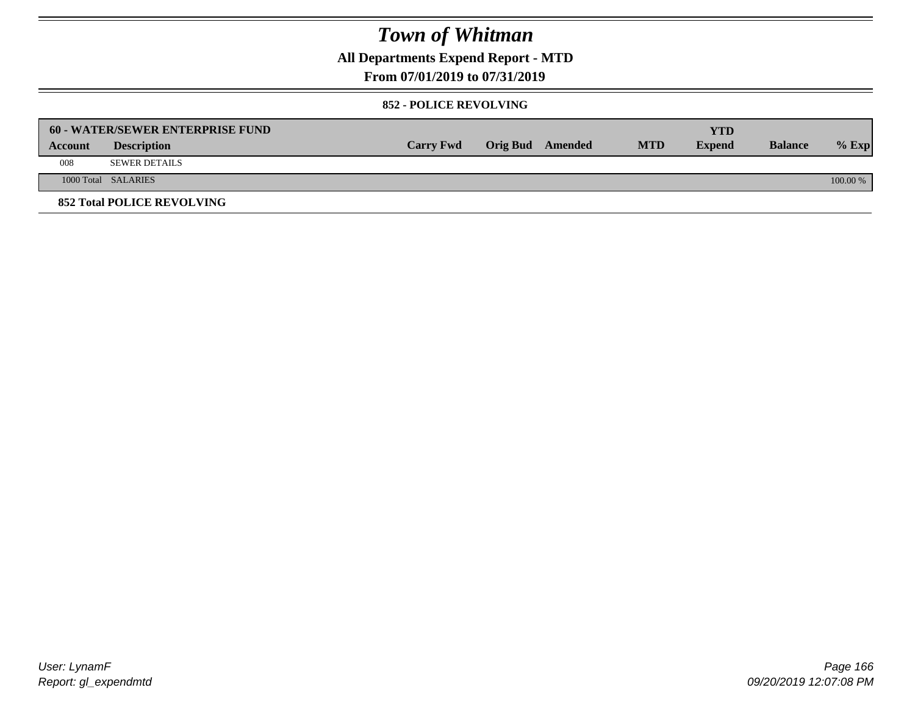# Town of Whitman

## All Departments Expend Report - MTD

### From 07/01/2019 to 07/31/2019

#### 852 - POLICE REVOLVING

| 60 - WATER/SEWER ENTERPRISE FUND | | | | | | YTD | | |
|---|---|---|---|---|---|---|---|---|
| **Account** | **Description** | **Carry Fwd** | **Orig Bud** | **Amended** | **MTD** | **Expend** | **Balance** | **% Exp** |
| 008 | SEWER DETAILS | | | | | | | |
| 1000 Total | SALARIES | | | | | | | 100.00 % |

**852 Total POLICE REVOLVING**

User: LynamF
Report: gl_expendmtd

09/20/2019 12:07:08 PM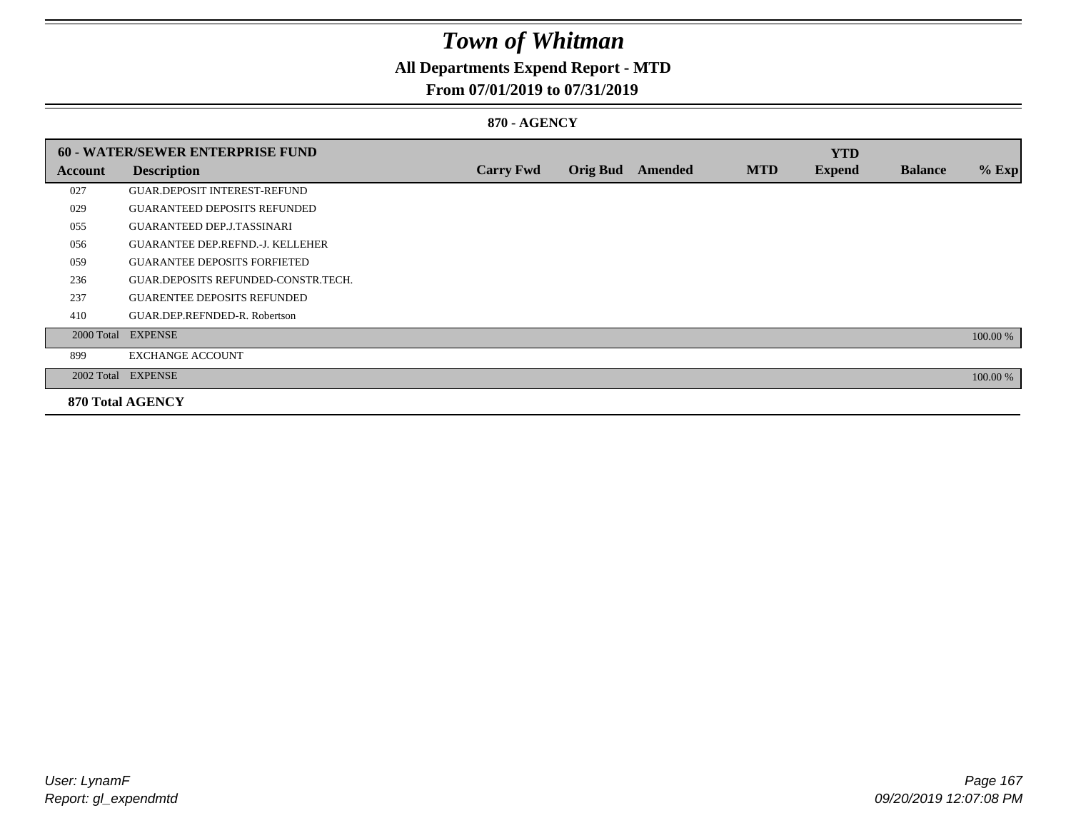# Town of Whitman

## All Departments Expend Report - MTD

### From 07/01/2019 to 07/31/2019

#### 870 - AGENCY

| 60 - WATER/SEWER ENTERPRISE FUND | | | | | | YTD | | |
|---|---|---|---|---|---|---|---|---|
| **Account** | **Description** | **Carry Fwd** | **Orig Bud** | **Amended** | **MTD** | **Expend** | **Balance** | **% Exp** |
| 027 | GUAR.DEPOSIT INTEREST-REFUND | | | | | | | |
| 029 | GUARANTEED DEPOSITS REFUNDED | | | | | | | |
| 055 | GUARANTEED DEP.J.TASSINARI | | | | | | | |
| 056 | GUARANTEE DEP.REFND.-J. KELLEHER | | | | | | | |
| 059 | GUARANTEE DEPOSITS FORFIETED | | | | | | | |
| 236 | GUAR.DEPOSITS REFUNDED-CONSTR.TECH. | | | | | | | |
| 237 | GUARENTEE DEPOSITS REFUNDED | | | | | | | |
| 410 | GUAR.DEP.REFNDED-R. Robertson | | | | | | | |
| 2000 Total | EXPENSE | | | | | | | 100.00 % |
| 899 | EXCHANGE ACCOUNT | | | | | | | |
| 2002 Total | EXPENSE | | | | | | | 100.00 % |

**870 Total AGENCY**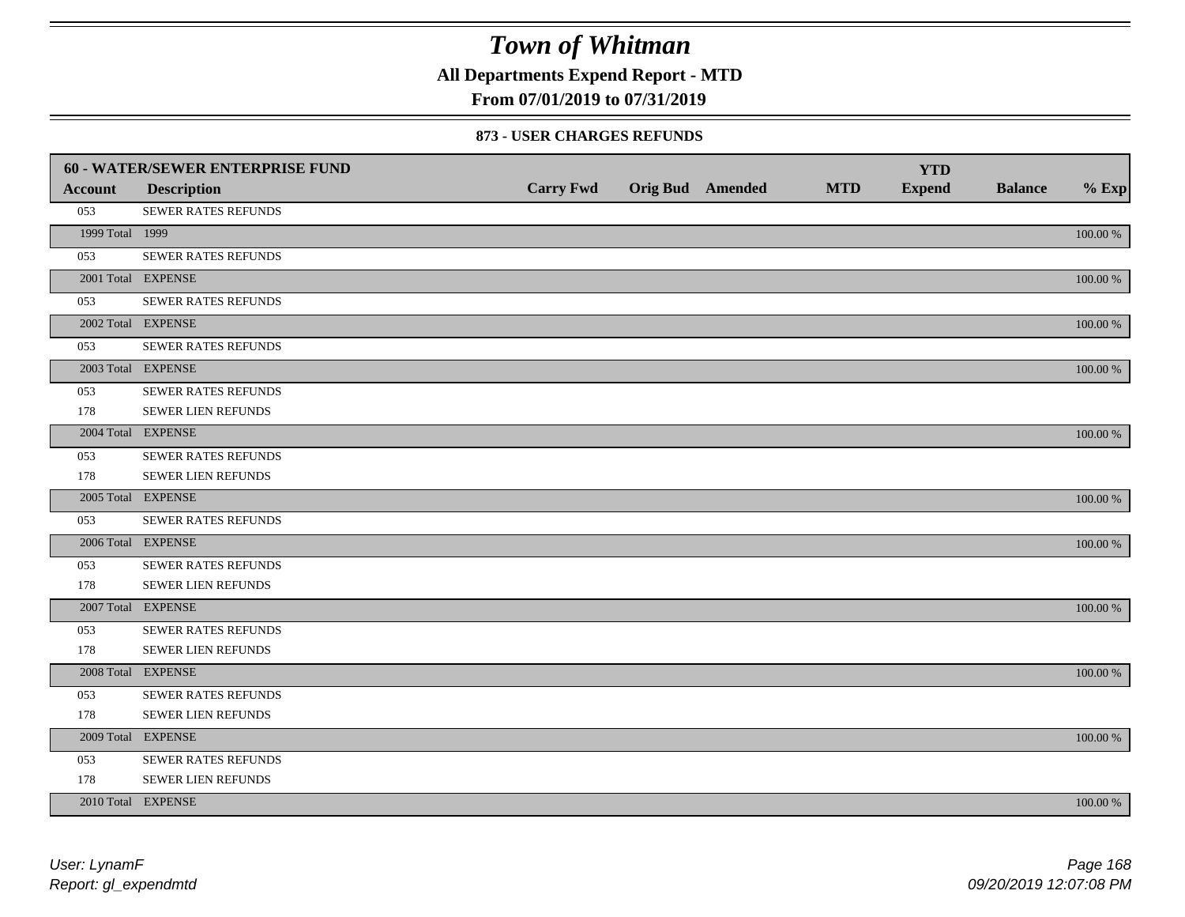# Town of Whitman

## All Departments Expend Report - MTD

### From 07/01/2019 to 07/31/2019

### 873 - USER CHARGES REFUNDS

| 60 - WATER/SEWER ENTERPRISE FUND | | | | | | YTD | | |
|---|---|---|---|---|---|---|---|---|
| Account | Description | Carry Fwd | Orig Bud | Amended | MTD | Expend | Balance | % Exp |
| 053 | SEWER RATES REFUNDS | | | | | | | |
| 1999 Total | 1999 | | | | | | | 100.00 % |
| 053 | SEWER RATES REFUNDS | | | | | | | |
| 2001 Total | EXPENSE | | | | | | | 100.00 % |
| 053 | SEWER RATES REFUNDS | | | | | | | |
| 2002 Total | EXPENSE | | | | | | | 100.00 % |
| 053 | SEWER RATES REFUNDS | | | | | | | |
| 2003 Total | EXPENSE | | | | | | | 100.00 % |
| 053 | SEWER RATES REFUNDS | | | | | | | |
| 178 | SEWER LIEN REFUNDS | | | | | | | |
| 2004 Total | EXPENSE | | | | | | | 100.00 % |
| 053 | SEWER RATES REFUNDS | | | | | | | |
| 178 | SEWER LIEN REFUNDS | | | | | | | |
| 2005 Total | EXPENSE | | | | | | | 100.00 % |
| 053 | SEWER RATES REFUNDS | | | | | | | |
| 2006 Total | EXPENSE | | | | | | | 100.00 % |
| 053 | SEWER RATES REFUNDS | | | | | | | |
| 178 | SEWER LIEN REFUNDS | | | | | | | |
| 2007 Total | EXPENSE | | | | | | | 100.00 % |
| 053 | SEWER RATES REFUNDS | | | | | | | |
| 178 | SEWER LIEN REFUNDS | | | | | | | |
| 2008 Total | EXPENSE | | | | | | | 100.00 % |
| 053 | SEWER RATES REFUNDS | | | | | | | |
| 178 | SEWER LIEN REFUNDS | | | | | | | |
| 2009 Total | EXPENSE | | | | | | | 100.00 % |
| 053 | SEWER RATES REFUNDS | | | | | | | |
| 178 | SEWER LIEN REFUNDS | | | | | | | |
| 2010 Total | EXPENSE | | | | | | | 100.00 % |

*User: LynamF*
*Report: gl_expendmtd*

*09/20/2019 12:07:08 PM*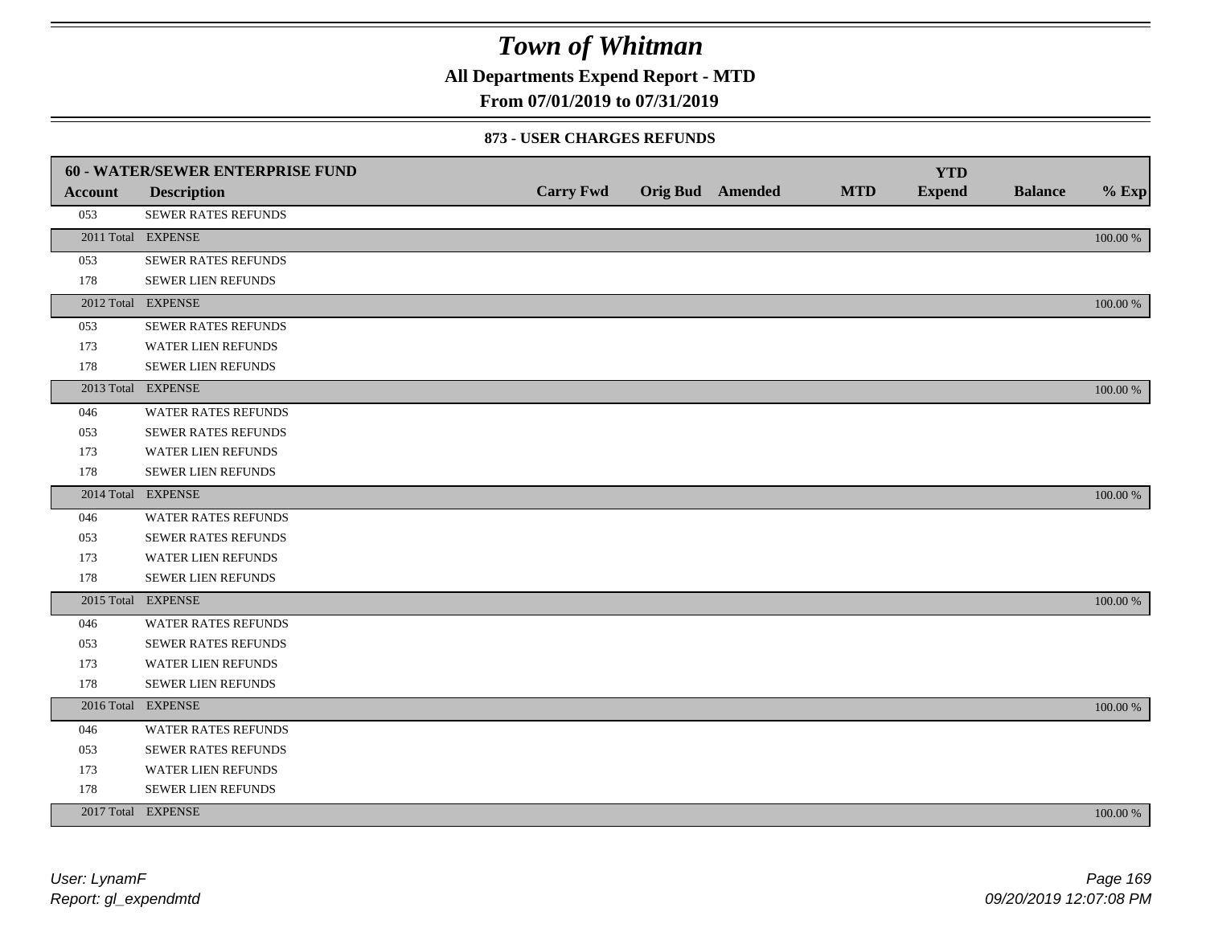# Town of Whitman

**All Departments Expend Report - MTD**

**From 07/01/2019 to 07/31/2019**

### 873 - USER CHARGES REFUNDS

| 60 - WATER/SEWER ENTERPRISE FUND | | | | | | YTD | | |
|---|---|---|---|---|---|---|---|---|
| **Account** | **Description** | **Carry Fwd** | **Orig Bud** | **Amended** | **MTD** | **Expend** | **Balance** | **% Exp** |
| 053 | SEWER RATES REFUNDS | | | | | | | |
| 2011 Total | EXPENSE | | | | | | | 100.00 % |
| 053 | SEWER RATES REFUNDS | | | | | | | |
| 178 | SEWER LIEN REFUNDS | | | | | | | |
| 2012 Total | EXPENSE | | | | | | | 100.00 % |
| 053 | SEWER RATES REFUNDS | | | | | | | |
| 173 | WATER LIEN REFUNDS | | | | | | | |
| 178 | SEWER LIEN REFUNDS | | | | | | | |
| 2013 Total | EXPENSE | | | | | | | 100.00 % |
| 046 | WATER RATES REFUNDS | | | | | | | |
| 053 | SEWER RATES REFUNDS | | | | | | | |
| 173 | WATER LIEN REFUNDS | | | | | | | |
| 178 | SEWER LIEN REFUNDS | | | | | | | |
| 2014 Total | EXPENSE | | | | | | | 100.00 % |
| 046 | WATER RATES REFUNDS | | | | | | | |
| 053 | SEWER RATES REFUNDS | | | | | | | |
| 173 | WATER LIEN REFUNDS | | | | | | | |
| 178 | SEWER LIEN REFUNDS | | | | | | | |
| 2015 Total | EXPENSE | | | | | | | 100.00 % |
| 046 | WATER RATES REFUNDS | | | | | | | |
| 053 | SEWER RATES REFUNDS | | | | | | | |
| 173 | WATER LIEN REFUNDS | | | | | | | |
| 178 | SEWER LIEN REFUNDS | | | | | | | |
| 2016 Total | EXPENSE | | | | | | | 100.00 % |
| 046 | WATER RATES REFUNDS | | | | | | | |
| 053 | SEWER RATES REFUNDS | | | | | | | |
| 173 | WATER LIEN REFUNDS | | | | | | | |
| 178 | SEWER LIEN REFUNDS | | | | | | | |
| 2017 Total | EXPENSE | | | | | | | 100.00 % |

*User: LynamF*
*Report: gl_expendmtd*

*09/20/2019 12:07:08 PM*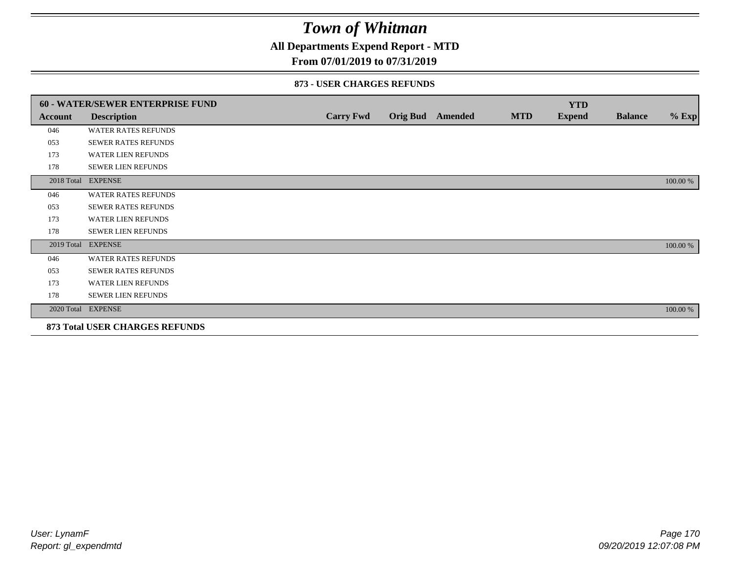# Town of Whitman

**All Departments Expend Report - MTD**

**From 07/01/2019 to 07/31/2019**

**873 - USER CHARGES REFUNDS**

| 60 - WATER/SEWER ENTERPRISE FUND | | | | | | YTD | | |
|---|---|---|---|---|---|---|---|---|
| **Account** | **Description** | **Carry Fwd** | **Orig Bud** | **Amended** | **MTD** | **Expend** | **Balance** | **% Exp** |
| 046 | WATER RATES REFUNDS | | | | | | | |
| 053 | SEWER RATES REFUNDS | | | | | | | |
| 173 | WATER LIEN REFUNDS | | | | | | | |
| 178 | SEWER LIEN REFUNDS | | | | | | | |
| 2018 Total | EXPENSE | | | | | | | 100.00 % |
| 046 | WATER RATES REFUNDS | | | | | | | |
| 053 | SEWER RATES REFUNDS | | | | | | | |
| 173 | WATER LIEN REFUNDS | | | | | | | |
| 178 | SEWER LIEN REFUNDS | | | | | | | |
| 2019 Total | EXPENSE | | | | | | | 100.00 % |
| 046 | WATER RATES REFUNDS | | | | | | | |
| 053 | SEWER RATES REFUNDS | | | | | | | |
| 173 | WATER LIEN REFUNDS | | | | | | | |
| 178 | SEWER LIEN REFUNDS | | | | | | | |
| 2020 Total | EXPENSE | | | | | | | 100.00 % |

**873 Total USER CHARGES REFUNDS**

*User: LynamF*
*Report: gl_expendmtd*

*09/20/2019 12:07:08 PM*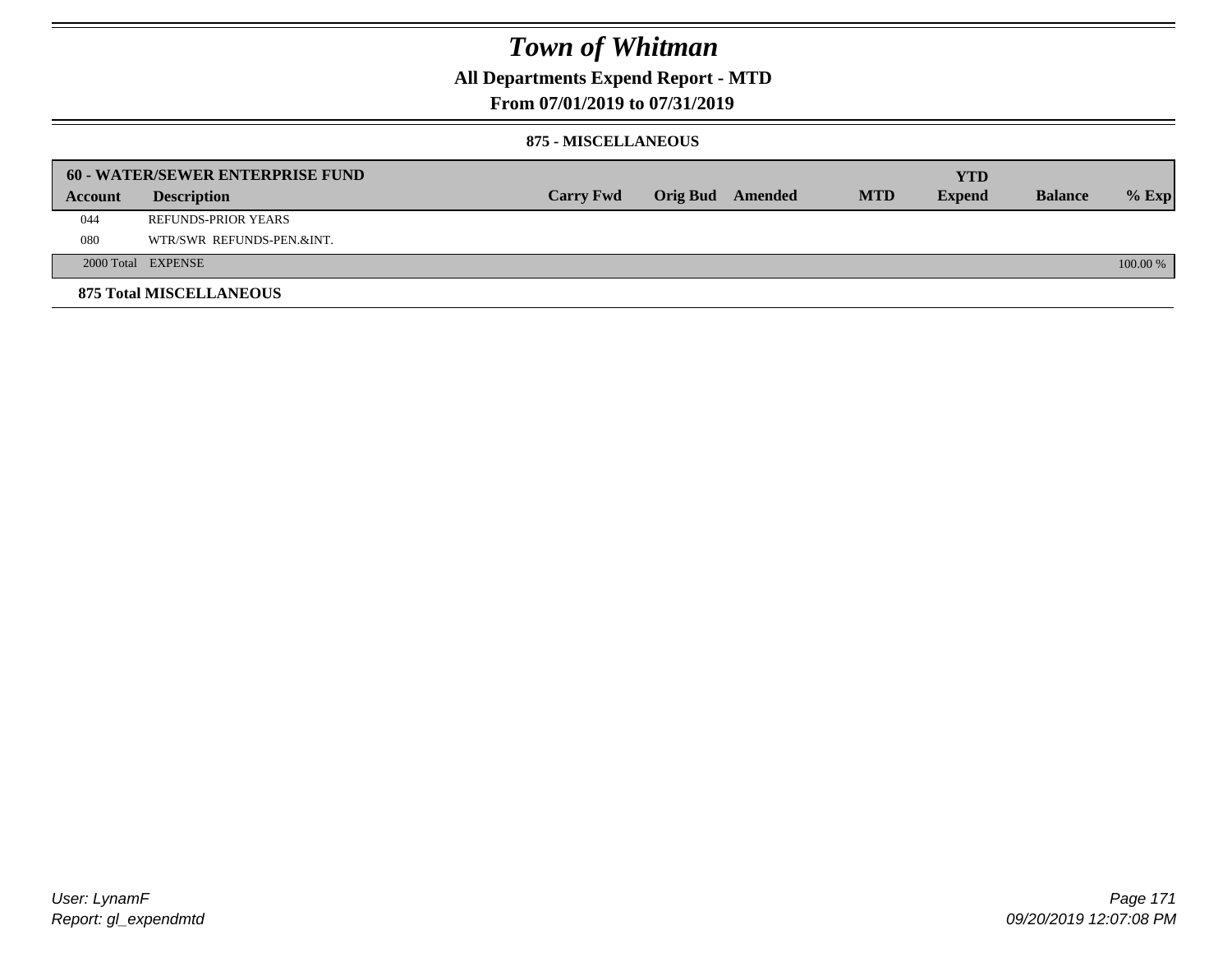# Town of Whitman

## All Departments Expend Report - MTD

### From 07/01/2019 to 07/31/2019

#### 875 - MISCELLANEOUS

| 60 - WATER/SEWER ENTERPRISE FUND | | | | | | YTD | | |
|---|---|---|---|---|---|---|---|---|
| **Account** | **Description** | **Carry Fwd** | **Orig Bud** | **Amended** | **MTD** | **Expend** | **Balance** | **% Exp** |
| 044 | REFUNDS-PRIOR YEARS | | | | | | | |
| 080 | WTR/SWR REFUNDS-PEN.&INT. | | | | | | | |
| 2000 Total | EXPENSE | | | | | | | 100.00 % |

**875 Total MISCELLANEOUS**

User: LynamF
Report: gl_expendmtd

09/20/2019 12:07:08 PM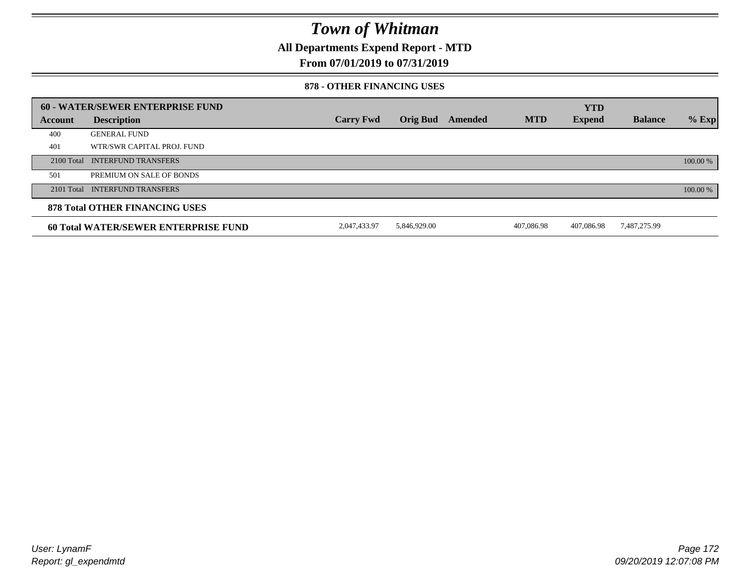# Town of Whitman

## All Departments Expend Report - MTD

## From 07/01/2019 to 07/31/2019

### 878 - OTHER FINANCING USES

| 60 - WATER/SEWER ENTERPRISE FUND | | | | | | YTD | | |
|---|---|---|---|---|---|---|---|---|
| **Account** | **Description** | **Carry Fwd** | **Orig Bud** | **Amended** | **MTD** | **Expend** | **Balance** | **% Exp** |
| 400 | GENERAL FUND | | | | | | | |
| 401 | WTR/SWR CAPITAL PROJ. FUND | | | | | | | |
| 2100 Total | INTERFUND TRANSFERS | | | | | | | 100.00 % |
| 501 | PREMIUM ON SALE OF BONDS | | | | | | | |
| 2101 Total | INTERFUND TRANSFERS | | | | | | | 100.00 % |
| **878 Total OTHER FINANCING USES** | | | | | | | | |
| **60 Total WATER/SEWER ENTERPRISE FUND** | | 2,047,433.97 | 5,846,929.00 | | 407,086.98 | 407,086.98 | 7,487,275.99 | |

User: LynamF
Report: gl_expendmtd

09/20/2019 12:07:08 PM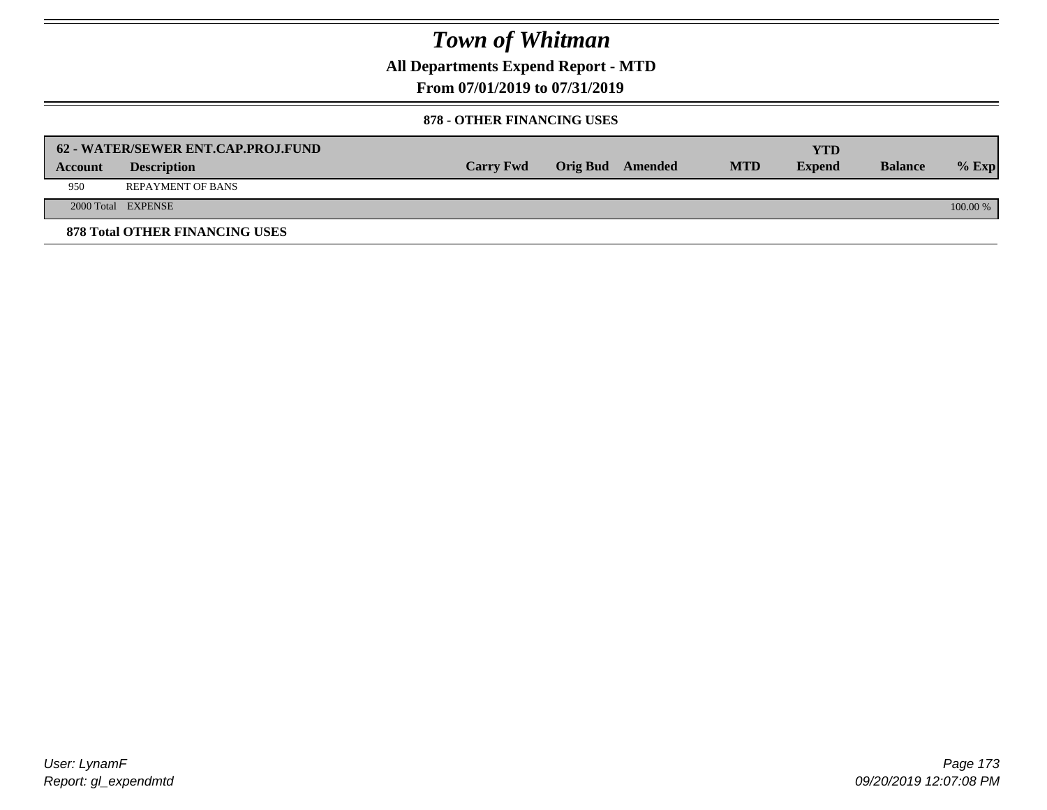# Town of Whitman

**All Departments Expend Report - MTD**

**From 07/01/2019 to 07/31/2019**

**878 - OTHER FINANCING USES**

| 62 - WATER/SEWER ENT.CAP.PROJ.FUND | | | | | | YTD | | |
|---|---|---|---|---|---|---|---|---|
| **Account** | **Description** | **Carry Fwd** | **Orig Bud** | **Amended** | **MTD** | **Expend** | **Balance** | **% Exp** |
| 950 | REPAYMENT OF BANS | | | | | | | |
| 2000 Total | EXPENSE | | | | | | | 100.00 % |

**878 Total OTHER FINANCING USES**

User: LynamF

Report: gl_expendmtd

09/20/2019 12:07:08 PM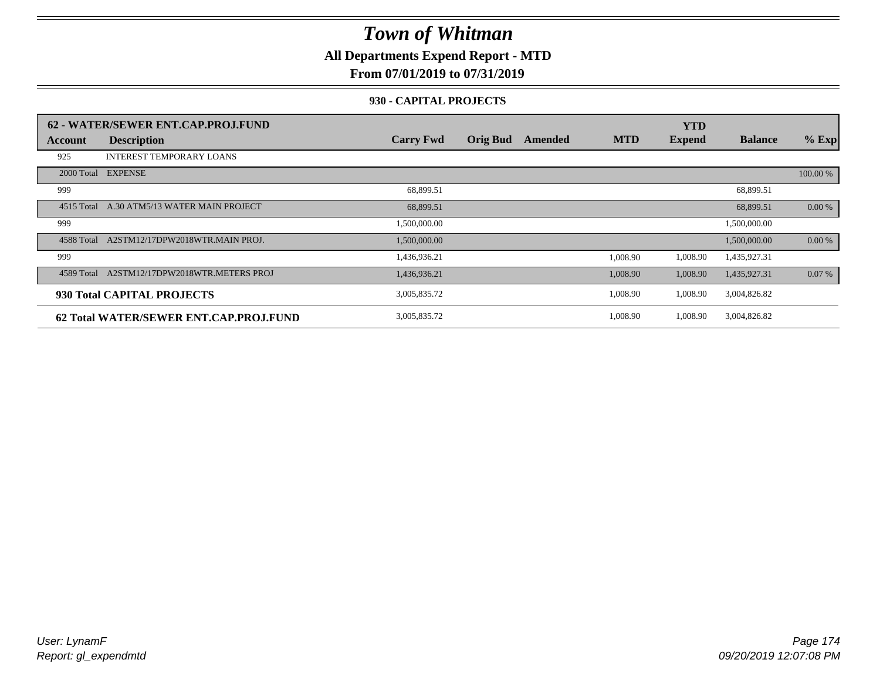# Town of Whitman

## All Departments Expend Report - MTD

## From 07/01/2019 to 07/31/2019

### 930 - CAPITAL PROJECTS

| 62 - WATER/SEWER ENT.CAP.PROJ.FUND | | | | | | YTD | | |
|---|---|---|---|---|---|---|---|---|
| **Account** | **Description** | **Carry Fwd** | **Orig Bud** | **Amended** | **MTD** | **Expend** | **Balance** | **% Exp** |
| 925 | INTEREST TEMPORARY LOANS | | | | | | | |
| 2000 Total | EXPENSE | | | | | | | 100.00 % |
| 999 | | 68,899.51 | | | | | 68,899.51 | |
| 4515 Total | A.30 ATM5/13 WATER MAIN PROJECT | 68,899.51 | | | | | 68,899.51 | 0.00 % |
| 999 | | 1,500,000.00 | | | | | 1,500,000.00 | |
| 4588 Total | A2STM12/17DPW2018WTR.MAIN PROJ. | 1,500,000.00 | | | | | 1,500,000.00 | 0.00 % |
| 999 | | 1,436,936.21 | | | 1,008.90 | 1,008.90 | 1,435,927.31 | |
| 4589 Total | A2STM12/17DPW2018WTR.METERS PROJ | 1,436,936.21 | | | 1,008.90 | 1,008.90 | 1,435,927.31 | 0.07 % |
| **930 Total CAPITAL PROJECTS** | | 3,005,835.72 | | | 1,008.90 | 1,008.90 | 3,004,826.82 | |
| **62 Total WATER/SEWER ENT.CAP.PROJ.FUND** | | 3,005,835.72 | | | 1,008.90 | 1,008.90 | 3,004,826.82 | |

*User: LynamF*
*Report: gl_expendmtd*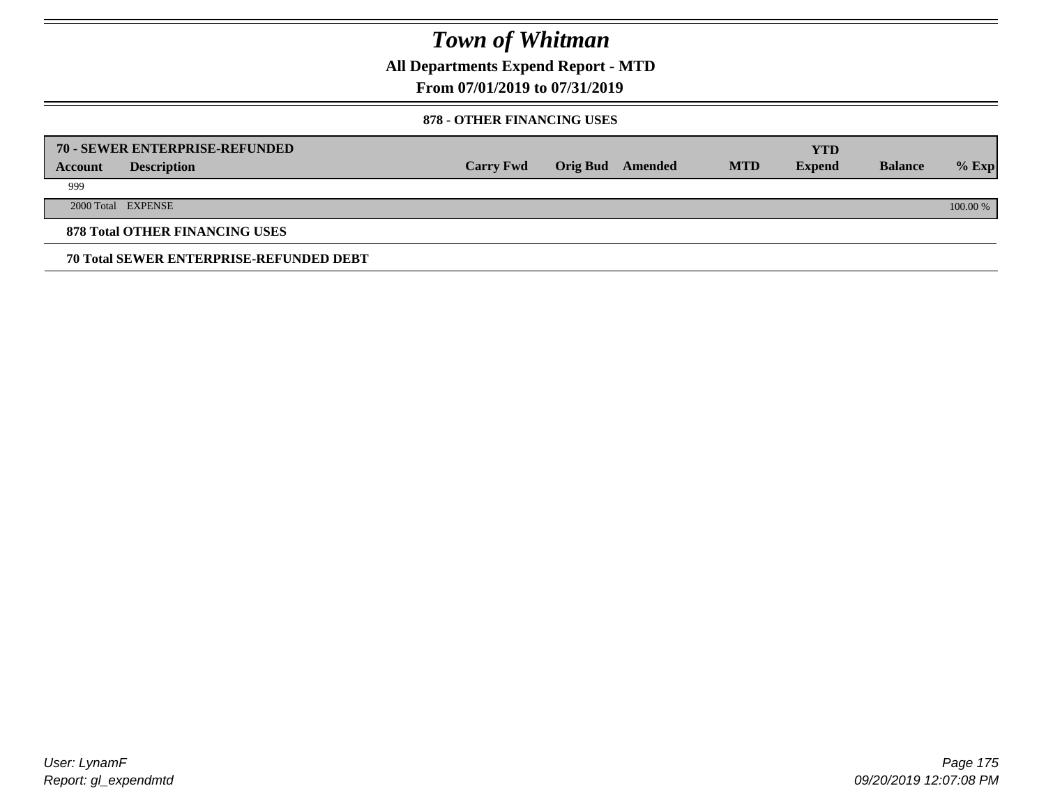# Town of Whitman

**All Departments Expend Report - MTD**

**From 07/01/2019 to 07/31/2019**

**878 - OTHER FINANCING USES**

| **70 - SEWER ENTERPRISE-REFUNDED** | | | | | | **YTD** | | |
|---|---|---|---|---|---|---|---|---|
| **Account** | **Description** | **Carry Fwd** | **Orig Bud** | **Amended** | **MTD** | **Expend** | **Balance** | **% Exp** |
| 999 | | | | | | | | |
| 2000 Total | EXPENSE | | | | | | | 100.00 % |

**878 Total OTHER FINANCING USES**

**70 Total SEWER ENTERPRISE-REFUNDED DEBT**

User: LynamF
Report: gl_expendmtd

09/20/2019 12:07:08 PM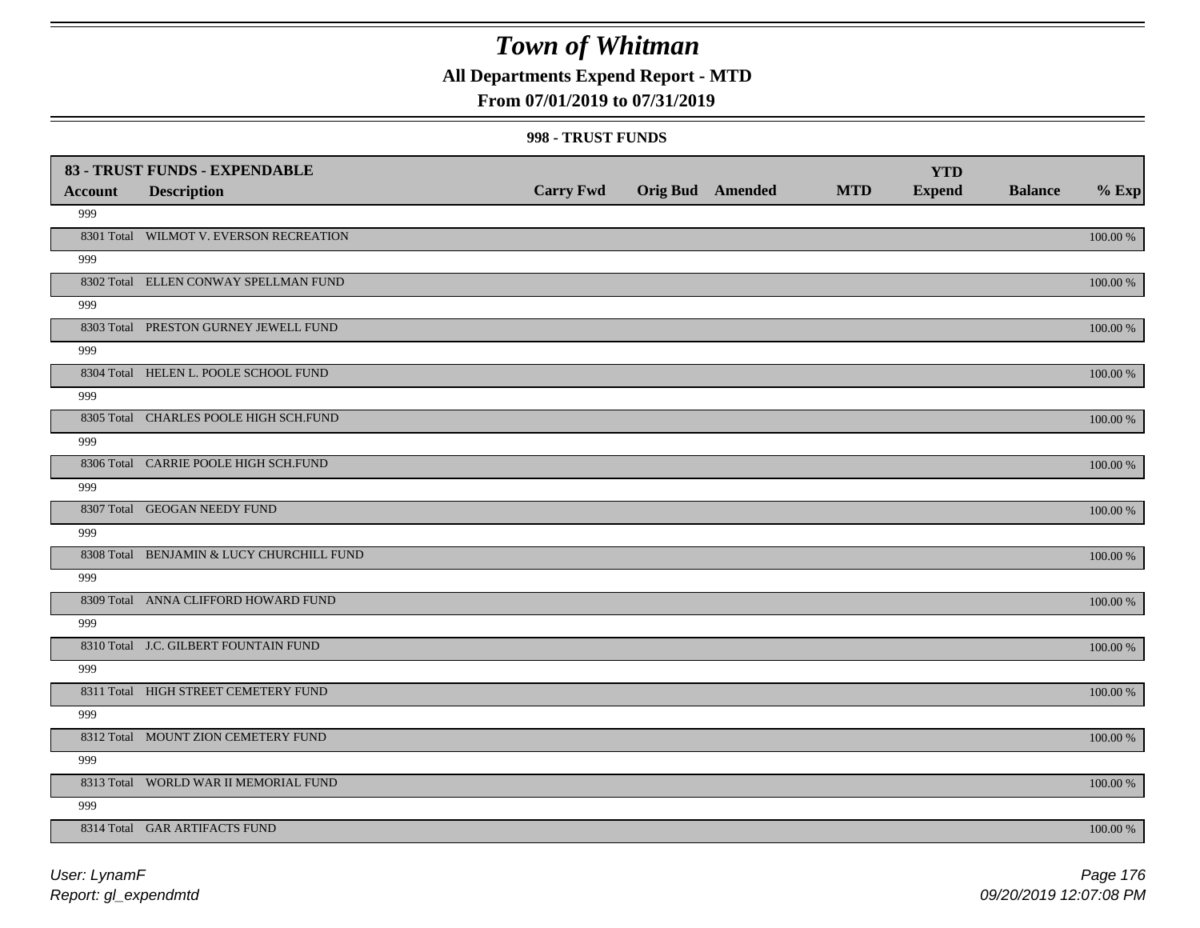# Town of Whitman

**All Departments Expend Report - MTD**

**From 07/01/2019 to 07/31/2019**

**998 - TRUST FUNDS**

| **83 - TRUST FUNDS - EXPENDABLE** | | | | | | | | |
|---|---|---|---|---|---|---|---|---|
| **Account** | **Description** | **Carry Fwd** | **Orig Bud** | **Amended** | **MTD** | **YTD Expend** | **Balance** | **% Exp** |
| 999 | | | | | | | | |
| 8301 Total | WILMOT V. EVERSON RECREATION | | | | | | | 100.00 % |
| 999 | | | | | | | | |
| 8302 Total | ELLEN CONWAY SPELLMAN FUND | | | | | | | 100.00 % |
| 999 | | | | | | | | |
| 8303 Total | PRESTON GURNEY JEWELL FUND | | | | | | | 100.00 % |
| 999 | | | | | | | | |
| 8304 Total | HELEN L. POOLE SCHOOL FUND | | | | | | | 100.00 % |
| 999 | | | | | | | | |
| 8305 Total | CHARLES POOLE HIGH SCH.FUND | | | | | | | 100.00 % |
| 999 | | | | | | | | |
| 8306 Total | CARRIE POOLE HIGH SCH.FUND | | | | | | | 100.00 % |
| 999 | | | | | | | | |
| 8307 Total | GEOGAN NEEDY FUND | | | | | | | 100.00 % |
| 999 | | | | | | | | |
| 8308 Total | BENJAMIN & LUCY CHURCHILL FUND | | | | | | | 100.00 % |
| 999 | | | | | | | | |
| 8309 Total | ANNA CLIFFORD HOWARD FUND | | | | | | | 100.00 % |
| 999 | | | | | | | | |
| 8310 Total | J.C. GILBERT FOUNTAIN FUND | | | | | | | 100.00 % |
| 999 | | | | | | | | |
| 8311 Total | HIGH STREET CEMETERY FUND | | | | | | | 100.00 % |
| 999 | | | | | | | | |
| 8312 Total | MOUNT ZION CEMETERY FUND | | | | | | | 100.00 % |
| 999 | | | | | | | | |
| 8313 Total | WORLD WAR II MEMORIAL FUND | | | | | | | 100.00 % |
| 999 | | | | | | | | |
| 8314 Total | GAR ARTIFACTS FUND | | | | | | | 100.00 % |

*User: LynamF*
*Report: gl_expendmtd*

*09/20/2019 12:07:08 PM*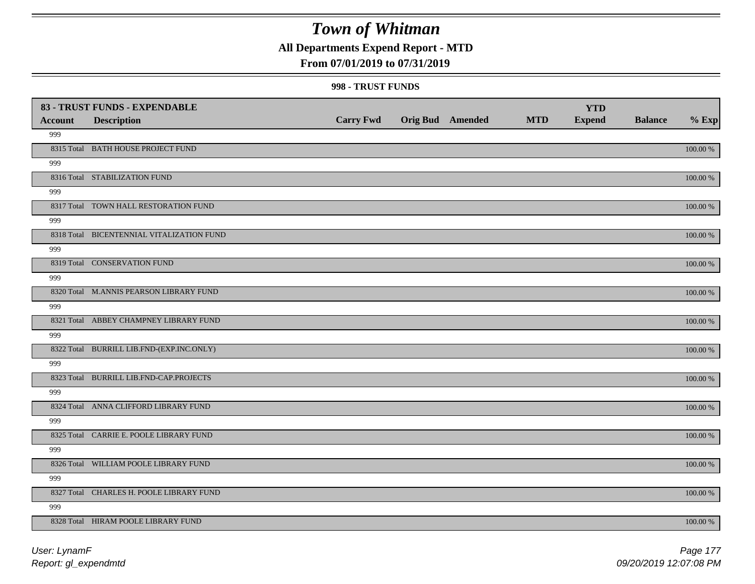# Town of Whitman

## All Departments Expend Report - MTD

### From 07/01/2019 to 07/31/2019

#### 998 - TRUST FUNDS

| 83 - TRUST FUNDS - EXPENDABLE | | | | | | YTD | | |
|---|---|---|---|---|---|---|---|---|
| **Account** | **Description** | **Carry Fwd** | **Orig Bud** | **Amended** | **MTD** | **Expend** | **Balance** | **% Exp** |
| 999 | | | | | | | | |
| 8315 Total | BATH HOUSE PROJECT FUND | | | | | | | 100.00 % |
| 999 | | | | | | | | |
| 8316 Total | STABILIZATION FUND | | | | | | | 100.00 % |
| 999 | | | | | | | | |
| 8317 Total | TOWN HALL RESTORATION FUND | | | | | | | 100.00 % |
| 999 | | | | | | | | |
| 8318 Total | BICENTENNIAL VITALIZATION FUND | | | | | | | 100.00 % |
| 999 | | | | | | | | |
| 8319 Total | CONSERVATION FUND | | | | | | | 100.00 % |
| 999 | | | | | | | | |
| 8320 Total | M.ANNIS PEARSON LIBRARY FUND | | | | | | | 100.00 % |
| 999 | | | | | | | | |
| 8321 Total | ABBEY CHAMPNEY LIBRARY FUND | | | | | | | 100.00 % |
| 999 | | | | | | | | |
| 8322 Total | BURRILL LIB.FND-(EXP.INC.ONLY) | | | | | | | 100.00 % |
| 999 | | | | | | | | |
| 8323 Total | BURRILL LIB.FND-CAP.PROJECTS | | | | | | | 100.00 % |
| 999 | | | | | | | | |
| 8324 Total | ANNA CLIFFORD LIBRARY FUND | | | | | | | 100.00 % |
| 999 | | | | | | | | |
| 8325 Total | CARRIE E. POOLE LIBRARY FUND | | | | | | | 100.00 % |
| 999 | | | | | | | | |
| 8326 Total | WILLIAM POOLE LIBRARY FUND | | | | | | | 100.00 % |
| 999 | | | | | | | | |
| 8327 Total | CHARLES H. POOLE LIBRARY FUND | | | | | | | 100.00 % |
| 999 | | | | | | | | |
| 8328 Total | HIRAM POOLE LIBRARY FUND | | | | | | | 100.00 % |

User: LynamF
Report: gl_expendmtd

09/20/2019 12:07:08 PM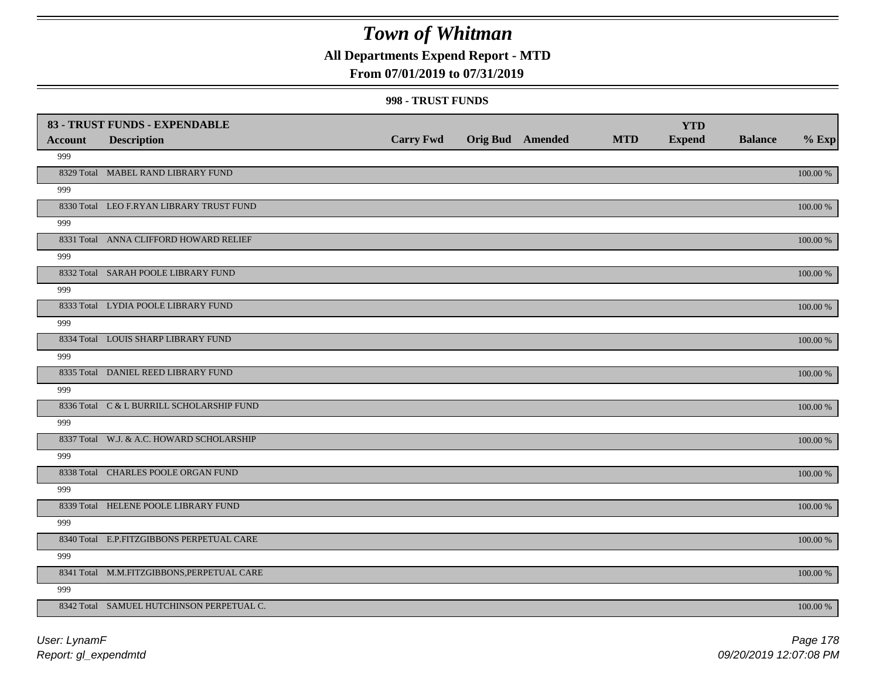# Town of Whitman

**All Departments Expend Report - MTD**

**From 07/01/2019 to 07/31/2019**

**998 - TRUST FUNDS**

| 83 - TRUST FUNDS - EXPENDABLE | | | | | | | | |
|---|---|---|---|---|---|---|---|---|
| **Account** | **Description** | **Carry Fwd** | **Orig Bud** | **Amended** | **MTD** | **YTD Expend** | **Balance** | **% Exp** |
| 999 | | | | | | | | |
| 8329 Total | MABEL RAND LIBRARY FUND | | | | | | | 100.00 % |
| 999 | | | | | | | | |
| 8330 Total | LEO F.RYAN LIBRARY TRUST FUND | | | | | | | 100.00 % |
| 999 | | | | | | | | |
| 8331 Total | ANNA CLIFFORD HOWARD RELIEF | | | | | | | 100.00 % |
| 999 | | | | | | | | |
| 8332 Total | SARAH POOLE LIBRARY FUND | | | | | | | 100.00 % |
| 999 | | | | | | | | |
| 8333 Total | LYDIA POOLE LIBRARY FUND | | | | | | | 100.00 % |
| 999 | | | | | | | | |
| 8334 Total | LOUIS SHARP LIBRARY FUND | | | | | | | 100.00 % |
| 999 | | | | | | | | |
| 8335 Total | DANIEL REED LIBRARY FUND | | | | | | | 100.00 % |
| 999 | | | | | | | | |
| 8336 Total | C & L BURRILL SCHOLARSHIP FUND | | | | | | | 100.00 % |
| 999 | | | | | | | | |
| 8337 Total | W.J. & A.C. HOWARD SCHOLARSHIP | | | | | | | 100.00 % |
| 999 | | | | | | | | |
| 8338 Total | CHARLES POOLE ORGAN FUND | | | | | | | 100.00 % |
| 999 | | | | | | | | |
| 8339 Total | HELENE POOLE LIBRARY FUND | | | | | | | 100.00 % |
| 999 | | | | | | | | |
| 8340 Total | E.P.FITZGIBBONS PERPETUAL CARE | | | | | | | 100.00 % |
| 999 | | | | | | | | |
| 8341 Total | M.M.FITZGIBBONS,PERPETUAL CARE | | | | | | | 100.00 % |
| 999 | | | | | | | | |
| 8342 Total | SAMUEL HUTCHINSON PERPETUAL C. | | | | | | | 100.00 % |

*User: LynamF*
*Report: gl_expendmtd*
*09/20/2019 12:07:08 PM*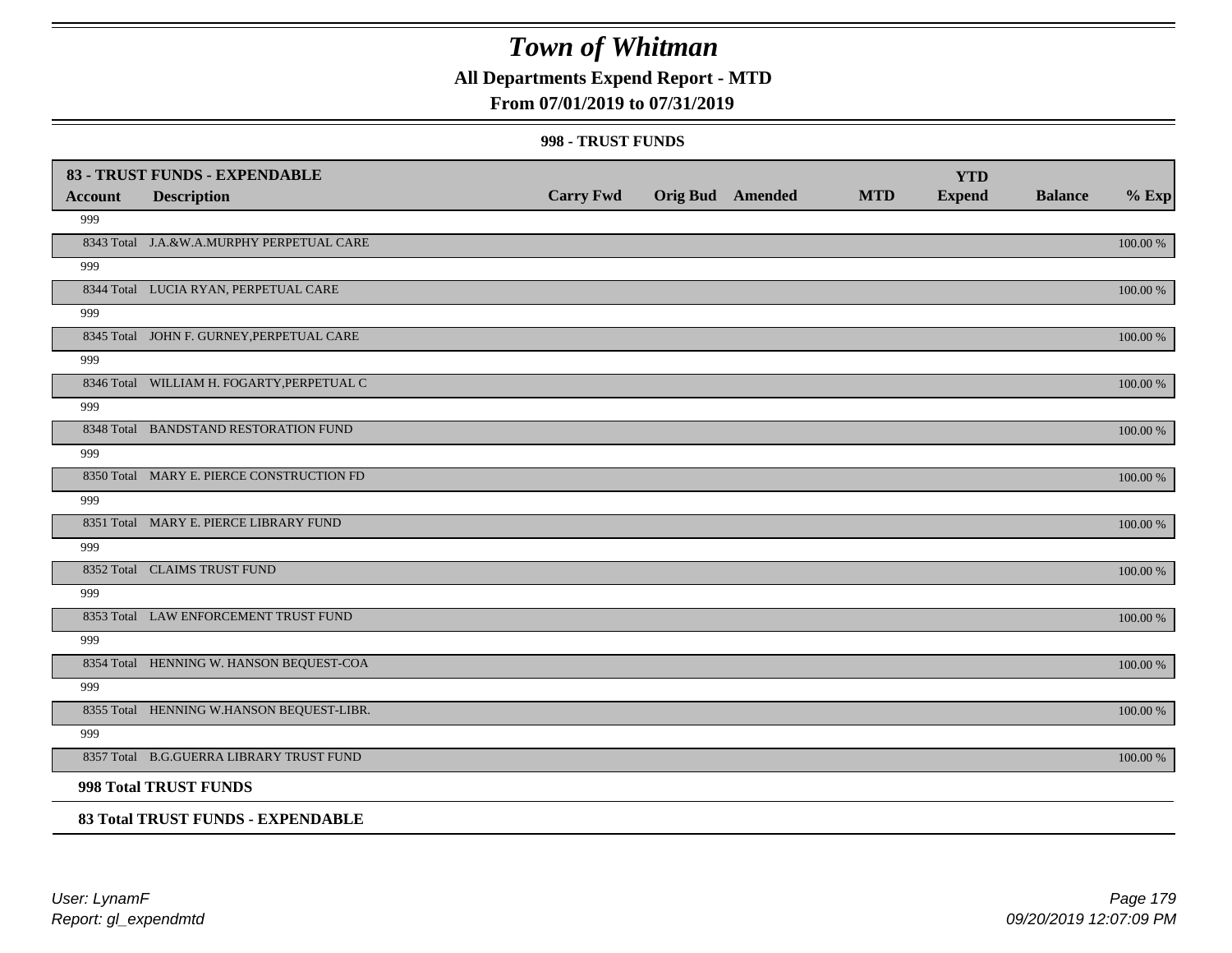# Town of Whitman

## All Departments Expend Report - MTD

### From 07/01/2019 to 07/31/2019

#### 998 - TRUST FUNDS

| 83 - TRUST FUNDS - EXPENDABLE | | | | | | | | |
|---|---|---|---|---|---|---|---|---|
| **Account** | **Description** | **Carry Fwd** | **Orig Bud** | **Amended** | **MTD** | **YTD Expend** | **Balance** | **% Exp** |
| 999 | | | | | | | | |
| 8343 Total | J.A.&W.A.MURPHY PERPETUAL CARE | | | | | | | 100.00 % |
| 999 | | | | | | | | |
| 8344 Total | LUCIA RYAN, PERPETUAL CARE | | | | | | | 100.00 % |
| 999 | | | | | | | | |
| 8345 Total | JOHN F. GURNEY,PERPETUAL CARE | | | | | | | 100.00 % |
| 999 | | | | | | | | |
| 8346 Total | WILLIAM H. FOGARTY,PERPETUAL C | | | | | | | 100.00 % |
| 999 | | | | | | | | |
| 8348 Total | BANDSTAND RESTORATION FUND | | | | | | | 100.00 % |
| 999 | | | | | | | | |
| 8350 Total | MARY E. PIERCE CONSTRUCTION FD | | | | | | | 100.00 % |
| 999 | | | | | | | | |
| 8351 Total | MARY E. PIERCE LIBRARY FUND | | | | | | | 100.00 % |
| 999 | | | | | | | | |
| 8352 Total | CLAIMS TRUST FUND | | | | | | | 100.00 % |
| 999 | | | | | | | | |
| 8353 Total | LAW ENFORCEMENT TRUST FUND | | | | | | | 100.00 % |
| 999 | | | | | | | | |
| 8354 Total | HENNING W. HANSON BEQUEST-COA | | | | | | | 100.00 % |
| 999 | | | | | | | | |
| 8355 Total | HENNING W.HANSON BEQUEST-LIBR. | | | | | | | 100.00 % |
| 999 | | | | | | | | |
| 8357 Total | B.G.GUERRA LIBRARY TRUST FUND | | | | | | | 100.00 % |
| **998 Total TRUST FUNDS** | | | | | | | | |
| **83 Total TRUST FUNDS - EXPENDABLE** | | | | | | | | |

User: LynamF
Report: gl_expendmtd

09/20/2019 12:07:09 PM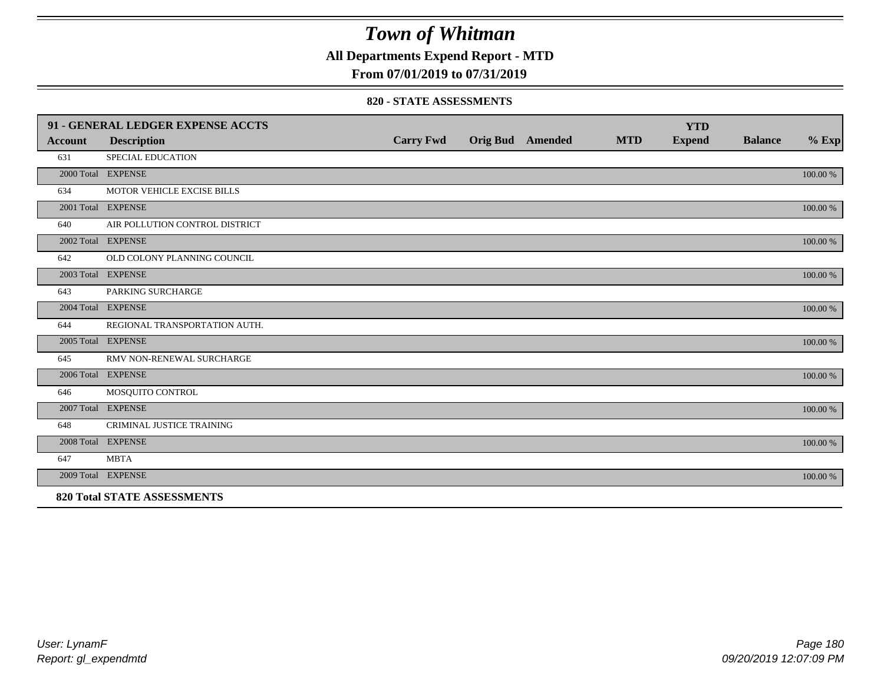# Town of Whitman

**All Departments Expend Report - MTD**

**From 07/01/2019 to 07/31/2019**

**820 - STATE ASSESSMENTS**

| 91 - GENERAL LEDGER EXPENSE ACCTS | | | | | | YTD | | |
|---|---|---|---|---|---|---|---|---|
| **Account** | **Description** | **Carry Fwd** | **Orig Bud** | **Amended** | **MTD** | **Expend** | **Balance** | **% Exp** |
| 631 | SPECIAL EDUCATION | | | | | | | |
| 2000 Total | EXPENSE | | | | | | | 100.00 % |
| 634 | MOTOR VEHICLE EXCISE BILLS | | | | | | | |
| 2001 Total | EXPENSE | | | | | | | 100.00 % |
| 640 | AIR POLLUTION CONTROL DISTRICT | | | | | | | |
| 2002 Total | EXPENSE | | | | | | | 100.00 % |
| 642 | OLD COLONY PLANNING COUNCIL | | | | | | | |
| 2003 Total | EXPENSE | | | | | | | 100.00 % |
| 643 | PARKING SURCHARGE | | | | | | | |
| 2004 Total | EXPENSE | | | | | | | 100.00 % |
| 644 | REGIONAL TRANSPORTATION AUTH. | | | | | | | |
| 2005 Total | EXPENSE | | | | | | | 100.00 % |
| 645 | RMV NON-RENEWAL SURCHARGE | | | | | | | |
| 2006 Total | EXPENSE | | | | | | | 100.00 % |
| 646 | MOSQUITO CONTROL | | | | | | | |
| 2007 Total | EXPENSE | | | | | | | 100.00 % |
| 648 | CRIMINAL JUSTICE TRAINING | | | | | | | |
| 2008 Total | EXPENSE | | | | | | | 100.00 % |
| 647 | MBTA | | | | | | | |
| 2009 Total | EXPENSE | | | | | | | 100.00 % |
| **820 Total STATE ASSESSMENTS** | | | | | | | | |

*User: LynamF*
*Report: gl_expendmtd*

*09/20/2019 12:07:09 PM*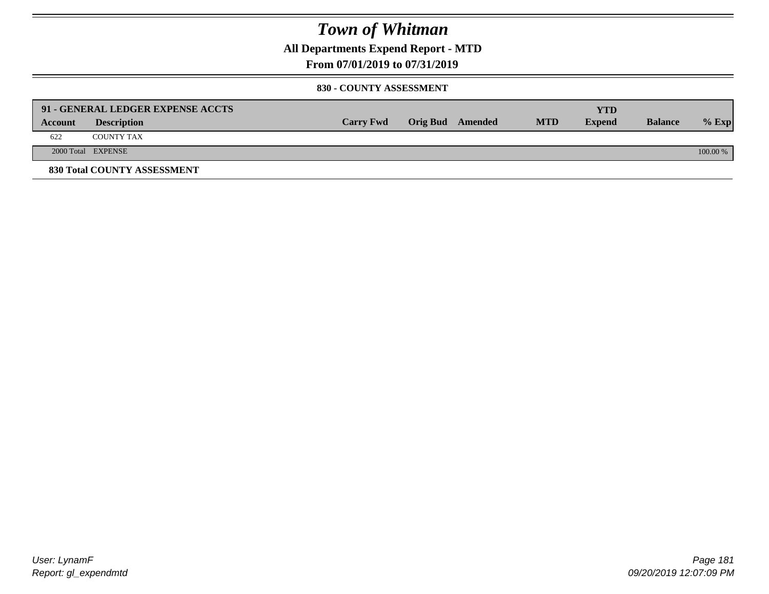# Town of Whitman

**All Departments Expend Report - MTD**

**From 07/01/2019 to 07/31/2019**

**830 - COUNTY ASSESSMENT**

| **91 - GENERAL LEDGER EXPENSE ACCTS** | | | | | | **YTD** | | |
|---|---|---|---|---|---|---|---|---|
| **Account** | **Description** | **Carry Fwd** | **Orig Bud** | **Amended** | **MTD** | **Expend** | **Balance** | **% Exp** |
| 622 | COUNTY TAX | | | | | | | |
| 2000 Total | EXPENSE | | | | | | | 100.00 % |

**830 Total COUNTY ASSESSMENT**

User: LynamF
Report: gl_expendmtd

09/20/2019 12:07:09 PM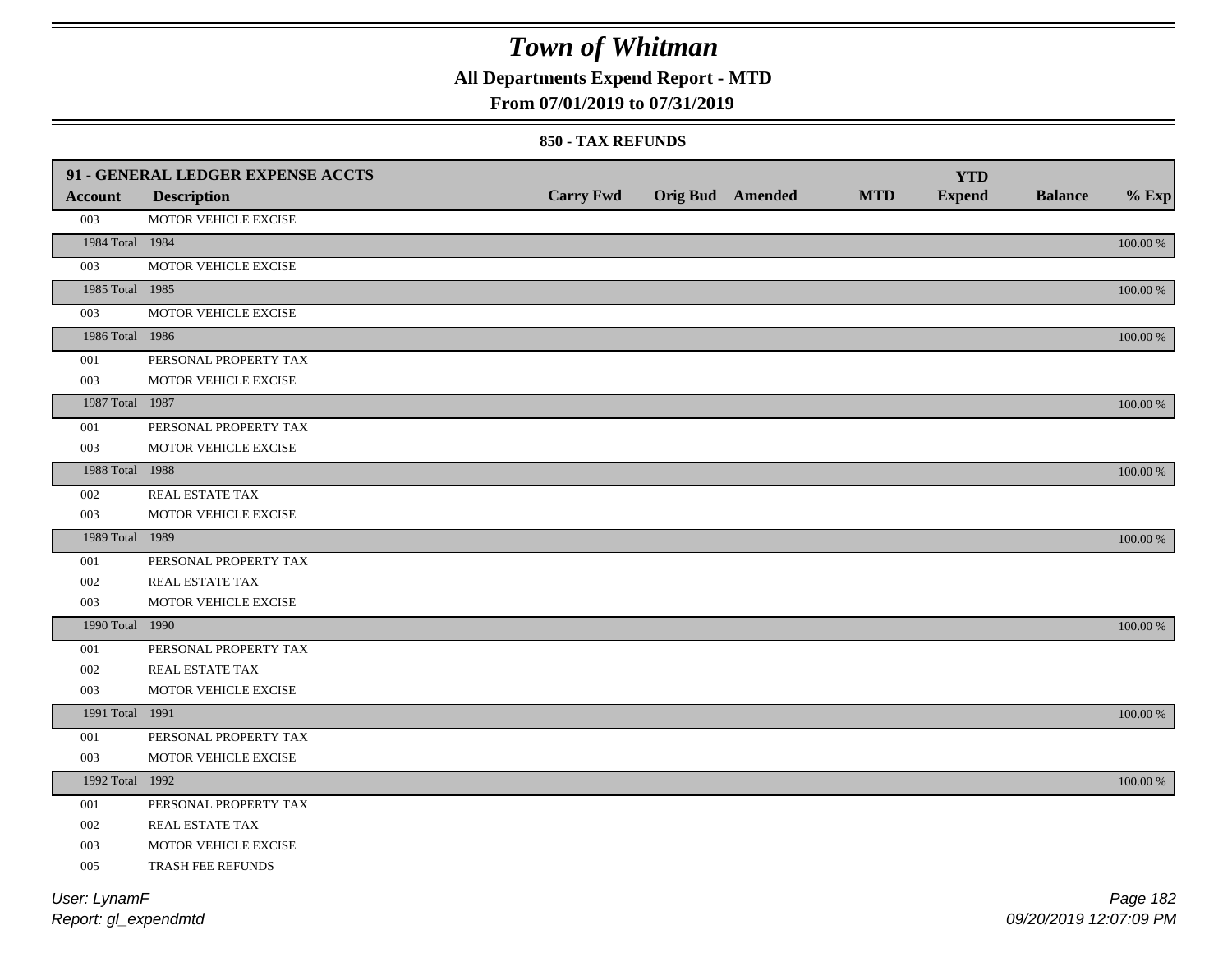# Town of Whitman

## All Departments Expend Report - MTD

### From 07/01/2019 to 07/31/2019

#### 850 - TAX REFUNDS

| 91 - GENERAL LEDGER EXPENSE ACCTS | | | | | | YTD | | |
|---|---|---|---|---|---|---|---|---|
| **Account** | **Description** | **Carry Fwd** | **Orig Bud** | **Amended** | **MTD** | **Expend** | **Balance** | **% Exp** |
| 003 | MOTOR VEHICLE EXCISE | | | | | | | |
| 1984 Total | 1984 | | | | | | | 100.00 % |
| 003 | MOTOR VEHICLE EXCISE | | | | | | | |
| 1985 Total | 1985 | | | | | | | 100.00 % |
| 003 | MOTOR VEHICLE EXCISE | | | | | | | |
| 1986 Total | 1986 | | | | | | | 100.00 % |
| 001 | PERSONAL PROPERTY TAX | | | | | | | |
| 003 | MOTOR VEHICLE EXCISE | | | | | | | |
| 1987 Total | 1987 | | | | | | | 100.00 % |
| 001 | PERSONAL PROPERTY TAX | | | | | | | |
| 003 | MOTOR VEHICLE EXCISE | | | | | | | |
| 1988 Total | 1988 | | | | | | | 100.00 % |
| 002 | REAL ESTATE TAX | | | | | | | |
| 003 | MOTOR VEHICLE EXCISE | | | | | | | |
| 1989 Total | 1989 | | | | | | | 100.00 % |
| 001 | PERSONAL PROPERTY TAX | | | | | | | |
| 002 | REAL ESTATE TAX | | | | | | | |
| 003 | MOTOR VEHICLE EXCISE | | | | | | | |
| 1990 Total | 1990 | | | | | | | 100.00 % |
| 001 | PERSONAL PROPERTY TAX | | | | | | | |
| 002 | REAL ESTATE TAX | | | | | | | |
| 003 | MOTOR VEHICLE EXCISE | | | | | | | |
| 1991 Total | 1991 | | | | | | | 100.00 % |
| 001 | PERSONAL PROPERTY TAX | | | | | | | |
| 003 | MOTOR VEHICLE EXCISE | | | | | | | |
| 1992 Total | 1992 | | | | | | | 100.00 % |
| 001 | PERSONAL PROPERTY TAX | | | | | | | |
| 002 | REAL ESTATE TAX | | | | | | | |
| 003 | MOTOR VEHICLE EXCISE | | | | | | | |
| 005 | TRASH FEE REFUNDS | | | | | | | |

User: LynamF
Report: gl_expendmtd

09/20/2019 12:07:09 PM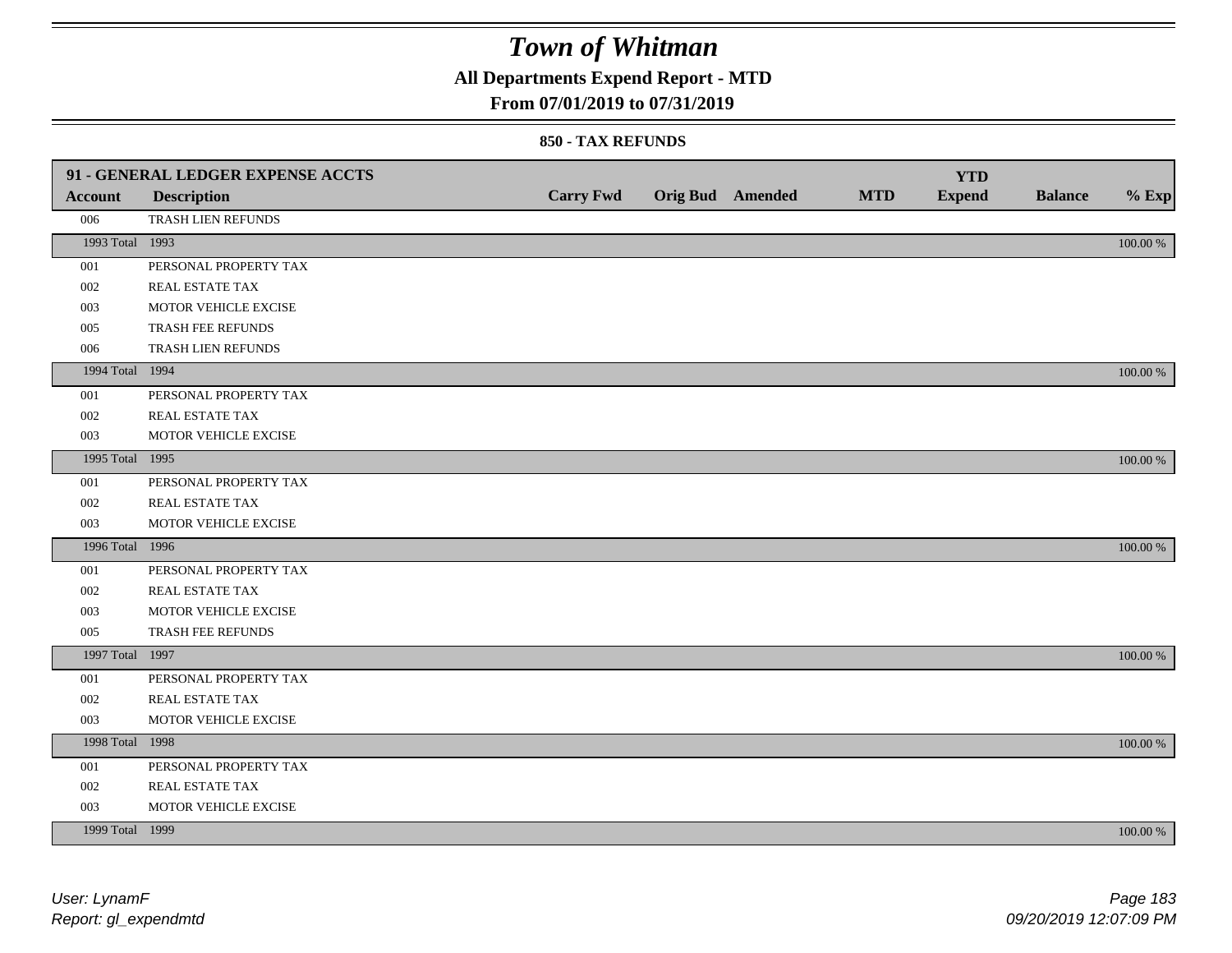# Town of Whitman

**All Departments Expend Report - MTD**

**From 07/01/2019 to 07/31/2019**

**850 - TAX REFUNDS**

| 91 - GENERAL LEDGER EXPENSE ACCTS | | | | | | YTD | | |
|---|---|---|---|---|---|---|---|---|
| **Account** | **Description** | **Carry Fwd** | **Orig Bud** | **Amended** | **MTD** | **Expend** | **Balance** | **% Exp** |
| 006 | TRASH LIEN REFUNDS | | | | | | | |
| 1993 Total | 1993 | | | | | | | 100.00 % |
| 001 | PERSONAL PROPERTY TAX | | | | | | | |
| 002 | REAL ESTATE TAX | | | | | | | |
| 003 | MOTOR VEHICLE EXCISE | | | | | | | |
| 005 | TRASH FEE REFUNDS | | | | | | | |
| 006 | TRASH LIEN REFUNDS | | | | | | | |
| 1994 Total | 1994 | | | | | | | 100.00 % |
| 001 | PERSONAL PROPERTY TAX | | | | | | | |
| 002 | REAL ESTATE TAX | | | | | | | |
| 003 | MOTOR VEHICLE EXCISE | | | | | | | |
| 1995 Total | 1995 | | | | | | | 100.00 % |
| 001 | PERSONAL PROPERTY TAX | | | | | | | |
| 002 | REAL ESTATE TAX | | | | | | | |
| 003 | MOTOR VEHICLE EXCISE | | | | | | | |
| 1996 Total | 1996 | | | | | | | 100.00 % |
| 001 | PERSONAL PROPERTY TAX | | | | | | | |
| 002 | REAL ESTATE TAX | | | | | | | |
| 003 | MOTOR VEHICLE EXCISE | | | | | | | |
| 005 | TRASH FEE REFUNDS | | | | | | | |
| 1997 Total | 1997 | | | | | | | 100.00 % |
| 001 | PERSONAL PROPERTY TAX | | | | | | | |
| 002 | REAL ESTATE TAX | | | | | | | |
| 003 | MOTOR VEHICLE EXCISE | | | | | | | |
| 1998 Total | 1998 | | | | | | | 100.00 % |
| 001 | PERSONAL PROPERTY TAX | | | | | | | |
| 002 | REAL ESTATE TAX | | | | | | | |
| 003 | MOTOR VEHICLE EXCISE | | | | | | | |
| 1999 Total | 1999 | | | | | | | 100.00 % |

*User: LynamF*
*Report: gl_expendmtd*

*09/20/2019 12:07:09 PM*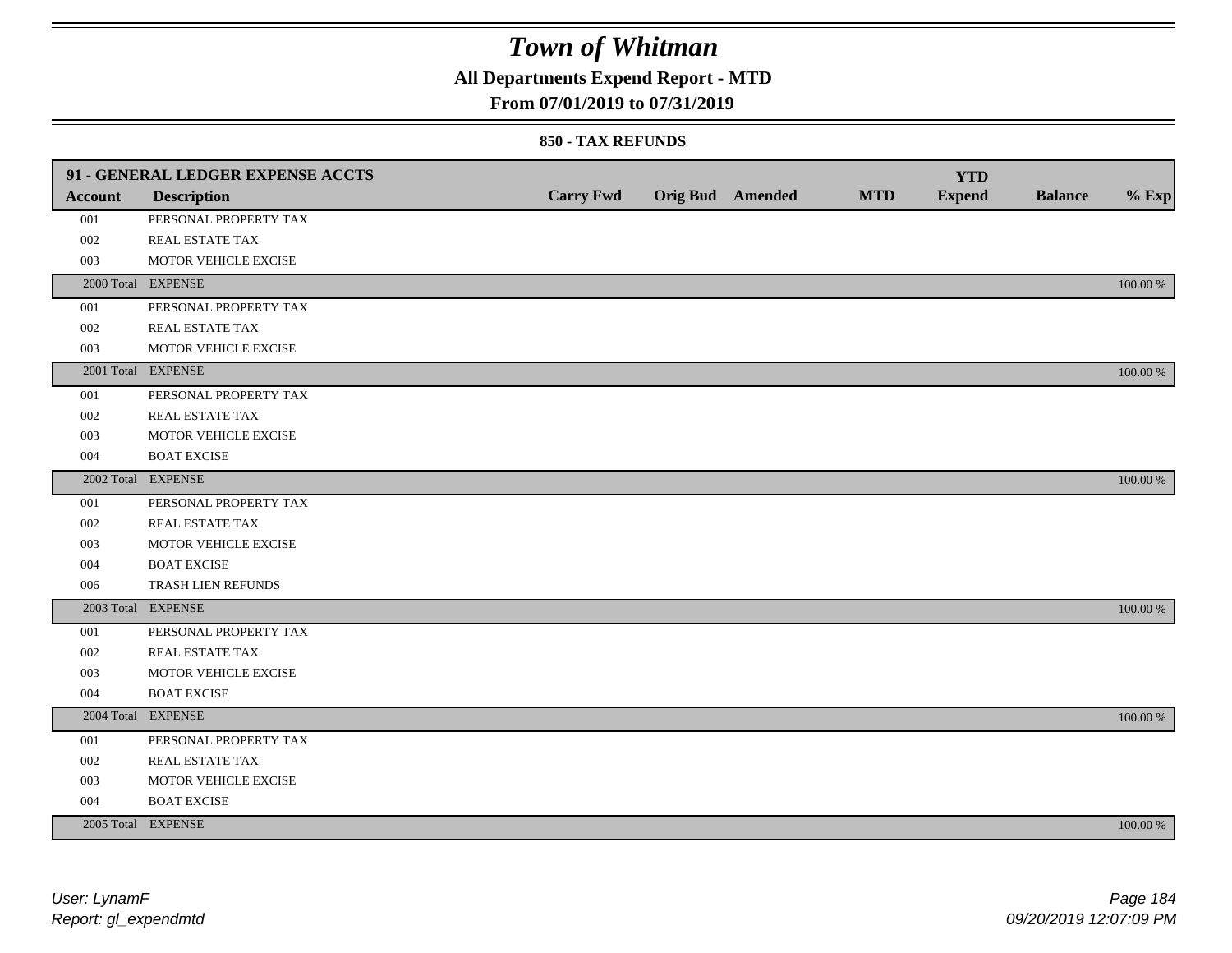# Town of Whitman

## All Departments Expend Report - MTD

### From 07/01/2019 to 07/31/2019

#### 850 - TAX REFUNDS

| 91 - GENERAL LEDGER EXPENSE ACCTS | | | | | | YTD | | |
|---|---|---|---|---|---|---|---|---|
| **Account** | **Description** | **Carry Fwd** | **Orig Bud** | **Amended** | **MTD** | **Expend** | **Balance** | **% Exp** |
| 001 | PERSONAL PROPERTY TAX | | | | | | | |
| 002 | REAL ESTATE TAX | | | | | | | |
| 003 | MOTOR VEHICLE EXCISE | | | | | | | |
| 2000 Total | EXPENSE | | | | | | | 100.00 % |
| 001 | PERSONAL PROPERTY TAX | | | | | | | |
| 002 | REAL ESTATE TAX | | | | | | | |
| 003 | MOTOR VEHICLE EXCISE | | | | | | | |
| 2001 Total | EXPENSE | | | | | | | 100.00 % |
| 001 | PERSONAL PROPERTY TAX | | | | | | | |
| 002 | REAL ESTATE TAX | | | | | | | |
| 003 | MOTOR VEHICLE EXCISE | | | | | | | |
| 004 | BOAT EXCISE | | | | | | | |
| 2002 Total | EXPENSE | | | | | | | 100.00 % |
| 001 | PERSONAL PROPERTY TAX | | | | | | | |
| 002 | REAL ESTATE TAX | | | | | | | |
| 003 | MOTOR VEHICLE EXCISE | | | | | | | |
| 004 | BOAT EXCISE | | | | | | | |
| 006 | TRASH LIEN REFUNDS | | | | | | | |
| 2003 Total | EXPENSE | | | | | | | 100.00 % |
| 001 | PERSONAL PROPERTY TAX | | | | | | | |
| 002 | REAL ESTATE TAX | | | | | | | |
| 003 | MOTOR VEHICLE EXCISE | | | | | | | |
| 004 | BOAT EXCISE | | | | | | | |
| 2004 Total | EXPENSE | | | | | | | 100.00 % |
| 001 | PERSONAL PROPERTY TAX | | | | | | | |
| 002 | REAL ESTATE TAX | | | | | | | |
| 003 | MOTOR VEHICLE EXCISE | | | | | | | |
| 004 | BOAT EXCISE | | | | | | | |
| 2005 Total | EXPENSE | | | | | | | 100.00 % |

*User: LynamF*
*Report: gl_expendmtd*

*09/20/2019 12:07:09 PM*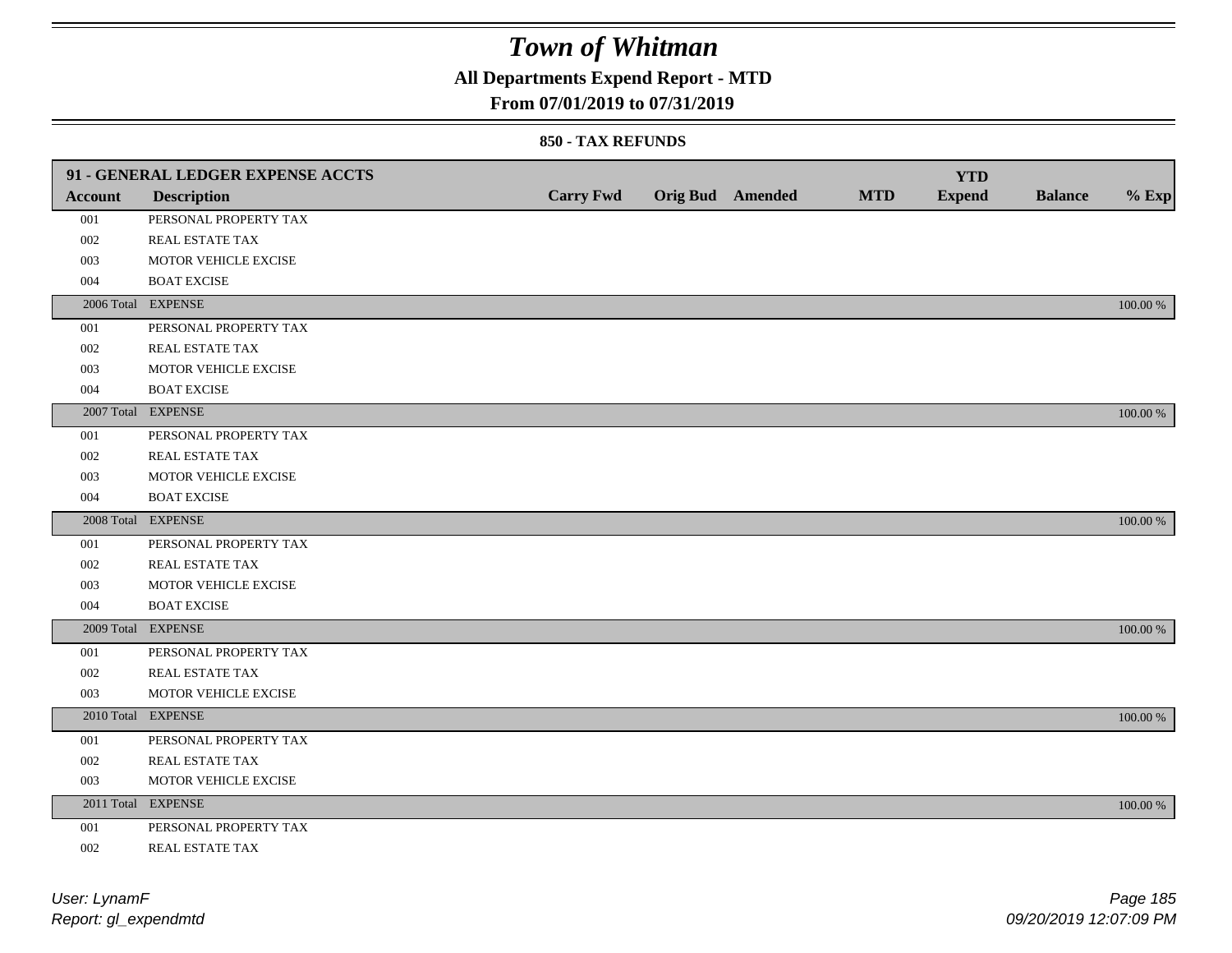# Town of Whitman

## All Departments Expend Report - MTD

### From 07/01/2019 to 07/31/2019

#### 850 - TAX REFUNDS

| Account | Description | Carry Fwd | Orig Bud | Amended | MTD | YTD Expend | Balance | % Exp |
|---|---|---|---|---|---|---|---|---|
| **91 - GENERAL LEDGER EXPENSE ACCTS** | | | | | | | | |
| 001 | PERSONAL PROPERTY TAX | | | | | | | |
| 002 | REAL ESTATE TAX | | | | | | | |
| 003 | MOTOR VEHICLE EXCISE | | | | | | | |
| 004 | BOAT EXCISE | | | | | | | |
| 2006 Total | EXPENSE | | | | | | | 100.00 % |
| 001 | PERSONAL PROPERTY TAX | | | | | | | |
| 002 | REAL ESTATE TAX | | | | | | | |
| 003 | MOTOR VEHICLE EXCISE | | | | | | | |
| 004 | BOAT EXCISE | | | | | | | |
| 2007 Total | EXPENSE | | | | | | | 100.00 % |
| 001 | PERSONAL PROPERTY TAX | | | | | | | |
| 002 | REAL ESTATE TAX | | | | | | | |
| 003 | MOTOR VEHICLE EXCISE | | | | | | | |
| 004 | BOAT EXCISE | | | | | | | |
| 2008 Total | EXPENSE | | | | | | | 100.00 % |
| 001 | PERSONAL PROPERTY TAX | | | | | | | |
| 002 | REAL ESTATE TAX | | | | | | | |
| 003 | MOTOR VEHICLE EXCISE | | | | | | | |
| 004 | BOAT EXCISE | | | | | | | |
| 2009 Total | EXPENSE | | | | | | | 100.00 % |
| 001 | PERSONAL PROPERTY TAX | | | | | | | |
| 002 | REAL ESTATE TAX | | | | | | | |
| 003 | MOTOR VEHICLE EXCISE | | | | | | | |
| 2010 Total | EXPENSE | | | | | | | 100.00 % |
| 001 | PERSONAL PROPERTY TAX | | | | | | | |
| 002 | REAL ESTATE TAX | | | | | | | |
| 003 | MOTOR VEHICLE EXCISE | | | | | | | |
| 2011 Total | EXPENSE | | | | | | | 100.00 % |
| 001 | PERSONAL PROPERTY TAX | | | | | | | |
| 002 | REAL ESTATE TAX | | | | | | | |

User: LynamF
Report: gl_expendmtd

09/20/2019 12:07:09 PM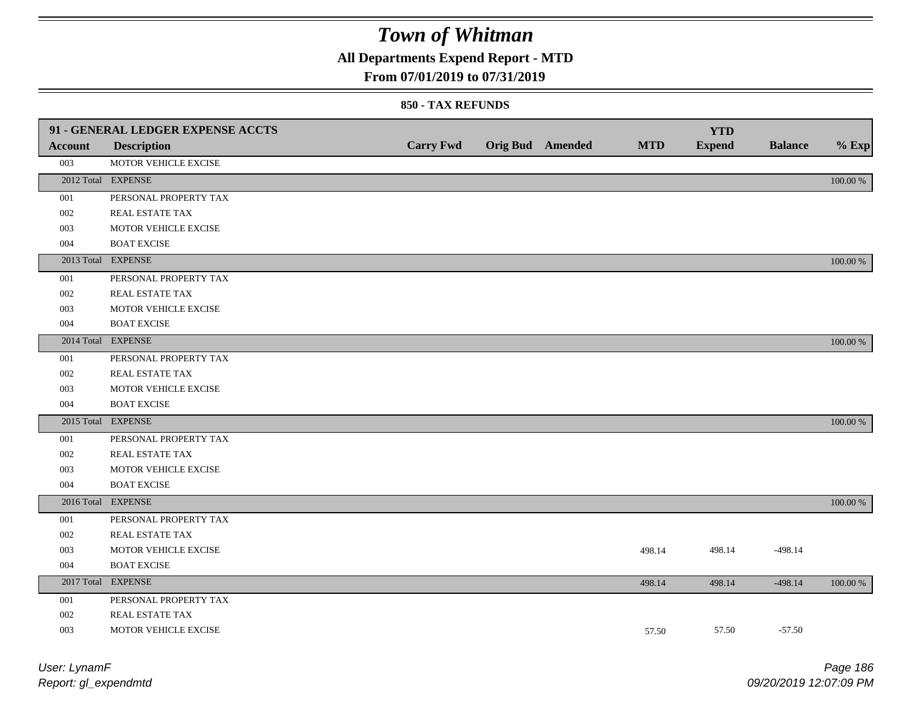# Town of Whitman

## All Departments Expend Report - MTD

### From 07/01/2019 to 07/31/2019

#### 850 - TAX REFUNDS

| 91 - GENERAL LEDGER EXPENSE ACCTS | | | | | | YTD | | |
|---|---|---|---|---|---|---|---|---|
| Account | Description | Carry Fwd | Orig Bud | Amended | MTD | Expend | Balance | % Exp |
| 003 | MOTOR VEHICLE EXCISE | | | | | | | |
| 2012 Total | EXPENSE | | | | | | | 100.00 % |
| 001 | PERSONAL PROPERTY TAX | | | | | | | |
| 002 | REAL ESTATE TAX | | | | | | | |
| 003 | MOTOR VEHICLE EXCISE | | | | | | | |
| 004 | BOAT EXCISE | | | | | | | |
| 2013 Total | EXPENSE | | | | | | | 100.00 % |
| 001 | PERSONAL PROPERTY TAX | | | | | | | |
| 002 | REAL ESTATE TAX | | | | | | | |
| 003 | MOTOR VEHICLE EXCISE | | | | | | | |
| 004 | BOAT EXCISE | | | | | | | |
| 2014 Total | EXPENSE | | | | | | | 100.00 % |
| 001 | PERSONAL PROPERTY TAX | | | | | | | |
| 002 | REAL ESTATE TAX | | | | | | | |
| 003 | MOTOR VEHICLE EXCISE | | | | | | | |
| 004 | BOAT EXCISE | | | | | | | |
| 2015 Total | EXPENSE | | | | | | | 100.00 % |
| 001 | PERSONAL PROPERTY TAX | | | | | | | |
| 002 | REAL ESTATE TAX | | | | | | | |
| 003 | MOTOR VEHICLE EXCISE | | | | | | | |
| 004 | BOAT EXCISE | | | | | | | |
| 2016 Total | EXPENSE | | | | | | | 100.00 % |
| 001 | PERSONAL PROPERTY TAX | | | | | | | |
| 002 | REAL ESTATE TAX | | | | | | | |
| 003 | MOTOR VEHICLE EXCISE | | | | 498.14 | 498.14 | -498.14 | |
| 004 | BOAT EXCISE | | | | | | | |
| 2017 Total | EXPENSE | | | | 498.14 | 498.14 | -498.14 | 100.00 % |
| 001 | PERSONAL PROPERTY TAX | | | | | | | |
| 002 | REAL ESTATE TAX | | | | | | | |
| 003 | MOTOR VEHICLE EXCISE | | | | 57.50 | 57.50 | -57.50 | |

User: LynamF
Report: gl_expendmtd

09/20/2019 12:07:09 PM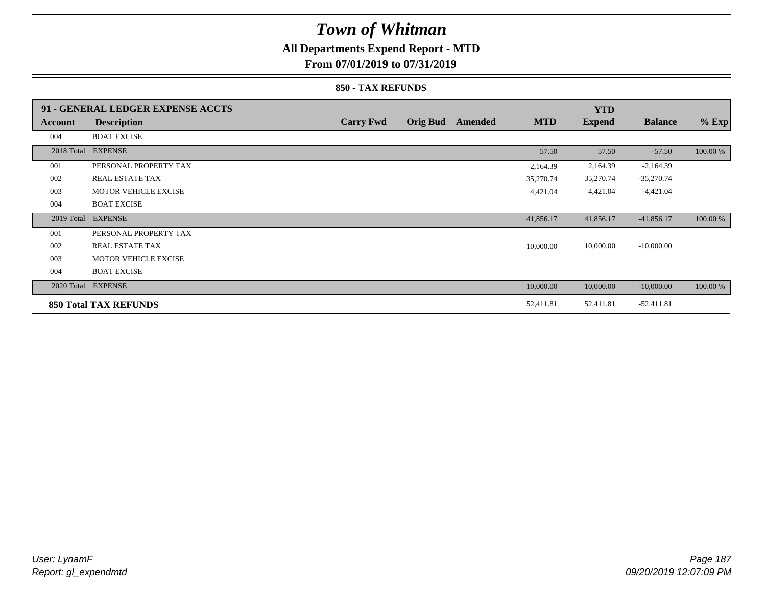# Town of Whitman

**All Departments Expend Report - MTD**

**From 07/01/2019 to 07/31/2019**

**850 - TAX REFUNDS**

| 91 - GENERAL LEDGER EXPENSE ACCTS | | | | | | YTD | | |
|---|---|---|---|---|---|---|---|---|
| **Account** | **Description** | **Carry Fwd** | **Orig Bud** | **Amended** | **MTD** | **Expend** | **Balance** | **% Exp** |
| 004 | BOAT EXCISE | | | | | | | |
| 2018 Total | EXPENSE | | | | 57.50 | 57.50 | -57.50 | 100.00 % |
| 001 | PERSONAL PROPERTY TAX | | | | 2,164.39 | 2,164.39 | -2,164.39 | |
| 002 | REAL ESTATE TAX | | | | 35,270.74 | 35,270.74 | -35,270.74 | |
| 003 | MOTOR VEHICLE EXCISE | | | | 4,421.04 | 4,421.04 | -4,421.04 | |
| 004 | BOAT EXCISE | | | | | | | |
| 2019 Total | EXPENSE | | | | 41,856.17 | 41,856.17 | -41,856.17 | 100.00 % |
| 001 | PERSONAL PROPERTY TAX | | | | | | | |
| 002 | REAL ESTATE TAX | | | | 10,000.00 | 10,000.00 | -10,000.00 | |
| 003 | MOTOR VEHICLE EXCISE | | | | | | | |
| 004 | BOAT EXCISE | | | | | | | |
| 2020 Total | EXPENSE | | | | 10,000.00 | 10,000.00 | -10,000.00 | 100.00 % |
| **850 Total TAX REFUNDS** | | | | | 52,411.81 | 52,411.81 | -52,411.81 | |

*User: LynamF*
*Report: gl_expendmtd*

*09/20/2019 12:07:09 PM*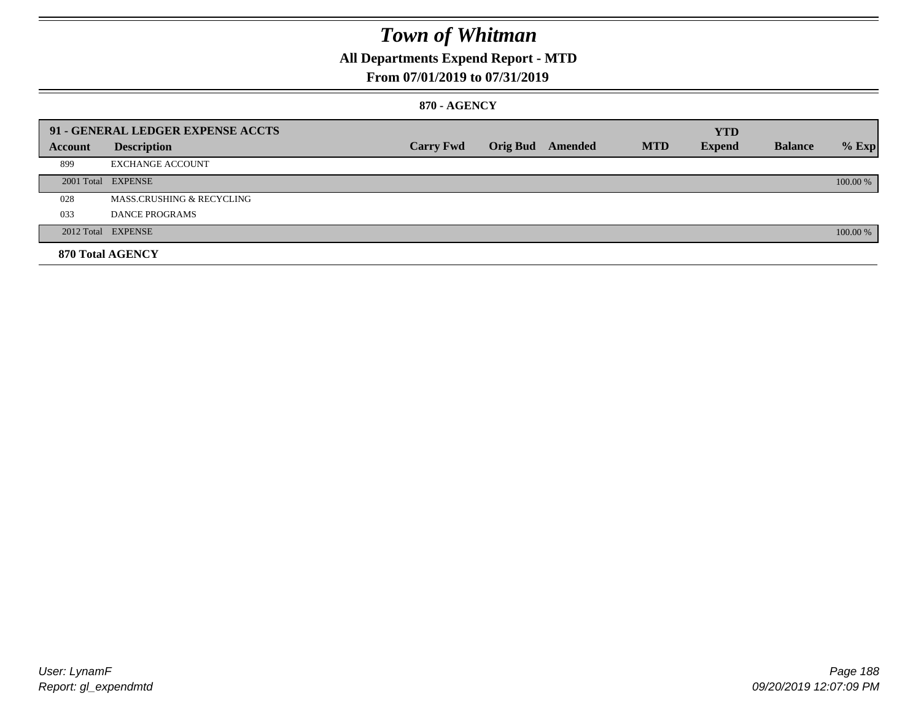# Town of Whitman

## All Departments Expend Report - MTD

### From 07/01/2019 to 07/31/2019

#### 870 - AGENCY

| Account | Description | Carry Fwd | Orig Bud | Amended | MTD | YTD Expend | Balance | % Exp |
|---|---|---|---|---|---|---|---|---|
| **91 - GENERAL LEDGER EXPENSE ACCTS** | | | | | | | | |
| 899 | EXCHANGE ACCOUNT | | | | | | | |
| 2001 Total | EXPENSE | | | | | | | 100.00 % |
| 028 | MASS.CRUSHING & RECYCLING | | | | | | | |
| 033 | DANCE PROGRAMS | | | | | | | |
| 2012 Total | EXPENSE | | | | | | | 100.00 % |
| **870 Total AGENCY** | | | | | | | | |

User: LynamF
Report: gl_expendmtd

09/20/2019 12:07:09 PM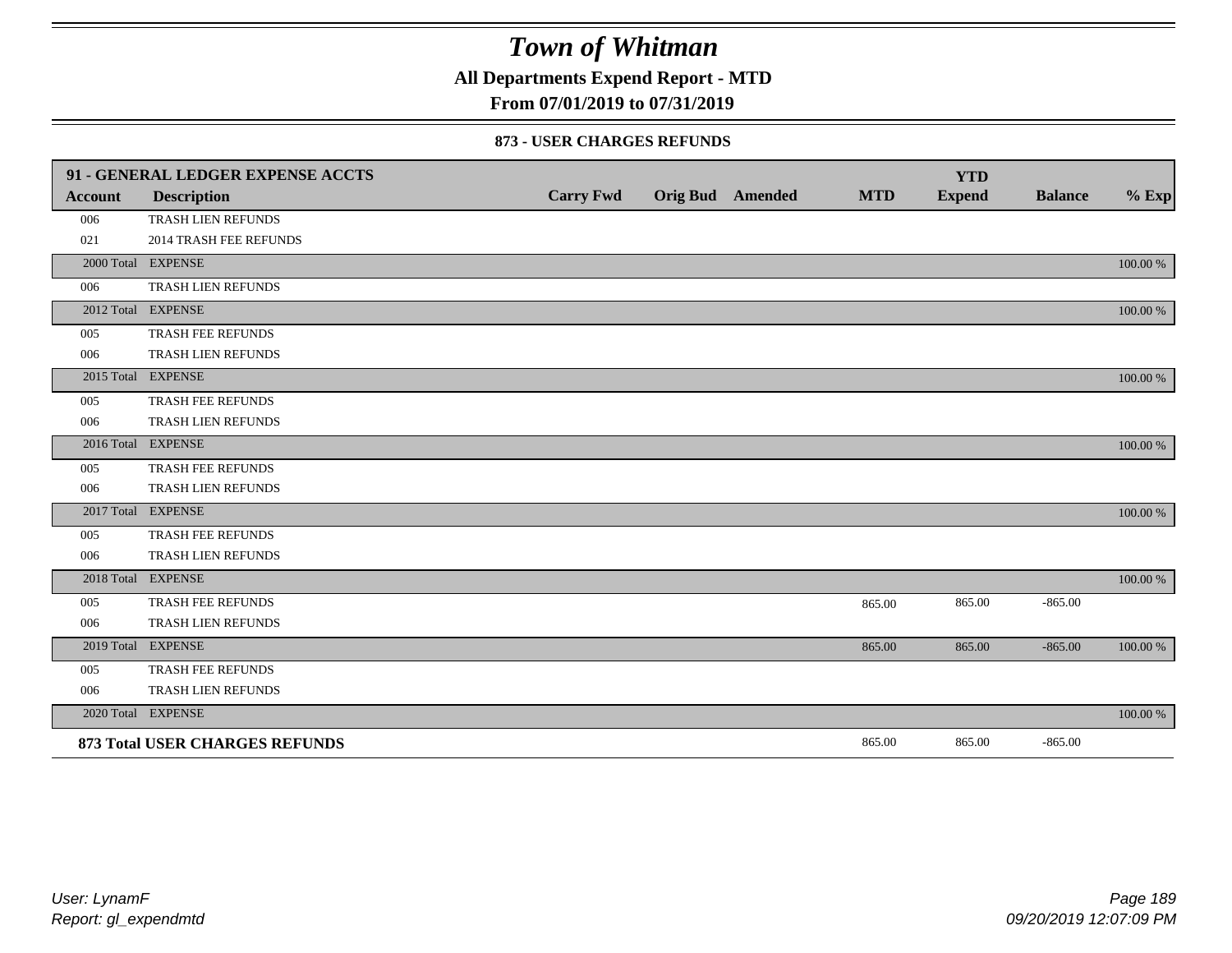# Town of Whitman

**All Departments Expend Report - MTD**

**From 07/01/2019 to 07/31/2019**

### 873 - USER CHARGES REFUNDS

| 91 - GENERAL LEDGER EXPENSE ACCTS | | | | | | YTD | | |
|---|---|---|---|---|---|---|---|---|
| **Account** | **Description** | **Carry Fwd** | **Orig Bud** | **Amended** | **MTD** | **Expend** | **Balance** | **% Exp** |
| 006 | TRASH LIEN REFUNDS | | | | | | | |
| 021 | 2014 TRASH FEE REFUNDS | | | | | | | |
| 2000 Total | EXPENSE | | | | | | | 100.00 % |
| 006 | TRASH LIEN REFUNDS | | | | | | | |
| 2012 Total | EXPENSE | | | | | | | 100.00 % |
| 005 | TRASH FEE REFUNDS | | | | | | | |
| 006 | TRASH LIEN REFUNDS | | | | | | | |
| 2015 Total | EXPENSE | | | | | | | 100.00 % |
| 005 | TRASH FEE REFUNDS | | | | | | | |
| 006 | TRASH LIEN REFUNDS | | | | | | | |
| 2016 Total | EXPENSE | | | | | | | 100.00 % |
| 005 | TRASH FEE REFUNDS | | | | | | | |
| 006 | TRASH LIEN REFUNDS | | | | | | | |
| 2017 Total | EXPENSE | | | | | | | 100.00 % |
| 005 | TRASH FEE REFUNDS | | | | | | | |
| 006 | TRASH LIEN REFUNDS | | | | | | | |
| 2018 Total | EXPENSE | | | | | | | 100.00 % |
| 005 | TRASH FEE REFUNDS | | | | 865.00 | 865.00 | -865.00 | |
| 006 | TRASH LIEN REFUNDS | | | | | | | |
| 2019 Total | EXPENSE | | | | 865.00 | 865.00 | -865.00 | 100.00 % |
| 005 | TRASH FEE REFUNDS | | | | | | | |
| 006 | TRASH LIEN REFUNDS | | | | | | | |
| 2020 Total | EXPENSE | | | | | | | 100.00 % |
| **873 Total USER CHARGES REFUNDS** | | | | | 865.00 | 865.00 | -865.00 | |

*User: LynamF*

*Report: gl_expendmtd*

*09/20/2019 12:07:09 PM*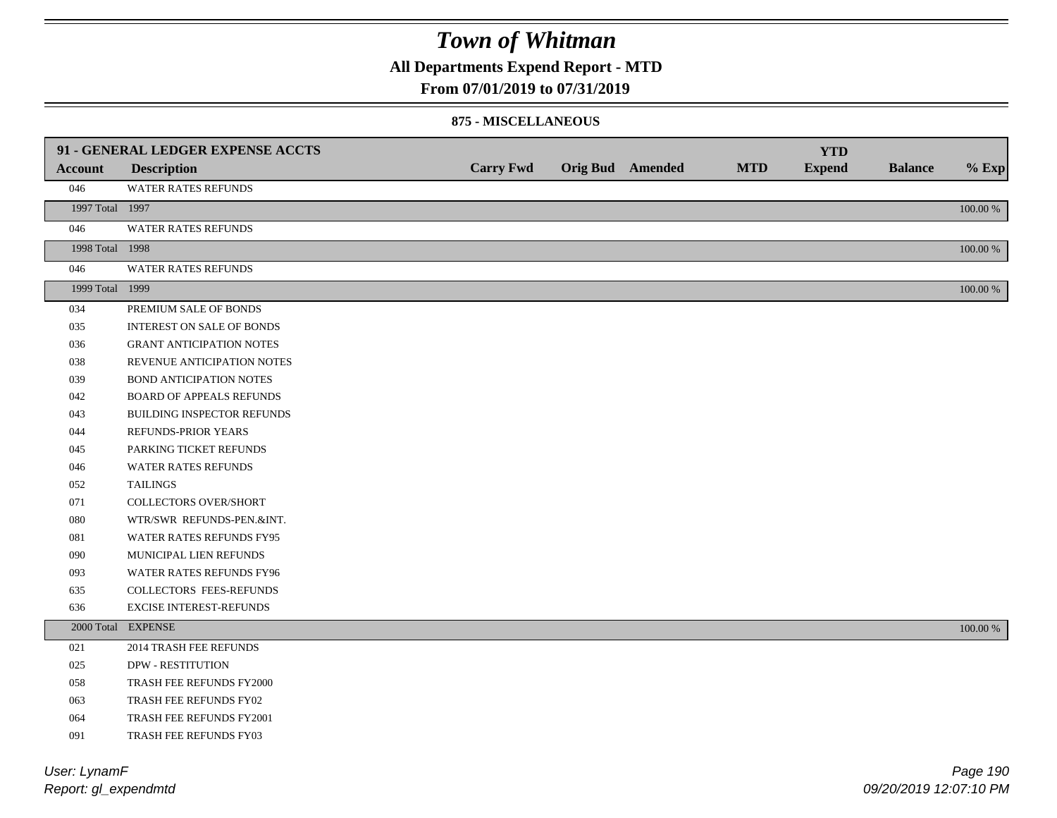# Town of Whitman

**All Departments Expend Report - MTD**

**From 07/01/2019 to 07/31/2019**

**875 - MISCELLANEOUS**

| 91 - GENERAL LEDGER EXPENSE ACCTS | | | | | | | | |
|---|---|---|---|---|---|---|---|---|
| **Account** | **Description** | **Carry Fwd** | **Orig Bud** | **Amended** | **MTD** | **YTD Expend** | **Balance** | **% Exp** |
| 046 | WATER RATES REFUNDS | | | | | | | |
| 1997 Total | 1997 | | | | | | | 100.00 % |
| 046 | WATER RATES REFUNDS | | | | | | | |
| 1998 Total | 1998 | | | | | | | 100.00 % |
| 046 | WATER RATES REFUNDS | | | | | | | |
| 1999 Total | 1999 | | | | | | | 100.00 % |
| 034 | PREMIUM SALE OF BONDS | | | | | | | |
| 035 | INTEREST ON SALE OF BONDS | | | | | | | |
| 036 | GRANT ANTICIPATION NOTES | | | | | | | |
| 038 | REVENUE ANTICIPATION NOTES | | | | | | | |
| 039 | BOND ANTICIPATION NOTES | | | | | | | |
| 042 | BOARD OF APPEALS REFUNDS | | | | | | | |
| 043 | BUILDING INSPECTOR REFUNDS | | | | | | | |
| 044 | REFUNDS-PRIOR YEARS | | | | | | | |
| 045 | PARKING TICKET REFUNDS | | | | | | | |
| 046 | WATER RATES REFUNDS | | | | | | | |
| 052 | TAILINGS | | | | | | | |
| 071 | COLLECTORS OVER/SHORT | | | | | | | |
| 080 | WTR/SWR REFUNDS-PEN.&INT. | | | | | | | |
| 081 | WATER RATES REFUNDS FY95 | | | | | | | |
| 090 | MUNICIPAL LIEN REFUNDS | | | | | | | |
| 093 | WATER RATES REFUNDS FY96 | | | | | | | |
| 635 | COLLECTORS FEES-REFUNDS | | | | | | | |
| 636 | EXCISE INTEREST-REFUNDS | | | | | | | |
| 2000 Total | EXPENSE | | | | | | | 100.00 % |
| 021 | 2014 TRASH FEE REFUNDS | | | | | | | |
| 025 | DPW - RESTITUTION | | | | | | | |
| 058 | TRASH FEE REFUNDS FY2000 | | | | | | | |
| 063 | TRASH FEE REFUNDS FY02 | | | | | | | |
| 064 | TRASH FEE REFUNDS FY2001 | | | | | | | |
| 091 | TRASH FEE REFUNDS FY03 | | | | | | | |

*User: LynamF*
*Report: gl_expendmtd*
09/20/2019 12:07:10 PM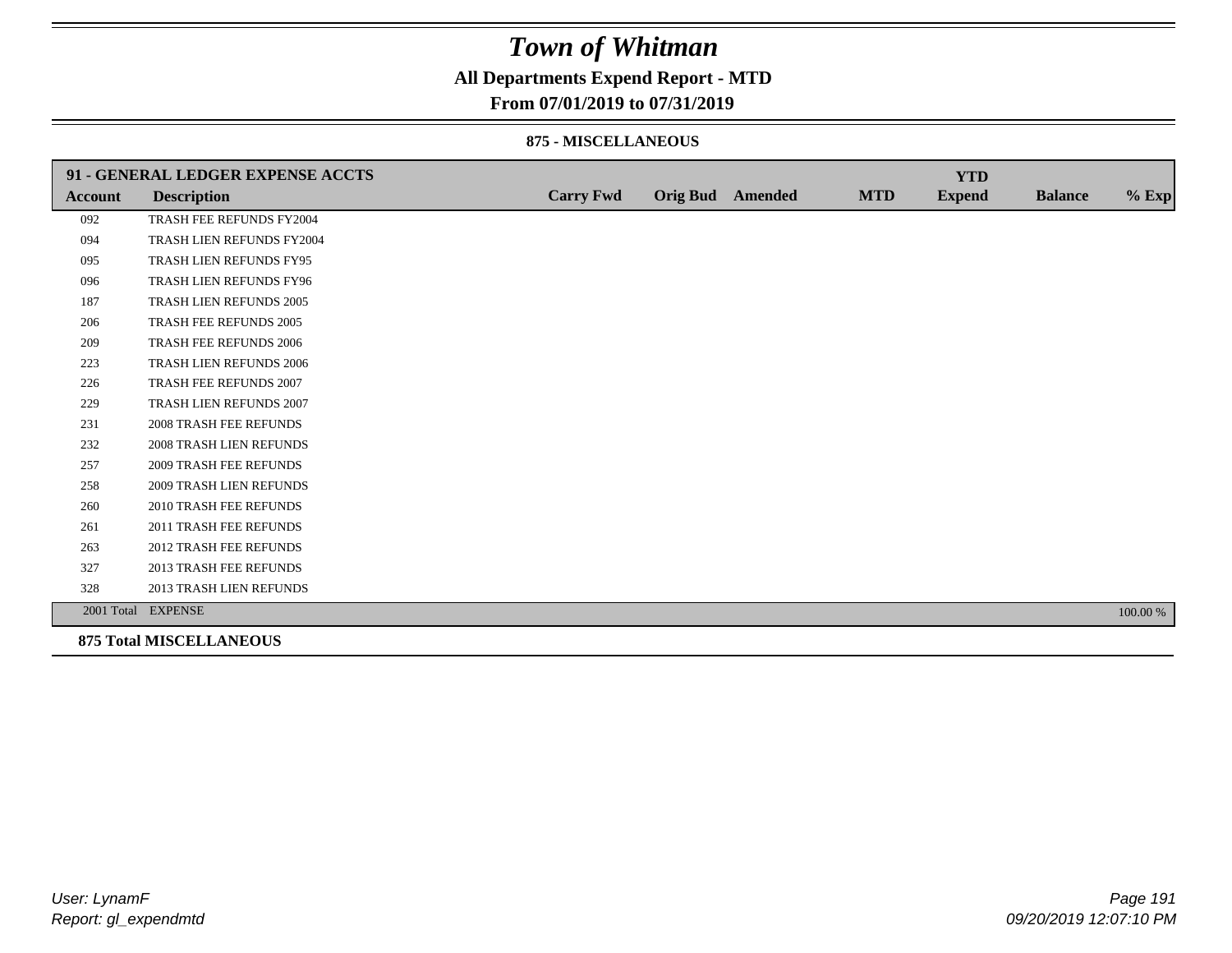# Town of Whitman

## All Departments Expend Report - MTD

### From 07/01/2019 to 07/31/2019

#### 875 - MISCELLANEOUS

| 91 - GENERAL LEDGER EXPENSE ACCTS | | | | | | YTD | | |
|---|---|---|---|---|---|---|---|---|
| **Account** | **Description** | **Carry Fwd** | **Orig Bud** | **Amended** | **MTD** | **Expend** | **Balance** | **% Exp** |
| 092 | TRASH FEE REFUNDS FY2004 | | | | | | | |
| 094 | TRASH LIEN REFUNDS FY2004 | | | | | | | |
| 095 | TRASH LIEN REFUNDS FY95 | | | | | | | |
| 096 | TRASH LIEN REFUNDS FY96 | | | | | | | |
| 187 | TRASH LIEN REFUNDS 2005 | | | | | | | |
| 206 | TRASH FEE REFUNDS 2005 | | | | | | | |
| 209 | TRASH FEE REFUNDS 2006 | | | | | | | |
| 223 | TRASH LIEN REFUNDS 2006 | | | | | | | |
| 226 | TRASH FEE REFUNDS 2007 | | | | | | | |
| 229 | TRASH LIEN REFUNDS 2007 | | | | | | | |
| 231 | 2008 TRASH FEE REFUNDS | | | | | | | |
| 232 | 2008 TRASH LIEN REFUNDS | | | | | | | |
| 257 | 2009 TRASH FEE REFUNDS | | | | | | | |
| 258 | 2009 TRASH LIEN REFUNDS | | | | | | | |
| 260 | 2010 TRASH FEE REFUNDS | | | | | | | |
| 261 | 2011 TRASH FEE REFUNDS | | | | | | | |
| 263 | 2012 TRASH FEE REFUNDS | | | | | | | |
| 327 | 2013 TRASH FEE REFUNDS | | | | | | | |
| 328 | 2013 TRASH LIEN REFUNDS | | | | | | | |
| 2001 Total | EXPENSE | | | | | | | 100.00 % |

**875 Total MISCELLANEOUS**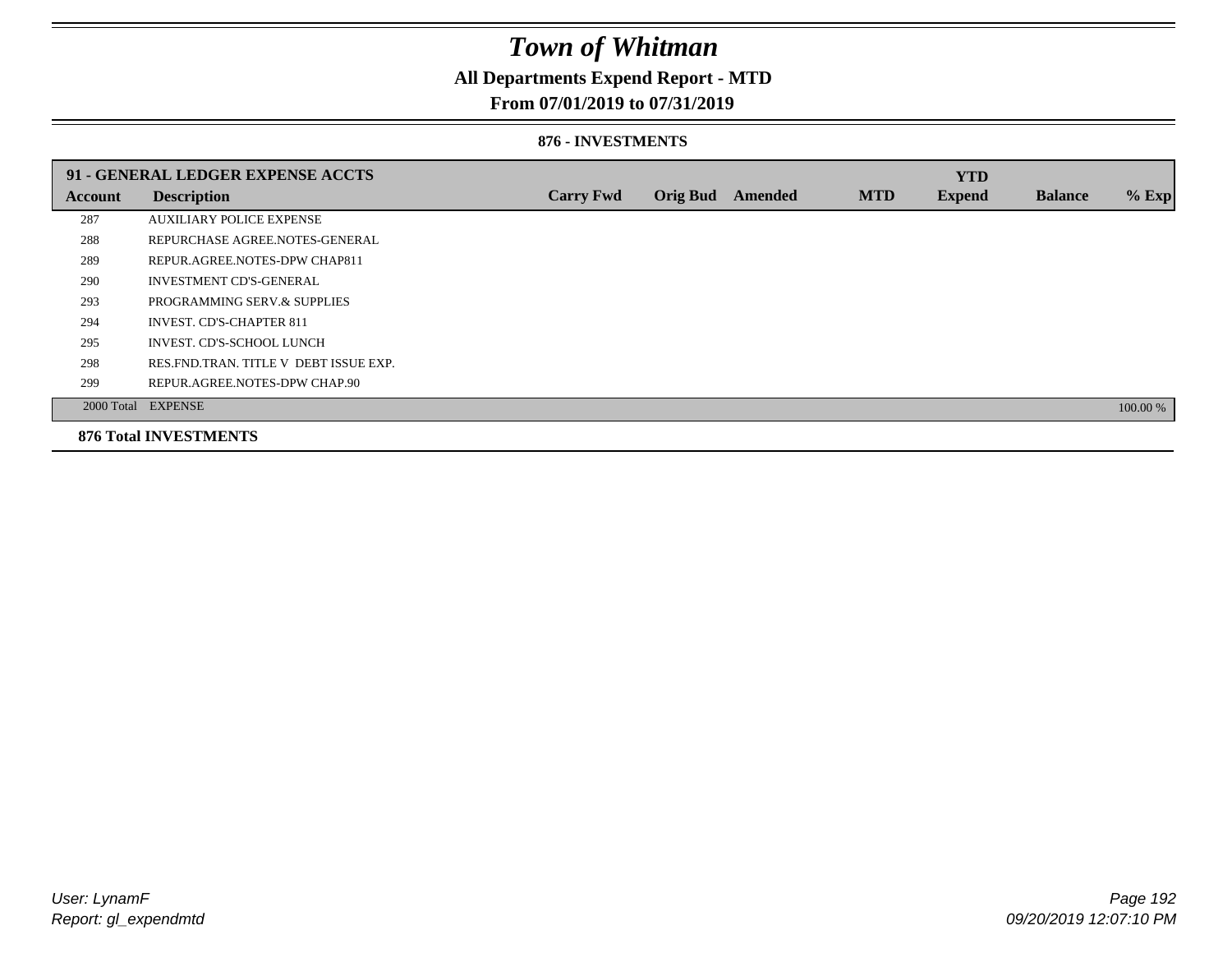# Town of Whitman

## All Departments Expend Report - MTD

### From 07/01/2019 to 07/31/2019

#### 876 - INVESTMENTS

| 91 - GENERAL LEDGER EXPENSE ACCTS | | | | | | YTD | | |
|---|---|---|---|---|---|---|---|---|
| **Account** | **Description** | **Carry Fwd** | **Orig Bud** | **Amended** | **MTD** | **Expend** | **Balance** | **% Exp** |
| 287 | AUXILIARY POLICE EXPENSE | | | | | | | |
| 288 | REPURCHASE AGREE.NOTES-GENERAL | | | | | | | |
| 289 | REPUR.AGREE.NOTES-DPW CHAP811 | | | | | | | |
| 290 | INVESTMENT CD'S-GENERAL | | | | | | | |
| 293 | PROGRAMMING SERV.& SUPPLIES | | | | | | | |
| 294 | INVEST. CD'S-CHAPTER 811 | | | | | | | |
| 295 | INVEST. CD'S-SCHOOL LUNCH | | | | | | | |
| 298 | RES.FND.TRAN. TITLE V DEBT ISSUE EXP. | | | | | | | |
| 299 | REPUR.AGREE.NOTES-DPW CHAP.90 | | | | | | | |
| 2000 Total | EXPENSE | | | | | | | 100.00 % |

**876 Total INVESTMENTS**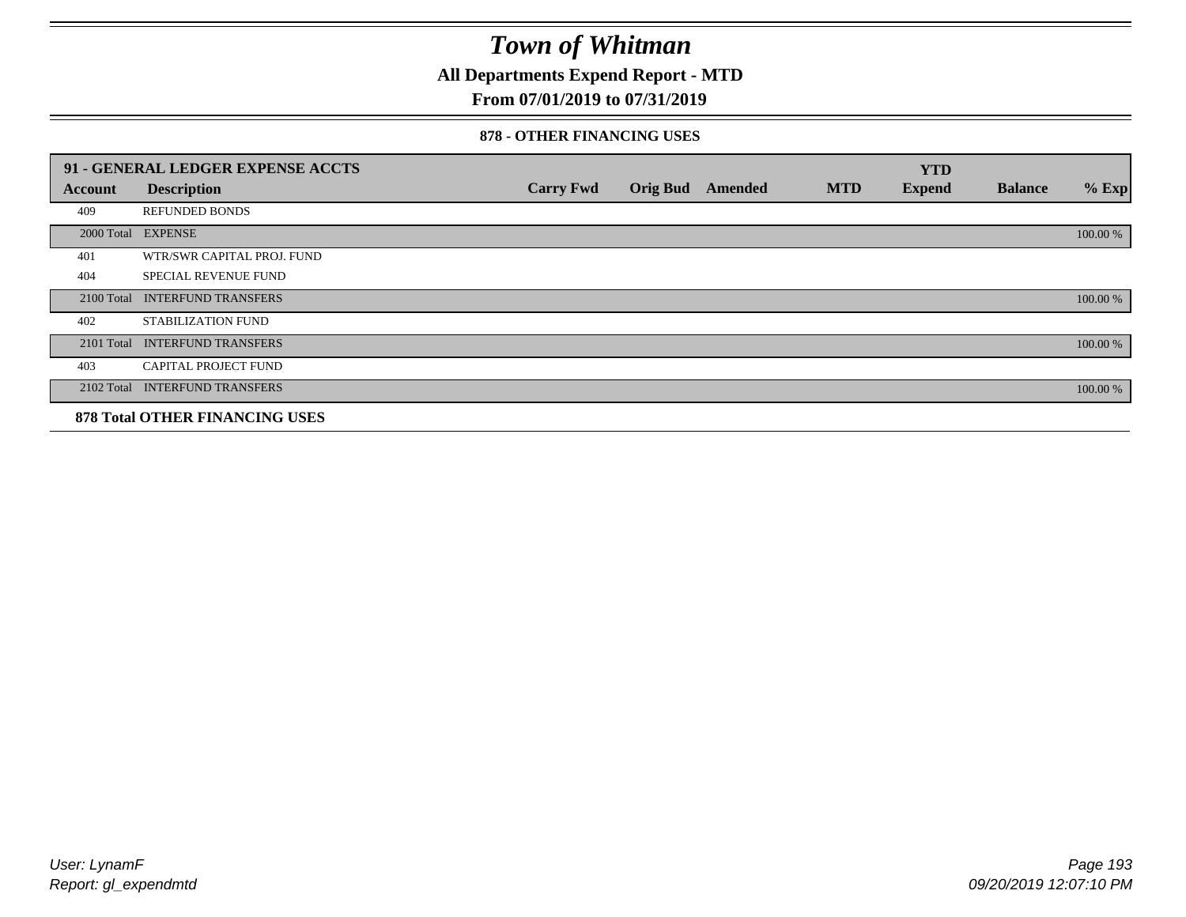# *Town of Whitman*

**All Departments Expend Report - MTD**

**From 07/01/2019 to 07/31/2019**

**878 - OTHER FINANCING USES**

| 91 - GENERAL LEDGER EXPENSE ACCTS | | | | | | YTD | | |
|---|---|---|---|---|---|---|---|---|
| **Account** | **Description** | **Carry Fwd** | **Orig Bud** | **Amended** | **MTD** | **Expend** | **Balance** | **% Exp** |
| 409 | REFUNDED BONDS | | | | | | | |
| 2000 Total | EXPENSE | | | | | | | 100.00 % |
| 401 | WTR/SWR CAPITAL PROJ. FUND | | | | | | | |
| 404 | SPECIAL REVENUE FUND | | | | | | | |
| 2100 Total | INTERFUND TRANSFERS | | | | | | | 100.00 % |
| 402 | STABILIZATION FUND | | | | | | | |
| 2101 Total | INTERFUND TRANSFERS | | | | | | | 100.00 % |
| 403 | CAPITAL PROJECT FUND | | | | | | | |
| 2102 Total | INTERFUND TRANSFERS | | | | | | | 100.00 % |

**878 Total OTHER FINANCING USES**

*User: LynamF*
*Report: gl_expendmtd*

*09/20/2019 12:07:10 PM*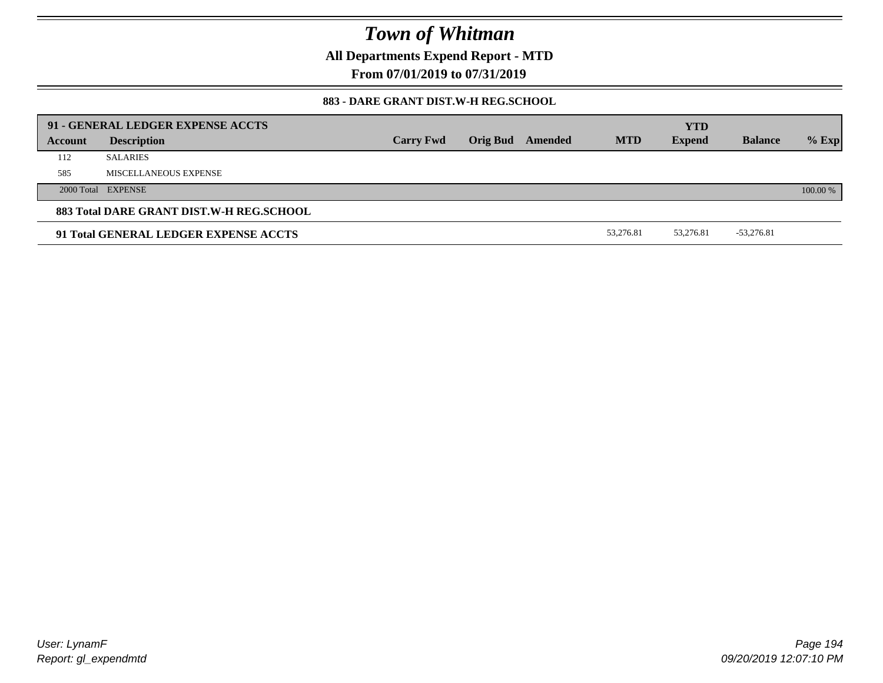# Town of Whitman

**All Departments Expend Report - MTD**

**From 07/01/2019 to 07/31/2019**

### 883 - DARE GRANT DIST.W-H REG.SCHOOL

| 91 - GENERAL LEDGER EXPENSE ACCTS | | | | | | | | |
|---|---|---|---|---|---|---|---|---|
| **Account** | **Description** | **Carry Fwd** | **Orig Bud** | **Amended** | **MTD** | **YTD Expend** | **Balance** | **% Exp** |
| 112 | SALARIES | | | | | | | |
| 585 | MISCELLANEOUS EXPENSE | | | | | | | |
| 2000 Total | EXPENSE | | | | | | | 100.00 % |
| **883 Total DARE GRANT DIST.W-H REG.SCHOOL** | | | | | | | | |
| **91 Total GENERAL LEDGER EXPENSE ACCTS** | | | | | 53,276.81 | 53,276.81 | -53,276.81 | |

*User: LynamF*
*Report: gl_expendmtd*

*09/20/2019 12:07:10 PM*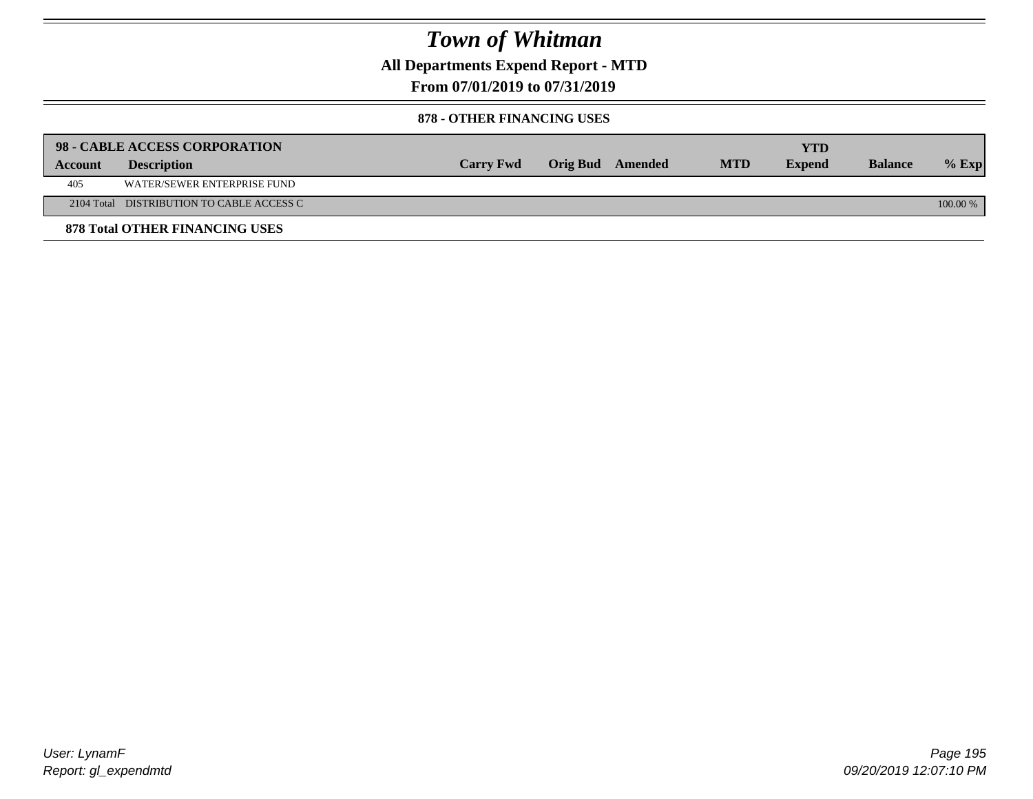# Town of Whitman

## All Departments Expend Report - MTD

## From 07/01/2019 to 07/31/2019

### 878 - OTHER FINANCING USES

| 98 - CABLE ACCESS CORPORATION | | | | | | YTD | | |
|---|---|---|---|---|---|---|---|---|
| **Account** | **Description** | **Carry Fwd** | **Orig Bud** | **Amended** | **MTD** | **Expend** | **Balance** | **% Exp** |
| 405 | WATER/SEWER ENTERPRISE FUND | | | | | | | |
| 2104 Total | DISTRIBUTION TO CABLE ACCESS C | | | | | | | 100.00 % |

**878 Total OTHER FINANCING USES**

User: LynamF
Report: gl_expendmtd

09/20/2019 12:07:10 PM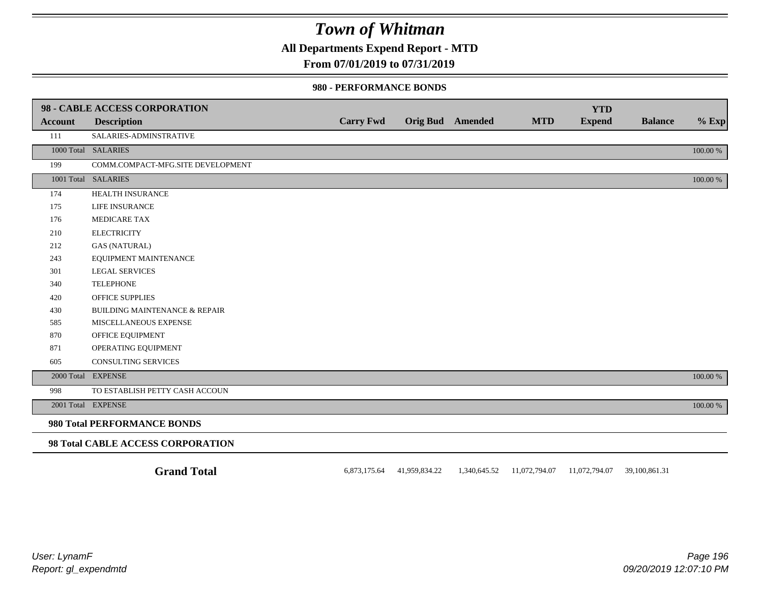# Town of Whitman

## All Departments Expend Report - MTD

## From 07/01/2019 to 07/31/2019

### 980 - PERFORMANCE BONDS

| 98 - CABLE ACCESS CORPORATION | | | | | | | | |
|---|---|---|---|---|---|---|---|---|
| **Account** | **Description** | **Carry Fwd** | **Orig Bud** | **Amended** | **MTD** | **YTD Expend** | **Balance** | **% Exp** |
| 111 | SALARIES-ADMINSTRATIVE | | | | | | | |
| 1000 Total | SALARIES | | | | | | | 100.00 % |
| 199 | COMM.COMPACT-MFG.SITE DEVELOPMENT | | | | | | | |
| 1001 Total | SALARIES | | | | | | | 100.00 % |
| 174 | HEALTH INSURANCE | | | | | | | |
| 175 | LIFE INSURANCE | | | | | | | |
| 176 | MEDICARE TAX | | | | | | | |
| 210 | ELECTRICITY | | | | | | | |
| 212 | GAS (NATURAL) | | | | | | | |
| 243 | EQUIPMENT MAINTENANCE | | | | | | | |
| 301 | LEGAL SERVICES | | | | | | | |
| 340 | TELEPHONE | | | | | | | |
| 420 | OFFICE SUPPLIES | | | | | | | |
| 430 | BUILDING MAINTENANCE & REPAIR | | | | | | | |
| 585 | MISCELLANEOUS EXPENSE | | | | | | | |
| 870 | OFFICE EQUIPMENT | | | | | | | |
| 871 | OPERATING EQUIPMENT | | | | | | | |
| 605 | CONSULTING SERVICES | | | | | | | |
| 2000 Total | EXPENSE | | | | | | | 100.00 % |
| 998 | TO ESTABLISH PETTY CASH ACCOUN | | | | | | | |
| 2001 Total | EXPENSE | | | | | | | 100.00 % |
| **980 Total PERFORMANCE BONDS** | | | | | | | | |
| **98 Total CABLE ACCESS CORPORATION** | | | | | | | | |
| | **Grand Total** | 6,873,175.64 | 41,959,834.22 | 1,340,645.52 | 11,072,794.07 | 11,072,794.07 | 39,100,861.31 | |

User: LynamF
Report: gl_expendmtd

09/20/2019 12:07:10 PM